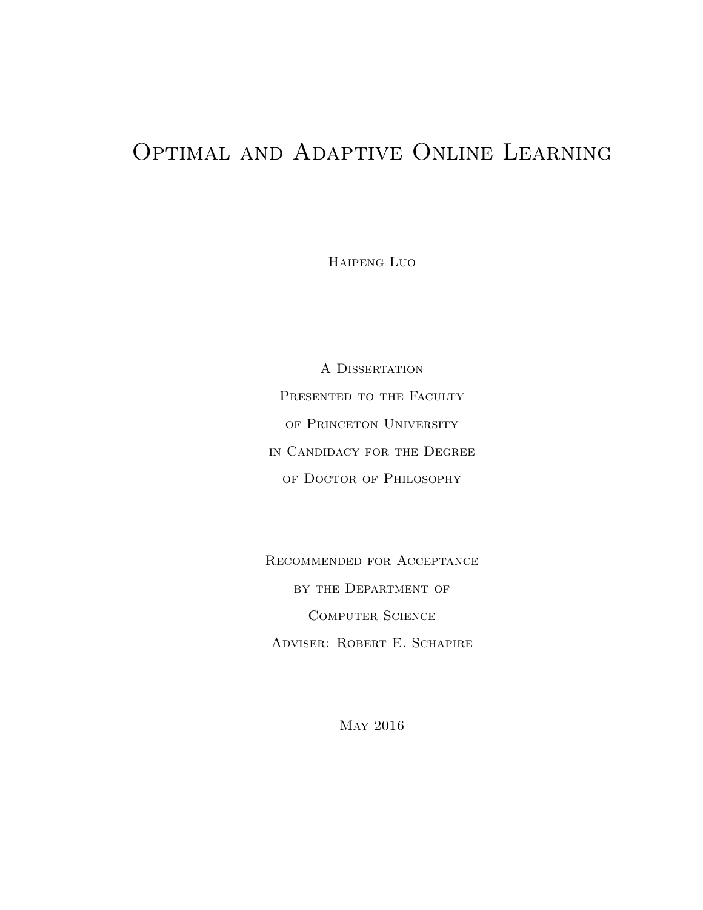# Optimal and Adaptive Online Learning

Haipeng Luo

A Dissertation
Presented to the Faculty
of Princeton University
in Candidacy for the Degree
of Doctor of Philosophy

Recommended for Acceptance
by the Department of
Computer Science
Adviser: Robert E. Schapire

May 2016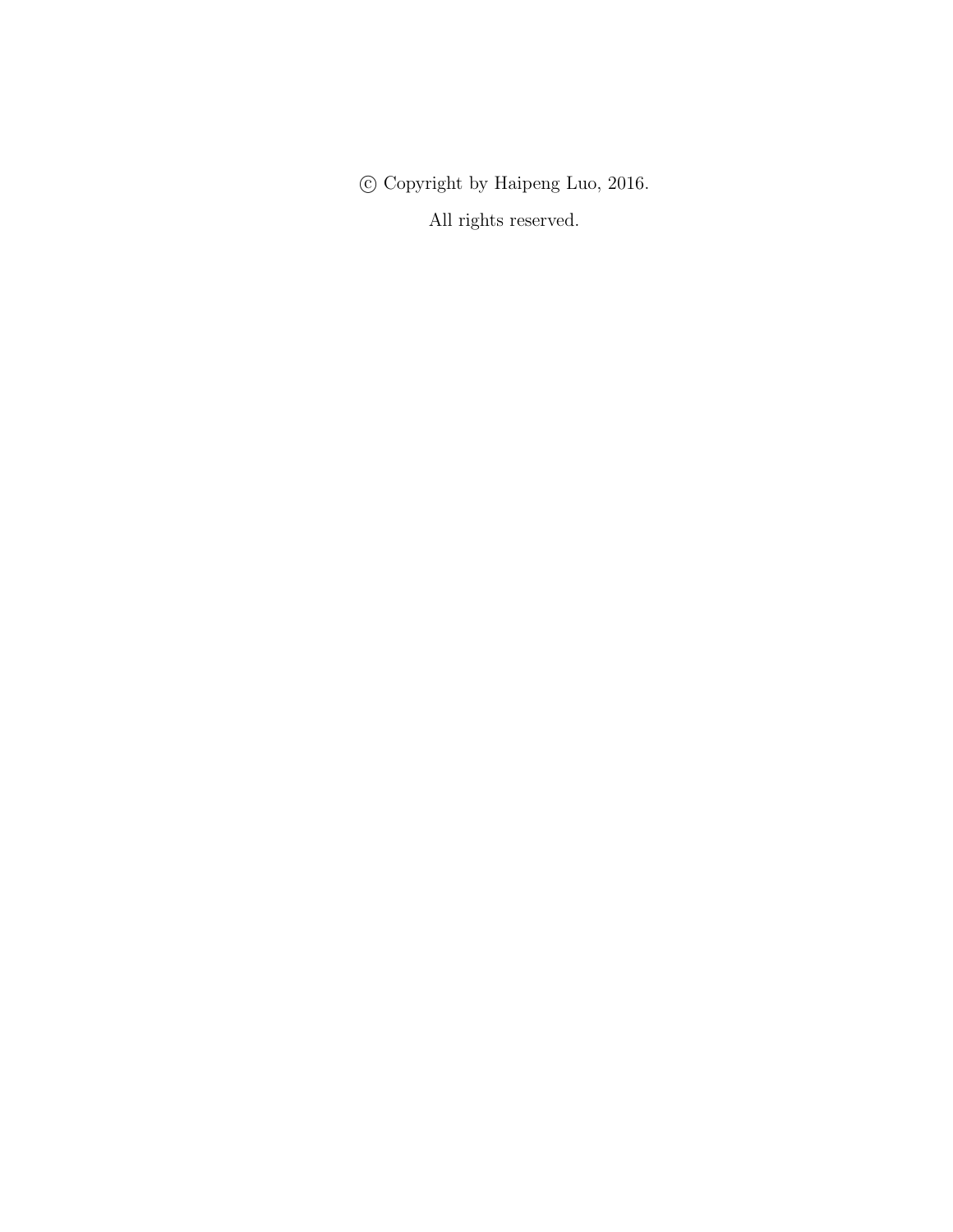© Copyright by Haipeng Luo, 2016.

All rights reserved.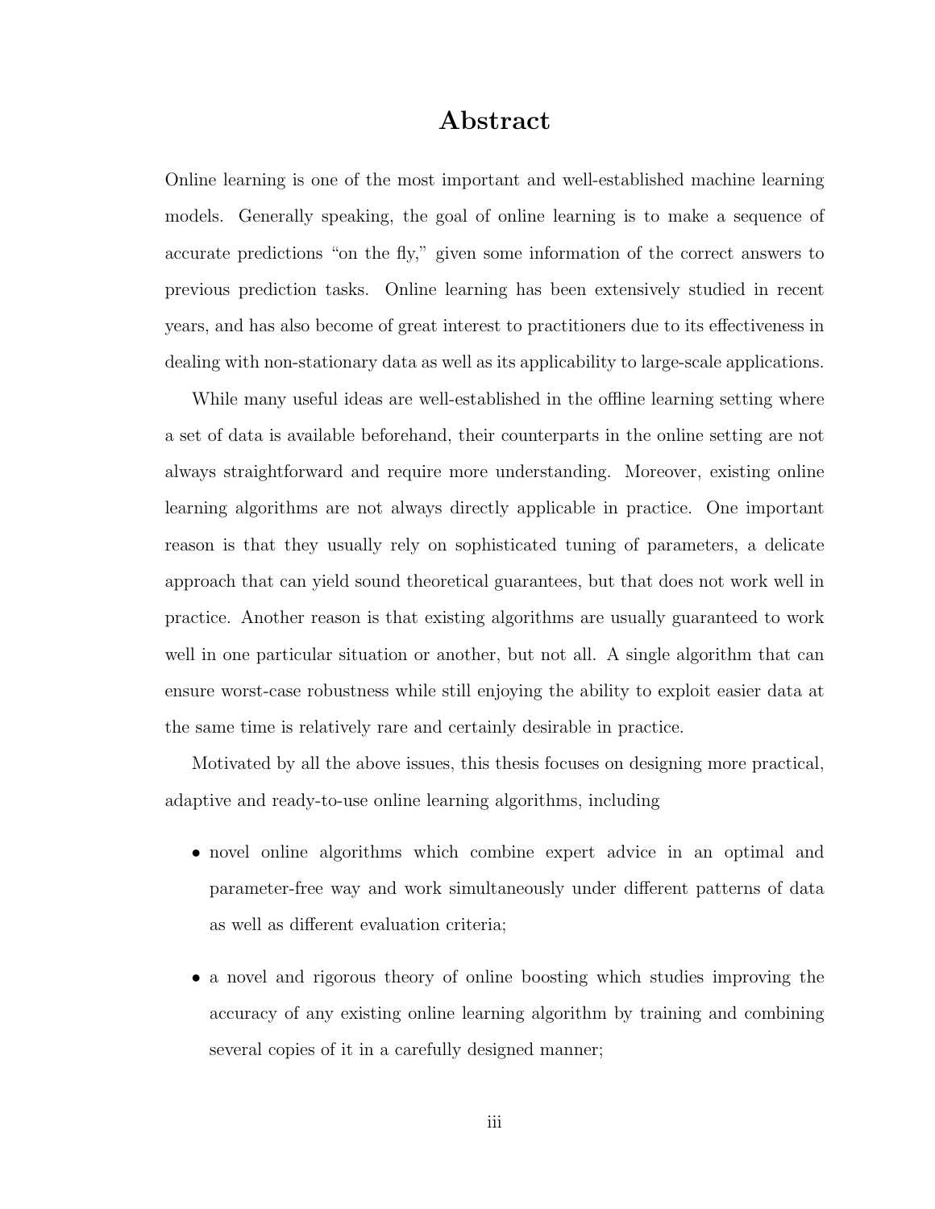# Abstract

Online learning is one of the most important and well-established machine learning models. Generally speaking, the goal of online learning is to make a sequence of accurate predictions "on the fly," given some information of the correct answers to previous prediction tasks. Online learning has been extensively studied in recent years, and has also become of great interest to practitioners due to its effectiveness in dealing with non-stationary data as well as its applicability to large-scale applications.

While many useful ideas are well-established in the offline learning setting where a set of data is available beforehand, their counterparts in the online setting are not always straightforward and require more understanding. Moreover, existing online learning algorithms are not always directly applicable in practice. One important reason is that they usually rely on sophisticated tuning of parameters, a delicate approach that can yield sound theoretical guarantees, but that does not work well in practice. Another reason is that existing algorithms are usually guaranteed to work well in one particular situation or another, but not all. A single algorithm that can ensure worst-case robustness while still enjoying the ability to exploit easier data at the same time is relatively rare and certainly desirable in practice.

Motivated by all the above issues, this thesis focuses on designing more practical, adaptive and ready-to-use online learning algorithms, including

- novel online algorithms which combine expert advice in an optimal and parameter-free way and work simultaneously under different patterns of data as well as different evaluation criteria;
- a novel and rigorous theory of online boosting which studies improving the accuracy of any existing online learning algorithm by training and combining several copies of it in a carefully designed manner;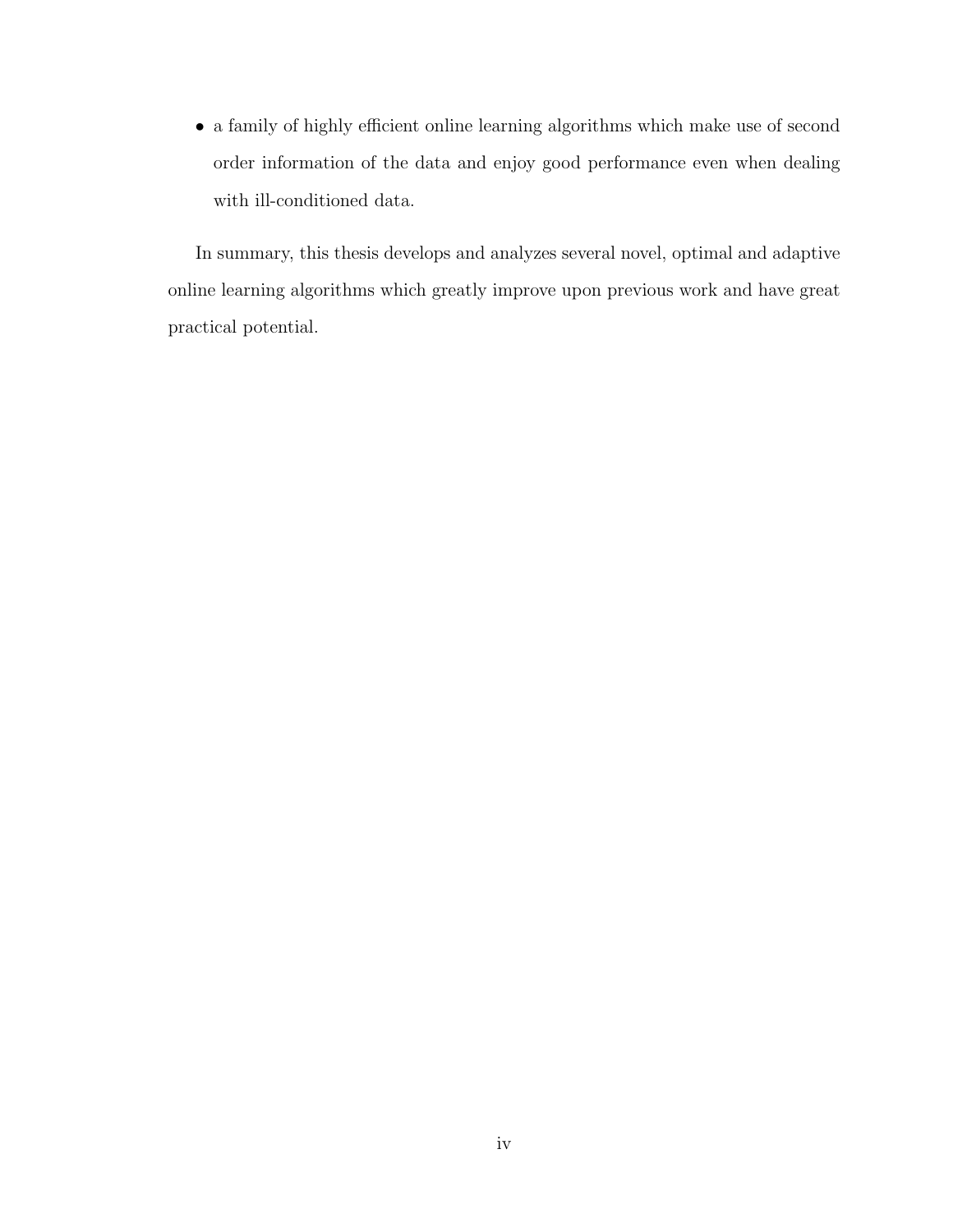- a family of highly efficient online learning algorithms which make use of second order information of the data and enjoy good performance even when dealing with ill-conditioned data.

In summary, this thesis develops and analyzes several novel, optimal and adaptive online learning algorithms which greatly improve upon previous work and have great practical potential.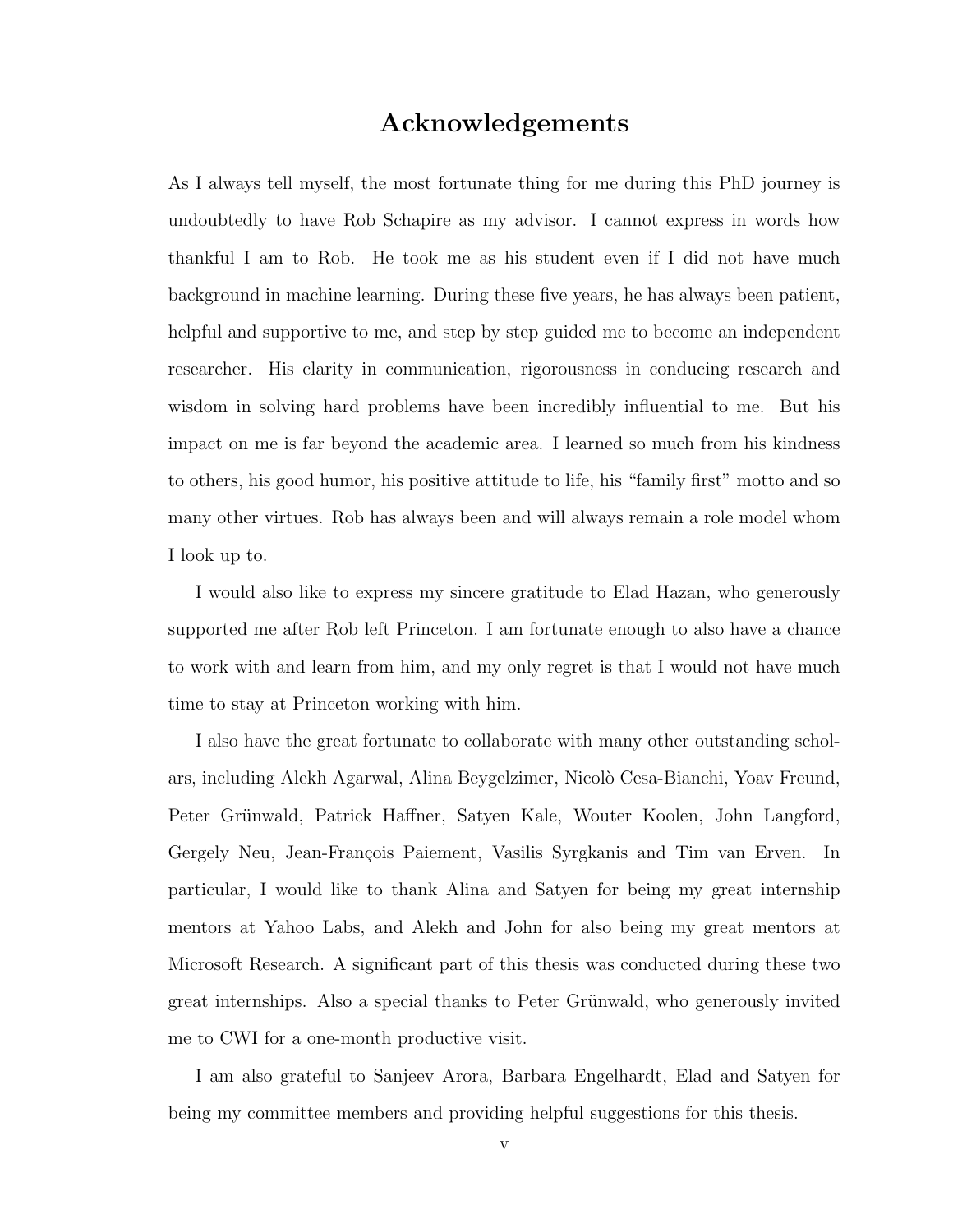# Acknowledgements

As I always tell myself, the most fortunate thing for me during this PhD journey is undoubtedly to have Rob Schapire as my advisor. I cannot express in words how thankful I am to Rob. He took me as his student even if I did not have much background in machine learning. During these five years, he has always been patient, helpful and supportive to me, and step by step guided me to become an independent researcher. His clarity in communication, rigorousness in conducing research and wisdom in solving hard problems have been incredibly influential to me. But his impact on me is far beyond the academic area. I learned so much from his kindness to others, his good humor, his positive attitude to life, his "family first" motto and so many other virtues. Rob has always been and will always remain a role model whom I look up to.

I would also like to express my sincere gratitude to Elad Hazan, who generously supported me after Rob left Princeton. I am fortunate enough to also have a chance to work with and learn from him, and my only regret is that I would not have much time to stay at Princeton working with him.

I also have the great fortunate to collaborate with many other outstanding scholars, including Alekh Agarwal, Alina Beygelzimer, Nicolò Cesa-Bianchi, Yoav Freund, Peter Grünwald, Patrick Haffner, Satyen Kale, Wouter Koolen, John Langford, Gergely Neu, Jean-François Paiement, Vasilis Syrgkanis and Tim van Erven. In particular, I would like to thank Alina and Satyen for being my great internship mentors at Yahoo Labs, and Alekh and John for also being my great mentors at Microsoft Research. A significant part of this thesis was conducted during these two great internships. Also a special thanks to Peter Grünwald, who generously invited me to CWI for a one-month productive visit.

I am also grateful to Sanjeev Arora, Barbara Engelhardt, Elad and Satyen for being my committee members and providing helpful suggestions for this thesis.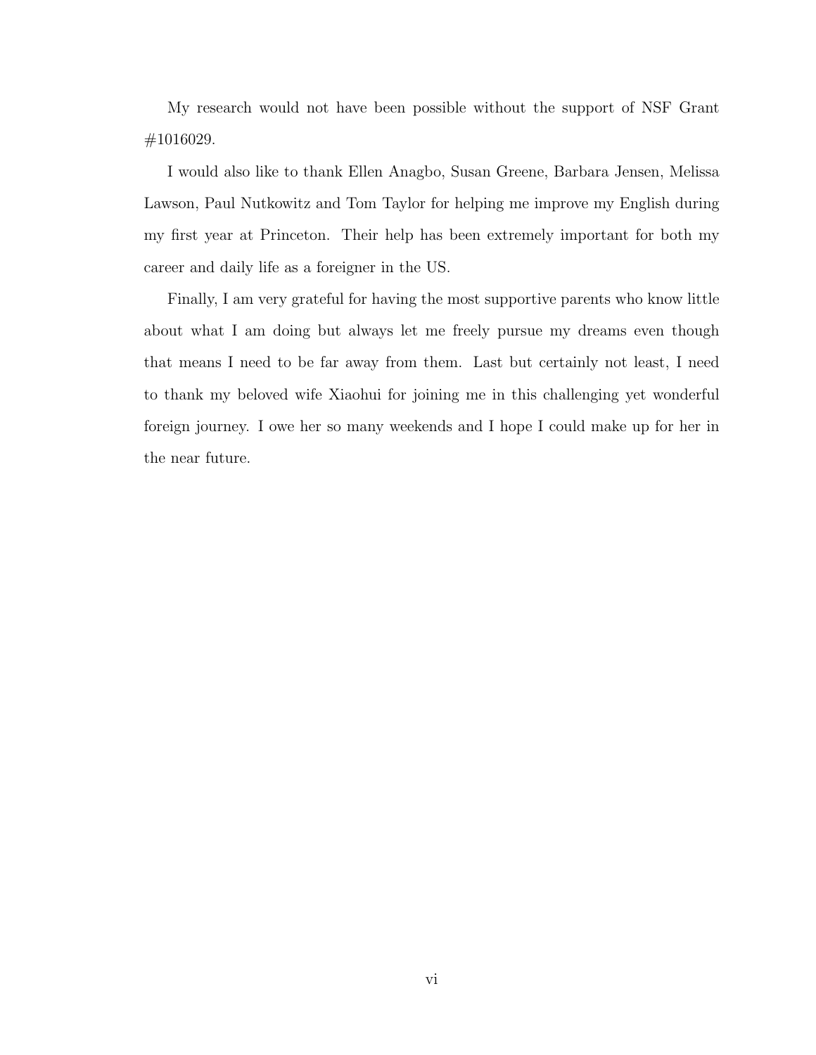My research would not have been possible without the support of NSF Grant #1016029.

I would also like to thank Ellen Anagbo, Susan Greene, Barbara Jensen, Melissa Lawson, Paul Nutkowitz and Tom Taylor for helping me improve my English during my first year at Princeton. Their help has been extremely important for both my career and daily life as a foreigner in the US.

Finally, I am very grateful for having the most supportive parents who know little about what I am doing but always let me freely pursue my dreams even though that means I need to be far away from them. Last but certainly not least, I need to thank my beloved wife Xiaohui for joining me in this challenging yet wonderful foreign journey. I owe her so many weekends and I hope I could make up for her in the near future.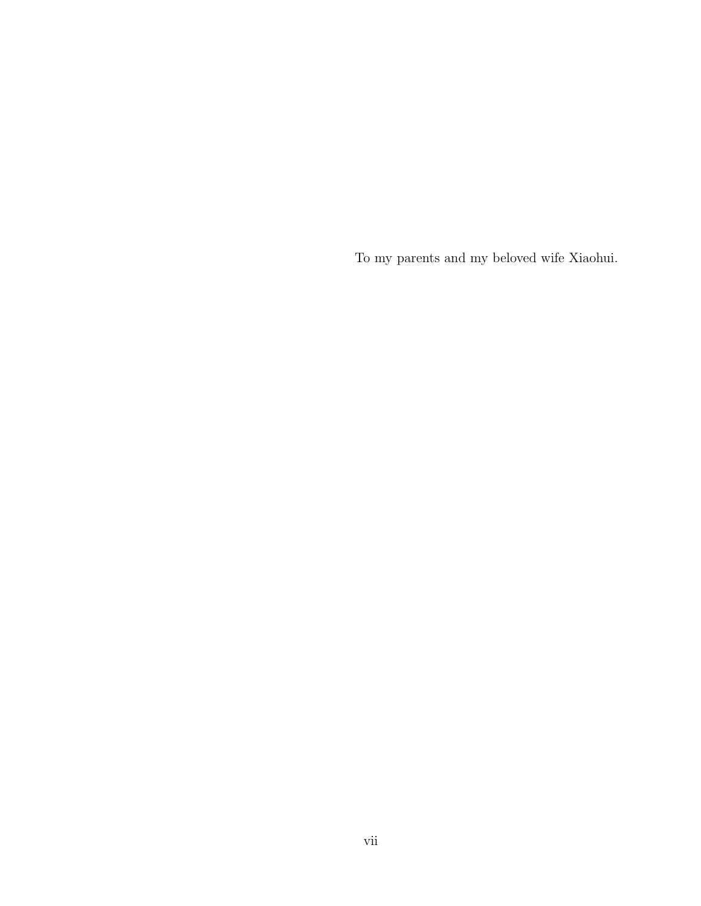To my parents and my beloved wife Xiaohui.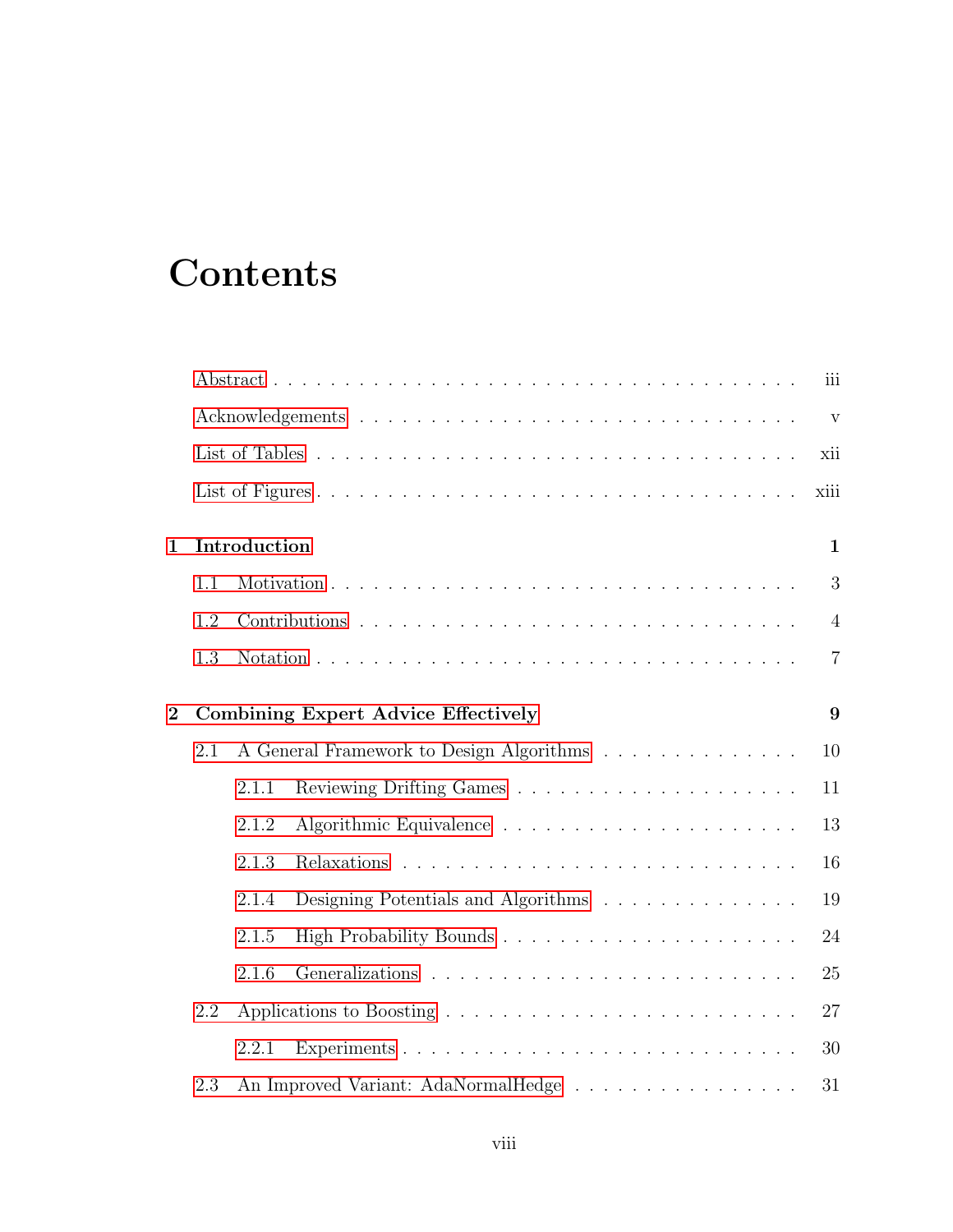# Contents

- Abstract . . . iii
- Acknowledgements . . . v
- List of Tables . . . xii
- List of Figures . . . xiii

**1 Introduction** **1**

- 1.1 Motivation . . . 3
- 1.2 Contributions . . . 4
- 1.3 Notation . . . 7

**2 Combining Expert Advice Effectively** **9**

- 2.1 A General Framework to Design Algorithms . . . 10
  - 2.1.1 Reviewing Drifting Games . . . 11
  - 2.1.2 Algorithmic Equivalence . . . 13
  - 2.1.3 Relaxations . . . 16
  - 2.1.4 Designing Potentials and Algorithms . . . 19
  - 2.1.5 High Probability Bounds . . . 24
  - 2.1.6 Generalizations . . . 25
- 2.2 Applications to Boosting . . . 27
  - 2.2.1 Experiments . . . 30
- 2.3 An Improved Variant: AdaNormalHedge . . . 31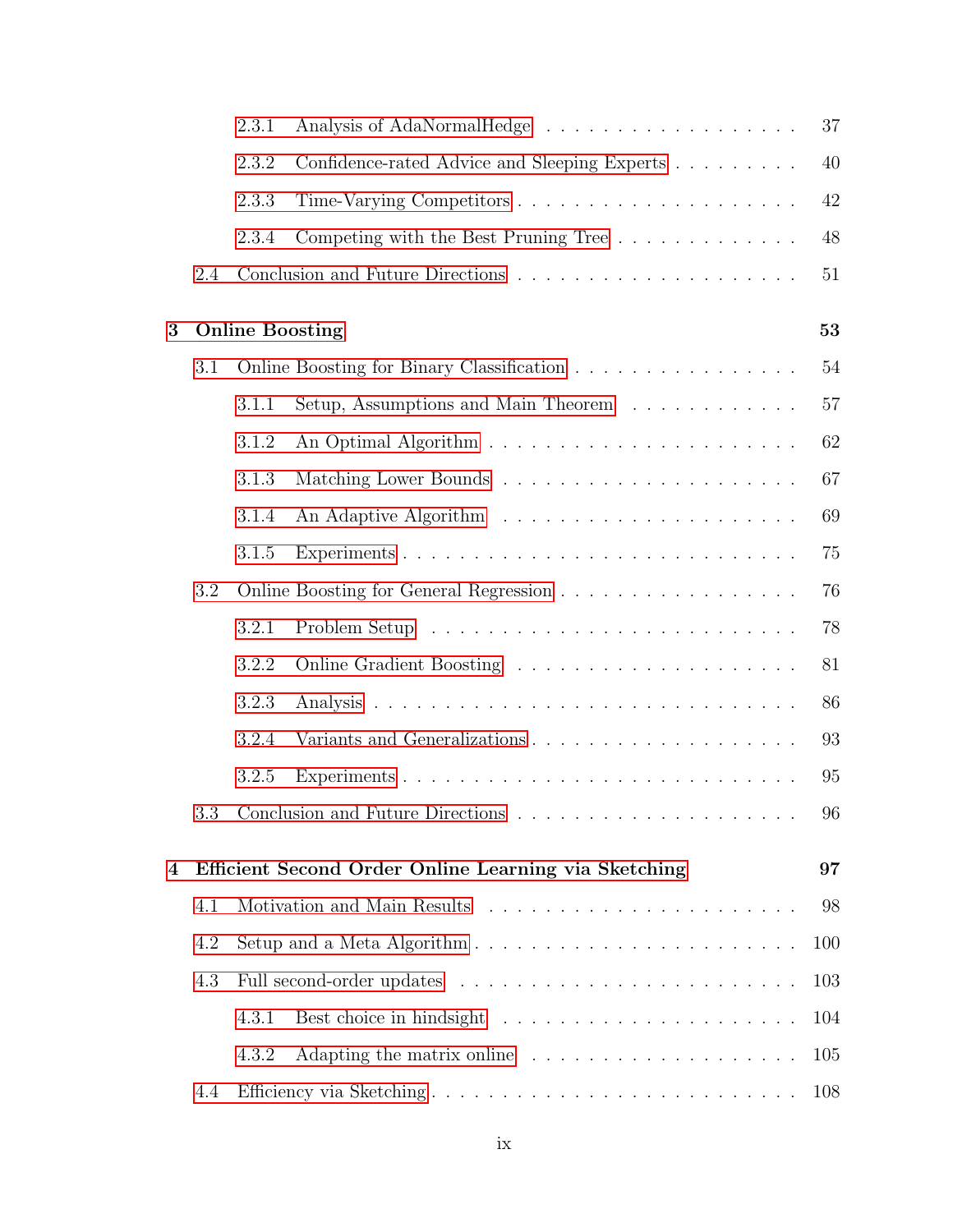- 2.3.1 Analysis of AdaNormalHedge . . . . . . . . . . . . . . . . . . 37
- 2.3.2 Confidence-rated Advice and Sleeping Experts . . . . . . . . . 40
- 2.3.3 Time-Varying Competitors . . . . . . . . . . . . . . . . . . . . 42
- 2.3.4 Competing with the Best Pruning Tree . . . . . . . . . . . . . 48
- 2.4 Conclusion and Future Directions . . . . . . . . . . . . . . . . . . . 51

**3 Online Boosting** **53**

- 3.1 Online Boosting for Binary Classification . . . . . . . . . . . . . . . 54
  - 3.1.1 Setup, Assumptions and Main Theorem . . . . . . . . . . . . 57
  - 3.1.2 An Optimal Algorithm . . . . . . . . . . . . . . . . . . . . . . 62
  - 3.1.3 Matching Lower Bounds . . . . . . . . . . . . . . . . . . . . . 67
  - 3.1.4 An Adaptive Algorithm . . . . . . . . . . . . . . . . . . . . . 69
  - 3.1.5 Experiments . . . . . . . . . . . . . . . . . . . . . . . . . . . . 75
- 3.2 Online Boosting for General Regression . . . . . . . . . . . . . . . . 76
  - 3.2.1 Problem Setup . . . . . . . . . . . . . . . . . . . . . . . . . . 78
  - 3.2.2 Online Gradient Boosting . . . . . . . . . . . . . . . . . . . . 81
  - 3.2.3 Analysis . . . . . . . . . . . . . . . . . . . . . . . . . . . . . . 86
  - 3.2.4 Variants and Generalizations . . . . . . . . . . . . . . . . . . . 93
  - 3.2.5 Experiments . . . . . . . . . . . . . . . . . . . . . . . . . . . . 95
- 3.3 Conclusion and Future Directions . . . . . . . . . . . . . . . . . . . 96

**4 Efficient Second Order Online Learning via Sketching** **97**

- 4.1 Motivation and Main Results . . . . . . . . . . . . . . . . . . . . . . 98
- 4.2 Setup and a Meta Algorithm . . . . . . . . . . . . . . . . . . . . . . 100
- 4.3 Full second-order updates . . . . . . . . . . . . . . . . . . . . . . . 103
  - 4.3.1 Best choice in hindsight . . . . . . . . . . . . . . . . . . . . . 104
  - 4.3.2 Adapting the matrix online . . . . . . . . . . . . . . . . . . . 105
- 4.4 Efficiency via Sketching . . . . . . . . . . . . . . . . . . . . . . . . . 108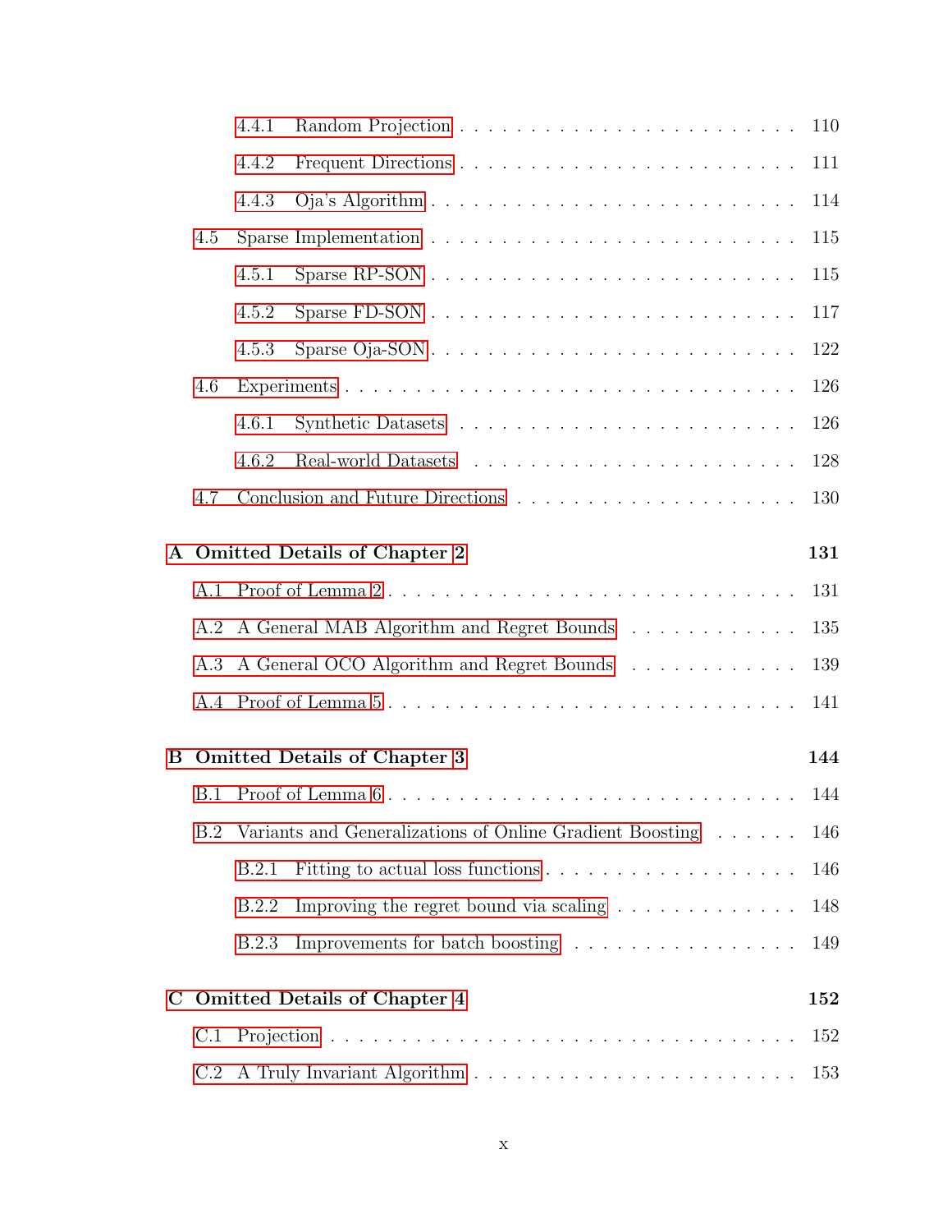4.4.1 Random Projection . . . . . . . . . . . . . . . . . . . . . . . . . 110

4.4.2 Frequent Directions . . . . . . . . . . . . . . . . . . . . . . . . . 111

4.4.3 Oja's Algorithm . . . . . . . . . . . . . . . . . . . . . . . . . 114

4.5 Sparse Implementation . . . . . . . . . . . . . . . . . . . . . . . . . 115

4.5.1 Sparse RP-SON . . . . . . . . . . . . . . . . . . . . . . . . . 115

4.5.2 Sparse FD-SON . . . . . . . . . . . . . . . . . . . . . . . . . 117

4.5.3 Sparse Oja-SON . . . . . . . . . . . . . . . . . . . . . . . . . 122

4.6 Experiments . . . . . . . . . . . . . . . . . . . . . . . . . . . . . 126

4.6.1 Synthetic Datasets . . . . . . . . . . . . . . . . . . . . . . . . 126

4.6.2 Real-world Datasets . . . . . . . . . . . . . . . . . . . . . . . 128

4.7 Conclusion and Future Directions . . . . . . . . . . . . . . . . . . . 130

**A Omitted Details of Chapter 2** **131**

A.1 Proof of Lemma 2 . . . . . . . . . . . . . . . . . . . . . . . . . . . 131

A.2 A General MAB Algorithm and Regret Bounds . . . . . . . . . . . . 135

A.3 A General OCO Algorithm and Regret Bounds . . . . . . . . . . . . 139

A.4 Proof of Lemma 5 . . . . . . . . . . . . . . . . . . . . . . . . . . . 141

**B Omitted Details of Chapter 3** **144**

B.1 Proof of Lemma 6 . . . . . . . . . . . . . . . . . . . . . . . . . . . 144

B.2 Variants and Generalizations of Online Gradient Boosting . . . . . . 146

B.2.1 Fitting to actual loss functions . . . . . . . . . . . . . . . . . . 146

B.2.2 Improving the regret bound via scaling . . . . . . . . . . . . . 148

B.2.3 Improvements for batch boosting . . . . . . . . . . . . . . . . 149

**C Omitted Details of Chapter 4** **152**

C.1 Projection . . . . . . . . . . . . . . . . . . . . . . . . . . . . . . . 152

C.2 A Truly Invariant Algorithm . . . . . . . . . . . . . . . . . . . . . 153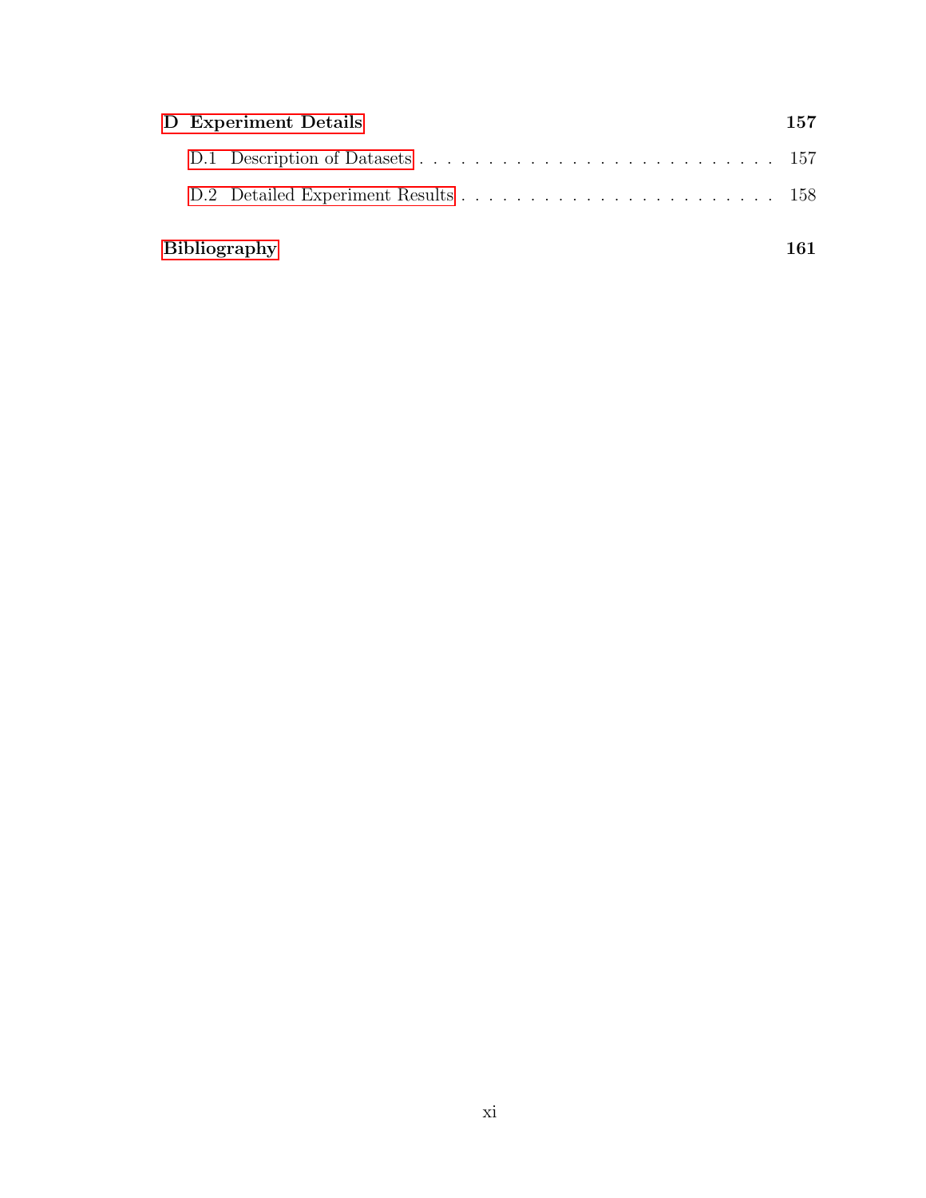**D Experiment Details** **157**

D.1 Description of Datasets . . . . . . . . . . . . . . . . . . . . . . . . . . 157

D.2 Detailed Experiment Results . . . . . . . . . . . . . . . . . . . . . . . . 158

**Bibliography** **161**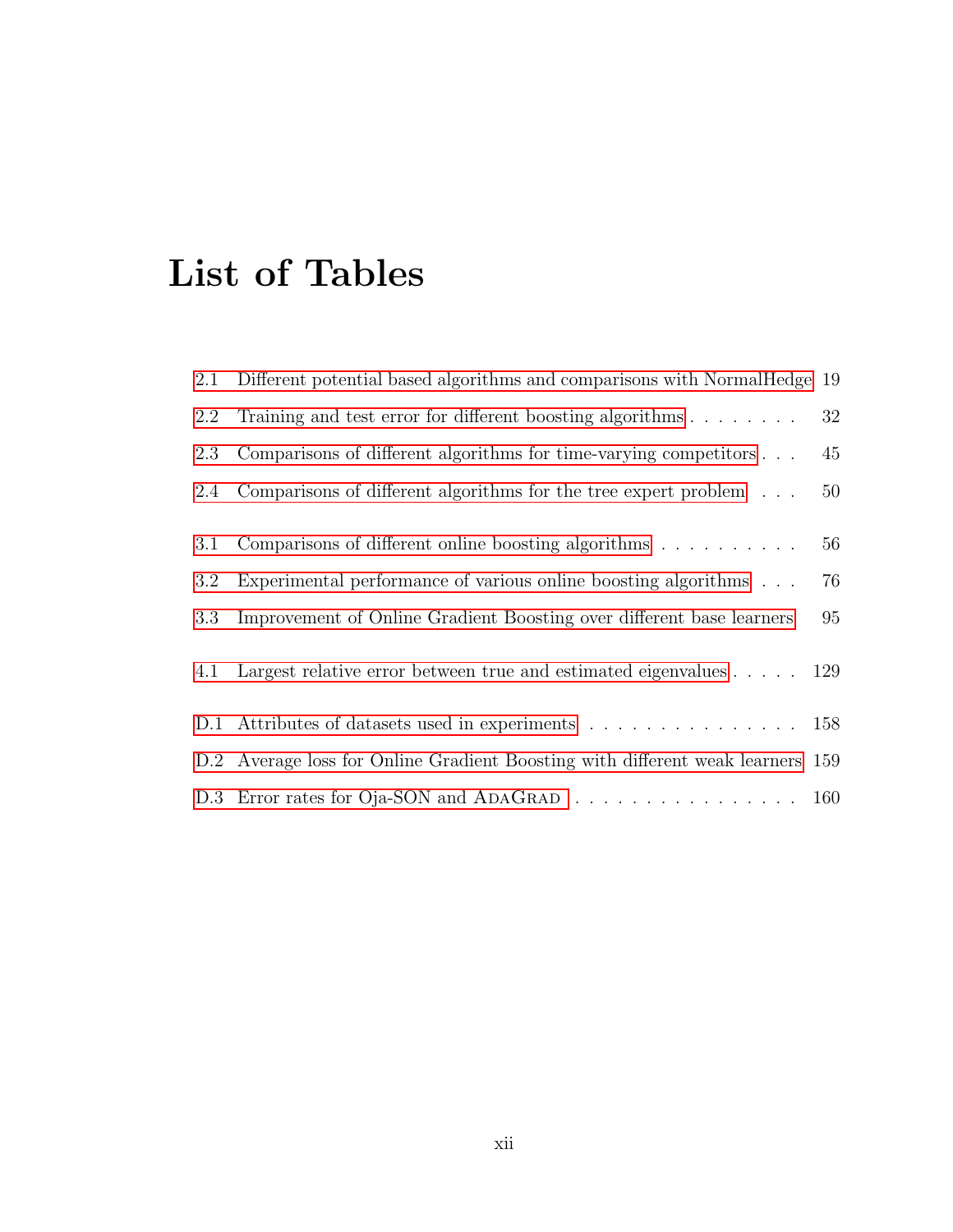# List of Tables

2.1 Different potential based algorithms and comparisons with NormalHedge 19

2.2 Training and test error for different boosting algorithms . . . . . . . . 32

2.3 Comparisons of different algorithms for time-varying competitors . . . 45

2.4 Comparisons of different algorithms for the tree expert problem . . . 50

3.1 Comparisons of different online boosting algorithms . . . . . . . . . . 56

3.2 Experimental performance of various online boosting algorithms . . . 76

3.3 Improvement of Online Gradient Boosting over different base learners 95

4.1 Largest relative error between true and estimated eigenvalues . . . . . 129

D.1 Attributes of datasets used in experiments . . . . . . . . . . . . . . . . 158

D.2 Average loss for Online Gradient Boosting with different weak learners 159

D.3 Error rates for Oja-SON and AdaGrad . . . . . . . . . . . . . . . . . 160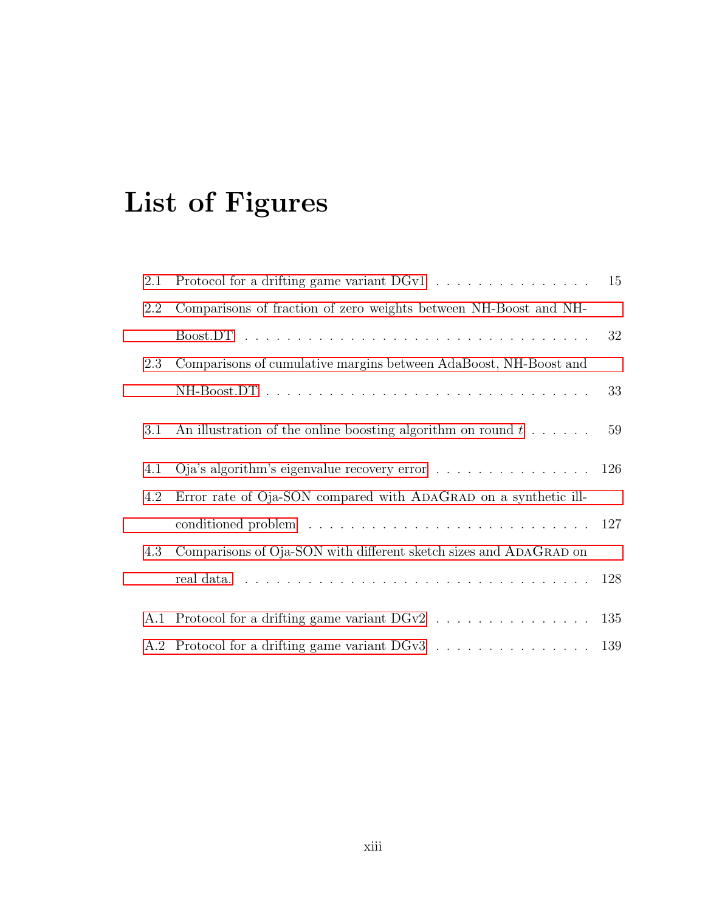# List of Figures

2.1 Protocol for a drifting game variant DGv1 . . . . . . . . . . . . . . . . 15

2.2 Comparisons of fraction of zero weights between NH-Boost and NH-Boost.DT . . . . . . . . . . . . . . . . . . . . . . . . . . . . . . . . . 32

2.3 Comparisons of cumulative margins between AdaBoost, NH-Boost and NH-Boost.DT . . . . . . . . . . . . . . . . . . . . . . . . . . . . . . . 33

3.1 An illustration of the online boosting algorithm on round $t$ . . . . . . 59

4.1 Oja's algorithm's eigenvalue recovery error . . . . . . . . . . . . . . . . 126

4.2 Error rate of Oja-SON compared with AdaGrad on a synthetic ill-conditioned problem . . . . . . . . . . . . . . . . . . . . . . . . . . . 127

4.3 Comparisons of Oja-SON with different sketch sizes and AdaGrad on real data. . . . . . . . . . . . . . . . . . . . . . . . . . . . . . . . . . 128

A.1 Protocol for a drifting game variant DGv2 . . . . . . . . . . . . . . . . 135

A.2 Protocol for a drifting game variant DGv3 . . . . . . . . . . . . . . . . 139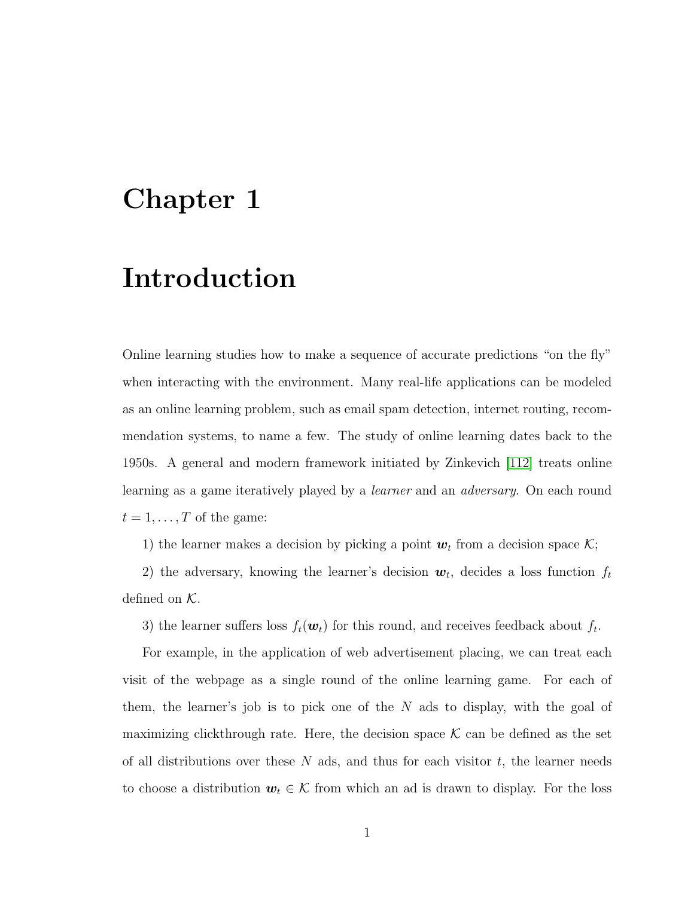# Chapter 1

# Introduction

Online learning studies how to make a sequence of accurate predictions "on the fly" when interacting with the environment. Many real-life applications can be modeled as an online learning problem, such as email spam detection, internet routing, recommendation systems, to name a few. The study of online learning dates back to the 1950s. A general and modern framework initiated by Zinkevich [112] treats online learning as a game iteratively played by a *learner* and an *adversary*. On each round $t = 1, \ldots, T$ of the game:

1) the learner makes a decision by picking a point $\boldsymbol{w}_t$ from a decision space $\mathcal{K}$;

2) the adversary, knowing the learner's decision $\boldsymbol{w}_t$, decides a loss function $f_t$ defined on $\mathcal{K}$.

3) the learner suffers loss $f_t(\boldsymbol{w}_t)$ for this round, and receives feedback about $f_t$.

For example, in the application of web advertisement placing, we can treat each visit of the webpage as a single round of the online learning game. For each of them, the learner's job is to pick one of the $N$ ads to display, with the goal of maximizing clickthrough rate. Here, the decision space $\mathcal{K}$ can be defined as the set of all distributions over these $N$ ads, and thus for each visitor $t$, the learner needs to choose a distribution $\boldsymbol{w}_t \in \mathcal{K}$ from which an ad is drawn to display. For the loss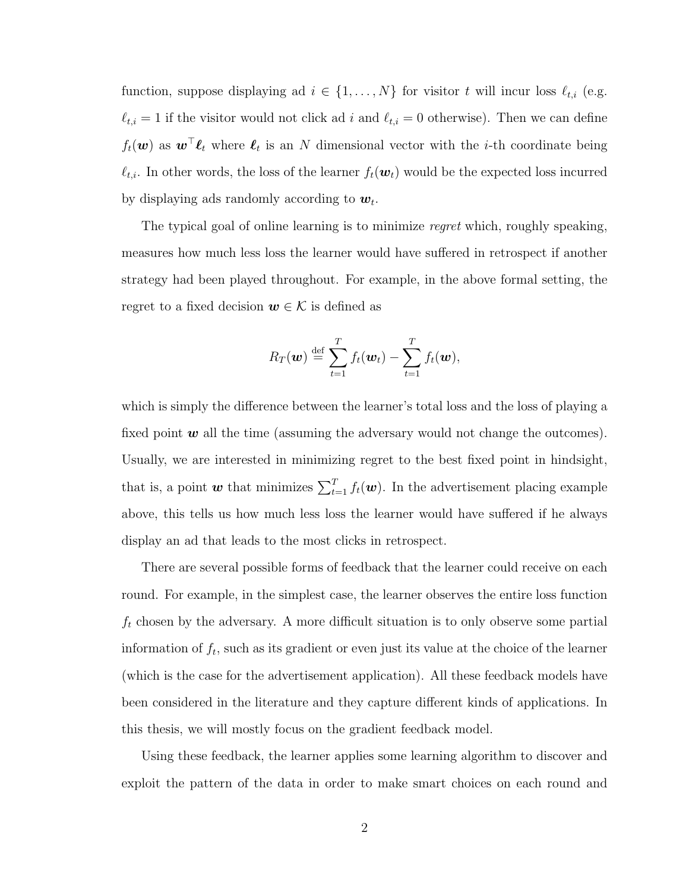function, suppose displaying ad $i \in \{1, \ldots, N\}$ for visitor $t$ will incur loss $\ell_{t,i}$ (e.g. $\ell_{t,i} = 1$ if the visitor would not click ad $i$ and $\ell_{t,i} = 0$ otherwise). Then we can define $f_t(\boldsymbol{w})$ as $\boldsymbol{w}^\top \boldsymbol{\ell}_t$ where $\boldsymbol{\ell}_t$ is an $N$ dimensional vector with the $i$-th coordinate being $\ell_{t,i}$. In other words, the loss of the learner $f_t(\boldsymbol{w}_t)$ would be the expected loss incurred by displaying ads randomly according to $\boldsymbol{w}_t$.

The typical goal of online learning is to minimize *regret* which, roughly speaking, measures how much less loss the learner would have suffered in retrospect if another strategy had been played throughout. For example, in the above formal setting, the regret to a fixed decision $\boldsymbol{w} \in \mathcal{K}$ is defined as

$$R_T(\boldsymbol{w}) \stackrel{\text{def}}{=} \sum_{t=1}^{T} f_t(\boldsymbol{w}_t) - \sum_{t=1}^{T} f_t(\boldsymbol{w}),$$

which is simply the difference between the learner's total loss and the loss of playing a fixed point $\boldsymbol{w}$ all the time (assuming the adversary would not change the outcomes). Usually, we are interested in minimizing regret to the best fixed point in hindsight, that is, a point $\boldsymbol{w}$ that minimizes $\sum_{t=1}^{T} f_t(\boldsymbol{w})$. In the advertisement placing example above, this tells us how much less loss the learner would have suffered if he always display an ad that leads to the most clicks in retrospect.

There are several possible forms of feedback that the learner could receive on each round. For example, in the simplest case, the learner observes the entire loss function $f_t$ chosen by the adversary. A more difficult situation is to only observe some partial information of $f_t$, such as its gradient or even just its value at the choice of the learner (which is the case for the advertisement application). All these feedback models have been considered in the literature and they capture different kinds of applications. In this thesis, we will mostly focus on the gradient feedback model.

Using these feedback, the learner applies some learning algorithm to discover and exploit the pattern of the data in order to make smart choices on each round and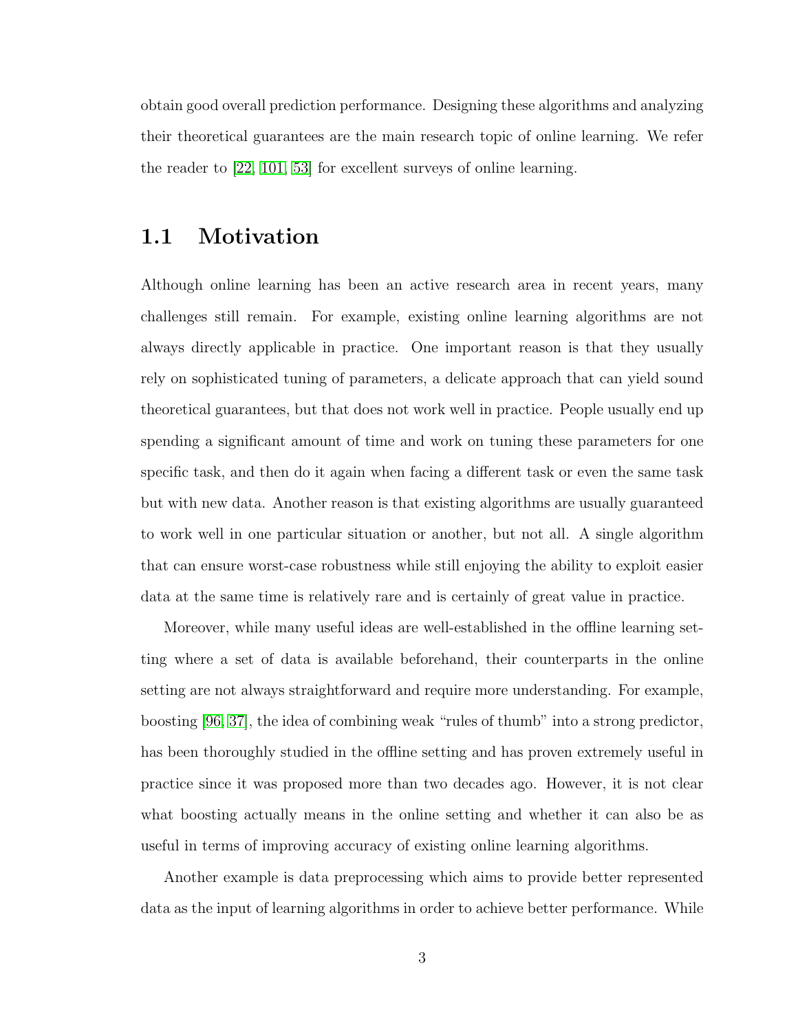obtain good overall prediction performance. Designing these algorithms and analyzing their theoretical guarantees are the main research topic of online learning. We refer the reader to [22, 101, 53] for excellent surveys of online learning.

## 1.1 Motivation

Although online learning has been an active research area in recent years, many challenges still remain. For example, existing online learning algorithms are not always directly applicable in practice. One important reason is that they usually rely on sophisticated tuning of parameters, a delicate approach that can yield sound theoretical guarantees, but that does not work well in practice. People usually end up spending a significant amount of time and work on tuning these parameters for one specific task, and then do it again when facing a different task or even the same task but with new data. Another reason is that existing algorithms are usually guaranteed to work well in one particular situation or another, but not all. A single algorithm that can ensure worst-case robustness while still enjoying the ability to exploit easier data at the same time is relatively rare and is certainly of great value in practice.

Moreover, while many useful ideas are well-established in the offline learning setting where a set of data is available beforehand, their counterparts in the online setting are not always straightforward and require more understanding. For example, boosting [96, 37], the idea of combining weak "rules of thumb" into a strong predictor, has been thoroughly studied in the offline setting and has proven extremely useful in practice since it was proposed more than two decades ago. However, it is not clear what boosting actually means in the online setting and whether it can also be as useful in terms of improving accuracy of existing online learning algorithms.

Another example is data preprocessing which aims to provide better represented data as the input of learning algorithms in order to achieve better performance. While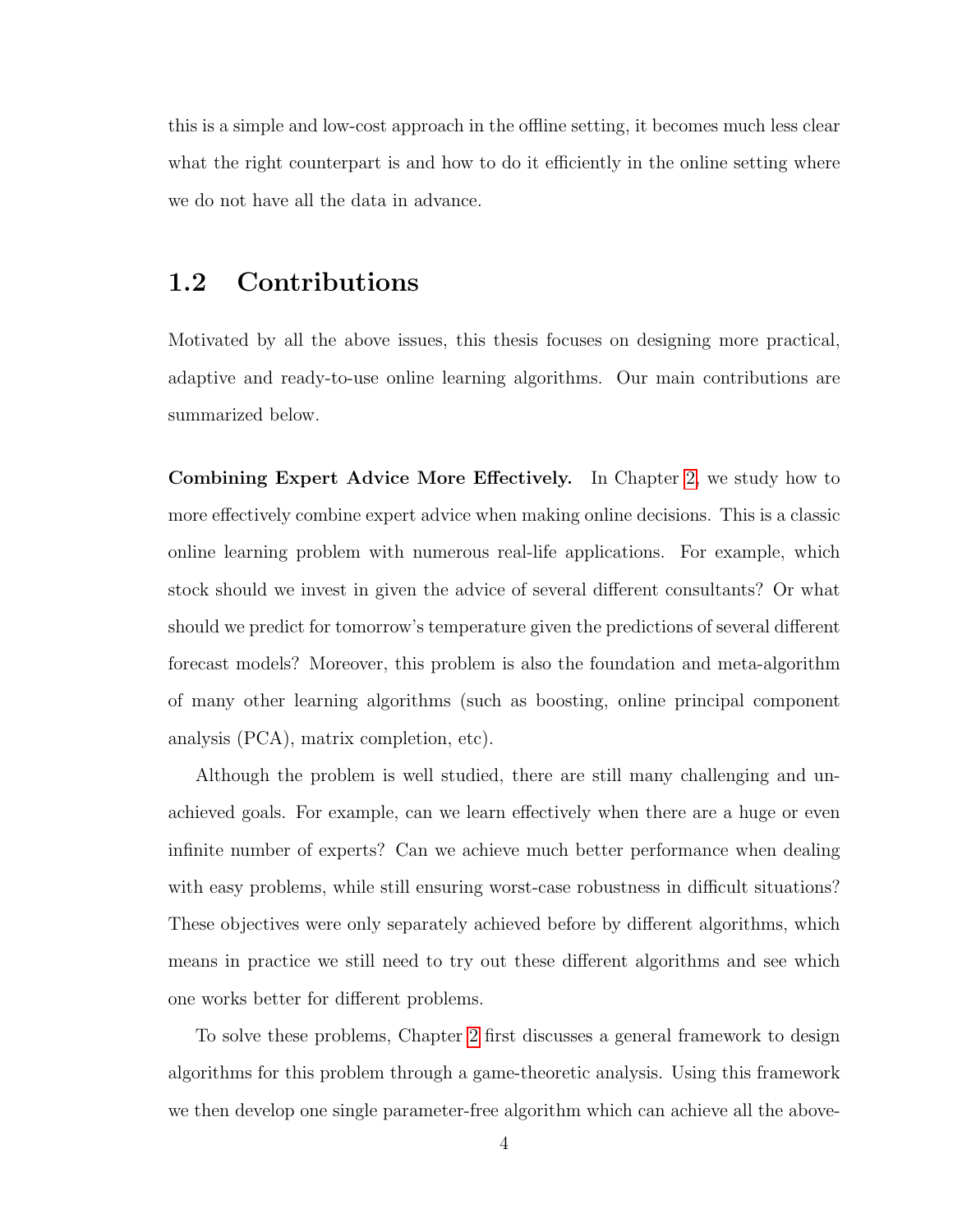this is a simple and low-cost approach in the offline setting, it becomes much less clear what the right counterpart is and how to do it efficiently in the online setting where we do not have all the data in advance.

## 1.2 Contributions

Motivated by all the above issues, this thesis focuses on designing more practical, adaptive and ready-to-use online learning algorithms. Our main contributions are summarized below.

**Combining Expert Advice More Effectively.** In Chapter 2, we study how to more effectively combine expert advice when making online decisions. This is a classic online learning problem with numerous real-life applications. For example, which stock should we invest in given the advice of several different consultants? Or what should we predict for tomorrow's temperature given the predictions of several different forecast models? Moreover, this problem is also the foundation and meta-algorithm of many other learning algorithms (such as boosting, online principal component analysis (PCA), matrix completion, etc).

Although the problem is well studied, there are still many challenging and unachieved goals. For example, can we learn effectively when there are a huge or even infinite number of experts? Can we achieve much better performance when dealing with easy problems, while still ensuring worst-case robustness in difficult situations? These objectives were only separately achieved before by different algorithms, which means in practice we still need to try out these different algorithms and see which one works better for different problems.

To solve these problems, Chapter 2 first discusses a general framework to design algorithms for this problem through a game-theoretic analysis. Using this framework we then develop one single parameter-free algorithm which can achieve all the above-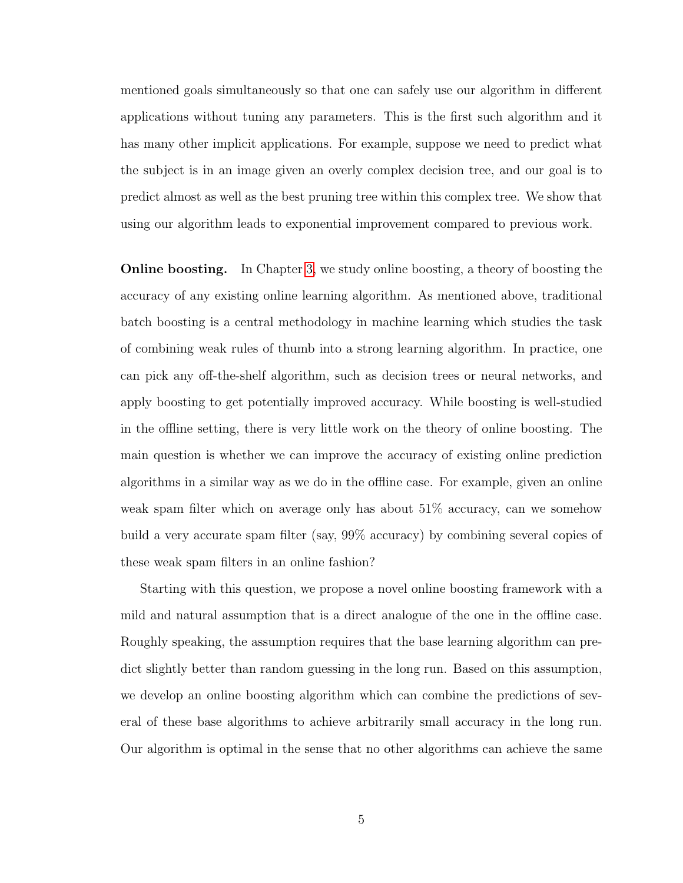mentioned goals simultaneously so that one can safely use our algorithm in different applications without tuning any parameters. This is the first such algorithm and it has many other implicit applications. For example, suppose we need to predict what the subject is in an image given an overly complex decision tree, and our goal is to predict almost as well as the best pruning tree within this complex tree. We show that using our algorithm leads to exponential improvement compared to previous work.

**Online boosting.** In Chapter 3, we study online boosting, a theory of boosting the accuracy of any existing online learning algorithm. As mentioned above, traditional batch boosting is a central methodology in machine learning which studies the task of combining weak rules of thumb into a strong learning algorithm. In practice, one can pick any off-the-shelf algorithm, such as decision trees or neural networks, and apply boosting to get potentially improved accuracy. While boosting is well-studied in the offline setting, there is very little work on the theory of online boosting. The main question is whether we can improve the accuracy of existing online prediction algorithms in a similar way as we do in the offline case. For example, given an online weak spam filter which on average only has about 51% accuracy, can we somehow build a very accurate spam filter (say, 99% accuracy) by combining several copies of these weak spam filters in an online fashion?

Starting with this question, we propose a novel online boosting framework with a mild and natural assumption that is a direct analogue of the one in the offline case. Roughly speaking, the assumption requires that the base learning algorithm can predict slightly better than random guessing in the long run. Based on this assumption, we develop an online boosting algorithm which can combine the predictions of several of these base algorithms to achieve arbitrarily small accuracy in the long run. Our algorithm is optimal in the sense that no other algorithms can achieve the same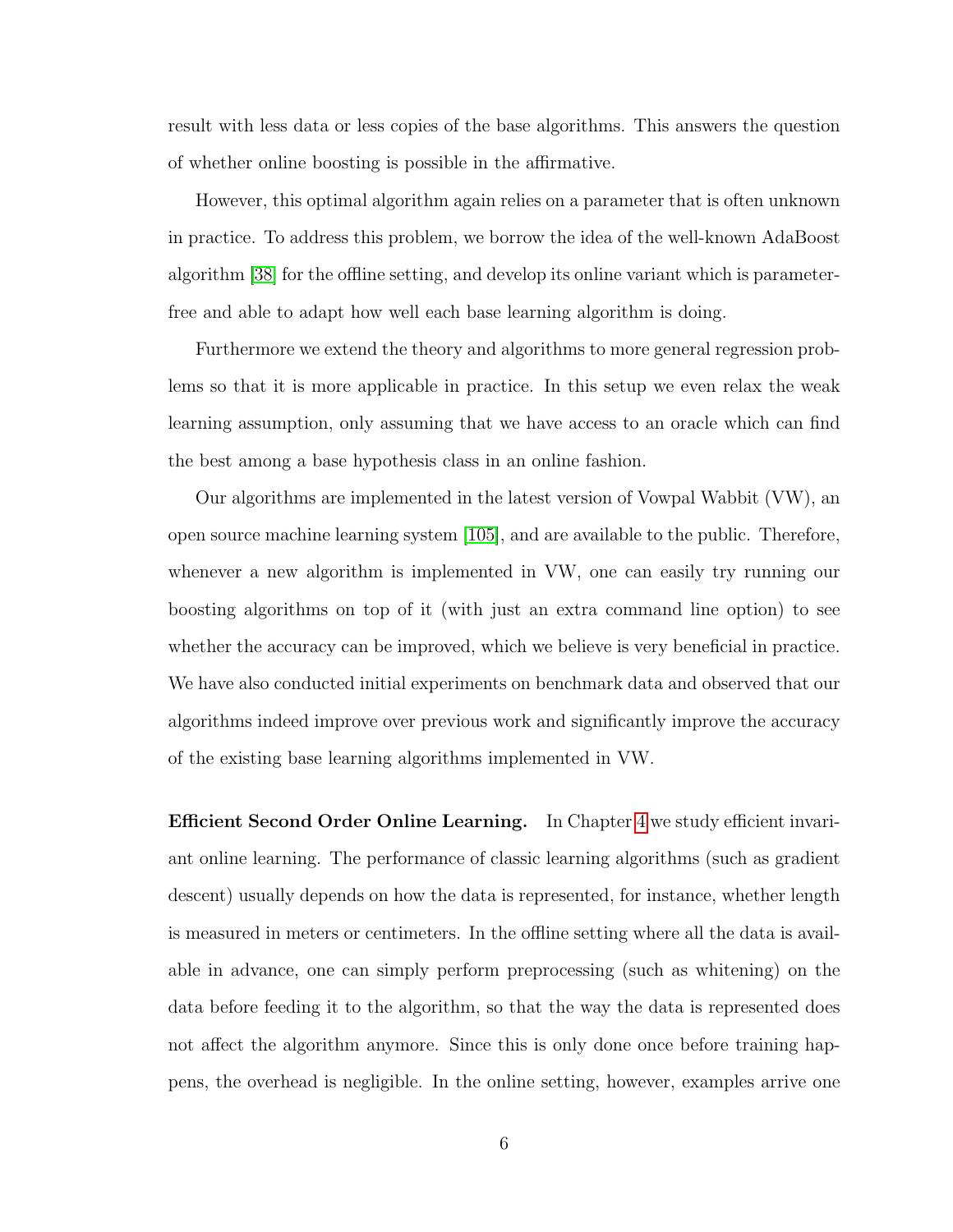result with less data or less copies of the base algorithms. This answers the question of whether online boosting is possible in the affirmative.

However, this optimal algorithm again relies on a parameter that is often unknown in practice. To address this problem, we borrow the idea of the well-known AdaBoost algorithm [38] for the offline setting, and develop its online variant which is parameter-free and able to adapt how well each base learning algorithm is doing.

Furthermore we extend the theory and algorithms to more general regression problems so that it is more applicable in practice. In this setup we even relax the weak learning assumption, only assuming that we have access to an oracle which can find the best among a base hypothesis class in an online fashion.

Our algorithms are implemented in the latest version of Vowpal Wabbit (VW), an open source machine learning system [105], and are available to the public. Therefore, whenever a new algorithm is implemented in VW, one can easily try running our boosting algorithms on top of it (with just an extra command line option) to see whether the accuracy can be improved, which we believe is very beneficial in practice. We have also conducted initial experiments on benchmark data and observed that our algorithms indeed improve over previous work and significantly improve the accuracy of the existing base learning algorithms implemented in VW.

**Efficient Second Order Online Learning.** In Chapter 4 we study efficient invariant online learning. The performance of classic learning algorithms (such as gradient descent) usually depends on how the data is represented, for instance, whether length is measured in meters or centimeters. In the offline setting where all the data is available in advance, one can simply perform preprocessing (such as whitening) on the data before feeding it to the algorithm, so that the way the data is represented does not affect the algorithm anymore. Since this is only done once before training happens, the overhead is negligible. In the online setting, however, examples arrive one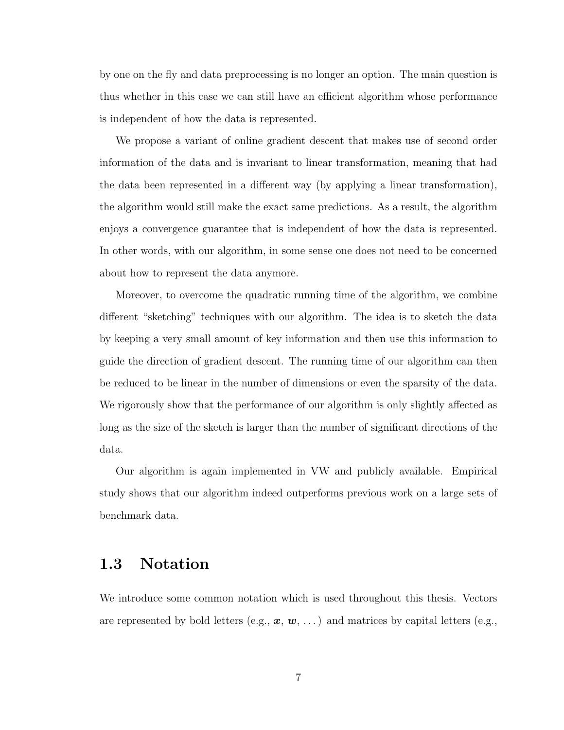by one on the fly and data preprocessing is no longer an option. The main question is thus whether in this case we can still have an efficient algorithm whose performance is independent of how the data is represented.

We propose a variant of online gradient descent that makes use of second order information of the data and is invariant to linear transformation, meaning that had the data been represented in a different way (by applying a linear transformation), the algorithm would still make the exact same predictions. As a result, the algorithm enjoys a convergence guarantee that is independent of how the data is represented. In other words, with our algorithm, in some sense one does not need to be concerned about how to represent the data anymore.

Moreover, to overcome the quadratic running time of the algorithm, we combine different "sketching" techniques with our algorithm. The idea is to sketch the data by keeping a very small amount of key information and then use this information to guide the direction of gradient descent. The running time of our algorithm can then be reduced to be linear in the number of dimensions or even the sparsity of the data. We rigorously show that the performance of our algorithm is only slightly affected as long as the size of the sketch is larger than the number of significant directions of the data.

Our algorithm is again implemented in VW and publicly available. Empirical study shows that our algorithm indeed outperforms previous work on a large sets of benchmark data.

## 1.3 Notation

We introduce some common notation which is used throughout this thesis. Vectors are represented by bold letters (e.g., $\boldsymbol{x}$, $\boldsymbol{w}$, $\ldots$) and matrices by capital letters (e.g.,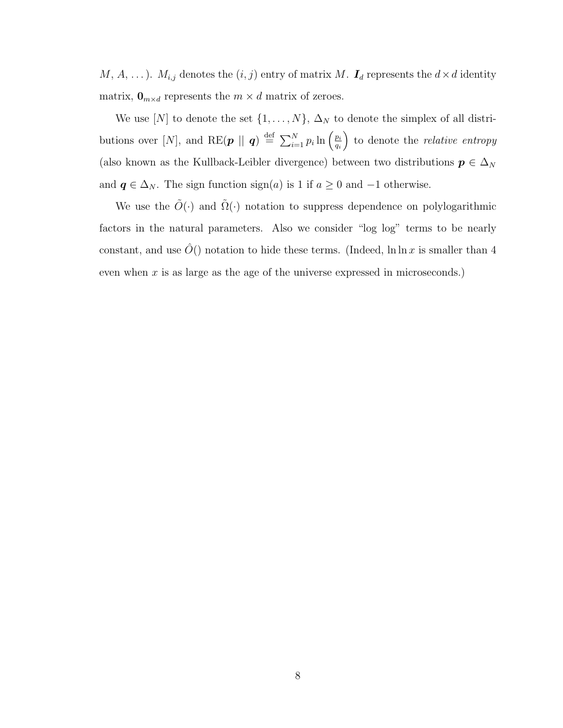$M$, $A$, ...). $M_{i,j}$ denotes the $(i, j)$ entry of matrix $M$. $\boldsymbol{I}_d$ represents the $d \times d$ identity matrix, $\mathbf{0}_{m \times d}$ represents the $m \times d$ matrix of zeroes.

We use $[N]$ to denote the set $\{1, \ldots, N\}$, $\Delta_N$ to denote the simplex of all distributions over $[N]$, and $\mathrm{RE}(\boldsymbol{p} \parallel \boldsymbol{q}) \stackrel{\text{def}}{=} \sum_{i=1}^{N} p_i \ln\left(\frac{p_i}{q_i}\right)$ to denote the *relative entropy* (also known as the Kullback-Leibler divergence) between two distributions $\boldsymbol{p} \in \Delta_N$ and $\boldsymbol{q} \in \Delta_N$. The sign function $\mathrm{sign}(a)$ is 1 if $a \geq 0$ and $-1$ otherwise.

We use the $\tilde{O}(\cdot)$ and $\tilde{\Omega}(\cdot)$ notation to suppress dependence on polylogarithmic factors in the natural parameters. Also we consider "log log" terms to be nearly constant, and use $\hat{O}()$ notation to hide these terms. (Indeed, $\ln \ln x$ is smaller than 4 even when $x$ is as large as the age of the universe expressed in microseconds.)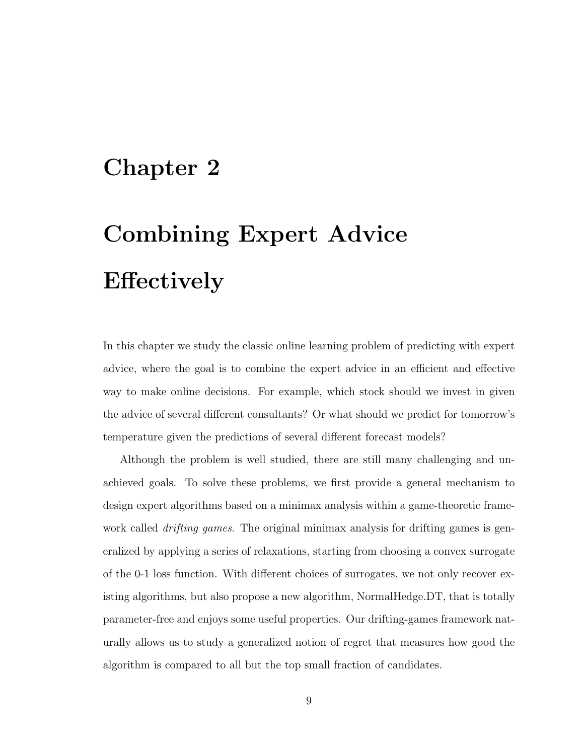# Chapter 2

# Combining Expert Advice Effectively

In this chapter we study the classic online learning problem of predicting with expert advice, where the goal is to combine the expert advice in an efficient and effective way to make online decisions. For example, which stock should we invest in given the advice of several different consultants? Or what should we predict for tomorrow's temperature given the predictions of several different forecast models?

Although the problem is well studied, there are still many challenging and unachieved goals. To solve these problems, we first provide a general mechanism to design expert algorithms based on a minimax analysis within a game-theoretic framework called *drifting games*. The original minimax analysis for drifting games is generalized by applying a series of relaxations, starting from choosing a convex surrogate of the 0-1 loss function. With different choices of surrogates, we not only recover existing algorithms, but also propose a new algorithm, NormalHedge.DT, that is totally parameter-free and enjoys some useful properties. Our drifting-games framework naturally allows us to study a generalized notion of regret that measures how good the algorithm is compared to all but the top small fraction of candidates.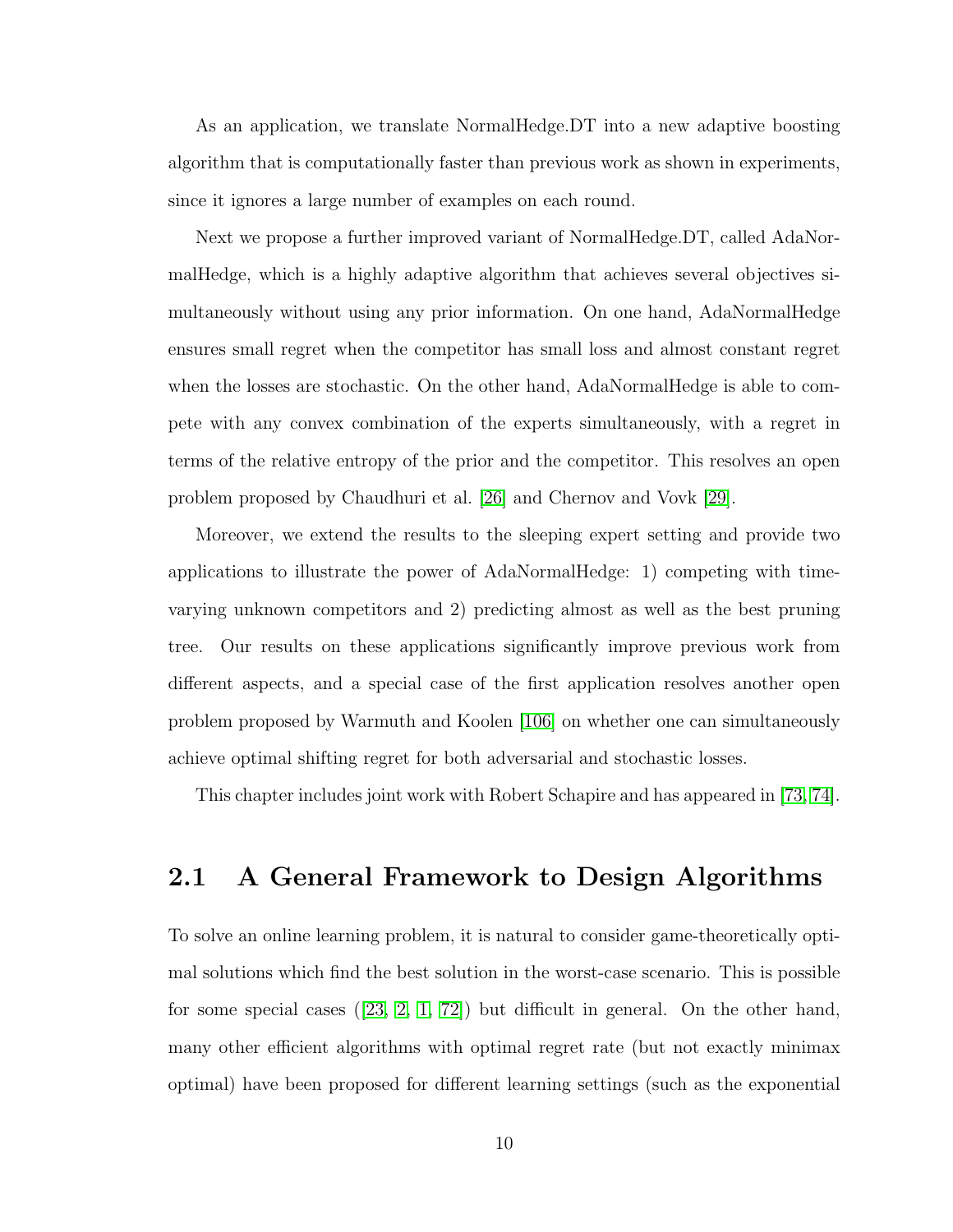As an application, we translate NormalHedge.DT into a new adaptive boosting algorithm that is computationally faster than previous work as shown in experiments, since it ignores a large number of examples on each round.

Next we propose a further improved variant of NormalHedge.DT, called AdaNormalHedge, which is a highly adaptive algorithm that achieves several objectives simultaneously without using any prior information. On one hand, AdaNormalHedge ensures small regret when the competitor has small loss and almost constant regret when the losses are stochastic. On the other hand, AdaNormalHedge is able to compete with any convex combination of the experts simultaneously, with a regret in terms of the relative entropy of the prior and the competitor. This resolves an open problem proposed by Chaudhuri et al. [26] and Chernov and Vovk [29].

Moreover, we extend the results to the sleeping expert setting and provide two applications to illustrate the power of AdaNormalHedge: 1) competing with time-varying unknown competitors and 2) predicting almost as well as the best pruning tree. Our results on these applications significantly improve previous work from different aspects, and a special case of the first application resolves another open problem proposed by Warmuth and Koolen [106] on whether one can simultaneously achieve optimal shifting regret for both adversarial and stochastic losses.

This chapter includes joint work with Robert Schapire and has appeared in [73, 74].

## 2.1 A General Framework to Design Algorithms

To solve an online learning problem, it is natural to consider game-theoretically optimal solutions which find the best solution in the worst-case scenario. This is possible for some special cases ([23, 2, 1, 72]) but difficult in general. On the other hand, many other efficient algorithms with optimal regret rate (but not exactly minimax optimal) have been proposed for different learning settings (such as the exponential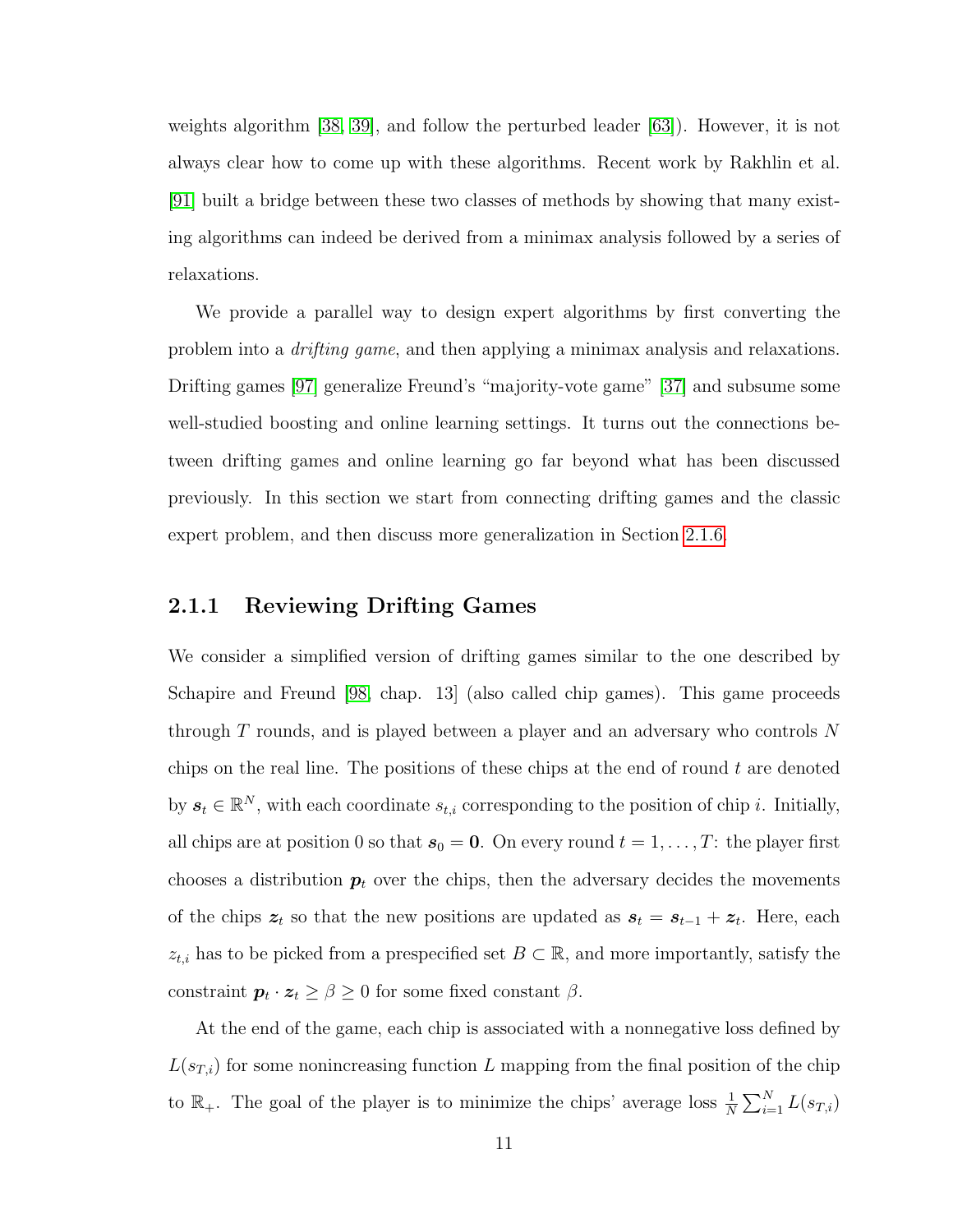weights algorithm [38, 39], and follow the perturbed leader [63]). However, it is not always clear how to come up with these algorithms. Recent work by Rakhlin et al. [91] built a bridge between these two classes of methods by showing that many existing algorithms can indeed be derived from a minimax analysis followed by a series of relaxations.

We provide a parallel way to design expert algorithms by first converting the problem into a *drifting game*, and then applying a minimax analysis and relaxations. Drifting games [97] generalize Freund's "majority-vote game" [37] and subsume some well-studied boosting and online learning settings. It turns out the connections between drifting games and online learning go far beyond what has been discussed previously. In this section we start from connecting drifting games and the classic expert problem, and then discuss more generalization in Section 2.1.6.

### 2.1.1 Reviewing Drifting Games

We consider a simplified version of drifting games similar to the one described by Schapire and Freund [98, chap. 13] (also called chip games). This game proceeds through $T$ rounds, and is played between a player and an adversary who controls $N$ chips on the real line. The positions of these chips at the end of round $t$ are denoted by $\boldsymbol{s}_t \in \mathbb{R}^N$, with each coordinate $s_{t,i}$ corresponding to the position of chip $i$. Initially, all chips are at position 0 so that $\boldsymbol{s}_0 = \boldsymbol{0}$. On every round $t = 1, \ldots, T$: the player first chooses a distribution $\boldsymbol{p}_t$ over the chips, then the adversary decides the movements of the chips $\boldsymbol{z}_t$ so that the new positions are updated as $\boldsymbol{s}_t = \boldsymbol{s}_{t-1} + \boldsymbol{z}_t$. Here, each $z_{t,i}$ has to be picked from a prespecified set $B \subset \mathbb{R}$, and more importantly, satisfy the constraint $\boldsymbol{p}_t \cdot \boldsymbol{z}_t \geq \beta \geq 0$ for some fixed constant $\beta$.

At the end of the game, each chip is associated with a nonnegative loss defined by $L(s_{T,i})$ for some nonincreasing function $L$ mapping from the final position of the chip to $\mathbb{R}_+$. The goal of the player is to minimize the chips' average loss $\frac{1}{N}\sum_{i=1}^{N} L(s_{T,i})$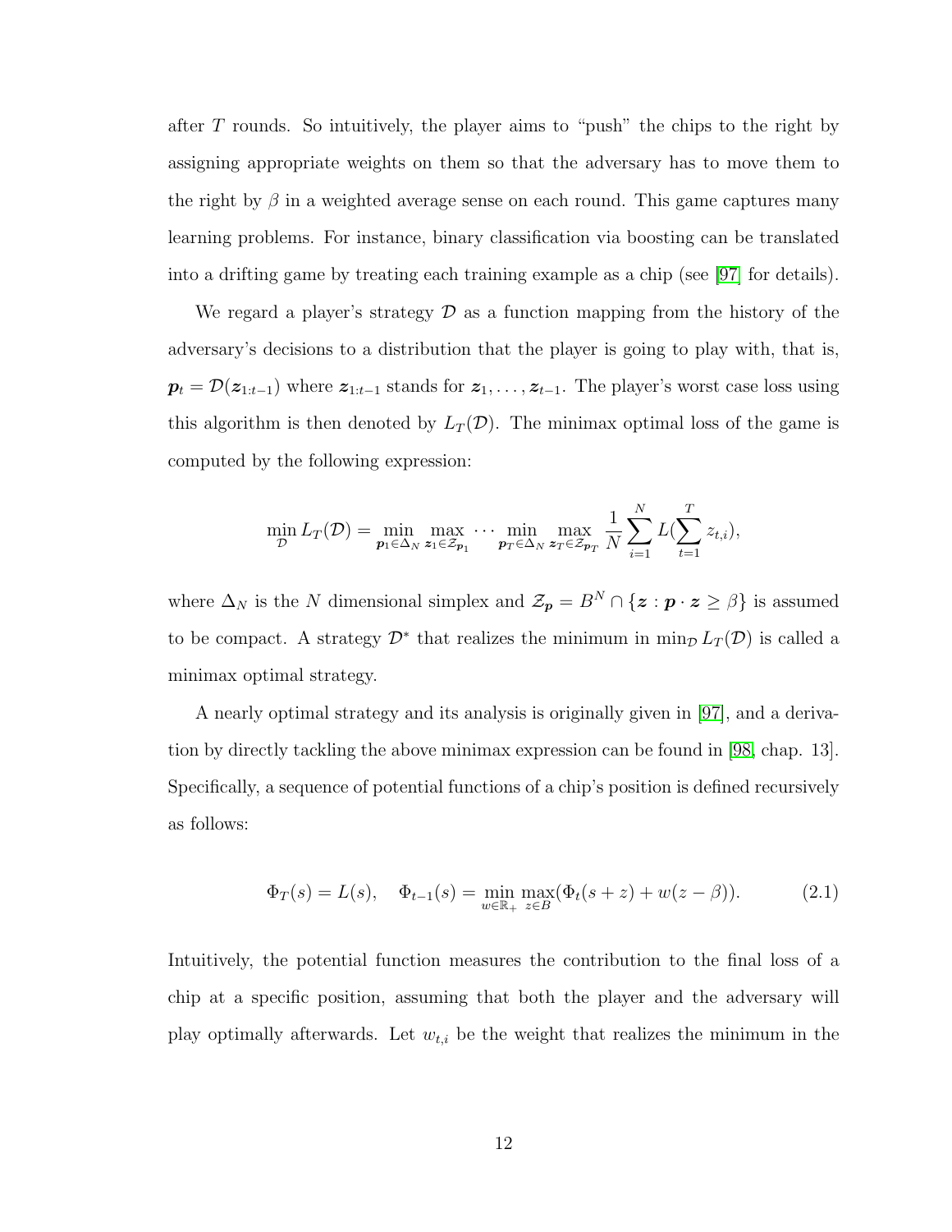after $T$ rounds. So intuitively, the player aims to "push" the chips to the right by assigning appropriate weights on them so that the adversary has to move them to the right by $\beta$ in a weighted average sense on each round. This game captures many learning problems. For instance, binary classification via boosting can be translated into a drifting game by treating each training example as a chip (see [97] for details).

We regard a player's strategy $\mathcal{D}$ as a function mapping from the history of the adversary's decisions to a distribution that the player is going to play with, that is, $\boldsymbol{p}_t = \mathcal{D}(\boldsymbol{z}_{1:t-1})$ where $\boldsymbol{z}_{1:t-1}$ stands for $\boldsymbol{z}_1, \ldots, \boldsymbol{z}_{t-1}$. The player's worst case loss using this algorithm is then denoted by $L_T(\mathcal{D})$. The minimax optimal loss of the game is computed by the following expression:

$$\min_{\mathcal{D}} L_T(\mathcal{D}) = \min_{\boldsymbol{p}_1 \in \Delta_N} \max_{\boldsymbol{z}_1 \in \mathcal{Z}_{\boldsymbol{p}_1}} \cdots \min_{\boldsymbol{p}_T \in \Delta_N} \max_{\boldsymbol{z}_T \in \mathcal{Z}_{\boldsymbol{p}_T}} \frac{1}{N} \sum_{i=1}^{N} L(\sum_{t=1}^{T} z_{t,i}),$$

where $\Delta_N$ is the $N$ dimensional simplex and $\mathcal{Z}_{\boldsymbol{p}} = B^N \cap \{\boldsymbol{z} : \boldsymbol{p} \cdot \boldsymbol{z} \geq \beta\}$ is assumed to be compact. A strategy $\mathcal{D}^*$ that realizes the minimum in $\min_{\mathcal{D}} L_T(\mathcal{D})$ is called a minimax optimal strategy.

A nearly optimal strategy and its analysis is originally given in [97], and a derivation by directly tackling the above minimax expression can be found in [98, chap. 13]. Specifically, a sequence of potential functions of a chip's position is defined recursively as follows:

$$\Phi_T(s) = L(s), \quad \Phi_{t-1}(s) = \min_{w \in \mathbb{R}_+} \max_{z \in B} (\Phi_t(s+z) + w(z - \beta)). \tag{2.1}$$

Intuitively, the potential function measures the contribution to the final loss of a chip at a specific position, assuming that both the player and the adversary will play optimally afterwards. Let $w_{t,i}$ be the weight that realizes the minimum in the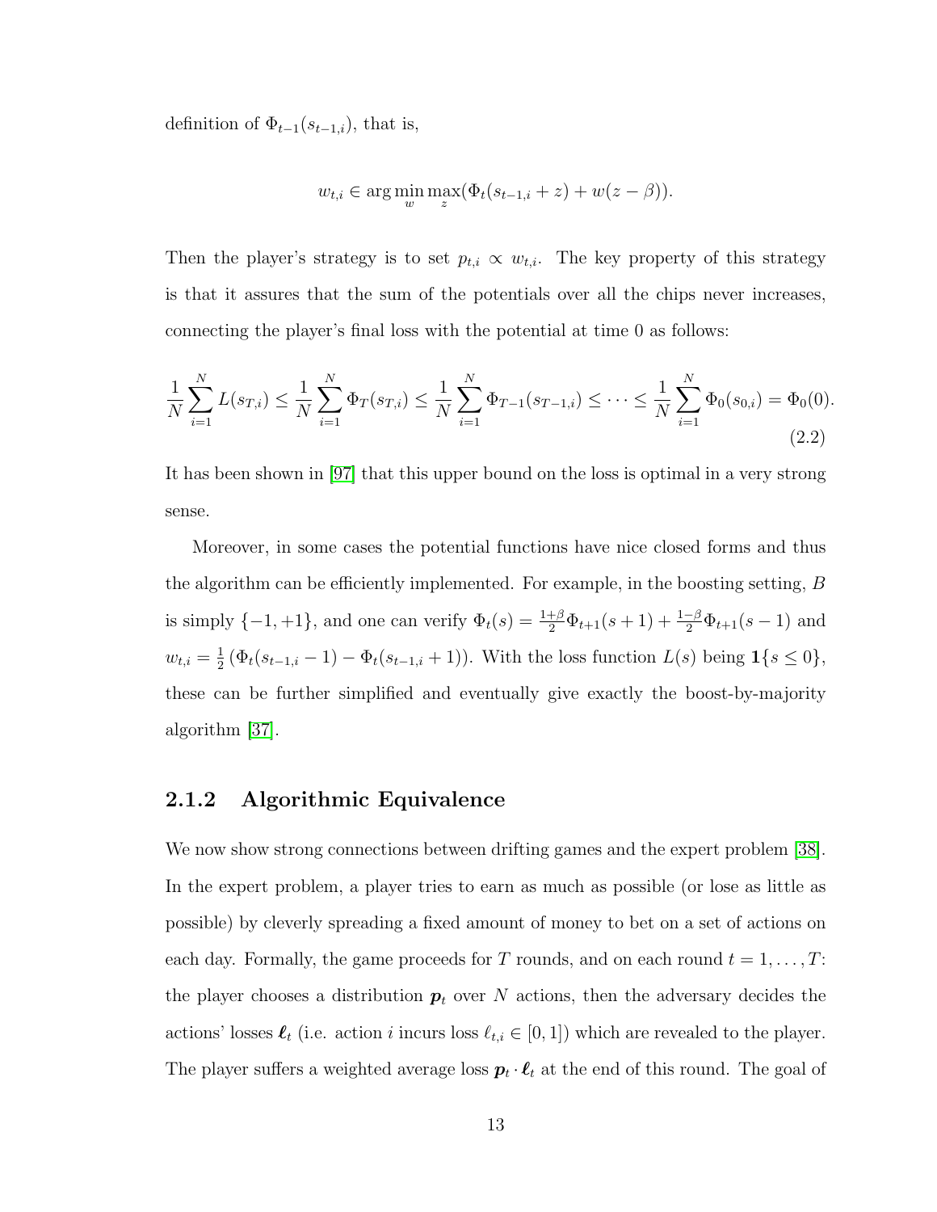definition of $\Phi_{t-1}(s_{t-1,i})$, that is,

$$w_{t,i} \in \arg\min_{w} \max_{z} (\Phi_t(s_{t-1,i} + z) + w(z - \beta)).$$

Then the player's strategy is to set $p_{t,i} \propto w_{t,i}$. The key property of this strategy is that it assures that the sum of the potentials over all the chips never increases, connecting the player's final loss with the potential at time 0 as follows:

$$\frac{1}{N}\sum_{i=1}^{N} L(s_{T,i}) \leq \frac{1}{N}\sum_{i=1}^{N} \Phi_T(s_{T,i}) \leq \frac{1}{N}\sum_{i=1}^{N} \Phi_{T-1}(s_{T-1,i}) \leq \cdots \leq \frac{1}{N}\sum_{i=1}^{N} \Phi_0(s_{0,i}) = \Phi_0(0). \tag{2.2}$$

It has been shown in [97] that this upper bound on the loss is optimal in a very strong sense.

Moreover, in some cases the potential functions have nice closed forms and thus the algorithm can be efficiently implemented. For example, in the boosting setting, $B$ is simply $\{-1, +1\}$, and one can verify $\Phi_t(s) = \frac{1+\beta}{2}\Phi_{t+1}(s+1) + \frac{1-\beta}{2}\Phi_{t+1}(s-1)$ and $w_{t,i} = \frac{1}{2}\left(\Phi_t(s_{t-1,i} - 1) - \Phi_t(s_{t-1,i} + 1)\right)$. With the loss function $L(s)$ being $\mathbf{1}\{s \leq 0\}$, these can be further simplified and eventually give exactly the boost-by-majority algorithm [37].

### 2.1.2 Algorithmic Equivalence

We now show strong connections between drifting games and the expert problem [38]. In the expert problem, a player tries to earn as much as possible (or lose as little as possible) by cleverly spreading a fixed amount of money to bet on a set of actions on each day. Formally, the game proceeds for $T$ rounds, and on each round $t = 1, \ldots, T$: the player chooses a distribution $\boldsymbol{p}_t$ over $N$ actions, then the adversary decides the actions' losses $\boldsymbol{\ell}_t$ (i.e. action $i$ incurs loss $\ell_{t,i} \in [0, 1]$) which are revealed to the player. The player suffers a weighted average loss $\boldsymbol{p}_t \cdot \boldsymbol{\ell}_t$ at the end of this round. The goal of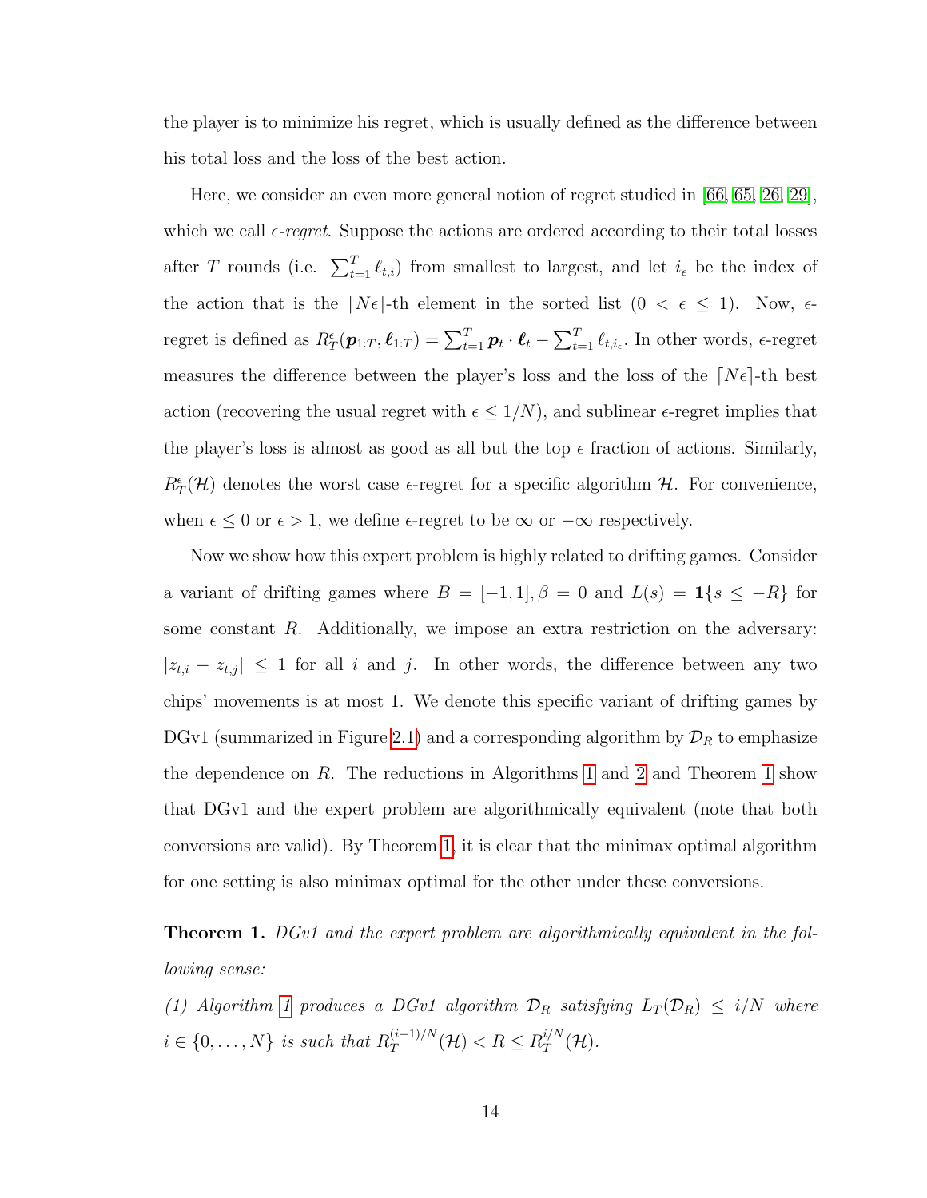the player is to minimize his regret, which is usually defined as the difference between his total loss and the loss of the best action.

Here, we consider an even more general notion of regret studied in [66, 65, 26, 29], which we call *$\epsilon$-regret*. Suppose the actions are ordered according to their total losses after $T$ rounds (i.e. $\sum_{t=1}^{T} \ell_{t,i}$) from smallest to largest, and let $i_\epsilon$ be the index of the action that is the $\lceil N\epsilon \rceil$-th element in the sorted list ($0 < \epsilon \leq 1$). Now, $\epsilon$-regret is defined as $R_T^\epsilon(\boldsymbol{p}_{1:T}, \boldsymbol{\ell}_{1:T}) = \sum_{t=1}^{T} \boldsymbol{p}_t \cdot \boldsymbol{\ell}_t - \sum_{t=1}^{T} \ell_{t,i_\epsilon}$. In other words, $\epsilon$-regret measures the difference between the player's loss and the loss of the $\lceil N\epsilon \rceil$-th best action (recovering the usual regret with $\epsilon \leq 1/N$), and sublinear $\epsilon$-regret implies that the player's loss is almost as good as all but the top $\epsilon$ fraction of actions. Similarly, $R_T^\epsilon(\mathcal{H})$ denotes the worst case $\epsilon$-regret for a specific algorithm $\mathcal{H}$. For convenience, when $\epsilon \leq 0$ or $\epsilon > 1$, we define $\epsilon$-regret to be $\infty$ or $-\infty$ respectively.

Now we show how this expert problem is highly related to drifting games. Consider a variant of drifting games where $B = [-1, 1], \beta = 0$ and $L(s) = \mathbf{1}\{s \leq -R\}$ for some constant $R$. Additionally, we impose an extra restriction on the adversary: $|z_{t,i} - z_{t,j}| \leq 1$ for all $i$ and $j$. In other words, the difference between any two chips' movements is at most 1. We denote this specific variant of drifting games by DGv1 (summarized in Figure 2.1) and a corresponding algorithm by $\mathcal{D}_R$ to emphasize the dependence on $R$. The reductions in Algorithms 1 and 2 and Theorem 1 show that DGv1 and the expert problem are algorithmically equivalent (note that both conversions are valid). By Theorem 1, it is clear that the minimax optimal algorithm for one setting is also minimax optimal for the other under these conversions.

**Theorem 1.** *DGv1 and the expert problem are algorithmically equivalent in the following sense:*

*(1) Algorithm 1 produces a DGv1 algorithm $\mathcal{D}_R$ satisfying $L_T(\mathcal{D}_R) \leq i/N$ where $i \in \{0, \ldots, N\}$ is such that $R_T^{(i+1)/N}(\mathcal{H}) < R \leq R_T^{i/N}(\mathcal{H})$.*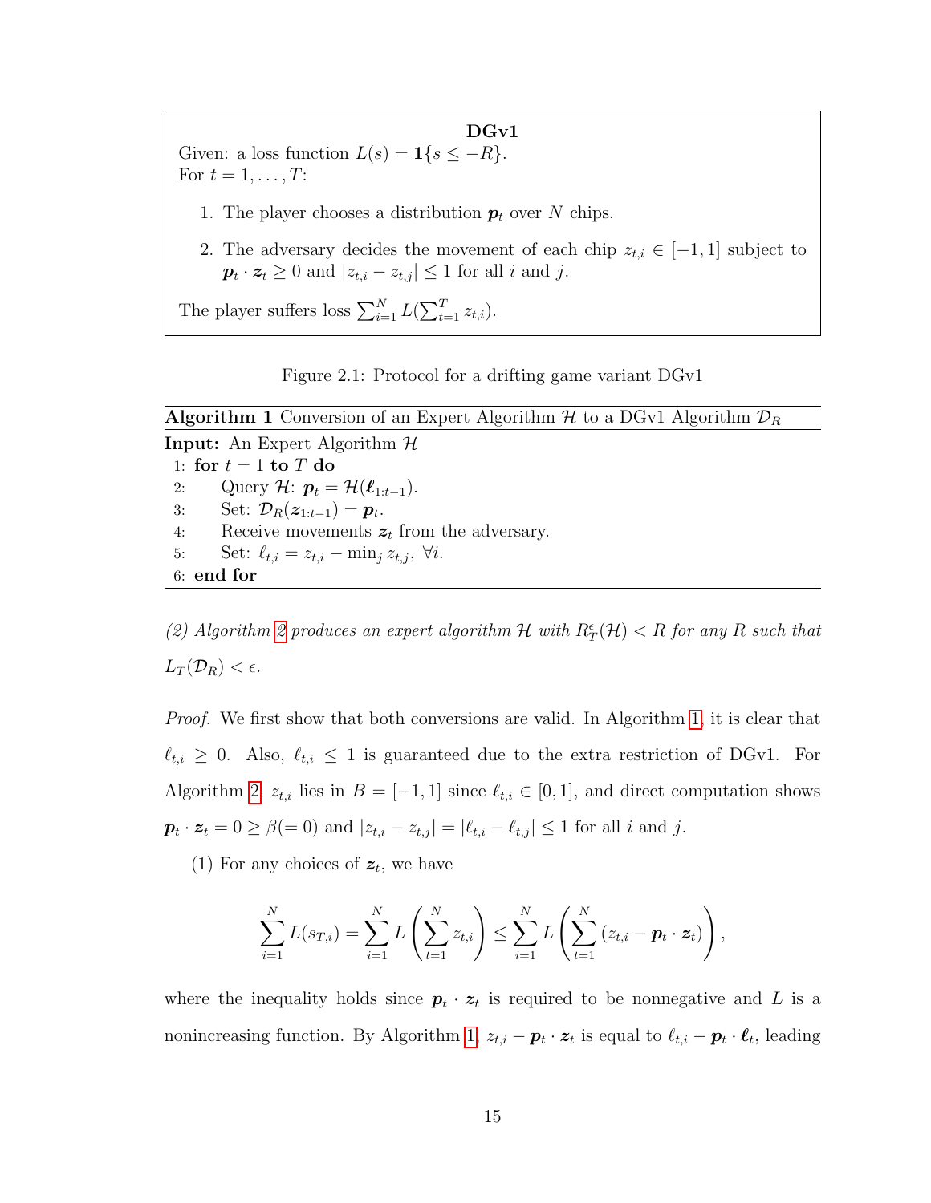**DGv1**

Given: a loss function $L(s) = \mathbf{1}\{s \le -R\}$.
For $t = 1, \dots, T$:

1. The player chooses a distribution $\boldsymbol{p}_t$ over $N$ chips.
2. The adversary decides the movement of each chip $z_{t,i} \in [-1, 1]$ subject to $\boldsymbol{p}_t \cdot \boldsymbol{z}_t \ge 0$ and $|z_{t,i} - z_{t,j}| \le 1$ for all $i$ and $j$.

The player suffers loss $\sum_{i=1}^N L(\sum_{t=1}^T z_{t,i})$.

Figure 2.1: Protocol for a drifting game variant DGv1

**Algorithm 1** Conversion of an Expert Algorithm $\mathcal{H}$ to a DGv1 Algorithm $\mathcal{D}_R$

```
Input: An Expert Algorithm H
1: for t = 1 to T do
2:     Query H: p_t = H(ℓ_{1:t-1}).
3:     Set: D_R(z_{1:t-1}) = p_t.
4:     Receive movements z_t from the adversary.
5:     Set: ℓ_{t,i} = z_{t,i} − min_j z_{t,j}, ∀i.
6: end for
```

*(2) Algorithm 2 produces an expert algorithm $\mathcal{H}$ with $R_T^\epsilon(\mathcal{H}) < R$ for any $R$ such that $L_T(\mathcal{D}_R) < \epsilon$.*

*Proof.* We first show that both conversions are valid. In Algorithm 1, it is clear that $\ell_{t,i} \ge 0$. Also, $\ell_{t,i} \le 1$ is guaranteed due to the extra restriction of DGv1. For Algorithm 2, $z_{t,i}$ lies in $B = [-1, 1]$ since $\ell_{t,i} \in [0, 1]$, and direct computation shows $\boldsymbol{p}_t \cdot \boldsymbol{z}_t = 0 \ge \beta (= 0)$ and $|z_{t,i} - z_{t,j}| = |\ell_{t,i} - \ell_{t,j}| \le 1$ for all $i$ and $j$.

(1) For any choices of $\boldsymbol{z}_t$, we have

$$\sum_{i=1}^N L(s_{T,i}) = \sum_{i=1}^N L\left(\sum_{t=1}^N z_{t,i}\right) \le \sum_{i=1}^N L\left(\sum_{t=1}^N (z_{t,i} - \boldsymbol{p}_t \cdot \boldsymbol{z}_t)\right),$$

where the inequality holds since $\boldsymbol{p}_t \cdot \boldsymbol{z}_t$ is required to be nonnegative and $L$ is a nonincreasing function. By Algorithm 1, $z_{t,i} - \boldsymbol{p}_t \cdot \boldsymbol{z}_t$ is equal to $\ell_{t,i} - \boldsymbol{p}_t \cdot \boldsymbol{\ell}_t$, leading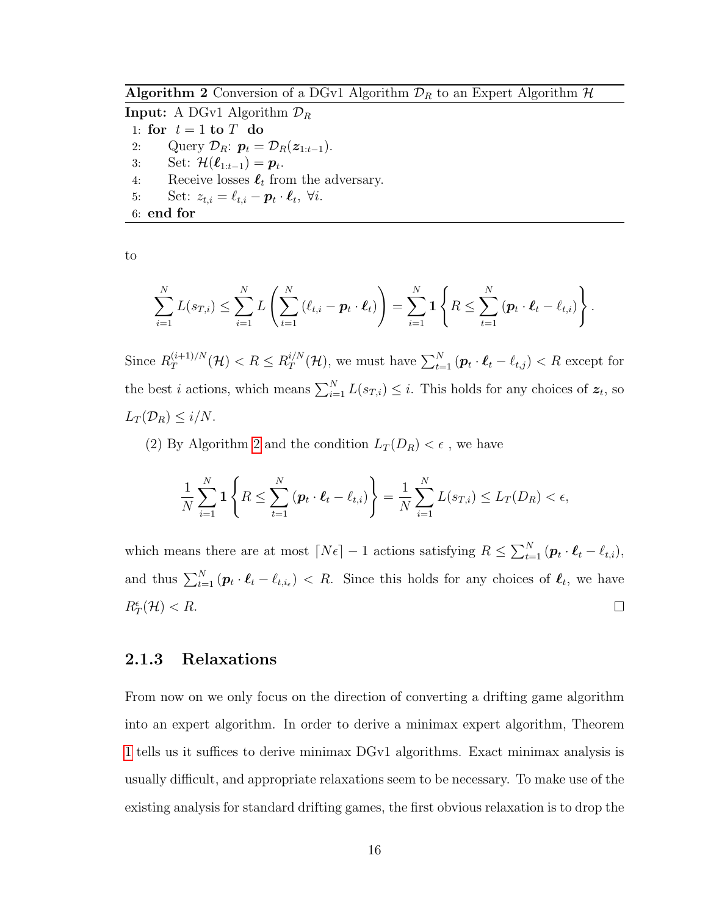**Algorithm 2** Conversion of a DGv1 Algorithm $\mathcal{D}_R$ to an Expert Algorithm $\mathcal{H}$

**Input:** A DGv1 Algorithm $\mathcal{D}_R$

1: **for** $t = 1$ **to** $T$ **do**
2: Query $\mathcal{D}_R$: $\boldsymbol{p}_t = \mathcal{D}_R(\boldsymbol{z}_{1:t-1})$.
3: Set: $\mathcal{H}(\boldsymbol{\ell}_{1:t-1}) = \boldsymbol{p}_t$.
4: Receive losses $\boldsymbol{\ell}_t$ from the adversary.
5: Set: $z_{t,i} = \ell_{t,i} - \boldsymbol{p}_t \cdot \boldsymbol{\ell}_t, \ \forall i$.
6: **end for**

to

$$\sum_{i=1}^{N} L(s_{T,i}) \leq \sum_{i=1}^{N} L\left(\sum_{t=1}^{N} (\ell_{t,i} - \boldsymbol{p}_t \cdot \boldsymbol{\ell}_t)\right) = \sum_{i=1}^{N} \mathbf{1}\left\{R \leq \sum_{t=1}^{N} (\boldsymbol{p}_t \cdot \boldsymbol{\ell}_t - \ell_{t,i})\right\}.$$

Since $R_T^{(i+1)/N}(\mathcal{H}) < R \leq R_T^{i/N}(\mathcal{H})$, we must have $\sum_{t=1}^{N} (\boldsymbol{p}_t \cdot \boldsymbol{\ell}_t - \ell_{t,j}) < R$ except for the best $i$ actions, which means $\sum_{i=1}^{N} L(s_{T,i}) \leq i$. This holds for any choices of $\boldsymbol{z}_t$, so $L_T(\mathcal{D}_R) \leq i/N$.

(2) By Algorithm 2 and the condition $L_T(D_R) < \epsilon$ , we have

$$\frac{1}{N} \sum_{i=1}^{N} \mathbf{1}\left\{R \leq \sum_{t=1}^{N} (\boldsymbol{p}_t \cdot \boldsymbol{\ell}_t - \ell_{t,i})\right\} = \frac{1}{N} \sum_{i=1}^{N} L(s_{T,i}) \leq L_T(D_R) < \epsilon,$$

which means there are at most $\lceil N\epsilon \rceil - 1$ actions satisfying $R \leq \sum_{t=1}^{N} (\boldsymbol{p}_t \cdot \boldsymbol{\ell}_t - \ell_{t,i})$, and thus $\sum_{t=1}^{N} (\boldsymbol{p}_t \cdot \boldsymbol{\ell}_t - \ell_{t,i_\epsilon}) < R$. Since this holds for any choices of $\boldsymbol{\ell}_t$, we have $R_T^{\epsilon}(\mathcal{H}) < R$. □

### 2.1.3 Relaxations

From now on we only focus on the direction of converting a drifting game algorithm into an expert algorithm. In order to derive a minimax expert algorithm, Theorem 1 tells us it suffices to derive minimax DGv1 algorithms. Exact minimax analysis is usually difficult, and appropriate relaxations seem to be necessary. To make use of the existing analysis for standard drifting games, the first obvious relaxation is to drop the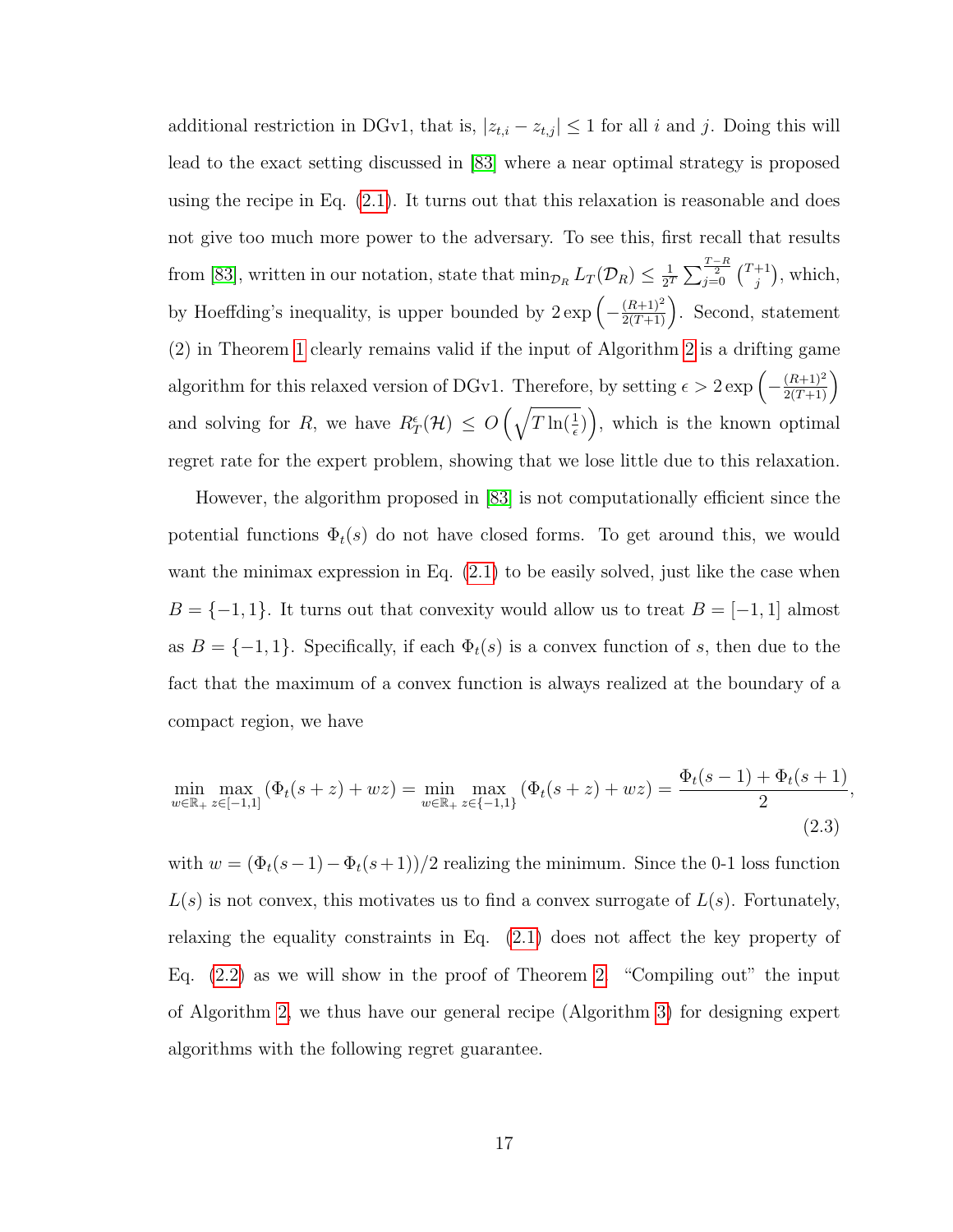additional restriction in DGv1, that is, $|z_{t,i} - z_{t,j}| \leq 1$ for all $i$ and $j$. Doing this will lead to the exact setting discussed in [83] where a near optimal strategy is proposed using the recipe in Eq. (2.1). It turns out that this relaxation is reasonable and does not give too much more power to the adversary. To see this, first recall that results from [83], written in our notation, state that $\min_{\mathcal{D}_R} L_T(\mathcal{D}_R) \leq \frac{1}{2^T} \sum_{j=0}^{\frac{T-R}{2}} \binom{T+1}{j}$, which, by Hoeffding's inequality, is upper bounded by $2\exp\left(-\frac{(R+1)^2}{2(T+1)}\right)$. Second, statement (2) in Theorem 1 clearly remains valid if the input of Algorithm 2 is a drifting game algorithm for this relaxed version of DGv1. Therefore, by setting $\epsilon > 2\exp\left(-\frac{(R+1)^2}{2(T+1)}\right)$ and solving for $R$, we have $R_T^{\epsilon}(\mathcal{H}) \leq O\left(\sqrt{T\ln(\frac{1}{\epsilon})}\right)$, which is the known optimal regret rate for the expert problem, showing that we lose little due to this relaxation.

However, the algorithm proposed in [83] is not computationally efficient since the potential functions $\Phi_t(s)$ do not have closed forms. To get around this, we would want the minimax expression in Eq. (2.1) to be easily solved, just like the case when $B = \{-1, 1\}$. It turns out that convexity would allow us to treat $B = [-1, 1]$ almost as $B = \{-1, 1\}$. Specifically, if each $\Phi_t(s)$ is a convex function of $s$, then due to the fact that the maximum of a convex function is always realized at the boundary of a compact region, we have

$$\min_{w \in \mathbb{R}_+} \max_{z \in [-1,1]} \left(\Phi_t(s+z) + wz\right) = \min_{w \in \mathbb{R}_+} \max_{z \in \{-1,1\}} \left(\Phi_t(s+z) + wz\right) = \frac{\Phi_t(s-1) + \Phi_t(s+1)}{2}, \tag{2.3}$$

with $w = (\Phi_t(s-1) - \Phi_t(s+1))/2$ realizing the minimum. Since the 0-1 loss function $L(s)$ is not convex, this motivates us to find a convex surrogate of $L(s)$. Fortunately, relaxing the equality constraints in Eq. (2.1) does not affect the key property of Eq. (2.2) as we will show in the proof of Theorem 2. "Compiling out" the input of Algorithm 2, we thus have our general recipe (Algorithm 3) for designing expert algorithms with the following regret guarantee.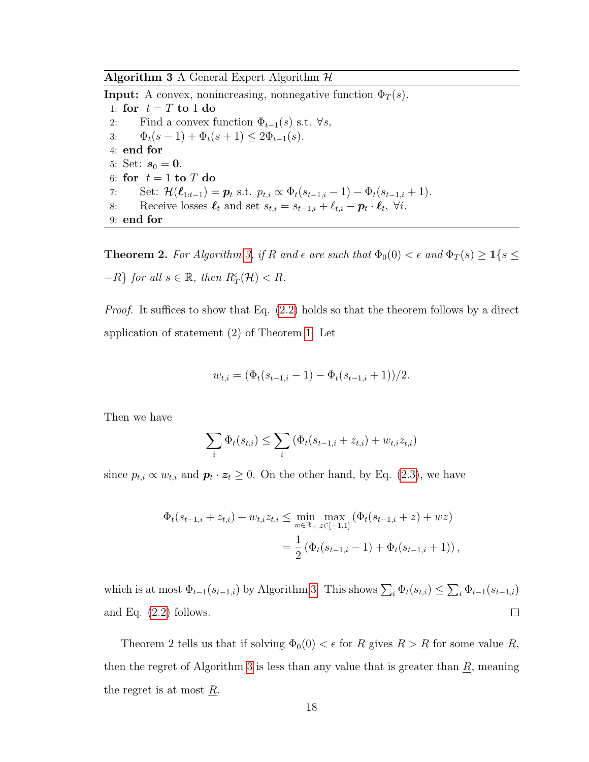**Algorithm 3** A General Expert Algorithm $\mathcal{H}$

**Input:** A convex, nonincreasing, nonnegative function $\Phi_T(s)$.

```
1: for t = T to 1 do
2:     Find a convex function Φ_{t-1}(s) s.t. ∀s,
3:     Φ_t(s − 1) + Φ_t(s + 1) ≤ 2Φ_{t-1}(s).
4: end for
5: Set: s_0 = 0.
6: for t = 1 to T do
7:     Set: H(ℓ_{1:t-1}) = p_t s.t. p_{t,i} ∝ Φ_t(s_{t-1,i} − 1) − Φ_t(s_{t-1,i} + 1).
8:     Receive losses ℓ_t and set s_{t,i} = s_{t-1,i} + ℓ_{t,i} − p_t · ℓ_t, ∀i.
9: end for
```

**Theorem 2.** *For Algorithm 3, if $R$ and $\epsilon$ are such that $\Phi_0(0) < \epsilon$ and $\Phi_T(s) \geq \mathbf{1}\{s \leq -R\}$ for all $s \in \mathbb{R}$, then $R_T^\epsilon(\mathcal{H}) < R$.*

*Proof.* It suffices to show that Eq. (2.2) holds so that the theorem follows by a direct application of statement (2) of Theorem 1. Let

$$w_{t,i} = (\Phi_t(s_{t-1,i} - 1) - \Phi_t(s_{t-1,i} + 1))/2.$$

Then we have

$$\sum_i \Phi_t(s_{t,i}) \leq \sum_i \left(\Phi_t(s_{t-1,i} + z_{t,i}) + w_{t,i} z_{t,i}\right)$$

since $p_{t,i} \propto w_{t,i}$ and $\boldsymbol{p}_t \cdot \boldsymbol{z}_t \geq 0$. On the other hand, by Eq. (2.3), we have

$$\begin{aligned}
\Phi_t(s_{t-1,i} + z_{t,i}) + w_{t,i} z_{t,i} &\leq \min_{w \in \mathbb{R}_+} \max_{z \in [-1,1]} \left(\Phi_t(s_{t-1,i} + z) + wz\right) \\
&= \frac{1}{2}\left(\Phi_t(s_{t-1,i} - 1) + \Phi_t(s_{t-1,i} + 1)\right),
\end{aligned}$$

which is at most $\Phi_{t-1}(s_{t-1,i})$ by Algorithm 3. This shows $\sum_i \Phi_t(s_{t,i}) \leq \sum_i \Phi_{t-1}(s_{t-1,i})$ and Eq. (2.2) follows. $\square$

Theorem 2 tells us that if solving $\Phi_0(0) < \epsilon$ for $R$ gives $R > \underline{R}$ for some value $\underline{R}$, then the regret of Algorithm 3 is less than any value that is greater than $\underline{R}$, meaning the regret is at most $\underline{R}$.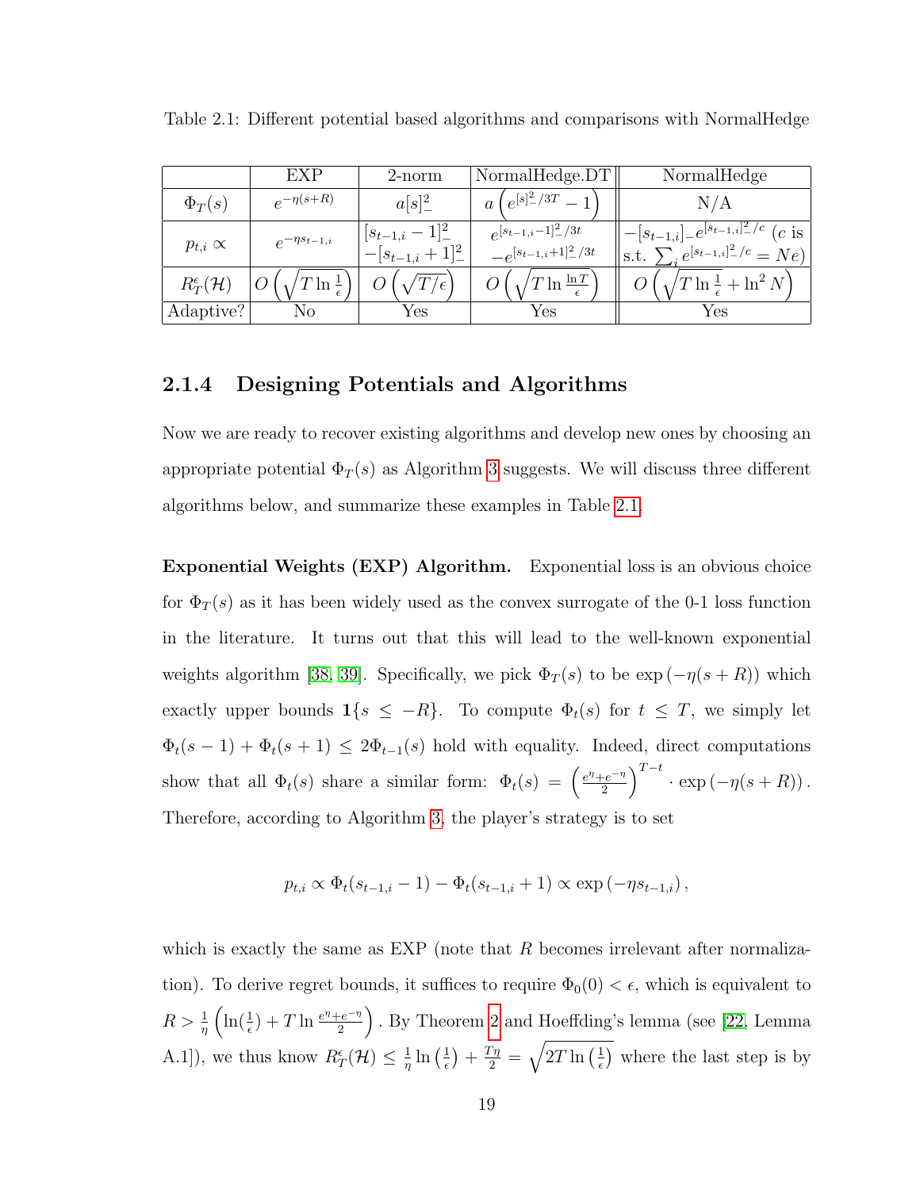Table 2.1: Different potential based algorithms and comparisons with NormalHedge

| | EXP | 2-norm | NormalHedge.DT | NormalHedge |
|---|---|---|---|---|
| $\Phi_T(s)$ | $e^{-\eta(s+R)}$ | $a[s]_-^2$ | $a\left(e^{[s]_-^2/3T}-1\right)$ | N/A |
| $p_{t,i} \propto$ | $e^{-\eta s_{t-1,i}}$ | $[s_{t-1,i}-1]_-^2$ $-[s_{t-1,i}+1]_-^2$ | $e^{[s_{t-1,i}-1]_-^2/3t}$ $-e^{[s_{t-1,i}+1]_-^2/3t}$ | $-[s_{t-1,i}]_- e^{[s_{t-1,i}]_-^2/c}$ ($c$ is s.t. $\sum_i e^{[s_{t-1,i}]_-^2/c} = Ne$) |
| $R_T^\epsilon(\mathcal{H})$ | $O\left(\sqrt{T\ln\frac{1}{\epsilon}}\right)$ | $O\left(\sqrt{T/\epsilon}\right)$ | $O\left(\sqrt{T\ln\frac{\ln T}{\epsilon}}\right)$ | $O\left(\sqrt{T\ln\frac{1}{\epsilon}}+\ln^2 N\right)$ |
| Adaptive? | No | Yes | Yes | Yes |

### 2.1.4 Designing Potentials and Algorithms

Now we are ready to recover existing algorithms and develop new ones by choosing an appropriate potential $\Phi_T(s)$ as Algorithm 3 suggests. We will discuss three different algorithms below, and summarize these examples in Table 2.1.

**Exponential Weights (EXP) Algorithm.** Exponential loss is an obvious choice for $\Phi_T(s)$ as it has been widely used as the convex surrogate of the 0-1 loss function in the literature. It turns out that this will lead to the well-known exponential weights algorithm [38, 39]. Specifically, we pick $\Phi_T(s)$ to be $\exp(-\eta(s+R))$ which exactly upper bounds $\mathbf{1}\{s \le -R\}$. To compute $\Phi_t(s)$ for $t \le T$, we simply let $\Phi_t(s-1) + \Phi_t(s+1) \le 2\Phi_{t-1}(s)$ hold with equality. Indeed, direct computations show that all $\Phi_t(s)$ share a similar form: $\Phi_t(s) = \left(\frac{e^{\eta}+e^{-\eta}}{2}\right)^{T-t} \cdot \exp(-\eta(s+R))$. Therefore, according to Algorithm 3, the player's strategy is to set

$$p_{t,i} \propto \Phi_t(s_{t-1,i}-1) - \Phi_t(s_{t-1,i}+1) \propto \exp(-\eta s_{t-1,i}),$$

which is exactly the same as EXP (note that $R$ becomes irrelevant after normalization). To derive regret bounds, it suffices to require $\Phi_0(0) < \epsilon$, which is equivalent to $R > \frac{1}{\eta}\left(\ln(\frac{1}{\epsilon}) + T\ln\frac{e^{\eta}+e^{-\eta}}{2}\right)$. By Theorem 2 and Hoeffding's lemma (see [22, Lemma A.1]), we thus know $R_T^\epsilon(\mathcal{H}) \le \frac{1}{\eta}\ln\left(\frac{1}{\epsilon}\right) + \frac{T\eta}{2} = \sqrt{2T\ln\left(\frac{1}{\epsilon}\right)}$ where the last step is by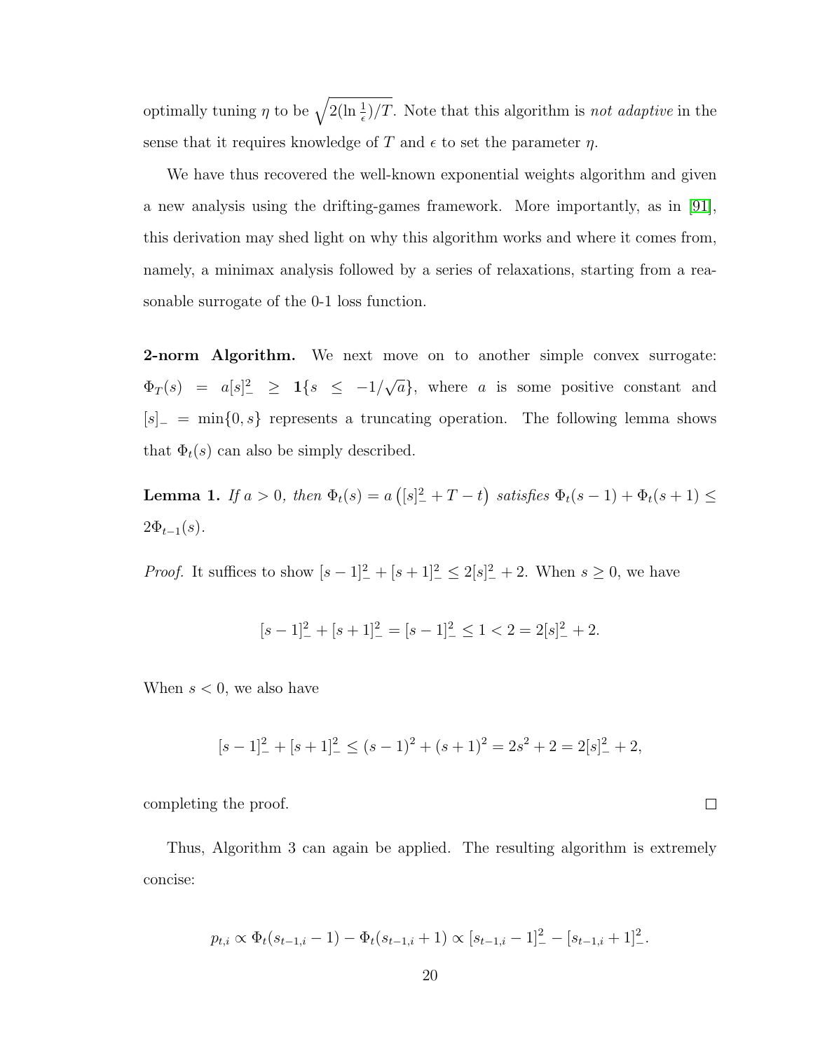optimally tuning $\eta$ to be $\sqrt{2(\ln \frac{1}{\epsilon})/T}$. Note that this algorithm is *not adaptive* in the sense that it requires knowledge of $T$ and $\epsilon$ to set the parameter $\eta$.

We have thus recovered the well-known exponential weights algorithm and given a new analysis using the drifting-games framework. More importantly, as in [91], this derivation may shed light on why this algorithm works and where it comes from, namely, a minimax analysis followed by a series of relaxations, starting from a reasonable surrogate of the 0-1 loss function.

**2-norm Algorithm.** We next move on to another simple convex surrogate: $\Phi_T(s) = a[s]_-^2 \geq \mathbf{1}\{s \leq -1/\sqrt{a}\}$, where $a$ is some positive constant and $[s]_- = \min\{0, s\}$ represents a truncating operation. The following lemma shows that $\Phi_t(s)$ can also be simply described.

**Lemma 1.** *If $a > 0$, then $\Phi_t(s) = a\left([s]_-^2 + T - t\right)$ satisfies $\Phi_t(s-1) + \Phi_t(s+1) \leq 2\Phi_{t-1}(s)$.*

*Proof.* It suffices to show $[s-1]_-^2 + [s+1]_-^2 \leq 2[s]_-^2 + 2$. When $s \geq 0$, we have

$$[s-1]_-^2 + [s+1]_-^2 = [s-1]_-^2 \leq 1 < 2 = 2[s]_-^2 + 2.$$

When $s < 0$, we also have

$$[s-1]_-^2 + [s+1]_-^2 \leq (s-1)^2 + (s+1)^2 = 2s^2 + 2 = 2[s]_-^2 + 2,$$

completing the proof. □

Thus, Algorithm 3 can again be applied. The resulting algorithm is extremely concise:

$$p_{t,i} \propto \Phi_t(s_{t-1,i} - 1) - \Phi_t(s_{t-1,i} + 1) \propto [s_{t-1,i} - 1]_-^2 - [s_{t-1,i} + 1]_-^2.$$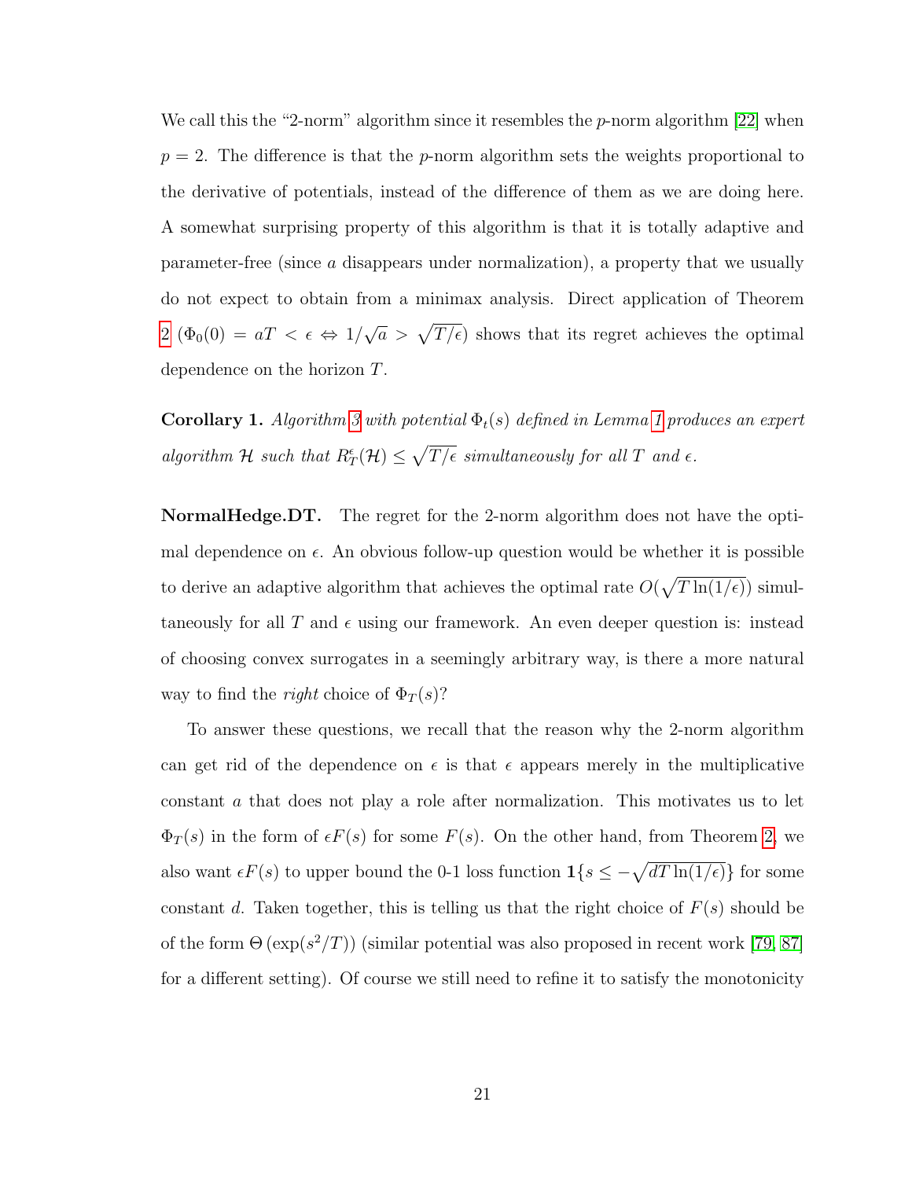We call this the "2-norm" algorithm since it resembles the $p$-norm algorithm [22] when $p = 2$. The difference is that the $p$-norm algorithm sets the weights proportional to the derivative of potentials, instead of the difference of them as we are doing here. A somewhat surprising property of this algorithm is that it is totally adaptive and parameter-free (since $a$ disappears under normalization), a property that we usually do not expect to obtain from a minimax analysis. Direct application of Theorem 2 ($\Phi_0(0) = aT < \epsilon \Leftrightarrow 1/\sqrt{a} > \sqrt{T/\epsilon}$) shows that its regret achieves the optimal dependence on the horizon $T$.

**Corollary 1.** *Algorithm 3 with potential $\Phi_t(s)$ defined in Lemma 1 produces an expert algorithm $\mathcal{H}$ such that $R_T^\epsilon(\mathcal{H}) \leq \sqrt{T/\epsilon}$ simultaneously for all $T$ and $\epsilon$.*

**NormalHedge.DT.** The regret for the 2-norm algorithm does not have the optimal dependence on $\epsilon$. An obvious follow-up question would be whether it is possible to derive an adaptive algorithm that achieves the optimal rate $O(\sqrt{T \ln(1/\epsilon)})$ simultaneously for all $T$ and $\epsilon$ using our framework. An even deeper question is: instead of choosing convex surrogates in a seemingly arbitrary way, is there a more natural way to find the *right* choice of $\Phi_T(s)$?

To answer these questions, we recall that the reason why the 2-norm algorithm can get rid of the dependence on $\epsilon$ is that $\epsilon$ appears merely in the multiplicative constant $a$ that does not play a role after normalization. This motivates us to let $\Phi_T(s)$ in the form of $\epsilon F(s)$ for some $F(s)$. On the other hand, from Theorem 2, we also want $\epsilon F(s)$ to upper bound the 0-1 loss function $\mathbf{1}\{s \leq -\sqrt{dT \ln(1/\epsilon)}\}$ for some constant $d$. Taken together, this is telling us that the right choice of $F(s)$ should be of the form $\Theta\left(\exp(s^2/T)\right)$ (similar potential was also proposed in recent work [79, 87] for a different setting). Of course we still need to refine it to satisfy the monotonicity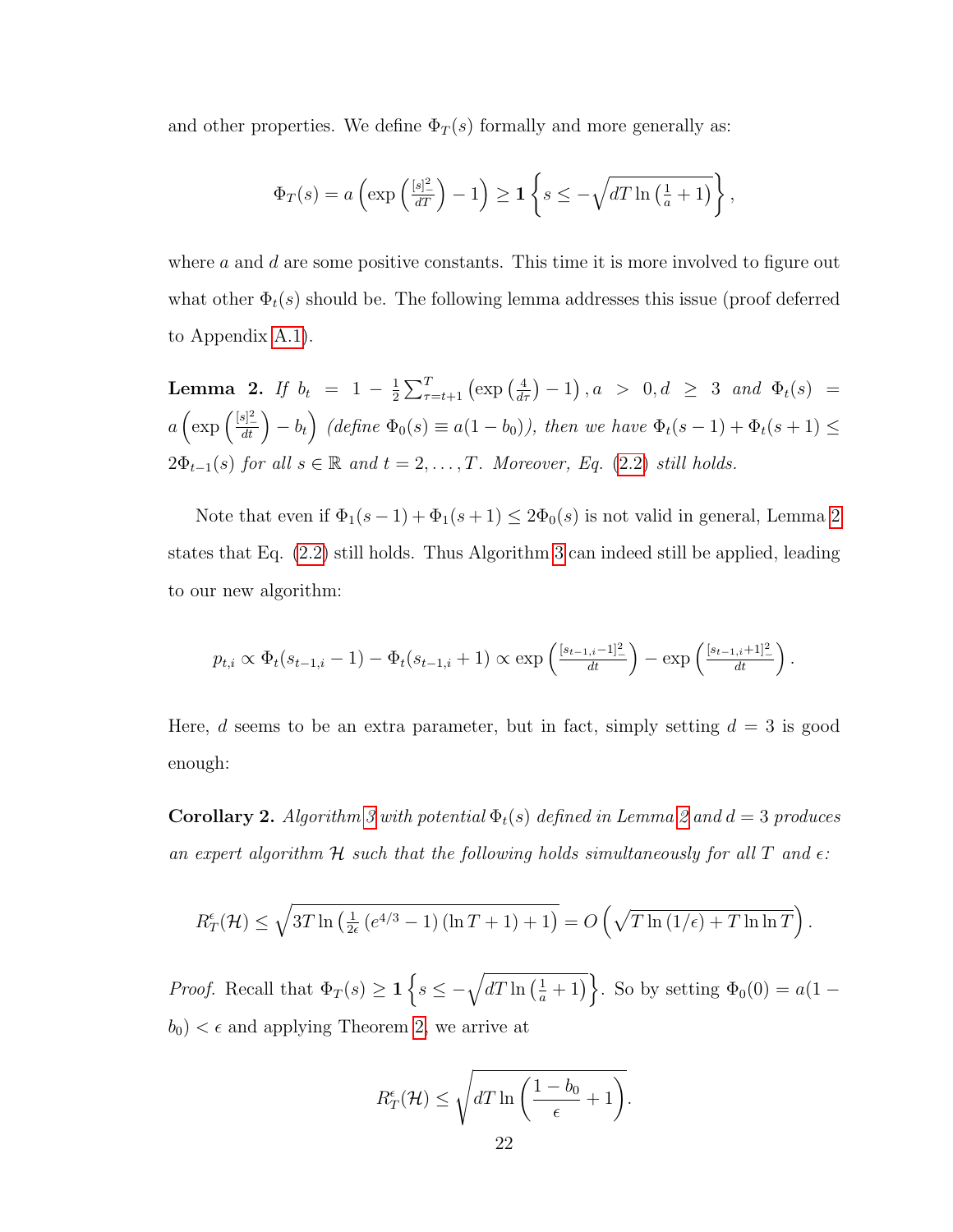and other properties. We define $\Phi_T(s)$ formally and more generally as:

$$\Phi_T(s) = a\left(\exp\left(\frac{[s]_-^2}{dT}\right) - 1\right) \geq \mathbf{1}\left\{s \leq -\sqrt{dT\ln\left(\frac{1}{a}+1\right)}\right\},$$

where $a$ and $d$ are some positive constants. This time it is more involved to figure out what other $\Phi_t(s)$ should be. The following lemma addresses this issue (proof deferred to Appendix A.1).

**Lemma 2.** *If* $b_t = 1 - \frac{1}{2}\sum_{\tau=t+1}^{T}\left(\exp\left(\frac{4}{d\tau}\right)-1\right), a > 0, d \geq 3$ *and* $\Phi_t(s) = a\left(\exp\left(\frac{[s]_-^2}{dt}\right) - b_t\right)$ *(define* $\Phi_0(s) \equiv a(1-b_0)$*), then we have* $\Phi_t(s-1) + \Phi_t(s+1) \leq 2\Phi_{t-1}(s)$ *for all* $s \in \mathbb{R}$ *and* $t = 2, \ldots, T$*. Moreover, Eq. (2.2) still holds.*

Note that even if $\Phi_1(s-1) + \Phi_1(s+1) \leq 2\Phi_0(s)$ is not valid in general, Lemma 2 states that Eq. (2.2) still holds. Thus Algorithm 3 can indeed still be applied, leading to our new algorithm:

$$p_{t,i} \propto \Phi_t(s_{t-1,i}-1) - \Phi_t(s_{t-1,i}+1) \propto \exp\left(\frac{[s_{t-1,i}-1]_-^2}{dt}\right) - \exp\left(\frac{[s_{t-1,i}+1]_-^2}{dt}\right).$$

Here, $d$ seems to be an extra parameter, but in fact, simply setting $d = 3$ is good enough:

**Corollary 2.** *Algorithm 3 with potential* $\Phi_t(s)$ *defined in Lemma 2 and* $d = 3$ *produces an expert algorithm* $\mathcal{H}$ *such that the following holds simultaneously for all* $T$ *and* $\epsilon$*:*

$$R_T^{\epsilon}(\mathcal{H}) \leq \sqrt{3T\ln\left(\frac{1}{2\epsilon}\left(e^{4/3}-1\right)(\ln T + 1) + 1\right)} = O\left(\sqrt{T\ln(1/\epsilon) + T\ln\ln T}\right).$$

*Proof.* Recall that $\Phi_T(s) \geq \mathbf{1}\left\{s \leq -\sqrt{dT\ln\left(\frac{1}{a}+1\right)}\right\}$. So by setting $\Phi_0(0) = a(1-b_0) < \epsilon$ and applying Theorem 2, we arrive at

$$R_T^{\epsilon}(\mathcal{H}) \leq \sqrt{dT\ln\left(\frac{1-b_0}{\epsilon}+1\right)}.$$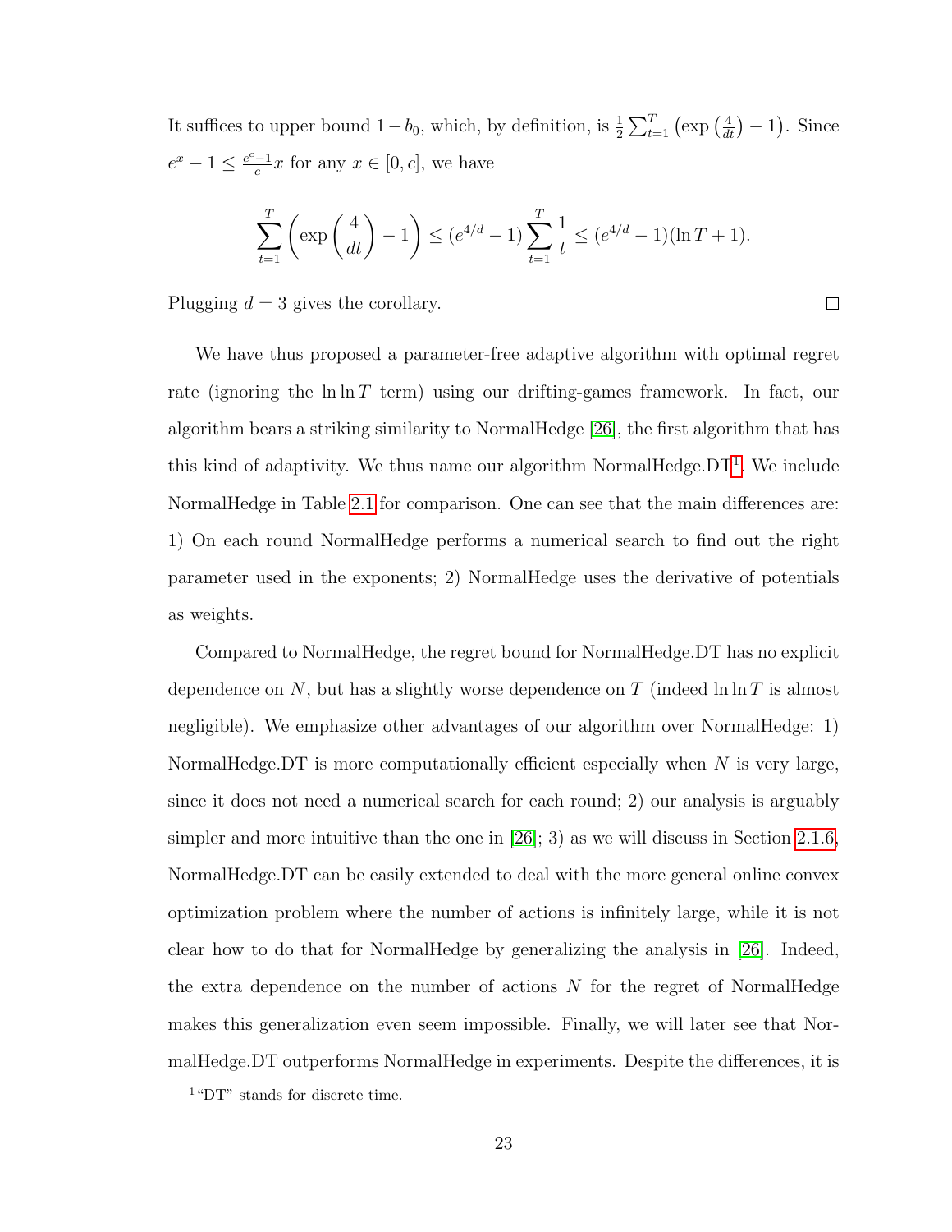It suffices to upper bound $1 - b_0$, which, by definition, is $\frac{1}{2}\sum_{t=1}^{T}\left(\exp\left(\frac{4}{dt}\right) - 1\right)$. Since $e^x - 1 \leq \frac{e^c - 1}{c}x$ for any $x \in [0, c]$, we have

$$\sum_{t=1}^{T}\left(\exp\left(\frac{4}{dt}\right) - 1\right) \leq (e^{4/d} - 1)\sum_{t=1}^{T}\frac{1}{t} \leq (e^{4/d} - 1)(\ln T + 1).$$

Plugging $d = 3$ gives the corollary. □

We have thus proposed a parameter-free adaptive algorithm with optimal regret rate (ignoring the $\ln \ln T$ term) using our drifting-games framework. In fact, our algorithm bears a striking similarity to NormalHedge [26], the first algorithm that has this kind of adaptivity. We thus name our algorithm NormalHedge.DT[1]. We include NormalHedge in Table 2.1 for comparison. One can see that the main differences are: 1) On each round NormalHedge performs a numerical search to find out the right parameter used in the exponents; 2) NormalHedge uses the derivative of potentials as weights.

Compared to NormalHedge, the regret bound for NormalHedge.DT has no explicit dependence on $N$, but has a slightly worse dependence on $T$ (indeed $\ln \ln T$ is almost negligible). We emphasize other advantages of our algorithm over NormalHedge: 1) NormalHedge.DT is more computationally efficient especially when $N$ is very large, since it does not need a numerical search for each round; 2) our analysis is arguably simpler and more intuitive than the one in [26]; 3) as we will discuss in Section 2.1.6, NormalHedge.DT can be easily extended to deal with the more general online convex optimization problem where the number of actions is infinitely large, while it is not clear how to do that for NormalHedge by generalizing the analysis in [26]. Indeed, the extra dependence on the number of actions $N$ for the regret of NormalHedge makes this generalization even seem impossible. Finally, we will later see that NormalHedge.DT outperforms NormalHedge in experiments. Despite the differences, it is

[1] "DT" stands for discrete time.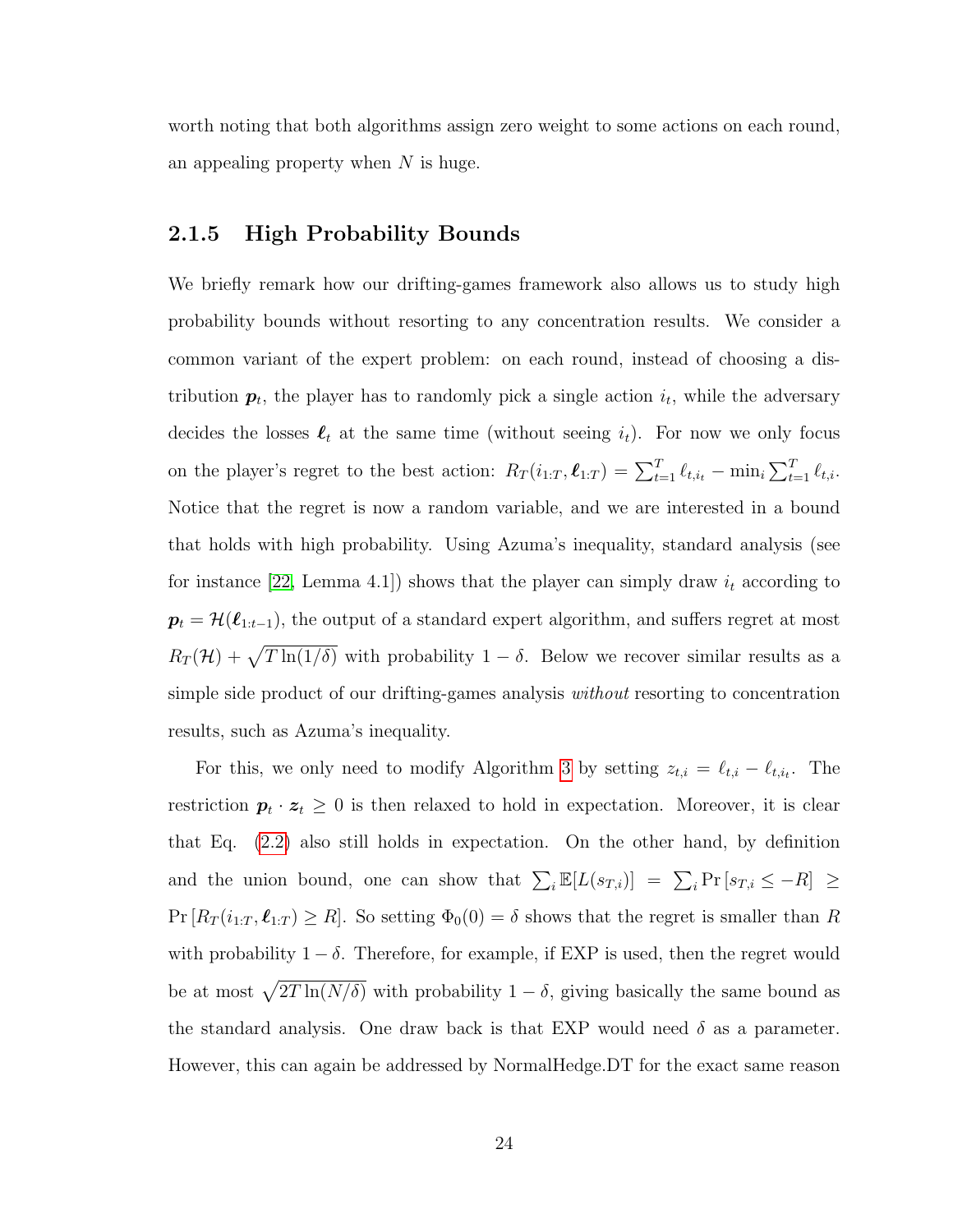worth noting that both algorithms assign zero weight to some actions on each round, an appealing property when $N$ is huge.

### 2.1.5 High Probability Bounds

We briefly remark how our drifting-games framework also allows us to study high probability bounds without resorting to any concentration results. We consider a common variant of the expert problem: on each round, instead of choosing a distribution $\boldsymbol{p}_t$, the player has to randomly pick a single action $i_t$, while the adversary decides the losses $\boldsymbol{\ell}_t$ at the same time (without seeing $i_t$). For now we only focus on the player's regret to the best action: $R_T(i_{1:T}, \boldsymbol{\ell}_{1:T}) = \sum_{t=1}^T \ell_{t,i_t} - \min_i \sum_{t=1}^T \ell_{t,i}$. Notice that the regret is now a random variable, and we are interested in a bound that holds with high probability. Using Azuma's inequality, standard analysis (see for instance [22, Lemma 4.1]) shows that the player can simply draw $i_t$ according to $\boldsymbol{p}_t = \mathcal{H}(\boldsymbol{\ell}_{1:t-1})$, the output of a standard expert algorithm, and suffers regret at most $R_T(\mathcal{H}) + \sqrt{T \ln(1/\delta)}$ with probability $1 - \delta$. Below we recover similar results as a simple side product of our drifting-games analysis *without* resorting to concentration results, such as Azuma's inequality.

For this, we only need to modify Algorithm 3 by setting $z_{t,i} = \ell_{t,i} - \ell_{t,i_t}$. The restriction $\boldsymbol{p}_t \cdot \boldsymbol{z}_t \geq 0$ is then relaxed to hold in expectation. Moreover, it is clear that Eq. (2.2) also still holds in expectation. On the other hand, by definition and the union bound, one can show that $\sum_i \mathbb{E}[L(s_{T,i})] = \sum_i \Pr[s_{T,i} \leq -R] \geq \Pr[R_T(i_{1:T}, \boldsymbol{\ell}_{1:T}) \geq R]$. So setting $\Phi_0(0) = \delta$ shows that the regret is smaller than $R$ with probability $1 - \delta$. Therefore, for example, if EXP is used, then the regret would be at most $\sqrt{2T \ln(N/\delta)}$ with probability $1 - \delta$, giving basically the same bound as the standard analysis. One draw back is that EXP would need $\delta$ as a parameter. However, this can again be addressed by NormalHedge.DT for the exact same reason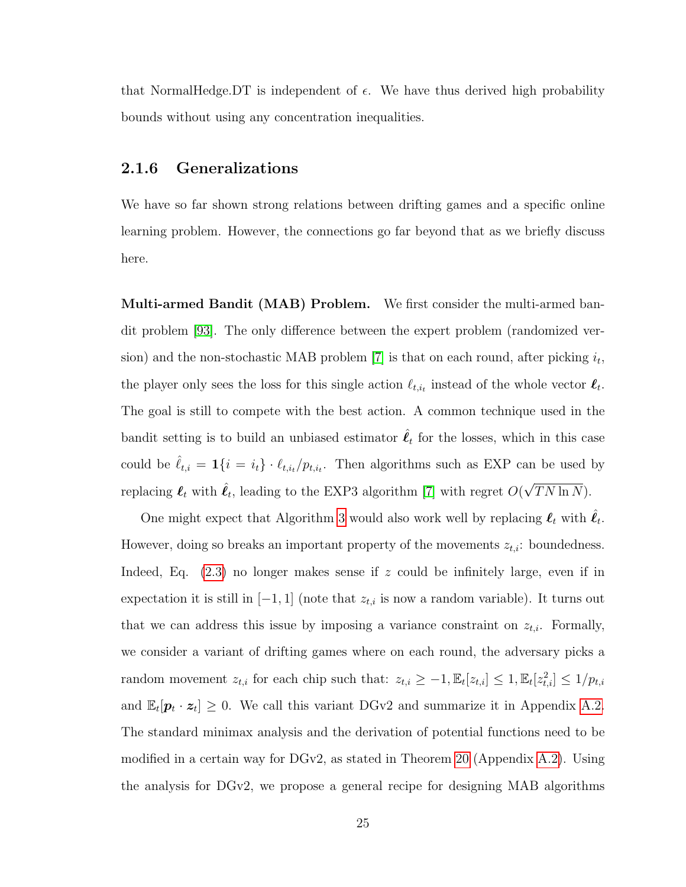that NormalHedge.DT is independent of $\epsilon$. We have thus derived high probability bounds without using any concentration inequalities.

### 2.1.6 Generalizations

We have so far shown strong relations between drifting games and a specific online learning problem. However, the connections go far beyond that as we briefly discuss here.

**Multi-armed Bandit (MAB) Problem.** We first consider the multi-armed bandit problem [93]. The only difference between the expert problem (randomized version) and the non-stochastic MAB problem [7] is that on each round, after picking $i_t$, the player only sees the loss for this single action $\ell_{t,i_t}$ instead of the whole vector $\boldsymbol{\ell}_t$. The goal is still to compete with the best action. A common technique used in the bandit setting is to build an unbiased estimator $\hat{\boldsymbol{\ell}}_t$ for the losses, which in this case could be $\hat{\ell}_{t,i} = \mathbf{1}\{i = i_t\} \cdot \ell_{t,i_t}/p_{t,i_t}$. Then algorithms such as EXP can be used by replacing $\boldsymbol{\ell}_t$ with $\hat{\boldsymbol{\ell}}_t$, leading to the EXP3 algorithm [7] with regret $O(\sqrt{TN \ln N})$.

One might expect that Algorithm 3 would also work well by replacing $\boldsymbol{\ell}_t$ with $\hat{\boldsymbol{\ell}}_t$. However, doing so breaks an important property of the movements $z_{t,i}$: boundedness. Indeed, Eq. (2.3) no longer makes sense if $z$ could be infinitely large, even if in expectation it is still in $[-1, 1]$ (note that $z_{t,i}$ is now a random variable). It turns out that we can address this issue by imposing a variance constraint on $z_{t,i}$. Formally, we consider a variant of drifting games where on each round, the adversary picks a random movement $z_{t,i}$ for each chip such that: $z_{t,i} \geq -1, \mathbb{E}_t[z_{t,i}] \leq 1, \mathbb{E}_t[z_{t,i}^2] \leq 1/p_{t,i}$ and $\mathbb{E}_t[\boldsymbol{p}_t \cdot \boldsymbol{z}_t] \geq 0$. We call this variant DGv2 and summarize it in Appendix A.2. The standard minimax analysis and the derivation of potential functions need to be modified in a certain way for DGv2, as stated in Theorem 20 (Appendix A.2). Using the analysis for DGv2, we propose a general recipe for designing MAB algorithms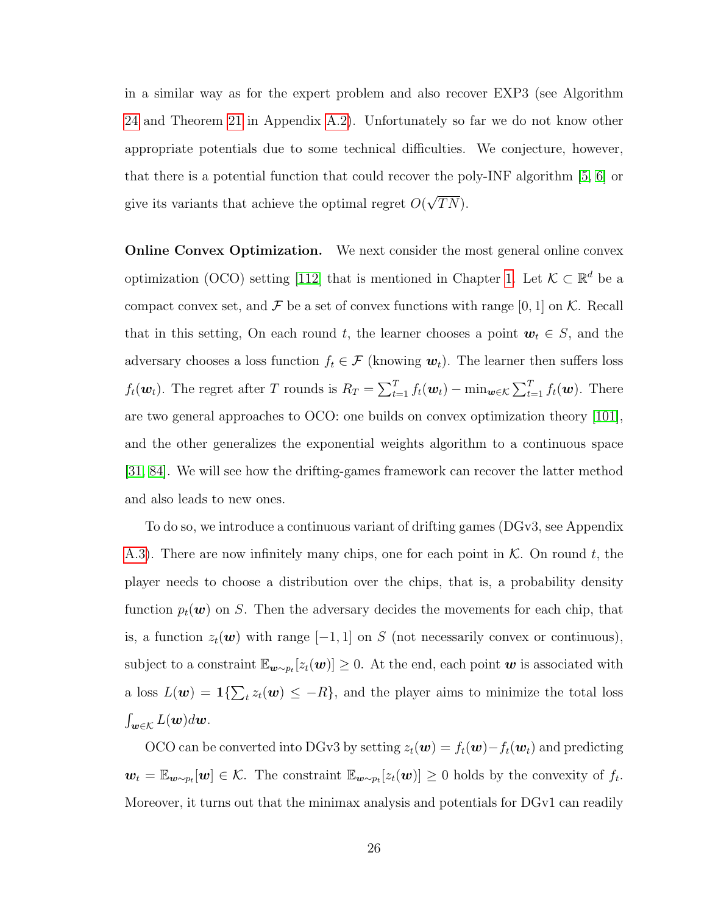in a similar way as for the expert problem and also recover EXP3 (see Algorithm 24 and Theorem 21 in Appendix A.2). Unfortunately so far we do not know other appropriate potentials due to some technical difficulties. We conjecture, however, that there is a potential function that could recover the poly-INF algorithm [5, 6] or give its variants that achieve the optimal regret $O(\sqrt{TN})$.

**Online Convex Optimization.** We next consider the most general online convex optimization (OCO) setting [112] that is mentioned in Chapter 1. Let $\mathcal{K} \subset \mathbb{R}^d$ be a compact convex set, and $\mathcal{F}$ be a set of convex functions with range $[0, 1]$ on $\mathcal{K}$. Recall that in this setting, On each round $t$, the learner chooses a point $\boldsymbol{w}_t \in S$, and the adversary chooses a loss function $f_t \in \mathcal{F}$ (knowing $\boldsymbol{w}_t$). The learner then suffers loss $f_t(\boldsymbol{w}_t)$. The regret after $T$ rounds is $R_T = \sum_{t=1}^T f_t(\boldsymbol{w}_t) - \min_{\boldsymbol{w}\in\mathcal{K}} \sum_{t=1}^T f_t(\boldsymbol{w})$. There are two general approaches to OCO: one builds on convex optimization theory [101], and the other generalizes the exponential weights algorithm to a continuous space [31, 84]. We will see how the drifting-games framework can recover the latter method and also leads to new ones.

To do so, we introduce a continuous variant of drifting games (DGv3, see Appendix A.3). There are now infinitely many chips, one for each point in $\mathcal{K}$. On round $t$, the player needs to choose a distribution over the chips, that is, a probability density function $p_t(\boldsymbol{w})$ on $S$. Then the adversary decides the movements for each chip, that is, a function $z_t(\boldsymbol{w})$ with range $[-1, 1]$ on $S$ (not necessarily convex or continuous), subject to a constraint $\mathbb{E}_{\boldsymbol{w}\sim p_t}[z_t(\boldsymbol{w})] \geq 0$. At the end, each point $\boldsymbol{w}$ is associated with a loss $L(\boldsymbol{w}) = \mathbf{1}\{\sum_t z_t(\boldsymbol{w}) \leq -R\}$, and the player aims to minimize the total loss $\int_{\boldsymbol{w}\in\mathcal{K}} L(\boldsymbol{w}) d\boldsymbol{w}$.

OCO can be converted into DGv3 by setting $z_t(\boldsymbol{w}) = f_t(\boldsymbol{w}) - f_t(\boldsymbol{w}_t)$ and predicting $\boldsymbol{w}_t = \mathbb{E}_{\boldsymbol{w}\sim p_t}[\boldsymbol{w}] \in \mathcal{K}$. The constraint $\mathbb{E}_{\boldsymbol{w}\sim p_t}[z_t(\boldsymbol{w})] \geq 0$ holds by the convexity of $f_t$. Moreover, it turns out that the minimax analysis and potentials for DGv1 can readily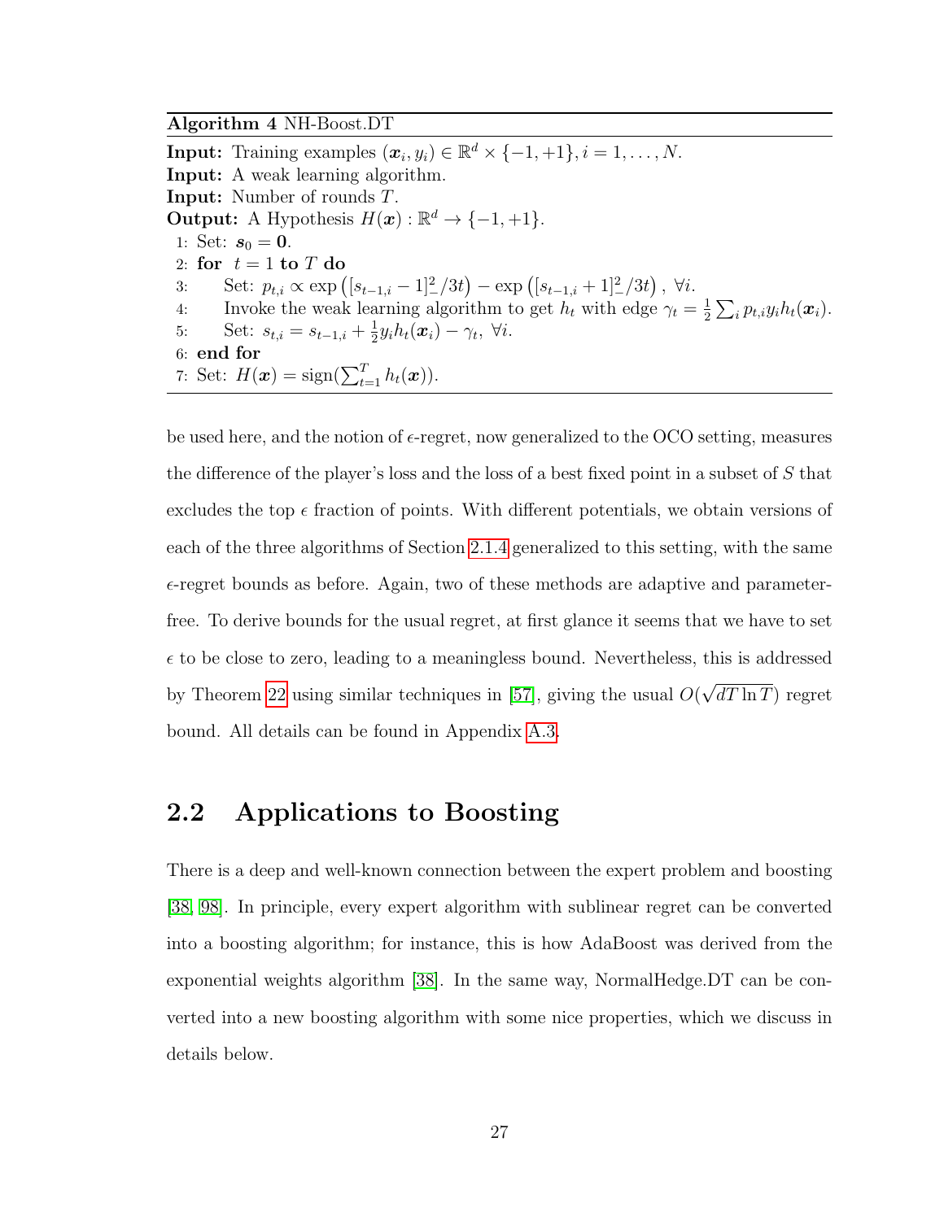**Algorithm 4** NH-Boost.DT

**Input:** Training examples $(\boldsymbol{x}_i, y_i) \in \mathbb{R}^d \times \{-1, +1\}, i = 1, \ldots, N$.
**Input:** A weak learning algorithm.
**Input:** Number of rounds $T$.
**Output:** A Hypothesis $H(\boldsymbol{x}) : \mathbb{R}^d \to \{-1, +1\}$.

1: Set: $\boldsymbol{s}_0 = \boldsymbol{0}$.
2: **for** $t = 1$ **to** $T$ **do**
3: Set: $p_{t,i} \propto \exp\left([s_{t-1,i} - 1]_-^2/3t\right) - \exp\left([s_{t-1,i} + 1]_-^2/3t\right)$, $\forall i$.
4: Invoke the weak learning algorithm to get $h_t$ with edge $\gamma_t = \frac{1}{2}\sum_i p_{t,i} y_i h_t(\boldsymbol{x}_i)$.
5: Set: $s_{t,i} = s_{t-1,i} + \frac{1}{2} y_i h_t(\boldsymbol{x}_i) - \gamma_t$, $\forall i$.
6: **end for**
7: Set: $H(\boldsymbol{x}) = \text{sign}(\sum_{t=1}^T h_t(\boldsymbol{x}))$.

be used here, and the notion of $\epsilon$-regret, now generalized to the OCO setting, measures the difference of the player's loss and the loss of a best fixed point in a subset of $S$ that excludes the top $\epsilon$ fraction of points. With different potentials, we obtain versions of each of the three algorithms of Section 2.1.4 generalized to this setting, with the same $\epsilon$-regret bounds as before. Again, two of these methods are adaptive and parameter-free. To derive bounds for the usual regret, at first glance it seems that we have to set $\epsilon$ to be close to zero, leading to a meaningless bound. Nevertheless, this is addressed by Theorem 22 using similar techniques in [57], giving the usual $O(\sqrt{dT \ln T})$ regret bound. All details can be found in Appendix A.3.

## 2.2 Applications to Boosting

There is a deep and well-known connection between the expert problem and boosting [38, 98]. In principle, every expert algorithm with sublinear regret can be converted into a boosting algorithm; for instance, this is how AdaBoost was derived from the exponential weights algorithm [38]. In the same way, NormalHedge.DT can be converted into a new boosting algorithm with some nice properties, which we discuss in details below.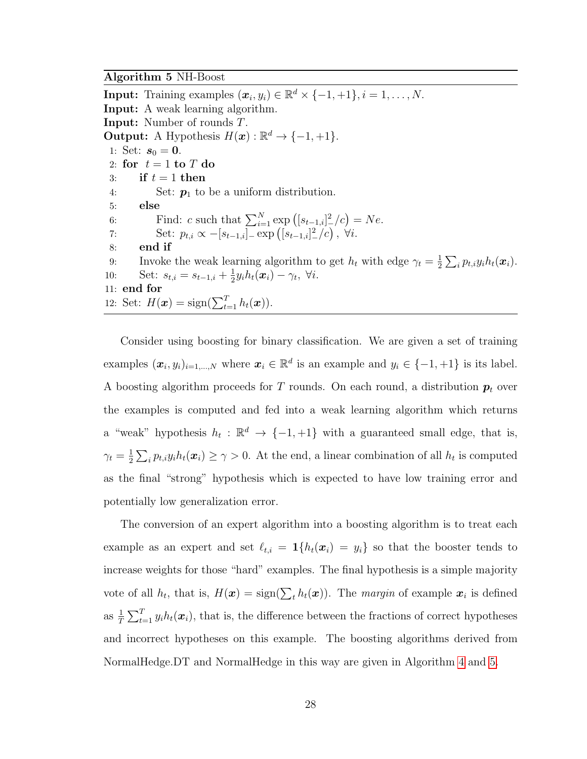**Algorithm 5** NH-Boost

**Input:** Training examples $(\boldsymbol{x}_i, y_i) \in \mathbb{R}^d \times \{-1, +1\}, i = 1, \ldots, N$.
**Input:** A weak learning algorithm.
**Input:** Number of rounds $T$.
**Output:** A Hypothesis $H(\boldsymbol{x}) : \mathbb{R}^d \to \{-1, +1\}$.

1: Set: $\boldsymbol{s}_0 = \boldsymbol{0}$.
2: **for** $t = 1$ **to** $T$ **do**
3: &nbsp;&nbsp;&nbsp;&nbsp;**if** $t = 1$ **then**
4: &nbsp;&nbsp;&nbsp;&nbsp;&nbsp;&nbsp;&nbsp;&nbsp;Set: $\boldsymbol{p}_1$ to be a uniform distribution.
5: &nbsp;&nbsp;&nbsp;&nbsp;**else**
6: &nbsp;&nbsp;&nbsp;&nbsp;&nbsp;&nbsp;&nbsp;&nbsp;Find: $c$ such that $\sum_{i=1}^{N} \exp\left([s_{t-1,i}]_-^2/c\right) = Ne$.
7: &nbsp;&nbsp;&nbsp;&nbsp;&nbsp;&nbsp;&nbsp;&nbsp;Set: $p_{t,i} \propto -[s_{t-1,i}]_- \exp\left([s_{t-1,i}]_-^2/c\right),\ \forall i$.
8: &nbsp;&nbsp;&nbsp;&nbsp;**end if**
9: &nbsp;&nbsp;&nbsp;&nbsp;Invoke the weak learning algorithm to get $h_t$ with edge $\gamma_t = \frac{1}{2}\sum_i p_{t,i} y_i h_t(\boldsymbol{x}_i)$.
10: &nbsp;&nbsp;&nbsp;Set: $s_{t,i} = s_{t-1,i} + \frac{1}{2} y_i h_t(\boldsymbol{x}_i) - \gamma_t,\ \forall i$.
11: **end for**
12: Set: $H(\boldsymbol{x}) = \text{sign}(\sum_{t=1}^{T} h_t(\boldsymbol{x}))$.

Consider using boosting for binary classification. We are given a set of training examples $(\boldsymbol{x}_i, y_i)_{i=1,\ldots,N}$ where $\boldsymbol{x}_i \in \mathbb{R}^d$ is an example and $y_i \in \{-1, +1\}$ is its label. A boosting algorithm proceeds for $T$ rounds. On each round, a distribution $\boldsymbol{p}_t$ over the examples is computed and fed into a weak learning algorithm which returns a "weak" hypothesis $h_t : \mathbb{R}^d \to \{-1, +1\}$ with a guaranteed small edge, that is, $\gamma_t = \frac{1}{2}\sum_i p_{t,i} y_i h_t(\boldsymbol{x}_i) \geq \gamma > 0$. At the end, a linear combination of all $h_t$ is computed as the final "strong" hypothesis which is expected to have low training error and potentially low generalization error.

The conversion of an expert algorithm into a boosting algorithm is to treat each example as an expert and set $\ell_{t,i} = \mathbf{1}\{h_t(\boldsymbol{x}_i) = y_i\}$ so that the booster tends to increase weights for those "hard" examples. The final hypothesis is a simple majority vote of all $h_t$, that is, $H(\boldsymbol{x}) = \text{sign}(\sum_t h_t(\boldsymbol{x}))$. The *margin* of example $\boldsymbol{x}_i$ is defined as $\frac{1}{T}\sum_{t=1}^{T} y_i h_t(\boldsymbol{x}_i)$, that is, the difference between the fractions of correct hypotheses and incorrect hypotheses on this example. The boosting algorithms derived from NormalHedge.DT and NormalHedge in this way are given in Algorithm 4 and 5.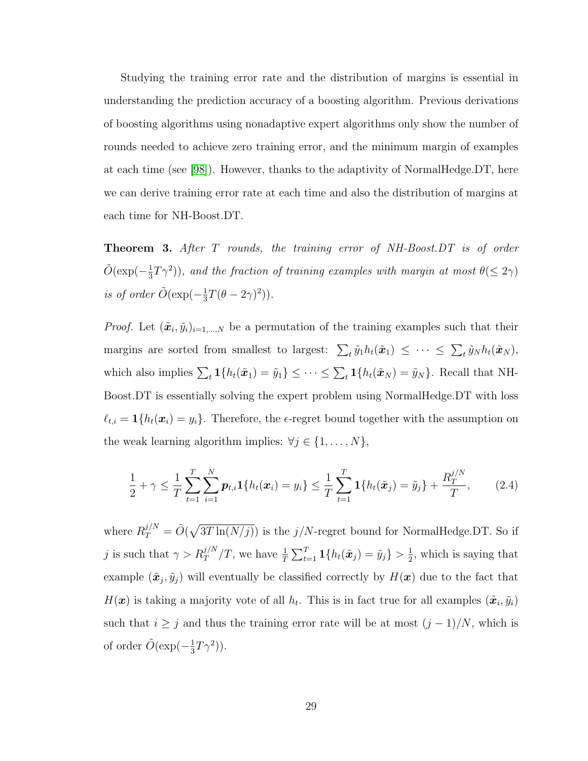Studying the training error rate and the distribution of margins is essential in understanding the prediction accuracy of a boosting algorithm. Previous derivations of boosting algorithms using nonadaptive expert algorithms only show the number of rounds needed to achieve zero training error, and the minimum margin of examples at each time (see [98]). However, thanks to the adaptivity of NormalHedge.DT, here we can derive training error rate at each time and also the distribution of margins at each time for NH-Boost.DT.

**Theorem 3.** *After $T$ rounds, the training error of NH-Boost.DT is of order $\tilde{O}(\exp(-\frac{1}{3}T\gamma^2))$, and the fraction of training examples with margin at most $\theta(\leq 2\gamma)$ is of order $\tilde{O}(\exp(-\frac{1}{3}T(\theta - 2\gamma)^2))$.*

*Proof.* Let $(\tilde{\boldsymbol{x}}_i, \tilde{y}_i)_{i=1,\ldots,N}$ be a permutation of the training examples such that their margins are sorted from smallest to largest: $\sum_t \tilde{y}_1 h_t(\tilde{\boldsymbol{x}}_1) \leq \cdots \leq \sum_t \tilde{y}_N h_t(\tilde{\boldsymbol{x}}_N)$, which also implies $\sum_t \mathbf{1}\{h_t(\tilde{\boldsymbol{x}}_1) = \tilde{y}_1\} \leq \cdots \leq \sum_t \mathbf{1}\{h_t(\tilde{\boldsymbol{x}}_N) = \tilde{y}_N\}$. Recall that NH-Boost.DT is essentially solving the expert problem using NormalHedge.DT with loss $\ell_{t,i} = \mathbf{1}\{h_t(\boldsymbol{x}_i) = y_i\}$. Therefore, the $\epsilon$-regret bound together with the assumption on the weak learning algorithm implies: $\forall j \in \{1, \ldots, N\}$,

$$\frac{1}{2} + \gamma \leq \frac{1}{T}\sum_{t=1}^{T}\sum_{i=1}^{N} \boldsymbol{p}_{t,i}\mathbf{1}\{h_t(\boldsymbol{x}_i) = y_i\} \leq \frac{1}{T}\sum_{t=1}^{T}\mathbf{1}\{h_t(\tilde{\boldsymbol{x}}_j) = \tilde{y}_j\} + \frac{R_T^{j/N}}{T}, \tag{2.4}$$

where $R_T^{j/N} = \tilde{O}(\sqrt{3T\ln(N/j)})$ is the $j/N$-regret bound for NormalHedge.DT. So if $j$ is such that $\gamma > R_T^{j/N}/T$, we have $\frac{1}{T}\sum_{t=1}^{T}\mathbf{1}\{h_t(\tilde{\boldsymbol{x}}_j) = \tilde{y}_j\} > \frac{1}{2}$, which is saying that example $(\tilde{\boldsymbol{x}}_j, \tilde{y}_j)$ will eventually be classified correctly by $H(\boldsymbol{x})$ due to the fact that $H(\boldsymbol{x})$ is taking a majority vote of all $h_t$. This is in fact true for all examples $(\tilde{\boldsymbol{x}}_i, \tilde{y}_i)$ such that $i \geq j$ and thus the training error rate will be at most $(j-1)/N$, which is of order $\tilde{O}(\exp(-\frac{1}{3}T\gamma^2))$.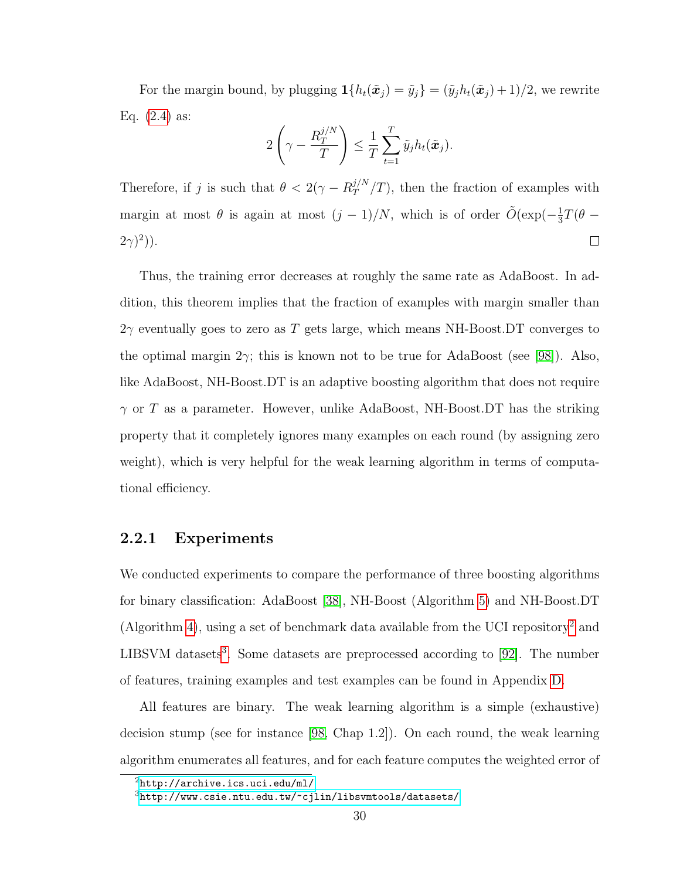For the margin bound, by plugging $\mathbf{1}\{h_t(\tilde{\boldsymbol{x}}_j) = \tilde{y}_j\} = (\tilde{y}_j h_t(\tilde{\boldsymbol{x}}_j) + 1)/2$, we rewrite Eq. (2.4) as:

$$2\left(\gamma - \frac{R_T^{j/N}}{T}\right) \leq \frac{1}{T}\sum_{t=1}^{T} \tilde{y}_j h_t(\tilde{\boldsymbol{x}}_j).$$

Therefore, if $j$ is such that $\theta < 2(\gamma - R_T^{j/N}/T)$, then the fraction of examples with margin at most $\theta$ is again at most $(j-1)/N$, which is of order $\tilde{O}(\exp(-\frac{1}{3}T(\theta - 2\gamma)^2))$. □

Thus, the training error decreases at roughly the same rate as AdaBoost. In addition, this theorem implies that the fraction of examples with margin smaller than $2\gamma$ eventually goes to zero as $T$ gets large, which means NH-Boost.DT converges to the optimal margin $2\gamma$; this is known not to be true for AdaBoost (see [98]). Also, like AdaBoost, NH-Boost.DT is an adaptive boosting algorithm that does not require $\gamma$ or $T$ as a parameter. However, unlike AdaBoost, NH-Boost.DT has the striking property that it completely ignores many examples on each round (by assigning zero weight), which is very helpful for the weak learning algorithm in terms of computational efficiency.

### 2.2.1 Experiments

We conducted experiments to compare the performance of three boosting algorithms for binary classification: AdaBoost [38], NH-Boost (Algorithm 5) and NH-Boost.DT (Algorithm 4), using a set of benchmark data available from the UCI repository[2] and LIBSVM datasets[3]. Some datasets are preprocessed according to [92]. The number of features, training examples and test examples can be found in Appendix D.

All features are binary. The weak learning algorithm is a simple (exhaustive) decision stump (see for instance [98, Chap 1.2]). On each round, the weak learning algorithm enumerates all features, and for each feature computes the weighted error of

[2] http://archive.ics.uci.edu/ml/

[3] http://www.csie.ntu.edu.tw/~cjlin/libsvmtools/datasets/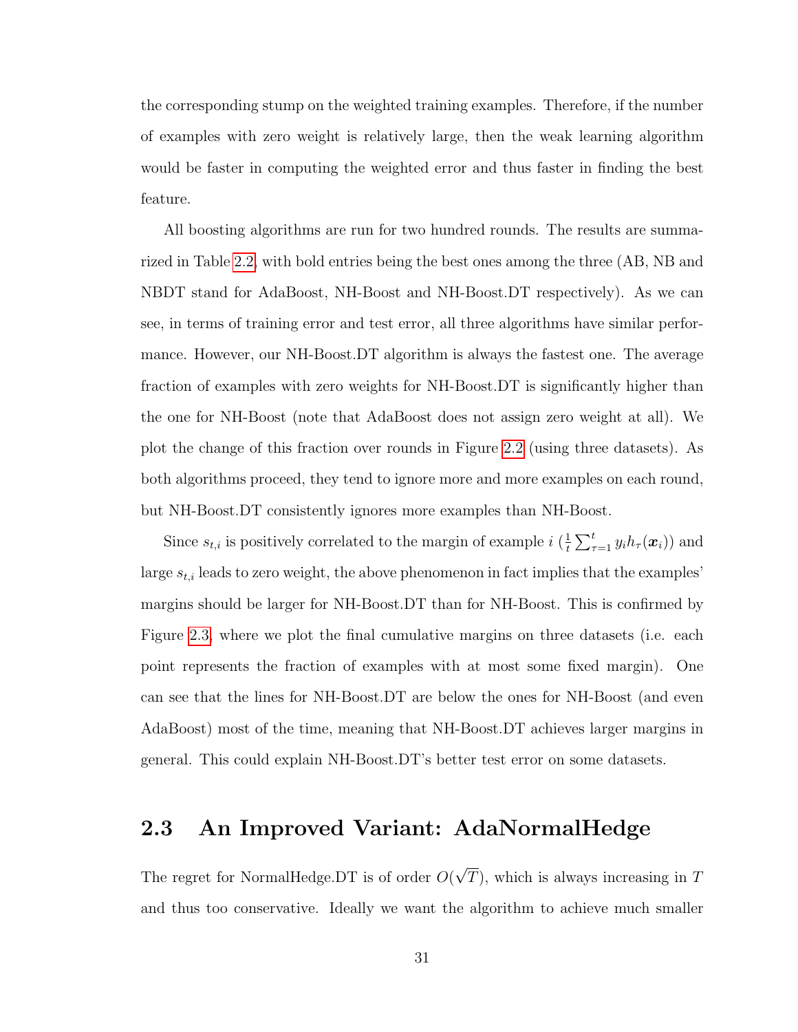the corresponding stump on the weighted training examples. Therefore, if the number of examples with zero weight is relatively large, then the weak learning algorithm would be faster in computing the weighted error and thus faster in finding the best feature.

All boosting algorithms are run for two hundred rounds. The results are summarized in Table 2.2, with bold entries being the best ones among the three (AB, NB and NBDT stand for AdaBoost, NH-Boost and NH-Boost.DT respectively). As we can see, in terms of training error and test error, all three algorithms have similar performance. However, our NH-Boost.DT algorithm is always the fastest one. The average fraction of examples with zero weights for NH-Boost.DT is significantly higher than the one for NH-Boost (note that AdaBoost does not assign zero weight at all). We plot the change of this fraction over rounds in Figure 2.2 (using three datasets). As both algorithms proceed, they tend to ignore more and more examples on each round, but NH-Boost.DT consistently ignores more examples than NH-Boost.

Since $s_{t,i}$ is positively correlated to the margin of example $i$ ($\frac{1}{t}\sum_{\tau=1}^{t} y_i h_\tau(\boldsymbol{x}_i)$) and large $s_{t,i}$ leads to zero weight, the above phenomenon in fact implies that the examples' margins should be larger for NH-Boost.DT than for NH-Boost. This is confirmed by Figure 2.3, where we plot the final cumulative margins on three datasets (i.e. each point represents the fraction of examples with at most some fixed margin). One can see that the lines for NH-Boost.DT are below the ones for NH-Boost (and even AdaBoost) most of the time, meaning that NH-Boost.DT achieves larger margins in general. This could explain NH-Boost.DT's better test error on some datasets.

## 2.3 An Improved Variant: AdaNormalHedge

The regret for NormalHedge.DT is of order $O(\sqrt{T})$, which is always increasing in $T$ and thus too conservative. Ideally we want the algorithm to achieve much smaller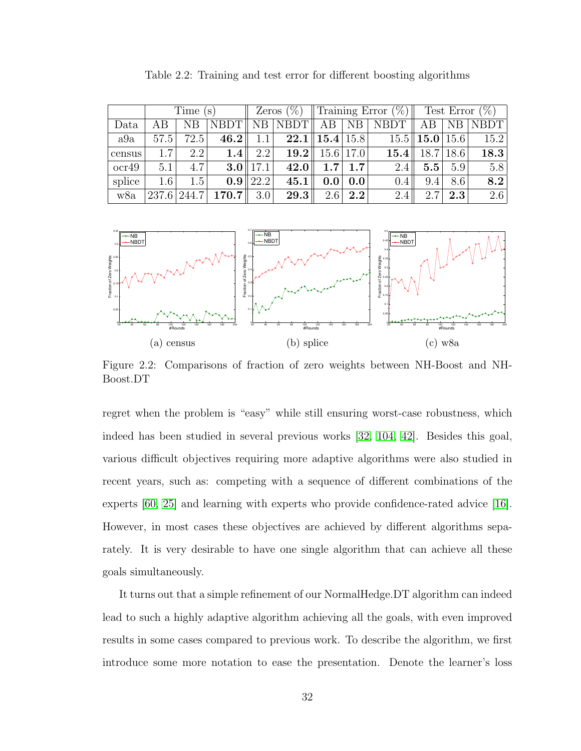Table 2.2: Training and test error for different boosting algorithms

| | Time (s) | | | Zeros (%) | | Training Error (%) | | | Test Error (%) | | |
|---|---|---|---|---|---|---|---|---|---|---|---|
| Data | AB | NB | NBDT | NB | NBDT | AB | NB | NBDT | AB | NB | NBDT |
| a9a | 57.5 | 72.5 | **46.2** | 1.1 | **22.1** | **15.4** | 15.8 | 15.5 | **15.0** | 15.6 | 15.2 |
| census | 1.7 | 2.2 | **1.4** | 2.2 | **19.2** | 15.6 | 17.0 | **15.4** | 18.7 | 18.6 | **18.3** |
| ocr49 | 5.1 | 4.7 | **3.0** | 17.1 | **42.0** | **1.7** | **1.7** | 2.4 | **5.5** | 5.9 | 5.8 |
| splice | 1.6 | 1.5 | **0.9** | 22.2 | **45.1** | **0.0** | **0.0** | 0.4 | 9.4 | 8.6 | **8.2** |
| w8a | 237.6 | 244.7 | **170.7** | 3.0 | **29.3** | 2.6 | **2.2** | 2.4 | 2.7 | **2.3** | 2.6 |

(a) census (b) splice (c) w8a

Figure 2.2: Comparisons of fraction of zero weights between NH-Boost and NH-Boost.DT

regret when the problem is "easy" while still ensuring worst-case robustness, which indeed has been studied in several previous works [32, 104, 42]. Besides this goal, various difficult objectives requiring more adaptive algorithms were also studied in recent years, such as: competing with a sequence of different combinations of the experts [60, 25] and learning with experts who provide confidence-rated advice [16]. However, in most cases these objectives are achieved by different algorithms separately. It is very desirable to have one single algorithm that can achieve all these goals simultaneously.

It turns out that a simple refinement of our NormalHedge.DT algorithm can indeed lead to such a highly adaptive algorithm achieving all the goals, with even improved results in some cases compared to previous work. To describe the algorithm, we first introduce some more notation to ease the presentation. Denote the learner's loss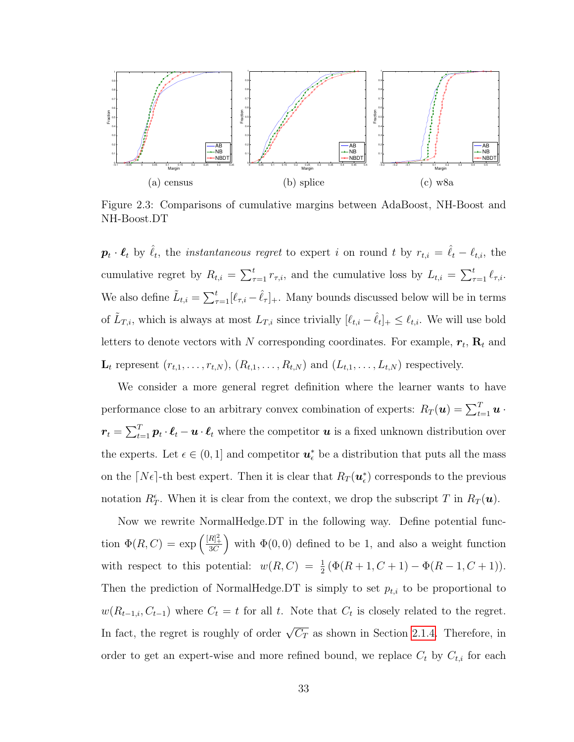(a) census (b) splice (c) w8a

Figure 2.3: Comparisons of cumulative margins between AdaBoost, NH-Boost and NH-Boost.DT

$\boldsymbol{p}_t \cdot \boldsymbol{\ell}_t$ by $\hat{\ell}_t$, the *instantaneous regret* to expert $i$ on round $t$ by $r_{t,i} = \hat{\ell}_t - \ell_{t,i}$, the cumulative regret by $R_{t,i} = \sum_{\tau=1}^{t} r_{\tau,i}$, and the cumulative loss by $L_{t,i} = \sum_{\tau=1}^{t} \ell_{\tau,i}$. We also define $\tilde{L}_{t,i} = \sum_{\tau=1}^{t} [\ell_{\tau,i} - \hat{\ell}_\tau]_+$. Many bounds discussed below will be in terms of $\tilde{L}_{T,i}$, which is always at most $L_{T,i}$ since trivially $[\ell_{t,i} - \hat{\ell}_t]_+ \leq \ell_{t,i}$. We will use bold letters to denote vectors with $N$ corresponding coordinates. For example, $\boldsymbol{r}_t$, $\mathbf{R}_t$ and $\mathbf{L}_t$ represent $(r_{t,1}, \ldots, r_{t,N})$, $(R_{t,1}, \ldots, R_{t,N})$ and $(L_{t,1}, \ldots, L_{t,N})$ respectively.

We consider a more general regret definition where the learner wants to have performance close to an arbitrary convex combination of experts: $R_T(\boldsymbol{u}) = \sum_{t=1}^{T} \boldsymbol{u} \cdot \boldsymbol{r}_t = \sum_{t=1}^{T} \boldsymbol{p}_t \cdot \boldsymbol{\ell}_t - \boldsymbol{u} \cdot \boldsymbol{\ell}_t$ where the competitor $\boldsymbol{u}$ is a fixed unknown distribution over the experts. Let $\epsilon \in (0, 1]$ and competitor $\boldsymbol{u}_\epsilon^*$ be a distribution that puts all the mass on the $\lceil N\epsilon \rceil$-th best expert. Then it is clear that $R_T(\boldsymbol{u}_\epsilon^*)$ corresponds to the previous notation $R_T^\epsilon$. When it is clear from the context, we drop the subscript $T$ in $R_T(\boldsymbol{u})$.

Now we rewrite NormalHedge.DT in the following way. Define potential function $\Phi(R, C) = \exp\left(\frac{[R]_+^2}{3C}\right)$ with $\Phi(0, 0)$ defined to be 1, and also a weight function with respect to this potential: $w(R, C) = \frac{1}{2}\left(\Phi(R + 1, C + 1) - \Phi(R - 1, C + 1)\right)$. Then the prediction of NormalHedge.DT is simply to set $p_{t,i}$ to be proportional to $w(R_{t-1,i}, C_{t-1})$ where $C_t = t$ for all $t$. Note that $C_t$ is closely related to the regret. In fact, the regret is roughly of order $\sqrt{C_T}$ as shown in Section 2.1.4. Therefore, in order to get an expert-wise and more refined bound, we replace $C_t$ by $C_{t,i}$ for each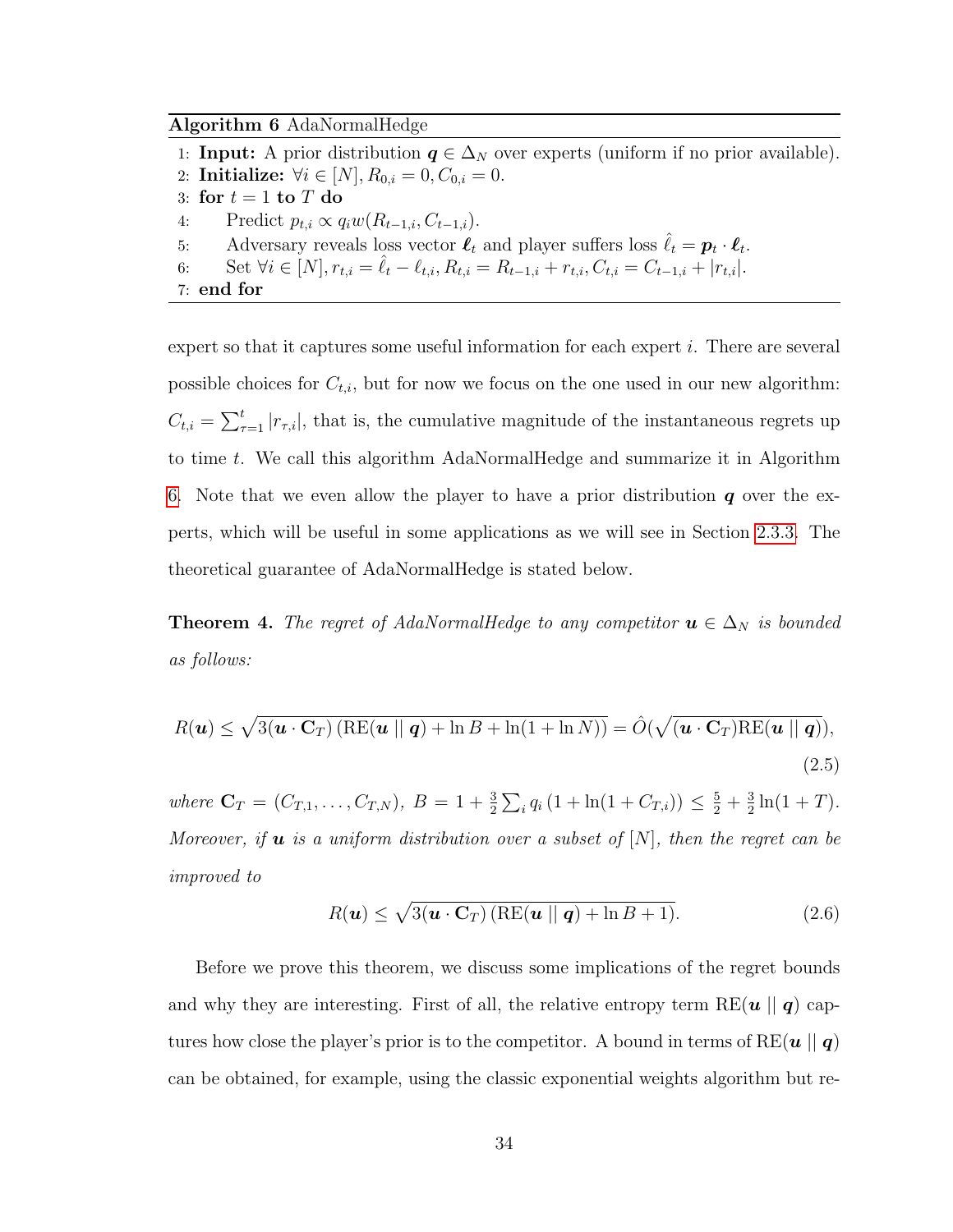**Algorithm 6** AdaNormalHedge

1: **Input:** A prior distribution $\boldsymbol{q} \in \Delta_N$ over experts (uniform if no prior available).
2: **Initialize:** $\forall i \in [N], R_{0,i} = 0, C_{0,i} = 0$.
3: **for** $t = 1$ **to** $T$ **do**
4: Predict $p_{t,i} \propto q_i w(R_{t-1,i}, C_{t-1,i})$.
5: Adversary reveals loss vector $\boldsymbol{\ell}_t$ and player suffers loss $\hat{\ell}_t = \boldsymbol{p}_t \cdot \boldsymbol{\ell}_t$.
6: Set $\forall i \in [N], r_{t,i} = \hat{\ell}_t - \ell_{t,i}, R_{t,i} = R_{t-1,i} + r_{t,i}, C_{t,i} = C_{t-1,i} + |r_{t,i}|$.
7: **end for**

expert so that it captures some useful information for each expert $i$. There are several possible choices for $C_{t,i}$, but for now we focus on the one used in our new algorithm: $C_{t,i} = \sum_{\tau=1}^{t} |r_{\tau,i}|$, that is, the cumulative magnitude of the instantaneous regrets up to time $t$. We call this algorithm AdaNormalHedge and summarize it in Algorithm 6. Note that we even allow the player to have a prior distribution $\boldsymbol{q}$ over the experts, which will be useful in some applications as we will see in Section 2.3.3. The theoretical guarantee of AdaNormalHedge is stated below.

**Theorem 4.** *The regret of AdaNormalHedge to any competitor $\boldsymbol{u} \in \Delta_N$ is bounded as follows:*

$$R(\boldsymbol{u}) \leq \sqrt{3(\boldsymbol{u} \cdot \mathbf{C}_T)\left(\mathrm{RE}(\boldsymbol{u} \mid\mid \boldsymbol{q}) + \ln B + \ln(1 + \ln N)\right)} = \hat{O}(\sqrt{(\boldsymbol{u} \cdot \mathbf{C}_T)\mathrm{RE}(\boldsymbol{u} \mid\mid \boldsymbol{q})}), \tag{2.5}$$

*where $\mathbf{C}_T = (C_{T,1}, \ldots, C_{T,N})$, $B = 1 + \frac{3}{2}\sum_i q_i \left(1 + \ln(1 + C_{T,i})\right) \leq \frac{5}{2} + \frac{3}{2}\ln(1 + T)$. Moreover, if $\boldsymbol{u}$ is a uniform distribution over a subset of $[N]$, then the regret can be improved to*

$$R(\boldsymbol{u}) \leq \sqrt{3(\boldsymbol{u} \cdot \mathbf{C}_T)\left(\mathrm{RE}(\boldsymbol{u} \mid\mid \boldsymbol{q}) + \ln B + 1\right)}. \tag{2.6}$$

Before we prove this theorem, we discuss some implications of the regret bounds and why they are interesting. First of all, the relative entropy term $\mathrm{RE}(\boldsymbol{u} \mid\mid \boldsymbol{q})$ captures how close the player's prior is to the competitor. A bound in terms of $\mathrm{RE}(\boldsymbol{u} \mid\mid \boldsymbol{q})$ can be obtained, for example, using the classic exponential weights algorithm but re-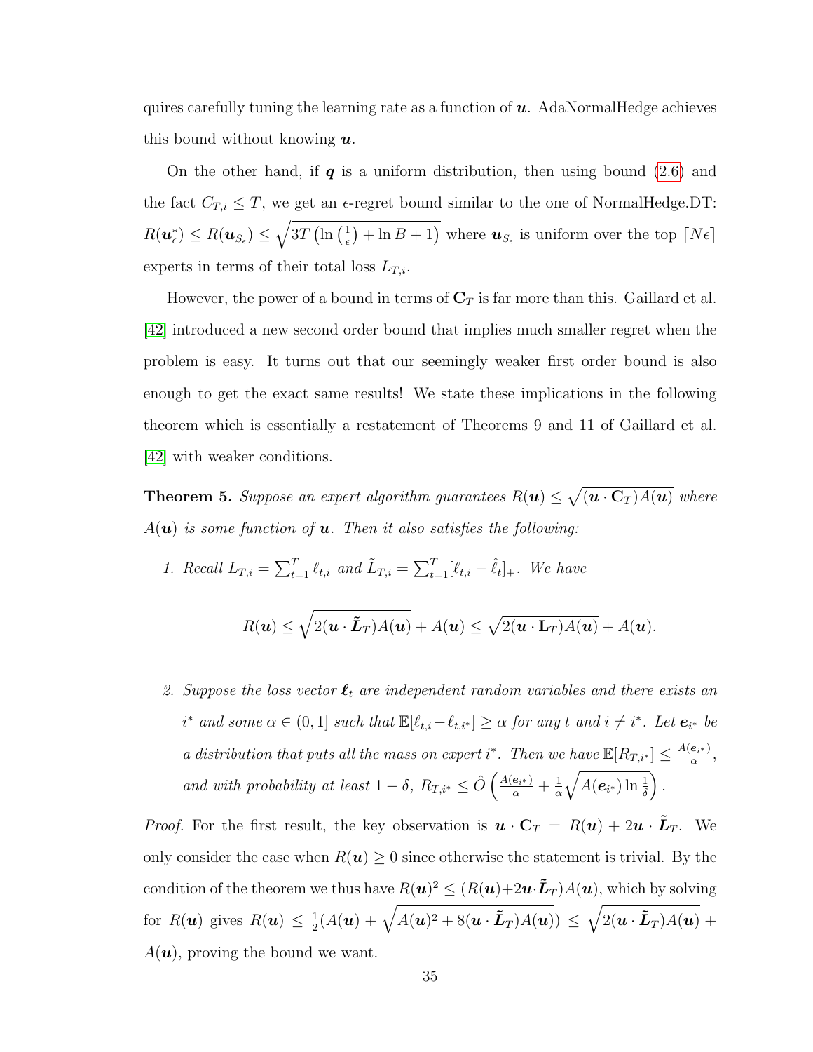quires carefully tuning the learning rate as a function of $\boldsymbol{u}$. AdaNormalHedge achieves this bound without knowing $\boldsymbol{u}$.

On the other hand, if $\boldsymbol{q}$ is a uniform distribution, then using bound (2.6) and the fact $C_{T,i} \leq T$, we get an $\epsilon$-regret bound similar to the one of NormalHedge.DT: $R(\boldsymbol{u}_\epsilon^*) \leq R(\boldsymbol{u}_{S_\epsilon}) \leq \sqrt{3T\left(\ln\left(\frac{1}{\epsilon}\right) + \ln B + 1\right)}$ where $\boldsymbol{u}_{S_\epsilon}$ is uniform over the top $\lceil N\epsilon \rceil$ experts in terms of their total loss $L_{T,i}$.

However, the power of a bound in terms of $\mathbf{C}_T$ is far more than this. Gaillard et al. [42] introduced a new second order bound that implies much smaller regret when the problem is easy. It turns out that our seemingly weaker first order bound is also enough to get the exact same results! We state these implications in the following theorem which is essentially a restatement of Theorems 9 and 11 of Gaillard et al. [42] with weaker conditions.

**Theorem 5.** *Suppose an expert algorithm guarantees $R(\boldsymbol{u}) \leq \sqrt{(\boldsymbol{u} \cdot \mathbf{C}_T) A(\boldsymbol{u})}$ where $A(\boldsymbol{u})$ is some function of $\boldsymbol{u}$. Then it also satisfies the following:*

1. *Recall $L_{T,i} = \sum_{t=1}^T \ell_{t,i}$ and $\tilde{L}_{T,i} = \sum_{t=1}^T [\ell_{t,i} - \hat{\ell}_t]_+$. We have*

$$R(\boldsymbol{u}) \leq \sqrt{2(\boldsymbol{u} \cdot \tilde{\boldsymbol{L}}_T) A(\boldsymbol{u})} + A(\boldsymbol{u}) \leq \sqrt{2(\boldsymbol{u} \cdot \mathbf{L}_T) A(\boldsymbol{u})} + A(\boldsymbol{u}).$$

2. *Suppose the loss vector $\boldsymbol{\ell}_t$ are independent random variables and there exists an $i^*$ and some $\alpha \in (0, 1]$ such that $\mathbb{E}[\ell_{t,i} - \ell_{t,i^*}] \geq \alpha$ for any $t$ and $i \neq i^*$. Let $\boldsymbol{e}_{i^*}$ be a distribution that puts all the mass on expert $i^*$. Then we have $\mathbb{E}[R_{T,i^*}] \leq \frac{A(\boldsymbol{e}_{i^*})}{\alpha}$, and with probability at least $1 - \delta$, $R_{T,i^*} \leq \hat{O}\left(\frac{A(\boldsymbol{e}_{i^*})}{\alpha} + \frac{1}{\alpha}\sqrt{A(\boldsymbol{e}_{i^*}) \ln \frac{1}{\delta}}\right)$.*

*Proof.* For the first result, the key observation is $\boldsymbol{u} \cdot \mathbf{C}_T = R(\boldsymbol{u}) + 2\boldsymbol{u} \cdot \tilde{\boldsymbol{L}}_T$. We only consider the case when $R(\boldsymbol{u}) \geq 0$ since otherwise the statement is trivial. By the condition of the theorem we thus have $R(\boldsymbol{u})^2 \leq (R(\boldsymbol{u}) + 2\boldsymbol{u} \cdot \tilde{\boldsymbol{L}}_T) A(\boldsymbol{u})$, which by solving for $R(\boldsymbol{u})$ gives $R(\boldsymbol{u}) \leq \frac{1}{2}(A(\boldsymbol{u}) + \sqrt{A(\boldsymbol{u})^2 + 8(\boldsymbol{u} \cdot \tilde{\boldsymbol{L}}_T) A(\boldsymbol{u})}) \leq \sqrt{2(\boldsymbol{u} \cdot \tilde{\boldsymbol{L}}_T) A(\boldsymbol{u})} + A(\boldsymbol{u})$, proving the bound we want.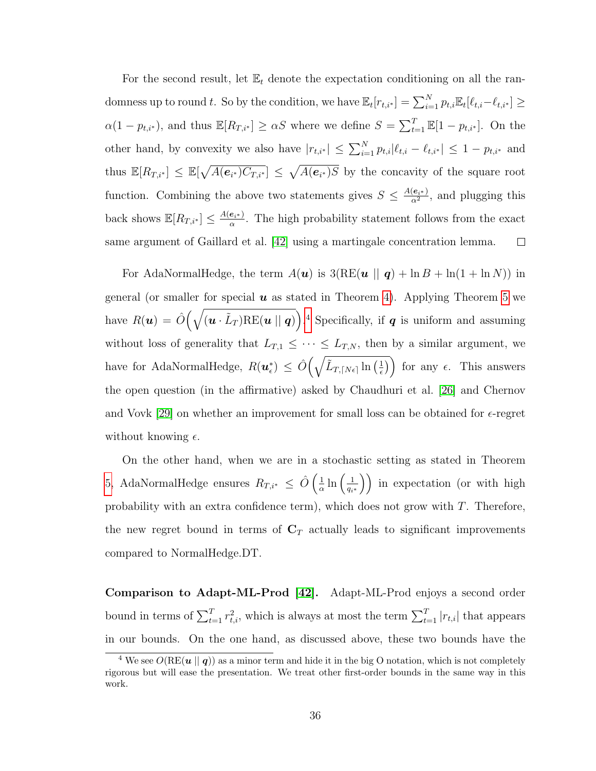For the second result, let $\mathbb{E}_t$ denote the expectation conditioning on all the randomness up to round $t$. So by the condition, we have $\mathbb{E}_t[r_{t,i^*}] = \sum_{i=1}^N p_{t,i}\mathbb{E}_t[\ell_{t,i} - \ell_{t,i^*}] \geq \alpha(1 - p_{t,i^*})$, and thus $\mathbb{E}[R_{T,i^*}] \geq \alpha S$ where we define $S = \sum_{t=1}^T \mathbb{E}[1 - p_{t,i^*}]$. On the other hand, by convexity we also have $|r_{t,i^*}| \leq \sum_{i=1}^N p_{t,i}|\ell_{t,i} - \ell_{t,i^*}| \leq 1 - p_{t,i^*}$ and thus $\mathbb{E}[R_{T,i^*}] \leq \mathbb{E}[\sqrt{A(\boldsymbol{e}_{i^*})C_{T,i^*}}] \leq \sqrt{A(\boldsymbol{e}_{i^*})S}$ by the concavity of the square root function. Combining the above two statements gives $S \leq \frac{A(\boldsymbol{e}_{i^*})}{\alpha^2}$, and plugging this back shows $\mathbb{E}[R_{T,i^*}] \leq \frac{A(\boldsymbol{e}_{i^*})}{\alpha}$. The high probability statement follows from the exact same argument of Gaillard et al. [42] using a martingale concentration lemma. $\square$

For AdaNormalHedge, the term $A(\boldsymbol{u})$ is $3(\text{RE}(\boldsymbol{u} \mid\mid \boldsymbol{q}) + \ln B + \ln(1 + \ln N))$ in general (or smaller for special $\boldsymbol{u}$ as stated in Theorem 4). Applying Theorem 5 we have $R(\boldsymbol{u}) = \hat{O}\Big(\sqrt{(\boldsymbol{u} \cdot \tilde{L}_T)\text{RE}(\boldsymbol{u} \mid\mid \boldsymbol{q})}\Big)$.[4] Specifically, if $\boldsymbol{q}$ is uniform and assuming without loss of generality that $L_{T,1} \leq \cdots \leq L_{T,N}$, then by a similar argument, we have for AdaNormalHedge, $R(\boldsymbol{u}^*_\epsilon) \leq \hat{O}\Big(\sqrt{\tilde{L}_{T,\lceil N\epsilon \rceil} \ln\left(\frac{1}{\epsilon}\right)}\Big)$ for any $\epsilon$. This answers the open question (in the affirmative) asked by Chaudhuri et al. [26] and Chernov and Vovk [29] on whether an improvement for small loss can be obtained for $\epsilon$-regret without knowing $\epsilon$.

On the other hand, when we are in a stochastic setting as stated in Theorem 5, AdaNormalHedge ensures $R_{T,i^*} \leq \hat{O}\left(\frac{1}{\alpha}\ln\left(\frac{1}{q_{i^*}}\right)\right)$ in expectation (or with high probability with an extra confidence term), which does not grow with $T$. Therefore, the new regret bound in terms of $\mathbf{C}_T$ actually leads to significant improvements compared to NormalHedge.DT.

**Comparison to Adapt-ML-Prod [42].** Adapt-ML-Prod enjoys a second order bound in terms of $\sum_{t=1}^T r_{t,i}^2$, which is always at most the term $\sum_{t=1}^T |r_{t,i}|$ that appears in our bounds. On the one hand, as discussed above, these two bounds have the

[4] We see $O(\text{RE}(\boldsymbol{u} \mid\mid \boldsymbol{q}))$ as a minor term and hide it in the big O notation, which is not completely rigorous but will ease the presentation. We treat other first-order bounds in the same way in this work.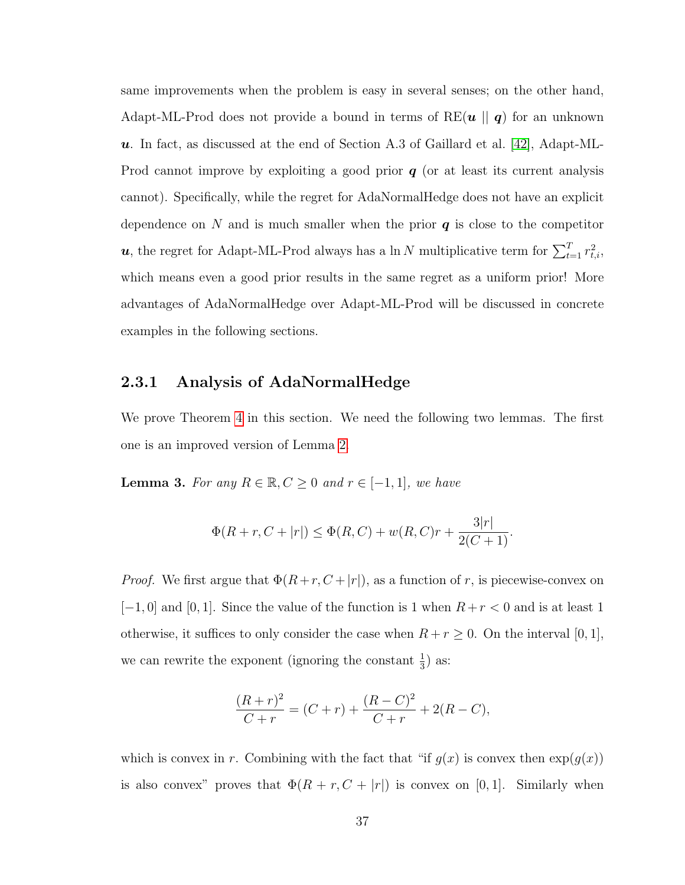same improvements when the problem is easy in several senses; on the other hand, Adapt-ML-Prod does not provide a bound in terms of $\mathrm{RE}(\boldsymbol{u} \mid\mid \boldsymbol{q})$ for an unknown $\boldsymbol{u}$. In fact, as discussed at the end of Section A.3 of Gaillard et al. [42], Adapt-ML-Prod cannot improve by exploiting a good prior $\boldsymbol{q}$ (or at least its current analysis cannot). Specifically, while the regret for AdaNormalHedge does not have an explicit dependence on $N$ and is much smaller when the prior $\boldsymbol{q}$ is close to the competitor $\boldsymbol{u}$, the regret for Adapt-ML-Prod always has a $\ln N$ multiplicative term for $\sum_{t=1}^{T} r_{t,i}^2$, which means even a good prior results in the same regret as a uniform prior! More advantages of AdaNormalHedge over Adapt-ML-Prod will be discussed in concrete examples in the following sections.

### 2.3.1 Analysis of AdaNormalHedge

We prove Theorem 4 in this section. We need the following two lemmas. The first one is an improved version of Lemma 2.

**Lemma 3.** *For any $R \in \mathbb{R}, C \geq 0$ and $r \in [-1, 1]$, we have*

$$\Phi(R + r, C + |r|) \leq \Phi(R, C) + w(R, C)r + \frac{3|r|}{2(C + 1)}.$$

*Proof.* We first argue that $\Phi(R + r, C + |r|)$, as a function of $r$, is piecewise-convex on $[-1, 0]$ and $[0, 1]$. Since the value of the function is 1 when $R + r < 0$ and is at least 1 otherwise, it suffices to only consider the case when $R + r \geq 0$. On the interval $[0, 1]$, we can rewrite the exponent (ignoring the constant $\frac{1}{3}$) as:

$$\frac{(R + r)^2}{C + r} = (C + r) + \frac{(R - C)^2}{C + r} + 2(R - C),$$

which is convex in $r$. Combining with the fact that "if $g(x)$ is convex then $\exp(g(x))$ is also convex" proves that $\Phi(R + r, C + |r|)$ is convex on $[0, 1]$. Similarly when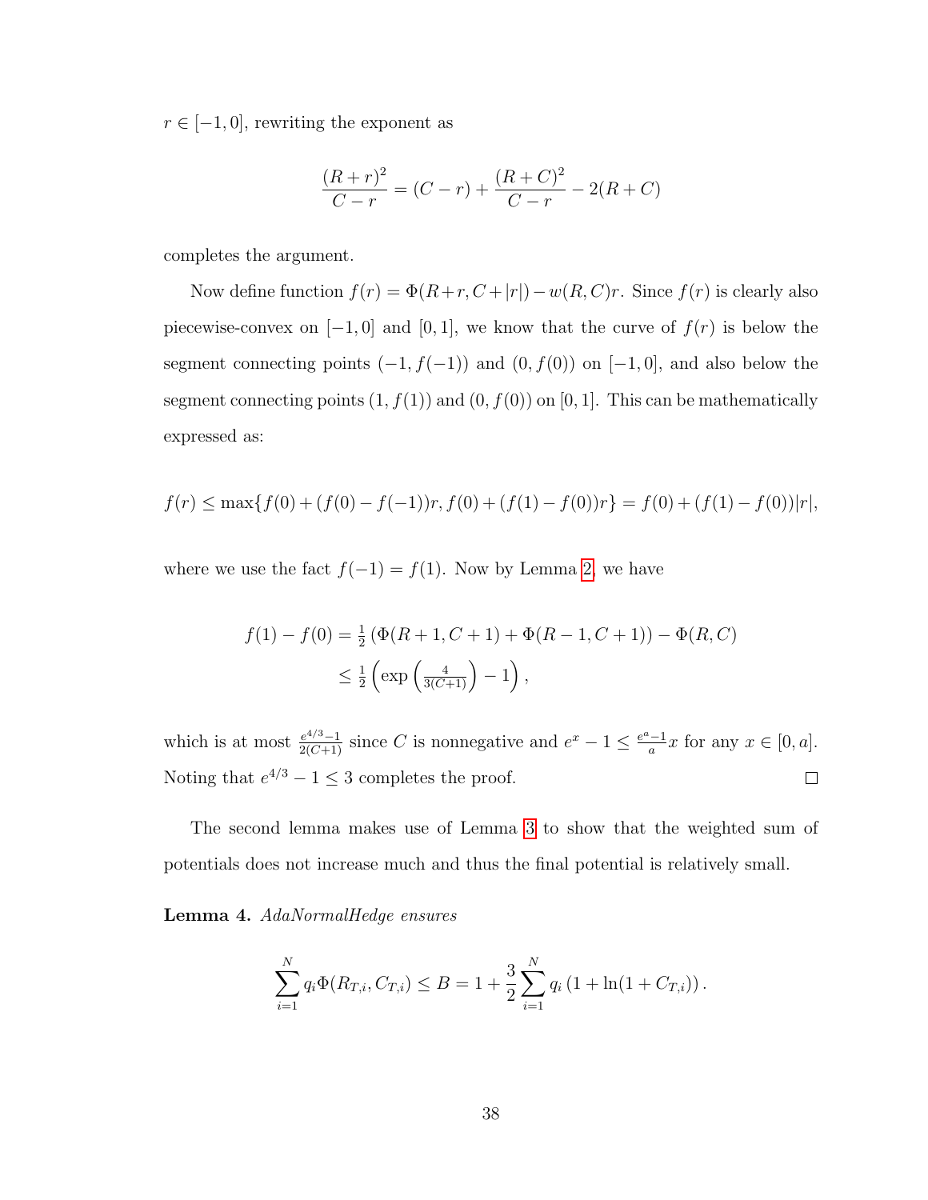$r \in [-1, 0]$, rewriting the exponent as

$$\frac{(R+r)^2}{C-r} = (C-r) + \frac{(R+C)^2}{C-r} - 2(R+C)$$

completes the argument.

Now define function $f(r) = \Phi(R+r, C+|r|) - w(R,C)r$. Since $f(r)$ is clearly also piecewise-convex on $[-1, 0]$ and $[0, 1]$, we know that the curve of $f(r)$ is below the segment connecting points $(-1, f(-1))$ and $(0, f(0))$ on $[-1, 0]$, and also below the segment connecting points $(1, f(1))$ and $(0, f(0))$ on $[0, 1]$. This can be mathematically expressed as:

$$f(r) \le \max\{f(0) + (f(0) - f(-1))r, f(0) + (f(1) - f(0))r\} = f(0) + (f(1) - f(0))|r|,$$

where we use the fact $f(-1) = f(1)$. Now by Lemma 2, we have

$$\begin{aligned} f(1) - f(0) &= \tfrac{1}{2}\left(\Phi(R+1, C+1) + \Phi(R-1, C+1)\right) - \Phi(R, C) \\ &\le \tfrac{1}{2}\left(\exp\left(\tfrac{4}{3(C+1)}\right) - 1\right), \end{aligned}$$

which is at most $\frac{e^{4/3}-1}{2(C+1)}$ since $C$ is nonnegative and $e^x - 1 \le \frac{e^a - 1}{a}x$ for any $x \in [0, a]$. Noting that $e^{4/3} - 1 \le 3$ completes the proof. □

The second lemma makes use of Lemma 3 to show that the weighted sum of potentials does not increase much and thus the final potential is relatively small.

**Lemma 4.** *AdaNormalHedge ensures*

$$\sum_{i=1}^{N} q_i \Phi(R_{T,i}, C_{T,i}) \le B = 1 + \frac{3}{2}\sum_{i=1}^{N} q_i \left(1 + \ln(1 + C_{T,i})\right).$$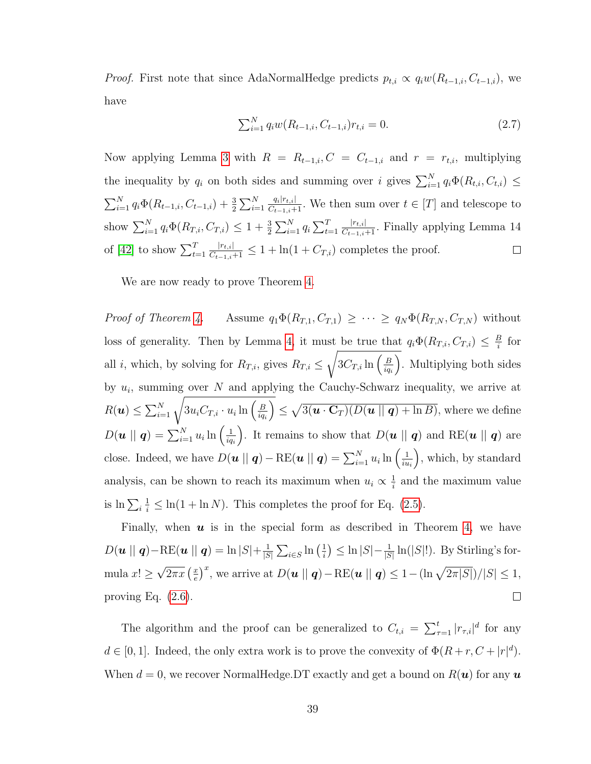*Proof.* First note that since AdaNormalHedge predicts $p_{t,i} \propto q_i w(R_{t-1,i}, C_{t-1,i})$, we have

$$\sum_{i=1}^N q_i w(R_{t-1,i}, C_{t-1,i}) r_{t,i} = 0. \tag{2.7}$$

Now applying Lemma 3 with $R = R_{t-1,i}, C = C_{t-1,i}$ and $r = r_{t,i}$, multiplying the inequality by $q_i$ on both sides and summing over $i$ gives $\sum_{i=1}^N q_i \Phi(R_{t,i}, C_{t,i}) \leq \sum_{i=1}^N q_i \Phi(R_{t-1,i}, C_{t-1,i}) + \frac{3}{2}\sum_{i=1}^N \frac{q_i |r_{t,i}|}{C_{t-1,i}+1}$. We then sum over $t \in [T]$ and telescope to show $\sum_{i=1}^N q_i \Phi(R_{T,i}, C_{T,i}) \leq 1 + \frac{3}{2}\sum_{i=1}^N q_i \sum_{t=1}^T \frac{|r_{t,i}|}{C_{t-1,i}+1}$. Finally applying Lemma 14 of [42] to show $\sum_{t=1}^T \frac{|r_{t,i}|}{C_{t-1,i}+1} \leq 1 + \ln(1 + C_{T,i})$ completes the proof. $\square$

We are now ready to prove Theorem 4.

*Proof of Theorem 4.* Assume $q_1\Phi(R_{T,1}, C_{T,1}) \geq \cdots \geq q_N \Phi(R_{T,N}, C_{T,N})$ without loss of generality. Then by Lemma 4, it must be true that $q_i \Phi(R_{T,i}, C_{T,i}) \leq \frac{B}{i}$ for all $i$, which, by solving for $R_{T,i}$, gives $R_{T,i} \leq \sqrt{3C_{T,i} \ln\left(\frac{B}{iq_i}\right)}$. Multiplying both sides by $u_i$, summing over $N$ and applying the Cauchy-Schwarz inequality, we arrive at $R(\boldsymbol{u}) \leq \sum_{i=1}^N \sqrt{3u_i C_{T,i} \cdot u_i \ln\left(\frac{B}{iq_i}\right)} \leq \sqrt{3(\boldsymbol{u} \cdot \mathbf{C}_T)(D(\boldsymbol{u} \mid\mid \boldsymbol{q}) + \ln B)}$, where we define $D(\boldsymbol{u} \mid\mid \boldsymbol{q}) = \sum_{i=1}^N u_i \ln\left(\frac{1}{iq_i}\right)$. It remains to show that $D(\boldsymbol{u} \mid\mid \boldsymbol{q})$ and $\text{RE}(\boldsymbol{u} \mid\mid \boldsymbol{q})$ are close. Indeed, we have $D(\boldsymbol{u} \mid\mid \boldsymbol{q}) - \text{RE}(\boldsymbol{u} \mid\mid \boldsymbol{q}) = \sum_{i=1}^N u_i \ln\left(\frac{1}{iu_i}\right)$, which, by standard analysis, can be shown to reach its maximum when $u_i \propto \frac{1}{i}$ and the maximum value is $\ln \sum_i \frac{1}{i} \leq \ln(1 + \ln N)$. This completes the proof for Eq. (2.5).

Finally, when $\boldsymbol{u}$ is in the special form as described in Theorem 4, we have $D(\boldsymbol{u} \mid\mid \boldsymbol{q}) - \text{RE}(\boldsymbol{u} \mid\mid \boldsymbol{q}) = \ln|S| + \frac{1}{|S|}\sum_{i \in S} \ln\left(\frac{1}{i}\right) \leq \ln|S| - \frac{1}{|S|}\ln(|S|!)$. By Stirling's formula $x! \geq \sqrt{2\pi x}\left(\frac{x}{e}\right)^x$, we arrive at $D(\boldsymbol{u} \mid\mid \boldsymbol{q}) - \text{RE}(\boldsymbol{u} \mid\mid \boldsymbol{q}) \leq 1 - (\ln\sqrt{2\pi|S|})/|S| \leq 1$, proving Eq. (2.6). $\square$

The algorithm and the proof can be generalized to $C_{t,i} = \sum_{\tau=1}^t |r_{\tau,i}|^d$ for any $d \in [0, 1]$. Indeed, the only extra work is to prove the convexity of $\Phi(R + r, C + |r|^d)$. When $d = 0$, we recover NormalHedge.DT exactly and get a bound on $R(\boldsymbol{u})$ for any $\boldsymbol{u}$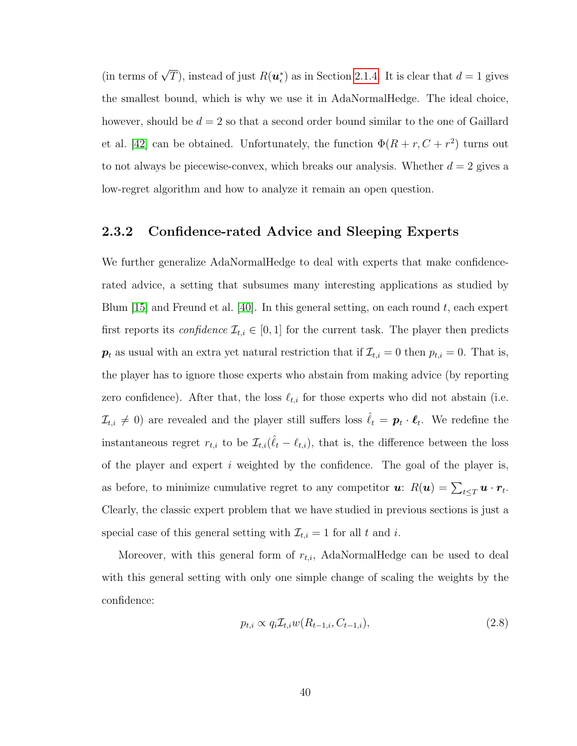(in terms of $\sqrt{T}$), instead of just $R(\boldsymbol{u}_\epsilon^*)$ as in Section 2.1.4. It is clear that $d = 1$ gives the smallest bound, which is why we use it in AdaNormalHedge. The ideal choice, however, should be $d = 2$ so that a second order bound similar to the one of Gaillard et al. [42] can be obtained. Unfortunately, the function $\Phi(R + r, C + r^2)$ turns out to not always be piecewise-convex, which breaks our analysis. Whether $d = 2$ gives a low-regret algorithm and how to analyze it remain an open question.

### 2.3.2 Confidence-rated Advice and Sleeping Experts

We further generalize AdaNormalHedge to deal with experts that make confidence-rated advice, a setting that subsumes many interesting applications as studied by Blum [15] and Freund et al. [40]. In this general setting, on each round $t$, each expert first reports its *confidence* $\mathcal{I}_{t,i} \in [0, 1]$ for the current task. The player then predicts $\boldsymbol{p}_t$ as usual with an extra yet natural restriction that if $\mathcal{I}_{t,i} = 0$ then $p_{t,i} = 0$. That is, the player has to ignore those experts who abstain from making advice (by reporting zero confidence). After that, the loss $\ell_{t,i}$ for those experts who did not abstain (i.e. $\mathcal{I}_{t,i} \neq 0$) are revealed and the player still suffers loss $\hat{\ell}_t = \boldsymbol{p}_t \cdot \boldsymbol{\ell}_t$. We redefine the instantaneous regret $r_{t,i}$ to be $\mathcal{I}_{t,i}(\hat{\ell}_t - \ell_{t,i})$, that is, the difference between the loss of the player and expert $i$ weighted by the confidence. The goal of the player is, as before, to minimize cumulative regret to any competitor $\boldsymbol{u}$: $R(\boldsymbol{u}) = \sum_{t \leq T} \boldsymbol{u} \cdot \boldsymbol{r}_t$. Clearly, the classic expert problem that we have studied in previous sections is just a special case of this general setting with $\mathcal{I}_{t,i} = 1$ for all $t$ and $i$.

Moreover, with this general form of $r_{t,i}$, AdaNormalHedge can be used to deal with this general setting with only one simple change of scaling the weights by the confidence:

$$p_{t,i} \propto q_i \mathcal{I}_{t,i} w(R_{t-1,i}, C_{t-1,i}), \tag{2.8}$$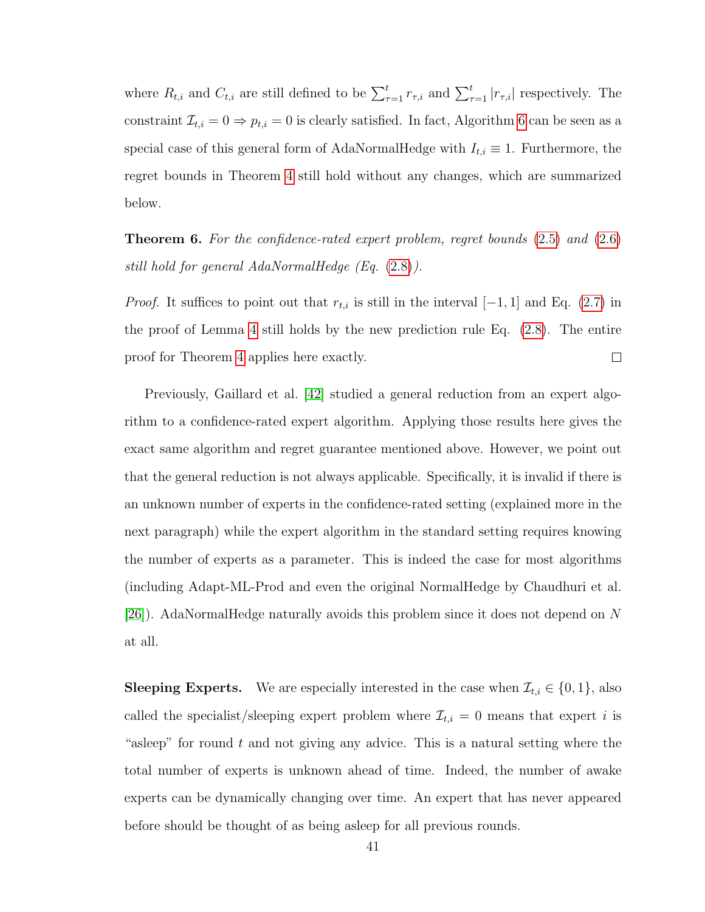where $R_{t,i}$ and $C_{t,i}$ are still defined to be $\sum_{\tau=1}^{t} r_{\tau,i}$ and $\sum_{\tau=1}^{t} |r_{\tau,i}|$ respectively. The constraint $\mathcal{I}_{t,i} = 0 \Rightarrow p_{t,i} = 0$ is clearly satisfied. In fact, Algorithm 6 can be seen as a special case of this general form of AdaNormalHedge with $I_{t,i} \equiv 1$. Furthermore, the regret bounds in Theorem 4 still hold without any changes, which are summarized below.

**Theorem 6.** *For the confidence-rated expert problem, regret bounds* (2.5) *and* (2.6) *still hold for general AdaNormalHedge (Eq.* (2.8)*).*

*Proof.* It suffices to point out that $r_{t,i}$ is still in the interval $[-1, 1]$ and Eq. (2.7) in the proof of Lemma 4 still holds by the new prediction rule Eq. (2.8). The entire proof for Theorem 4 applies here exactly. □

Previously, Gaillard et al. [42] studied a general reduction from an expert algorithm to a confidence-rated expert algorithm. Applying those results here gives the exact same algorithm and regret guarantee mentioned above. However, we point out that the general reduction is not always applicable. Specifically, it is invalid if there is an unknown number of experts in the confidence-rated setting (explained more in the next paragraph) while the expert algorithm in the standard setting requires knowing the number of experts as a parameter. This is indeed the case for most algorithms (including Adapt-ML-Prod and even the original NormalHedge by Chaudhuri et al. [26]). AdaNormalHedge naturally avoids this problem since it does not depend on $N$ at all.

**Sleeping Experts.** We are especially interested in the case when $\mathcal{I}_{t,i} \in \{0, 1\}$, also called the specialist/sleeping expert problem where $\mathcal{I}_{t,i} = 0$ means that expert $i$ is "asleep" for round $t$ and not giving any advice. This is a natural setting where the total number of experts is unknown ahead of time. Indeed, the number of awake experts can be dynamically changing over time. An expert that has never appeared before should be thought of as being asleep for all previous rounds.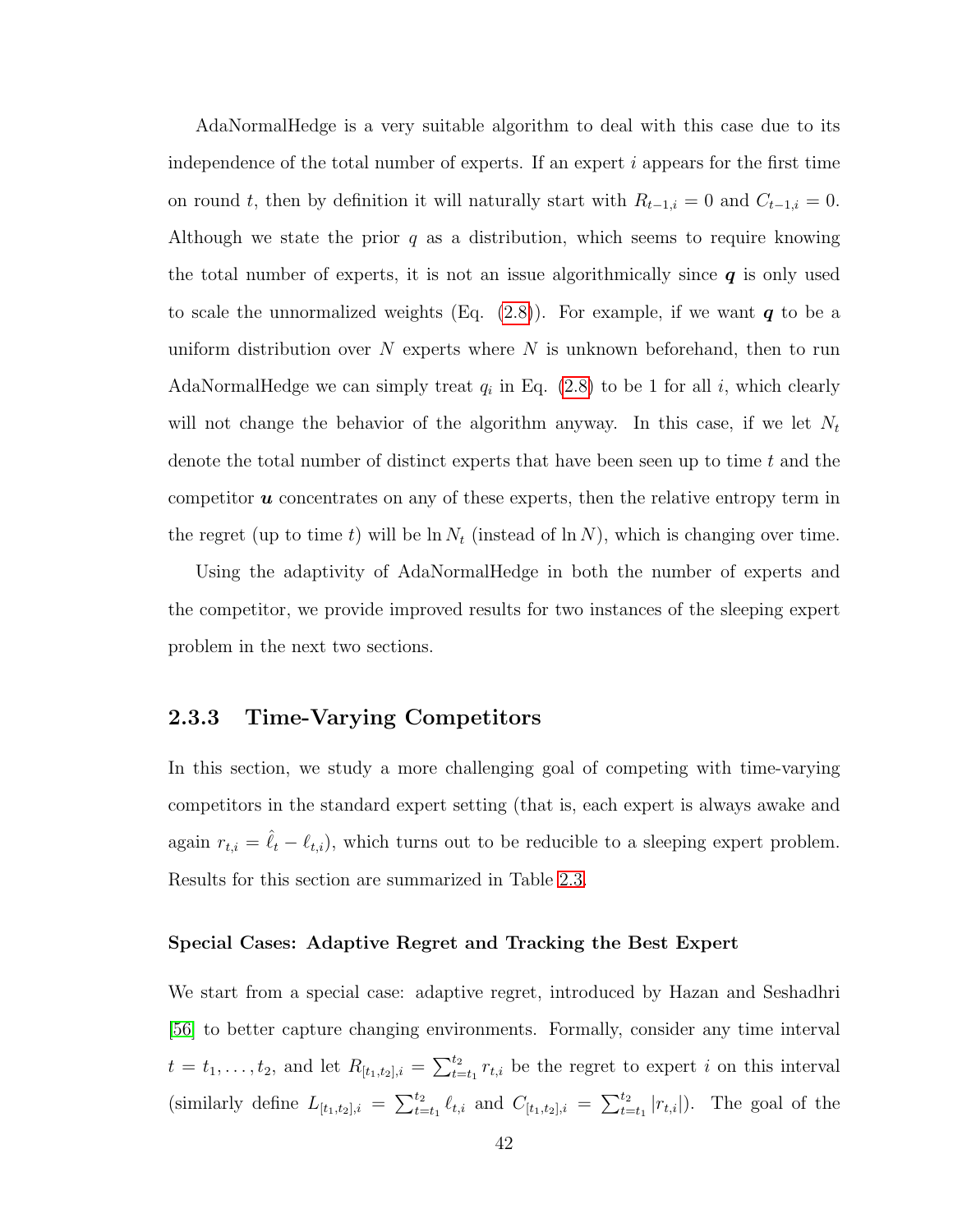AdaNormalHedge is a very suitable algorithm to deal with this case due to its independence of the total number of experts. If an expert $i$ appears for the first time on round $t$, then by definition it will naturally start with $R_{t-1,i} = 0$ and $C_{t-1,i} = 0$. Although we state the prior $q$ as a distribution, which seems to require knowing the total number of experts, it is not an issue algorithmically since $\boldsymbol{q}$ is only used to scale the unnormalized weights (Eq. (2.8)). For example, if we want $\boldsymbol{q}$ to be a uniform distribution over $N$ experts where $N$ is unknown beforehand, then to run AdaNormalHedge we can simply treat $q_i$ in Eq. (2.8) to be 1 for all $i$, which clearly will not change the behavior of the algorithm anyway. In this case, if we let $N_t$ denote the total number of distinct experts that have been seen up to time $t$ and the competitor $\boldsymbol{u}$ concentrates on any of these experts, then the relative entropy term in the regret (up to time $t$) will be $\ln N_t$ (instead of $\ln N$), which is changing over time.

Using the adaptivity of AdaNormalHedge in both the number of experts and the competitor, we provide improved results for two instances of the sleeping expert problem in the next two sections.

### 2.3.3 Time-Varying Competitors

In this section, we study a more challenging goal of competing with time-varying competitors in the standard expert setting (that is, each expert is always awake and again $r_{t,i} = \hat{\ell}_t - \ell_{t,i}$), which turns out to be reducible to a sleeping expert problem. Results for this section are summarized in Table 2.3.

#### Special Cases: Adaptive Regret and Tracking the Best Expert

We start from a special case: adaptive regret, introduced by Hazan and Seshadhri [56] to better capture changing environments. Formally, consider any time interval $t = t_1, \ldots, t_2$, and let $R_{[t_1,t_2],i} = \sum_{t=t_1}^{t_2} r_{t,i}$ be the regret to expert $i$ on this interval (similarly define $L_{[t_1,t_2],i} = \sum_{t=t_1}^{t_2} \ell_{t,i}$ and $C_{[t_1,t_2],i} = \sum_{t=t_1}^{t_2} |r_{t,i}|$). The goal of the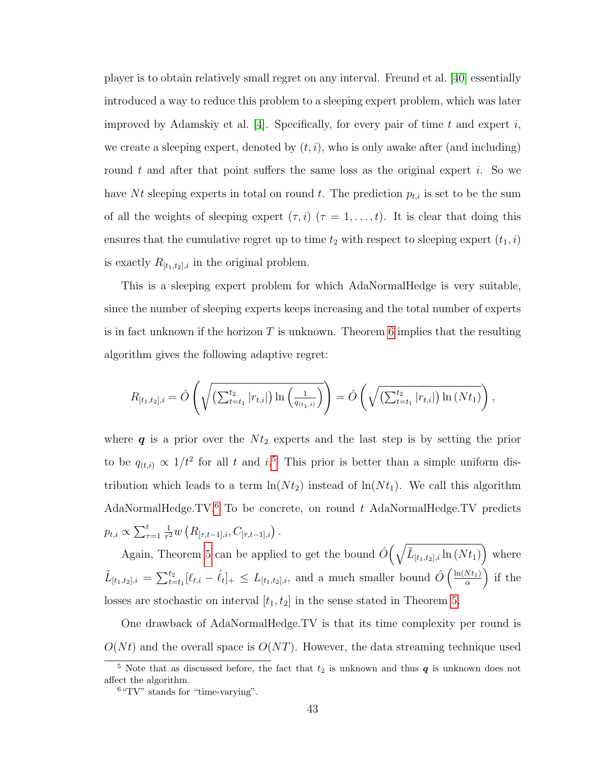player is to obtain relatively small regret on any interval. Freund et al. [40] essentially introduced a way to reduce this problem to a sleeping expert problem, which was later improved by Adamskiy et al. [4]. Specifically, for every pair of time $t$ and expert $i$, we create a sleeping expert, denoted by $(t, i)$, who is only awake after (and including) round $t$ and after that point suffers the same loss as the original expert $i$. So we have $Nt$ sleeping experts in total on round $t$. The prediction $p_{t,i}$ is set to be the sum of all the weights of sleeping expert $(\tau, i)$ $(\tau = 1, \ldots, t)$. It is clear that doing this ensures that the cumulative regret up to time $t_2$ with respect to sleeping expert $(t_1, i)$ is exactly $R_{[t_1,t_2],i}$ in the original problem.

This is a sleeping expert problem for which AdaNormalHedge is very suitable, since the number of sleeping experts keeps increasing and the total number of experts is in fact unknown if the horizon $T$ is unknown. Theorem 6 implies that the resulting algorithm gives the following adaptive regret:

$$R_{[t_1,t_2],i} = \hat{O}\left(\sqrt{\left(\sum_{t=t_1}^{t_2} |r_{t,i}|\right) \ln\left(\frac{1}{q_{(t_1,i)}}\right)}\right) = \hat{O}\left(\sqrt{\left(\sum_{t=t_1}^{t_2} |r_{t,i}|\right) \ln\left(Nt_1\right)}\right),$$

where $\boldsymbol{q}$ is a prior over the $Nt_2$ experts and the last step is by setting the prior to be $q_{(t,i)} \propto 1/t^2$ for all $t$ and $i$.[5] This prior is better than a simple uniform distribution which leads to a term $\ln(Nt_2)$ instead of $\ln(Nt_1)$. We call this algorithm AdaNormalHedge.TV.[6] To be concrete, on round $t$ AdaNormalHedge.TV predicts $p_{t,i} \propto \sum_{\tau=1}^{t} \frac{1}{\tau^2} w\left(R_{[\tau,t-1],i}, C_{[\tau,t-1],i}\right)$.

Again, Theorem 5 can be applied to get the bound $\hat{O}\left(\sqrt{\tilde{L}_{[t_1,t_2],i} \ln\left(Nt_1\right)}\right)$ where $\tilde{L}_{[t_1,t_2],i} = \sum_{t=t_1}^{t_2} [\ell_{t,i} - \hat{\ell}_t]_+ \leq L_{[t_1,t_2],i}$, and a much smaller bound $\hat{O}\left(\frac{\ln(Nt_1)}{\alpha}\right)$ if the losses are stochastic on interval $[t_1, t_2]$ in the sense stated in Theorem 5.

One drawback of AdaNormalHedge.TV is that its time complexity per round is $O(Nt)$ and the overall space is $O(NT)$. However, the data streaming technique used

[5] Note that as discussed before, the fact that $t_2$ is unknown and thus $\boldsymbol{q}$ is unknown does not affect the algorithm.

[6] "TV" stands for "time-varying".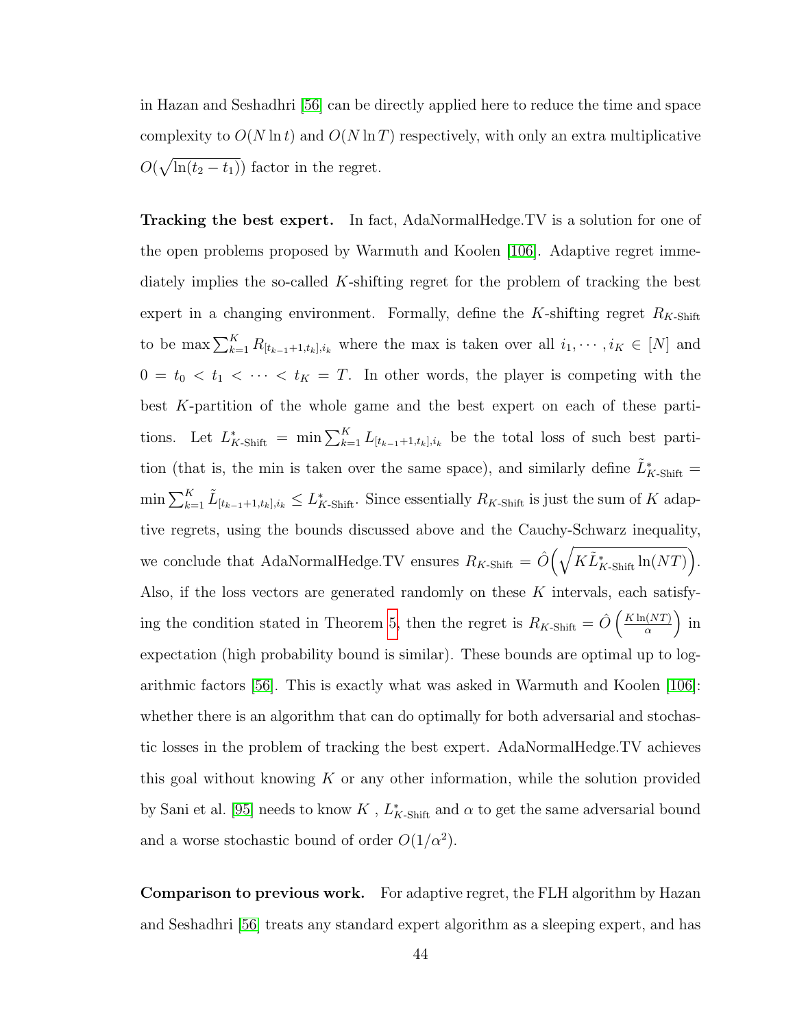in Hazan and Seshadhri [56] can be directly applied here to reduce the time and space complexity to $O(N \ln t)$ and $O(N \ln T)$ respectively, with only an extra multiplicative $O(\sqrt{\ln(t_2 - t_1)})$ factor in the regret.

**Tracking the best expert.** In fact, AdaNormalHedge.TV is a solution for one of the open problems proposed by Warmuth and Koolen [106]. Adaptive regret immediately implies the so-called $K$-shifting regret for the problem of tracking the best expert in a changing environment. Formally, define the $K$-shifting regret $R_{K\text{-Shift}}$ to be $\max \sum_{k=1}^{K} R_{[t_{k-1}+1,t_k],i_k}$ where the max is taken over all $i_1, \cdots, i_K \in [N]$ and $0 = t_0 < t_1 < \cdots < t_K = T$. In other words, the player is competing with the best $K$-partition of the whole game and the best expert on each of these partitions. Let $L^*_{K\text{-Shift}} = \min \sum_{k=1}^{K} L_{[t_{k-1}+1,t_k],i_k}$ be the total loss of such best partition (that is, the min is taken over the same space), and similarly define $\tilde{L}^*_{K\text{-Shift}} = \min \sum_{k=1}^{K} \tilde{L}_{[t_{k-1}+1,t_k],i_k} \leq L^*_{K\text{-Shift}}$. Since essentially $R_{K\text{-Shift}}$ is just the sum of $K$ adaptive regrets, using the bounds discussed above and the Cauchy-Schwarz inequality, we conclude that AdaNormalHedge.TV ensures $R_{K\text{-Shift}} = \hat{O}\Big(\sqrt{K\tilde{L}^*_{K\text{-Shift}} \ln(NT)}\Big)$. Also, if the loss vectors are generated randomly on these $K$ intervals, each satisfying the condition stated in Theorem 5, then the regret is $R_{K\text{-Shift}} = \hat{O}\left(\frac{K\ln(NT)}{\alpha}\right)$ in expectation (high probability bound is similar). These bounds are optimal up to logarithmic factors [56]. This is exactly what was asked in Warmuth and Koolen [106]: whether there is an algorithm that can do optimally for both adversarial and stochastic losses in the problem of tracking the best expert. AdaNormalHedge.TV achieves this goal without knowing $K$ or any other information, while the solution provided by Sani et al. [95] needs to know $K$ , $L^*_{K\text{-Shift}}$ and $\alpha$ to get the same adversarial bound and a worse stochastic bound of order $O(1/\alpha^2)$.

**Comparison to previous work.** For adaptive regret, the FLH algorithm by Hazan and Seshadhri [56] treats any standard expert algorithm as a sleeping expert, and has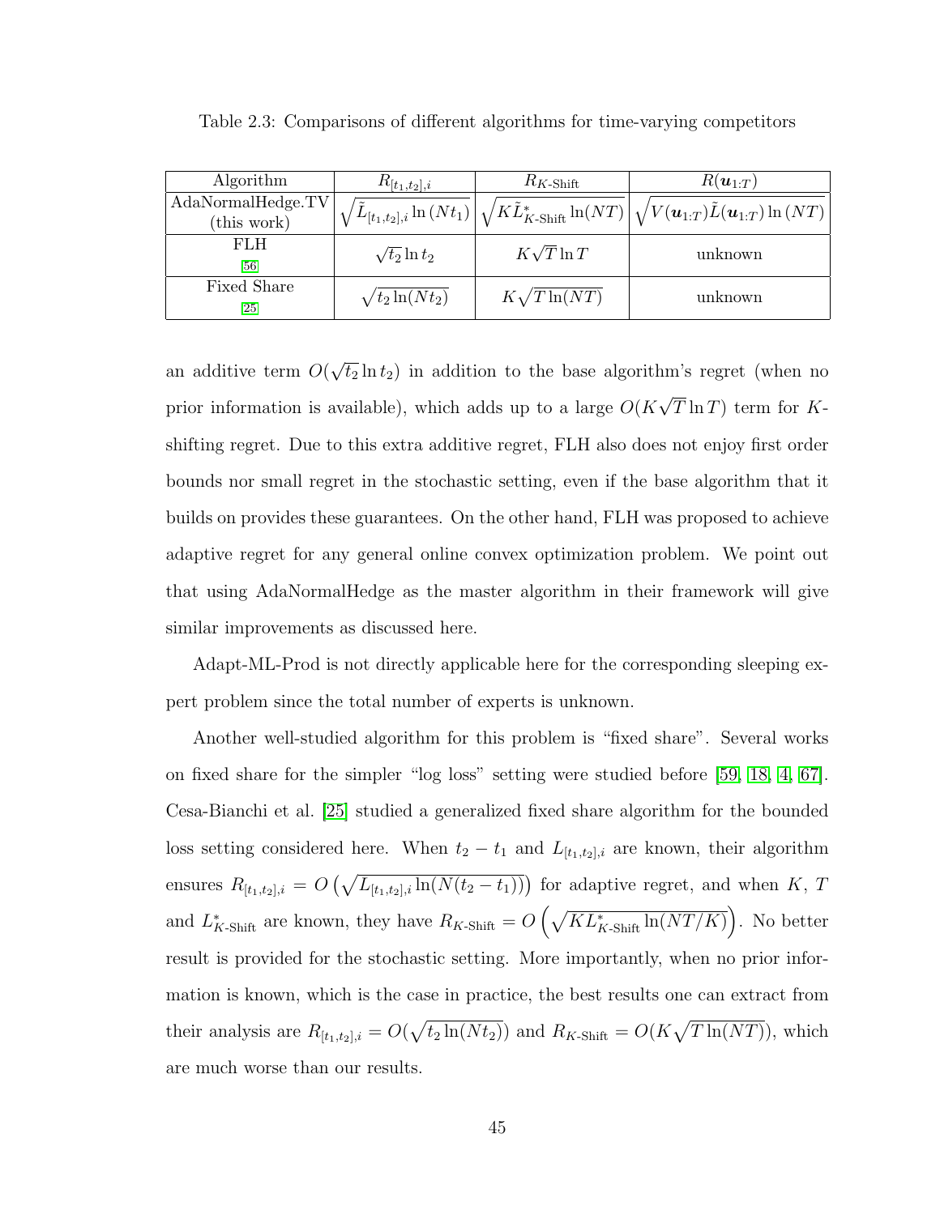Table 2.3: Comparisons of different algorithms for time-varying competitors

| Algorithm | $R_{[t_1,t_2],i}$ | $R_{K\text{-Shift}}$ | $R(\boldsymbol{u}_{1:T})$ |
|---|---|---|---|
| AdaNormalHedge.TV (this work) | $\sqrt{\tilde{L}_{[t_1,t_2],i} \ln(Nt_1)}$ | $\sqrt{K\tilde{L}^*_{K\text{-Shift}} \ln(NT)}$ | $\sqrt{V(\boldsymbol{u}_{1:T})\tilde{L}(\boldsymbol{u}_{1:T}) \ln(NT)}$ |
| FLH [56] | $\sqrt{t_2} \ln t_2$ | $K\sqrt{T} \ln T$ | unknown |
| Fixed Share [25] | $\sqrt{t_2 \ln(Nt_2)}$ | $K\sqrt{T \ln(NT)}$ | unknown |

an additive term $O(\sqrt{t_2} \ln t_2)$ in addition to the base algorithm's regret (when no prior information is available), which adds up to a large $O(K\sqrt{T} \ln T)$ term for $K$-shifting regret. Due to this extra additive regret, FLH also does not enjoy first order bounds nor small regret in the stochastic setting, even if the base algorithm that it builds on provides these guarantees. On the other hand, FLH was proposed to achieve adaptive regret for any general online convex optimization problem. We point out that using AdaNormalHedge as the master algorithm in their framework will give similar improvements as discussed here.

Adapt-ML-Prod is not directly applicable here for the corresponding sleeping expert problem since the total number of experts is unknown.

Another well-studied algorithm for this problem is "fixed share". Several works on fixed share for the simpler "log loss" setting were studied before [59, 18, 4, 67]. Cesa-Bianchi et al. [25] studied a generalized fixed share algorithm for the bounded loss setting considered here. When $t_2 - t_1$ and $L_{[t_1,t_2],i}$ are known, their algorithm ensures $R_{[t_1,t_2],i} = O\left(\sqrt{L_{[t_1,t_2],i} \ln(N(t_2 - t_1))}\right)$ for adaptive regret, and when $K$, $T$ and $L^*_{K\text{-Shift}}$ are known, they have $R_{K\text{-Shift}} = O\left(\sqrt{KL^*_{K\text{-Shift}} \ln(NT/K)}\right)$. No better result is provided for the stochastic setting. More importantly, when no prior information is known, which is the case in practice, the best results one can extract from their analysis are $R_{[t_1,t_2],i} = O(\sqrt{t_2 \ln(Nt_2)})$ and $R_{K\text{-Shift}} = O(K\sqrt{T \ln(NT)})$, which are much worse than our results.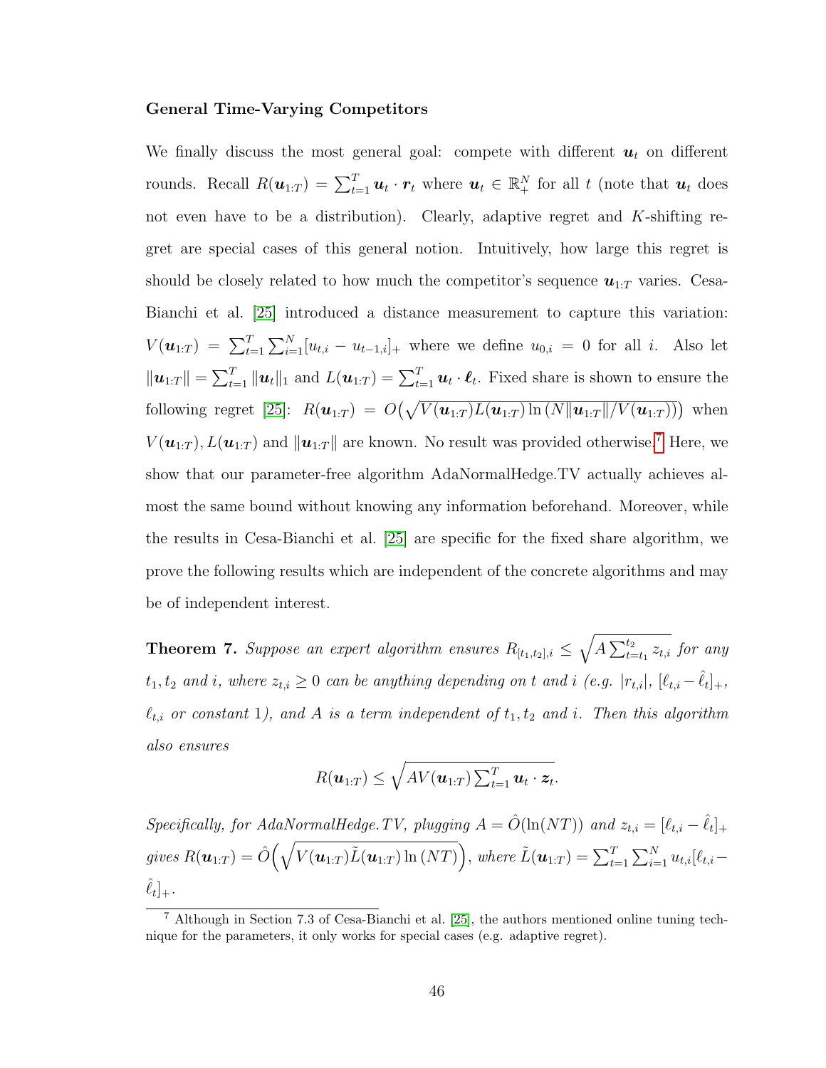### General Time-Varying Competitors

We finally discuss the most general goal: compete with different $\boldsymbol{u}_t$ on different rounds. Recall $R(\boldsymbol{u}_{1:T}) = \sum_{t=1}^{T} \boldsymbol{u}_t \cdot \boldsymbol{r}_t$ where $\boldsymbol{u}_t \in \mathbb{R}_+^N$ for all $t$ (note that $\boldsymbol{u}_t$ does not even have to be a distribution). Clearly, adaptive regret and $K$-shifting regret are special cases of this general notion. Intuitively, how large this regret is should be closely related to how much the competitor's sequence $\boldsymbol{u}_{1:T}$ varies. Cesa-Bianchi et al. [25] introduced a distance measurement to capture this variation: $V(\boldsymbol{u}_{1:T}) = \sum_{t=1}^{T} \sum_{i=1}^{N} [u_{t,i} - u_{t-1,i}]_+$ where we define $u_{0,i} = 0$ for all $i$. Also let $\|\boldsymbol{u}_{1:T}\| = \sum_{t=1}^{T} \|\boldsymbol{u}_t\|_1$ and $L(\boldsymbol{u}_{1:T}) = \sum_{t=1}^{T} \boldsymbol{u}_t \cdot \boldsymbol{\ell}_t$. Fixed share is shown to ensure the following regret [25]: $R(\boldsymbol{u}_{1:T}) = O\big(\sqrt{V(\boldsymbol{u}_{1:T}) L(\boldsymbol{u}_{1:T}) \ln\left(N\|\boldsymbol{u}_{1:T}\|/V(\boldsymbol{u}_{1:T})\right)}\big)$ when $V(\boldsymbol{u}_{1:T}), L(\boldsymbol{u}_{1:T})$ and $\|\boldsymbol{u}_{1:T}\|$ are known. No result was provided otherwise.[7] Here, we show that our parameter-free algorithm AdaNormalHedge.TV actually achieves almost the same bound without knowing any information beforehand. Moreover, while the results in Cesa-Bianchi et al. [25] are specific for the fixed share algorithm, we prove the following results which are independent of the concrete algorithms and may be of independent interest.

**Theorem 7.** *Suppose an expert algorithm ensures $R_{[t_1,t_2],i} \leq \sqrt{A \sum_{t=t_1}^{t_2} z_{t,i}}$ for any $t_1, t_2$ and $i$, where $z_{t,i} \geq 0$ can be anything depending on $t$ and $i$ (e.g. $|r_{t,i}|$, $[\ell_{t,i} - \hat{\ell}_t]_+$, $\ell_{t,i}$ or constant 1), and $A$ is a term independent of $t_1, t_2$ and $i$. Then this algorithm also ensures*

$$R(\boldsymbol{u}_{1:T}) \leq \sqrt{A V(\boldsymbol{u}_{1:T}) \sum_{t=1}^{T} \boldsymbol{u}_t \cdot \boldsymbol{z}_t}.$$

*Specifically, for AdaNormalHedge.TV, plugging $A = \hat{O}(\ln(NT))$ and $z_{t,i} = [\ell_{t,i} - \hat{\ell}_t]_+$ gives $R(\boldsymbol{u}_{1:T}) = \hat{O}\Big(\sqrt{V(\boldsymbol{u}_{1:T}) \tilde{L}(\boldsymbol{u}_{1:T}) \ln(NT)}\Big)$, where $\tilde{L}(\boldsymbol{u}_{1:T}) = \sum_{t=1}^{T} \sum_{i=1}^{N} u_{t,i} [\ell_{t,i} - \hat{\ell}_t]_+$.*

[7] Although in Section 7.3 of Cesa-Bianchi et al. [25], the authors mentioned online tuning technique for the parameters, it only works for special cases (e.g. adaptive regret).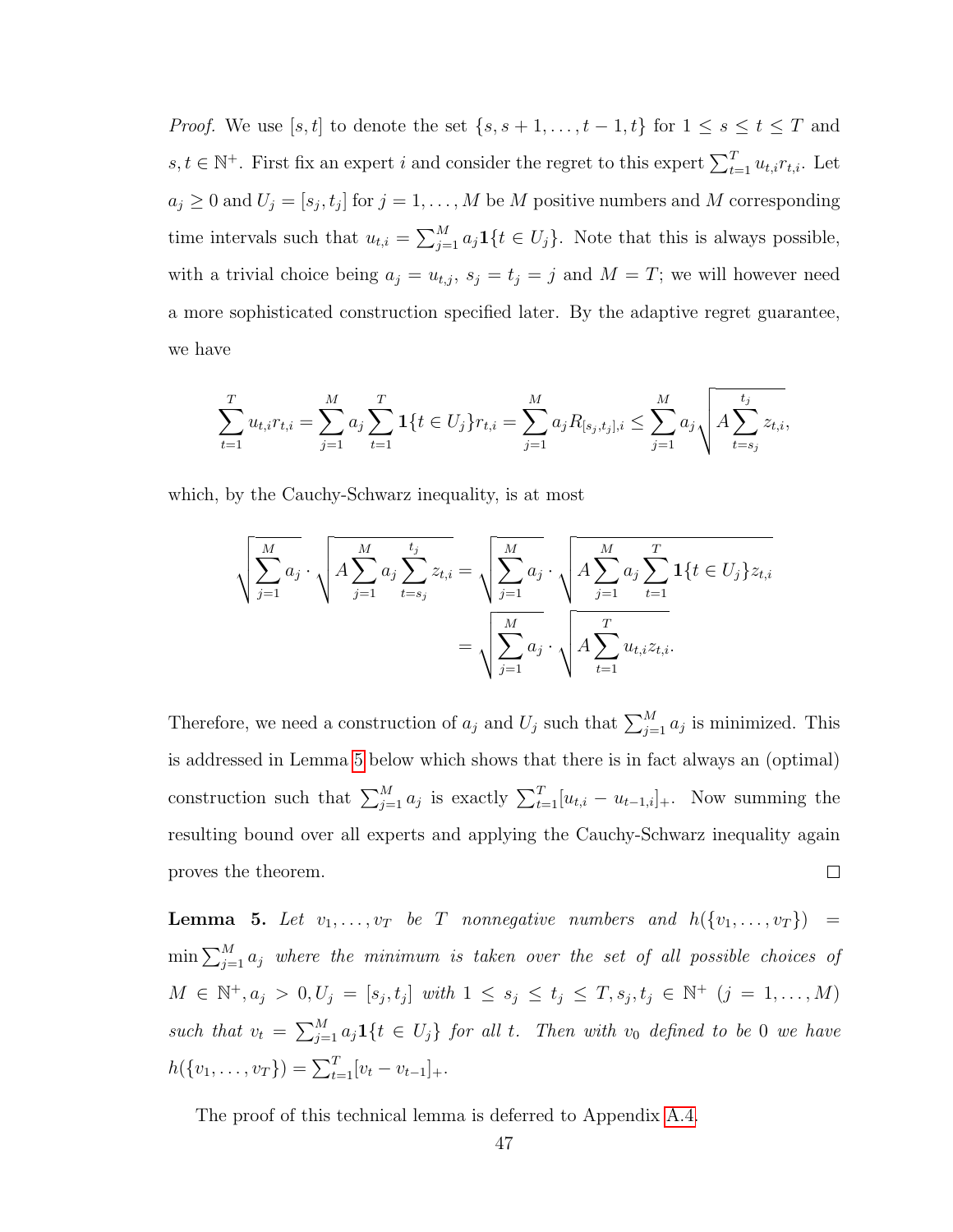*Proof.* We use $[s,t]$ to denote the set $\{s, s+1, \ldots, t-1, t\}$ for $1 \le s \le t \le T$ and $s, t \in \mathbb{N}^+$. First fix an expert $i$ and consider the regret to this expert $\sum_{t=1}^T u_{t,i} r_{t,i}$. Let $a_j \ge 0$ and $U_j = [s_j, t_j]$ for $j = 1, \ldots, M$ be $M$ positive numbers and $M$ corresponding time intervals such that $u_{t,i} = \sum_{j=1}^M a_j \mathbf{1}\{t \in U_j\}$. Note that this is always possible, with a trivial choice being $a_j = u_{t,j}$, $s_j = t_j = j$ and $M = T$; we will however need a more sophisticated construction specified later. By the adaptive regret guarantee, we have

$$\sum_{t=1}^T u_{t,i} r_{t,i} = \sum_{j=1}^M a_j \sum_{t=1}^T \mathbf{1}\{t \in U_j\} r_{t,i} = \sum_{j=1}^M a_j R_{[s_j,t_j],i} \le \sum_{j=1}^M a_j \sqrt{A \sum_{t=s_j}^{t_j} z_{t,i}},$$

which, by the Cauchy-Schwarz inequality, is at most

$$\begin{aligned}
\sqrt{\sum_{j=1}^M a_j} \cdot \sqrt{A \sum_{j=1}^M a_j \sum_{t=s_j}^{t_j} z_{t,i}} &= \sqrt{\sum_{j=1}^M a_j} \cdot \sqrt{A \sum_{j=1}^M a_j \sum_{t=1}^T \mathbf{1}\{t \in U_j\} z_{t,i}} \\
&= \sqrt{\sum_{j=1}^M a_j} \cdot \sqrt{A \sum_{t=1}^T u_{t,i} z_{t,i}}.
\end{aligned}$$

Therefore, we need a construction of $a_j$ and $U_j$ such that $\sum_{j=1}^M a_j$ is minimized. This is addressed in Lemma 5 below which shows that there is in fact always an (optimal) construction such that $\sum_{j=1}^M a_j$ is exactly $\sum_{t=1}^T [u_{t,i} - u_{t-1,i}]_+$. Now summing the resulting bound over all experts and applying the Cauchy-Schwarz inequality again proves the theorem. $\square$

**Lemma 5.** *Let $v_1, \ldots, v_T$ be $T$ nonnegative numbers and $h(\{v_1, \ldots, v_T\}) = \min \sum_{j=1}^M a_j$ where the minimum is taken over the set of all possible choices of $M \in \mathbb{N}^+, a_j > 0, U_j = [s_j, t_j]$ with $1 \le s_j \le t_j \le T, s_j, t_j \in \mathbb{N}^+$ $(j = 1, \ldots, M)$ such that $v_t = \sum_{j=1}^M a_j \mathbf{1}\{t \in U_j\}$ for all $t$. Then with $v_0$ defined to be $0$ we have $h(\{v_1, \ldots, v_T\}) = \sum_{t=1}^T [v_t - v_{t-1}]_+$.*

The proof of this technical lemma is deferred to Appendix A.4.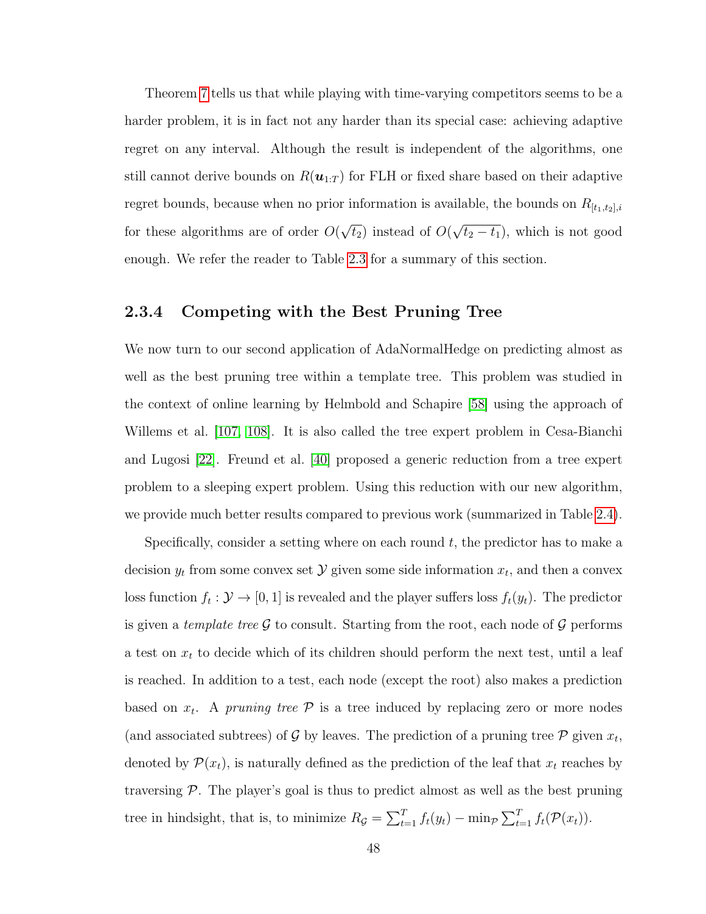Theorem 7 tells us that while playing with time-varying competitors seems to be a harder problem, it is in fact not any harder than its special case: achieving adaptive regret on any interval. Although the result is independent of the algorithms, one still cannot derive bounds on $R(\boldsymbol{u}_{1:T})$ for FLH or fixed share based on their adaptive regret bounds, because when no prior information is available, the bounds on $R_{[t_1,t_2],i}$ for these algorithms are of order $O(\sqrt{t_2})$ instead of $O(\sqrt{t_2 - t_1})$, which is not good enough. We refer the reader to Table 2.3 for a summary of this section.

### 2.3.4 Competing with the Best Pruning Tree

We now turn to our second application of AdaNormalHedge on predicting almost as well as the best pruning tree within a template tree. This problem was studied in the context of online learning by Helmbold and Schapire [58] using the approach of Willems et al. [107, 108]. It is also called the tree expert problem in Cesa-Bianchi and Lugosi [22]. Freund et al. [40] proposed a generic reduction from a tree expert problem to a sleeping expert problem. Using this reduction with our new algorithm, we provide much better results compared to previous work (summarized in Table 2.4).

Specifically, consider a setting where on each round $t$, the predictor has to make a decision $y_t$ from some convex set $\mathcal{Y}$ given some side information $x_t$, and then a convex loss function $f_t : \mathcal{Y} \to [0, 1]$ is revealed and the player suffers loss $f_t(y_t)$. The predictor is given a *template tree* $\mathcal{G}$ to consult. Starting from the root, each node of $\mathcal{G}$ performs a test on $x_t$ to decide which of its children should perform the next test, until a leaf is reached. In addition to a test, each node (except the root) also makes a prediction based on $x_t$. A *pruning tree* $\mathcal{P}$ is a tree induced by replacing zero or more nodes (and associated subtrees) of $\mathcal{G}$ by leaves. The prediction of a pruning tree $\mathcal{P}$ given $x_t$, denoted by $\mathcal{P}(x_t)$, is naturally defined as the prediction of the leaf that $x_t$ reaches by traversing $\mathcal{P}$. The player's goal is thus to predict almost as well as the best pruning tree in hindsight, that is, to minimize $R_{\mathcal{G}} = \sum_{t=1}^{T} f_t(y_t) - \min_{\mathcal{P}} \sum_{t=1}^{T} f_t(\mathcal{P}(x_t))$.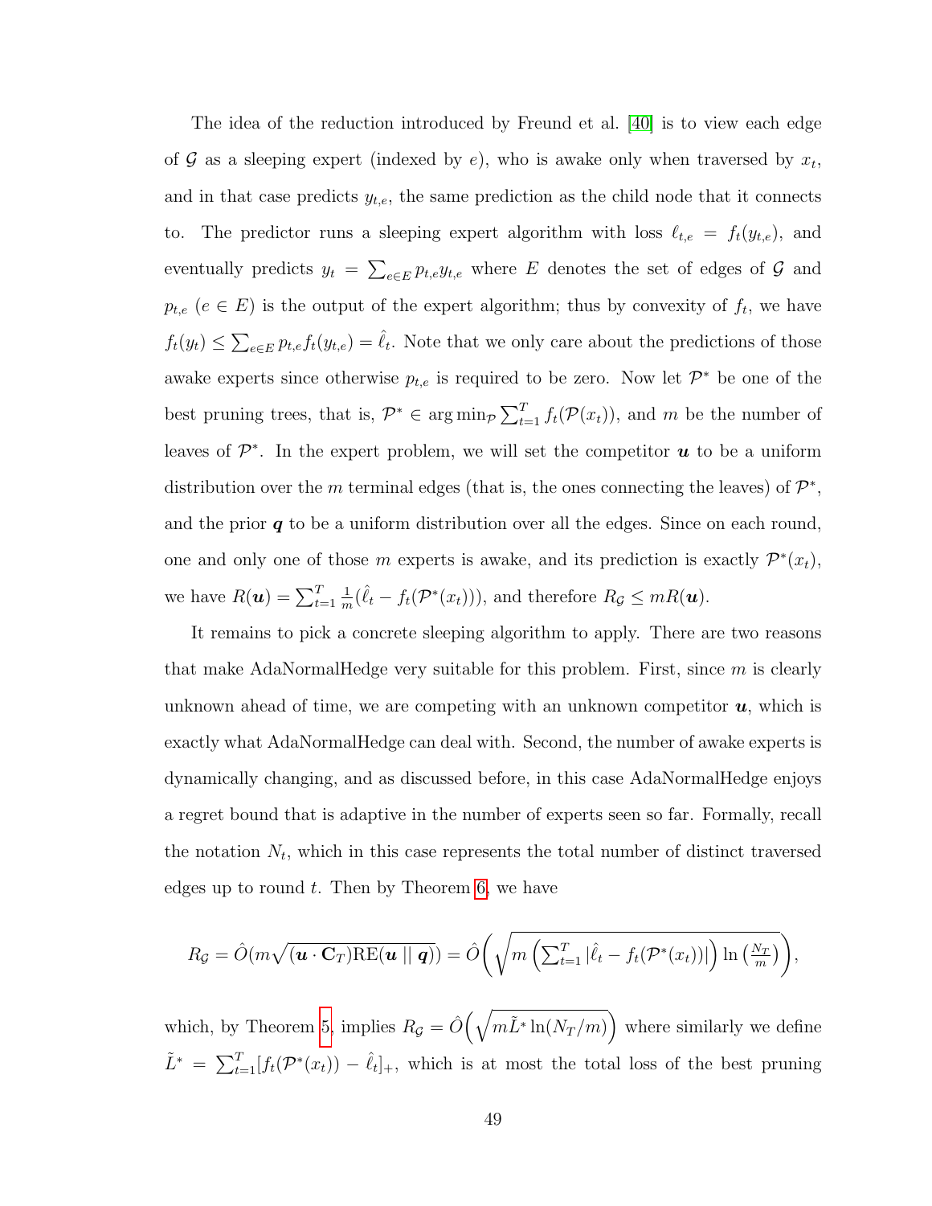The idea of the reduction introduced by Freund et al. [40] is to view each edge of $\mathcal{G}$ as a sleeping expert (indexed by $e$), who is awake only when traversed by $x_t$, and in that case predicts $y_{t,e}$, the same prediction as the child node that it connects to. The predictor runs a sleeping expert algorithm with loss $\ell_{t,e} = f_t(y_{t,e})$, and eventually predicts $y_t = \sum_{e \in E} p_{t,e} y_{t,e}$ where $E$ denotes the set of edges of $\mathcal{G}$ and $p_{t,e}$ ($e \in E$) is the output of the expert algorithm; thus by convexity of $f_t$, we have $f_t(y_t) \leq \sum_{e \in E} p_{t,e} f_t(y_{t,e}) = \hat{\ell}_t$. Note that we only care about the predictions of those awake experts since otherwise $p_{t,e}$ is required to be zero. Now let $\mathcal{P}^*$ be one of the best pruning trees, that is, $\mathcal{P}^* \in \arg\min_{\mathcal{P}} \sum_{t=1}^T f_t(\mathcal{P}(x_t))$, and $m$ be the number of leaves of $\mathcal{P}^*$. In the expert problem, we will set the competitor $\boldsymbol{u}$ to be a uniform distribution over the $m$ terminal edges (that is, the ones connecting the leaves) of $\mathcal{P}^*$, and the prior $\boldsymbol{q}$ to be a uniform distribution over all the edges. Since on each round, one and only one of those $m$ experts is awake, and its prediction is exactly $\mathcal{P}^*(x_t)$, we have $R(\boldsymbol{u}) = \sum_{t=1}^T \frac{1}{m}(\hat{\ell}_t - f_t(\mathcal{P}^*(x_t)))$, and therefore $R_{\mathcal{G}} \leq mR(\boldsymbol{u})$.

It remains to pick a concrete sleeping algorithm to apply. There are two reasons that make AdaNormalHedge very suitable for this problem. First, since $m$ is clearly unknown ahead of time, we are competing with an unknown competitor $\boldsymbol{u}$, which is exactly what AdaNormalHedge can deal with. Second, the number of awake experts is dynamically changing, and as discussed before, in this case AdaNormalHedge enjoys a regret bound that is adaptive in the number of experts seen so far. Formally, recall the notation $N_t$, which in this case represents the total number of distinct traversed edges up to round $t$. Then by Theorem 6, we have

$$R_{\mathcal{G}} = \hat{O}(m\sqrt{(\boldsymbol{u} \cdot \mathbf{C}_T)\text{RE}(\boldsymbol{u} \parallel \boldsymbol{q})}) = \hat{O}\left(\sqrt{m\left(\sum_{t=1}^T |\hat{\ell}_t - f_t(\mathcal{P}^*(x_t))|\right)\ln\left(\frac{N_T}{m}\right)}\right),$$

which, by Theorem 5, implies $R_{\mathcal{G}} = \hat{O}\left(\sqrt{m\tilde{L}^* \ln(N_T/m)}\right)$ where similarly we define $\tilde{L}^* = \sum_{t=1}^T [f_t(\mathcal{P}^*(x_t)) - \hat{\ell}_t]_+$, which is at most the total loss of the best pruning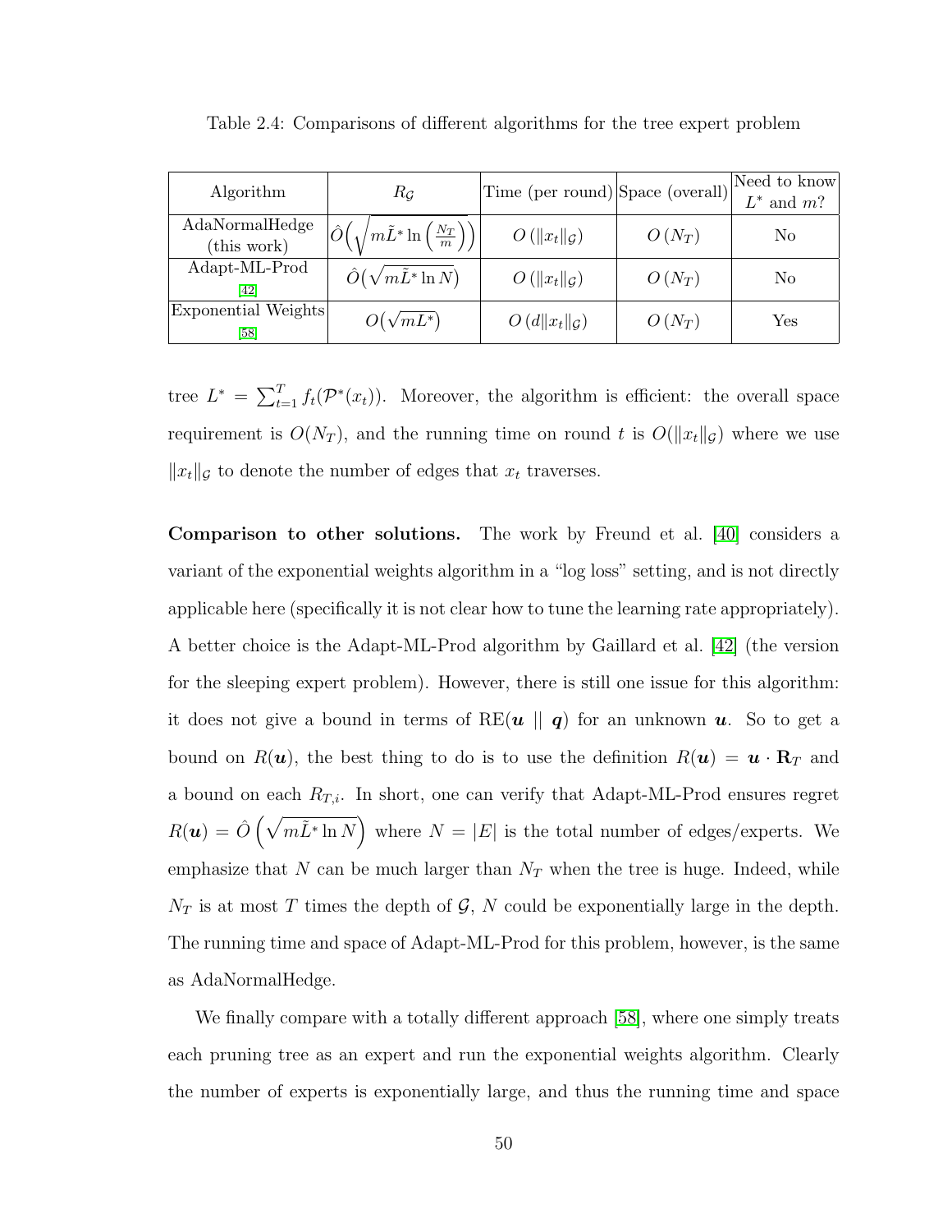Table 2.4: Comparisons of different algorithms for the tree expert problem

| Algorithm | $R_{\mathcal{G}}$ | Time (per round) | Space (overall) | Need to know $L^*$ and $m$? |
|---|---|---|---|---|
| AdaNormalHedge (this work) | $\hat{O}\left(\sqrt{m\tilde{L}^* \ln\left(\frac{N_T}{m}\right)}\right)$ | $O\left(\|x_t\|_{\mathcal{G}}\right)$ | $O\left(N_T\right)$ | No |
| Adapt-ML-Prod [42] | $\hat{O}\left(\sqrt{m\tilde{L}^* \ln N}\right)$ | $O\left(\|x_t\|_{\mathcal{G}}\right)$ | $O\left(N_T\right)$ | No |
| Exponential Weights [58] | $O\left(\sqrt{mL^*}\right)$ | $O\left(d\|x_t\|_{\mathcal{G}}\right)$ | $O\left(N_T\right)$ | Yes |

tree $L^* = \sum_{t=1}^{T} f_t(\mathcal{P}^*(x_t))$. Moreover, the algorithm is efficient: the overall space requirement is $O(N_T)$, and the running time on round $t$ is $O(\|x_t\|_{\mathcal{G}})$ where we use $\|x_t\|_{\mathcal{G}}$ to denote the number of edges that $x_t$ traverses.

**Comparison to other solutions.** The work by Freund et al. [40] considers a variant of the exponential weights algorithm in a "log loss" setting, and is not directly applicable here (specifically it is not clear how to tune the learning rate appropriately). A better choice is the Adapt-ML-Prod algorithm by Gaillard et al. [42] (the version for the sleeping expert problem). However, there is still one issue for this algorithm: it does not give a bound in terms of $\text{RE}(\boldsymbol{u} \mid\mid \boldsymbol{q})$ for an unknown $\boldsymbol{u}$. So to get a bound on $R(\boldsymbol{u})$, the best thing to do is to use the definition $R(\boldsymbol{u}) = \boldsymbol{u} \cdot \mathbf{R}_T$ and a bound on each $R_{T,i}$. In short, one can verify that Adapt-ML-Prod ensures regret $R(\boldsymbol{u}) = \hat{O}\left(\sqrt{m\tilde{L}^* \ln N}\right)$ where $N = |E|$ is the total number of edges/experts. We emphasize that $N$ can be much larger than $N_T$ when the tree is huge. Indeed, while $N_T$ is at most $T$ times the depth of $\mathcal{G}$, $N$ could be exponentially large in the depth. The running time and space of Adapt-ML-Prod for this problem, however, is the same as AdaNormalHedge.

We finally compare with a totally different approach [58], where one simply treats each pruning tree as an expert and run the exponential weights algorithm. Clearly the number of experts is exponentially large, and thus the running time and space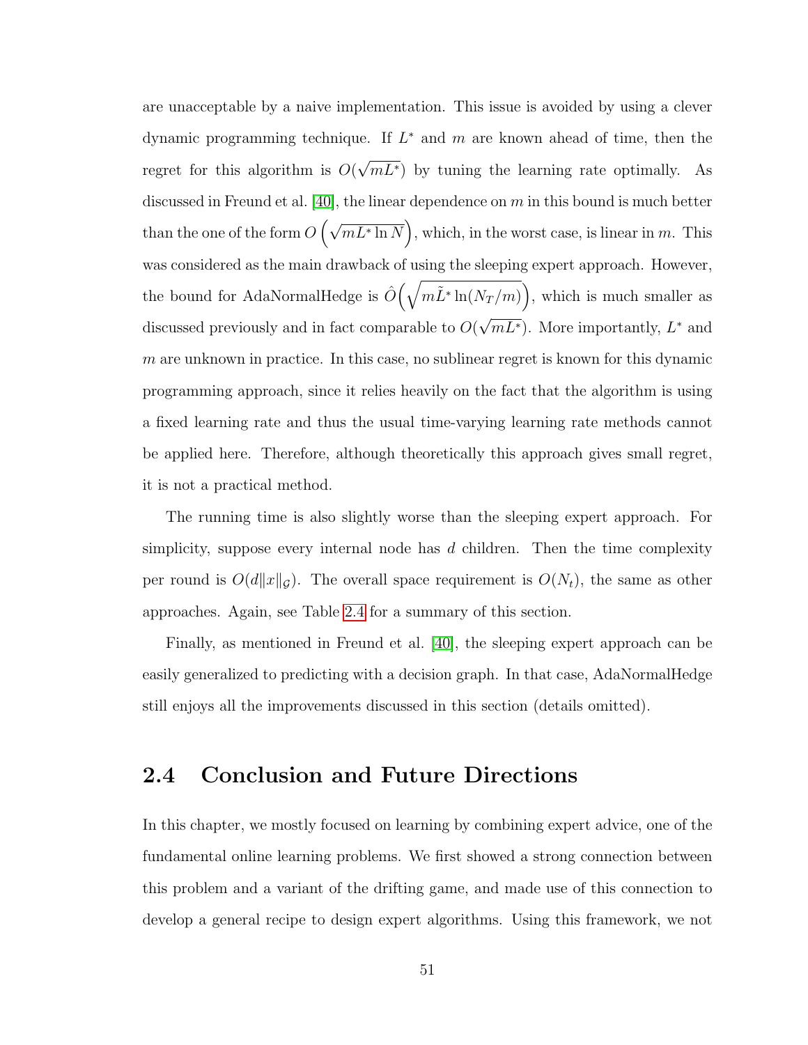are unacceptable by a naive implementation. This issue is avoided by using a clever dynamic programming technique. If $L^*$ and $m$ are known ahead of time, then the regret for this algorithm is $O(\sqrt{mL^*})$ by tuning the learning rate optimally. As discussed in Freund et al. [40], the linear dependence on $m$ in this bound is much better than the one of the form $O\left(\sqrt{mL^* \ln N}\right)$, which, in the worst case, is linear in $m$. This was considered as the main drawback of using the sleeping expert approach. However, the bound for AdaNormalHedge is $\hat{O}\left(\sqrt{m\tilde{L}^* \ln(N_T/m)}\right)$, which is much smaller as discussed previously and in fact comparable to $O(\sqrt{mL^*})$. More importantly, $L^*$ and $m$ are unknown in practice. In this case, no sublinear regret is known for this dynamic programming approach, since it relies heavily on the fact that the algorithm is using a fixed learning rate and thus the usual time-varying learning rate methods cannot be applied here. Therefore, although theoretically this approach gives small regret, it is not a practical method.

The running time is also slightly worse than the sleeping expert approach. For simplicity, suppose every internal node has $d$ children. Then the time complexity per round is $O(d\|x\|_{\mathcal{G}})$. The overall space requirement is $O(N_t)$, the same as other approaches. Again, see Table 2.4 for a summary of this section.

Finally, as mentioned in Freund et al. [40], the sleeping expert approach can be easily generalized to predicting with a decision graph. In that case, AdaNormalHedge still enjoys all the improvements discussed in this section (details omitted).

## 2.4 Conclusion and Future Directions

In this chapter, we mostly focused on learning by combining expert advice, one of the fundamental online learning problems. We first showed a strong connection between this problem and a variant of the drifting game, and made use of this connection to develop a general recipe to design expert algorithms. Using this framework, we not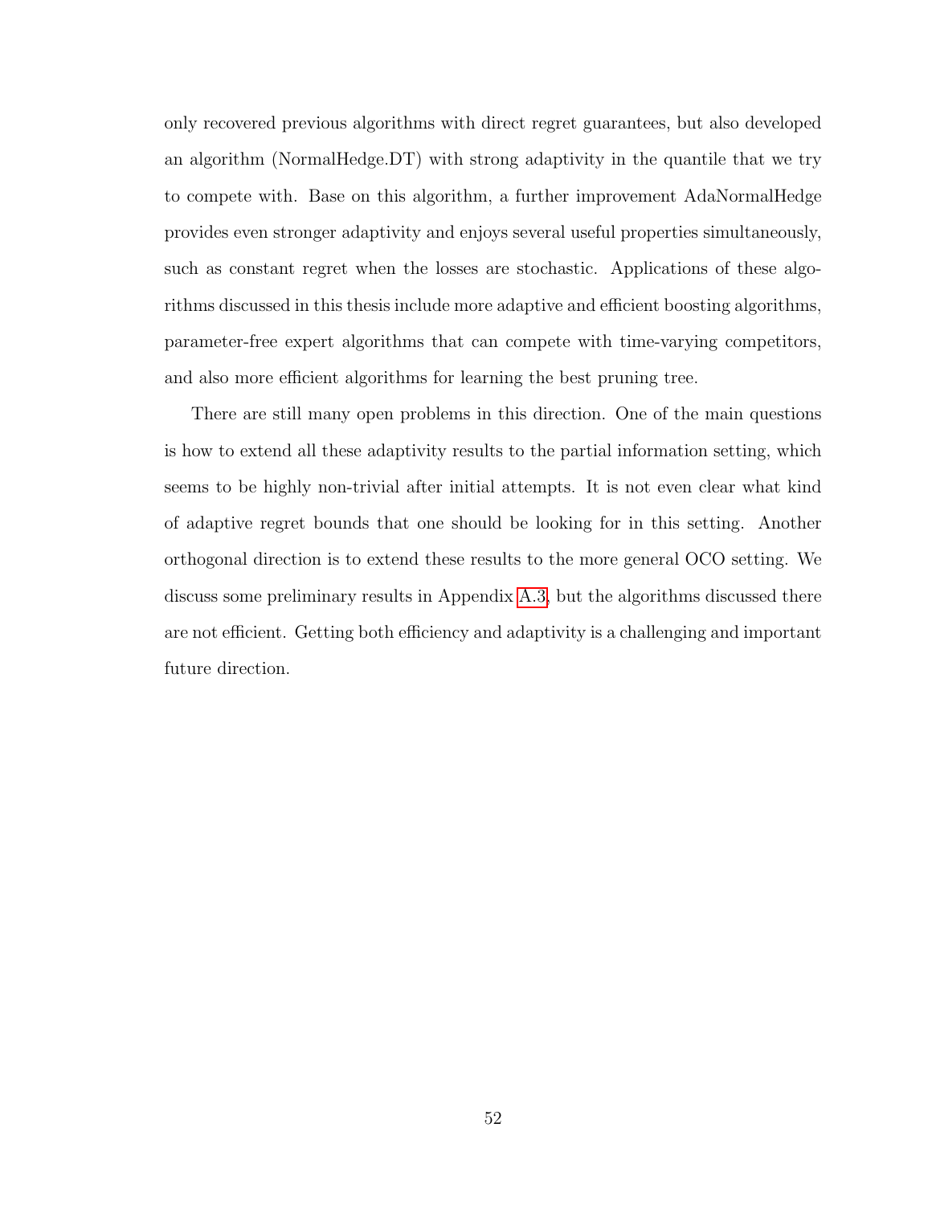only recovered previous algorithms with direct regret guarantees, but also developed an algorithm (NormalHedge.DT) with strong adaptivity in the quantile that we try to compete with. Base on this algorithm, a further improvement AdaNormalHedge provides even stronger adaptivity and enjoys several useful properties simultaneously, such as constant regret when the losses are stochastic. Applications of these algorithms discussed in this thesis include more adaptive and efficient boosting algorithms, parameter-free expert algorithms that can compete with time-varying competitors, and also more efficient algorithms for learning the best pruning tree.

There are still many open problems in this direction. One of the main questions is how to extend all these adaptivity results to the partial information setting, which seems to be highly non-trivial after initial attempts. It is not even clear what kind of adaptive regret bounds that one should be looking for in this setting. Another orthogonal direction is to extend these results to the more general OCO setting. We discuss some preliminary results in Appendix A.3, but the algorithms discussed there are not efficient. Getting both efficiency and adaptivity is a challenging and important future direction.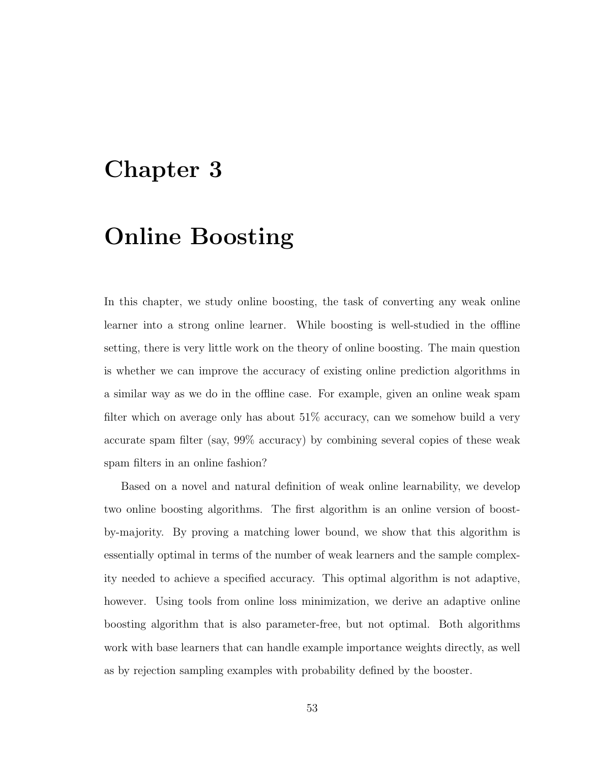# Chapter 3

# Online Boosting

In this chapter, we study online boosting, the task of converting any weak online learner into a strong online learner. While boosting is well-studied in the offline setting, there is very little work on the theory of online boosting. The main question is whether we can improve the accuracy of existing online prediction algorithms in a similar way as we do in the offline case. For example, given an online weak spam filter which on average only has about 51% accuracy, can we somehow build a very accurate spam filter (say, 99% accuracy) by combining several copies of these weak spam filters in an online fashion?

Based on a novel and natural definition of weak online learnability, we develop two online boosting algorithms. The first algorithm is an online version of boost-by-majority. By proving a matching lower bound, we show that this algorithm is essentially optimal in terms of the number of weak learners and the sample complexity needed to achieve a specified accuracy. This optimal algorithm is not adaptive, however. Using tools from online loss minimization, we derive an adaptive online boosting algorithm that is also parameter-free, but not optimal. Both algorithms work with base learners that can handle example importance weights directly, as well as by rejection sampling examples with probability defined by the booster.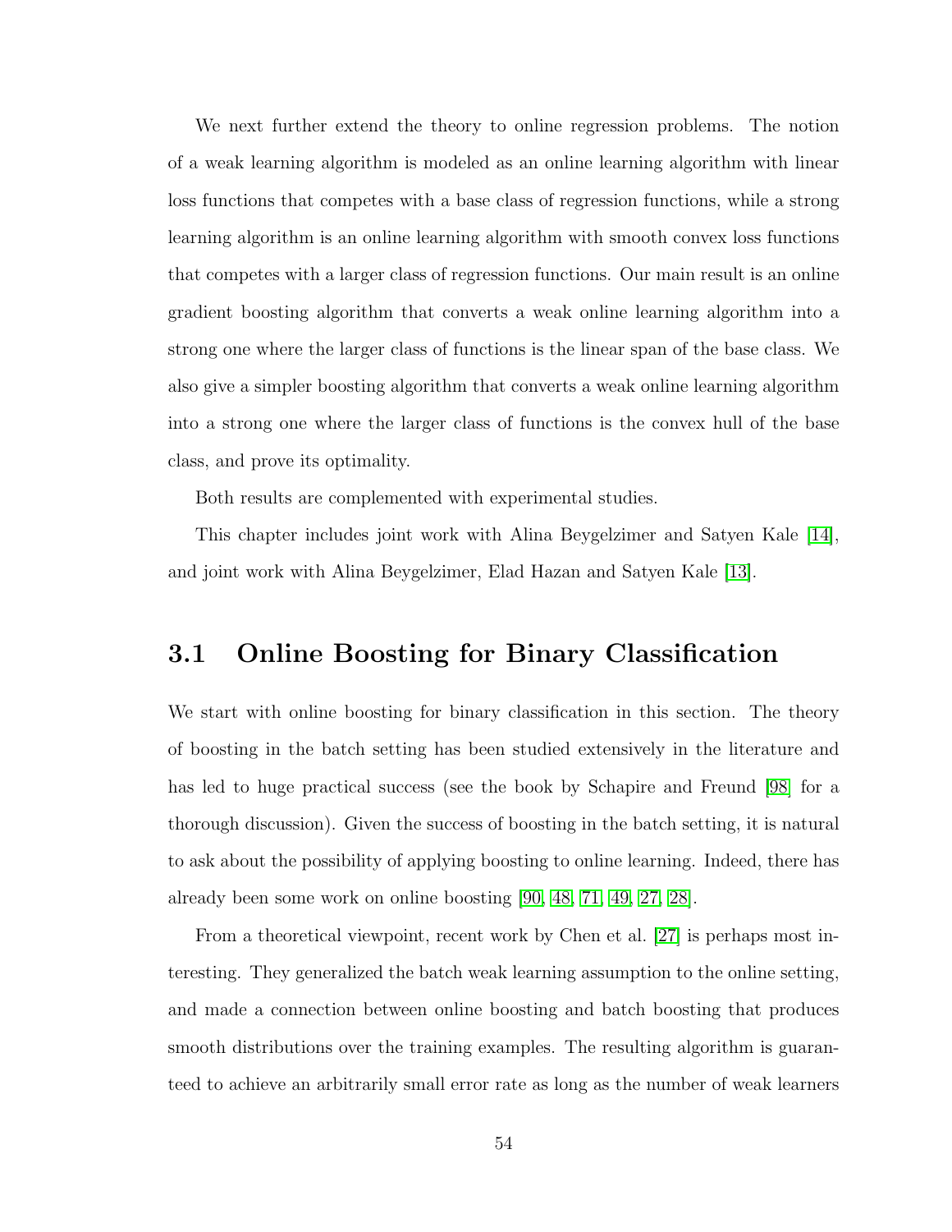We next further extend the theory to online regression problems. The notion of a weak learning algorithm is modeled as an online learning algorithm with linear loss functions that competes with a base class of regression functions, while a strong learning algorithm is an online learning algorithm with smooth convex loss functions that competes with a larger class of regression functions. Our main result is an online gradient boosting algorithm that converts a weak online learning algorithm into a strong one where the larger class of functions is the linear span of the base class. We also give a simpler boosting algorithm that converts a weak online learning algorithm into a strong one where the larger class of functions is the convex hull of the base class, and prove its optimality.

Both results are complemented with experimental studies.

This chapter includes joint work with Alina Beygelzimer and Satyen Kale [14], and joint work with Alina Beygelzimer, Elad Hazan and Satyen Kale [13].

## 3.1 Online Boosting for Binary Classification

We start with online boosting for binary classification in this section. The theory of boosting in the batch setting has been studied extensively in the literature and has led to huge practical success (see the book by Schapire and Freund [98] for a thorough discussion). Given the success of boosting in the batch setting, it is natural to ask about the possibility of applying boosting to online learning. Indeed, there has already been some work on online boosting [90, 48, 71, 49, 27, 28].

From a theoretical viewpoint, recent work by Chen et al. [27] is perhaps most interesting. They generalized the batch weak learning assumption to the online setting, and made a connection between online boosting and batch boosting that produces smooth distributions over the training examples. The resulting algorithm is guaranteed to achieve an arbitrarily small error rate as long as the number of weak learners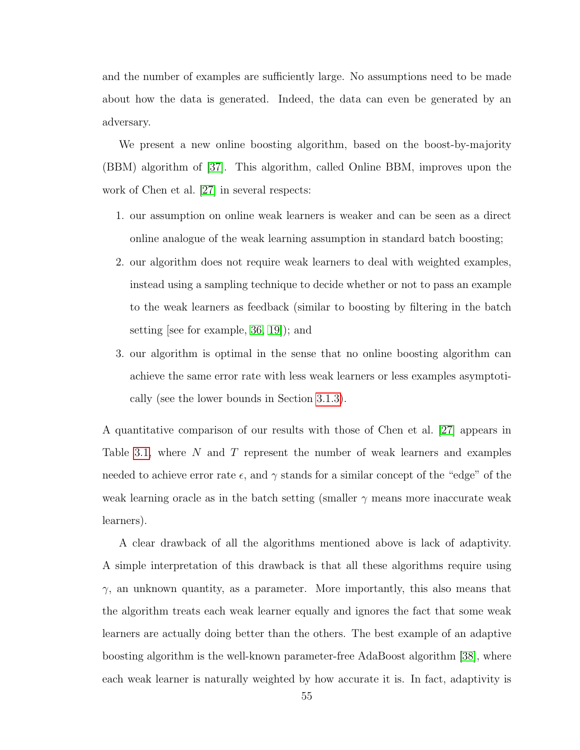and the number of examples are sufficiently large. No assumptions need to be made about how the data is generated. Indeed, the data can even be generated by an adversary.

We present a new online boosting algorithm, based on the boost-by-majority (BBM) algorithm of [37]. This algorithm, called Online BBM, improves upon the work of Chen et al. [27] in several respects:

1. our assumption on online weak learners is weaker and can be seen as a direct online analogue of the weak learning assumption in standard batch boosting;
2. our algorithm does not require weak learners to deal with weighted examples, instead using a sampling technique to decide whether or not to pass an example to the weak learners as feedback (similar to boosting by filtering in the batch setting [see for example, 36, 19]); and
3. our algorithm is optimal in the sense that no online boosting algorithm can achieve the same error rate with less weak learners or less examples asymptotically (see the lower bounds in Section 3.1.3).

A quantitative comparison of our results with those of Chen et al. [27] appears in Table 3.1, where $N$ and $T$ represent the number of weak learners and examples needed to achieve error rate $\epsilon$, and $\gamma$ stands for a similar concept of the "edge" of the weak learning oracle as in the batch setting (smaller $\gamma$ means more inaccurate weak learners).

A clear drawback of all the algorithms mentioned above is lack of adaptivity. A simple interpretation of this drawback is that all these algorithms require using $\gamma$, an unknown quantity, as a parameter. More importantly, this also means that the algorithm treats each weak learner equally and ignores the fact that some weak learners are actually doing better than the others. The best example of an adaptive boosting algorithm is the well-known parameter-free AdaBoost algorithm [38], where each weak learner is naturally weighted by how accurate it is. In fact, adaptivity is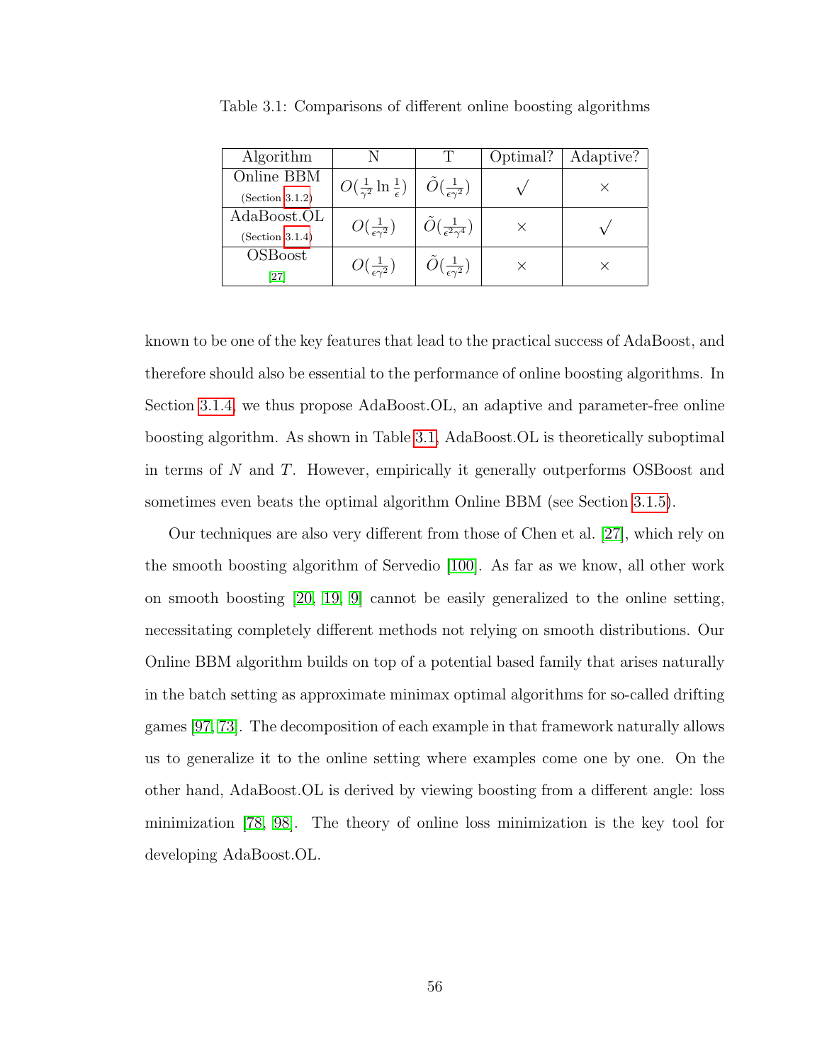Table 3.1: Comparisons of different online boosting algorithms

| Algorithm | N | T | Optimal? | Adaptive? |
|---|---|---|---|---|
| Online BBM (Section 3.1.2) | $O(\frac{1}{\gamma^2}\ln\frac{1}{\epsilon})$ | $\tilde{O}(\frac{1}{\epsilon\gamma^2})$ | $\surd$ | $\times$ |
| AdaBoost.OL (Section 3.1.4) | $O(\frac{1}{\epsilon\gamma^2})$ | $\tilde{O}(\frac{1}{\epsilon^2\gamma^4})$ | $\times$ | $\surd$ |
| OSBoost [27] | $O(\frac{1}{\epsilon\gamma^2})$ | $\tilde{O}(\frac{1}{\epsilon\gamma^2})$ | $\times$ | $\times$ |

known to be one of the key features that lead to the practical success of AdaBoost, and therefore should also be essential to the performance of online boosting algorithms. In Section 3.1.4, we thus propose AdaBoost.OL, an adaptive and parameter-free online boosting algorithm. As shown in Table 3.1, AdaBoost.OL is theoretically suboptimal in terms of $N$ and $T$. However, empirically it generally outperforms OSBoost and sometimes even beats the optimal algorithm Online BBM (see Section 3.1.5).

Our techniques are also very different from those of Chen et al. [27], which rely on the smooth boosting algorithm of Servedio [100]. As far as we know, all other work on smooth boosting [20, 19, 9] cannot be easily generalized to the online setting, necessitating completely different methods not relying on smooth distributions. Our Online BBM algorithm builds on top of a potential based family that arises naturally in the batch setting as approximate minimax optimal algorithms for so-called drifting games [97, 73]. The decomposition of each example in that framework naturally allows us to generalize it to the online setting where examples come one by one. On the other hand, AdaBoost.OL is derived by viewing boosting from a different angle: loss minimization [78, 98]. The theory of online loss minimization is the key tool for developing AdaBoost.OL.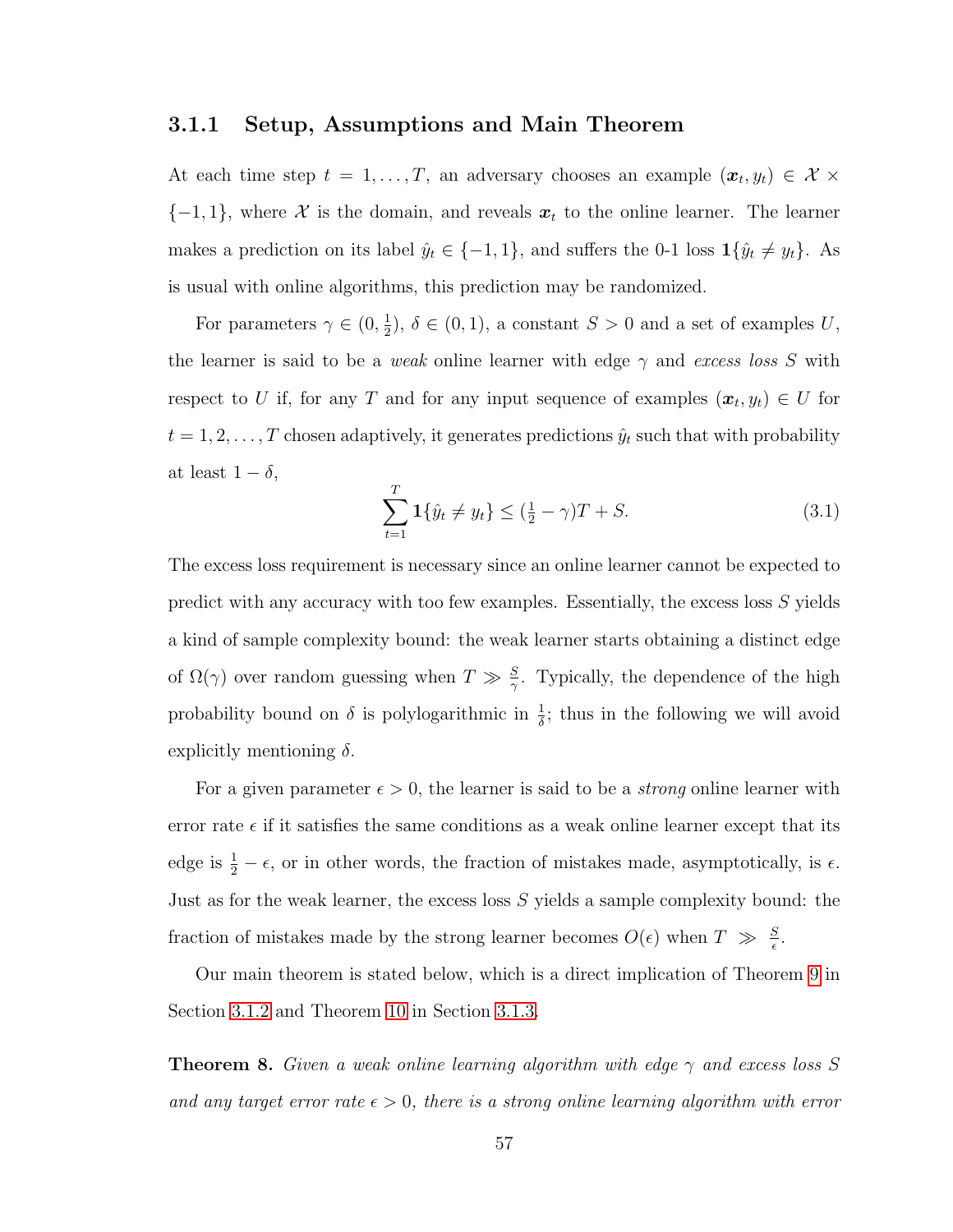### 3.1.1 Setup, Assumptions and Main Theorem

At each time step $t = 1, \ldots, T$, an adversary chooses an example $(\boldsymbol{x}_t, y_t) \in \mathcal{X} \times \{-1, 1\}$, where $\mathcal{X}$ is the domain, and reveals $\boldsymbol{x}_t$ to the online learner. The learner makes a prediction on its label $\hat{y}_t \in \{-1, 1\}$, and suffers the 0-1 loss $\mathbf{1}\{\hat{y}_t \neq y_t\}$. As is usual with online algorithms, this prediction may be randomized.

For parameters $\gamma \in (0, \frac{1}{2})$, $\delta \in (0, 1)$, a constant $S > 0$ and a set of examples $U$, the learner is said to be a *weak* online learner with edge $\gamma$ and *excess loss* $S$ with respect to $U$ if, for any $T$ and for any input sequence of examples $(\boldsymbol{x}_t, y_t) \in U$ for $t = 1, 2, \ldots, T$ chosen adaptively, it generates predictions $\hat{y}_t$ such that with probability at least $1 - \delta$,

$$\sum_{t=1}^{T} \mathbf{1}\{\hat{y}_t \neq y_t\} \leq (\tfrac{1}{2} - \gamma)T + S. \tag{3.1}$$

The excess loss requirement is necessary since an online learner cannot be expected to predict with any accuracy with too few examples. Essentially, the excess loss $S$ yields a kind of sample complexity bound: the weak learner starts obtaining a distinct edge of $\Omega(\gamma)$ over random guessing when $T \gg \frac{S}{\gamma}$. Typically, the dependence of the high probability bound on $\delta$ is polylogarithmic in $\frac{1}{\delta}$; thus in the following we will avoid explicitly mentioning $\delta$.

For a given parameter $\epsilon > 0$, the learner is said to be a *strong* online learner with error rate $\epsilon$ if it satisfies the same conditions as a weak online learner except that its edge is $\frac{1}{2} - \epsilon$, or in other words, the fraction of mistakes made, asymptotically, is $\epsilon$. Just as for the weak learner, the excess loss $S$ yields a sample complexity bound: the fraction of mistakes made by the strong learner becomes $O(\epsilon)$ when $T \gg \frac{S}{\epsilon}$.

Our main theorem is stated below, which is a direct implication of Theorem 9 in Section 3.1.2 and Theorem 10 in Section 3.1.3.

**Theorem 8.** *Given a weak online learning algorithm with edge $\gamma$ and excess loss $S$ and any target error rate $\epsilon > 0$, there is a strong online learning algorithm with error*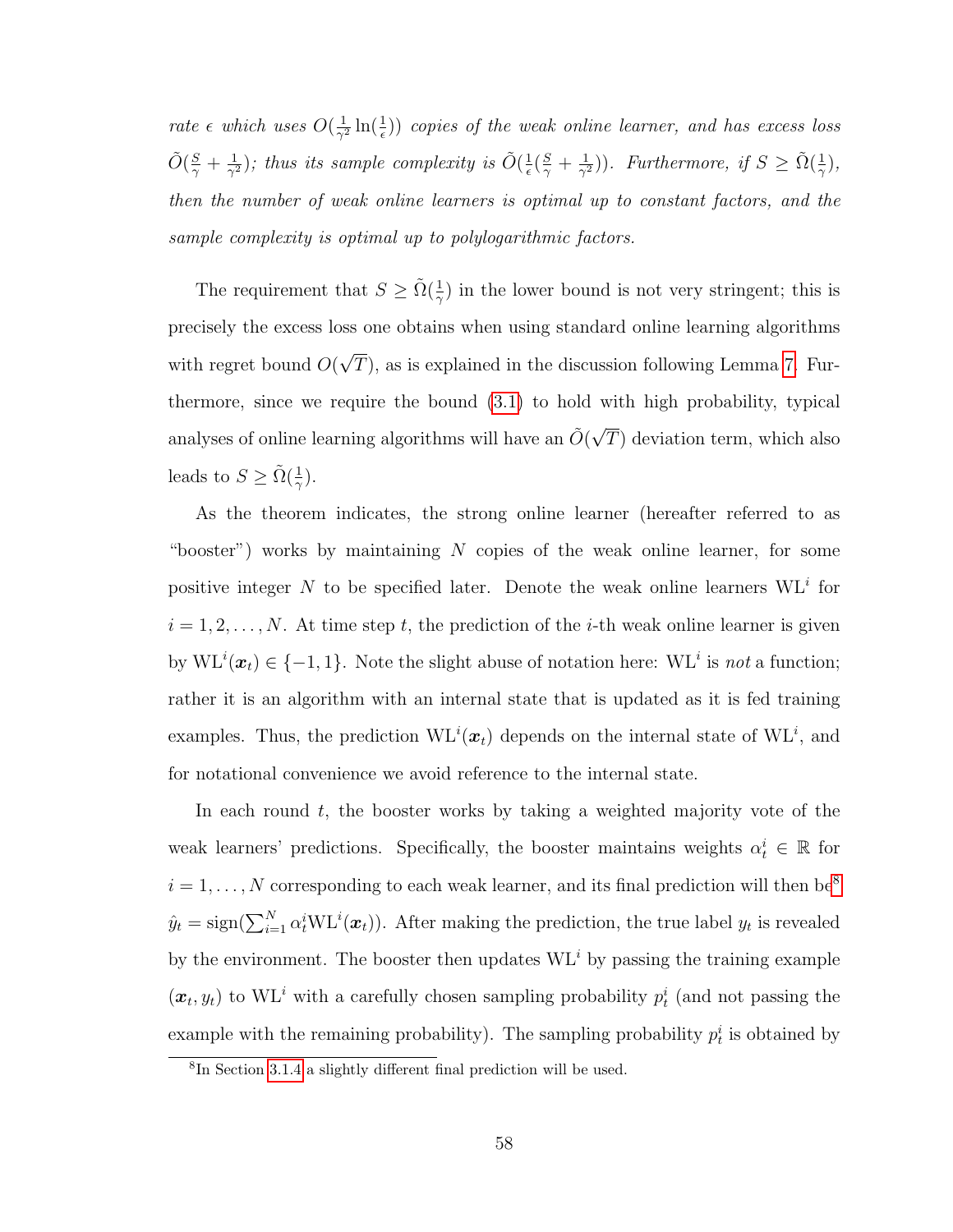*rate $\epsilon$ which uses $O(\frac{1}{\gamma^2}\ln(\frac{1}{\epsilon}))$ copies of the weak online learner, and has excess loss $\tilde{O}(\frac{S}{\gamma}+\frac{1}{\gamma^2})$; thus its sample complexity is $\tilde{O}(\frac{1}{\epsilon}(\frac{S}{\gamma}+\frac{1}{\gamma^2}))$. Furthermore, if $S \geq \tilde{\Omega}(\frac{1}{\gamma})$, then the number of weak online learners is optimal up to constant factors, and the sample complexity is optimal up to polylogarithmic factors.*

The requirement that $S \geq \tilde{\Omega}(\frac{1}{\gamma})$ in the lower bound is not very stringent; this is precisely the excess loss one obtains when using standard online learning algorithms with regret bound $O(\sqrt{T})$, as is explained in the discussion following Lemma 7. Furthermore, since we require the bound (3.1) to hold with high probability, typical analyses of online learning algorithms will have an $\tilde{O}(\sqrt{T})$ deviation term, which also leads to $S \geq \tilde{\Omega}(\frac{1}{\gamma})$.

As the theorem indicates, the strong online learner (hereafter referred to as "booster") works by maintaining $N$ copies of the weak online learner, for some positive integer $N$ to be specified later. Denote the weak online learners $\mathrm{WL}^i$ for $i = 1, 2, \ldots, N$. At time step $t$, the prediction of the $i$-th weak online learner is given by $\mathrm{WL}^i(\boldsymbol{x}_t) \in \{-1, 1\}$. Note the slight abuse of notation here: $\mathrm{WL}^i$ is *not* a function; rather it is an algorithm with an internal state that is updated as it is fed training examples. Thus, the prediction $\mathrm{WL}^i(\boldsymbol{x}_t)$ depends on the internal state of $\mathrm{WL}^i$, and for notational convenience we avoid reference to the internal state.

In each round $t$, the booster works by taking a weighted majority vote of the weak learners' predictions. Specifically, the booster maintains weights $\alpha_t^i \in \mathbb{R}$ for $i = 1, \ldots, N$ corresponding to each weak learner, and its final prediction will then be[8] $\hat{y}_t = \mathrm{sign}(\sum_{i=1}^{N} \alpha_t^i \mathrm{WL}^i(\boldsymbol{x}_t))$. After making the prediction, the true label $y_t$ is revealed by the environment. The booster then updates $\mathrm{WL}^i$ by passing the training example $(\boldsymbol{x}_t, y_t)$ to $\mathrm{WL}^i$ with a carefully chosen sampling probability $p_t^i$ (and not passing the example with the remaining probability). The sampling probability $p_t^i$ is obtained by

[8] In Section 3.1.4 a slightly different final prediction will be used.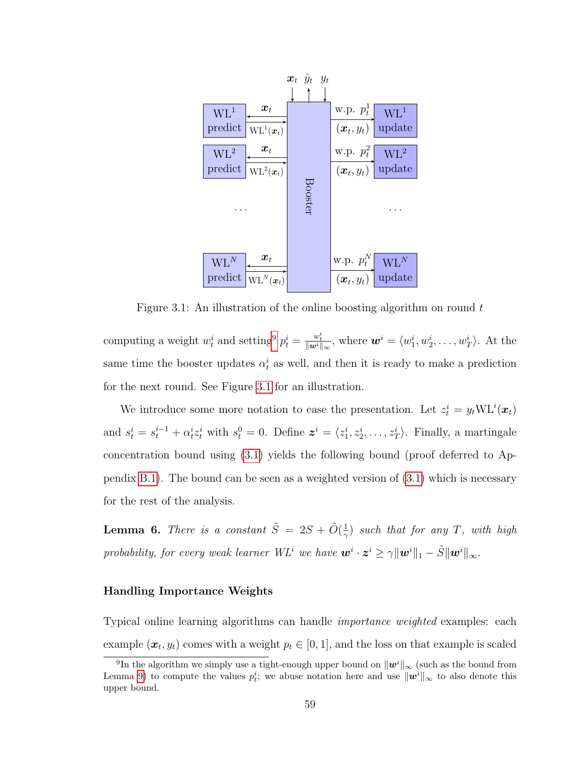Figure 3.1: An illustration of the online boosting algorithm on round $t$

computing a weight $w_t^i$ and setting[9] $p_t^i = \frac{w_t^i}{\|\boldsymbol{w}^i\|_\infty}$, where $\boldsymbol{w}^i = \langle w_1^i, w_2^i, \ldots, w_T^i \rangle$. At the same time the booster updates $\alpha_t^i$ as well, and then it is ready to make a prediction for the next round. See Figure 3.1 for an illustration.

We introduce some more notation to ease the presentation. Let $z_t^i = y_t \text{WL}^i(\boldsymbol{x}_t)$ and $s_t^i = s_t^{i-1} + \alpha_t^i z_t^i$ with $s_t^0 = 0$. Define $\boldsymbol{z}^i = \langle z_1^i, z_2^i, \ldots, z_T^i \rangle$. Finally, a martingale concentration bound using (3.1) yields the following bound (proof deferred to Appendix B.1). The bound can be seen as a weighted version of (3.1) which is necessary for the rest of the analysis.

**Lemma 6.** *There is a constant $\tilde{S} = 2S + \tilde{O}(\frac{1}{\gamma})$ such that for any $T$, with high probability, for every weak learner $WL^i$ we have $\boldsymbol{w}^i \cdot \boldsymbol{z}^i \geq \gamma \|\boldsymbol{w}^i\|_1 - \tilde{S}\|\boldsymbol{w}^i\|_\infty$.*

#### Handling Importance Weights

Typical online learning algorithms can handle *importance weighted* examples: each example $(\boldsymbol{x}_t, y_t)$ comes with a weight $p_t \in [0, 1]$, and the loss on that example is scaled

[9] In the algorithm we simply use a tight-enough upper bound on $\|\boldsymbol{w}^i\|_\infty$ (such as the bound from Lemma 9) to compute the values $p_t^i$; we abuse notation here and use $\|\boldsymbol{w}^i\|_\infty$ to also denote this upper bound.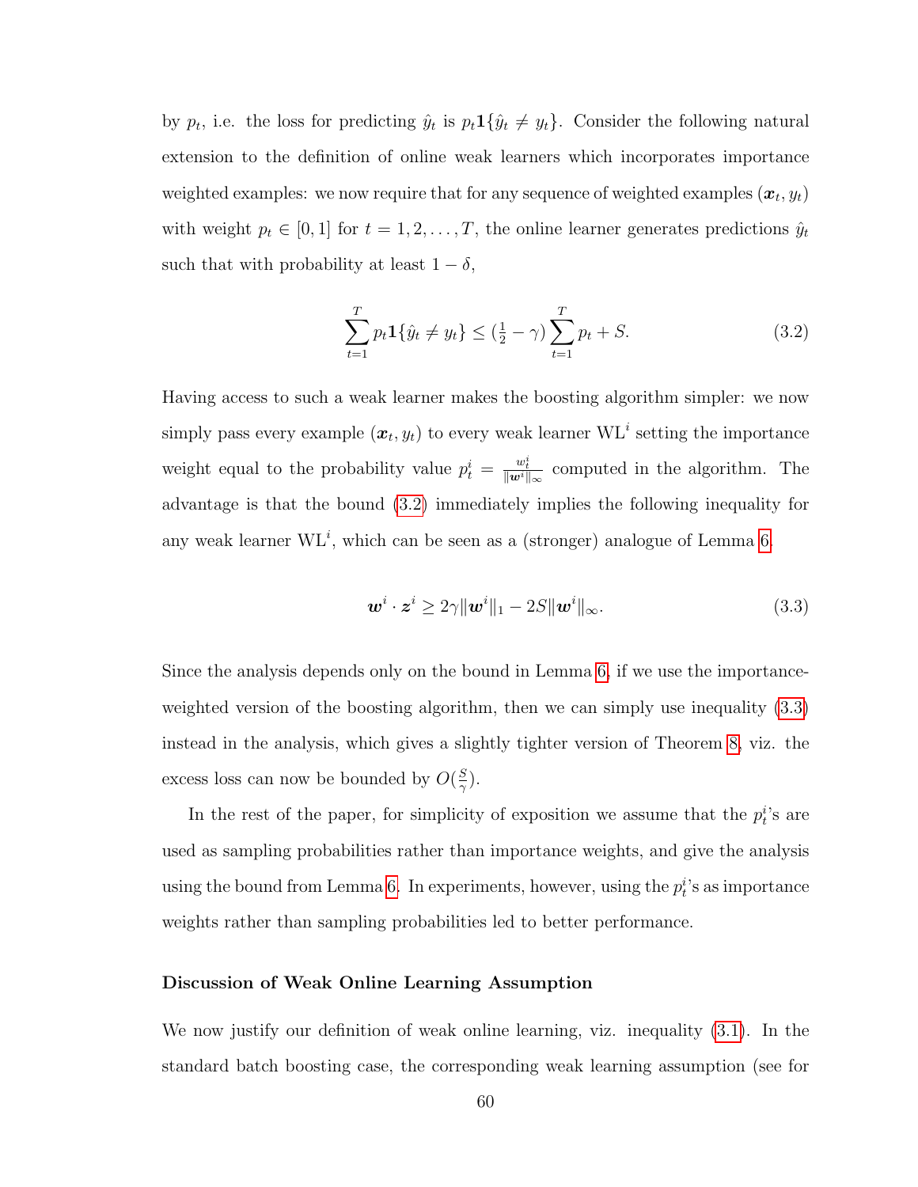by $p_t$, i.e. the loss for predicting $\hat{y}_t$ is $p_t \mathbf{1}\{\hat{y}_t \neq y_t\}$. Consider the following natural extension to the definition of online weak learners which incorporates importance weighted examples: we now require that for any sequence of weighted examples $(\boldsymbol{x}_t, y_t)$ with weight $p_t \in [0, 1]$ for $t = 1, 2, \ldots, T$, the online learner generates predictions $\hat{y}_t$ such that with probability at least $1 - \delta$,

$$\sum_{t=1}^{T} p_t \mathbf{1}\{\hat{y}_t \neq y_t\} \leq (\tfrac{1}{2} - \gamma) \sum_{t=1}^{T} p_t + S. \tag{3.2}$$

Having access to such a weak learner makes the boosting algorithm simpler: we now simply pass every example $(\boldsymbol{x}_t, y_t)$ to every weak learner $\mathrm{WL}^i$ setting the importance weight equal to the probability value $p_t^i = \frac{w_t^i}{\|\boldsymbol{w}^i\|_\infty}$ computed in the algorithm. The advantage is that the bound (3.2) immediately implies the following inequality for any weak learner $\mathrm{WL}^i$, which can be seen as a (stronger) analogue of Lemma 6.

$$\boldsymbol{w}^i \cdot \boldsymbol{z}^i \geq 2\gamma \|\boldsymbol{w}^i\|_1 - 2S\|\boldsymbol{w}^i\|_\infty. \tag{3.3}$$

Since the analysis depends only on the bound in Lemma 6, if we use the importance-weighted version of the boosting algorithm, then we can simply use inequality (3.3) instead in the analysis, which gives a slightly tighter version of Theorem 8, viz. the excess loss can now be bounded by $O(\frac{S}{\gamma})$.

In the rest of the paper, for simplicity of exposition we assume that the $p_t^i$'s are used as sampling probabilities rather than importance weights, and give the analysis using the bound from Lemma 6. In experiments, however, using the $p_t^i$'s as importance weights rather than sampling probabilities led to better performance.

#### Discussion of Weak Online Learning Assumption

We now justify our definition of weak online learning, viz. inequality (3.1). In the standard batch boosting case, the corresponding weak learning assumption (see for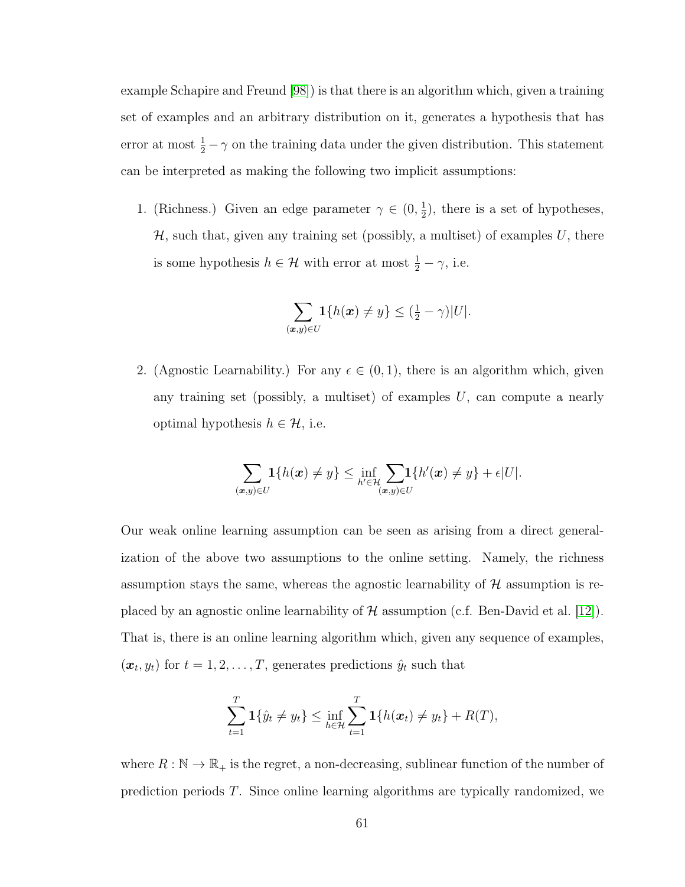example Schapire and Freund [98]) is that there is an algorithm which, given a training set of examples and an arbitrary distribution on it, generates a hypothesis that has error at most $\frac{1}{2} - \gamma$ on the training data under the given distribution. This statement can be interpreted as making the following two implicit assumptions:

1. (Richness.) Given an edge parameter $\gamma \in (0, \frac{1}{2})$, there is a set of hypotheses, $\mathcal{H}$, such that, given any training set (possibly, a multiset) of examples $U$, there is some hypothesis $h \in \mathcal{H}$ with error at most $\frac{1}{2} - \gamma$, i.e.

$$\sum_{(\boldsymbol{x},y) \in U} \mathbf{1}\{h(\boldsymbol{x}) \neq y\} \leq (\tfrac{1}{2} - \gamma)|U|.$$

2. (Agnostic Learnability.) For any $\epsilon \in (0, 1)$, there is an algorithm which, given any training set (possibly, a multiset) of examples $U$, can compute a nearly optimal hypothesis $h \in \mathcal{H}$, i.e.

$$\sum_{(\boldsymbol{x},y) \in U} \mathbf{1}\{h(\boldsymbol{x}) \neq y\} \leq \inf_{h' \in \mathcal{H}} \sum_{(\boldsymbol{x},y) \in U} \mathbf{1}\{h'(\boldsymbol{x}) \neq y\} + \epsilon|U|.$$

Our weak online learning assumption can be seen as arising from a direct generalization of the above two assumptions to the online setting. Namely, the richness assumption stays the same, whereas the agnostic learnability of $\mathcal{H}$ assumption is replaced by an agnostic online learnability of $\mathcal{H}$ assumption (c.f. Ben-David et al. [12]). That is, there is an online learning algorithm which, given any sequence of examples, $(\boldsymbol{x}_t, y_t)$ for $t = 1, 2, \ldots, T$, generates predictions $\hat{y}_t$ such that

$$\sum_{t=1}^{T} \mathbf{1}\{\hat{y}_t \neq y_t\} \leq \inf_{h \in \mathcal{H}} \sum_{t=1}^{T} \mathbf{1}\{h(\boldsymbol{x}_t) \neq y_t\} + R(T),$$

where $R : \mathbb{N} \to \mathbb{R}_+$ is the regret, a non-decreasing, sublinear function of the number of prediction periods $T$. Since online learning algorithms are typically randomized, we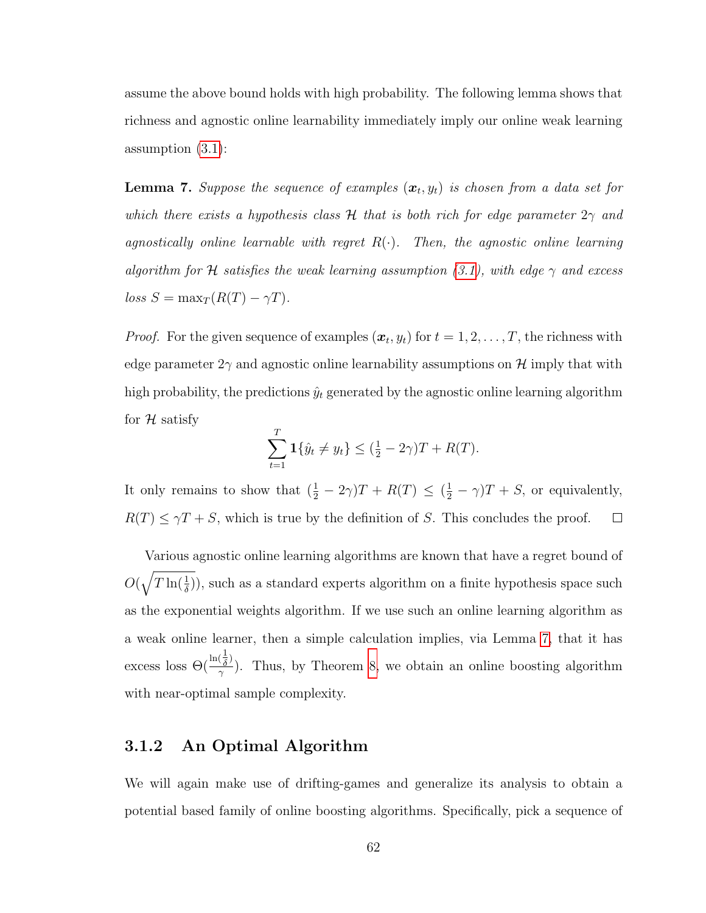assume the above bound holds with high probability. The following lemma shows that richness and agnostic online learnability immediately imply our online weak learning assumption (3.1):

**Lemma 7.** *Suppose the sequence of examples $(\boldsymbol{x}_t, y_t)$ is chosen from a data set for which there exists a hypothesis class $\mathcal{H}$ that is both rich for edge parameter $2\gamma$ and agnostically online learnable with regret $R(\cdot)$. Then, the agnostic online learning algorithm for $\mathcal{H}$ satisfies the weak learning assumption (3.1), with edge $\gamma$ and excess loss $S = \max_T(R(T) - \gamma T)$.*

*Proof.* For the given sequence of examples $(\boldsymbol{x}_t, y_t)$ for $t = 1, 2, \ldots, T$, the richness with edge parameter $2\gamma$ and agnostic online learnability assumptions on $\mathcal{H}$ imply that with high probability, the predictions $\hat{y}_t$ generated by the agnostic online learning algorithm for $\mathcal{H}$ satisfy

$$\sum_{t=1}^{T} \mathbf{1}\{\hat{y}_t \neq y_t\} \leq (\tfrac{1}{2} - 2\gamma)T + R(T).$$

It only remains to show that $(\frac{1}{2} - 2\gamma)T + R(T) \leq (\frac{1}{2} - \gamma)T + S$, or equivalently, $R(T) \leq \gamma T + S$, which is true by the definition of $S$. This concludes the proof. $\square$

Various agnostic online learning algorithms are known that have a regret bound of $O(\sqrt{T \ln(\frac{1}{\delta})})$, such as a standard experts algorithm on a finite hypothesis space such as the exponential weights algorithm. If we use such an online learning algorithm as a weak online learner, then a simple calculation implies, via Lemma 7, that it has excess loss $\Theta(\frac{\ln(\frac{1}{\delta})}{\gamma})$. Thus, by Theorem 8, we obtain an online boosting algorithm with near-optimal sample complexity.

### 3.1.2 An Optimal Algorithm

We will again make use of drifting-games and generalize its analysis to obtain a potential based family of online boosting algorithms. Specifically, pick a sequence of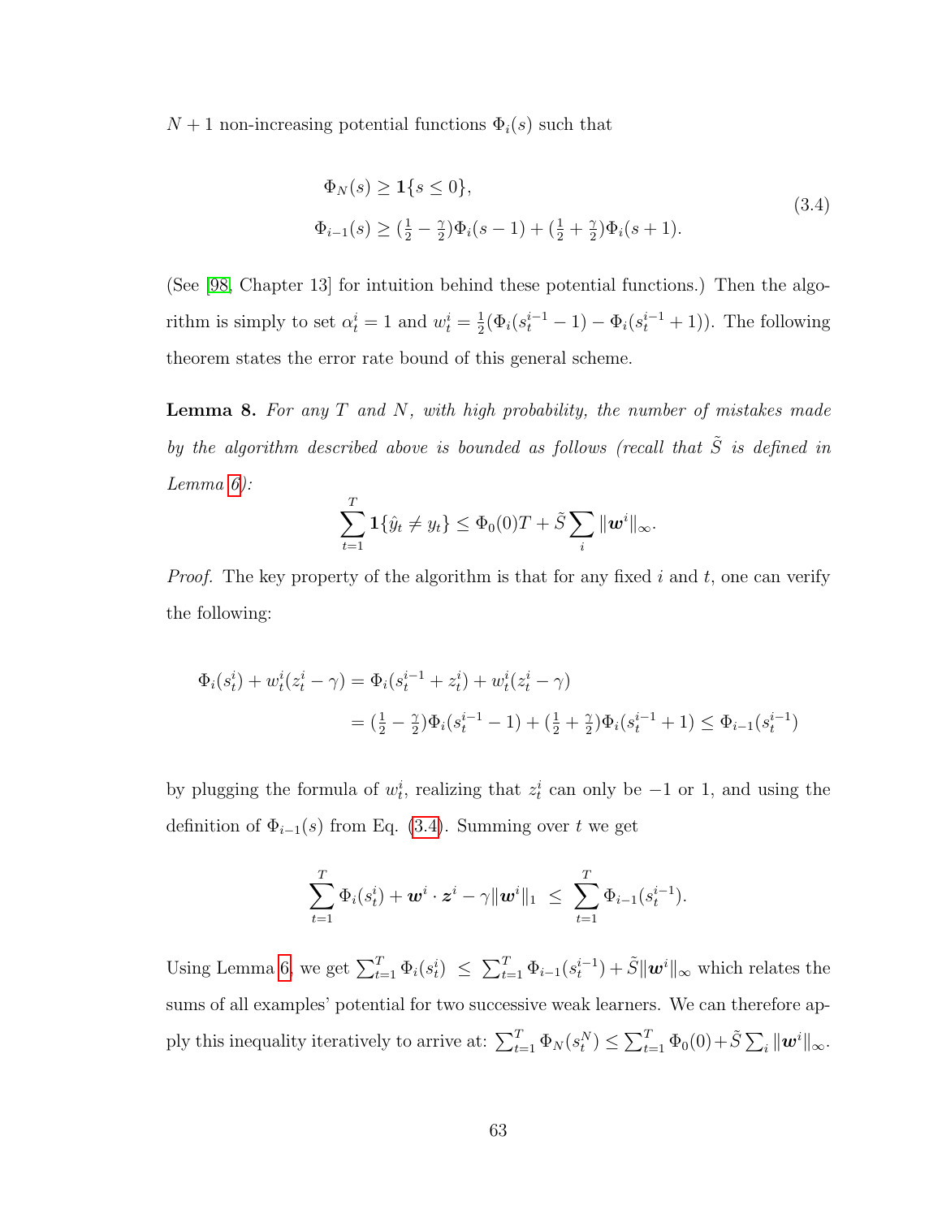$N + 1$ non-increasing potential functions $\Phi_i(s)$ such that

$$
\begin{aligned}
&\Phi_N(s) \geq \mathbf{1}\{s \leq 0\}, \\
&\Phi_{i-1}(s) \geq (\tfrac{1}{2} - \tfrac{\gamma}{2})\Phi_i(s-1) + (\tfrac{1}{2} + \tfrac{\gamma}{2})\Phi_i(s+1).
\end{aligned}
\tag{3.4}
$$

(See [98, Chapter 13] for intuition behind these potential functions.) Then the algorithm is simply to set $\alpha_t^i = 1$ and $w_t^i = \frac{1}{2}(\Phi_i(s_t^{i-1} - 1) - \Phi_i(s_t^{i-1} + 1))$. The following theorem states the error rate bound of this general scheme.

**Lemma 8.** *For any $T$ and $N$, with high probability, the number of mistakes made by the algorithm described above is bounded as follows (recall that $\tilde{S}$ is defined in Lemma 6):*

$$
\sum_{t=1}^{T} \mathbf{1}\{\hat{y}_t \neq y_t\} \leq \Phi_0(0)T + \tilde{S}\sum_i \|\boldsymbol{w}^i\|_\infty.
$$

*Proof.* The key property of the algorithm is that for any fixed $i$ and $t$, one can verify the following:

$$
\begin{aligned}
\Phi_i(s_t^i) + w_t^i(z_t^i - \gamma) &= \Phi_i(s_t^{i-1} + z_t^i) + w_t^i(z_t^i - \gamma) \\
&= (\tfrac{1}{2} - \tfrac{\gamma}{2})\Phi_i(s_t^{i-1} - 1) + (\tfrac{1}{2} + \tfrac{\gamma}{2})\Phi_i(s_t^{i-1} + 1) \leq \Phi_{i-1}(s_t^{i-1})
\end{aligned}
$$

by plugging the formula of $w_t^i$, realizing that $z_t^i$ can only be $-1$ or $1$, and using the definition of $\Phi_{i-1}(s)$ from Eq. (3.4). Summing over $t$ we get

$$
\sum_{t=1}^{T} \Phi_i(s_t^i) + \boldsymbol{w}^i \cdot \boldsymbol{z}^i - \gamma\|\boldsymbol{w}^i\|_1 \;\leq\; \sum_{t=1}^{T} \Phi_{i-1}(s_t^{i-1}).
$$

Using Lemma 6, we get $\sum_{t=1}^{T} \Phi_i(s_t^i) \;\leq\; \sum_{t=1}^{T} \Phi_{i-1}(s_t^{i-1}) + \tilde{S}\|\boldsymbol{w}^i\|_\infty$ which relates the sums of all examples' potential for two successive weak learners. We can therefore apply this inequality iteratively to arrive at: $\sum_{t=1}^{T} \Phi_N(s_t^N) \leq \sum_{t=1}^{T} \Phi_0(0) + \tilde{S}\sum_i \|\boldsymbol{w}^i\|_\infty$.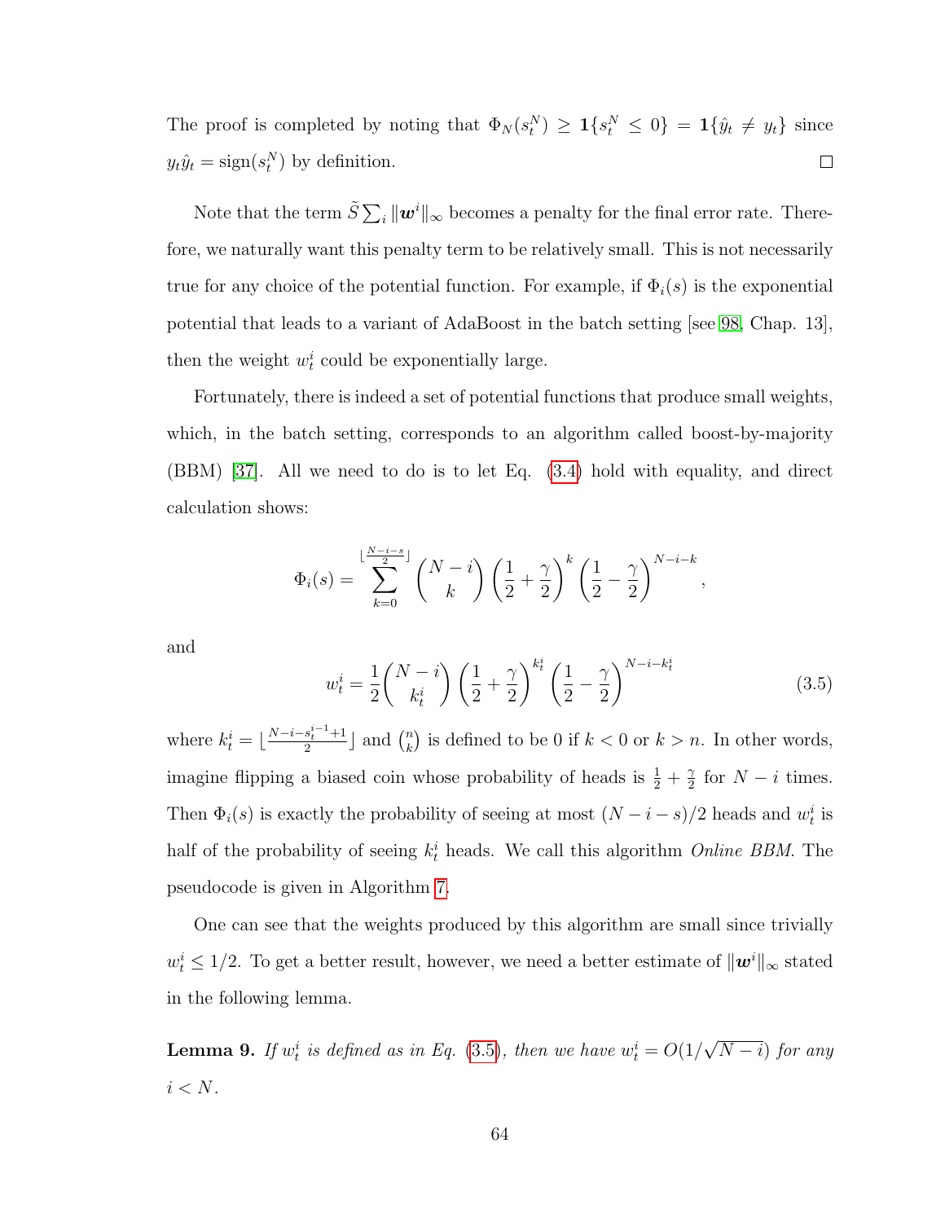The proof is completed by noting that $\Phi_N(s_t^N) \geq \mathbf{1}\{s_t^N \leq 0\} = \mathbf{1}\{\hat{y}_t \neq y_t\}$ since $y_t \hat{y}_t = \text{sign}(s_t^N)$ by definition. $\square$

Note that the term $\tilde{S} \sum_i \|\boldsymbol{w}^i\|_\infty$ becomes a penalty for the final error rate. Therefore, we naturally want this penalty term to be relatively small. This is not necessarily true for any choice of the potential function. For example, if $\Phi_i(s)$ is the exponential potential that leads to a variant of AdaBoost in the batch setting [see 98, Chap. 13], then the weight $w_t^i$ could be exponentially large.

Fortunately, there is indeed a set of potential functions that produce small weights, which, in the batch setting, corresponds to an algorithm called boost-by-majority (BBM) [37]. All we need to do is to let Eq. (3.4) hold with equality, and direct calculation shows:

$$\Phi_i(s) = \sum_{k=0}^{\lfloor \frac{N-i-s}{2} \rfloor} \binom{N-i}{k} \left(\frac{1}{2} + \frac{\gamma}{2}\right)^k \left(\frac{1}{2} - \frac{\gamma}{2}\right)^{N-i-k},$$

and

$$w_t^i = \frac{1}{2} \binom{N-i}{k_t^i} \left(\frac{1}{2} + \frac{\gamma}{2}\right)^{k_t^i} \left(\frac{1}{2} - \frac{\gamma}{2}\right)^{N-i-k_t^i} \tag{3.5}$$

where $k_t^i = \lfloor \frac{N-i-s_t^{i-1}+1}{2} \rfloor$ and $\binom{n}{k}$ is defined to be 0 if $k < 0$ or $k > n$. In other words, imagine flipping a biased coin whose probability of heads is $\frac{1}{2} + \frac{\gamma}{2}$ for $N - i$ times. Then $\Phi_i(s)$ is exactly the probability of seeing at most $(N - i - s)/2$ heads and $w_t^i$ is half of the probability of seeing $k_t^i$ heads. We call this algorithm *Online BBM*. The pseudocode is given in Algorithm 7.

One can see that the weights produced by this algorithm are small since trivially $w_t^i \leq 1/2$. To get a better result, however, we need a better estimate of $\|\boldsymbol{w}^i\|_\infty$ stated in the following lemma.

**Lemma 9.** *If $w_t^i$ is defined as in Eq. (3.5), then we have $w_t^i = O(1/\sqrt{N-i})$ for any $i < N$.*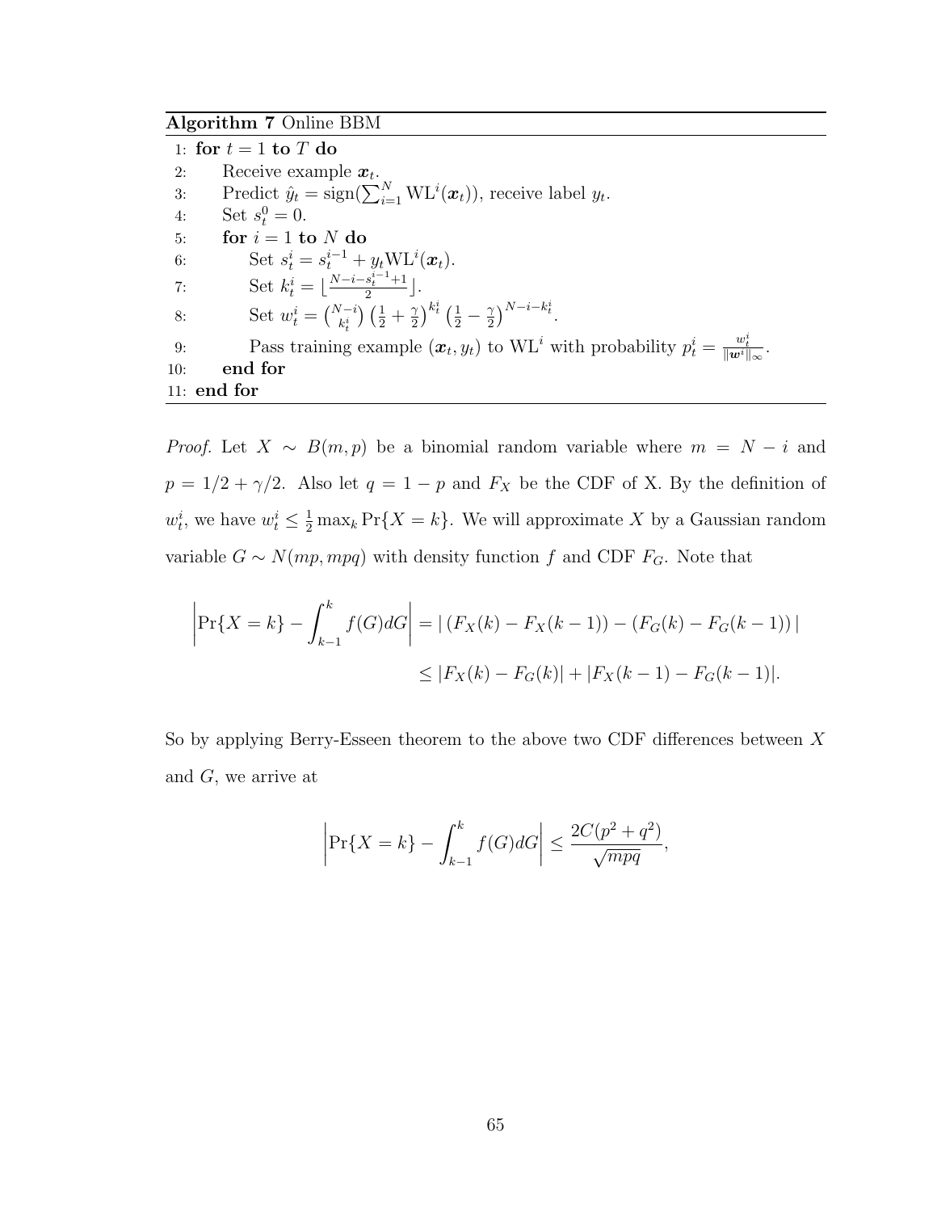**Algorithm 7** Online BBM

```
1: for t = 1 to T do
2:     Receive example x_t.
3:     Predict ŷ_t = sign(∑_{i=1}^N WL^i(x_t)), receive label y_t.
4:     Set s_t^0 = 0.
5:     for i = 1 to N do
6:         Set s_t^i = s_t^{i-1} + y_t WL^i(x_t).
7:         Set k_t^i = ⌊(N - i - s_t^{i-1} + 1)/2⌋.
8:         Set w_t^i = (N-i choose k_t^i) (1/2 + γ/2)^{k_t^i} (1/2 - γ/2)^{N-i-k_t^i}.
9:         Pass training example (x_t, y_t) to WL^i with probability p_t^i = w_t^i / ||w^i||_∞.
10:    end for
11: end for
```

Line 3: Predict $\hat{y}_t = \text{sign}(\sum_{i=1}^N \text{WL}^i(\boldsymbol{x}_t))$, receive label $y_t$.

Line 6: Set $s_t^i = s_t^{i-1} + y_t \text{WL}^i(\boldsymbol{x}_t)$.

Line 7: Set $k_t^i = \lfloor \frac{N-i-s_t^{i-1}+1}{2} \rfloor$.

Line 8: Set $w_t^i = \binom{N-i}{k_t^i} \left(\frac{1}{2}+\frac{\gamma}{2}\right)^{k_t^i} \left(\frac{1}{2}-\frac{\gamma}{2}\right)^{N-i-k_t^i}$.

Line 9: Pass training example $(\boldsymbol{x}_t, y_t)$ to $\text{WL}^i$ with probability $p_t^i = \frac{w_t^i}{\|\boldsymbol{w}^i\|_\infty}$.

*Proof.* Let $X \sim B(m, p)$ be a binomial random variable where $m = N - i$ and $p = 1/2 + \gamma/2$. Also let $q = 1 - p$ and $F_X$ be the CDF of X. By the definition of $w_t^i$, we have $w_t^i \leq \frac{1}{2} \max_k \Pr\{X = k\}$. We will approximate $X$ by a Gaussian random variable $G \sim N(mp, mpq)$ with density function $f$ and CDF $F_G$. Note that

$$\left|\Pr\{X = k\} - \int_{k-1}^{k} f(G)dG\right| = |\left(F_X(k) - F_X(k-1)\right) - \left(F_G(k) - F_G(k-1)\right)|$$

$$\leq |F_X(k) - F_G(k)| + |F_X(k-1) - F_G(k-1)|.$$

So by applying Berry-Esseen theorem to the above two CDF differences between $X$ and $G$, we arrive at

$$\left|\Pr\{X = k\} - \int_{k-1}^{k} f(G)dG\right| \leq \frac{2C(p^2 + q^2)}{\sqrt{mpq}},$$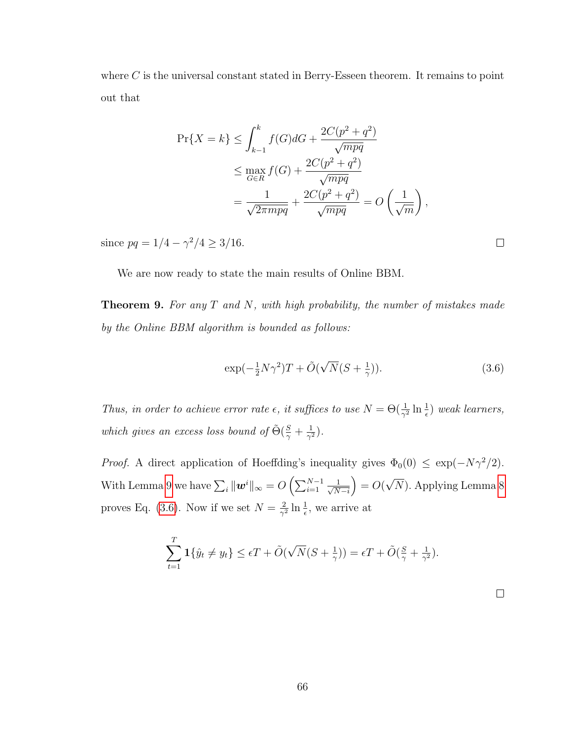where $C$ is the universal constant stated in Berry-Esseen theorem. It remains to point out that

$$
\begin{aligned}
\Pr\{X = k\} &\leq \int_{k-1}^{k} f(G)dG + \frac{2C(p^2+q^2)}{\sqrt{mpq}} \\
&\leq \max_{G \in R} f(G) + \frac{2C(p^2+q^2)}{\sqrt{mpq}} \\
&= \frac{1}{\sqrt{2\pi mpq}} + \frac{2C(p^2+q^2)}{\sqrt{mpq}} = O\left(\frac{1}{\sqrt{m}}\right),
\end{aligned}
$$

since $pq = 1/4 - \gamma^2/4 \geq 3/16$. □

We are now ready to state the main results of Online BBM.

**Theorem 9.** *For any $T$ and $N$, with high probability, the number of mistakes made by the Online BBM algorithm is bounded as follows:*

$$
\exp(-\tfrac{1}{2}N\gamma^2)T + \tilde{O}(\sqrt{N}(S + \tfrac{1}{\gamma})). \tag{3.6}
$$

*Thus, in order to achieve error rate $\epsilon$, it suffices to use $N = \Theta(\frac{1}{\gamma^2}\ln\frac{1}{\epsilon})$ weak learners, which gives an excess loss bound of $\tilde{\Theta}(\frac{S}{\gamma} + \frac{1}{\gamma^2})$.*

*Proof.* A direct application of Hoeffding's inequality gives $\Phi_0(0) \leq \exp(-N\gamma^2/2)$. With Lemma 9 we have $\sum_i \|\boldsymbol{w}^i\|_\infty = O\left(\sum_{i=1}^{N-1} \frac{1}{\sqrt{N-i}}\right) = O(\sqrt{N})$. Applying Lemma 8 proves Eq. (3.6). Now if we set $N = \frac{2}{\gamma^2}\ln\frac{1}{\epsilon}$, we arrive at

$$
\sum_{t=1}^{T} \mathbf{1}\{\hat{y}_t \neq y_t\} \leq \epsilon T + \tilde{O}(\sqrt{N}(S + \tfrac{1}{\gamma})) = \epsilon T + \tilde{O}(\tfrac{S}{\gamma} + \tfrac{1}{\gamma^2}).
$$

□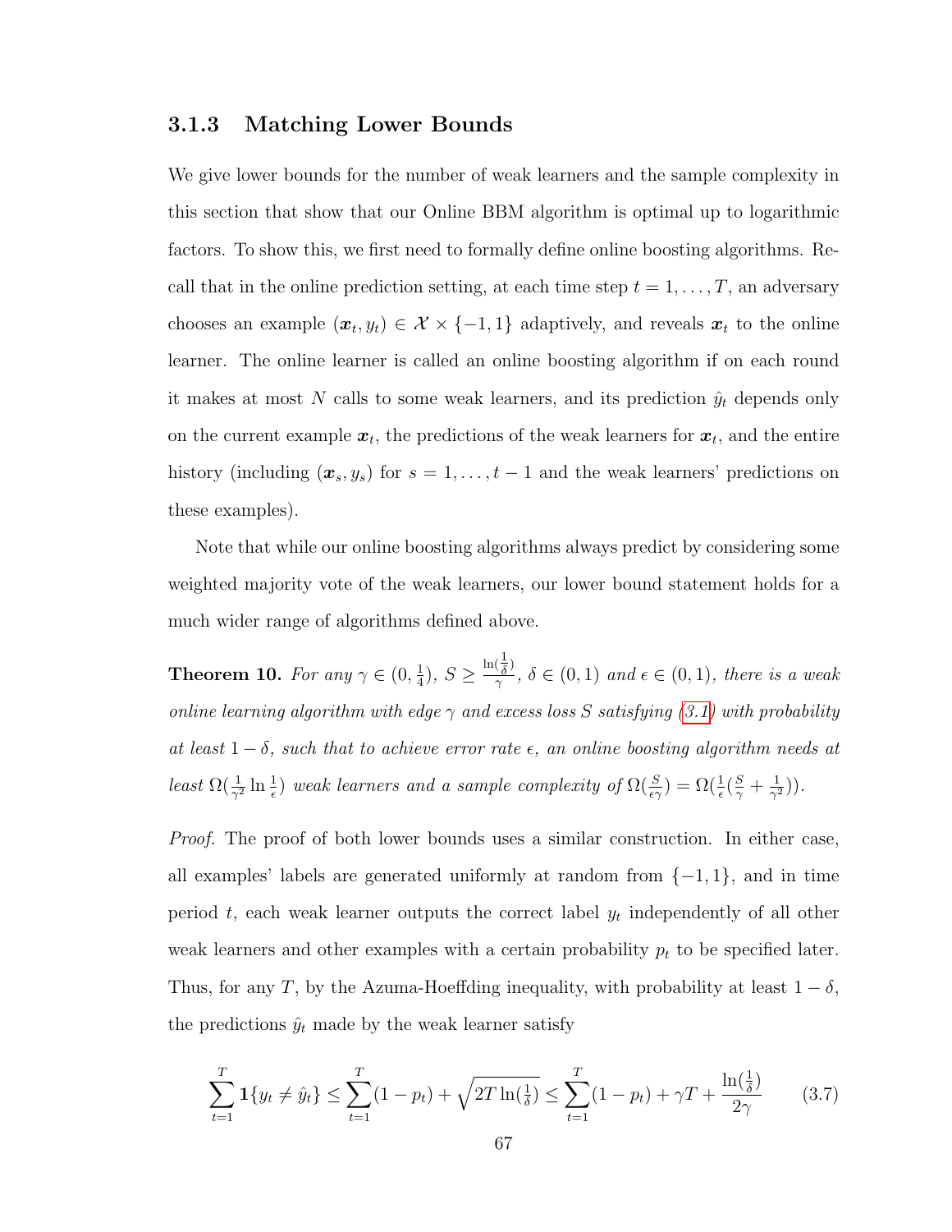### 3.1.3 Matching Lower Bounds

We give lower bounds for the number of weak learners and the sample complexity in this section that show that our Online BBM algorithm is optimal up to logarithmic factors. To show this, we first need to formally define online boosting algorithms. Recall that in the online prediction setting, at each time step $t = 1, \ldots, T$, an adversary chooses an example $(\boldsymbol{x}_t, y_t) \in \mathcal{X} \times \{-1, 1\}$ adaptively, and reveals $\boldsymbol{x}_t$ to the online learner. The online learner is called an online boosting algorithm if on each round it makes at most $N$ calls to some weak learners, and its prediction $\hat{y}_t$ depends only on the current example $\boldsymbol{x}_t$, the predictions of the weak learners for $\boldsymbol{x}_t$, and the entire history (including $(\boldsymbol{x}_s, y_s)$ for $s = 1, \ldots, t-1$ and the weak learners' predictions on these examples).

Note that while our online boosting algorithms always predict by considering some weighted majority vote of the weak learners, our lower bound statement holds for a much wider range of algorithms defined above.

**Theorem 10.** *For any $\gamma \in (0, \frac{1}{4})$, $S \geq \frac{\ln(\frac{1}{\delta})}{\gamma}$, $\delta \in (0, 1)$ and $\epsilon \in (0, 1)$, there is a weak online learning algorithm with edge $\gamma$ and excess loss $S$ satisfying (3.1) with probability at least $1 - \delta$, such that to achieve error rate $\epsilon$, an online boosting algorithm needs at least $\Omega(\frac{1}{\gamma^2} \ln \frac{1}{\epsilon})$ weak learners and a sample complexity of $\Omega(\frac{S}{\epsilon\gamma}) = \Omega(\frac{1}{\epsilon}(\frac{S}{\gamma} + \frac{1}{\gamma^2}))$.*

*Proof.* The proof of both lower bounds uses a similar construction. In either case, all examples' labels are generated uniformly at random from $\{-1, 1\}$, and in time period $t$, each weak learner outputs the correct label $y_t$ independently of all other weak learners and other examples with a certain probability $p_t$ to be specified later. Thus, for any $T$, by the Azuma-Hoeffding inequality, with probability at least $1 - \delta$, the predictions $\hat{y}_t$ made by the weak learner satisfy

$$\sum_{t=1}^{T} \mathbf{1}\{y_t \neq \hat{y}_t\} \leq \sum_{t=1}^{T} (1 - p_t) + \sqrt{2T \ln(\tfrac{1}{\delta})} \leq \sum_{t=1}^{T} (1 - p_t) + \gamma T + \frac{\ln(\frac{1}{\delta})}{2\gamma} \qquad (3.7)$$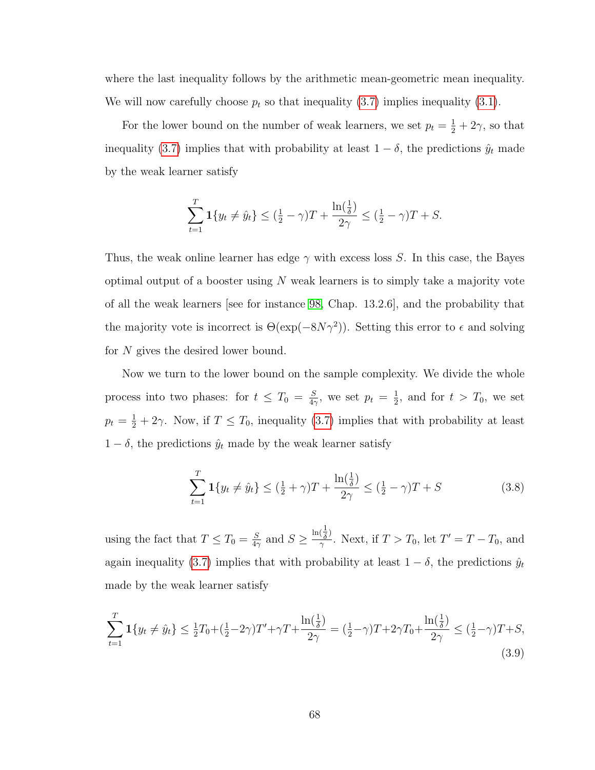where the last inequality follows by the arithmetic mean-geometric mean inequality. We will now carefully choose $p_t$ so that inequality (3.7) implies inequality (3.1).

For the lower bound on the number of weak learners, we set $p_t = \frac{1}{2} + 2\gamma$, so that inequality (3.7) implies that with probability at least $1 - \delta$, the predictions $\hat{y}_t$ made by the weak learner satisfy

$$\sum_{t=1}^{T} \mathbf{1}\{y_t \neq \hat{y}_t\} \leq (\tfrac{1}{2} - \gamma)T + \frac{\ln(\frac{1}{\delta})}{2\gamma} \leq (\tfrac{1}{2} - \gamma)T + S.$$

Thus, the weak online learner has edge $\gamma$ with excess loss $S$. In this case, the Bayes optimal output of a booster using $N$ weak learners is to simply take a majority vote of all the weak learners [see for instance 98, Chap. 13.2.6], and the probability that the majority vote is incorrect is $\Theta(\exp(-8N\gamma^2))$. Setting this error to $\epsilon$ and solving for $N$ gives the desired lower bound.

Now we turn to the lower bound on the sample complexity. We divide the whole process into two phases: for $t \leq T_0 = \frac{S}{4\gamma}$, we set $p_t = \frac{1}{2}$, and for $t > T_0$, we set $p_t = \frac{1}{2} + 2\gamma$. Now, if $T \leq T_0$, inequality (3.7) implies that with probability at least $1 - \delta$, the predictions $\hat{y}_t$ made by the weak learner satisfy

$$\sum_{t=1}^{T} \mathbf{1}\{y_t \neq \hat{y}_t\} \leq (\tfrac{1}{2} + \gamma)T + \frac{\ln(\frac{1}{\delta})}{2\gamma} \leq (\tfrac{1}{2} - \gamma)T + S \tag{3.8}$$

using the fact that $T \leq T_0 = \frac{S}{4\gamma}$ and $S \geq \frac{\ln(\frac{1}{\delta})}{\gamma}$. Next, if $T > T_0$, let $T' = T - T_0$, and again inequality (3.7) implies that with probability at least $1 - \delta$, the predictions $\hat{y}_t$ made by the weak learner satisfy

$$\sum_{t=1}^{T} \mathbf{1}\{y_t \neq \hat{y}_t\} \leq \tfrac{1}{2}T_0 + (\tfrac{1}{2} - 2\gamma)T' + \gamma T + \frac{\ln(\frac{1}{\delta})}{2\gamma} = (\tfrac{1}{2} - \gamma)T + 2\gamma T_0 + \frac{\ln(\frac{1}{\delta})}{2\gamma} \leq (\tfrac{1}{2} - \gamma)T + S, \tag{3.9}$$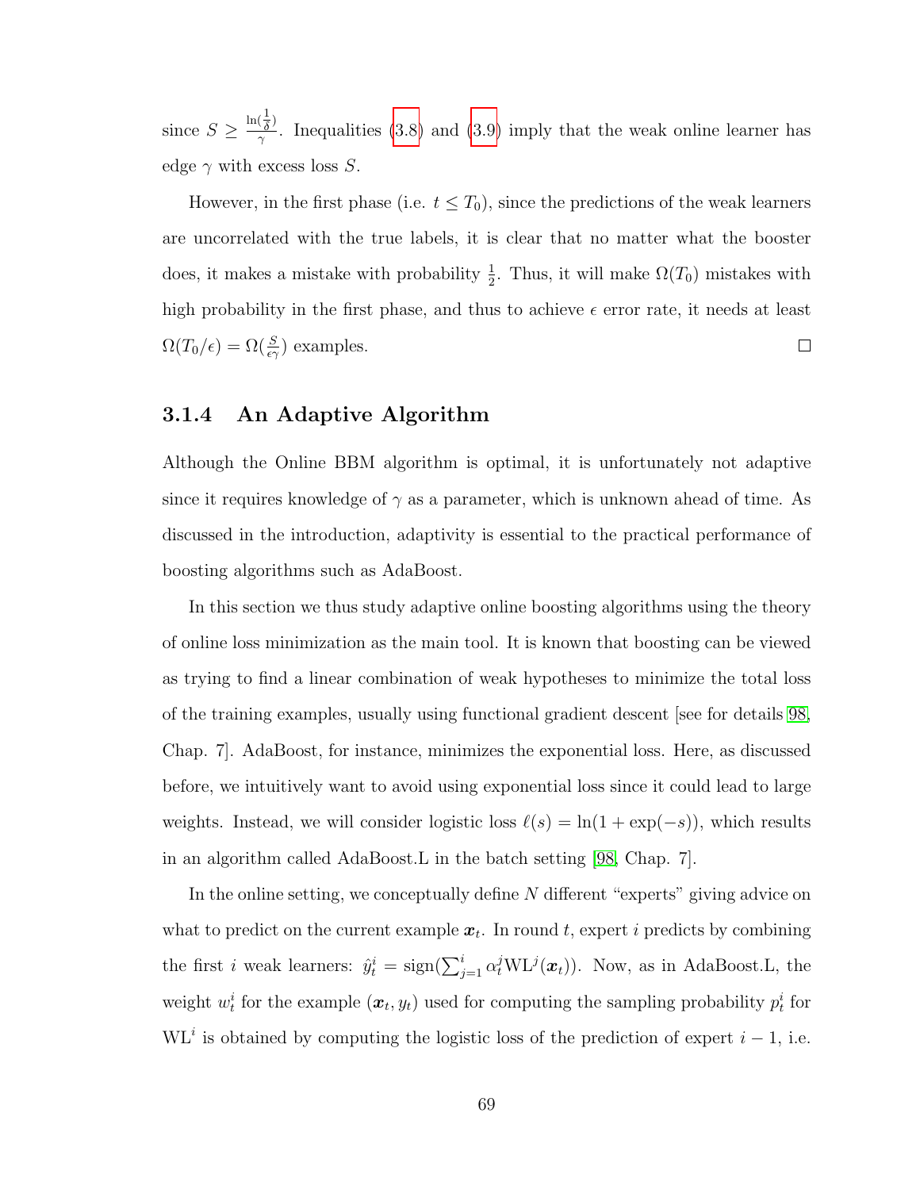since $S \geq \frac{\ln(\frac{1}{\delta})}{\gamma}$. Inequalities (3.8) and (3.9) imply that the weak online learner has edge $\gamma$ with excess loss $S$.

However, in the first phase (i.e. $t \leq T_0$), since the predictions of the weak learners are uncorrelated with the true labels, it is clear that no matter what the booster does, it makes a mistake with probability $\frac{1}{2}$. Thus, it will make $\Omega(T_0)$ mistakes with high probability in the first phase, and thus to achieve $\epsilon$ error rate, it needs at least $\Omega(T_0/\epsilon) = \Omega(\frac{S}{\epsilon\gamma})$ examples. □

### 3.1.4 An Adaptive Algorithm

Although the Online BBM algorithm is optimal, it is unfortunately not adaptive since it requires knowledge of $\gamma$ as a parameter, which is unknown ahead of time. As discussed in the introduction, adaptivity is essential to the practical performance of boosting algorithms such as AdaBoost.

In this section we thus study adaptive online boosting algorithms using the theory of online loss minimization as the main tool. It is known that boosting can be viewed as trying to find a linear combination of weak hypotheses to minimize the total loss of the training examples, usually using functional gradient descent [see for details 98, Chap. 7]. AdaBoost, for instance, minimizes the exponential loss. Here, as discussed before, we intuitively want to avoid using exponential loss since it could lead to large weights. Instead, we will consider logistic loss $\ell(s) = \ln(1 + \exp(-s))$, which results in an algorithm called AdaBoost.L in the batch setting [98, Chap. 7].

In the online setting, we conceptually define $N$ different "experts" giving advice on what to predict on the current example $\boldsymbol{x}_t$. In round $t$, expert $i$ predicts by combining the first $i$ weak learners: $\hat{y}_t^i = \text{sign}(\sum_{j=1}^{i} \alpha_t^j \text{WL}^j(\boldsymbol{x}_t))$. Now, as in AdaBoost.L, the weight $w_t^i$ for the example $(\boldsymbol{x}_t, y_t)$ used for computing the sampling probability $p_t^i$ for $\text{WL}^i$ is obtained by computing the logistic loss of the prediction of expert $i - 1$, i.e.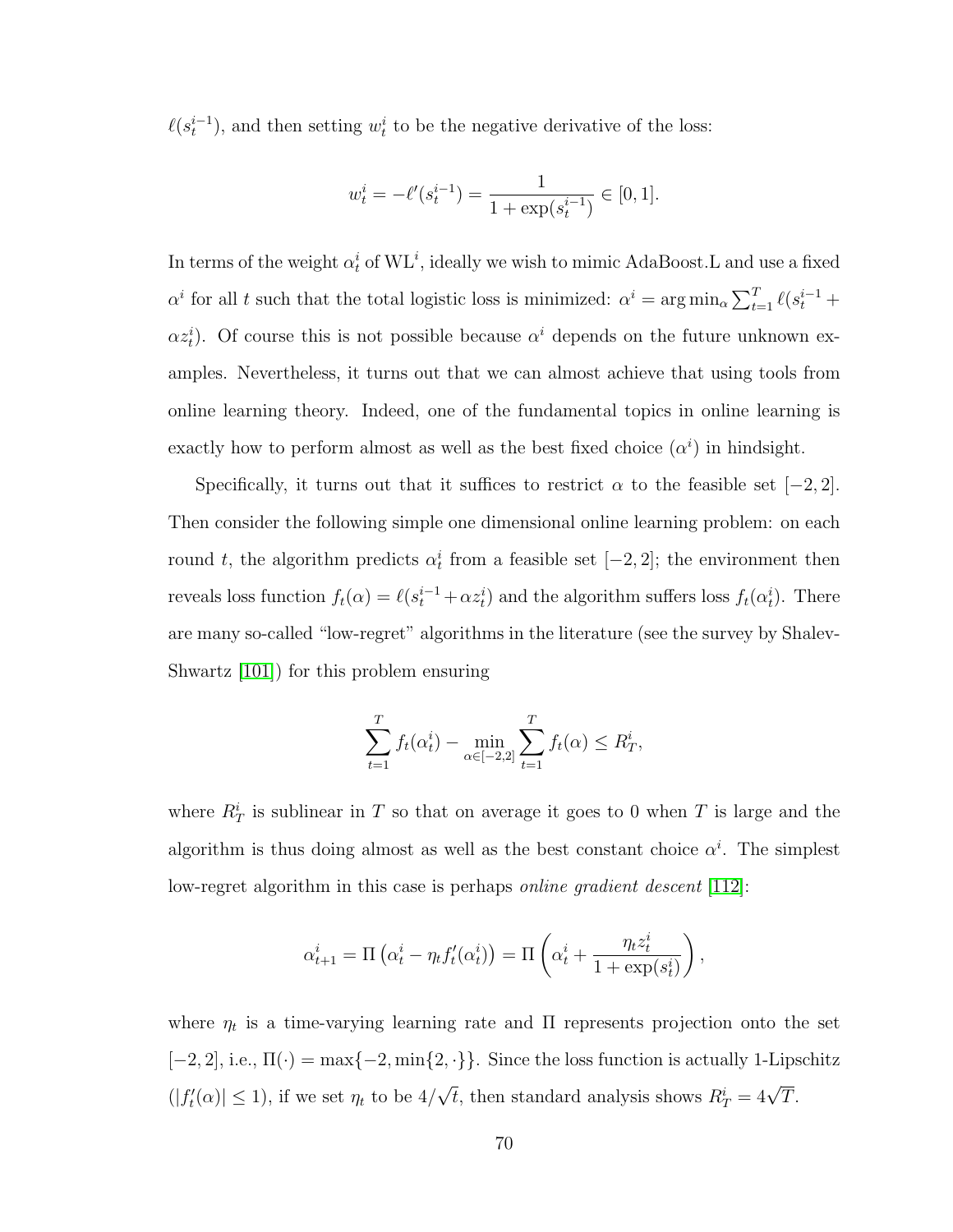$\ell(s_t^{i-1})$, and then setting $w_t^i$ to be the negative derivative of the loss:

$$w_t^i = -\ell'(s_t^{i-1}) = \frac{1}{1+\exp(s_t^{i-1})} \in [0,1].$$

In terms of the weight $\alpha_t^i$ of $\text{WL}^i$, ideally we wish to mimic AdaBoost.L and use a fixed $\alpha^i$ for all $t$ such that the total logistic loss is minimized: $\alpha^i = \arg\min_\alpha \sum_{t=1}^T \ell(s_t^{i-1} + \alpha z_t^i)$. Of course this is not possible because $\alpha^i$ depends on the future unknown examples. Nevertheless, it turns out that we can almost achieve that using tools from online learning theory. Indeed, one of the fundamental topics in online learning is exactly how to perform almost as well as the best fixed choice ($\alpha^i$) in hindsight.

Specifically, it turns out that it suffices to restrict $\alpha$ to the feasible set $[-2,2]$. Then consider the following simple one dimensional online learning problem: on each round $t$, the algorithm predicts $\alpha_t^i$ from a feasible set $[-2,2]$; the environment then reveals loss function $f_t(\alpha) = \ell(s_t^{i-1} + \alpha z_t^i)$ and the algorithm suffers loss $f_t(\alpha_t^i)$. There are many so-called "low-regret" algorithms in the literature (see the survey by Shalev-Shwartz [101]) for this problem ensuring

$$\sum_{t=1}^T f_t(\alpha_t^i) - \min_{\alpha\in[-2,2]} \sum_{t=1}^T f_t(\alpha) \le R_T^i,$$

where $R_T^i$ is sublinear in $T$ so that on average it goes to 0 when $T$ is large and the algorithm is thus doing almost as well as the best constant choice $\alpha^i$. The simplest low-regret algorithm in this case is perhaps *online gradient descent* [112]:

$$\alpha_{t+1}^i = \Pi\left(\alpha_t^i - \eta_t f_t'(\alpha_t^i)\right) = \Pi\left(\alpha_t^i + \frac{\eta_t z_t^i}{1+\exp(s_t^i)}\right),$$

where $\eta_t$ is a time-varying learning rate and $\Pi$ represents projection onto the set $[-2,2]$, i.e., $\Pi(\cdot) = \max\{-2, \min\{2,\cdot\}\}$. Since the loss function is actually 1-Lipschitz ($|f_t'(\alpha)| \le 1$), if we set $\eta_t$ to be $4/\sqrt{t}$, then standard analysis shows $R_T^i = 4\sqrt{T}$.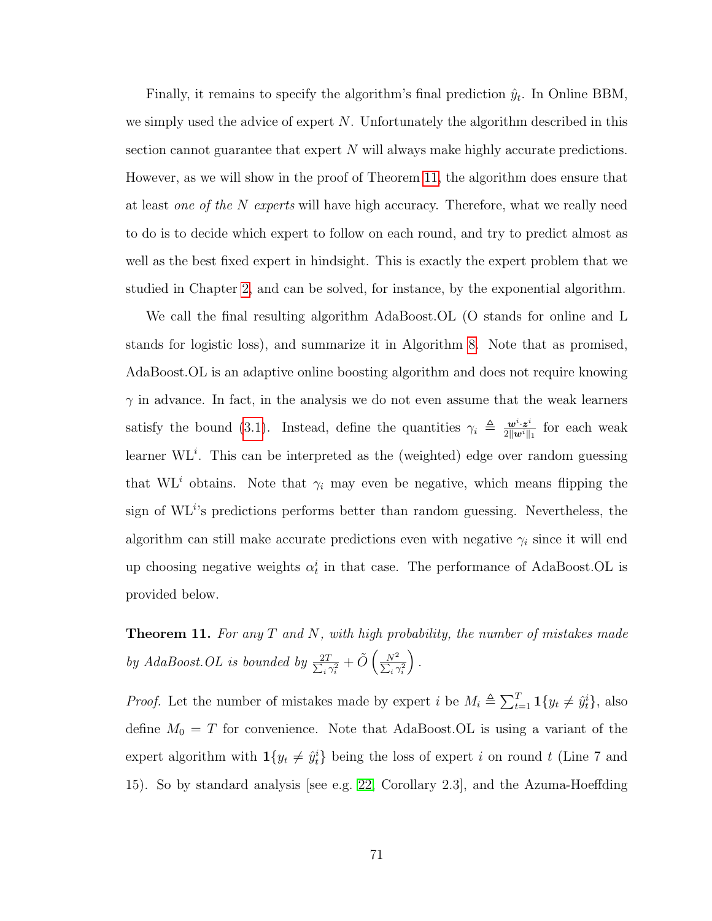Finally, it remains to specify the algorithm's final prediction $\hat{y}_t$. In Online BBM, we simply used the advice of expert $N$. Unfortunately the algorithm described in this section cannot guarantee that expert $N$ will always make highly accurate predictions. However, as we will show in the proof of Theorem 11, the algorithm does ensure that at least *one of the $N$ experts* will have high accuracy. Therefore, what we really need to do is to decide which expert to follow on each round, and try to predict almost as well as the best fixed expert in hindsight. This is exactly the expert problem that we studied in Chapter 2, and can be solved, for instance, by the exponential algorithm.

We call the final resulting algorithm AdaBoost.OL (O stands for online and L stands for logistic loss), and summarize it in Algorithm 8. Note that as promised, AdaBoost.OL is an adaptive online boosting algorithm and does not require knowing $\gamma$ in advance. In fact, in the analysis we do not even assume that the weak learners satisfy the bound (3.1). Instead, define the quantities $\gamma_i \triangleq \frac{\boldsymbol{w}^i \cdot \boldsymbol{z}^i}{2\|\boldsymbol{w}^i\|_1}$ for each weak learner $\text{WL}^i$. This can be interpreted as the (weighted) edge over random guessing that $\text{WL}^i$ obtains. Note that $\gamma_i$ may even be negative, which means flipping the sign of $\text{WL}^i$'s predictions performs better than random guessing. Nevertheless, the algorithm can still make accurate predictions even with negative $\gamma_i$ since it will end up choosing negative weights $\alpha_t^i$ in that case. The performance of AdaBoost.OL is provided below.

**Theorem 11.** *For any $T$ and $N$, with high probability, the number of mistakes made by AdaBoost.OL is bounded by $\frac{2T}{\sum_i \gamma_i^2} + \tilde{O}\left(\frac{N^2}{\sum_i \gamma_i^2}\right)$.*

*Proof.* Let the number of mistakes made by expert $i$ be $M_i \triangleq \sum_{t=1}^T \mathbf{1}\{y_t \neq \hat{y}_t^i\}$, also define $M_0 = T$ for convenience. Note that AdaBoost.OL is using a variant of the expert algorithm with $\mathbf{1}\{y_t \neq \hat{y}_t^i\}$ being the loss of expert $i$ on round $t$ (Line 7 and 15). So by standard analysis [see e.g. [22], Corollary 2.3], and the Azuma-Hoeffding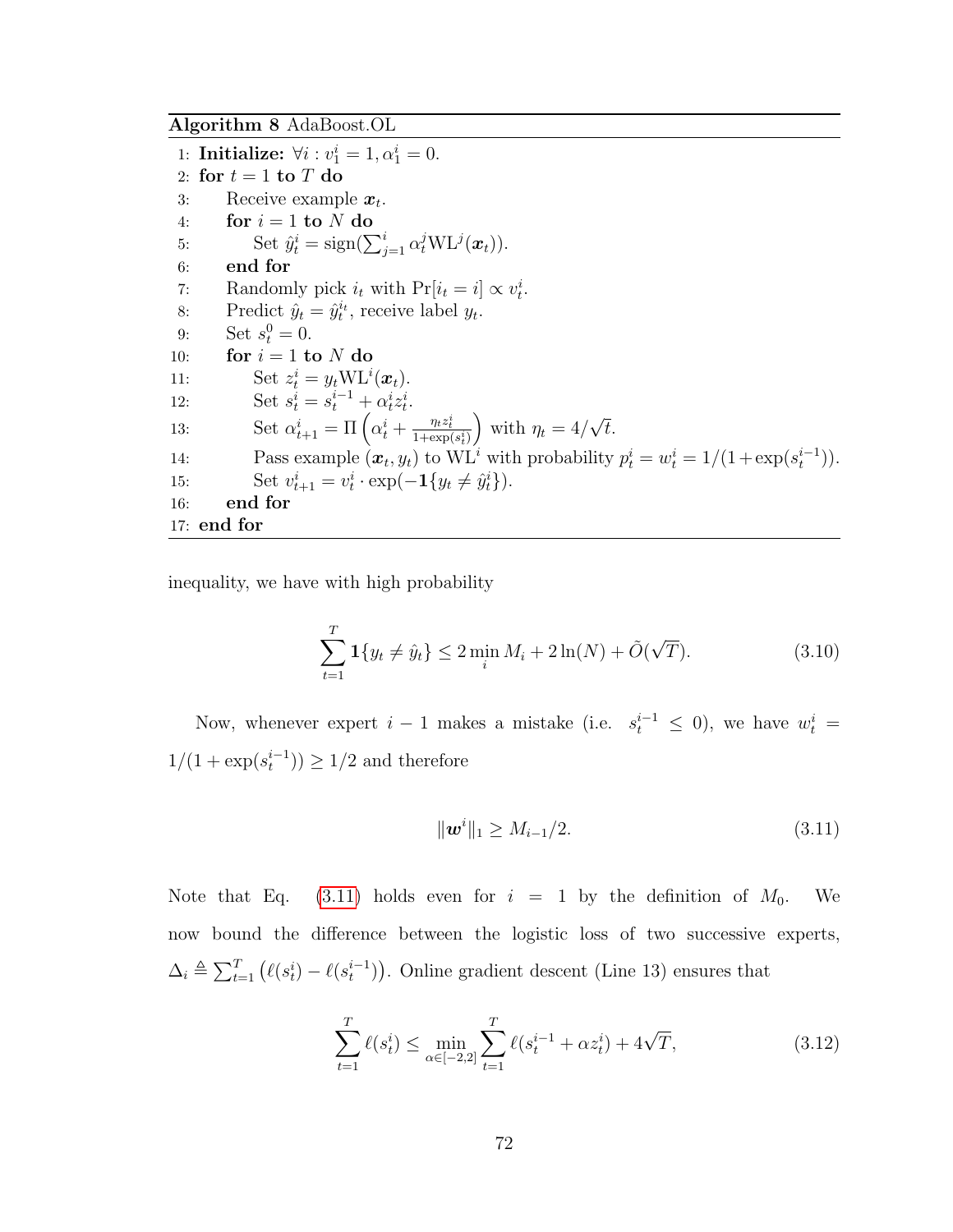**Algorithm 8** AdaBoost.OL

```
1: Initialize: ∀i : v_1^i = 1, α_1^i = 0.
2: for t = 1 to T do
3:     Receive example x_t.
4:     for i = 1 to N do
5:         Set ŷ_t^i = sign(∑_{j=1}^i α_t^j WL^j(x_t)).
6:     end for
7:     Randomly pick i_t with Pr[i_t = i] ∝ v_t^i.
8:     Predict ŷ_t = ŷ_t^{i_t}, receive label y_t.
9:     Set s_t^0 = 0.
10:    for i = 1 to N do
11:        Set z_t^i = y_t WL^i(x_t).
12:        Set s_t^i = s_t^{i-1} + α_t^i z_t^i.
13:        Set α_{t+1}^i = Π(α_t^i + η_t z_t^i / (1+exp(s_t^i))) with η_t = 4/√t.
14:        Pass example (x_t, y_t) to WL^i with probability p_t^i = w_t^i = 1/(1+exp(s_t^{i-1})).
15:        Set v_{t+1}^i = v_t^i · exp(−1{y_t ≠ ŷ_t^i}).
16:    end for
17: end for
```

inequality, we have with high probability

$$\sum_{t=1}^{T} \mathbf{1}\{y_t \neq \hat{y}_t\} \leq 2 \min_i M_i + 2\ln(N) + \tilde{O}(\sqrt{T}). \tag{3.10}$$

Now, whenever expert $i-1$ makes a mistake (i.e. $s_t^{i-1} \leq 0$), we have $w_t^i = 1/(1+\exp(s_t^{i-1})) \geq 1/2$ and therefore

$$\|\boldsymbol{w}^i\|_1 \geq M_{i-1}/2. \tag{3.11}$$

Note that Eq. (3.11) holds even for $i = 1$ by the definition of $M_0$. We now bound the difference between the logistic loss of two successive experts, $\Delta_i \triangleq \sum_{t=1}^{T} \left(\ell(s_t^i) - \ell(s_t^{i-1})\right)$. Online gradient descent (Line 13) ensures that

$$\sum_{t=1}^{T} \ell(s_t^i) \leq \min_{\alpha \in [-2,2]} \sum_{t=1}^{T} \ell(s_t^{i-1} + \alpha z_t^i) + 4\sqrt{T}, \tag{3.12}$$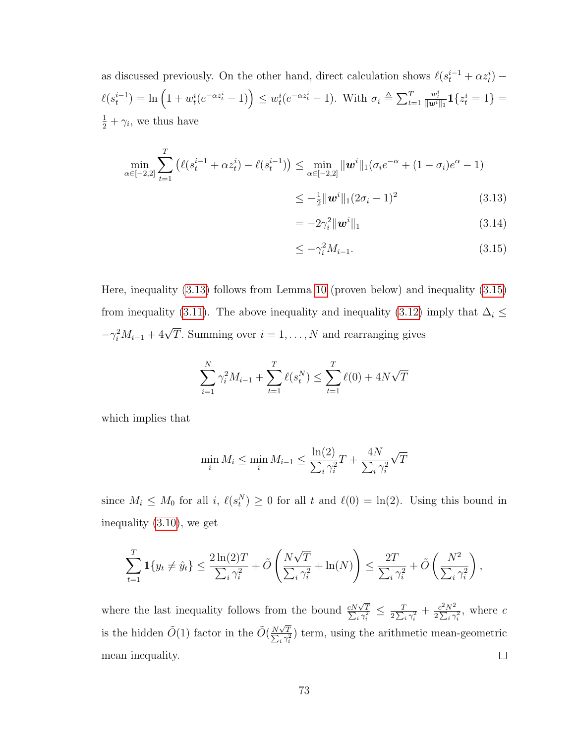as discussed previously. On the other hand, direct calculation shows $\ell(s_t^{i-1} + \alpha z_t^i) - \ell(s_t^{i-1}) = \ln\left(1 + w_t^i(e^{-\alpha z_t^i} - 1)\right) \leq w_t^i(e^{-\alpha z_t^i} - 1)$. With $\sigma_i \triangleq \sum_{t=1}^T \frac{w_t^i}{\|\boldsymbol{w}^i\|_1} \mathbf{1}\{z_t^i = 1\} = \frac{1}{2} + \gamma_i$, we thus have

$$
\begin{aligned}
\min_{\alpha \in [-2,2]} \sum_{t=1}^T \left(\ell(s_t^{i-1} + \alpha z_t^i) - \ell(s_t^{i-1})\right) &\leq \min_{\alpha \in [-2,2]} \|\boldsymbol{w}^i\|_1 (\sigma_i e^{-\alpha} + (1 - \sigma_i)e^{\alpha} - 1) \\
&\leq -\tfrac{1}{2}\|\boldsymbol{w}^i\|_1 (2\sigma_i - 1)^2 \qquad (3.13) \\
&= -2\gamma_i^2 \|\boldsymbol{w}^i\|_1 \qquad (3.14) \\
&\leq -\gamma_i^2 M_{i-1}. \qquad (3.15)
\end{aligned}
$$

Here, inequality (3.13) follows from Lemma 10 (proven below) and inequality (3.15) from inequality (3.11). The above inequality and inequality (3.12) imply that $\Delta_i \leq -\gamma_i^2 M_{i-1} + 4\sqrt{T}$. Summing over $i = 1, \ldots, N$ and rearranging gives

$$
\sum_{i=1}^N \gamma_i^2 M_{i-1} + \sum_{t=1}^T \ell(s_t^N) \leq \sum_{t=1}^T \ell(0) + 4N\sqrt{T}
$$

which implies that

$$
\min_i M_i \leq \min_i M_{i-1} \leq \frac{\ln(2)}{\sum_i \gamma_i^2} T + \frac{4N}{\sum_i \gamma_i^2} \sqrt{T}
$$

since $M_i \leq M_0$ for all $i$, $\ell(s_t^N) \geq 0$ for all $t$ and $\ell(0) = \ln(2)$. Using this bound in inequality (3.10), we get

$$
\sum_{t=1}^T \mathbf{1}\{y_t \neq \hat{y}_t\} \leq \frac{2\ln(2)T}{\sum_i \gamma_i^2} + \tilde{O}\left(\frac{N\sqrt{T}}{\sum_i \gamma_i^2} + \ln(N)\right) \leq \frac{2T}{\sum_i \gamma_i^2} + \tilde{O}\left(\frac{N^2}{\sum_i \gamma_i^2}\right),
$$

where the last inequality follows from the bound $\frac{cN\sqrt{T}}{\sum_i \gamma_i^2} \leq \frac{T}{2\sum_i \gamma_i^2} + \frac{c^2N^2}{2\sum_i \gamma_i^2}$, where $c$ is the hidden $\tilde{O}(1)$ factor in the $\tilde{O}(\frac{N\sqrt{T}}{\sum_i \gamma_i^2})$ term, using the arithmetic mean-geometric mean inequality. □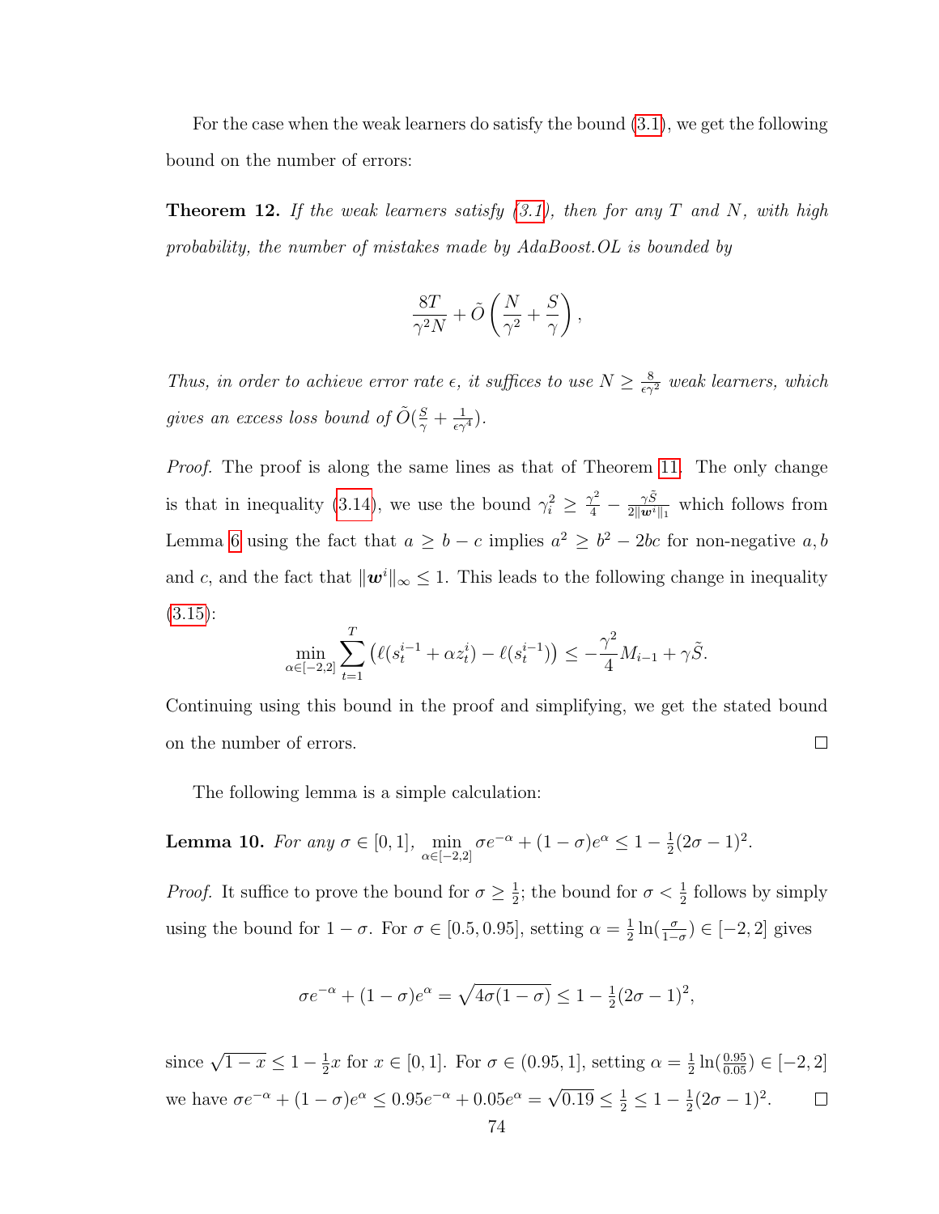For the case when the weak learners do satisfy the bound (3.1), we get the following bound on the number of errors:

**Theorem 12.** *If the weak learners satisfy (3.1), then for any $T$ and $N$, with high probability, the number of mistakes made by AdaBoost.OL is bounded by*

$$\frac{8T}{\gamma^2 N} + \tilde{O}\left(\frac{N}{\gamma^2} + \frac{S}{\gamma}\right),$$

*Thus, in order to achieve error rate $\epsilon$, it suffices to use $N \geq \frac{8}{\epsilon\gamma^2}$ weak learners, which gives an excess loss bound of $\tilde{O}(\frac{S}{\gamma} + \frac{1}{\epsilon\gamma^4})$.*

*Proof.* The proof is along the same lines as that of Theorem 11. The only change is that in inequality (3.14), we use the bound $\gamma_i^2 \geq \frac{\gamma^2}{4} - \frac{\gamma\tilde{S}}{2\|\boldsymbol{w}^i\|_1}$ which follows from Lemma 6 using the fact that $a \geq b - c$ implies $a^2 \geq b^2 - 2bc$ for non-negative $a, b$ and $c$, and the fact that $\|\boldsymbol{w}^i\|_\infty \leq 1$. This leads to the following change in inequality (3.15):

$$\min_{\alpha \in [-2,2]} \sum_{t=1}^{T} \left(\ell(s_t^{i-1} + \alpha z_t^i) - \ell(s_t^{i-1})\right) \leq -\frac{\gamma^2}{4} M_{i-1} + \gamma\tilde{S}.$$

Continuing using this bound in the proof and simplifying, we get the stated bound on the number of errors. □

The following lemma is a simple calculation:

**Lemma 10.** *For any $\sigma \in [0, 1]$, $\min_{\alpha \in [-2,2]} \sigma e^{-\alpha} + (1-\sigma)e^{\alpha} \leq 1 - \frac{1}{2}(2\sigma - 1)^2$.*

*Proof.* It suffice to prove the bound for $\sigma \geq \frac{1}{2}$; the bound for $\sigma < \frac{1}{2}$ follows by simply using the bound for $1 - \sigma$. For $\sigma \in [0.5, 0.95]$, setting $\alpha = \frac{1}{2}\ln(\frac{\sigma}{1-\sigma}) \in [-2, 2]$ gives

$$\sigma e^{-\alpha} + (1-\sigma)e^{\alpha} = \sqrt{4\sigma(1-\sigma)} \leq 1 - \tfrac{1}{2}(2\sigma - 1)^2,$$

since $\sqrt{1-x} \leq 1 - \frac{1}{2}x$ for $x \in [0, 1]$. For $\sigma \in (0.95, 1]$, setting $\alpha = \frac{1}{2}\ln(\frac{0.95}{0.05}) \in [-2, 2]$ we have $\sigma e^{-\alpha} + (1-\sigma)e^{\alpha} \leq 0.95e^{-\alpha} + 0.05e^{\alpha} = \sqrt{0.19} \leq \frac{1}{2} \leq 1 - \frac{1}{2}(2\sigma - 1)^2$. □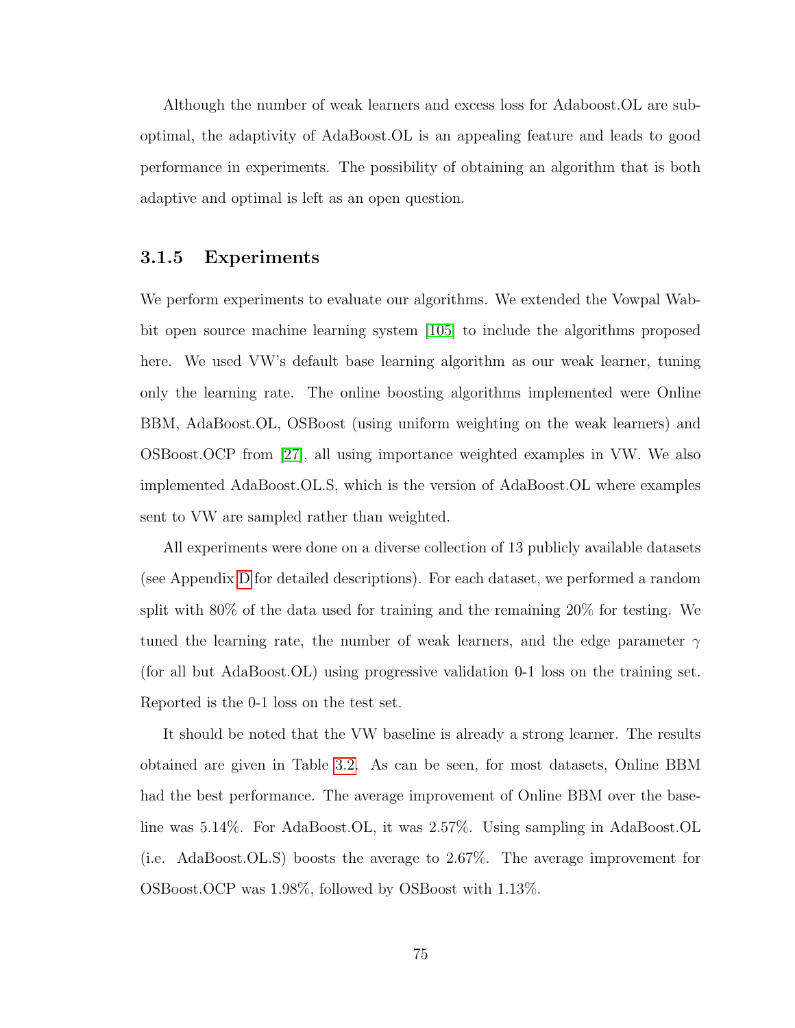Although the number of weak learners and excess loss for Adaboost.OL are suboptimal, the adaptivity of AdaBoost.OL is an appealing feature and leads to good performance in experiments. The possibility of obtaining an algorithm that is both adaptive and optimal is left as an open question.

### 3.1.5 Experiments

We perform experiments to evaluate our algorithms. We extended the Vowpal Wabbit open source machine learning system [105] to include the algorithms proposed here. We used VW's default base learning algorithm as our weak learner, tuning only the learning rate. The online boosting algorithms implemented were Online BBM, AdaBoost.OL, OSBoost (using uniform weighting on the weak learners) and OSBoost.OCP from [27], all using importance weighted examples in VW. We also implemented AdaBoost.OL.S, which is the version of AdaBoost.OL where examples sent to VW are sampled rather than weighted.

All experiments were done on a diverse collection of 13 publicly available datasets (see Appendix D for detailed descriptions). For each dataset, we performed a random split with 80% of the data used for training and the remaining 20% for testing. We tuned the learning rate, the number of weak learners, and the edge parameter $\gamma$ (for all but AdaBoost.OL) using progressive validation 0-1 loss on the training set. Reported is the 0-1 loss on the test set.

It should be noted that the VW baseline is already a strong learner. The results obtained are given in Table 3.2. As can be seen, for most datasets, Online BBM had the best performance. The average improvement of Online BBM over the baseline was 5.14%. For AdaBoost.OL, it was 2.57%. Using sampling in AdaBoost.OL (i.e. AdaBoost.OL.S) boosts the average to 2.67%. The average improvement for OSBoost.OCP was 1.98%, followed by OSBoost with 1.13%.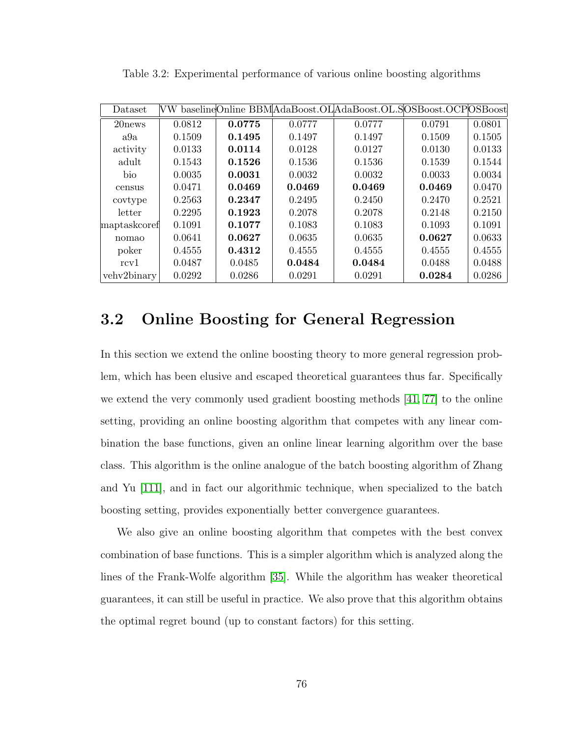Table 3.2: Experimental performance of various online boosting algorithms

| Dataset | VW baseline | Online BBM | AdaBoost.OL | AdaBoost.OL.S | OSBoost.OCP | OSBoost |
|---|---|---|---|---|---|---|
| 20news | 0.0812 | **0.0775** | 0.0777 | 0.0777 | 0.0791 | 0.0801 |
| a9a | 0.1509 | **0.1495** | 0.1497 | 0.1497 | 0.1509 | 0.1505 |
| activity | 0.0133 | **0.0114** | 0.0128 | 0.0127 | 0.0130 | 0.0133 |
| adult | 0.1543 | **0.1526** | 0.1536 | 0.1536 | 0.1539 | 0.1544 |
| bio | 0.0035 | **0.0031** | 0.0032 | 0.0032 | 0.0033 | 0.0034 |
| census | 0.0471 | **0.0469** | **0.0469** | **0.0469** | **0.0469** | 0.0470 |
| covtype | 0.2563 | **0.2347** | 0.2495 | 0.2450 | 0.2470 | 0.2521 |
| letter | 0.2295 | **0.1923** | 0.2078 | 0.2078 | 0.2148 | 0.2150 |
| maptaskcoref | 0.1091 | **0.1077** | 0.1083 | 0.1083 | 0.1093 | 0.1091 |
| nomao | 0.0641 | **0.0627** | 0.0635 | 0.0635 | **0.0627** | 0.0633 |
| poker | 0.4555 | **0.4312** | 0.4555 | 0.4555 | 0.4555 | 0.4555 |
| rcv1 | 0.0487 | 0.0485 | **0.0484** | **0.0484** | 0.0488 | 0.0488 |
| vehv2binary | 0.0292 | 0.0286 | 0.0291 | 0.0291 | **0.0284** | 0.0286 |

## 3.2 Online Boosting for General Regression

In this section we extend the online boosting theory to more general regression problem, which has been elusive and escaped theoretical guarantees thus far. Specifically we extend the very commonly used gradient boosting methods [41, 77] to the online setting, providing an online boosting algorithm that competes with any linear combination the base functions, given an online linear learning algorithm over the base class. This algorithm is the online analogue of the batch boosting algorithm of Zhang and Yu [111], and in fact our algorithmic technique, when specialized to the batch boosting setting, provides exponentially better convergence guarantees.

We also give an online boosting algorithm that competes with the best convex combination of base functions. This is a simpler algorithm which is analyzed along the lines of the Frank-Wolfe algorithm [35]. While the algorithm has weaker theoretical guarantees, it can still be useful in practice. We also prove that this algorithm obtains the optimal regret bound (up to constant factors) for this setting.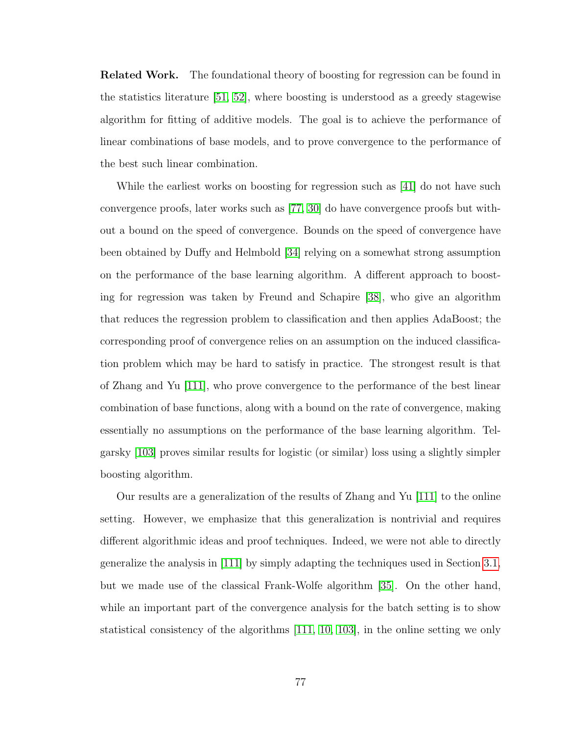**Related Work.** The foundational theory of boosting for regression can be found in the statistics literature [51, 52], where boosting is understood as a greedy stagewise algorithm for fitting of additive models. The goal is to achieve the performance of linear combinations of base models, and to prove convergence to the performance of the best such linear combination.

While the earliest works on boosting for regression such as [41] do not have such convergence proofs, later works such as [77, 30] do have convergence proofs but without a bound on the speed of convergence. Bounds on the speed of convergence have been obtained by Duffy and Helmbold [34] relying on a somewhat strong assumption on the performance of the base learning algorithm. A different approach to boosting for regression was taken by Freund and Schapire [38], who give an algorithm that reduces the regression problem to classification and then applies AdaBoost; the corresponding proof of convergence relies on an assumption on the induced classification problem which may be hard to satisfy in practice. The strongest result is that of Zhang and Yu [111], who prove convergence to the performance of the best linear combination of base functions, along with a bound on the rate of convergence, making essentially no assumptions on the performance of the base learning algorithm. Telgarsky [103] proves similar results for logistic (or similar) loss using a slightly simpler boosting algorithm.

Our results are a generalization of the results of Zhang and Yu [111] to the online setting. However, we emphasize that this generalization is nontrivial and requires different algorithmic ideas and proof techniques. Indeed, we were not able to directly generalize the analysis in [111] by simply adapting the techniques used in Section 3.1, but we made use of the classical Frank-Wolfe algorithm [35]. On the other hand, while an important part of the convergence analysis for the batch setting is to show statistical consistency of the algorithms [111, 10, 103], in the online setting we only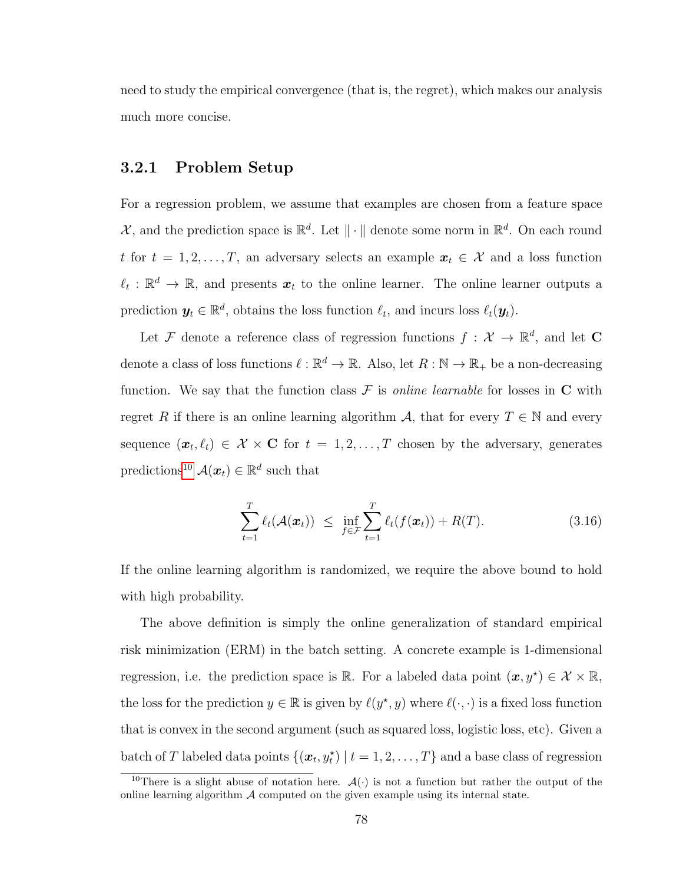need to study the empirical convergence (that is, the regret), which makes our analysis much more concise.

### 3.2.1 Problem Setup

For a regression problem, we assume that examples are chosen from a feature space $\mathcal{X}$, and the prediction space is $\mathbb{R}^d$. Let $\|\cdot\|$ denote some norm in $\mathbb{R}^d$. On each round $t$ for $t = 1, 2, \ldots, T$, an adversary selects an example $\boldsymbol{x}_t \in \mathcal{X}$ and a loss function $\ell_t : \mathbb{R}^d \to \mathbb{R}$, and presents $\boldsymbol{x}_t$ to the online learner. The online learner outputs a prediction $\boldsymbol{y}_t \in \mathbb{R}^d$, obtains the loss function $\ell_t$, and incurs loss $\ell_t(\boldsymbol{y}_t)$.

Let $\mathcal{F}$ denote a reference class of regression functions $f : \mathcal{X} \to \mathbb{R}^d$, and let $\mathbf{C}$ denote a class of loss functions $\ell : \mathbb{R}^d \to \mathbb{R}$. Also, let $R : \mathbb{N} \to \mathbb{R}_+$ be a non-decreasing function. We say that the function class $\mathcal{F}$ is *online learnable* for losses in $\mathbf{C}$ with regret $R$ if there is an online learning algorithm $\mathcal{A}$, that for every $T \in \mathbb{N}$ and every sequence $(\boldsymbol{x}_t, \ell_t) \in \mathcal{X} \times \mathbf{C}$ for $t = 1, 2, \ldots, T$ chosen by the adversary, generates predictions[10] $\mathcal{A}(\boldsymbol{x}_t) \in \mathbb{R}^d$ such that

$$\sum_{t=1}^{T} \ell_t(\mathcal{A}(\boldsymbol{x}_t)) \;\leq\; \inf_{f \in \mathcal{F}} \sum_{t=1}^{T} \ell_t(f(\boldsymbol{x}_t)) + R(T). \tag{3.16}$$

If the online learning algorithm is randomized, we require the above bound to hold with high probability.

The above definition is simply the online generalization of standard empirical risk minimization (ERM) in the batch setting. A concrete example is 1-dimensional regression, i.e. the prediction space is $\mathbb{R}$. For a labeled data point $(\boldsymbol{x}, y^\star) \in \mathcal{X} \times \mathbb{R}$, the loss for the prediction $y \in \mathbb{R}$ is given by $\ell(y^\star, y)$ where $\ell(\cdot, \cdot)$ is a fixed loss function that is convex in the second argument (such as squared loss, logistic loss, etc). Given a batch of $T$ labeled data points $\{(\boldsymbol{x}_t, y_t^\star) \mid t = 1, 2, \ldots, T\}$ and a base class of regression

[10] There is a slight abuse of notation here. $\mathcal{A}(\cdot)$ is not a function but rather the output of the online learning algorithm $\mathcal{A}$ computed on the given example using its internal state.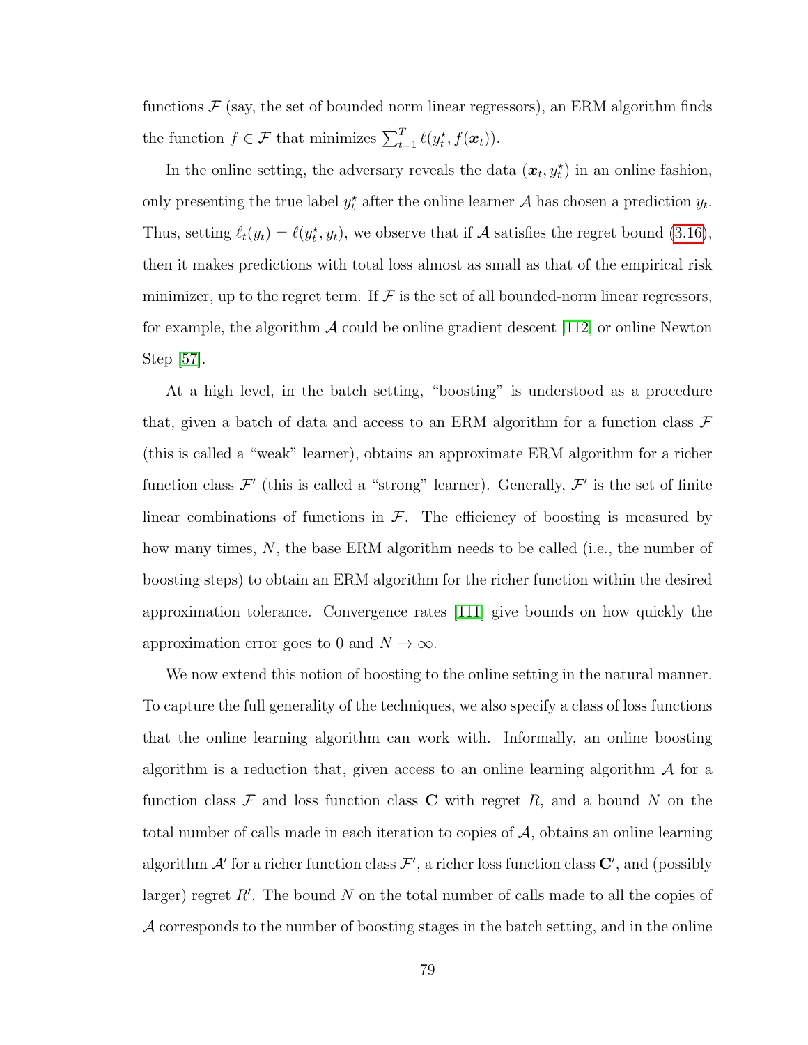functions $\mathcal{F}$ (say, the set of bounded norm linear regressors), an ERM algorithm finds the function $f \in \mathcal{F}$ that minimizes $\sum_{t=1}^{T} \ell(y_t^\star, f(\boldsymbol{x}_t))$.

In the online setting, the adversary reveals the data $(\boldsymbol{x}_t, y_t^\star)$ in an online fashion, only presenting the true label $y_t^\star$ after the online learner $\mathcal{A}$ has chosen a prediction $y_t$. Thus, setting $\ell_t(y_t) = \ell(y_t^\star, y_t)$, we observe that if $\mathcal{A}$ satisfies the regret bound (3.16), then it makes predictions with total loss almost as small as that of the empirical risk minimizer, up to the regret term. If $\mathcal{F}$ is the set of all bounded-norm linear regressors, for example, the algorithm $\mathcal{A}$ could be online gradient descent [112] or online Newton Step [57].

At a high level, in the batch setting, "boosting" is understood as a procedure that, given a batch of data and access to an ERM algorithm for a function class $\mathcal{F}$ (this is called a "weak" learner), obtains an approximate ERM algorithm for a richer function class $\mathcal{F}'$ (this is called a "strong" learner). Generally, $\mathcal{F}'$ is the set of finite linear combinations of functions in $\mathcal{F}$. The efficiency of boosting is measured by how many times, $N$, the base ERM algorithm needs to be called (i.e., the number of boosting steps) to obtain an ERM algorithm for the richer function within the desired approximation tolerance. Convergence rates [111] give bounds on how quickly the approximation error goes to 0 and $N \to \infty$.

We now extend this notion of boosting to the online setting in the natural manner. To capture the full generality of the techniques, we also specify a class of loss functions that the online learning algorithm can work with. Informally, an online boosting algorithm is a reduction that, given access to an online learning algorithm $\mathcal{A}$ for a function class $\mathcal{F}$ and loss function class $\mathbf{C}$ with regret $R$, and a bound $N$ on the total number of calls made in each iteration to copies of $\mathcal{A}$, obtains an online learning algorithm $\mathcal{A}'$ for a richer function class $\mathcal{F}'$, a richer loss function class $\mathbf{C}'$, and (possibly larger) regret $R'$. The bound $N$ on the total number of calls made to all the copies of $\mathcal{A}$ corresponds to the number of boosting stages in the batch setting, and in the online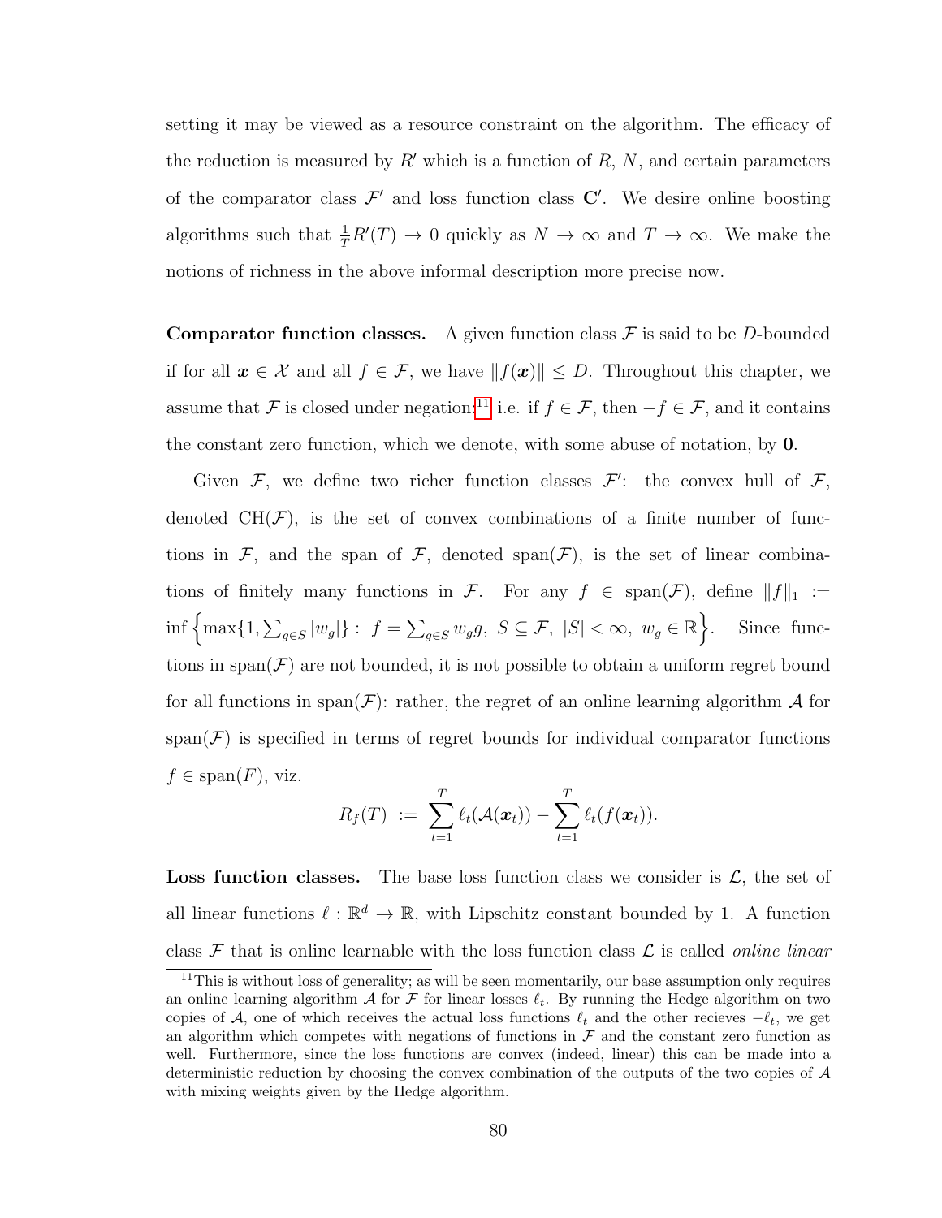setting it may be viewed as a resource constraint on the algorithm. The efficacy of the reduction is measured by $R'$ which is a function of $R$, $N$, and certain parameters of the comparator class $\mathcal{F}'$ and loss function class $\mathbf{C}'$. We desire online boosting algorithms such that $\frac{1}{T}R'(T) \to 0$ quickly as $N \to \infty$ and $T \to \infty$. We make the notions of richness in the above informal description more precise now.

**Comparator function classes.** A given function class $\mathcal{F}$ is said to be $D$-bounded if for all $\boldsymbol{x} \in \mathcal{X}$ and all $f \in \mathcal{F}$, we have $\|f(\boldsymbol{x})\| \leq D$. Throughout this chapter, we assume that $\mathcal{F}$ is closed under negation;[11] i.e. if $f \in \mathcal{F}$, then $-f \in \mathcal{F}$, and it contains the constant zero function, which we denote, with some abuse of notation, by $\mathbf{0}$.

Given $\mathcal{F}$, we define two richer function classes $\mathcal{F}'$: the convex hull of $\mathcal{F}$, denoted $\mathrm{CH}(\mathcal{F})$, is the set of convex combinations of a finite number of functions in $\mathcal{F}$, and the span of $\mathcal{F}$, denoted $\mathrm{span}(\mathcal{F})$, is the set of linear combinations of finitely many functions in $\mathcal{F}$. For any $f \in \mathrm{span}(\mathcal{F})$, define $\|f\|_1 := \inf\left\{\max\{1, \sum_{g \in S} |w_g|\} : \; f = \sum_{g \in S} w_g g, \; S \subseteq \mathcal{F}, \; |S| < \infty, \; w_g \in \mathbb{R}\right\}$. Since functions in $\mathrm{span}(\mathcal{F})$ are not bounded, it is not possible to obtain a uniform regret bound for all functions in $\mathrm{span}(\mathcal{F})$: rather, the regret of an online learning algorithm $\mathcal{A}$ for $\mathrm{span}(\mathcal{F})$ is specified in terms of regret bounds for individual comparator functions $f \in \mathrm{span}(F)$, viz.

$$R_f(T) \; := \; \sum_{t=1}^{T} \ell_t(\mathcal{A}(\boldsymbol{x}_t)) - \sum_{t=1}^{T} \ell_t(f(\boldsymbol{x}_t)).$$

**Loss function classes.** The base loss function class we consider is $\mathcal{L}$, the set of all linear functions $\ell : \mathbb{R}^d \to \mathbb{R}$, with Lipschitz constant bounded by 1. A function class $\mathcal{F}$ that is online learnable with the loss function class $\mathcal{L}$ is called *online linear*

[11] This is without loss of generality; as will be seen momentarily, our base assumption only requires an online learning algorithm $\mathcal{A}$ for $\mathcal{F}$ for linear losses $\ell_t$. By running the Hedge algorithm on two copies of $\mathcal{A}$, one of which receives the actual loss functions $\ell_t$ and the other recieves $-\ell_t$, we get an algorithm which competes with negations of functions in $\mathcal{F}$ and the constant zero function as well. Furthermore, since the loss functions are convex (indeed, linear) this can be made into a deterministic reduction by choosing the convex combination of the outputs of the two copies of $\mathcal{A}$ with mixing weights given by the Hedge algorithm.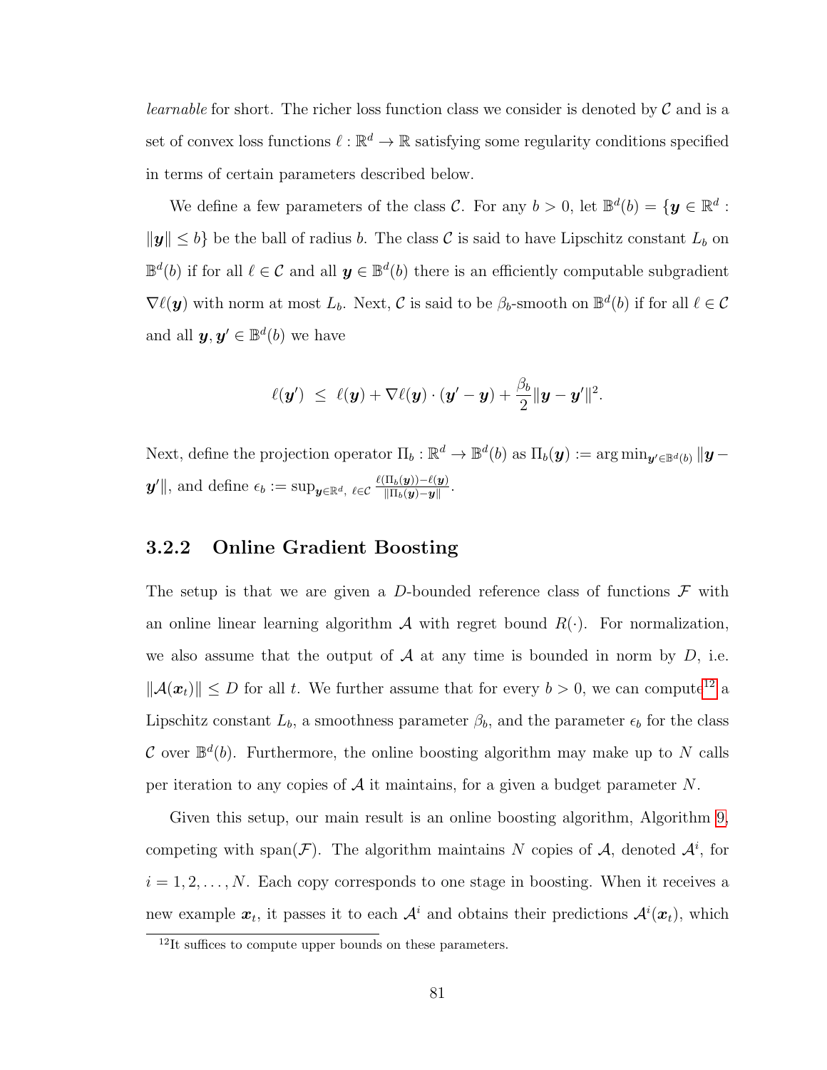*learnable* for short. The richer loss function class we consider is denoted by $\mathcal{C}$ and is a set of convex loss functions $\ell : \mathbb{R}^d \to \mathbb{R}$ satisfying some regularity conditions specified in terms of certain parameters described below.

We define a few parameters of the class $\mathcal{C}$. For any $b > 0$, let $\mathbb{B}^d(b) = \{\boldsymbol{y} \in \mathbb{R}^d : \|\boldsymbol{y}\| \leq b\}$ be the ball of radius $b$. The class $\mathcal{C}$ is said to have Lipschitz constant $L_b$ on $\mathbb{B}^d(b)$ if for all $\ell \in \mathcal{C}$ and all $\boldsymbol{y} \in \mathbb{B}^d(b)$ there is an efficiently computable subgradient $\nabla \ell(\boldsymbol{y})$ with norm at most $L_b$. Next, $\mathcal{C}$ is said to be $\beta_b$-smooth on $\mathbb{B}^d(b)$ if for all $\ell \in \mathcal{C}$ and all $\boldsymbol{y}, \boldsymbol{y}' \in \mathbb{B}^d(b)$ we have

$$\ell(\boldsymbol{y}') \;\leq\; \ell(\boldsymbol{y}) + \nabla \ell(\boldsymbol{y}) \cdot (\boldsymbol{y}' - \boldsymbol{y}) + \frac{\beta_b}{2} \|\boldsymbol{y} - \boldsymbol{y}'\|^2.$$

Next, define the projection operator $\Pi_b : \mathbb{R}^d \to \mathbb{B}^d(b)$ as $\Pi_b(\boldsymbol{y}) := \arg\min_{\boldsymbol{y}' \in \mathbb{B}^d(b)} \|\boldsymbol{y} - \boldsymbol{y}'\|$, and define $\epsilon_b := \sup_{\boldsymbol{y} \in \mathbb{R}^d,\ \ell \in \mathcal{C}} \frac{\ell(\Pi_b(\boldsymbol{y})) - \ell(\boldsymbol{y})}{\|\Pi_b(\boldsymbol{y}) - \boldsymbol{y}\|}$.

### 3.2.2 Online Gradient Boosting

The setup is that we are given a $D$-bounded reference class of functions $\mathcal{F}$ with an online linear learning algorithm $\mathcal{A}$ with regret bound $R(\cdot)$. For normalization, we also assume that the output of $\mathcal{A}$ at any time is bounded in norm by $D$, i.e. $\|\mathcal{A}(\boldsymbol{x}_t)\| \leq D$ for all $t$. We further assume that for every $b > 0$, we can compute[12] a Lipschitz constant $L_b$, a smoothness parameter $\beta_b$, and the parameter $\epsilon_b$ for the class $\mathcal{C}$ over $\mathbb{B}^d(b)$. Furthermore, the online boosting algorithm may make up to $N$ calls per iteration to any copies of $\mathcal{A}$ it maintains, for a given a budget parameter $N$.

Given this setup, our main result is an online boosting algorithm, Algorithm 9, competing with $\text{span}(\mathcal{F})$. The algorithm maintains $N$ copies of $\mathcal{A}$, denoted $\mathcal{A}^i$, for $i = 1, 2, \ldots, N$. Each copy corresponds to one stage in boosting. When it receives a new example $\boldsymbol{x}_t$, it passes it to each $\mathcal{A}^i$ and obtains their predictions $\mathcal{A}^i(\boldsymbol{x}_t)$, which

[12] It suffices to compute upper bounds on these parameters.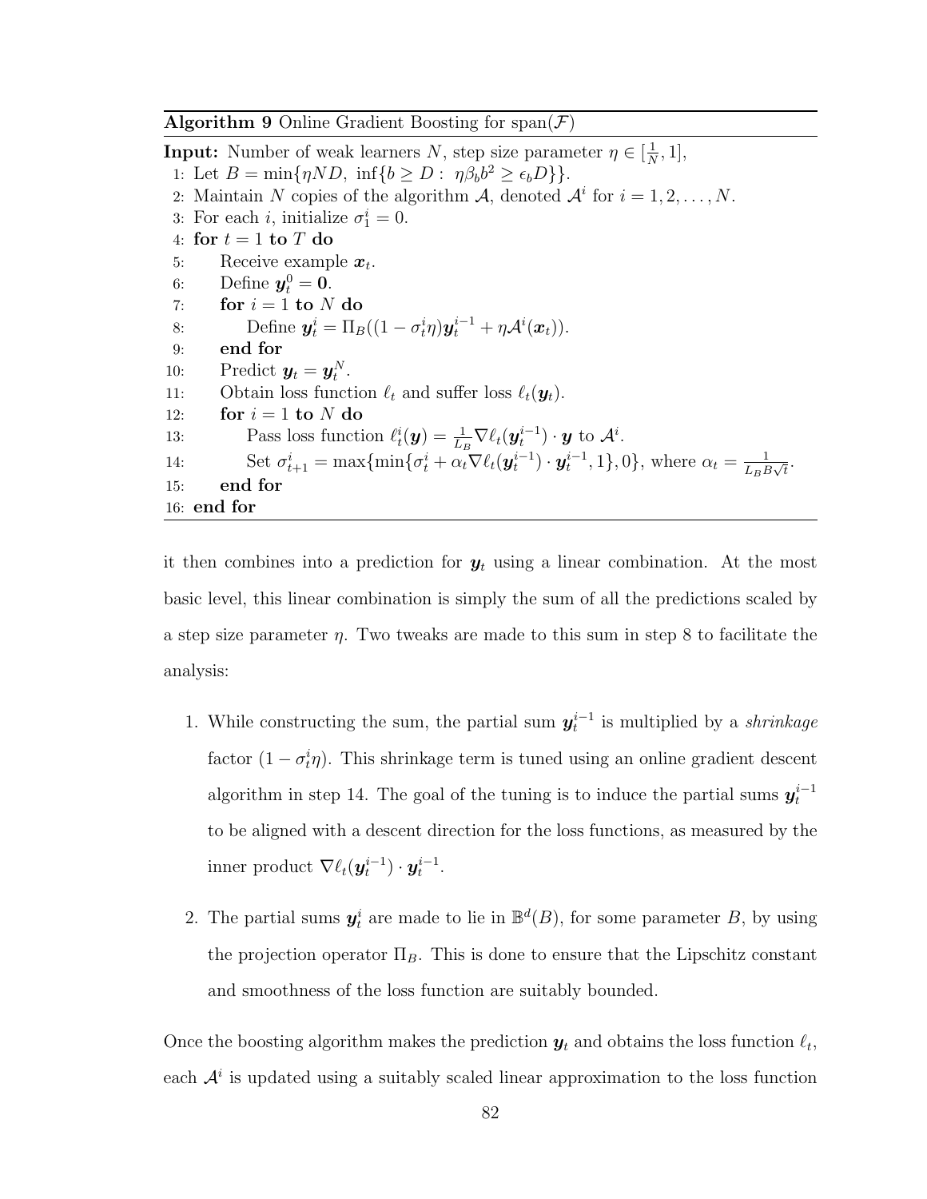**Algorithm 9** Online Gradient Boosting for span($\mathcal{F}$)

**Input:** Number of weak learners $N$, step size parameter $\eta \in [\frac{1}{N}, 1]$,

1: Let $B = \min\{\eta N D,\ \inf\{b \geq D :\ \eta \beta_b b^2 \geq \epsilon_b D\}\}$.
2: Maintain $N$ copies of the algorithm $\mathcal{A}$, denoted $\mathcal{A}^i$ for $i = 1, 2, \ldots, N$.
3: For each $i$, initialize $\sigma_1^i = 0$.
4: **for** $t = 1$ **to** $T$ **do**
5: Receive example $\boldsymbol{x}_t$.
6: Define $\boldsymbol{y}_t^0 = \boldsymbol{0}$.
7: **for** $i = 1$ **to** $N$ **do**
8: Define $\boldsymbol{y}_t^i = \Pi_B((1 - \sigma_t^i \eta)\boldsymbol{y}_t^{i-1} + \eta \mathcal{A}^i(\boldsymbol{x}_t))$.
9: **end for**
10: Predict $\boldsymbol{y}_t = \boldsymbol{y}_t^N$.
11: Obtain loss function $\ell_t$ and suffer loss $\ell_t(\boldsymbol{y}_t)$.
12: **for** $i = 1$ **to** $N$ **do**
13: Pass loss function $\ell_t^i(\boldsymbol{y}) = \frac{1}{L_B} \nabla \ell_t(\boldsymbol{y}_t^{i-1}) \cdot \boldsymbol{y}$ to $\mathcal{A}^i$.
14: Set $\sigma_{t+1}^i = \max\{\min\{\sigma_t^i + \alpha_t \nabla \ell_t(\boldsymbol{y}_t^{i-1}) \cdot \boldsymbol{y}_t^{i-1}, 1\}, 0\}$, where $\alpha_t = \frac{1}{L_B B \sqrt{t}}$.
15: **end for**
16: **end for**

it then combines into a prediction for $\boldsymbol{y}_t$ using a linear combination. At the most basic level, this linear combination is simply the sum of all the predictions scaled by a step size parameter $\eta$. Two tweaks are made to this sum in step 8 to facilitate the analysis:

1. While constructing the sum, the partial sum $\boldsymbol{y}_t^{i-1}$ is multiplied by a *shrinkage* factor $(1 - \sigma_t^i \eta)$. This shrinkage term is tuned using an online gradient descent algorithm in step 14. The goal of the tuning is to induce the partial sums $\boldsymbol{y}_t^{i-1}$ to be aligned with a descent direction for the loss functions, as measured by the inner product $\nabla \ell_t(\boldsymbol{y}_t^{i-1}) \cdot \boldsymbol{y}_t^{i-1}$.

2. The partial sums $\boldsymbol{y}_t^i$ are made to lie in $\mathbb{B}^d(B)$, for some parameter $B$, by using the projection operator $\Pi_B$. This is done to ensure that the Lipschitz constant and smoothness of the loss function are suitably bounded.

Once the boosting algorithm makes the prediction $\boldsymbol{y}_t$ and obtains the loss function $\ell_t$, each $\mathcal{A}^i$ is updated using a suitably scaled linear approximation to the loss function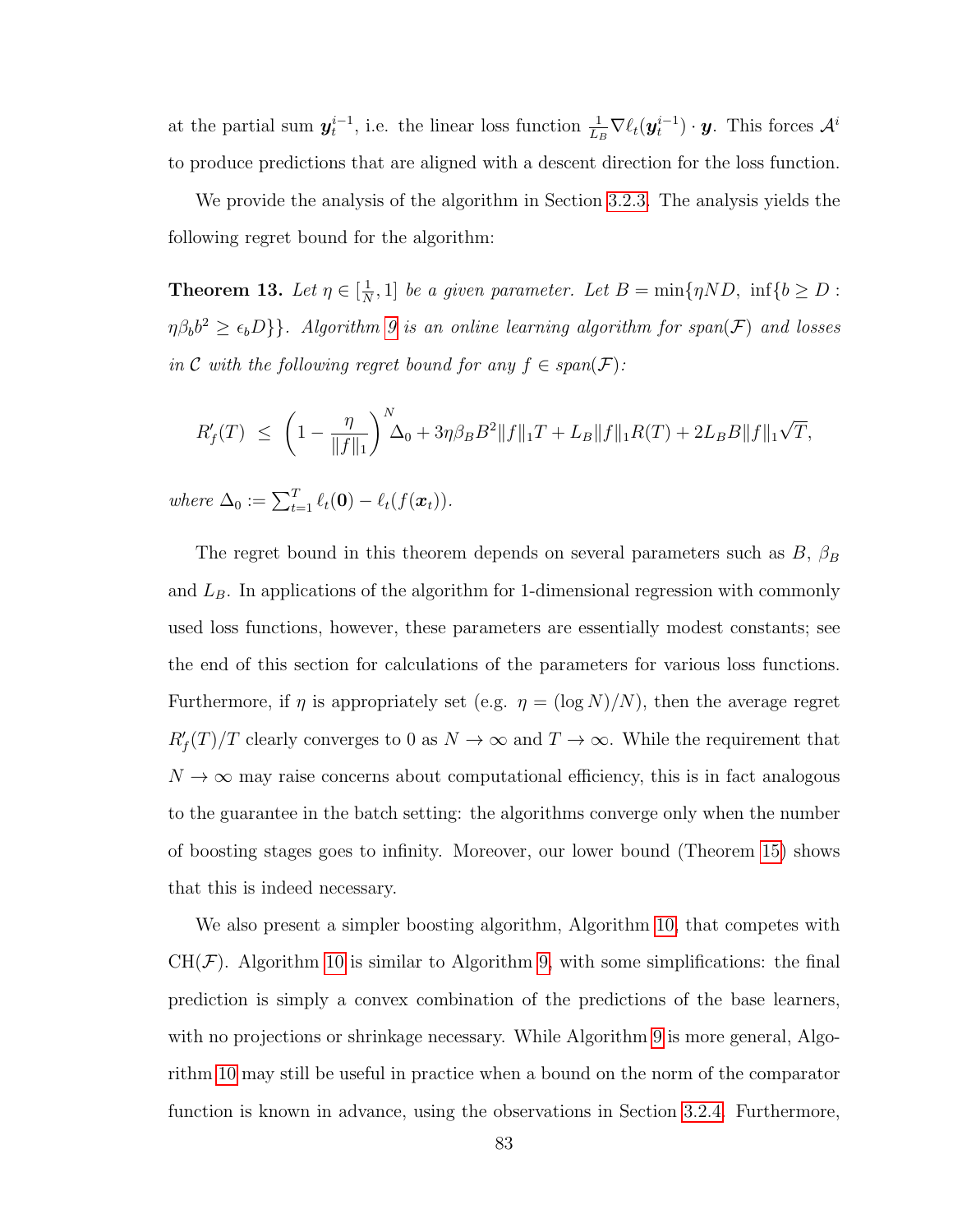at the partial sum $\boldsymbol{y}_t^{i-1}$, i.e. the linear loss function $\frac{1}{L_B}\nabla \ell_t(\boldsymbol{y}_t^{i-1}) \cdot \boldsymbol{y}$. This forces $\mathcal{A}^i$ to produce predictions that are aligned with a descent direction for the loss function.

We provide the analysis of the algorithm in Section 3.2.3. The analysis yields the following regret bound for the algorithm:

**Theorem 13.** *Let $\eta \in [\frac{1}{N}, 1]$ be a given parameter. Let $B = \min\{\eta N D,\ \inf\{b \geq D : \eta\beta_b b^2 \geq \epsilon_b D\}\}$. Algorithm 9 is an online learning algorithm for span($\mathcal{F}$) and losses in $\mathcal{C}$ with the following regret bound for any $f \in$ span($\mathcal{F}$):*

$$R'_f(T) \ \leq \ \left(1 - \frac{\eta}{\|f\|_1}\right)^N \Delta_0 + 3\eta\beta_B B^2 \|f\|_1 T + L_B \|f\|_1 R(T) + 2L_B B \|f\|_1 \sqrt{T},$$

*where $\Delta_0 := \sum_{t=1}^T \ell_t(\mathbf{0}) - \ell_t(f(\boldsymbol{x}_t))$.*

The regret bound in this theorem depends on several parameters such as $B$, $\beta_B$ and $L_B$. In applications of the algorithm for 1-dimensional regression with commonly used loss functions, however, these parameters are essentially modest constants; see the end of this section for calculations of the parameters for various loss functions. Furthermore, if $\eta$ is appropriately set (e.g. $\eta = (\log N)/N$), then the average regret $R'_f(T)/T$ clearly converges to 0 as $N \to \infty$ and $T \to \infty$. While the requirement that $N \to \infty$ may raise concerns about computational efficiency, this is in fact analogous to the guarantee in the batch setting: the algorithms converge only when the number of boosting stages goes to infinity. Moreover, our lower bound (Theorem 15) shows that this is indeed necessary.

We also present a simpler boosting algorithm, Algorithm 10, that competes with CH($\mathcal{F}$). Algorithm 10 is similar to Algorithm 9, with some simplifications: the final prediction is simply a convex combination of the predictions of the base learners, with no projections or shrinkage necessary. While Algorithm 9 is more general, Algorithm 10 may still be useful in practice when a bound on the norm of the comparator function is known in advance, using the observations in Section 3.2.4. Furthermore,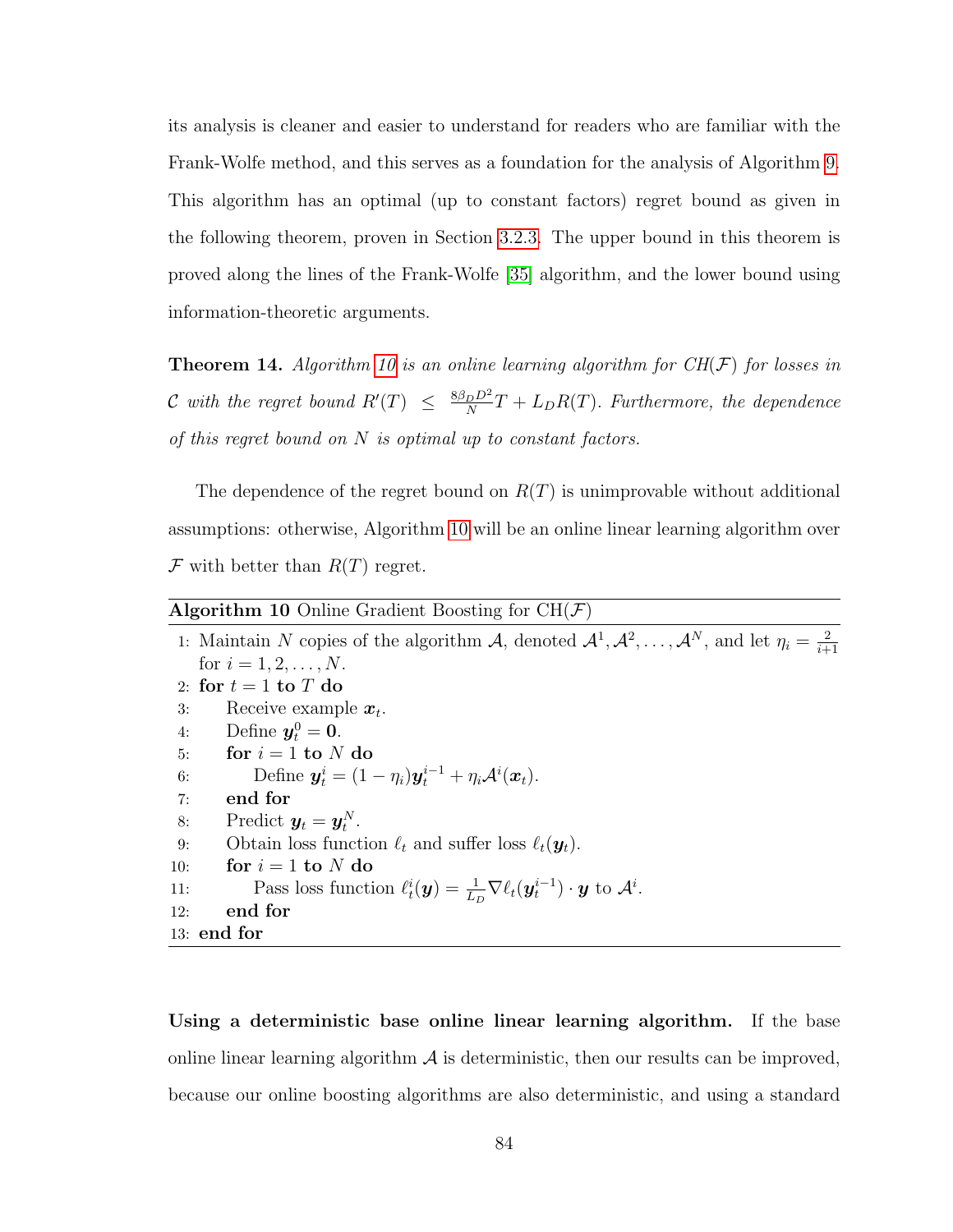its analysis is cleaner and easier to understand for readers who are familiar with the Frank-Wolfe method, and this serves as a foundation for the analysis of Algorithm 9. This algorithm has an optimal (up to constant factors) regret bound as given in the following theorem, proven in Section 3.2.3. The upper bound in this theorem is proved along the lines of the Frank-Wolfe [35] algorithm, and the lower bound using information-theoretic arguments.

**Theorem 14.** *Algorithm 10 is an online learning algorithm for* $CH(\mathcal{F})$ *for losses in* $\mathcal{C}$ *with the regret bound* $R'(T) \leq \frac{8\beta_D D^2}{N}T + L_D R(T)$*. Furthermore, the dependence of this regret bound on* $N$ *is optimal up to constant factors.*

The dependence of the regret bound on $R(T)$ is unimprovable without additional assumptions: otherwise, Algorithm 10 will be an online linear learning algorithm over $\mathcal{F}$ with better than $R(T)$ regret.

**Algorithm 10** Online Gradient Boosting for CH($\mathcal{F}$)

```
1: Maintain N copies of the algorithm 𝒜, denoted 𝒜^1, 𝒜^2, ..., 𝒜^N, and let η_i = 2/(i+1)
   for i = 1, 2, ..., N.
2: for t = 1 to T do
3:     Receive example x_t.
4:     Define y_t^0 = 0.
5:     for i = 1 to N do
6:         Define y_t^i = (1 − η_i) y_t^{i−1} + η_i 𝒜^i(x_t).
7:     end for
8:     Predict y_t = y_t^N.
9:     Obtain loss function ℓ_t and suffer loss ℓ_t(y_t).
10:    for i = 1 to N do
11:        Pass loss function ℓ_t^i(y) = (1/L_D) ∇ℓ_t(y_t^{i−1}) · y to 𝒜^i.
12:    end for
13: end for
```

**Using a deterministic base online linear learning algorithm.** If the base online linear learning algorithm $\mathcal{A}$ is deterministic, then our results can be improved, because our online boosting algorithms are also deterministic, and using a standard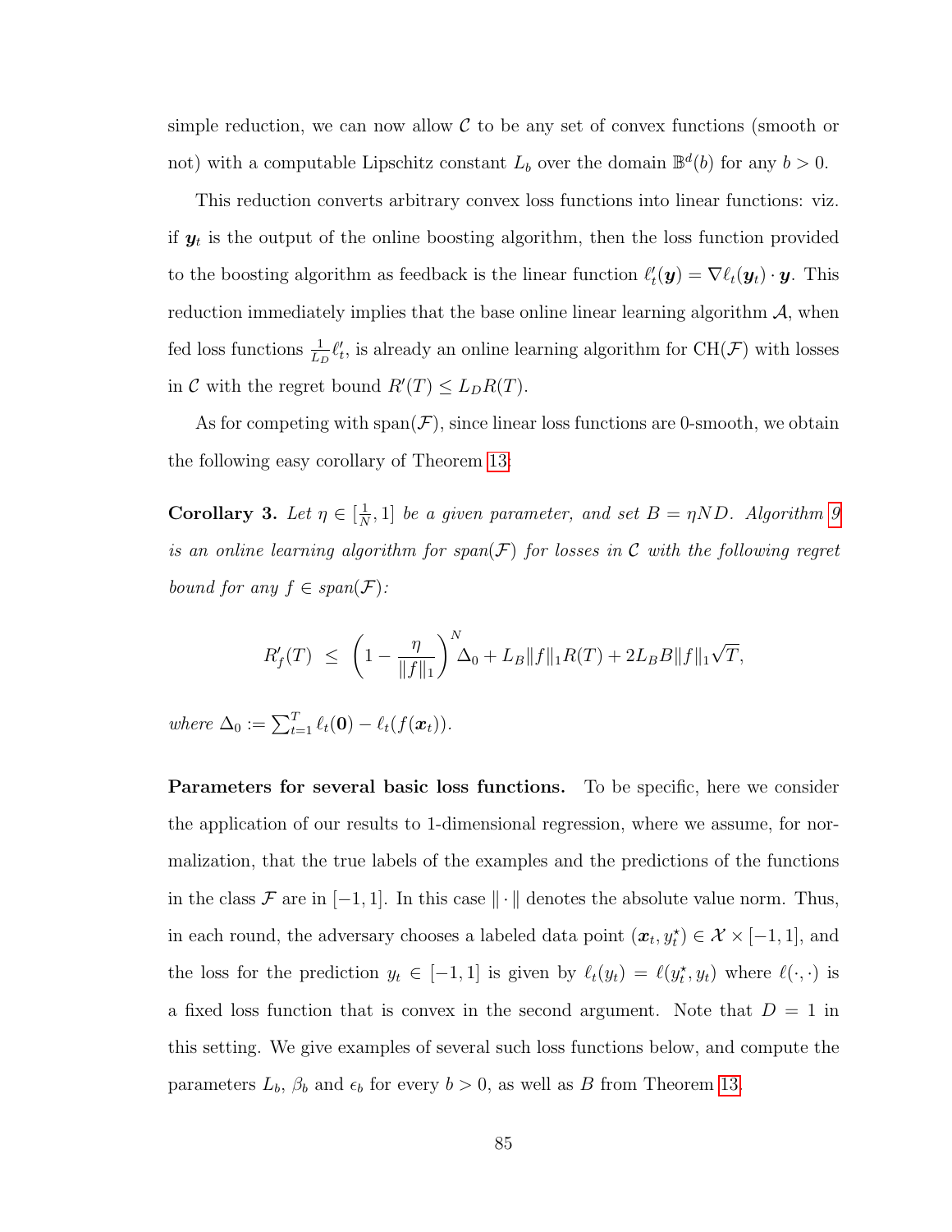simple reduction, we can now allow $\mathcal{C}$ to be any set of convex functions (smooth or not) with a computable Lipschitz constant $L_b$ over the domain $\mathbb{B}^d(b)$ for any $b > 0$.

This reduction converts arbitrary convex loss functions into linear functions: viz. if $\boldsymbol{y}_t$ is the output of the online boosting algorithm, then the loss function provided to the boosting algorithm as feedback is the linear function $\ell'_t(\boldsymbol{y}) = \nabla \ell_t(\boldsymbol{y}_t) \cdot \boldsymbol{y}$. This reduction immediately implies that the base online linear learning algorithm $\mathcal{A}$, when fed loss functions $\frac{1}{L_D}\ell'_t$, is already an online learning algorithm for $\mathrm{CH}(\mathcal{F})$ with losses in $\mathcal{C}$ with the regret bound $R'(T) \leq L_D R(T)$.

As for competing with $\mathrm{span}(\mathcal{F})$, since linear loss functions are 0-smooth, we obtain the following easy corollary of Theorem 13:

**Corollary 3.** *Let $\eta \in [\frac{1}{N}, 1]$ be a given parameter, and set $B = \eta N D$. Algorithm 9 is an online learning algorithm for $\mathrm{span}(\mathcal{F})$ for losses in $\mathcal{C}$ with the following regret bound for any $f \in \mathrm{span}(\mathcal{F})$:*

$$R'_f(T) \;\leq\; \left(1 - \frac{\eta}{\|f\|_1}\right)^N \Delta_0 + L_B \|f\|_1 R(T) + 2L_B B \|f\|_1 \sqrt{T},$$

*where $\Delta_0 := \sum_{t=1}^T \ell_t(\mathbf{0}) - \ell_t(f(\boldsymbol{x}_t))$.*

**Parameters for several basic loss functions.** To be specific, here we consider the application of our results to 1-dimensional regression, where we assume, for normalization, that the true labels of the examples and the predictions of the functions in the class $\mathcal{F}$ are in $[-1, 1]$. In this case $\|\cdot\|$ denotes the absolute value norm. Thus, in each round, the adversary chooses a labeled data point $(\boldsymbol{x}_t, y_t^\star) \in \mathcal{X} \times [-1, 1]$, and the loss for the prediction $y_t \in [-1, 1]$ is given by $\ell_t(y_t) = \ell(y_t^\star, y_t)$ where $\ell(\cdot, \cdot)$ is a fixed loss function that is convex in the second argument. Note that $D = 1$ in this setting. We give examples of several such loss functions below, and compute the parameters $L_b$, $\beta_b$ and $\epsilon_b$ for every $b > 0$, as well as $B$ from Theorem 13.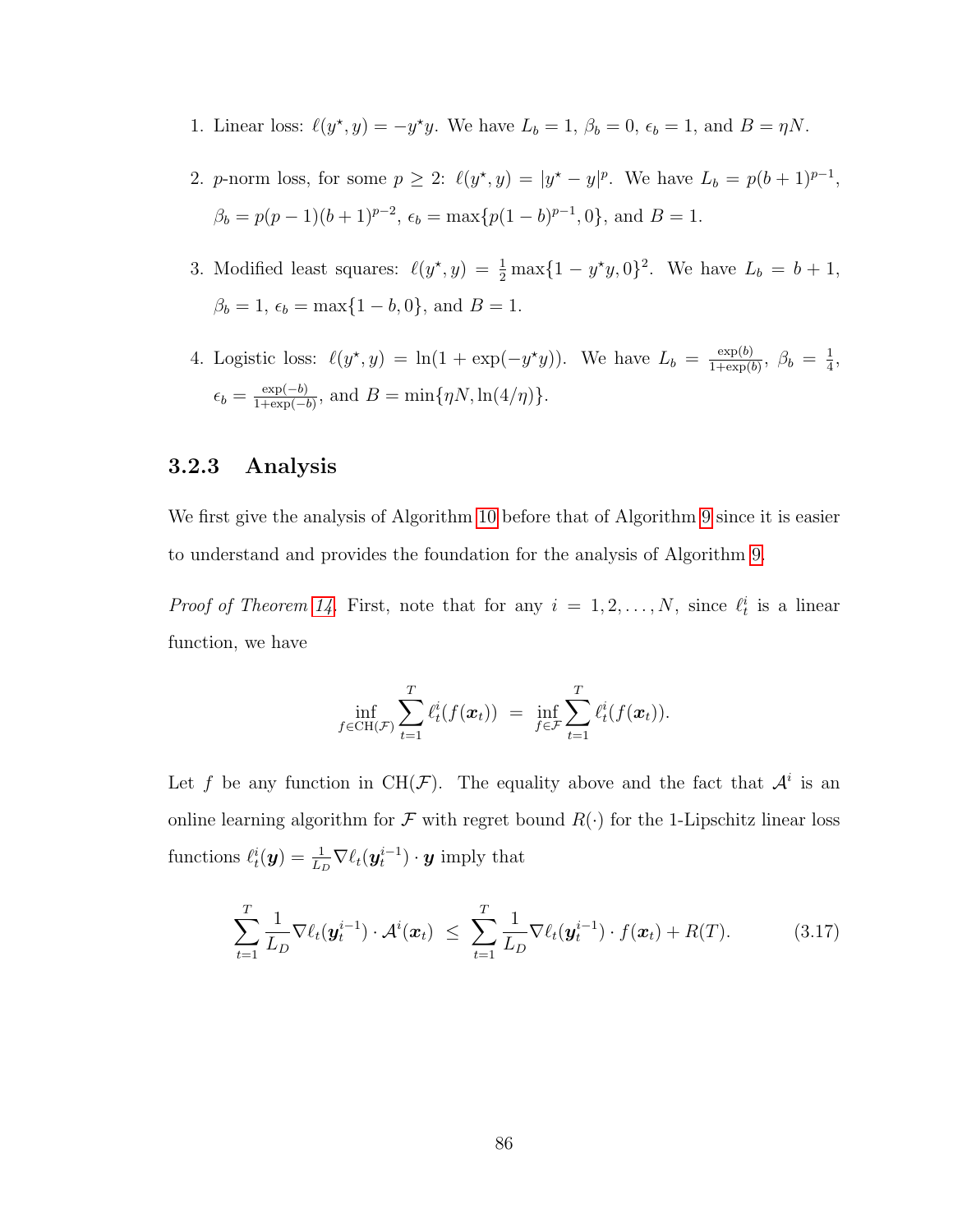1. Linear loss: $\ell(y^\star, y) = -y^\star y$. We have $L_b = 1$, $\beta_b = 0$, $\epsilon_b = 1$, and $B = \eta N$.

2. $p$-norm loss, for some $p \geq 2$: $\ell(y^\star, y) = |y^\star - y|^p$. We have $L_b = p(b+1)^{p-1}$, $\beta_b = p(p-1)(b+1)^{p-2}$, $\epsilon_b = \max\{p(1-b)^{p-1}, 0\}$, and $B = 1$.

3. Modified least squares: $\ell(y^\star, y) = \frac{1}{2}\max\{1 - y^\star y, 0\}^2$. We have $L_b = b + 1$, $\beta_b = 1$, $\epsilon_b = \max\{1 - b, 0\}$, and $B = 1$.

4. Logistic loss: $\ell(y^\star, y) = \ln(1 + \exp(-y^\star y))$. We have $L_b = \frac{\exp(b)}{1+\exp(b)}$, $\beta_b = \frac{1}{4}$, $\epsilon_b = \frac{\exp(-b)}{1+\exp(-b)}$, and $B = \min\{\eta N, \ln(4/\eta)\}$.

### 3.2.3 Analysis

We first give the analysis of Algorithm 10 before that of Algorithm 9 since it is easier to understand and provides the foundation for the analysis of Algorithm 9.

*Proof of Theorem 14.* First, note that for any $i = 1, 2, \ldots, N$, since $\ell_t^i$ is a linear function, we have

$$\inf_{f \in \mathrm{CH}(\mathcal{F})} \sum_{t=1}^{T} \ell_t^i(f(\boldsymbol{x}_t)) \;=\; \inf_{f \in \mathcal{F}} \sum_{t=1}^{T} \ell_t^i(f(\boldsymbol{x}_t)).$$

Let $f$ be any function in $\mathrm{CH}(\mathcal{F})$. The equality above and the fact that $\mathcal{A}^i$ is an online learning algorithm for $\mathcal{F}$ with regret bound $R(\cdot)$ for the 1-Lipschitz linear loss functions $\ell_t^i(\boldsymbol{y}) = \frac{1}{L_D}\nabla \ell_t(\boldsymbol{y}_t^{i-1}) \cdot \boldsymbol{y}$ imply that

$$\sum_{t=1}^{T} \frac{1}{L_D} \nabla \ell_t(\boldsymbol{y}_t^{i-1}) \cdot \mathcal{A}^i(\boldsymbol{x}_t) \;\leq\; \sum_{t=1}^{T} \frac{1}{L_D} \nabla \ell_t(\boldsymbol{y}_t^{i-1}) \cdot f(\boldsymbol{x}_t) + R(T). \tag{3.17}$$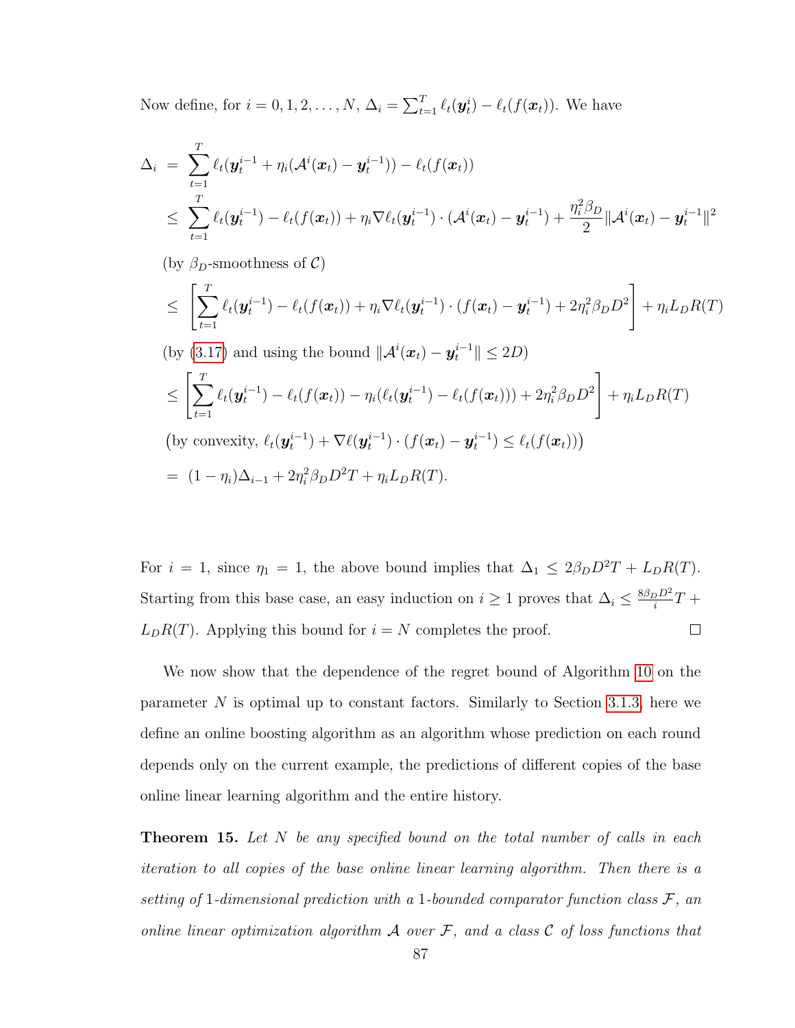Now define, for $i = 0, 1, 2, \ldots, N$, $\Delta_i = \sum_{t=1}^{T} \ell_t(\boldsymbol{y}_t^i) - \ell_t(f(\boldsymbol{x}_t))$. We have

$$
\begin{aligned}
\Delta_i \;&=\; \sum_{t=1}^{T} \ell_t(\boldsymbol{y}_t^{i-1} + \eta_i(\mathcal{A}^i(\boldsymbol{x}_t) - \boldsymbol{y}_t^{i-1})) - \ell_t(f(\boldsymbol{x}_t)) \\
&\leq\; \sum_{t=1}^{T} \ell_t(\boldsymbol{y}_t^{i-1}) - \ell_t(f(\boldsymbol{x}_t)) + \eta_i \nabla \ell_t(\boldsymbol{y}_t^{i-1}) \cdot (\mathcal{A}^i(\boldsymbol{x}_t) - \boldsymbol{y}_t^{i-1}) + \frac{\eta_i^2 \beta_D}{2} \|\mathcal{A}^i(\boldsymbol{x}_t) - \boldsymbol{y}_t^{i-1}\|^2 \\
&\quad \text{(by } \beta_D\text{-smoothness of } \mathcal{C}) \\
&\leq\; \left[ \sum_{t=1}^{T} \ell_t(\boldsymbol{y}_t^{i-1}) - \ell_t(f(\boldsymbol{x}_t)) + \eta_i \nabla \ell_t(\boldsymbol{y}_t^{i-1}) \cdot (f(\boldsymbol{x}_t) - \boldsymbol{y}_t^{i-1}) + 2\eta_i^2 \beta_D D^2 \right] + \eta_i L_D R(T) \\
&\quad \text{(by (3.17) and using the bound } \|\mathcal{A}^i(\boldsymbol{x}_t) - \boldsymbol{y}_t^{i-1}\| \leq 2D) \\
&\leq \left[ \sum_{t=1}^{T} \ell_t(\boldsymbol{y}_t^{i-1}) - \ell_t(f(\boldsymbol{x}_t)) - \eta_i(\ell_t(\boldsymbol{y}_t^{i-1}) - \ell_t(f(\boldsymbol{x}_t))) + 2\eta_i^2 \beta_D D^2 \right] + \eta_i L_D R(T) \\
&\quad \big(\text{by convexity, } \ell_t(\boldsymbol{y}_t^{i-1}) + \nabla \ell(\boldsymbol{y}_t^{i-1}) \cdot (f(\boldsymbol{x}_t) - \boldsymbol{y}_t^{i-1}) \leq \ell_t(f(\boldsymbol{x}_t))\big) \\
&=\; (1 - \eta_i)\Delta_{i-1} + 2\eta_i^2 \beta_D D^2 T + \eta_i L_D R(T).
\end{aligned}
$$

For $i = 1$, since $\eta_1 = 1$, the above bound implies that $\Delta_1 \leq 2\beta_D D^2 T + L_D R(T)$. Starting from this base case, an easy induction on $i \geq 1$ proves that $\Delta_i \leq \frac{8\beta_D D^2}{i} T + L_D R(T)$. Applying this bound for $i = N$ completes the proof. □

We now show that the dependence of the regret bound of Algorithm 10 on the parameter $N$ is optimal up to constant factors. Similarly to Section 3.1.3, here we define an online boosting algorithm as an algorithm whose prediction on each round depends only on the current example, the predictions of different copies of the base online linear learning algorithm and the entire history.

**Theorem 15.** *Let $N$ be any specified bound on the total number of calls in each iteration to all copies of the base online linear learning algorithm. Then there is a setting of 1-dimensional prediction with a 1-bounded comparator function class $\mathcal{F}$, an online linear optimization algorithm $\mathcal{A}$ over $\mathcal{F}$, and a class $\mathcal{C}$ of loss functions that*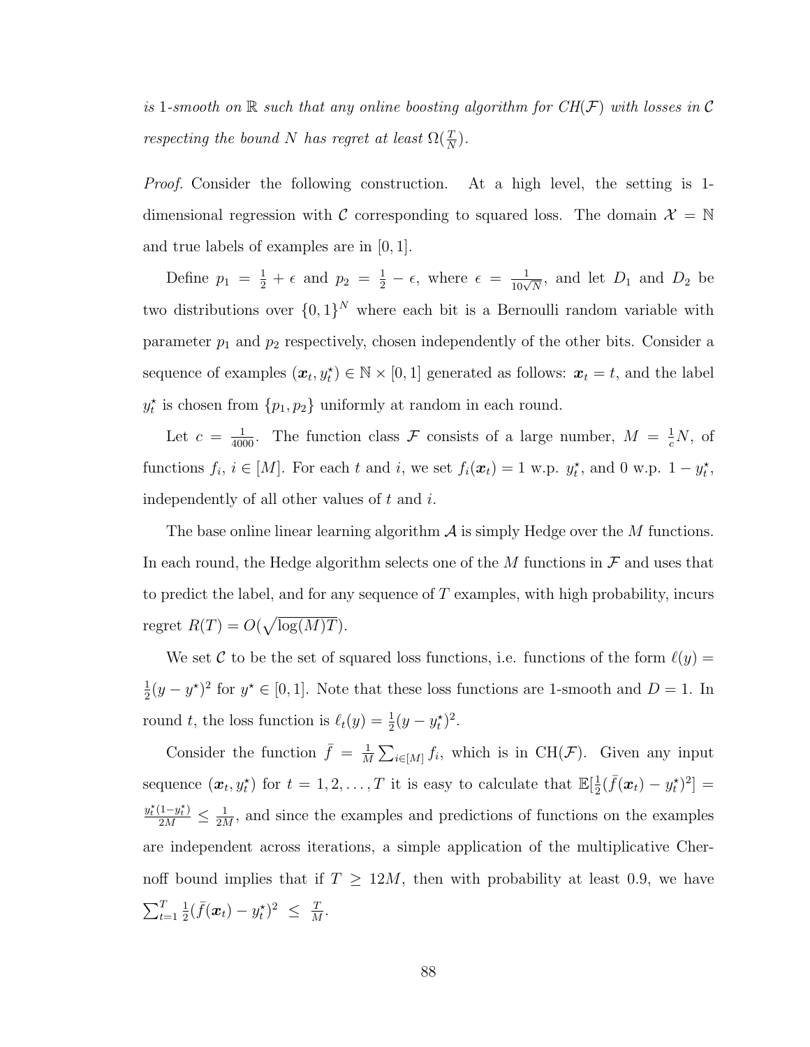*is 1-smooth on $\mathbb{R}$ such that any online boosting algorithm for CH($\mathcal{F}$) with losses in $\mathcal{C}$ respecting the bound $N$ has regret at least $\Omega(\frac{T}{N})$.*

*Proof.* Consider the following construction. At a high level, the setting is 1-dimensional regression with $\mathcal{C}$ corresponding to squared loss. The domain $\mathcal{X} = \mathbb{N}$ and true labels of examples are in $[0, 1]$.

Define $p_1 = \frac{1}{2} + \epsilon$ and $p_2 = \frac{1}{2} - \epsilon$, where $\epsilon = \frac{1}{10\sqrt{N}}$, and let $D_1$ and $D_2$ be two distributions over $\{0, 1\}^N$ where each bit is a Bernoulli random variable with parameter $p_1$ and $p_2$ respectively, chosen independently of the other bits. Consider a sequence of examples $(\boldsymbol{x}_t, y_t^\star) \in \mathbb{N} \times [0, 1]$ generated as follows: $\boldsymbol{x}_t = t$, and the label $y_t^\star$ is chosen from $\{p_1, p_2\}$ uniformly at random in each round.

Let $c = \frac{1}{4000}$. The function class $\mathcal{F}$ consists of a large number, $M = \frac{1}{c}N$, of functions $f_i$, $i \in [M]$. For each $t$ and $i$, we set $f_i(\boldsymbol{x}_t) = 1$ w.p. $y_t^\star$, and 0 w.p. $1 - y_t^\star$, independently of all other values of $t$ and $i$.

The base online linear learning algorithm $\mathcal{A}$ is simply Hedge over the $M$ functions. In each round, the Hedge algorithm selects one of the $M$ functions in $\mathcal{F}$ and uses that to predict the label, and for any sequence of $T$ examples, with high probability, incurs regret $R(T) = O(\sqrt{\log(M)T})$.

We set $\mathcal{C}$ to be the set of squared loss functions, i.e. functions of the form $\ell(y) = \frac{1}{2}(y - y^\star)^2$ for $y^\star \in [0, 1]$. Note that these loss functions are 1-smooth and $D = 1$. In round $t$, the loss function is $\ell_t(y) = \frac{1}{2}(y - y_t^\star)^2$.

Consider the function $\bar{f} = \frac{1}{M}\sum_{i \in [M]} f_i$, which is in CH($\mathcal{F}$). Given any input sequence $(\boldsymbol{x}_t, y_t^\star)$ for $t = 1, 2, \ldots, T$ it is easy to calculate that $\mathbb{E}[\frac{1}{2}(\bar{f}(\boldsymbol{x}_t) - y_t^\star)^2] = \frac{y_t^\star(1-y_t^\star)}{2M} \leq \frac{1}{2M}$, and since the examples and predictions of functions on the examples are independent across iterations, a simple application of the multiplicative Chernoff bound implies that if $T \geq 12M$, then with probability at least 0.9, we have $\sum_{t=1}^{T} \frac{1}{2}(\bar{f}(\boldsymbol{x}_t) - y_t^\star)^2 \leq \frac{T}{M}$.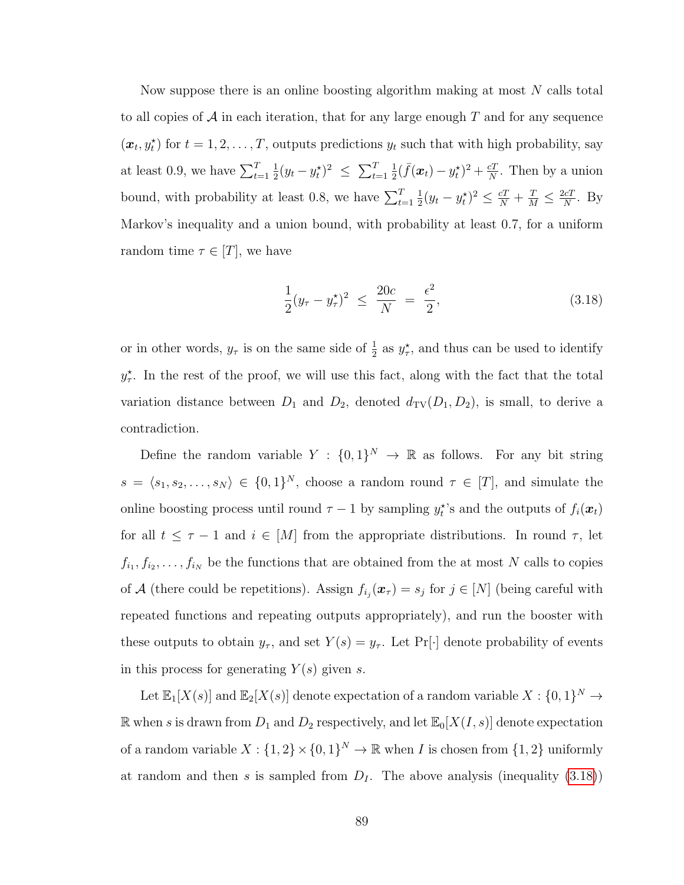Now suppose there is an online boosting algorithm making at most $N$ calls total to all copies of $\mathcal{A}$ in each iteration, that for any large enough $T$ and for any sequence $(\boldsymbol{x}_t, y_t^\star)$ for $t = 1, 2, \ldots, T$, outputs predictions $y_t$ such that with high probability, say at least 0.9, we have $\sum_{t=1}^{T} \frac{1}{2}(y_t - y_t^\star)^2 \leq \sum_{t=1}^{T} \frac{1}{2}(\bar{f}(\boldsymbol{x}_t) - y_t^\star)^2 + \frac{cT}{N}$. Then by a union bound, with probability at least 0.8, we have $\sum_{t=1}^{T} \frac{1}{2}(y_t - y_t^\star)^2 \leq \frac{cT}{N} + \frac{T}{M} \leq \frac{2cT}{N}$. By Markov's inequality and a union bound, with probability at least 0.7, for a uniform random time $\tau \in [T]$, we have

$$\frac{1}{2}(y_\tau - y_\tau^\star)^2 \;\leq\; \frac{20c}{N} \;=\; \frac{\epsilon^2}{2}, \tag{3.18}$$

or in other words, $y_\tau$ is on the same side of $\frac{1}{2}$ as $y_\tau^\star$, and thus can be used to identify $y_\tau^\star$. In the rest of the proof, we will use this fact, along with the fact that the total variation distance between $D_1$ and $D_2$, denoted $d_{\mathrm{TV}}(D_1, D_2)$, is small, to derive a contradiction.

Define the random variable $Y : \{0,1\}^N \to \mathbb{R}$ as follows. For any bit string $s = \langle s_1, s_2, \ldots, s_N \rangle \in \{0,1\}^N$, choose a random round $\tau \in [T]$, and simulate the online boosting process until round $\tau - 1$ by sampling $y_t^\star$'s and the outputs of $f_i(\boldsymbol{x}_t)$ for all $t \leq \tau - 1$ and $i \in [M]$ from the appropriate distributions. In round $\tau$, let $f_{i_1}, f_{i_2}, \ldots, f_{i_N}$ be the functions that are obtained from the at most $N$ calls to copies of $\mathcal{A}$ (there could be repetitions). Assign $f_{i_j}(\boldsymbol{x}_\tau) = s_j$ for $j \in [N]$ (being careful with repeated functions and repeating outputs appropriately), and run the booster with these outputs to obtain $y_\tau$, and set $Y(s) = y_\tau$. Let $\Pr[\cdot]$ denote probability of events in this process for generating $Y(s)$ given $s$.

Let $\mathbb{E}_1[X(s)]$ and $\mathbb{E}_2[X(s)]$ denote expectation of a random variable $X : \{0,1\}^N \to \mathbb{R}$ when $s$ is drawn from $D_1$ and $D_2$ respectively, and let $\mathbb{E}_0[X(I, s)]$ denote expectation of a random variable $X : \{1,2\} \times \{0,1\}^N \to \mathbb{R}$ when $I$ is chosen from $\{1,2\}$ uniformly at random and then $s$ is sampled from $D_I$. The above analysis (inequality (3.18))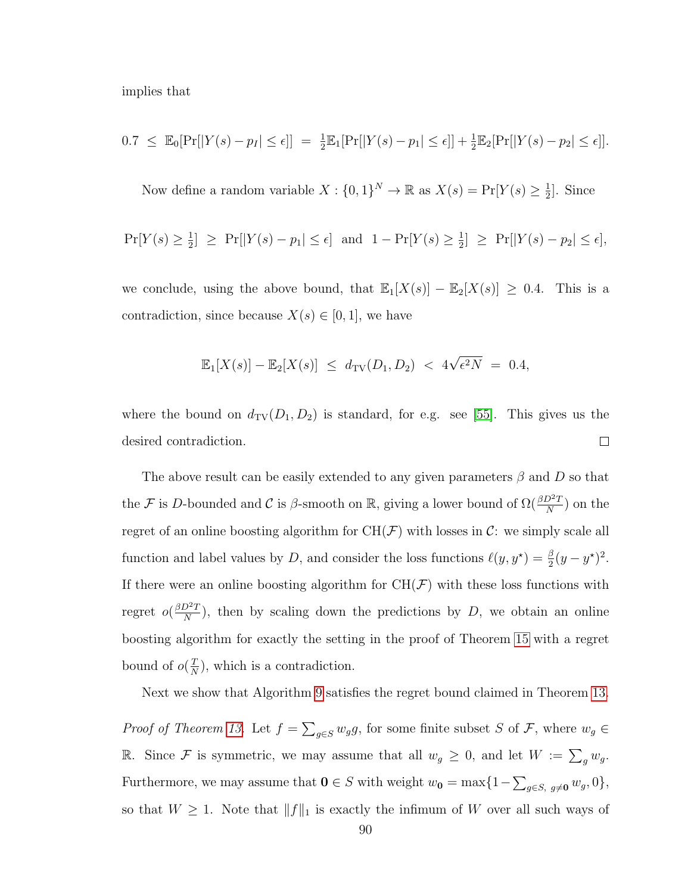implies that

$$0.7 \;\leq\; \mathbb{E}_0[\Pr[|Y(s) - p_I| \leq \epsilon]] \;=\; \tfrac{1}{2}\mathbb{E}_1[\Pr[|Y(s) - p_1| \leq \epsilon]] + \tfrac{1}{2}\mathbb{E}_2[\Pr[|Y(s) - p_2| \leq \epsilon]].$$

Now define a random variable $X : \{0,1\}^N \to \mathbb{R}$ as $X(s) = \Pr[Y(s) \geq \frac{1}{2}]$. Since

$$\Pr[Y(s) \geq \tfrac{1}{2}] \;\geq\; \Pr[|Y(s) - p_1| \leq \epsilon] \;\text{ and }\; 1 - \Pr[Y(s) \geq \tfrac{1}{2}] \;\geq\; \Pr[|Y(s) - p_2| \leq \epsilon],$$

we conclude, using the above bound, that $\mathbb{E}_1[X(s)] - \mathbb{E}_2[X(s)] \geq 0.4$. This is a contradiction, since because $X(s) \in [0,1]$, we have

$$\mathbb{E}_1[X(s)] - \mathbb{E}_2[X(s)] \;\leq\; d_{\mathrm{TV}}(D_1, D_2) \;<\; 4\sqrt{\epsilon^2 N} \;=\; 0.4,$$

where the bound on $d_{\mathrm{TV}}(D_1, D_2)$ is standard, for e.g. see [55]. This gives us the desired contradiction. $\square$

The above result can be easily extended to any given parameters $\beta$ and $D$ so that the $\mathcal{F}$ is $D$-bounded and $\mathcal{C}$ is $\beta$-smooth on $\mathbb{R}$, giving a lower bound of $\Omega(\frac{\beta D^2 T}{N})$ on the regret of an online boosting algorithm for $\mathrm{CH}(\mathcal{F})$ with losses in $\mathcal{C}$: we simply scale all function and label values by $D$, and consider the loss functions $\ell(y, y^\star) = \frac{\beta}{2}(y - y^\star)^2$. If there were an online boosting algorithm for $\mathrm{CH}(\mathcal{F})$ with these loss functions with regret $o(\frac{\beta D^2 T}{N})$, then by scaling down the predictions by $D$, we obtain an online boosting algorithm for exactly the setting in the proof of Theorem 15 with a regret bound of $o(\frac{T}{N})$, which is a contradiction.

Next we show that Algorithm 9 satisfies the regret bound claimed in Theorem 13.

*Proof of Theorem 13.* Let $f = \sum_{g \in S} w_g g$, for some finite subset $S$ of $\mathcal{F}$, where $w_g \in \mathbb{R}$. Since $\mathcal{F}$ is symmetric, we may assume that all $w_g \geq 0$, and let $W := \sum_g w_g$. Furthermore, we may assume that $\mathbf{0} \in S$ with weight $w_{\mathbf{0}} = \max\{1 - \sum_{g \in S,\, g \neq \mathbf{0}} w_g, 0\}$, so that $W \geq 1$. Note that $\|f\|_1$ is exactly the infimum of $W$ over all such ways of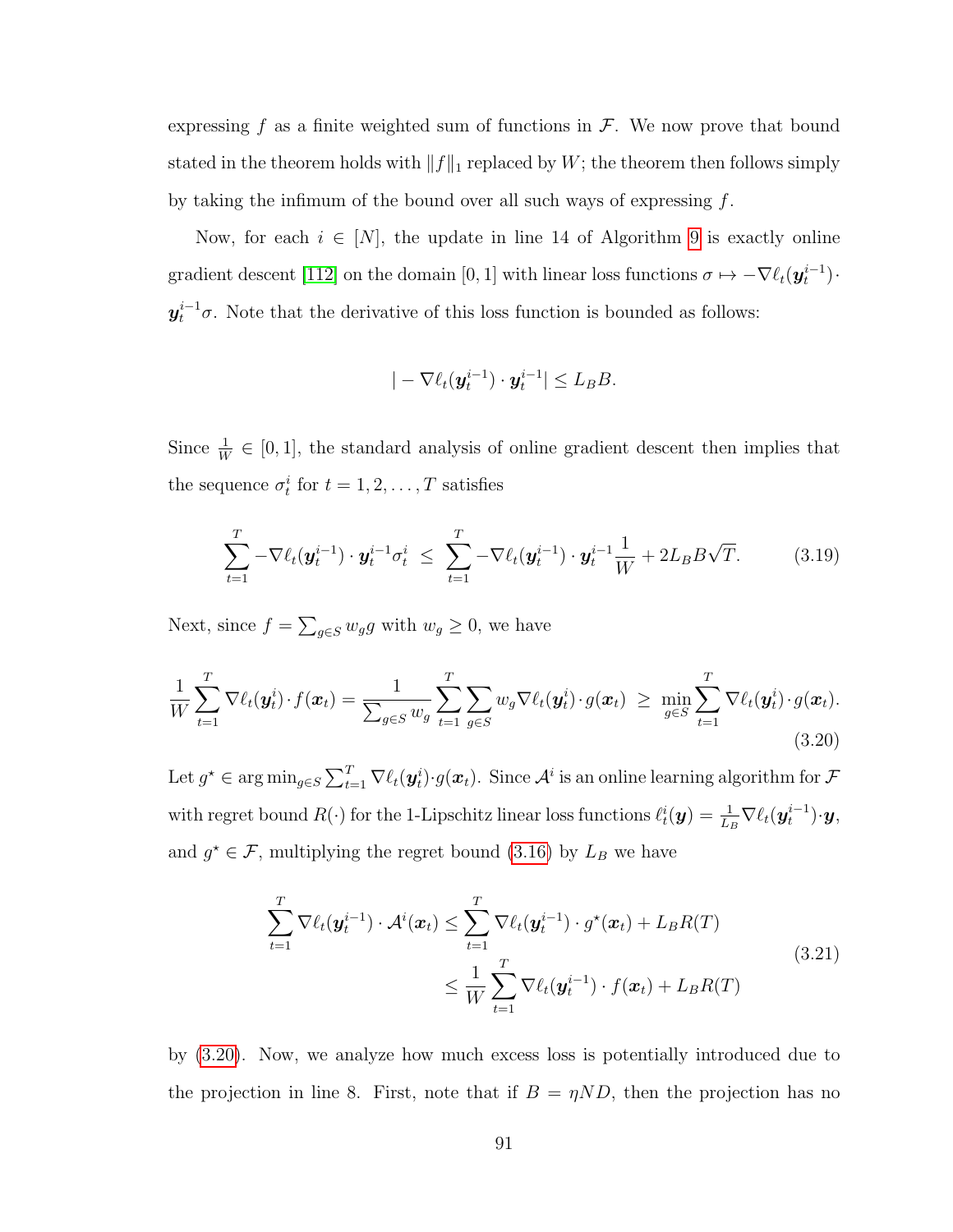expressing $f$ as a finite weighted sum of functions in $\mathcal{F}$. We now prove that bound stated in the theorem holds with $\|f\|_1$ replaced by $W$; the theorem then follows simply by taking the infimum of the bound over all such ways of expressing $f$.

Now, for each $i \in [N]$, the update in line 14 of Algorithm 9 is exactly online gradient descent [112] on the domain $[0, 1]$ with linear loss functions $\sigma \mapsto -\nabla \ell_t(\boldsymbol{y}_t^{i-1}) \cdot \boldsymbol{y}_t^{i-1}\sigma$. Note that the derivative of this loss function is bounded as follows:

$$|-\nabla \ell_t(\boldsymbol{y}_t^{i-1}) \cdot \boldsymbol{y}_t^{i-1}| \leq L_B B.$$

Since $\frac{1}{W} \in [0, 1]$, the standard analysis of online gradient descent then implies that the sequence $\sigma_t^i$ for $t = 1, 2, \ldots, T$ satisfies

$$\sum_{t=1}^{T} -\nabla \ell_t(\boldsymbol{y}_t^{i-1}) \cdot \boldsymbol{y}_t^{i-1}\sigma_t^i \ \leq \ \sum_{t=1}^{T} -\nabla \ell_t(\boldsymbol{y}_t^{i-1}) \cdot \boldsymbol{y}_t^{i-1}\frac{1}{W} + 2L_B B\sqrt{T}. \tag{3.19}$$

Next, since $f = \sum_{g \in S} w_g g$ with $w_g \geq 0$, we have

$$\frac{1}{W}\sum_{t=1}^{T} \nabla \ell_t(\boldsymbol{y}_t^i) \cdot f(\boldsymbol{x}_t) = \frac{1}{\sum_{g \in S} w_g}\sum_{t=1}^{T}\sum_{g \in S} w_g \nabla \ell_t(\boldsymbol{y}_t^i) \cdot g(\boldsymbol{x}_t) \ \geq \ \min_{g \in S}\sum_{t=1}^{T} \nabla \ell_t(\boldsymbol{y}_t^i) \cdot g(\boldsymbol{x}_t). \tag{3.20}$$

Let $g^\star \in \arg\min_{g \in S} \sum_{t=1}^{T} \nabla \ell_t(\boldsymbol{y}_t^i) \cdot g(\boldsymbol{x}_t)$. Since $\mathcal{A}^i$ is an online learning algorithm for $\mathcal{F}$ with regret bound $R(\cdot)$ for the 1-Lipschitz linear loss functions $\ell_t^i(\boldsymbol{y}) = \frac{1}{L_B}\nabla \ell_t(\boldsymbol{y}_t^{i-1}) \cdot \boldsymbol{y}$, and $g^\star \in \mathcal{F}$, multiplying the regret bound (3.16) by $L_B$ we have

$$\begin{aligned} \sum_{t=1}^{T} \nabla \ell_t(\boldsymbol{y}_t^{i-1}) \cdot \mathcal{A}^i(\boldsymbol{x}_t) &\leq \sum_{t=1}^{T} \nabla \ell_t(\boldsymbol{y}_t^{i-1}) \cdot g^\star(\boldsymbol{x}_t) + L_B R(T) \\ &\leq \frac{1}{W}\sum_{t=1}^{T} \nabla \ell_t(\boldsymbol{y}_t^{i-1}) \cdot f(\boldsymbol{x}_t) + L_B R(T) \end{aligned} \tag{3.21}$$

by (3.20). Now, we analyze how much excess loss is potentially introduced due to the projection in line 8. First, note that if $B = \eta N D$, then the projection has no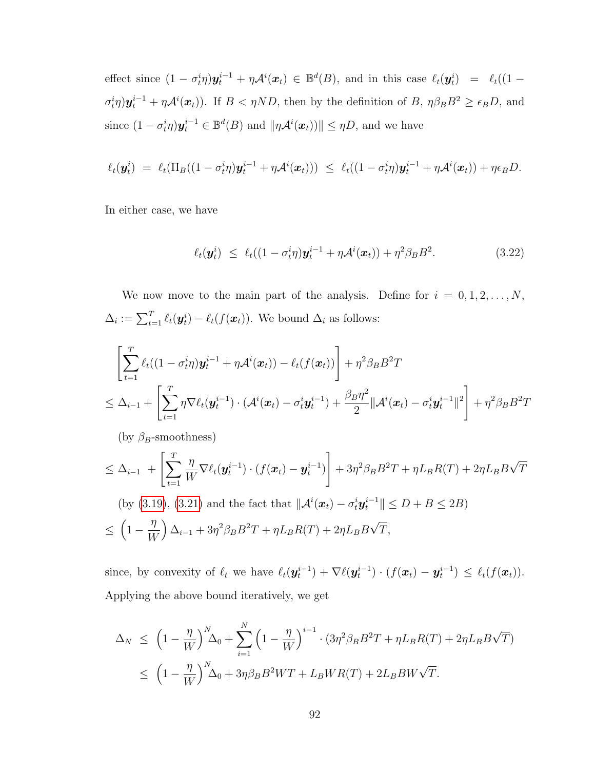effect since $(1 - \sigma_t^i \eta)\boldsymbol{y}_t^{i-1} + \eta \mathcal{A}^i(\boldsymbol{x}_t) \in \mathbb{B}^d(B)$, and in this case $\ell_t(\boldsymbol{y}_t^i) = \ell_t((1 - \sigma_t^i \eta)\boldsymbol{y}_t^{i-1} + \eta \mathcal{A}^i(\boldsymbol{x}_t))$. If $B < \eta N D$, then by the definition of $B$, $\eta \beta_B B^2 \geq \epsilon_B D$, and since $(1 - \sigma_t^i \eta)\boldsymbol{y}_t^{i-1} \in \mathbb{B}^d(B)$ and $\|\eta \mathcal{A}^i(\boldsymbol{x}_t))\| \leq \eta D$, and we have

$$\ell_t(\boldsymbol{y}_t^i) \; = \; \ell_t(\Pi_B((1 - \sigma_t^i \eta)\boldsymbol{y}_t^{i-1} + \eta \mathcal{A}^i(\boldsymbol{x}_t))) \; \leq \; \ell_t((1 - \sigma_t^i \eta)\boldsymbol{y}_t^{i-1} + \eta \mathcal{A}^i(\boldsymbol{x}_t)) + \eta \epsilon_B D.$$

In either case, we have

$$\ell_t(\boldsymbol{y}_t^i) \; \leq \; \ell_t((1 - \sigma_t^i \eta)\boldsymbol{y}_t^{i-1} + \eta \mathcal{A}^i(\boldsymbol{x}_t)) + \eta^2 \beta_B B^2. \tag{3.22}$$

We now move to the main part of the analysis. Define for $i = 0, 1, 2, \ldots, N$, $\Delta_i := \sum_{t=1}^T \ell_t(\boldsymbol{y}_t^i) - \ell_t(f(\boldsymbol{x}_t))$. We bound $\Delta_i$ as follows:

$$\begin{aligned}
&\left[\sum_{t=1}^T \ell_t((1 - \sigma_t^i \eta)\boldsymbol{y}_t^{i-1} + \eta \mathcal{A}^i(\boldsymbol{x}_t)) - \ell_t(f(\boldsymbol{x}_t))\right] + \eta^2 \beta_B B^2 T \\
&\leq \Delta_{i-1} + \left[\sum_{t=1}^T \eta \nabla \ell_t(\boldsymbol{y}_t^{i-1}) \cdot (\mathcal{A}^i(\boldsymbol{x}_t) - \sigma_t^i \boldsymbol{y}_t^{i-1}) + \frac{\beta_B \eta^2}{2} \|\mathcal{A}^i(\boldsymbol{x}_t) - \sigma_t^i \boldsymbol{y}_t^{i-1}\|^2\right] + \eta^2 \beta_B B^2 T \\
&\quad \text{(by } \beta_B\text{-smoothness)} \\
&\leq \Delta_{i-1} \; + \left[\sum_{t=1}^T \frac{\eta}{W} \nabla \ell_t(\boldsymbol{y}_t^{i-1}) \cdot (f(\boldsymbol{x}_t) - \boldsymbol{y}_t^{i-1})\right] + 3\eta^2 \beta_B B^2 T + \eta L_B R(T) + 2\eta L_B B \sqrt{T} \\
&\quad \text{(by (3.19), (3.21) and the fact that } \|\mathcal{A}^i(\boldsymbol{x}_t) - \sigma_t^i \boldsymbol{y}_t^{i-1}\| \leq D + B \leq 2B\text{)} \\
&\leq \; \left(1 - \frac{\eta}{W}\right) \Delta_{i-1} + 3\eta^2 \beta_B B^2 T + \eta L_B R(T) + 2\eta L_B B \sqrt{T},
\end{aligned}$$

since, by convexity of $\ell_t$ we have $\ell_t(\boldsymbol{y}_t^{i-1}) + \nabla \ell(\boldsymbol{y}_t^{i-1}) \cdot (f(\boldsymbol{x}_t) - \boldsymbol{y}_t^{i-1}) \leq \ell_t(f(\boldsymbol{x}_t))$. Applying the above bound iteratively, we get

$$\begin{aligned}
\Delta_N \; &\leq \; \left(1 - \frac{\eta}{W}\right)^N \Delta_0 + \sum_{i=1}^N \left(1 - \frac{\eta}{W}\right)^{i-1} \cdot (3\eta^2 \beta_B B^2 T + \eta L_B R(T) + 2\eta L_B B \sqrt{T}) \\
&\leq \; \left(1 - \frac{\eta}{W}\right)^N \Delta_0 + 3\eta \beta_B B^2 W T + L_B W R(T) + 2 L_B B W \sqrt{T}.
\end{aligned}$$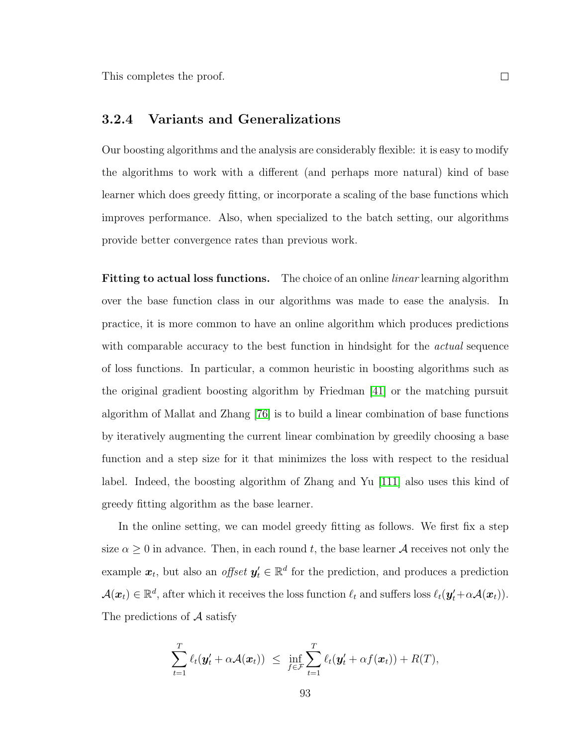This completes the proof. □

### 3.2.4 Variants and Generalizations

Our boosting algorithms and the analysis are considerably flexible: it is easy to modify the algorithms to work with a different (and perhaps more natural) kind of base learner which does greedy fitting, or incorporate a scaling of the base functions which improves performance. Also, when specialized to the batch setting, our algorithms provide better convergence rates than previous work.

**Fitting to actual loss functions.** The choice of an online *linear* learning algorithm over the base function class in our algorithms was made to ease the analysis. In practice, it is more common to have an online algorithm which produces predictions with comparable accuracy to the best function in hindsight for the *actual* sequence of loss functions. In particular, a common heuristic in boosting algorithms such as the original gradient boosting algorithm by Friedman [41] or the matching pursuit algorithm of Mallat and Zhang [76] is to build a linear combination of base functions by iteratively augmenting the current linear combination by greedily choosing a base function and a step size for it that minimizes the loss with respect to the residual label. Indeed, the boosting algorithm of Zhang and Yu [111] also uses this kind of greedy fitting algorithm as the base learner.

In the online setting, we can model greedy fitting as follows. We first fix a step size $\alpha \geq 0$ in advance. Then, in each round $t$, the base learner $\mathcal{A}$ receives not only the example $\boldsymbol{x}_t$, but also an *offset* $\boldsymbol{y}'_t \in \mathbb{R}^d$ for the prediction, and produces a prediction $\mathcal{A}(\boldsymbol{x}_t) \in \mathbb{R}^d$, after which it receives the loss function $\ell_t$ and suffers loss $\ell_t(\boldsymbol{y}'_t + \alpha\mathcal{A}(\boldsymbol{x}_t))$. The predictions of $\mathcal{A}$ satisfy

$$\sum_{t=1}^{T} \ell_t(\boldsymbol{y}'_t + \alpha\mathcal{A}(\boldsymbol{x}_t)) \;\leq\; \inf_{f \in \mathcal{F}} \sum_{t=1}^{T} \ell_t(\boldsymbol{y}'_t + \alpha f(\boldsymbol{x}_t)) + R(T),$$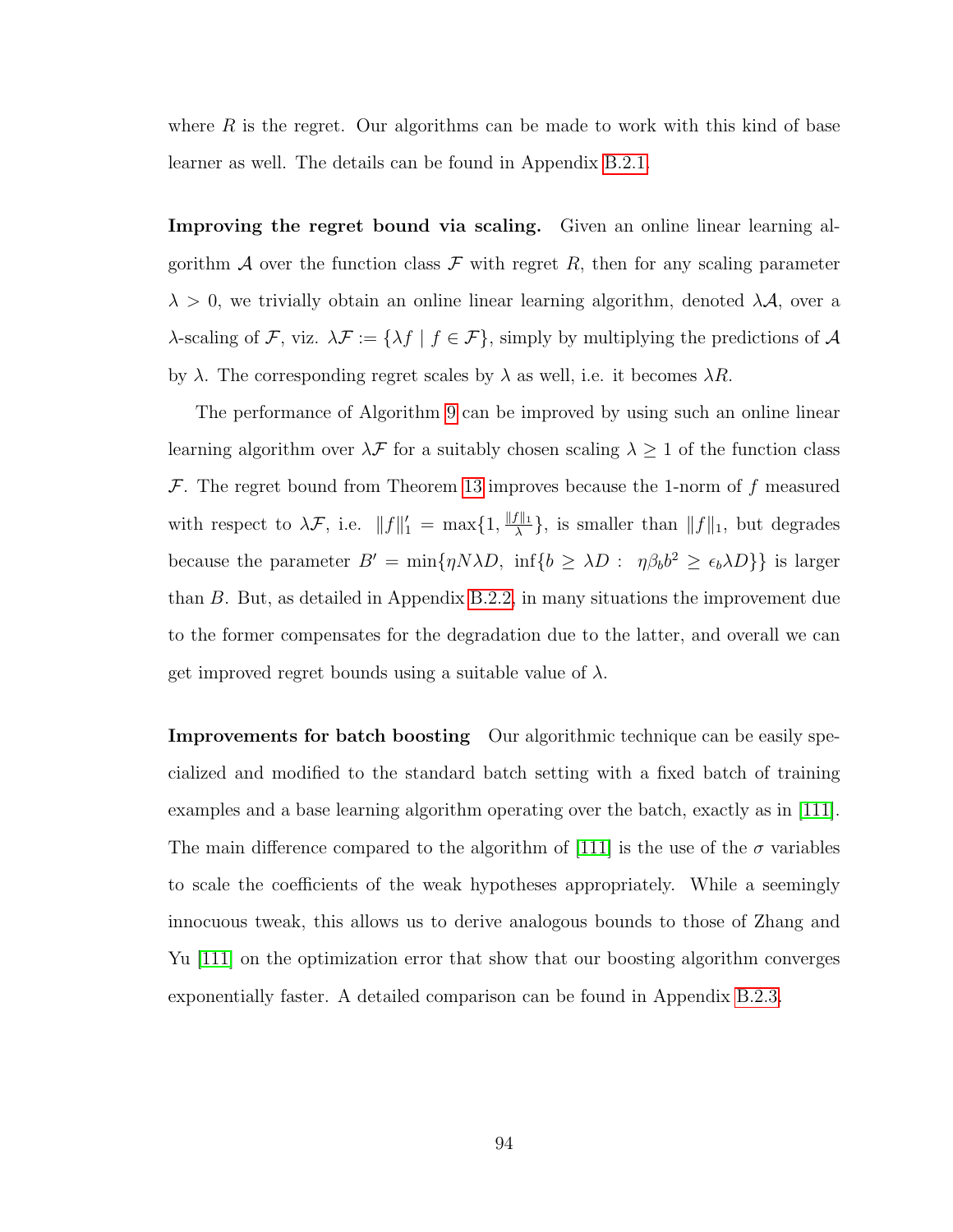where $R$ is the regret. Our algorithms can be made to work with this kind of base learner as well. The details can be found in Appendix B.2.1.

**Improving the regret bound via scaling.** Given an online linear learning algorithm $\mathcal{A}$ over the function class $\mathcal{F}$ with regret $R$, then for any scaling parameter $\lambda > 0$, we trivially obtain an online linear learning algorithm, denoted $\lambda\mathcal{A}$, over a $\lambda$-scaling of $\mathcal{F}$, viz. $\lambda\mathcal{F} := \{\lambda f \mid f \in \mathcal{F}\}$, simply by multiplying the predictions of $\mathcal{A}$ by $\lambda$. The corresponding regret scales by $\lambda$ as well, i.e. it becomes $\lambda R$.

The performance of Algorithm 9 can be improved by using such an online linear learning algorithm over $\lambda\mathcal{F}$ for a suitably chosen scaling $\lambda \geq 1$ of the function class $\mathcal{F}$. The regret bound from Theorem 13 improves because the 1-norm of $f$ measured with respect to $\lambda\mathcal{F}$, i.e. $\|f\|_1' = \max\{1, \frac{\|f\|_1}{\lambda}\}$, is smaller than $\|f\|_1$, but degrades because the parameter $B' = \min\{\eta N \lambda D,\ \inf\{b \geq \lambda D :\ \eta\beta_b b^2 \geq \epsilon_b \lambda D\}\}$ is larger than $B$. But, as detailed in Appendix B.2.2, in many situations the improvement due to the former compensates for the degradation due to the latter, and overall we can get improved regret bounds using a suitable value of $\lambda$.

**Improvements for batch boosting** Our algorithmic technique can be easily specialized and modified to the standard batch setting with a fixed batch of training examples and a base learning algorithm operating over the batch, exactly as in [111]. The main difference compared to the algorithm of [111] is the use of the $\sigma$ variables to scale the coefficients of the weak hypotheses appropriately. While a seemingly innocuous tweak, this allows us to derive analogous bounds to those of Zhang and Yu [111] on the optimization error that show that our boosting algorithm converges exponentially faster. A detailed comparison can be found in Appendix B.2.3.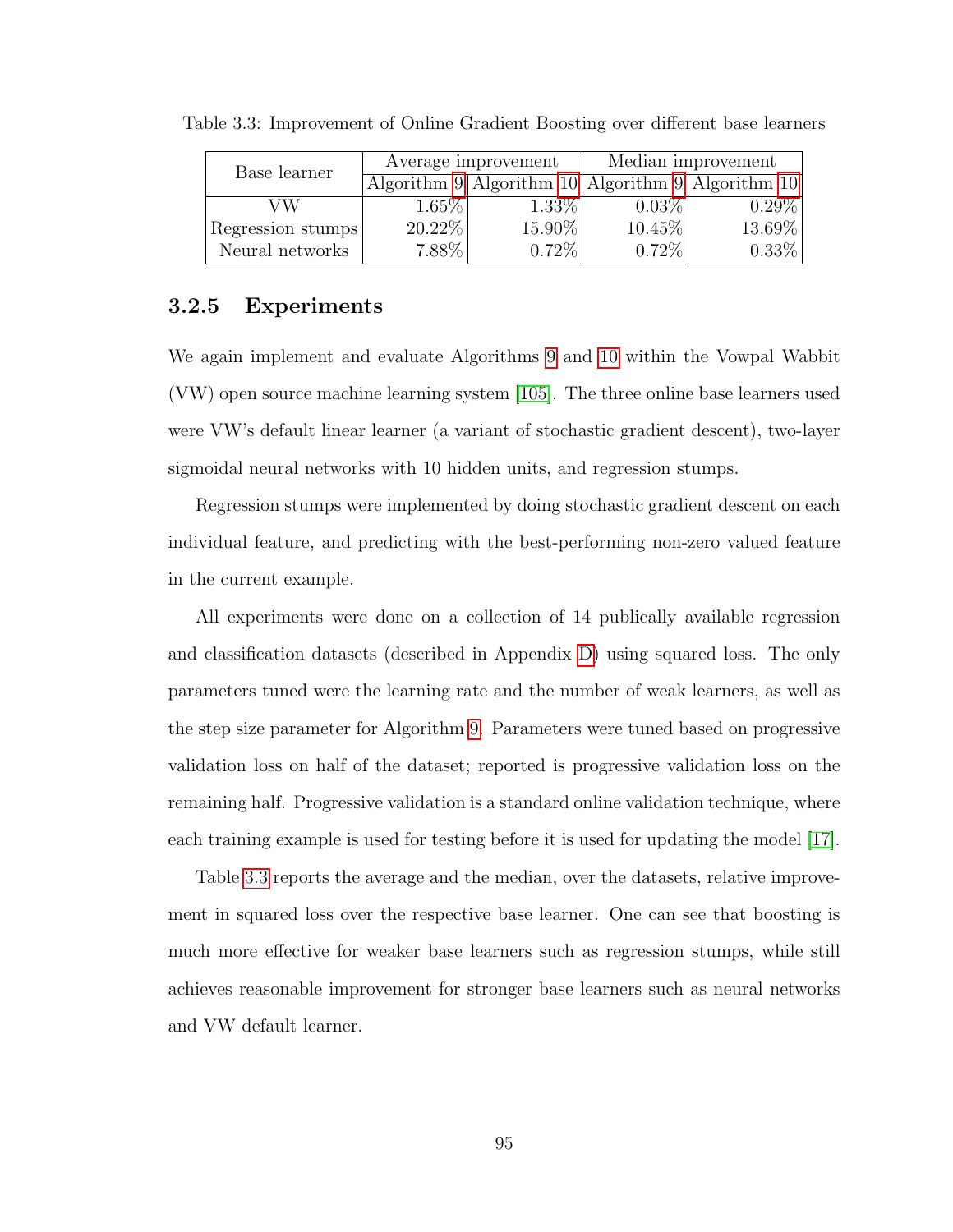Table 3.3: Improvement of Online Gradient Boosting over different base learners

| Base learner | Average improvement | | Median improvement | |
|---|---|---|---|---|
| | Algorithm 9 | Algorithm 10 | Algorithm 9 | Algorithm 10 |
| VW | 1.65% | 1.33% | 0.03% | 0.29% |
| Regression stumps | 20.22% | 15.90% | 10.45% | 13.69% |
| Neural networks | 7.88% | 0.72% | 0.72% | 0.33% |

### 3.2.5 Experiments

We again implement and evaluate Algorithms 9 and 10 within the Vowpal Wabbit (VW) open source machine learning system [105]. The three online base learners used were VW's default linear learner (a variant of stochastic gradient descent), two-layer sigmoidal neural networks with 10 hidden units, and regression stumps.

Regression stumps were implemented by doing stochastic gradient descent on each individual feature, and predicting with the best-performing non-zero valued feature in the current example.

All experiments were done on a collection of 14 publically available regression and classification datasets (described in Appendix D) using squared loss. The only parameters tuned were the learning rate and the number of weak learners, as well as the step size parameter for Algorithm 9. Parameters were tuned based on progressive validation loss on half of the dataset; reported is progressive validation loss on the remaining half. Progressive validation is a standard online validation technique, where each training example is used for testing before it is used for updating the model [17].

Table 3.3 reports the average and the median, over the datasets, relative improvement in squared loss over the respective base learner. One can see that boosting is much more effective for weaker base learners such as regression stumps, while still achieves reasonable improvement for stronger base learners such as neural networks and VW default learner.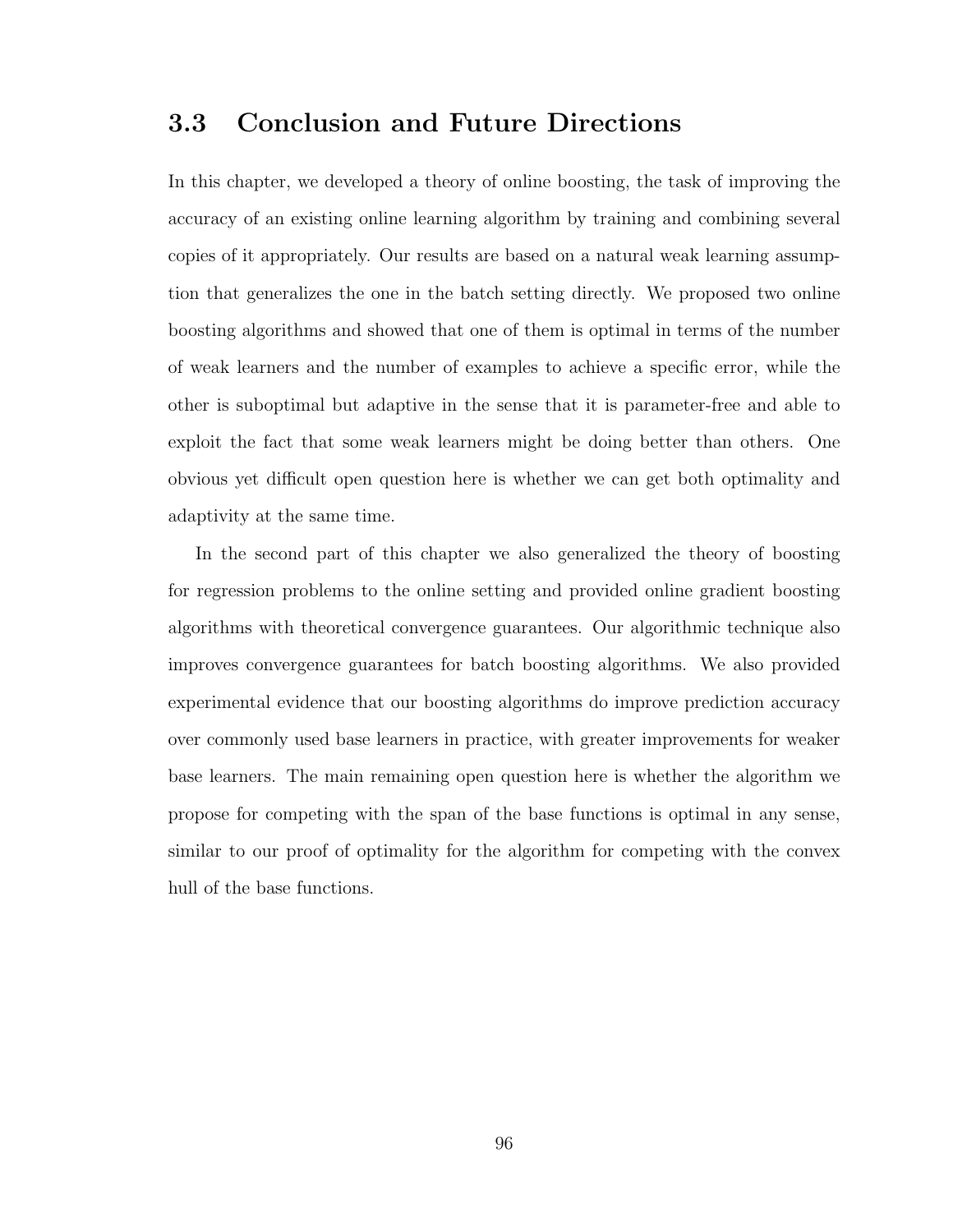## 3.3 Conclusion and Future Directions

In this chapter, we developed a theory of online boosting, the task of improving the accuracy of an existing online learning algorithm by training and combining several copies of it appropriately. Our results are based on a natural weak learning assumption that generalizes the one in the batch setting directly. We proposed two online boosting algorithms and showed that one of them is optimal in terms of the number of weak learners and the number of examples to achieve a specific error, while the other is suboptimal but adaptive in the sense that it is parameter-free and able to exploit the fact that some weak learners might be doing better than others. One obvious yet difficult open question here is whether we can get both optimality and adaptivity at the same time.

In the second part of this chapter we also generalized the theory of boosting for regression problems to the online setting and provided online gradient boosting algorithms with theoretical convergence guarantees. Our algorithmic technique also improves convergence guarantees for batch boosting algorithms. We also provided experimental evidence that our boosting algorithms do improve prediction accuracy over commonly used base learners in practice, with greater improvements for weaker base learners. The main remaining open question here is whether the algorithm we propose for competing with the span of the base functions is optimal in any sense, similar to our proof of optimality for the algorithm for competing with the convex hull of the base functions.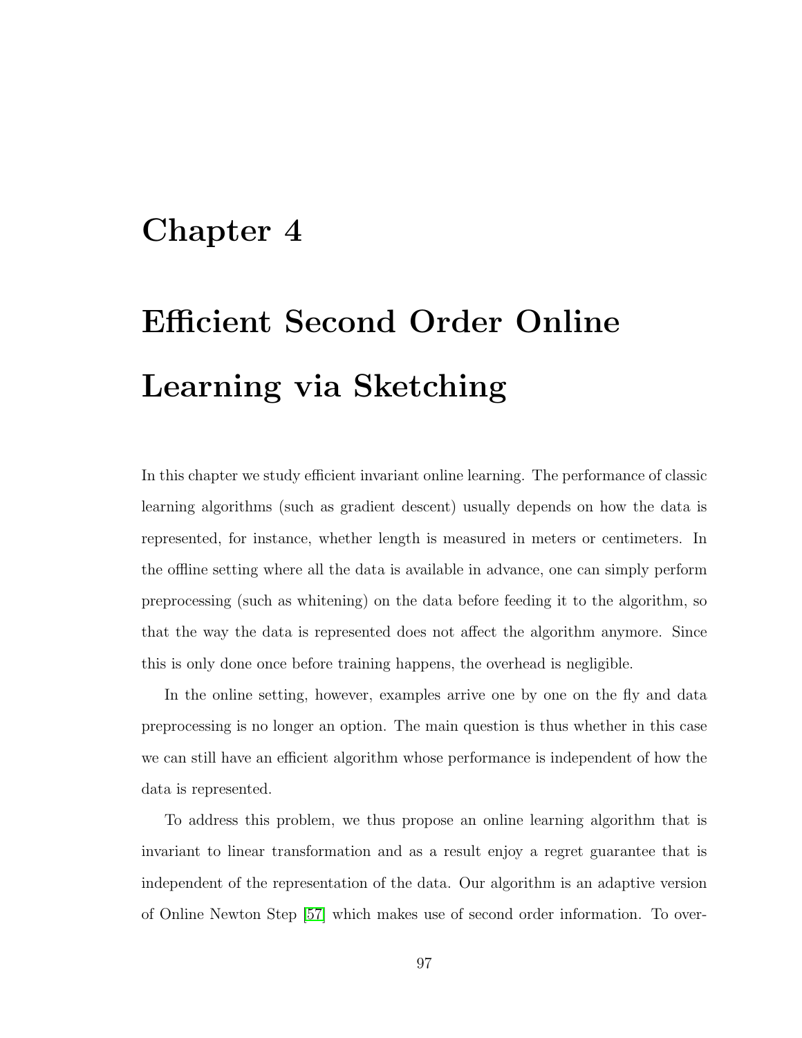# Chapter 4

# Efficient Second Order Online Learning via Sketching

In this chapter we study efficient invariant online learning. The performance of classic learning algorithms (such as gradient descent) usually depends on how the data is represented, for instance, whether length is measured in meters or centimeters. In the offline setting where all the data is available in advance, one can simply perform preprocessing (such as whitening) on the data before feeding it to the algorithm, so that the way the data is represented does not affect the algorithm anymore. Since this is only done once before training happens, the overhead is negligible.

In the online setting, however, examples arrive one by one on the fly and data preprocessing is no longer an option. The main question is thus whether in this case we can still have an efficient algorithm whose performance is independent of how the data is represented.

To address this problem, we thus propose an online learning algorithm that is invariant to linear transformation and as a result enjoy a regret guarantee that is independent of the representation of the data. Our algorithm is an adaptive version of Online Newton Step [57] which makes use of second order information. To over-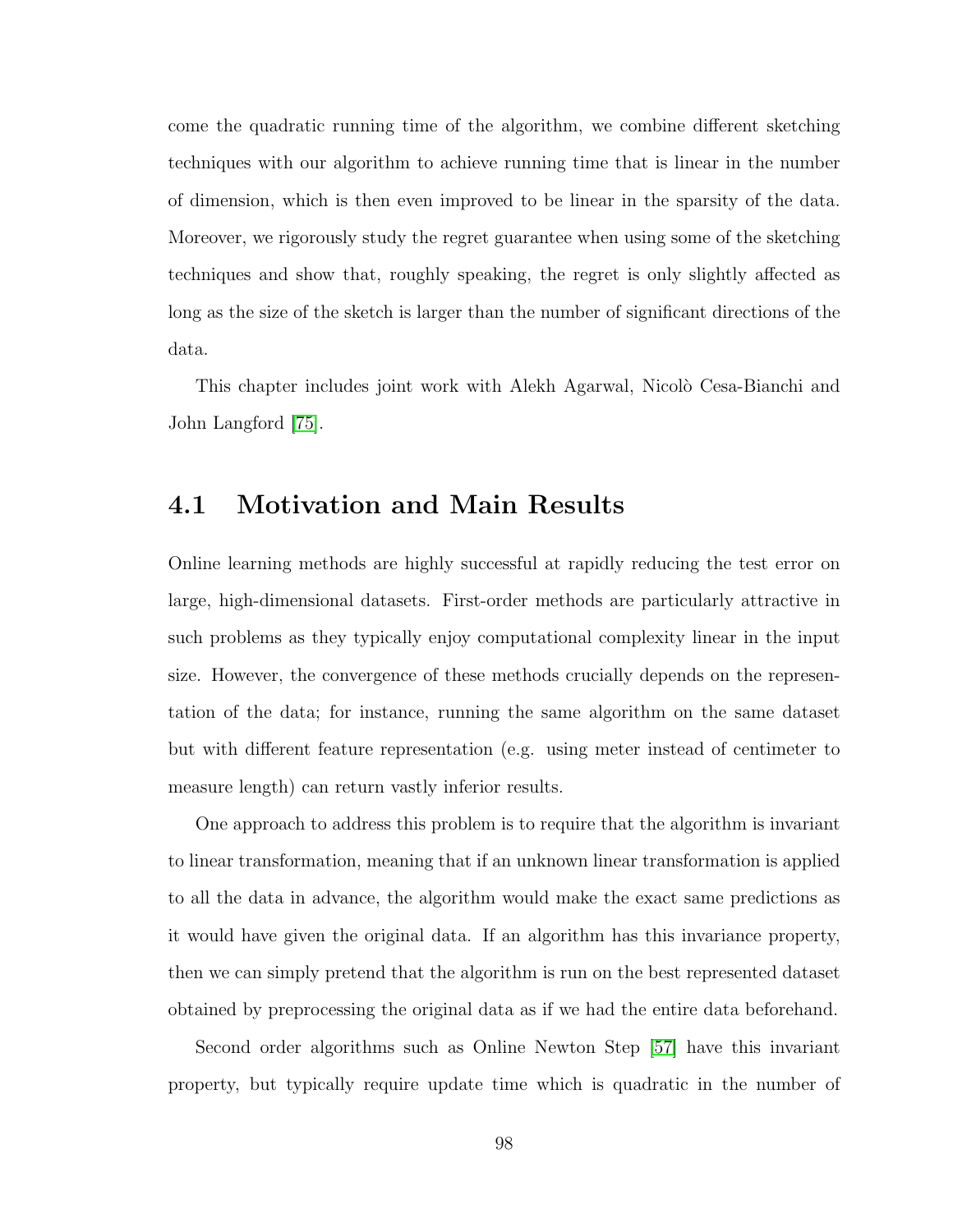come the quadratic running time of the algorithm, we combine different sketching techniques with our algorithm to achieve running time that is linear in the number of dimension, which is then even improved to be linear in the sparsity of the data. Moreover, we rigorously study the regret guarantee when using some of the sketching techniques and show that, roughly speaking, the regret is only slightly affected as long as the size of the sketch is larger than the number of significant directions of the data.

This chapter includes joint work with Alekh Agarwal, Nicolò Cesa-Bianchi and John Langford [75].

## 4.1 Motivation and Main Results

Online learning methods are highly successful at rapidly reducing the test error on large, high-dimensional datasets. First-order methods are particularly attractive in such problems as they typically enjoy computational complexity linear in the input size. However, the convergence of these methods crucially depends on the representation of the data; for instance, running the same algorithm on the same dataset but with different feature representation (e.g. using meter instead of centimeter to measure length) can return vastly inferior results.

One approach to address this problem is to require that the algorithm is invariant to linear transformation, meaning that if an unknown linear transformation is applied to all the data in advance, the algorithm would make the exact same predictions as it would have given the original data. If an algorithm has this invariance property, then we can simply pretend that the algorithm is run on the best represented dataset obtained by preprocessing the original data as if we had the entire data beforehand.

Second order algorithms such as Online Newton Step [57] have this invariant property, but typically require update time which is quadratic in the number of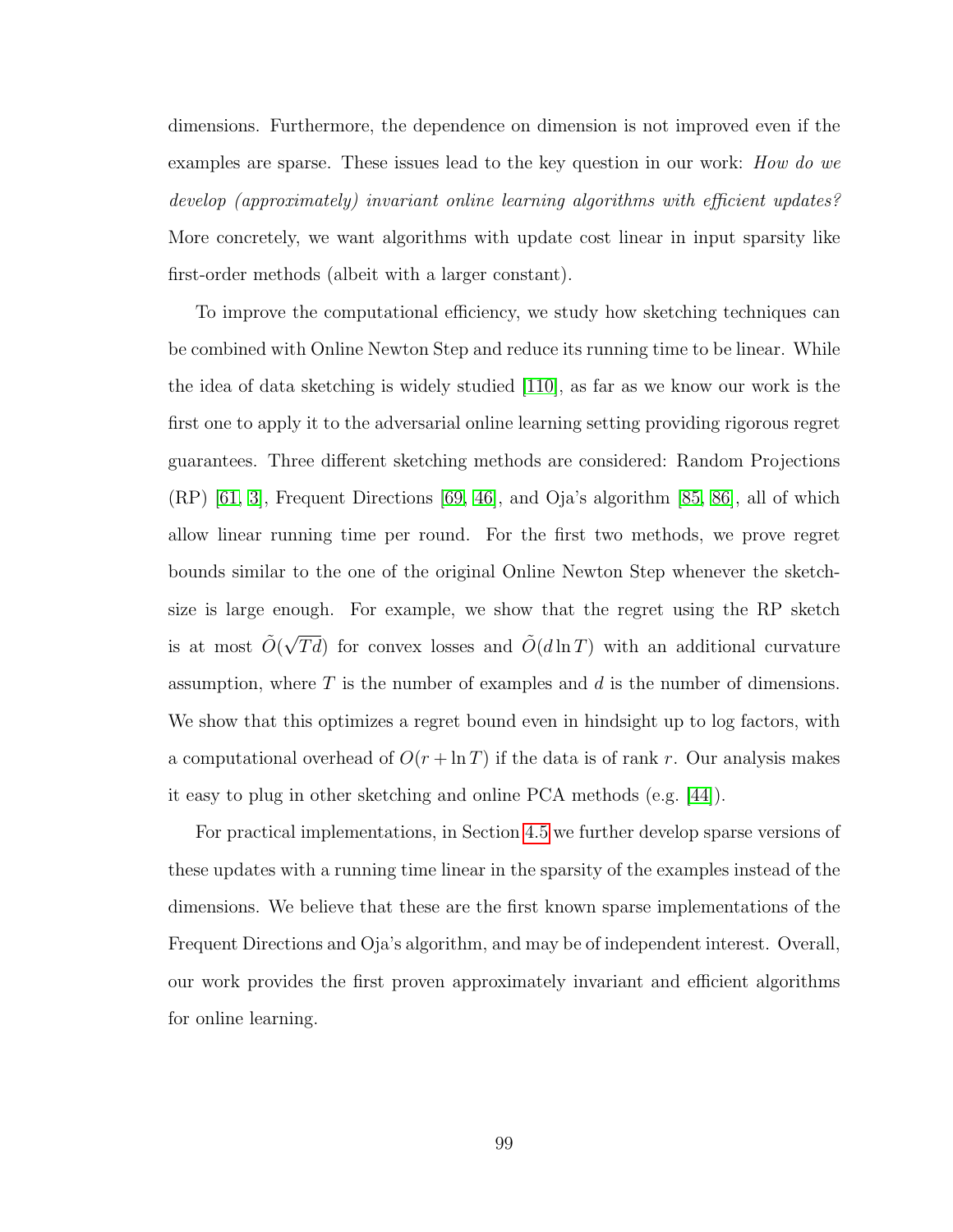dimensions. Furthermore, the dependence on dimension is not improved even if the examples are sparse. These issues lead to the key question in our work: *How do we develop (approximately) invariant online learning algorithms with efficient updates?* More concretely, we want algorithms with update cost linear in input sparsity like first-order methods (albeit with a larger constant).

To improve the computational efficiency, we study how sketching techniques can be combined with Online Newton Step and reduce its running time to be linear. While the idea of data sketching is widely studied [110], as far as we know our work is the first one to apply it to the adversarial online learning setting providing rigorous regret guarantees. Three different sketching methods are considered: Random Projections (RP) [61, 3], Frequent Directions [69, 46], and Oja's algorithm [85, 86], all of which allow linear running time per round. For the first two methods, we prove regret bounds similar to the one of the original Online Newton Step whenever the sketch-size is large enough. For example, we show that the regret using the RP sketch is at most $\tilde{O}(\sqrt{T}d)$ for convex losses and $\tilde{O}(d \ln T)$ with an additional curvature assumption, where $T$ is the number of examples and $d$ is the number of dimensions. We show that this optimizes a regret bound even in hindsight up to log factors, with a computational overhead of $O(r + \ln T)$ if the data is of rank $r$. Our analysis makes it easy to plug in other sketching and online PCA methods (e.g. [44]).

For practical implementations, in Section 4.5 we further develop sparse versions of these updates with a running time linear in the sparsity of the examples instead of the dimensions. We believe that these are the first known sparse implementations of the Frequent Directions and Oja's algorithm, and may be of independent interest. Overall, our work provides the first proven approximately invariant and efficient algorithms for online learning.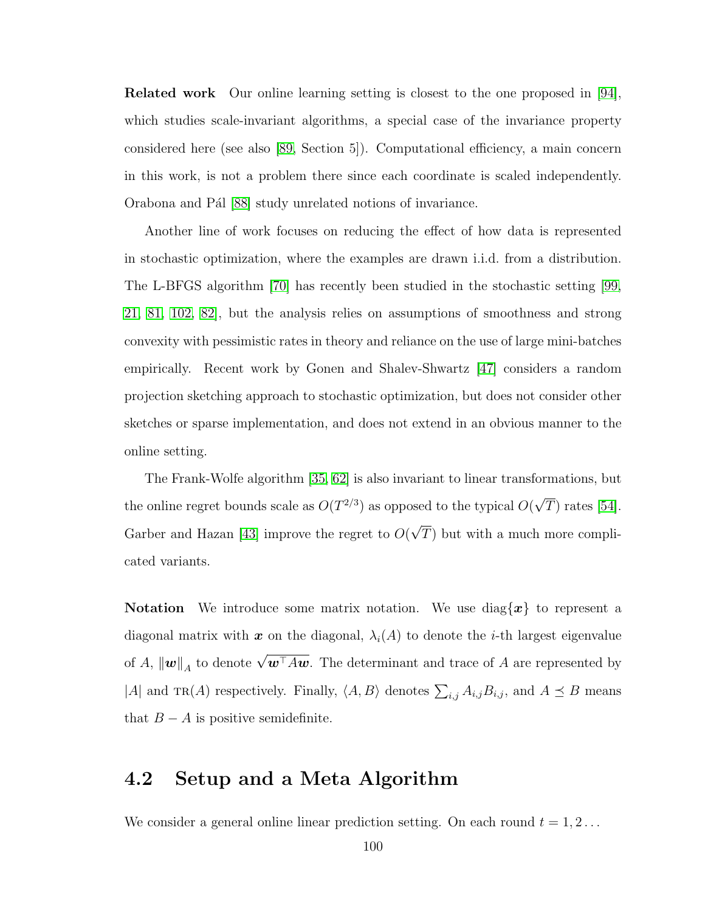**Related work** Our online learning setting is closest to the one proposed in [94], which studies scale-invariant algorithms, a special case of the invariance property considered here (see also [89, Section 5]). Computational efficiency, a main concern in this work, is not a problem there since each coordinate is scaled independently. Orabona and Pál [88] study unrelated notions of invariance.

Another line of work focuses on reducing the effect of how data is represented in stochastic optimization, where the examples are drawn i.i.d. from a distribution. The L-BFGS algorithm [70] has recently been studied in the stochastic setting [99, 21, 81, 102, 82], but the analysis relies on assumptions of smoothness and strong convexity with pessimistic rates in theory and reliance on the use of large mini-batches empirically. Recent work by Gonen and Shalev-Shwartz [47] considers a random projection sketching approach to stochastic optimization, but does not consider other sketches or sparse implementation, and does not extend in an obvious manner to the online setting.

The Frank-Wolfe algorithm [35, 62] is also invariant to linear transformations, but the online regret bounds scale as $O(T^{2/3})$ as opposed to the typical $O(\sqrt{T})$ rates [54]. Garber and Hazan [43] improve the regret to $O(\sqrt{T})$ but with a much more complicated variants.

**Notation** We introduce some matrix notation. We use $\operatorname{diag}\{\boldsymbol{x}\}$ to represent a diagonal matrix with $\boldsymbol{x}$ on the diagonal, $\lambda_i(A)$ to denote the $i$-th largest eigenvalue of $A$, $\|\boldsymbol{w}\|_A$ to denote $\sqrt{\boldsymbol{w}^\top A \boldsymbol{w}}$. The determinant and trace of $A$ are represented by $|A|$ and $\mathrm{TR}(A)$ respectively. Finally, $\langle A, B\rangle$ denotes $\sum_{i,j} A_{i,j} B_{i,j}$, and $A \preceq B$ means that $B - A$ is positive semidefinite.

## 4.2 Setup and a Meta Algorithm

We consider a general online linear prediction setting. On each round $t = 1, 2 \ldots$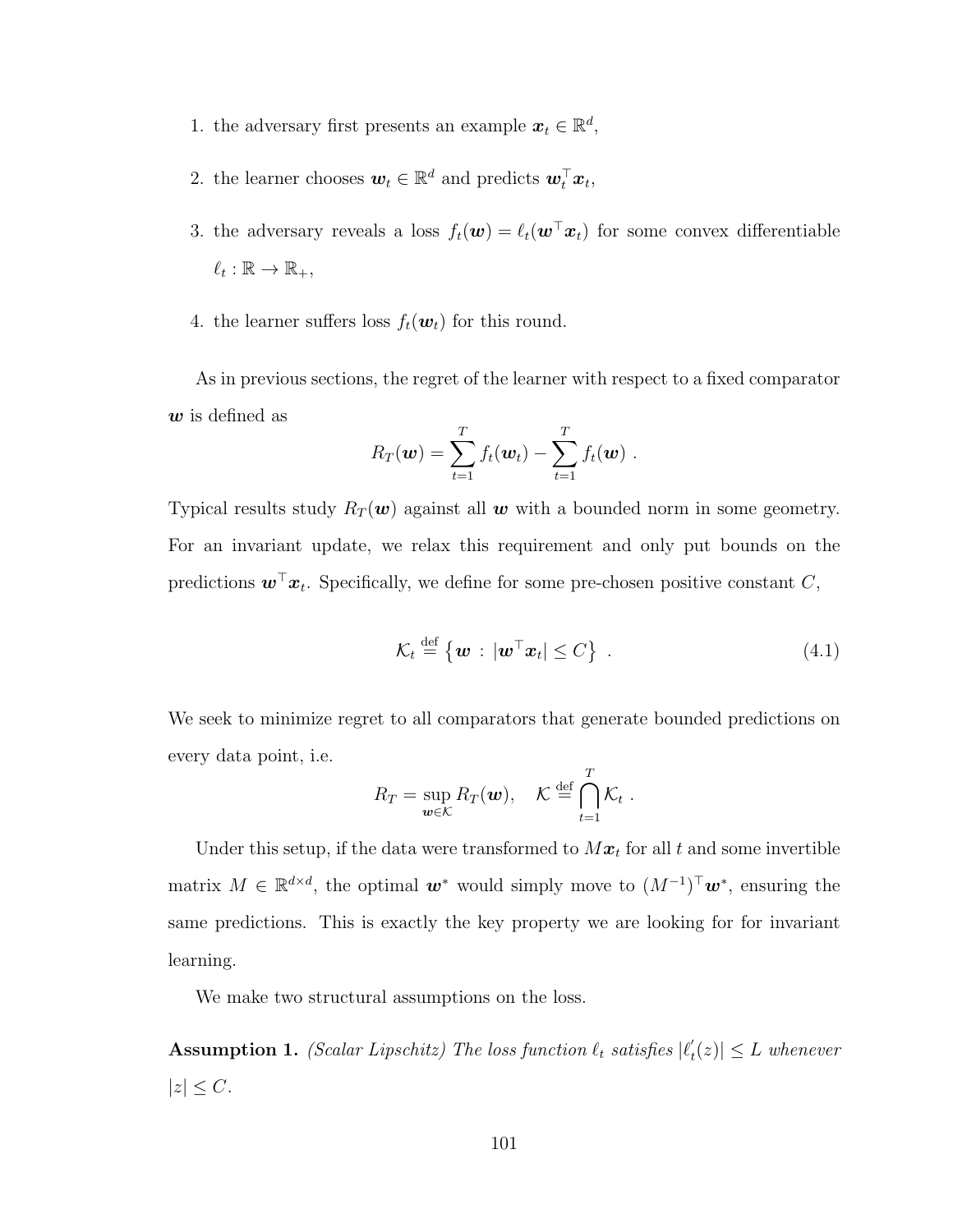1. the adversary first presents an example $\boldsymbol{x}_t \in \mathbb{R}^d$,

2. the learner chooses $\boldsymbol{w}_t \in \mathbb{R}^d$ and predicts $\boldsymbol{w}_t^\top \boldsymbol{x}_t$,

3. the adversary reveals a loss $f_t(\boldsymbol{w}) = \ell_t(\boldsymbol{w}^\top \boldsymbol{x}_t)$ for some convex differentiable $\ell_t : \mathbb{R} \to \mathbb{R}_+$,

4. the learner suffers loss $f_t(\boldsymbol{w}_t)$ for this round.

As in previous sections, the regret of the learner with respect to a fixed comparator $\boldsymbol{w}$ is defined as

$$R_T(\boldsymbol{w}) = \sum_{t=1}^{T} f_t(\boldsymbol{w}_t) - \sum_{t=1}^{T} f_t(\boldsymbol{w}) \ .$$

Typical results study $R_T(\boldsymbol{w})$ against all $\boldsymbol{w}$ with a bounded norm in some geometry. For an invariant update, we relax this requirement and only put bounds on the predictions $\boldsymbol{w}^\top \boldsymbol{x}_t$. Specifically, we define for some pre-chosen positive constant $C$,

$$\mathcal{K}_t \stackrel{\text{def}}{=} \left\{ \boldsymbol{w} \, : \, |\boldsymbol{w}^\top \boldsymbol{x}_t| \leq C \right\} \ . \tag{4.1}$$

We seek to minimize regret to all comparators that generate bounded predictions on every data point, i.e.

$$R_T = \sup_{\boldsymbol{w} \in \mathcal{K}} R_T(\boldsymbol{w}), \quad \mathcal{K} \stackrel{\text{def}}{=} \bigcap_{t=1}^{T} \mathcal{K}_t \ .$$

Under this setup, if the data were transformed to $M\boldsymbol{x}_t$ for all $t$ and some invertible matrix $M \in \mathbb{R}^{d \times d}$, the optimal $\boldsymbol{w}^*$ would simply move to $(M^{-1})^\top \boldsymbol{w}^*$, ensuring the same predictions. This is exactly the key property we are looking for for invariant learning.

We make two structural assumptions on the loss.

**Assumption 1.** *(Scalar Lipschitz) The loss function $\ell_t$ satisfies $|\ell_t'(z)| \leq L$ whenever $|z| \leq C$.*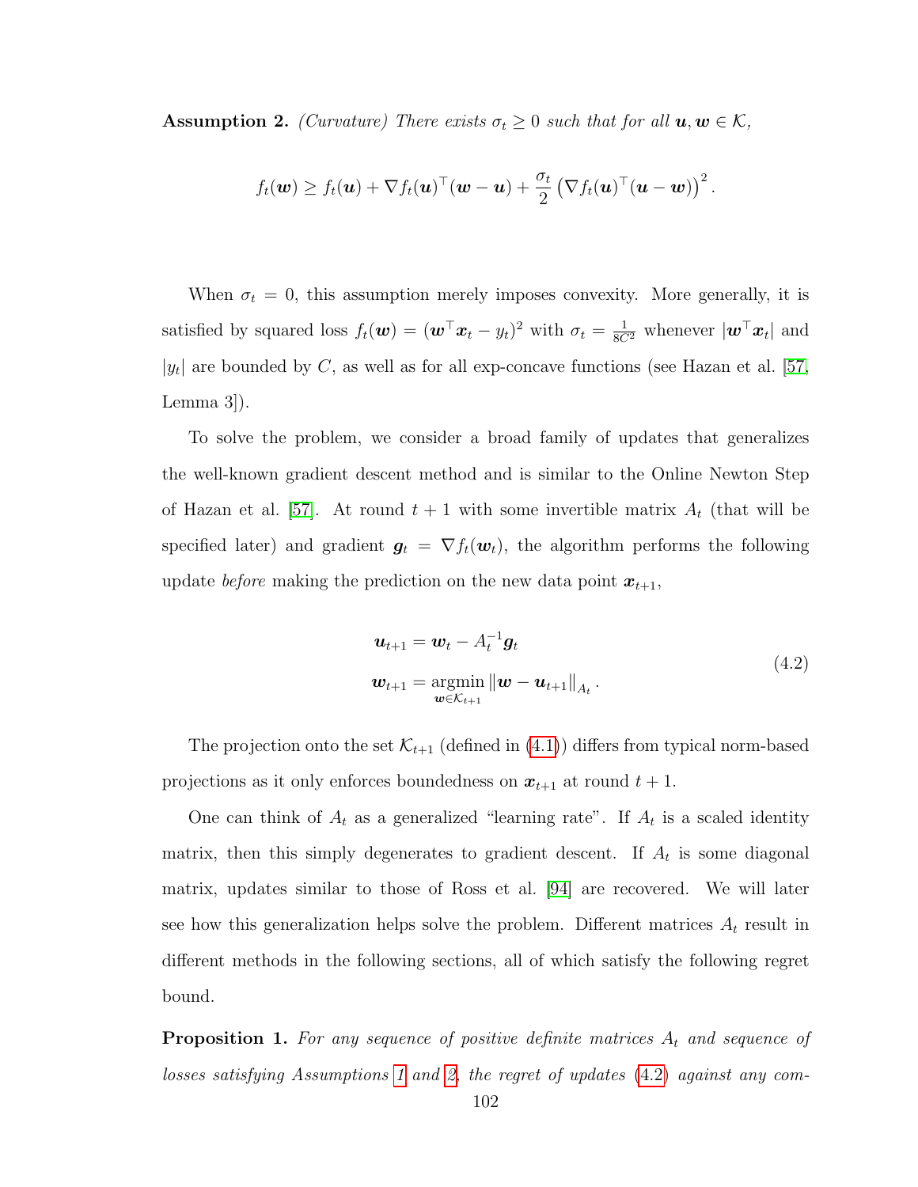**Assumption 2.** *(Curvature) There exists $\sigma_t \geq 0$ such that for all $\boldsymbol{u}, \boldsymbol{w} \in \mathcal{K}$,*

$$f_t(\boldsymbol{w}) \geq f_t(\boldsymbol{u}) + \nabla f_t(\boldsymbol{u})^\top(\boldsymbol{w} - \boldsymbol{u}) + \frac{\sigma_t}{2}\left(\nabla f_t(\boldsymbol{u})^\top(\boldsymbol{u} - \boldsymbol{w})\right)^2.$$

When $\sigma_t = 0$, this assumption merely imposes convexity. More generally, it is satisfied by squared loss $f_t(\boldsymbol{w}) = (\boldsymbol{w}^\top \boldsymbol{x}_t - y_t)^2$ with $\sigma_t = \frac{1}{8C^2}$ whenever $|\boldsymbol{w}^\top \boldsymbol{x}_t|$ and $|y_t|$ are bounded by $C$, as well as for all exp-concave functions (see Hazan et al. [57, Lemma 3]).

To solve the problem, we consider a broad family of updates that generalizes the well-known gradient descent method and is similar to the Online Newton Step of Hazan et al. [57]. At round $t+1$ with some invertible matrix $A_t$ (that will be specified later) and gradient $\boldsymbol{g}_t = \nabla f_t(\boldsymbol{w}_t)$, the algorithm performs the following update *before* making the prediction on the new data point $\boldsymbol{x}_{t+1}$,

$$\begin{aligned} \boldsymbol{u}_{t+1} &= \boldsymbol{w}_t - A_t^{-1}\boldsymbol{g}_t \\ \boldsymbol{w}_{t+1} &= \operatorname*{argmin}_{\boldsymbol{w} \in \mathcal{K}_{t+1}} \left\|\boldsymbol{w} - \boldsymbol{u}_{t+1}\right\|_{A_t}. \end{aligned} \tag{4.2}$$

The projection onto the set $\mathcal{K}_{t+1}$ (defined in (4.1)) differs from typical norm-based projections as it only enforces boundedness on $\boldsymbol{x}_{t+1}$ at round $t+1$.

One can think of $A_t$ as a generalized "learning rate". If $A_t$ is a scaled identity matrix, then this simply degenerates to gradient descent. If $A_t$ is some diagonal matrix, updates similar to those of Ross et al. [94] are recovered. We will later see how this generalization helps solve the problem. Different matrices $A_t$ result in different methods in the following sections, all of which satisfy the following regret bound.

**Proposition 1.** *For any sequence of positive definite matrices $A_t$ and sequence of losses satisfying Assumptions 1 and 2, the regret of updates (4.2) against any com-*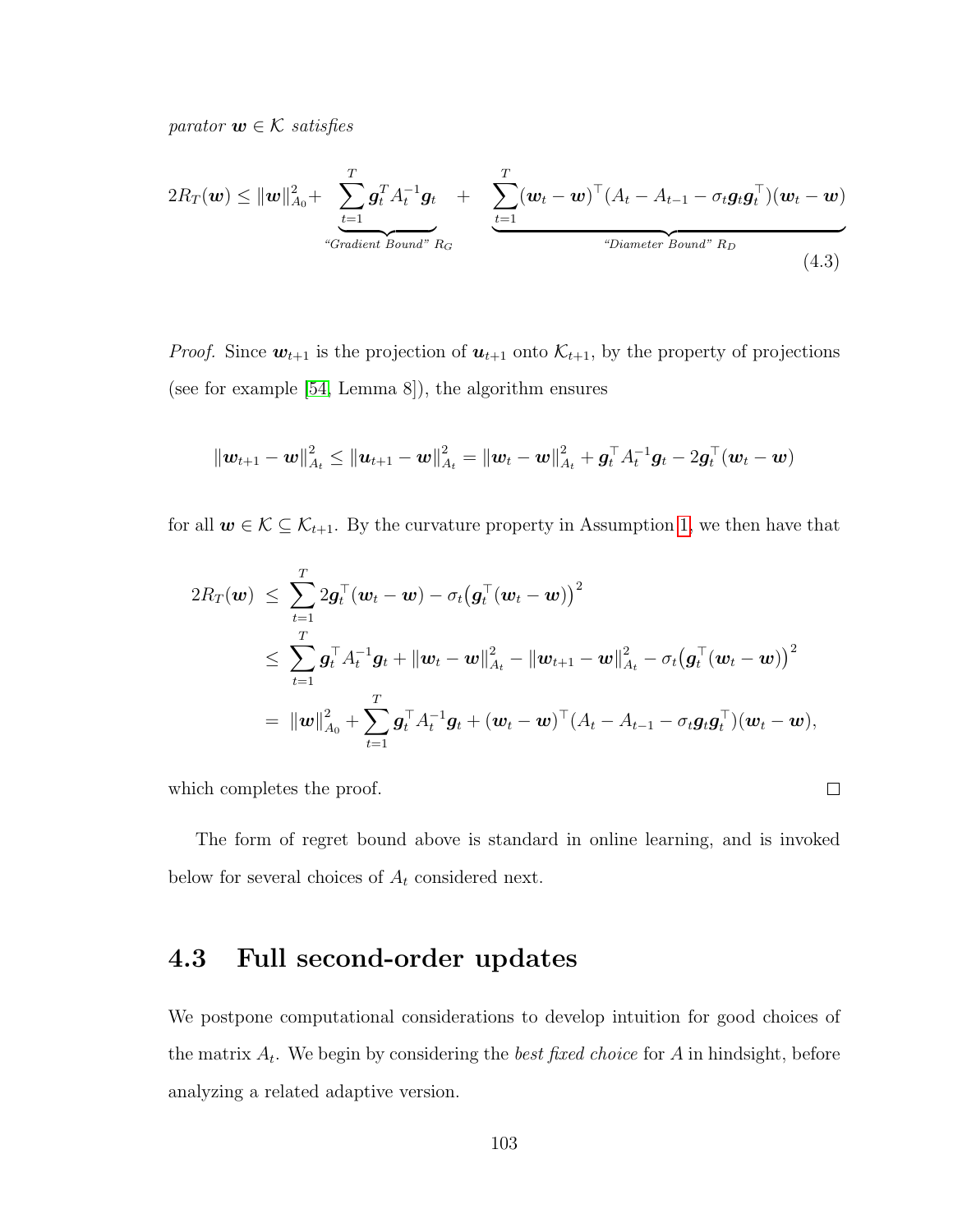*parator $\boldsymbol{w} \in \mathcal{K}$ satisfies*

$$2R_T(\boldsymbol{w}) \leq \|\boldsymbol{w}\|_{A_0}^2 + \underbrace{\sum_{t=1}^{T} \boldsymbol{g}_t^T A_t^{-1} \boldsymbol{g}_t}_{\text{“Gradient Bound” } R_G} + \underbrace{\sum_{t=1}^{T} (\boldsymbol{w}_t - \boldsymbol{w})^\top (A_t - A_{t-1} - \sigma_t \boldsymbol{g}_t \boldsymbol{g}_t^\top)(\boldsymbol{w}_t - \boldsymbol{w})}_{\text{“Diameter Bound” } R_D} \tag{4.3}$$

*Proof.* Since $\boldsymbol{w}_{t+1}$ is the projection of $\boldsymbol{u}_{t+1}$ onto $\mathcal{K}_{t+1}$, by the property of projections (see for example [54, Lemma 8]), the algorithm ensures

$$\|\boldsymbol{w}_{t+1} - \boldsymbol{w}\|_{A_t}^2 \leq \|\boldsymbol{u}_{t+1} - \boldsymbol{w}\|_{A_t}^2 = \|\boldsymbol{w}_t - \boldsymbol{w}\|_{A_t}^2 + \boldsymbol{g}_t^\top A_t^{-1} \boldsymbol{g}_t - 2\boldsymbol{g}_t^\top (\boldsymbol{w}_t - \boldsymbol{w})$$

for all $\boldsymbol{w} \in \mathcal{K} \subseteq \mathcal{K}_{t+1}$. By the curvature property in Assumption 1, we then have that

$$\begin{aligned}
2R_T(\boldsymbol{w}) &\leq \sum_{t=1}^{T} 2\boldsymbol{g}_t^\top (\boldsymbol{w}_t - \boldsymbol{w}) - \sigma_t \big(\boldsymbol{g}_t^\top (\boldsymbol{w}_t - \boldsymbol{w})\big)^2 \\
&\leq \sum_{t=1}^{T} \boldsymbol{g}_t^\top A_t^{-1} \boldsymbol{g}_t + \|\boldsymbol{w}_t - \boldsymbol{w}\|_{A_t}^2 - \|\boldsymbol{w}_{t+1} - \boldsymbol{w}\|_{A_t}^2 - \sigma_t \big(\boldsymbol{g}_t^\top (\boldsymbol{w}_t - \boldsymbol{w})\big)^2 \\
&= \|\boldsymbol{w}\|_{A_0}^2 + \sum_{t=1}^{T} \boldsymbol{g}_t^\top A_t^{-1} \boldsymbol{g}_t + (\boldsymbol{w}_t - \boldsymbol{w})^\top (A_t - A_{t-1} - \sigma_t \boldsymbol{g}_t \boldsymbol{g}_t^\top)(\boldsymbol{w}_t - \boldsymbol{w}),
\end{aligned}$$

which completes the proof. □

The form of regret bound above is standard in online learning, and is invoked below for several choices of $A_t$ considered next.

## 4.3 Full second-order updates

We postpone computational considerations to develop intuition for good choices of the matrix $A_t$. We begin by considering the *best fixed choice* for $A$ in hindsight, before analyzing a related adaptive version.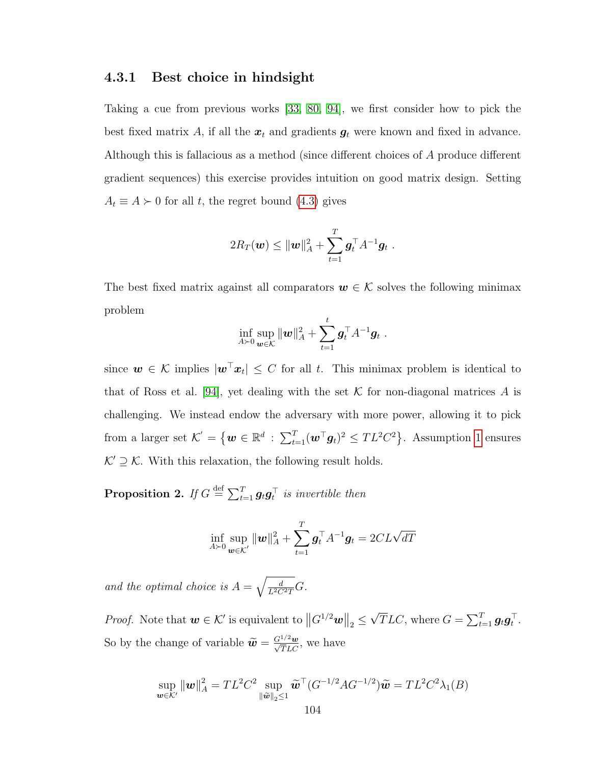### 4.3.1 Best choice in hindsight

Taking a cue from previous works [33, 80, 94], we first consider how to pick the best fixed matrix $A$, if all the $\boldsymbol{x}_t$ and gradients $\boldsymbol{g}_t$ were known and fixed in advance. Although this is fallacious as a method (since different choices of $A$ produce different gradient sequences) this exercise provides intuition on good matrix design. Setting $A_t \equiv A \succ 0$ for all $t$, the regret bound (4.3) gives

$$2R_T(\boldsymbol{w}) \leq \|\boldsymbol{w}\|_A^2 + \sum_{t=1}^{T} \boldsymbol{g}_t^\top A^{-1} \boldsymbol{g}_t \ .$$

The best fixed matrix against all comparators $\boldsymbol{w} \in \mathcal{K}$ solves the following minimax problem

$$\inf_{A \succ 0} \sup_{\boldsymbol{w} \in \mathcal{K}} \|\boldsymbol{w}\|_A^2 + \sum_{t=1}^{t} \boldsymbol{g}_t^\top A^{-1} \boldsymbol{g}_t \ .$$

since $\boldsymbol{w} \in \mathcal{K}$ implies $|\boldsymbol{w}^\top \boldsymbol{x}_t| \leq C$ for all $t$. This minimax problem is identical to that of Ross et al. [94], yet dealing with the set $\mathcal{K}$ for non-diagonal matrices $A$ is challenging. We instead endow the adversary with more power, allowing it to pick from a larger set $\mathcal{K}' = \left\{ \boldsymbol{w} \in \mathbb{R}^d \,:\, \sum_{t=1}^{T} (\boldsymbol{w}^\top \boldsymbol{g}_t)^2 \leq TL^2C^2 \right\}$. Assumption 1 ensures $\mathcal{K}' \supseteq \mathcal{K}$. With this relaxation, the following result holds.

**Proposition 2.** *If $G \stackrel{\text{def}}{=} \sum_{t=1}^{T} \boldsymbol{g}_t \boldsymbol{g}_t^\top$ is invertible then*

$$\inf_{A \succ 0} \sup_{\boldsymbol{w} \in \mathcal{K}'} \|\boldsymbol{w}\|_A^2 + \sum_{t=1}^{T} \boldsymbol{g}_t^\top A^{-1} \boldsymbol{g}_t = 2CL\sqrt{dT}$$

*and the optimal choice is $A = \sqrt{\frac{d}{L^2C^2T}} G$.*

*Proof.* Note that $\boldsymbol{w} \in \mathcal{K}'$ is equivalent to $\left\| G^{1/2} \boldsymbol{w} \right\|_2 \leq \sqrt{T} LC$, where $G = \sum_{t=1}^{T} \boldsymbol{g}_t \boldsymbol{g}_t^\top$. So by the change of variable $\widetilde{\boldsymbol{w}} = \frac{G^{1/2} \boldsymbol{w}}{\sqrt{T} LC}$, we have

$$\sup_{\boldsymbol{w} \in \mathcal{K}'} \|\boldsymbol{w}\|_A^2 = TL^2C^2 \sup_{\|\widetilde{\boldsymbol{w}}\|_2 \leq 1} \widetilde{\boldsymbol{w}}^\top (G^{-1/2} A G^{-1/2}) \widetilde{\boldsymbol{w}} = TL^2C^2 \lambda_1(B)$$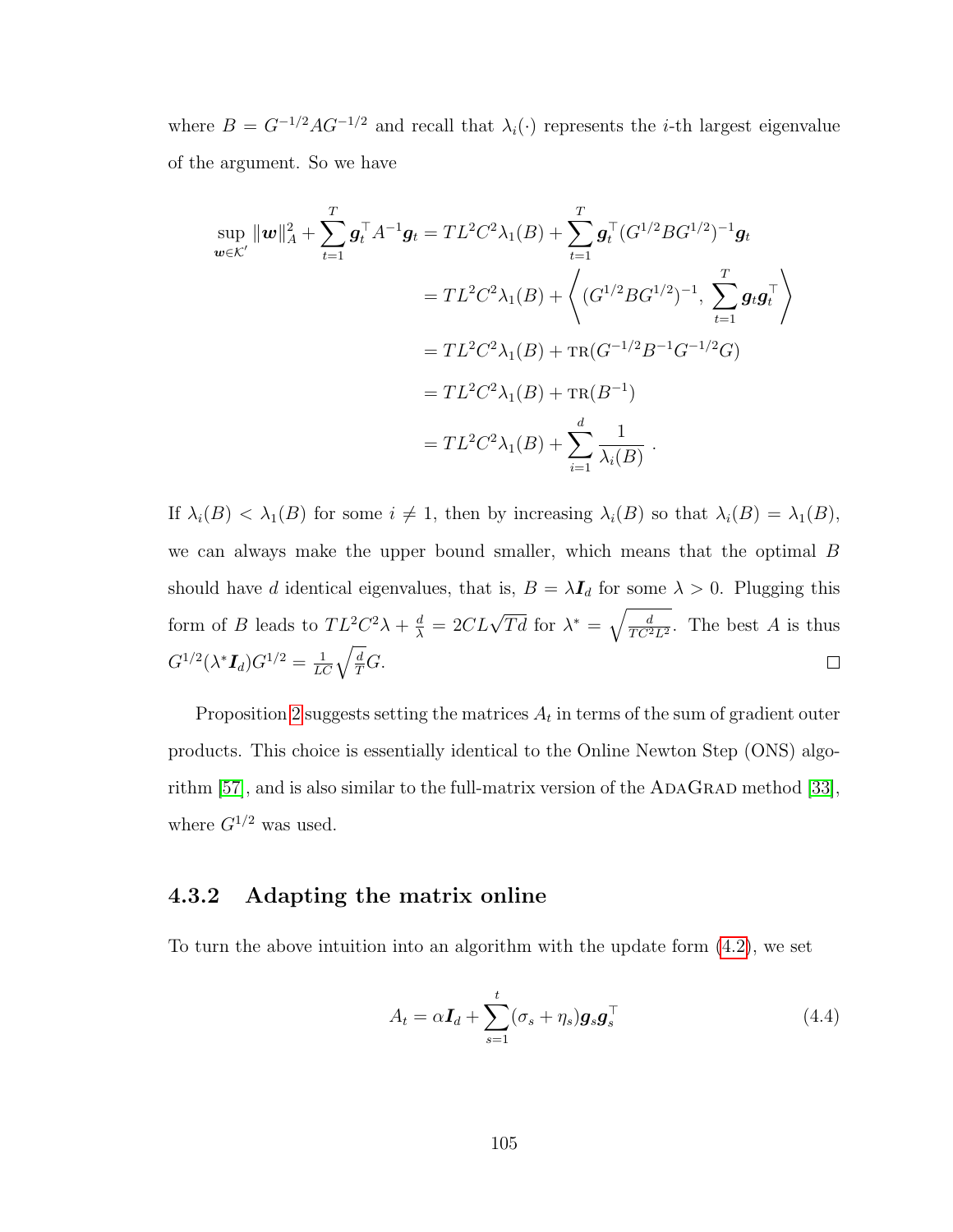where $B = G^{-1/2} A G^{-1/2}$ and recall that $\lambda_i(\cdot)$ represents the $i$-th largest eigenvalue of the argument. So we have

$$
\begin{aligned}
\sup_{\boldsymbol{w} \in \mathcal{K}'} \|\boldsymbol{w}\|_A^2 + \sum_{t=1}^{T} \boldsymbol{g}_t^\top A^{-1} \boldsymbol{g}_t &= TL^2C^2 \lambda_1(B) + \sum_{t=1}^{T} \boldsymbol{g}_t^\top (G^{1/2} B G^{1/2})^{-1} \boldsymbol{g}_t \\
&= TL^2C^2 \lambda_1(B) + \left\langle (G^{1/2} B G^{1/2})^{-1}, \sum_{t=1}^{T} \boldsymbol{g}_t \boldsymbol{g}_t^\top \right\rangle \\
&= TL^2C^2 \lambda_1(B) + \textsc{tr}(G^{-1/2} B^{-1} G^{-1/2} G) \\
&= TL^2C^2 \lambda_1(B) + \textsc{tr}(B^{-1}) \\
&= TL^2C^2 \lambda_1(B) + \sum_{i=1}^{d} \frac{1}{\lambda_i(B)} .
\end{aligned}
$$

If $\lambda_i(B) < \lambda_1(B)$ for some $i \neq 1$, then by increasing $\lambda_i(B)$ so that $\lambda_i(B) = \lambda_1(B)$, we can always make the upper bound smaller, which means that the optimal $B$ should have $d$ identical eigenvalues, that is, $B = \lambda \boldsymbol{I}_d$ for some $\lambda > 0$. Plugging this form of $B$ leads to $TL^2C^2\lambda + \frac{d}{\lambda} = 2CL\sqrt{Td}$ for $\lambda^* = \sqrt{\frac{d}{TC^2L^2}}$. The best $A$ is thus $G^{1/2}(\lambda^* \boldsymbol{I}_d) G^{1/2} = \frac{1}{LC}\sqrt{\frac{d}{T}} G$. □

Proposition 2 suggests setting the matrices $A_t$ in terms of the sum of gradient outer products. This choice is essentially identical to the Online Newton Step (ONS) algorithm [57], and is also similar to the full-matrix version of the AdaGrad method [33], where $G^{1/2}$ was used.

### 4.3.2 Adapting the matrix online

To turn the above intuition into an algorithm with the update form (4.2), we set

$$
A_t = \alpha \boldsymbol{I}_d + \sum_{s=1}^{t} (\sigma_s + \eta_s) \boldsymbol{g}_s \boldsymbol{g}_s^\top \tag{4.4}
$$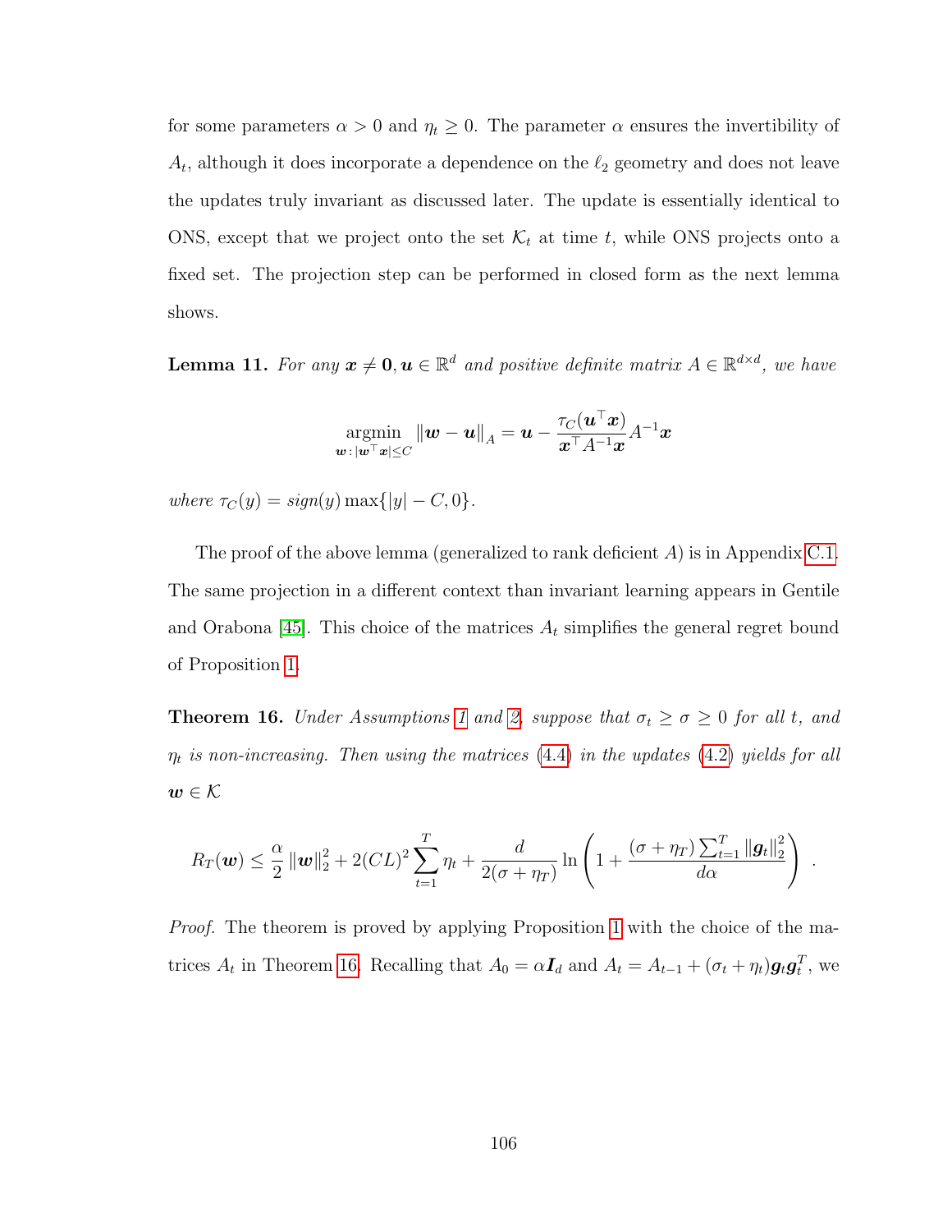for some parameters $\alpha > 0$ and $\eta_t \geq 0$. The parameter $\alpha$ ensures the invertibility of $A_t$, although it does incorporate a dependence on the $\ell_2$ geometry and does not leave the updates truly invariant as discussed later. The update is essentially identical to ONS, except that we project onto the set $\mathcal{K}_t$ at time $t$, while ONS projects onto a fixed set. The projection step can be performed in closed form as the next lemma shows.

**Lemma 11.** *For any $\boldsymbol{x} \neq \mathbf{0}, \boldsymbol{u} \in \mathbb{R}^d$ and positive definite matrix $A \in \mathbb{R}^{d \times d}$, we have*

$$\operatorname*{argmin}_{\boldsymbol{w} \,:\, |\boldsymbol{w}^\top \boldsymbol{x}| \leq C} \|\boldsymbol{w} - \boldsymbol{u}\|_A = \boldsymbol{u} - \frac{\tau_C(\boldsymbol{u}^\top \boldsymbol{x})}{\boldsymbol{x}^\top A^{-1} \boldsymbol{x}} A^{-1} \boldsymbol{x}$$

*where $\tau_C(y) = sign(y) \max\{|y| - C, 0\}$.*

The proof of the above lemma (generalized to rank deficient $A$) is in Appendix C.1. The same projection in a different context than invariant learning appears in Gentile and Orabona [45]. This choice of the matrices $A_t$ simplifies the general regret bound of Proposition 1.

**Theorem 16.** *Under Assumptions 1 and 2, suppose that $\sigma_t \geq \sigma \geq 0$ for all $t$, and $\eta_t$ is non-increasing. Then using the matrices (4.4) in the updates (4.2) yields for all $\boldsymbol{w} \in \mathcal{K}$*

$$R_T(\boldsymbol{w}) \leq \frac{\alpha}{2} \|\boldsymbol{w}\|_2^2 + 2(CL)^2 \sum_{t=1}^{T} \eta_t + \frac{d}{2(\sigma + \eta_T)} \ln \left( 1 + \frac{(\sigma + \eta_T) \sum_{t=1}^{T} \|\boldsymbol{g}_t\|_2^2}{d\alpha} \right) .$$

*Proof.* The theorem is proved by applying Proposition 1 with the choice of the matrices $A_t$ in Theorem 16. Recalling that $A_0 = \alpha \boldsymbol{I}_d$ and $A_t = A_{t-1} + (\sigma_t + \eta_t) \boldsymbol{g}_t \boldsymbol{g}_t^T$, we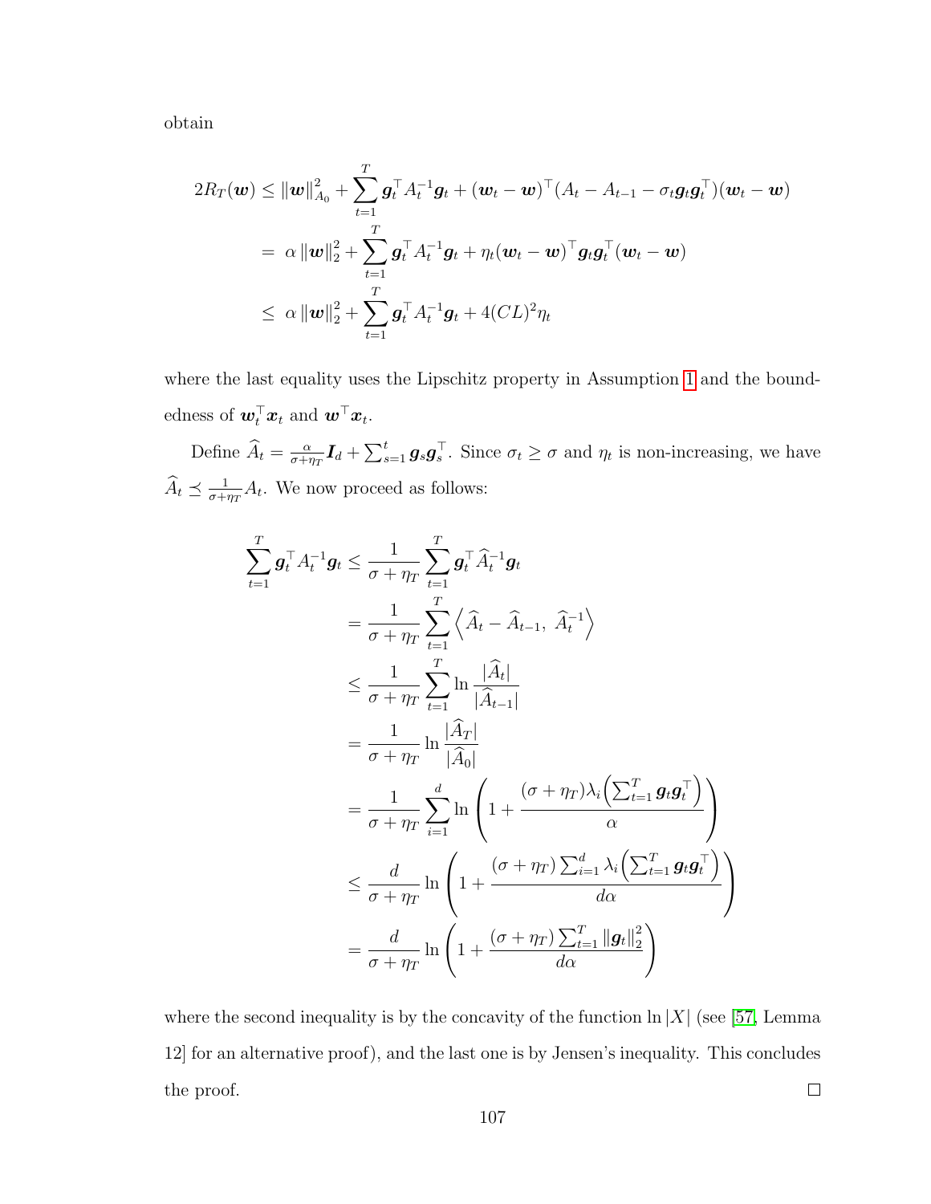obtain

$$
\begin{aligned}
2R_T(\boldsymbol{w}) &\leq \|\boldsymbol{w}\|_{A_0}^2 + \sum_{t=1}^{T} \boldsymbol{g}_t^\top A_t^{-1} \boldsymbol{g}_t + (\boldsymbol{w}_t - \boldsymbol{w})^\top (A_t - A_{t-1} - \sigma_t \boldsymbol{g}_t \boldsymbol{g}_t^\top)(\boldsymbol{w}_t - \boldsymbol{w}) \\
&= \alpha \|\boldsymbol{w}\|_2^2 + \sum_{t=1}^{T} \boldsymbol{g}_t^\top A_t^{-1} \boldsymbol{g}_t + \eta_t (\boldsymbol{w}_t - \boldsymbol{w})^\top \boldsymbol{g}_t \boldsymbol{g}_t^\top (\boldsymbol{w}_t - \boldsymbol{w}) \\
&\leq \alpha \|\boldsymbol{w}\|_2^2 + \sum_{t=1}^{T} \boldsymbol{g}_t^\top A_t^{-1} \boldsymbol{g}_t + 4(CL)^2 \eta_t
\end{aligned}
$$

where the last equality uses the Lipschitz property in Assumption 1 and the boundedness of $\boldsymbol{w}_t^\top \boldsymbol{x}_t$ and $\boldsymbol{w}^\top \boldsymbol{x}_t$.

Define $\widehat{A}_t = \frac{\alpha}{\sigma + \eta_T} \boldsymbol{I}_d + \sum_{s=1}^{t} \boldsymbol{g}_s \boldsymbol{g}_s^\top$. Since $\sigma_t \geq \sigma$ and $\eta_t$ is non-increasing, we have $\widehat{A}_t \preceq \frac{1}{\sigma + \eta_T} A_t$. We now proceed as follows:

$$
\begin{aligned}
\sum_{t=1}^{T} \boldsymbol{g}_t^\top A_t^{-1} \boldsymbol{g}_t &\leq \frac{1}{\sigma + \eta_T} \sum_{t=1}^{T} \boldsymbol{g}_t^\top \widehat{A}_t^{-1} \boldsymbol{g}_t \\
&= \frac{1}{\sigma + \eta_T} \sum_{t=1}^{T} \left\langle \widehat{A}_t - \widehat{A}_{t-1},\ \widehat{A}_t^{-1} \right\rangle \\
&\leq \frac{1}{\sigma + \eta_T} \sum_{t=1}^{T} \ln \frac{|\widehat{A}_t|}{|\widehat{A}_{t-1}|} \\
&= \frac{1}{\sigma + \eta_T} \ln \frac{|\widehat{A}_T|}{|\widehat{A}_0|} \\
&= \frac{1}{\sigma + \eta_T} \sum_{i=1}^{d} \ln \left( 1 + \frac{(\sigma + \eta_T) \lambda_i \left( \sum_{t=1}^{T} \boldsymbol{g}_t \boldsymbol{g}_t^\top \right)}{\alpha} \right) \\
&\leq \frac{d}{\sigma + \eta_T} \ln \left( 1 + \frac{(\sigma + \eta_T) \sum_{i=1}^{d} \lambda_i \left( \sum_{t=1}^{T} \boldsymbol{g}_t \boldsymbol{g}_t^\top \right)}{d\alpha} \right) \\
&= \frac{d}{\sigma + \eta_T} \ln \left( 1 + \frac{(\sigma + \eta_T) \sum_{t=1}^{T} \|\boldsymbol{g}_t\|_2^2}{d\alpha} \right)
\end{aligned}
$$

where the second inequality is by the concavity of the function $\ln |X|$ (see [57, Lemma 12] for an alternative proof), and the last one is by Jensen's inequality. This concludes the proof. $\square$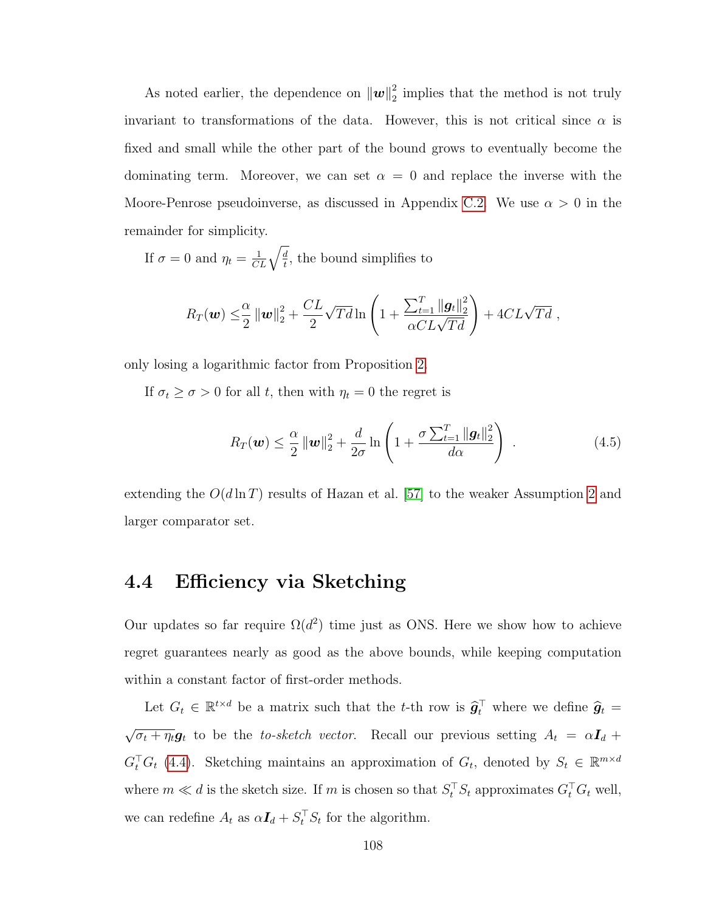As noted earlier, the dependence on $\|\boldsymbol{w}\|_2^2$ implies that the method is not truly invariant to transformations of the data. However, this is not critical since $\alpha$ is fixed and small while the other part of the bound grows to eventually become the dominating term. Moreover, we can set $\alpha = 0$ and replace the inverse with the Moore-Penrose pseudoinverse, as discussed in Appendix C.2. We use $\alpha > 0$ in the remainder for simplicity.

If $\sigma = 0$ and $\eta_t = \frac{1}{CL}\sqrt{\frac{d}{t}}$, the bound simplifies to

$$R_T(\boldsymbol{w}) \leq \frac{\alpha}{2}\|\boldsymbol{w}\|_2^2 + \frac{CL}{2}\sqrt{Td}\ln\left(1 + \frac{\sum_{t=1}^T \|\boldsymbol{g}_t\|_2^2}{\alpha CL\sqrt{Td}}\right) + 4CL\sqrt{Td}\ ,$$

only losing a logarithmic factor from Proposition 2.

If $\sigma_t \geq \sigma > 0$ for all $t$, then with $\eta_t = 0$ the regret is

$$R_T(\boldsymbol{w}) \leq \frac{\alpha}{2}\|\boldsymbol{w}\|_2^2 + \frac{d}{2\sigma}\ln\left(1 + \frac{\sigma\sum_{t=1}^T \|\boldsymbol{g}_t\|_2^2}{d\alpha}\right)\ . \tag{4.5}$$

extending the $O(d\ln T)$ results of Hazan et al. [57] to the weaker Assumption 2 and larger comparator set.

## 4.4 Efficiency via Sketching

Our updates so far require $\Omega(d^2)$ time just as ONS. Here we show how to achieve regret guarantees nearly as good as the above bounds, while keeping computation within a constant factor of first-order methods.

Let $G_t \in \mathbb{R}^{t\times d}$ be a matrix such that the $t$-th row is $\widehat{\boldsymbol{g}}_t^\top$ where we define $\widehat{\boldsymbol{g}}_t = \sqrt{\sigma_t + \eta_t}\boldsymbol{g}_t$ to be the *to-sketch vector*. Recall our previous setting $A_t = \alpha\boldsymbol{I}_d + G_t^\top G_t$ (4.4). Sketching maintains an approximation of $G_t$, denoted by $S_t \in \mathbb{R}^{m\times d}$ where $m \ll d$ is the sketch size. If $m$ is chosen so that $S_t^\top S_t$ approximates $G_t^\top G_t$ well, we can redefine $A_t$ as $\alpha\boldsymbol{I}_d + S_t^\top S_t$ for the algorithm.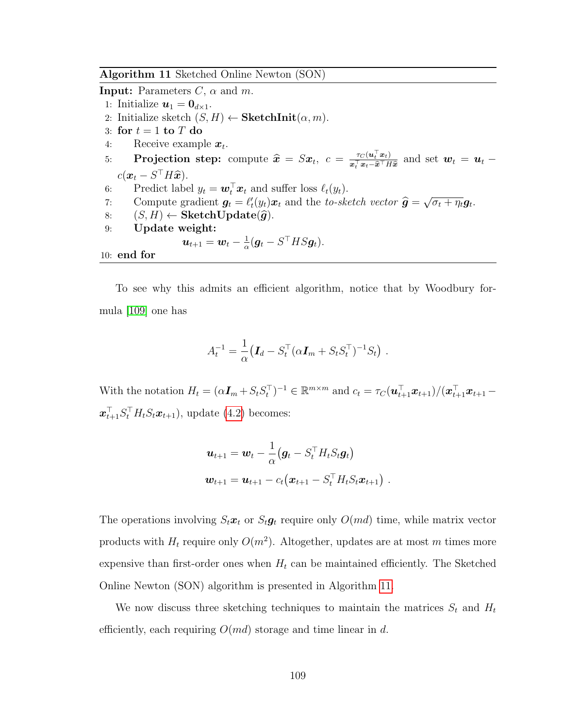**Algorithm 11** Sketched Online Newton (SON)

**Input:** Parameters $C$, $\alpha$ and $m$.

1: Initialize $\boldsymbol{u}_1 = \boldsymbol{0}_{d\times 1}$.
2: Initialize sketch $(S, H) \leftarrow$ **SketchInit**$(\alpha, m)$.
3: **for** $t = 1$ **to** $T$ **do**
4: Receive example $\boldsymbol{x}_t$.
5: **Projection step:** compute $\widehat{\boldsymbol{x}} = S\boldsymbol{x}_t$, $c = \frac{\tau_C(\boldsymbol{u}_t^\top \boldsymbol{x}_t)}{\boldsymbol{x}_t^\top \boldsymbol{x}_t - \widehat{\boldsymbol{x}}^\top H \widehat{\boldsymbol{x}}}$ and set $\boldsymbol{w}_t = \boldsymbol{u}_t - c(\boldsymbol{x}_t - S^\top H\widehat{\boldsymbol{x}})$.
6: Predict label $y_t = \boldsymbol{w}_t^\top \boldsymbol{x}_t$ and suffer loss $\ell_t(y_t)$.
7: Compute gradient $\boldsymbol{g}_t = \ell_t'(y_t)\boldsymbol{x}_t$ and the *to-sketch vector* $\widehat{\boldsymbol{g}} = \sqrt{\sigma_t + \eta_t}\boldsymbol{g}_t$.
8: $(S, H) \leftarrow$ **SketchUpdate**$(\widehat{\boldsymbol{g}})$.
9: **Update weight:**
$$\boldsymbol{u}_{t+1} = \boldsymbol{w}_t - \tfrac{1}{\alpha}(\boldsymbol{g}_t - S^\top H S \boldsymbol{g}_t).$$
10: **end for**

To see why this admits an efficient algorithm, notice that by Woodbury formula [109] one has

$$A_t^{-1} = \frac{1}{\alpha}\big(\boldsymbol{I}_d - S_t^\top(\alpha \boldsymbol{I}_m + S_t S_t^\top)^{-1} S_t\big) \ .$$

With the notation $H_t = (\alpha \boldsymbol{I}_m + S_t S_t^\top)^{-1} \in \mathbb{R}^{m\times m}$ and $c_t = \tau_C(\boldsymbol{u}_{t+1}^\top \boldsymbol{x}_{t+1})/(\boldsymbol{x}_{t+1}^\top \boldsymbol{x}_{t+1} - \boldsymbol{x}_{t+1}^\top S_t^\top H_t S_t \boldsymbol{x}_{t+1})$, update (4.2) becomes:

$$\begin{aligned}
\boldsymbol{u}_{t+1} &= \boldsymbol{w}_t - \frac{1}{\alpha}\big(\boldsymbol{g}_t - S_t^\top H_t S_t \boldsymbol{g}_t\big) \\
\boldsymbol{w}_{t+1} &= \boldsymbol{u}_{t+1} - c_t\big(\boldsymbol{x}_{t+1} - S_t^\top H_t S_t \boldsymbol{x}_{t+1}\big) \ .
\end{aligned}$$

The operations involving $S_t\boldsymbol{x}_t$ or $S_t\boldsymbol{g}_t$ require only $O(md)$ time, while matrix vector products with $H_t$ require only $O(m^2)$. Altogether, updates are at most $m$ times more expensive than first-order ones when $H_t$ can be maintained efficiently. The Sketched Online Newton (SON) algorithm is presented in Algorithm 11.

We now discuss three sketching techniques to maintain the matrices $S_t$ and $H_t$ efficiently, each requiring $O(md)$ storage and time linear in $d$.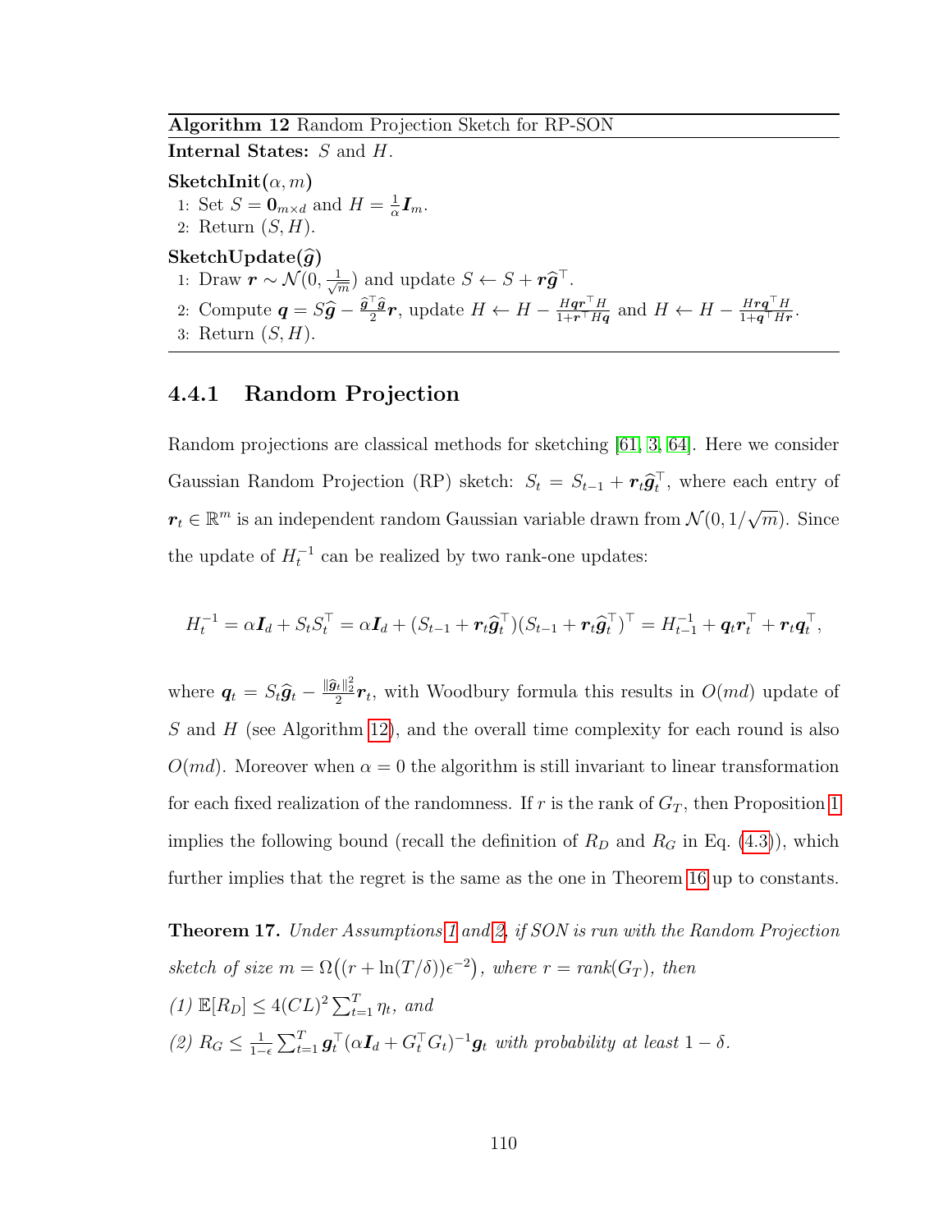**Algorithm 12** Random Projection Sketch for RP-SON

**Internal States:** $S$ and $H$.

**SketchInit**$(\alpha, m)$

1: Set $S = \mathbf{0}_{m\times d}$ and $H = \frac{1}{\alpha}\boldsymbol{I}_m$.

2: Return $(S, H)$.

**SketchUpdate**$(\widehat{\boldsymbol{g}})$

1: Draw $\boldsymbol{r} \sim \mathcal{N}(0, \frac{1}{\sqrt{m}})$ and update $S \leftarrow S + \boldsymbol{r}\widehat{\boldsymbol{g}}^\top$.

2: Compute $\boldsymbol{q} = S\widehat{\boldsymbol{g}} - \frac{\widehat{\boldsymbol{g}}^\top\widehat{\boldsymbol{g}}}{2}\boldsymbol{r}$, update $H \leftarrow H - \frac{H\boldsymbol{q}\boldsymbol{r}^\top H}{1+\boldsymbol{r}^\top H\boldsymbol{q}}$ and $H \leftarrow H - \frac{H\boldsymbol{r}\boldsymbol{q}^\top H}{1+\boldsymbol{q}^\top H\boldsymbol{r}}$.

3: Return $(S, H)$.

### 4.4.1 Random Projection

Random projections are classical methods for sketching [61, 3, 64]. Here we consider Gaussian Random Projection (RP) sketch: $S_t = S_{t-1} + \boldsymbol{r}_t\widehat{\boldsymbol{g}}_t^\top$, where each entry of $\boldsymbol{r}_t \in \mathbb{R}^m$ is an independent random Gaussian variable drawn from $\mathcal{N}(0, 1/\sqrt{m})$. Since the update of $H_t^{-1}$ can be realized by two rank-one updates:

$$H_t^{-1} = \alpha\boldsymbol{I}_d + S_tS_t^\top = \alpha\boldsymbol{I}_d + (S_{t-1} + \boldsymbol{r}_t\widehat{\boldsymbol{g}}_t^\top)(S_{t-1} + \boldsymbol{r}_t\widehat{\boldsymbol{g}}_t^\top)^\top = H_{t-1}^{-1} + \boldsymbol{q}_t\boldsymbol{r}_t^\top + \boldsymbol{r}_t\boldsymbol{q}_t^\top,$$

where $\boldsymbol{q}_t = S_t\widehat{\boldsymbol{g}}_t - \frac{\|\widehat{\boldsymbol{g}}_t\|_2^2}{2}\boldsymbol{r}_t$, with Woodbury formula this results in $O(md)$ update of $S$ and $H$ (see Algorithm 12), and the overall time complexity for each round is also $O(md)$. Moreover when $\alpha = 0$ the algorithm is still invariant to linear transformation for each fixed realization of the randomness. If $r$ is the rank of $G_T$, then Proposition 1 implies the following bound (recall the definition of $R_D$ and $R_G$ in Eq. (4.3)), which further implies that the regret is the same as the one in Theorem 16 up to constants.

**Theorem 17.** *Under Assumptions 1 and 2, if SON is run with the Random Projection sketch of size $m = \Omega\big((r + \ln(T/\delta))\epsilon^{-2}\big)$, where $r = rank(G_T)$, then*

*(1) $\mathbb{E}[R_D] \le 4(CL)^2\sum_{t=1}^T \eta_t$, and*

*(2) $R_G \le \frac{1}{1-\epsilon}\sum_{t=1}^T \boldsymbol{g}_t^\top(\alpha\boldsymbol{I}_d + G_t^\top G_t)^{-1}\boldsymbol{g}_t$ with probability at least $1-\delta$.*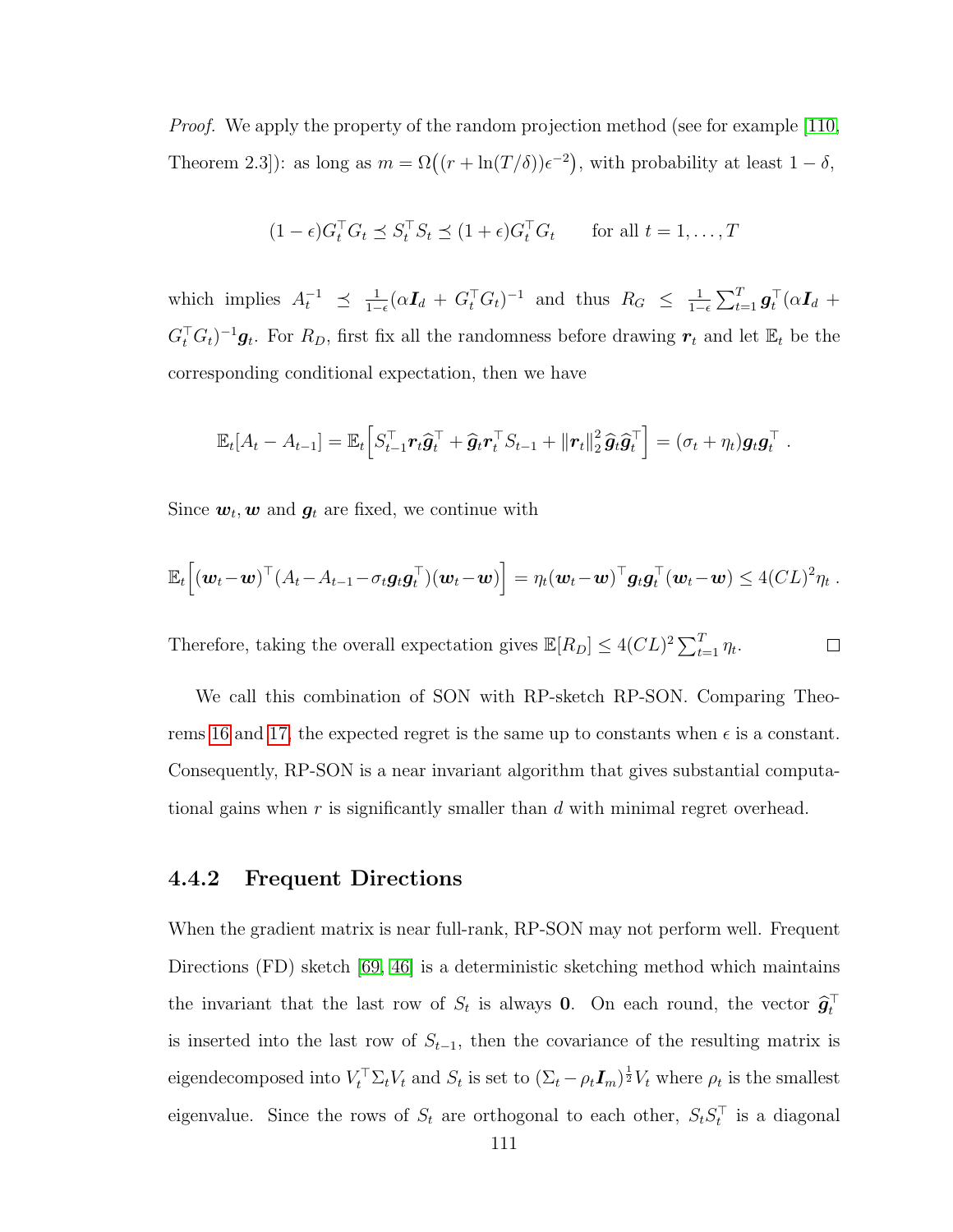*Proof.* We apply the property of the random projection method (see for example [110, Theorem 2.3]): as long as $m = \Omega\big((r + \ln(T/\delta))\epsilon^{-2}\big)$, with probability at least $1-\delta$,

$$(1-\epsilon)G_t^\top G_t \preceq S_t^\top S_t \preceq (1+\epsilon)G_t^\top G_t \qquad \text{for all } t = 1, \dots, T$$

which implies $A_t^{-1} \preceq \frac{1}{1-\epsilon}(\alpha \boldsymbol{I}_d + G_t^\top G_t)^{-1}$ and thus $R_G \leq \frac{1}{1-\epsilon}\sum_{t=1}^T \boldsymbol{g}_t^\top(\alpha \boldsymbol{I}_d + G_t^\top G_t)^{-1}\boldsymbol{g}_t$. For $R_D$, first fix all the randomness before drawing $\boldsymbol{r}_t$ and let $\mathbb{E}_t$ be the corresponding conditional expectation, then we have

$$\mathbb{E}_t[A_t - A_{t-1}] = \mathbb{E}_t\Big[S_{t-1}^\top \boldsymbol{r}_t \widehat{\boldsymbol{g}}_t^\top + \widehat{\boldsymbol{g}}_t \boldsymbol{r}_t^\top S_{t-1} + \|\boldsymbol{r}_t\|_2^2\, \widehat{\boldsymbol{g}}_t \widehat{\boldsymbol{g}}_t^\top\Big] = (\sigma_t + \eta_t)\boldsymbol{g}_t\boldsymbol{g}_t^\top \ .$$

Since $\boldsymbol{w}_t, \boldsymbol{w}$ and $\boldsymbol{g}_t$ are fixed, we continue with

$$\mathbb{E}_t\Big[(\boldsymbol{w}_t - \boldsymbol{w})^\top(A_t - A_{t-1} - \sigma_t \boldsymbol{g}_t\boldsymbol{g}_t^\top)(\boldsymbol{w}_t - \boldsymbol{w})\Big] = \eta_t(\boldsymbol{w}_t - \boldsymbol{w})^\top \boldsymbol{g}_t\boldsymbol{g}_t^\top(\boldsymbol{w}_t - \boldsymbol{w}) \leq 4(CL)^2\eta_t \ .$$

Therefore, taking the overall expectation gives $\mathbb{E}[R_D] \leq 4(CL)^2\sum_{t=1}^T \eta_t$. ◻

We call this combination of SON with RP-sketch RP-SON. Comparing Theorems 16 and 17, the expected regret is the same up to constants when $\epsilon$ is a constant. Consequently, RP-SON is a near invariant algorithm that gives substantial computational gains when $r$ is significantly smaller than $d$ with minimal regret overhead.

### 4.4.2 Frequent Directions

When the gradient matrix is near full-rank, RP-SON may not perform well. Frequent Directions (FD) sketch [69, 46] is a deterministic sketching method which maintains the invariant that the last row of $S_t$ is always $\boldsymbol{0}$. On each round, the vector $\widehat{\boldsymbol{g}}_t^\top$ is inserted into the last row of $S_{t-1}$, then the covariance of the resulting matrix is eigendecomposed into $V_t^\top \Sigma_t V_t$ and $S_t$ is set to $(\Sigma_t - \rho_t \boldsymbol{I}_m)^{\frac{1}{2}} V_t$ where $\rho_t$ is the smallest eigenvalue. Since the rows of $S_t$ are orthogonal to each other, $S_t S_t^\top$ is a diagonal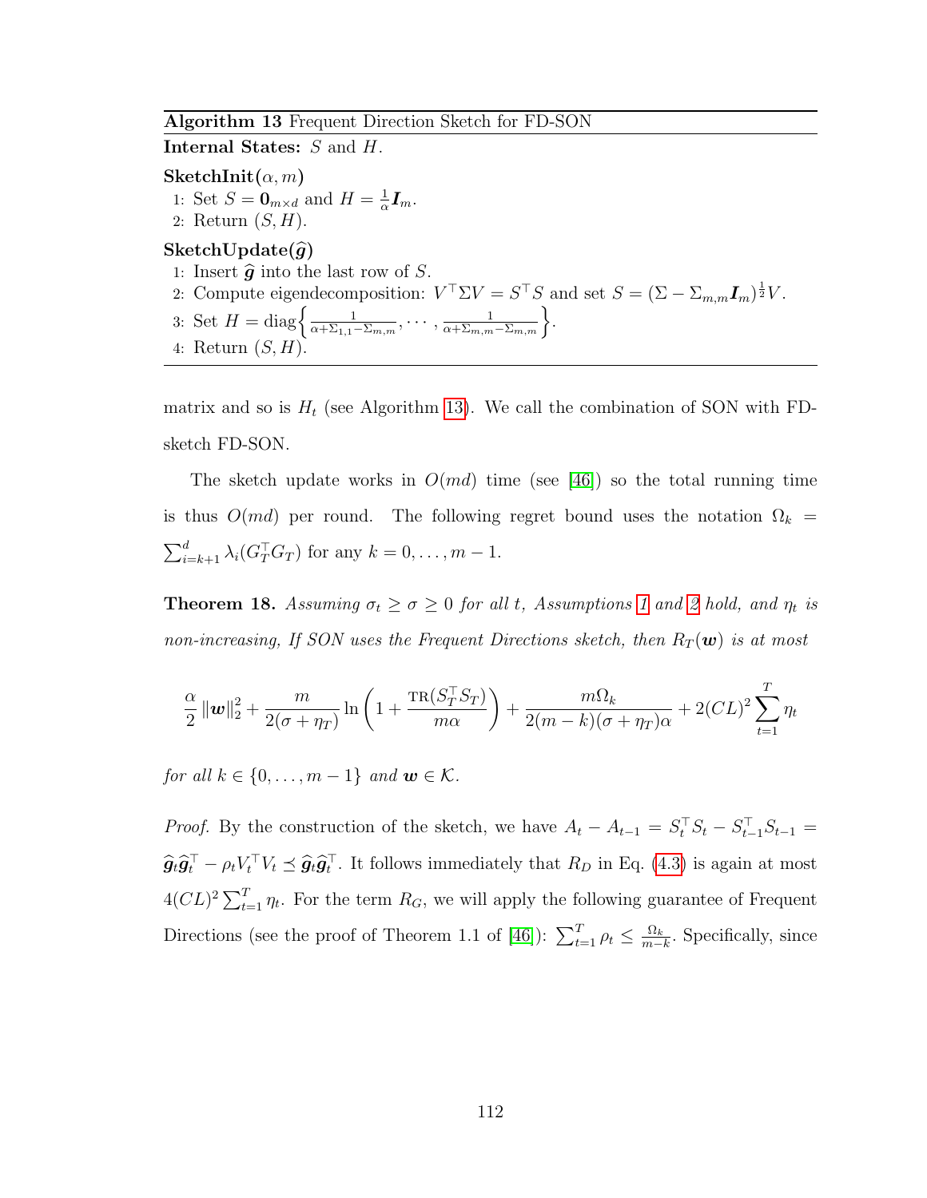**Algorithm 13** Frequent Direction Sketch for FD-SON

**Internal States:** $S$ and $H$.

**SketchInit**$(\alpha, m)$

1: Set $S = \mathbf{0}_{m\times d}$ and $H = \frac{1}{\alpha}\boldsymbol{I}_m$.

2: Return $(S, H)$.

**SketchUpdate**$(\widehat{\boldsymbol{g}})$

1: Insert $\widehat{\boldsymbol{g}}$ into the last row of $S$.

2: Compute eigendecomposition: $V^\top \Sigma V = S^\top S$ and set $S = (\Sigma - \Sigma_{m,m}\boldsymbol{I}_m)^{\frac{1}{2}}V$.

3: Set $H = \operatorname{diag}\left\{\frac{1}{\alpha+\Sigma_{1,1}-\Sigma_{m,m}}, \cdots, \frac{1}{\alpha+\Sigma_{m,m}-\Sigma_{m,m}}\right\}$.

4: Return $(S, H)$.

matrix and so is $H_t$ (see Algorithm 13). We call the combination of SON with FD-sketch FD-SON.

The sketch update works in $O(md)$ time (see [46]) so the total running time is thus $O(md)$ per round. The following regret bound uses the notation $\Omega_k = \sum_{i=k+1}^{d}\lambda_i(G_T^\top G_T)$ for any $k = 0, \ldots, m-1$.

**Theorem 18.** *Assuming $\sigma_t \geq \sigma \geq 0$ for all $t$, Assumptions 1 and 2 hold, and $\eta_t$ is non-increasing, If SON uses the Frequent Directions sketch, then $R_T(\boldsymbol{w})$ is at most*

$$\frac{\alpha}{2}\|\boldsymbol{w}\|_2^2 + \frac{m}{2(\sigma+\eta_T)}\ln\left(1 + \frac{\operatorname{TR}(S_T^\top S_T)}{m\alpha}\right) + \frac{m\Omega_k}{2(m-k)(\sigma+\eta_T)\alpha} + 2(CL)^2\sum_{t=1}^{T}\eta_t$$

*for all $k \in \{0, \ldots, m-1\}$ and $\boldsymbol{w} \in \mathcal{K}$.*

*Proof.* By the construction of the sketch, we have $A_t - A_{t-1} = S_t^\top S_t - S_{t-1}^\top S_{t-1} = \widehat{\boldsymbol{g}}_t\widehat{\boldsymbol{g}}_t^\top - \rho_t V_t^\top V_t \preceq \widehat{\boldsymbol{g}}_t\widehat{\boldsymbol{g}}_t^\top$. It follows immediately that $R_D$ in Eq. (4.3) is again at most $4(CL)^2\sum_{t=1}^{T}\eta_t$. For the term $R_G$, we will apply the following guarantee of Frequent Directions (see the proof of Theorem 1.1 of [46]): $\sum_{t=1}^{T}\rho_t \leq \frac{\Omega_k}{m-k}$. Specifically, since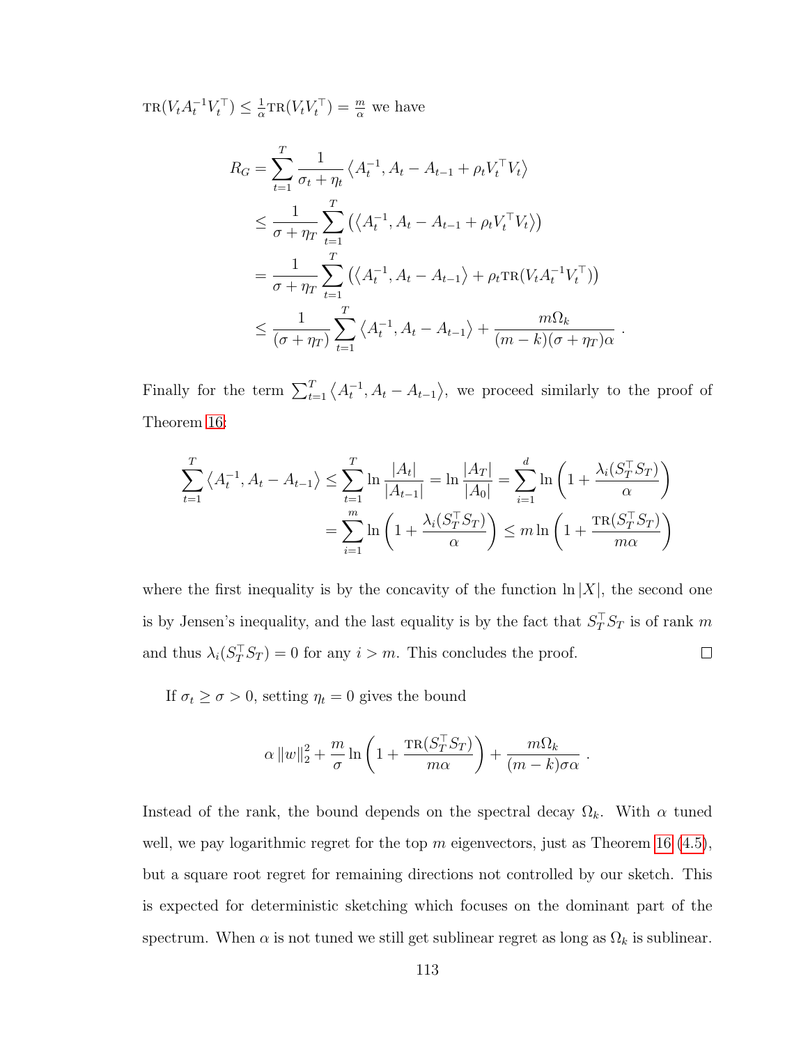$\text{TR}(V_t A_t^{-1} V_t^\top) \leq \frac{1}{\alpha}\text{TR}(V_t V_t^\top) = \frac{m}{\alpha}$ we have

$$
\begin{aligned}
R_G &= \sum_{t=1}^{T} \frac{1}{\sigma_t + \eta_t} \left\langle A_t^{-1}, A_t - A_{t-1} + \rho_t V_t^\top V_t \right\rangle \\
&\leq \frac{1}{\sigma + \eta_T} \sum_{t=1}^{T} \left( \left\langle A_t^{-1}, A_t - A_{t-1} + \rho_t V_t^\top V_t \right\rangle \right) \\
&= \frac{1}{\sigma + \eta_T} \sum_{t=1}^{T} \left( \left\langle A_t^{-1}, A_t - A_{t-1} \right\rangle + \rho_t \text{TR}(V_t A_t^{-1} V_t^\top) \right) \\
&\leq \frac{1}{(\sigma + \eta_T)} \sum_{t=1}^{T} \left\langle A_t^{-1}, A_t - A_{t-1} \right\rangle + \frac{m \Omega_k}{(m-k)(\sigma + \eta_T)\alpha} \ .
\end{aligned}
$$

Finally for the term $\sum_{t=1}^{T} \left\langle A_t^{-1}, A_t - A_{t-1} \right\rangle$, we proceed similarly to the proof of Theorem 16:

$$
\begin{aligned}
\sum_{t=1}^{T} \left\langle A_t^{-1}, A_t - A_{t-1} \right\rangle &\leq \sum_{t=1}^{T} \ln \frac{|A_t|}{|A_{t-1}|} = \ln \frac{|A_T|}{|A_0|} = \sum_{i=1}^{d} \ln \left( 1 + \frac{\lambda_i(S_T^\top S_T)}{\alpha} \right) \\
&= \sum_{i=1}^{m} \ln \left( 1 + \frac{\lambda_i(S_T^\top S_T)}{\alpha} \right) \leq m \ln \left( 1 + \frac{\text{TR}(S_T^\top S_T)}{m\alpha} \right)
\end{aligned}
$$

where the first inequality is by the concavity of the function $\ln |X|$, the second one is by Jensen's inequality, and the last equality is by the fact that $S_T^\top S_T$ is of rank $m$ and thus $\lambda_i(S_T^\top S_T) = 0$ for any $i > m$. This concludes the proof. $\square$

If $\sigma_t \geq \sigma > 0$, setting $\eta_t = 0$ gives the bound

$$
\alpha \|w\|_2^2 + \frac{m}{\sigma} \ln \left( 1 + \frac{\text{TR}(S_T^\top S_T)}{m\alpha} \right) + \frac{m \Omega_k}{(m-k)\sigma\alpha} \ .
$$

Instead of the rank, the bound depends on the spectral decay $\Omega_k$. With $\alpha$ tuned well, we pay logarithmic regret for the top $m$ eigenvectors, just as Theorem 16 (4.5), but a square root regret for remaining directions not controlled by our sketch. This is expected for deterministic sketching which focuses on the dominant part of the spectrum. When $\alpha$ is not tuned we still get sublinear regret as long as $\Omega_k$ is sublinear.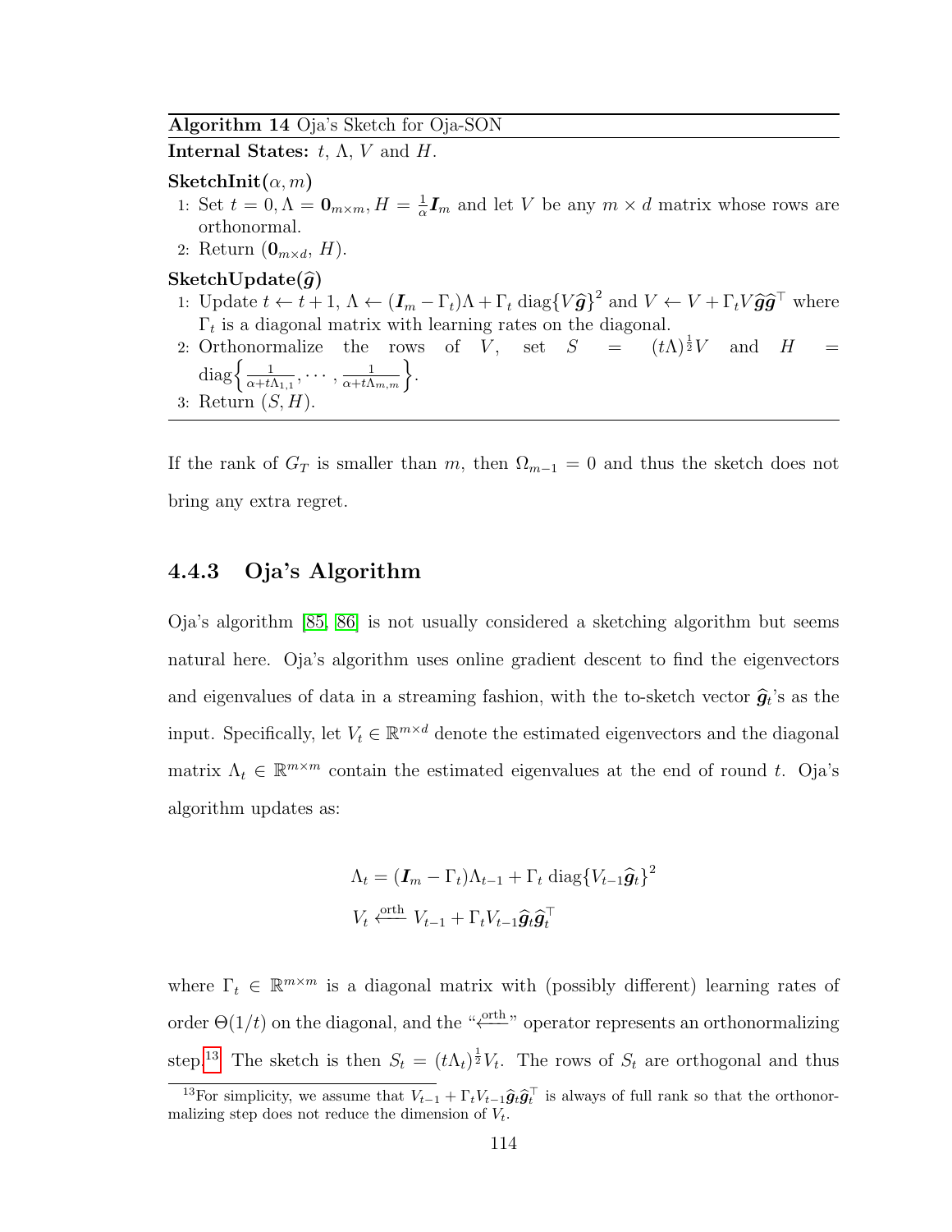**Algorithm 14** Oja's Sketch for Oja-SON

**Internal States:** $t$, $\Lambda$, $V$ and $H$.

**SketchInit**$(\alpha, m)$

1: Set $t = 0, \Lambda = \mathbf{0}_{m\times m}, H = \frac{1}{\alpha}\boldsymbol{I}_m$ and let $V$ be any $m \times d$ matrix whose rows are orthonormal.

2: Return $(\mathbf{0}_{m\times d},\, H)$.

**SketchUpdate**$(\widehat{\boldsymbol{g}})$

1: Update $t \leftarrow t+1$, $\Lambda \leftarrow (\boldsymbol{I}_m - \Gamma_t)\Lambda + \Gamma_t \operatorname{diag}\{V\widehat{\boldsymbol{g}}\}^2$ and $V \leftarrow V + \Gamma_t V \widehat{\boldsymbol{g}}\widehat{\boldsymbol{g}}^\top$ where $\Gamma_t$ is a diagonal matrix with learning rates on the diagonal.

2: Orthonormalize the rows of $V$, set $S = (t\Lambda)^{\frac{1}{2}} V$ and $H = \operatorname{diag}\left\{\frac{1}{\alpha + t\Lambda_{1,1}}, \cdots, \frac{1}{\alpha + t\Lambda_{m,m}}\right\}$.

3: Return $(S, H)$.

If the rank of $G_T$ is smaller than $m$, then $\Omega_{m-1} = 0$ and thus the sketch does not bring any extra regret.

### 4.4.3 Oja's Algorithm

Oja's algorithm [85, 86] is not usually considered a sketching algorithm but seems natural here. Oja's algorithm uses online gradient descent to find the eigenvectors and eigenvalues of data in a streaming fashion, with the to-sketch vector $\widehat{\boldsymbol{g}}_t$'s as the input. Specifically, let $V_t \in \mathbb{R}^{m\times d}$ denote the estimated eigenvectors and the diagonal matrix $\Lambda_t \in \mathbb{R}^{m\times m}$ contain the estimated eigenvalues at the end of round $t$. Oja's algorithm updates as:

$$
\Lambda_t = (\boldsymbol{I}_m - \Gamma_t)\Lambda_{t-1} + \Gamma_t \operatorname{diag}\{V_{t-1}\widehat{\boldsymbol{g}}_t\}^2
$$

$$
V_t \xleftarrow{\text{orth}} V_{t-1} + \Gamma_t V_{t-1}\widehat{\boldsymbol{g}}_t\widehat{\boldsymbol{g}}_t^\top
$$

where $\Gamma_t \in \mathbb{R}^{m\times m}$ is a diagonal matrix with (possibly different) learning rates of order $\Theta(1/t)$ on the diagonal, and the "$\xleftarrow{\text{orth}}$" operator represents an orthonormalizing step.[13] The sketch is then $S_t = (t\Lambda_t)^{\frac{1}{2}} V_t$. The rows of $S_t$ are orthogonal and thus

[13] For simplicity, we assume that $V_{t-1} + \Gamma_t V_{t-1}\widehat{\boldsymbol{g}}_t\widehat{\boldsymbol{g}}_t^\top$ is always of full rank so that the orthonormalizing step does not reduce the dimension of $V_t$.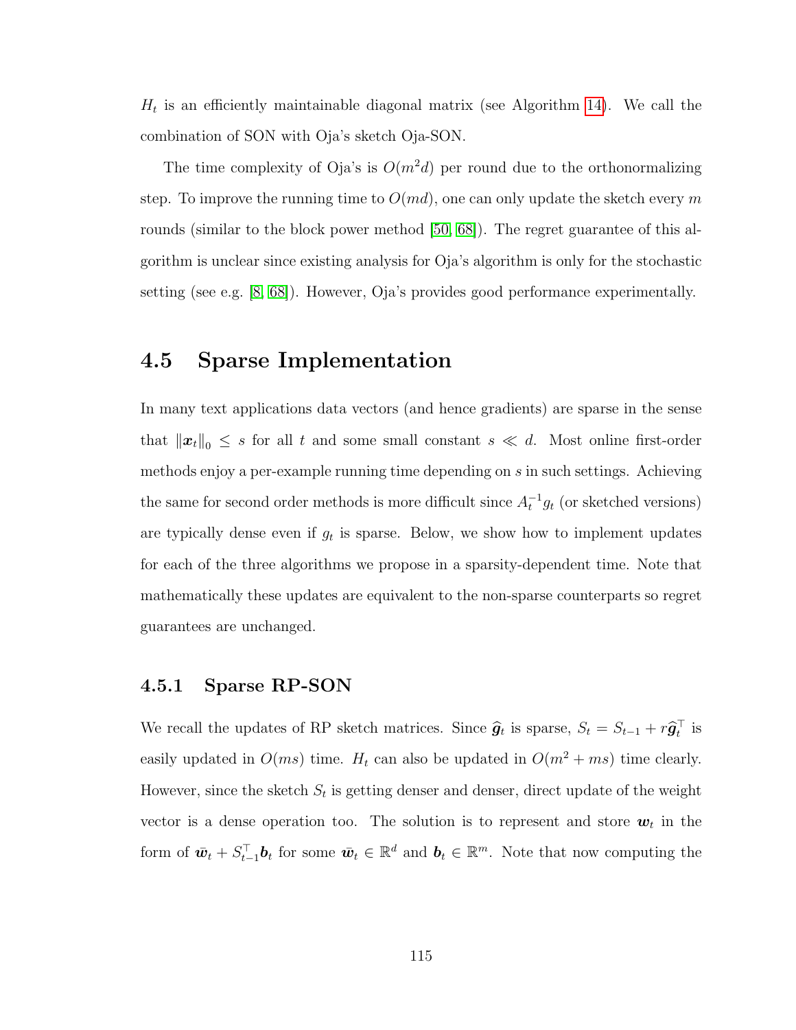$H_t$ is an efficiently maintainable diagonal matrix (see Algorithm 14). We call the combination of SON with Oja's sketch Oja-SON.

The time complexity of Oja's is $O(m^2 d)$ per round due to the orthonormalizing step. To improve the running time to $O(md)$, one can only update the sketch every $m$ rounds (similar to the block power method [50, 68]). The regret guarantee of this algorithm is unclear since existing analysis for Oja's algorithm is only for the stochastic setting (see e.g. [8, 68]). However, Oja's provides good performance experimentally.

## 4.5 Sparse Implementation

In many text applications data vectors (and hence gradients) are sparse in the sense that $\|\boldsymbol{x}_t\|_0 \leq s$ for all $t$ and some small constant $s \ll d$. Most online first-order methods enjoy a per-example running time depending on $s$ in such settings. Achieving the same for second order methods is more difficult since $A_t^{-1} g_t$ (or sketched versions) are typically dense even if $g_t$ is sparse. Below, we show how to implement updates for each of the three algorithms we propose in a sparsity-dependent time. Note that mathematically these updates are equivalent to the non-sparse counterparts so regret guarantees are unchanged.

### 4.5.1 Sparse RP-SON

We recall the updates of RP sketch matrices. Since $\widehat{\boldsymbol{g}}_t$ is sparse, $S_t = S_{t-1} + r\widehat{\boldsymbol{g}}_t^\top$ is easily updated in $O(ms)$ time. $H_t$ can also be updated in $O(m^2 + ms)$ time clearly. However, since the sketch $S_t$ is getting denser and denser, direct update of the weight vector is a dense operation too. The solution is to represent and store $\boldsymbol{w}_t$ in the form of $\bar{\boldsymbol{w}}_t + S_{t-1}^\top \boldsymbol{b}_t$ for some $\bar{\boldsymbol{w}}_t \in \mathbb{R}^d$ and $\boldsymbol{b}_t \in \mathbb{R}^m$. Note that now computing the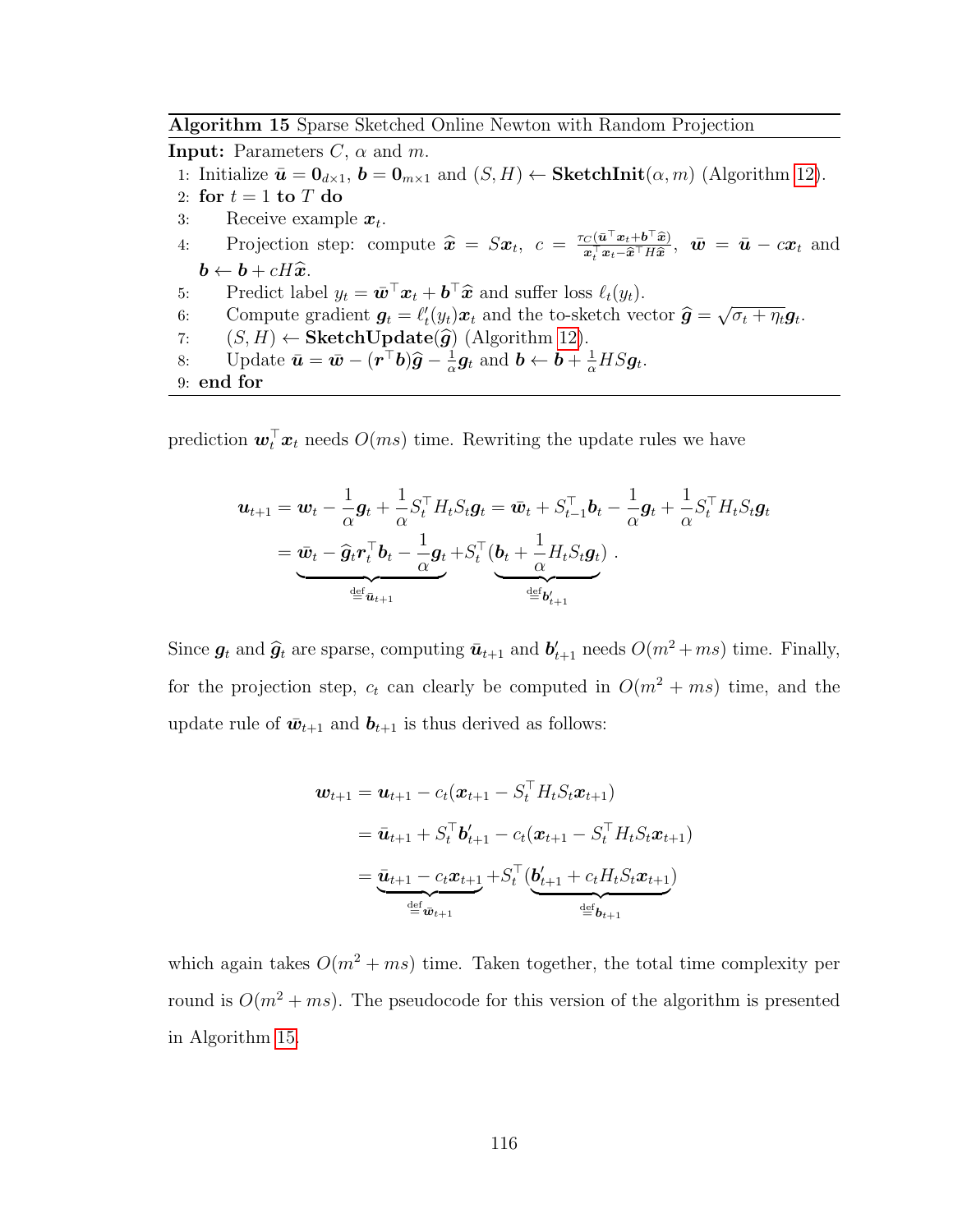**Algorithm 15** Sparse Sketched Online Newton with Random Projection

**Input:** Parameters $C$, $\alpha$ and $m$.

1: Initialize $\bar{\boldsymbol{u}} = \mathbf{0}_{d\times 1}$, $\boldsymbol{b} = \mathbf{0}_{m\times 1}$ and $(S, H) \leftarrow$ **SketchInit**$(\alpha, m)$ (Algorithm 12).
2: **for** $t = 1$ **to** $T$ **do**
3: Receive example $\boldsymbol{x}_t$.
4: Projection step: compute $\widehat{\boldsymbol{x}} = S\boldsymbol{x}_t$, $c = \frac{\tau_C(\bar{\boldsymbol{u}}^\top \boldsymbol{x}_t + \boldsymbol{b}^\top \widehat{\boldsymbol{x}})}{\boldsymbol{x}_t^\top \boldsymbol{x}_t - \widehat{\boldsymbol{x}}^\top H \widehat{\boldsymbol{x}}}$, $\bar{\boldsymbol{w}} = \bar{\boldsymbol{u}} - c\boldsymbol{x}_t$ and $\boldsymbol{b} \leftarrow \boldsymbol{b} + cH\widehat{\boldsymbol{x}}$.
5: Predict label $y_t = \bar{\boldsymbol{w}}^\top \boldsymbol{x}_t + \boldsymbol{b}^\top \widehat{\boldsymbol{x}}$ and suffer loss $\ell_t(y_t)$.
6: Compute gradient $\boldsymbol{g}_t = \ell_t'(y_t)\boldsymbol{x}_t$ and the to-sketch vector $\widehat{\boldsymbol{g}} = \sqrt{\sigma_t + \eta_t}\boldsymbol{g}_t$.
7: $(S, H) \leftarrow$ **SketchUpdate**$(\widehat{\boldsymbol{g}})$ (Algorithm 12).
8: Update $\bar{\boldsymbol{u}} = \bar{\boldsymbol{w}} - (\boldsymbol{r}^\top \boldsymbol{b})\widehat{\boldsymbol{g}} - \frac{1}{\alpha}\boldsymbol{g}_t$ and $\boldsymbol{b} \leftarrow \boldsymbol{b} + \frac{1}{\alpha} HS\boldsymbol{g}_t$.
9: **end for**

prediction $\boldsymbol{w}_t^\top \boldsymbol{x}_t$ needs $O(ms)$ time. Rewriting the update rules we have

$$\begin{aligned}
\boldsymbol{u}_{t+1} &= \boldsymbol{w}_t - \frac{1}{\alpha}\boldsymbol{g}_t + \frac{1}{\alpha}S_t^\top H_t S_t \boldsymbol{g}_t = \bar{\boldsymbol{w}}_t + S_{t-1}^\top \boldsymbol{b}_t - \frac{1}{\alpha}\boldsymbol{g}_t + \frac{1}{\alpha}S_t^\top H_t S_t \boldsymbol{g}_t \\
&= \underbrace{\bar{\boldsymbol{w}}_t - \widehat{\boldsymbol{g}}_t \boldsymbol{r}_t^\top \boldsymbol{b}_t - \frac{1}{\alpha}\boldsymbol{g}_t}_{\stackrel{\text{def}}{=} \bar{\boldsymbol{u}}_{t+1}} + S_t^\top \underbrace{(\boldsymbol{b}_t + \frac{1}{\alpha}H_t S_t \boldsymbol{g}_t)}_{\stackrel{\text{def}}{=} \boldsymbol{b}'_{t+1}} .
\end{aligned}$$

Since $\boldsymbol{g}_t$ and $\widehat{\boldsymbol{g}}_t$ are sparse, computing $\bar{\boldsymbol{u}}_{t+1}$ and $\boldsymbol{b}'_{t+1}$ needs $O(m^2 + ms)$ time. Finally, for the projection step, $c_t$ can clearly be computed in $O(m^2 + ms)$ time, and the update rule of $\bar{\boldsymbol{w}}_{t+1}$ and $\boldsymbol{b}_{t+1}$ is thus derived as follows:

$$\begin{aligned}
\boldsymbol{w}_{t+1} &= \boldsymbol{u}_{t+1} - c_t(\boldsymbol{x}_{t+1} - S_t^\top H_t S_t \boldsymbol{x}_{t+1}) \\
&= \bar{\boldsymbol{u}}_{t+1} + S_t^\top \boldsymbol{b}'_{t+1} - c_t(\boldsymbol{x}_{t+1} - S_t^\top H_t S_t \boldsymbol{x}_{t+1}) \\
&= \underbrace{\bar{\boldsymbol{u}}_{t+1} - c_t \boldsymbol{x}_{t+1}}_{\stackrel{\text{def}}{=} \bar{\boldsymbol{w}}_{t+1}} + S_t^\top \underbrace{(\boldsymbol{b}'_{t+1} + c_t H_t S_t \boldsymbol{x}_{t+1})}_{\stackrel{\text{def}}{=} \boldsymbol{b}_{t+1}}
\end{aligned}$$

which again takes $O(m^2 + ms)$ time. Taken together, the total time complexity per round is $O(m^2 + ms)$. The pseudocode for this version of the algorithm is presented in Algorithm 15.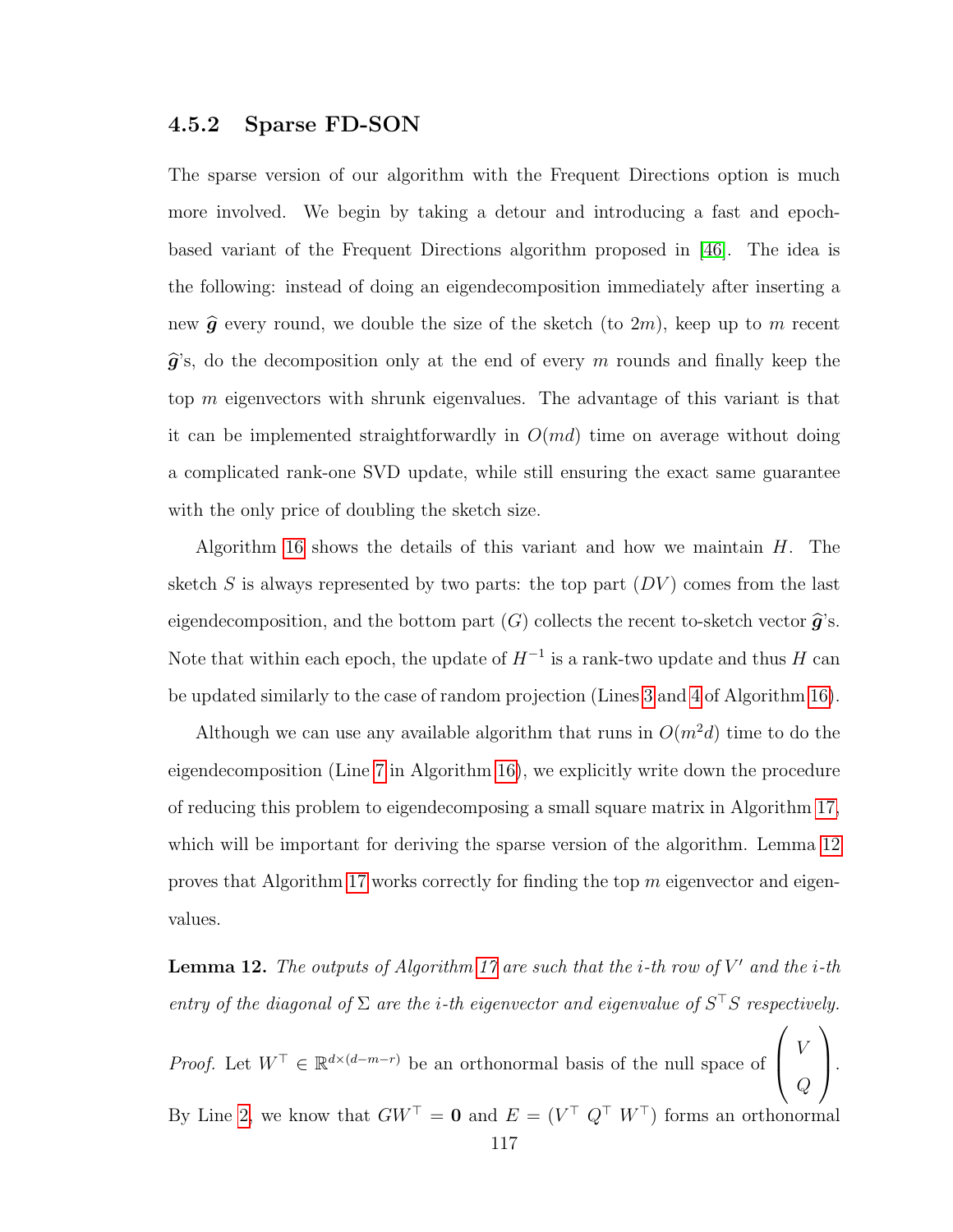### 4.5.2 Sparse FD-SON

The sparse version of our algorithm with the Frequent Directions option is much more involved. We begin by taking a detour and introducing a fast and epoch-based variant of the Frequent Directions algorithm proposed in [46]. The idea is the following: instead of doing an eigendecomposition immediately after inserting a new $\widehat{\boldsymbol{g}}$ every round, we double the size of the sketch (to $2m$), keep up to $m$ recent $\widehat{\boldsymbol{g}}$'s, do the decomposition only at the end of every $m$ rounds and finally keep the top $m$ eigenvectors with shrunk eigenvalues. The advantage of this variant is that it can be implemented straightforwardly in $O(md)$ time on average without doing a complicated rank-one SVD update, while still ensuring the exact same guarantee with the only price of doubling the sketch size.

Algorithm 16 shows the details of this variant and how we maintain $H$. The sketch $S$ is always represented by two parts: the top part ($DV$) comes from the last eigendecomposition, and the bottom part ($G$) collects the recent to-sketch vector $\widehat{\boldsymbol{g}}$'s. Note that within each epoch, the update of $H^{-1}$ is a rank-two update and thus $H$ can be updated similarly to the case of random projection (Lines 3 and 4 of Algorithm 16).

Although we can use any available algorithm that runs in $O(m^2 d)$ time to do the eigendecomposition (Line 7 in Algorithm 16), we explicitly write down the procedure of reducing this problem to eigendecomposing a small square matrix in Algorithm 17, which will be important for deriving the sparse version of the algorithm. Lemma 12 proves that Algorithm 17 works correctly for finding the top $m$ eigenvector and eigenvalues.

**Lemma 12.** *The outputs of Algorithm 17 are such that the $i$-th row of $V'$ and the $i$-th entry of the diagonal of $\Sigma$ are the $i$-th eigenvector and eigenvalue of $S^\top S$ respectively.*

*Proof.* Let $W^\top \in \mathbb{R}^{d\times(d-m-r)}$ be an orthonormal basis of the null space of $\begin{pmatrix} V \\ Q \end{pmatrix}$. By Line 2, we know that $GW^\top = \mathbf{0}$ and $E = (V^\top \ Q^\top \ W^\top)$ forms an orthonormal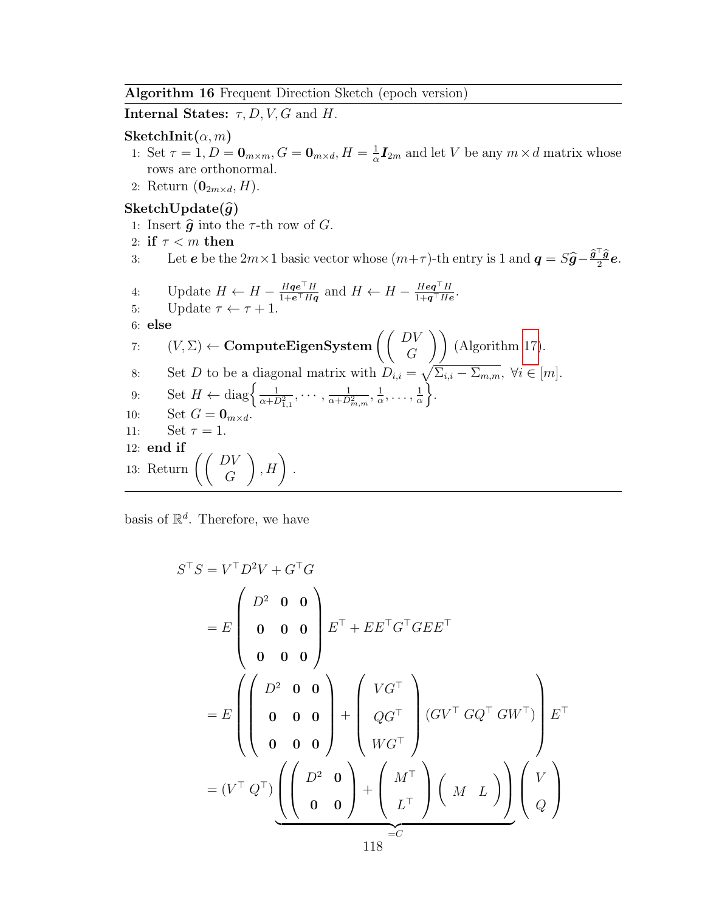---

**Algorithm 16** Frequent Direction Sketch (epoch version)

---

**Internal States:** $\tau, D, V, G$ and $H$.

**SketchInit**$(\alpha, m)$

1: Set $\tau = 1, D = \mathbf{0}_{m\times m}, G = \mathbf{0}_{m\times d}, H = \frac{1}{\alpha}\boldsymbol{I}_{2m}$ and let $V$ be any $m \times d$ matrix whose rows are orthonormal.

2: Return $(\mathbf{0}_{2m\times d}, H)$.

**SketchUpdate**$(\widehat{\boldsymbol{g}})$

1: Insert $\widehat{\boldsymbol{g}}$ into the $\tau$-th row of $G$.

2: **if** $\tau < m$ **then**

3: Let $\boldsymbol{e}$ be the $2m \times 1$ basic vector whose $(m+\tau)$-th entry is 1 and $\boldsymbol{q} = S\widehat{\boldsymbol{g}} - \frac{\widehat{\boldsymbol{g}}^\top \widehat{\boldsymbol{g}}}{2}\boldsymbol{e}$.

4: Update $H \leftarrow H - \frac{H\boldsymbol{q}\boldsymbol{e}^\top H}{1+\boldsymbol{e}^\top H\boldsymbol{q}}$ and $H \leftarrow H - \frac{H\boldsymbol{e}\boldsymbol{q}^\top H}{1+\boldsymbol{q}^\top H\boldsymbol{e}}$.

5: Update $\tau \leftarrow \tau + 1$.

6: **else**

7: $(V, \Sigma) \leftarrow$ **ComputeEigenSystem** $\left(\begin{pmatrix} DV \\ G \end{pmatrix}\right)$ (Algorithm 17).

8: Set $D$ to be a diagonal matrix with $D_{i,i} = \sqrt{\Sigma_{i,i} - \Sigma_{m,m}}, \ \forall i \in [m]$.

9: Set $H \leftarrow \text{diag}\left\{\frac{1}{\alpha + D_{1,1}^2}, \cdots, \frac{1}{\alpha + D_{m,m}^2}, \frac{1}{\alpha}, \ldots, \frac{1}{\alpha}\right\}$.

10: Set $G = \mathbf{0}_{m\times d}$.

11: Set $\tau = 1$.

12: **end if**

13: Return $\left(\begin{pmatrix} DV \\ G \end{pmatrix}, H\right)$.

---

basis of $\mathbb{R}^d$. Therefore, we have

$$
\begin{aligned}
S^\top S &= V^\top D^2 V + G^\top G \\
&= E \begin{pmatrix} D^2 & \mathbf{0} & \mathbf{0} \\ \mathbf{0} & \mathbf{0} & \mathbf{0} \\ \mathbf{0} & \mathbf{0} & \mathbf{0} \end{pmatrix} E^\top + EE^\top G^\top G E E^\top \\
&= E \left( \begin{pmatrix} D^2 & \mathbf{0} & \mathbf{0} \\ \mathbf{0} & \mathbf{0} & \mathbf{0} \\ \mathbf{0} & \mathbf{0} & \mathbf{0} \end{pmatrix} + \begin{pmatrix} VG^\top \\ QG^\top \\ WG^\top \end{pmatrix} (GV^\top \ GQ^\top \ GW^\top) \right) E^\top \\
&= (V^\top \ Q^\top) \underbrace{\left( \begin{pmatrix} D^2 & \mathbf{0} \\ \mathbf{0} & \mathbf{0} \end{pmatrix} + \begin{pmatrix} M^\top \\ L^\top \end{pmatrix} \begin{pmatrix} M & L \end{pmatrix} \right)}_{=C} \begin{pmatrix} V \\ Q \end{pmatrix}
\end{aligned}
$$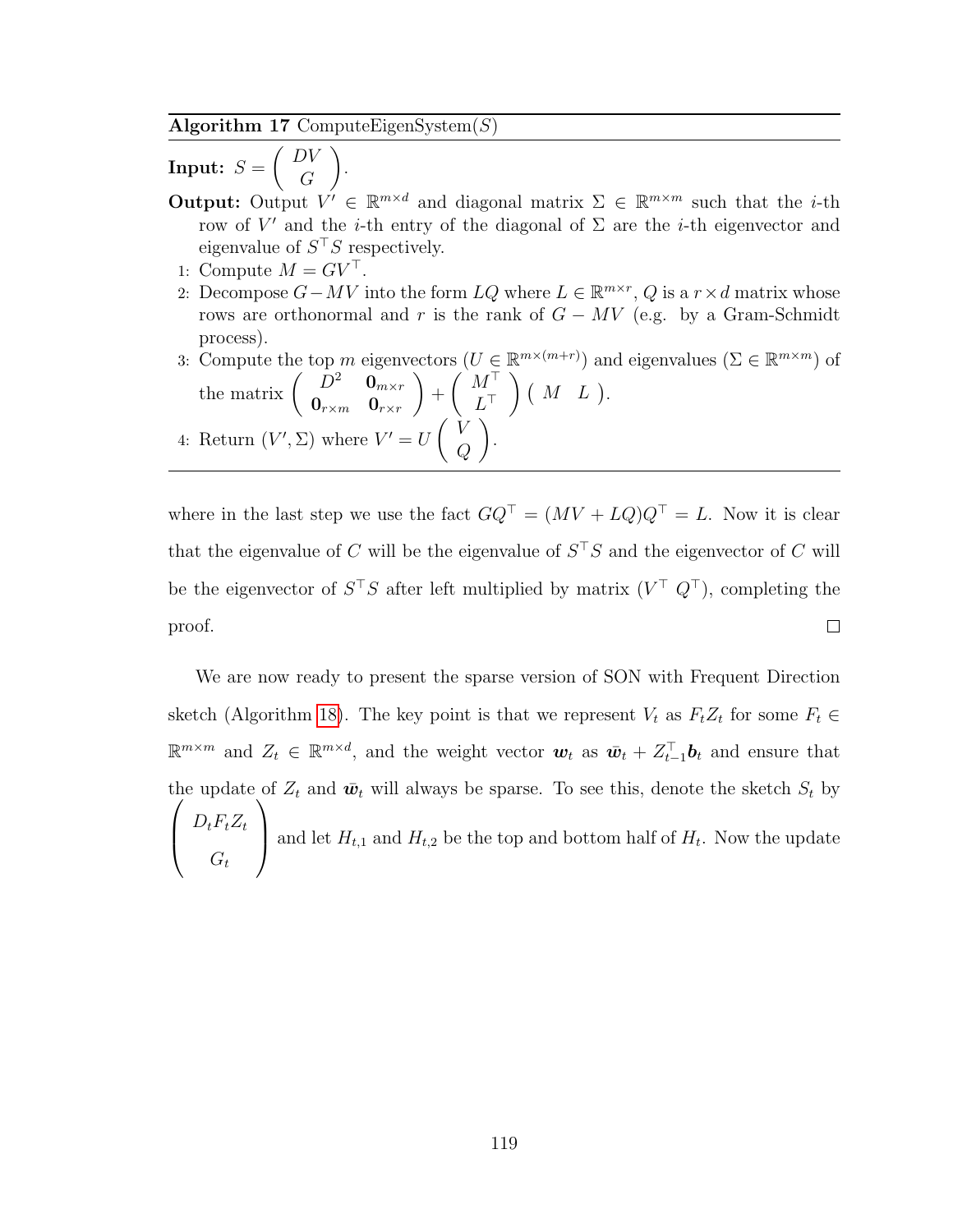**Algorithm 17** ComputeEigenSystem($S$)

**Input:** $S = \begin{pmatrix} DV \\ G \end{pmatrix}$.

**Output:** Output $V' \in \mathbb{R}^{m \times d}$ and diagonal matrix $\Sigma \in \mathbb{R}^{m \times m}$ such that the $i$-th row of $V'$ and the $i$-th entry of the diagonal of $\Sigma$ are the $i$-th eigenvector and eigenvalue of $S^\top S$ respectively.

1: Compute $M = GV^\top$.

2: Decompose $G - MV$ into the form $LQ$ where $L \in \mathbb{R}^{m \times r}$, $Q$ is a $r \times d$ matrix whose rows are orthonormal and $r$ is the rank of $G - MV$ (e.g. by a Gram-Schmidt process).

3: Compute the top $m$ eigenvectors ($U \in \mathbb{R}^{m \times (m+r)}$) and eigenvalues ($\Sigma \in \mathbb{R}^{m \times m}$) of the matrix $\begin{pmatrix} D^2 & \mathbf{0}_{m \times r} \\ \mathbf{0}_{r \times m} & \mathbf{0}_{r \times r} \end{pmatrix} + \begin{pmatrix} M^\top \\ L^\top \end{pmatrix} \begin{pmatrix} M & L \end{pmatrix}$.

4: Return $(V', \Sigma)$ where $V' = U \begin{pmatrix} V \\ Q \end{pmatrix}$.

where in the last step we use the fact $GQ^\top = (MV + LQ)Q^\top = L$. Now it is clear that the eigenvalue of $C$ will be the eigenvalue of $S^\top S$ and the eigenvector of $C$ will be the eigenvector of $S^\top S$ after left multiplied by matrix $(V^\top \; Q^\top)$, completing the proof. □

We are now ready to present the sparse version of SON with Frequent Direction sketch (Algorithm 18). The key point is that we represent $V_t$ as $F_t Z_t$ for some $F_t \in \mathbb{R}^{m \times m}$ and $Z_t \in \mathbb{R}^{m \times d}$, and the weight vector $\boldsymbol{w}_t$ as $\bar{\boldsymbol{w}}_t + Z_{t-1}^\top \boldsymbol{b}_t$ and ensure that the update of $Z_t$ and $\bar{\boldsymbol{w}}_t$ will always be sparse. To see this, denote the sketch $S_t$ by $\begin{pmatrix} D_t F_t Z_t \\ G_t \end{pmatrix}$ and let $H_{t,1}$ and $H_{t,2}$ be the top and bottom half of $H_t$. Now the update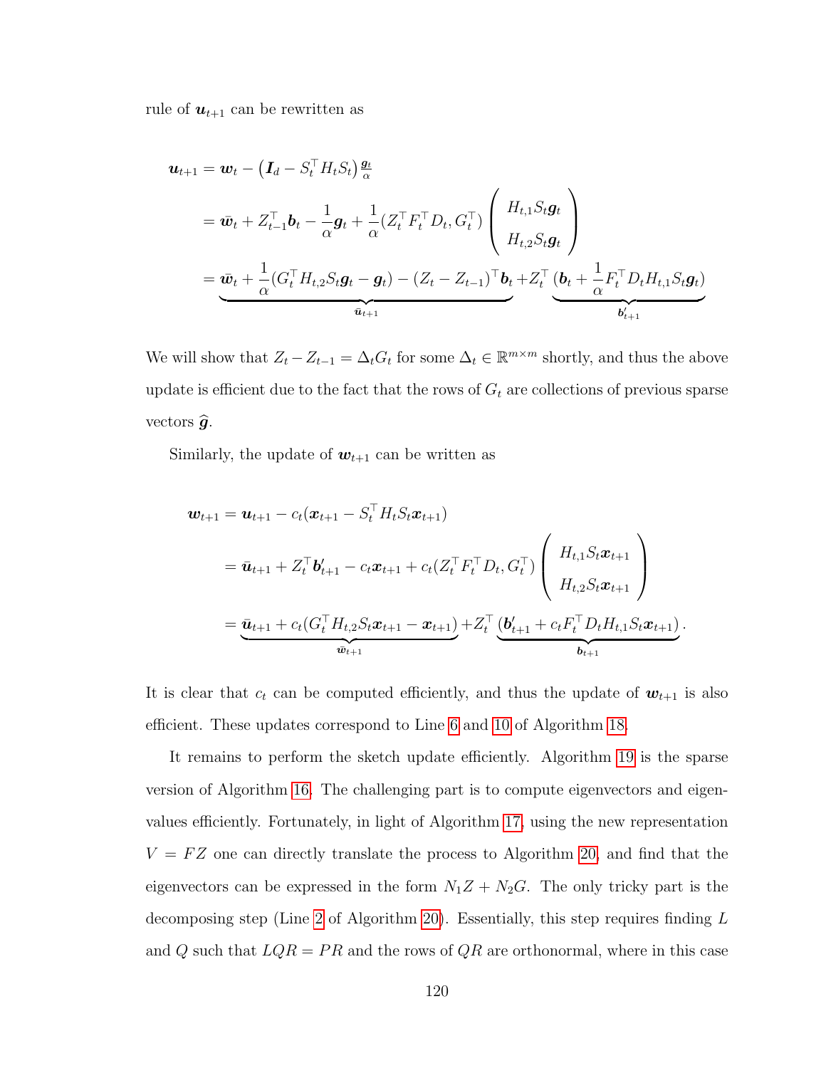rule of $\boldsymbol{u}_{t+1}$ can be rewritten as

$$
\begin{aligned}
\boldsymbol{u}_{t+1} &= \boldsymbol{w}_t - \left(\boldsymbol{I}_d - S_t^\top H_t S_t\right)\tfrac{\boldsymbol{g}_t}{\alpha} \\
&= \bar{\boldsymbol{w}}_t + Z_{t-1}^\top \boldsymbol{b}_t - \frac{1}{\alpha}\boldsymbol{g}_t + \frac{1}{\alpha}(Z_t^\top F_t^\top D_t, G_t^\top)\begin{pmatrix} H_{t,1}S_t\boldsymbol{g}_t \\ H_{t,2}S_t\boldsymbol{g}_t \end{pmatrix} \\
&= \underbrace{\bar{\boldsymbol{w}}_t + \frac{1}{\alpha}(G_t^\top H_{t,2}S_t\boldsymbol{g}_t - \boldsymbol{g}_t) - (Z_t - Z_{t-1})^\top \boldsymbol{b}_t}_{\bar{\boldsymbol{u}}_{t+1}} + Z_t^\top \underbrace{(\boldsymbol{b}_t + \frac{1}{\alpha}F_t^\top D_t H_{t,1}S_t\boldsymbol{g}_t)}_{\boldsymbol{b}'_{t+1}}
\end{aligned}
$$

We will show that $Z_t - Z_{t-1} = \Delta_t G_t$ for some $\Delta_t \in \mathbb{R}^{m\times m}$ shortly, and thus the above update is efficient due to the fact that the rows of $G_t$ are collections of previous sparse vectors $\widehat{\boldsymbol{g}}$.

Similarly, the update of $\boldsymbol{w}_{t+1}$ can be written as

$$
\begin{aligned}
\boldsymbol{w}_{t+1} &= \boldsymbol{u}_{t+1} - c_t(\boldsymbol{x}_{t+1} - S_t^\top H_t S_t \boldsymbol{x}_{t+1}) \\
&= \bar{\boldsymbol{u}}_{t+1} + Z_t^\top \boldsymbol{b}'_{t+1} - c_t\boldsymbol{x}_{t+1} + c_t(Z_t^\top F_t^\top D_t, G_t^\top)\begin{pmatrix} H_{t,1}S_t\boldsymbol{x}_{t+1} \\ H_{t,2}S_t\boldsymbol{x}_{t+1} \end{pmatrix} \\
&= \underbrace{\bar{\boldsymbol{u}}_{t+1} + c_t(G_t^\top H_{t,2}S_t\boldsymbol{x}_{t+1} - \boldsymbol{x}_{t+1})}_{\bar{\boldsymbol{w}}_{t+1}} + Z_t^\top \underbrace{(\boldsymbol{b}'_{t+1} + c_t F_t^\top D_t H_{t,1}S_t\boldsymbol{x}_{t+1})}_{\boldsymbol{b}_{t+1}}.
\end{aligned}
$$

It is clear that $c_t$ can be computed efficiently, and thus the update of $\boldsymbol{w}_{t+1}$ is also efficient. These updates correspond to Line 6 and 10 of Algorithm 18.

It remains to perform the sketch update efficiently. Algorithm 19 is the sparse version of Algorithm 16. The challenging part is to compute eigenvectors and eigenvalues efficiently. Fortunately, in light of Algorithm 17, using the new representation $V = FZ$ one can directly translate the process to Algorithm 20, and find that the eigenvectors can be expressed in the form $N_1 Z + N_2 G$. The only tricky part is the decomposing step (Line 2 of Algorithm 20). Essentially, this step requires finding $L$ and $Q$ such that $LQR = PR$ and the rows of $QR$ are orthonormal, where in this case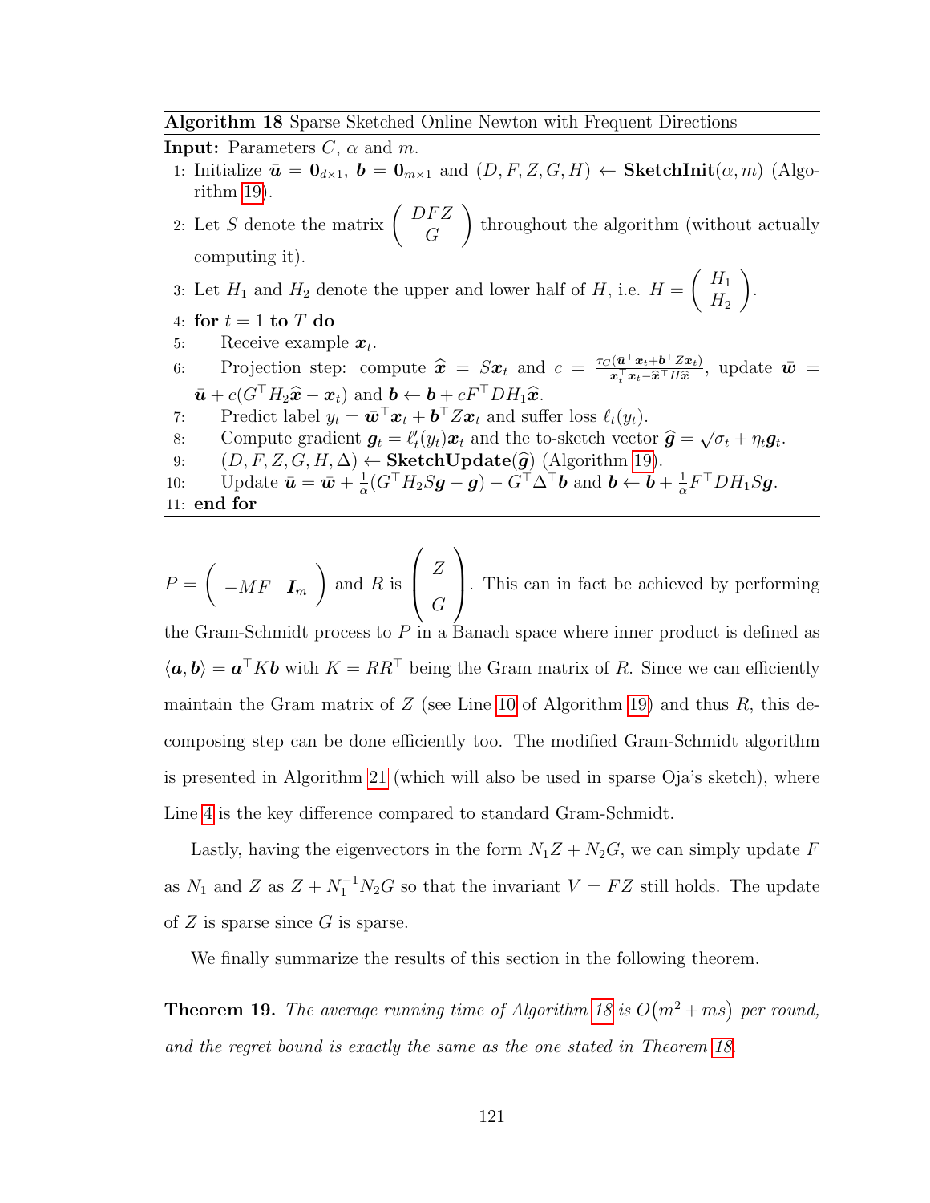**Algorithm 18** Sparse Sketched Online Newton with Frequent Directions

**Input:** Parameters $C$, $\alpha$ and $m$.

1: Initialize $\bar{\boldsymbol{u}} = \mathbf{0}_{d\times 1}$, $\boldsymbol{b} = \mathbf{0}_{m\times 1}$ and $(D, F, Z, G, H) \leftarrow$ **SketchInit**$(\alpha, m)$ (Algorithm 19).

2: Let $S$ denote the matrix $\begin{pmatrix} DFZ \\ G \end{pmatrix}$ throughout the algorithm (without actually computing it).

3: Let $H_1$ and $H_2$ denote the upper and lower half of $H$, i.e. $H = \begin{pmatrix} H_1 \\ H_2 \end{pmatrix}$.

4: **for** $t = 1$ **to** $T$ **do**

5: Receive example $\boldsymbol{x}_t$.

6: Projection step: compute $\widehat{\boldsymbol{x}} = S\boldsymbol{x}_t$ and $c = \frac{\tau_C(\bar{\boldsymbol{u}}^\top \boldsymbol{x}_t + \boldsymbol{b}^\top Z\boldsymbol{x}_t)}{\boldsymbol{x}_t^\top \boldsymbol{x}_t - \widehat{\boldsymbol{x}}^\top H\widehat{\boldsymbol{x}}}$, update $\bar{\boldsymbol{w}} = \bar{\boldsymbol{u}} + c(G^\top H_2\widehat{\boldsymbol{x}} - \boldsymbol{x}_t)$ and $\boldsymbol{b} \leftarrow \boldsymbol{b} + cF^\top DH_1\widehat{\boldsymbol{x}}$.

7: Predict label $y_t = \bar{\boldsymbol{w}}^\top \boldsymbol{x}_t + \boldsymbol{b}^\top Z\boldsymbol{x}_t$ and suffer loss $\ell_t(y_t)$.

8: Compute gradient $\boldsymbol{g}_t = \ell_t'(y_t)\boldsymbol{x}_t$ and the to-sketch vector $\widehat{\boldsymbol{g}} = \sqrt{\sigma_t + \eta_t}\boldsymbol{g}_t$.

9: $(D, F, Z, G, H, \Delta) \leftarrow$ **SketchUpdate**$(\widehat{\boldsymbol{g}})$ (Algorithm 19).

10: Update $\bar{\boldsymbol{u}} = \bar{\boldsymbol{w}} + \frac{1}{\alpha}(G^\top H_2 S\boldsymbol{g} - \boldsymbol{g}) - G^\top\Delta^\top\boldsymbol{b}$ and $\boldsymbol{b} \leftarrow \boldsymbol{b} + \frac{1}{\alpha}F^\top DH_1 S\boldsymbol{g}$.

11: **end for**

$P = \begin{pmatrix} -MF & \boldsymbol{I}_m \end{pmatrix}$ and $R$ is $\begin{pmatrix} Z \\ G \end{pmatrix}$. This can in fact be achieved by performing the Gram-Schmidt process to $P$ in a Banach space where inner product is defined as $\langle \boldsymbol{a}, \boldsymbol{b}\rangle = \boldsymbol{a}^\top K\boldsymbol{b}$ with $K = RR^\top$ being the Gram matrix of $R$. Since we can efficiently maintain the Gram matrix of $Z$ (see Line 10 of Algorithm 19) and thus $R$, this decomposing step can be done efficiently too. The modified Gram-Schmidt algorithm is presented in Algorithm 21 (which will also be used in sparse Oja's sketch), where Line 4 is the key difference compared to standard Gram-Schmidt.

Lastly, having the eigenvectors in the form $N_1 Z + N_2 G$, we can simply update $F$ as $N_1$ and $Z$ as $Z + N_1^{-1}N_2 G$ so that the invariant $V = FZ$ still holds. The update of $Z$ is sparse since $G$ is sparse.

We finally summarize the results of this section in the following theorem.

**Theorem 19.** *The average running time of Algorithm 18 is $O(m^2 + ms)$ per round, and the regret bound is exactly the same as the one stated in Theorem 18.*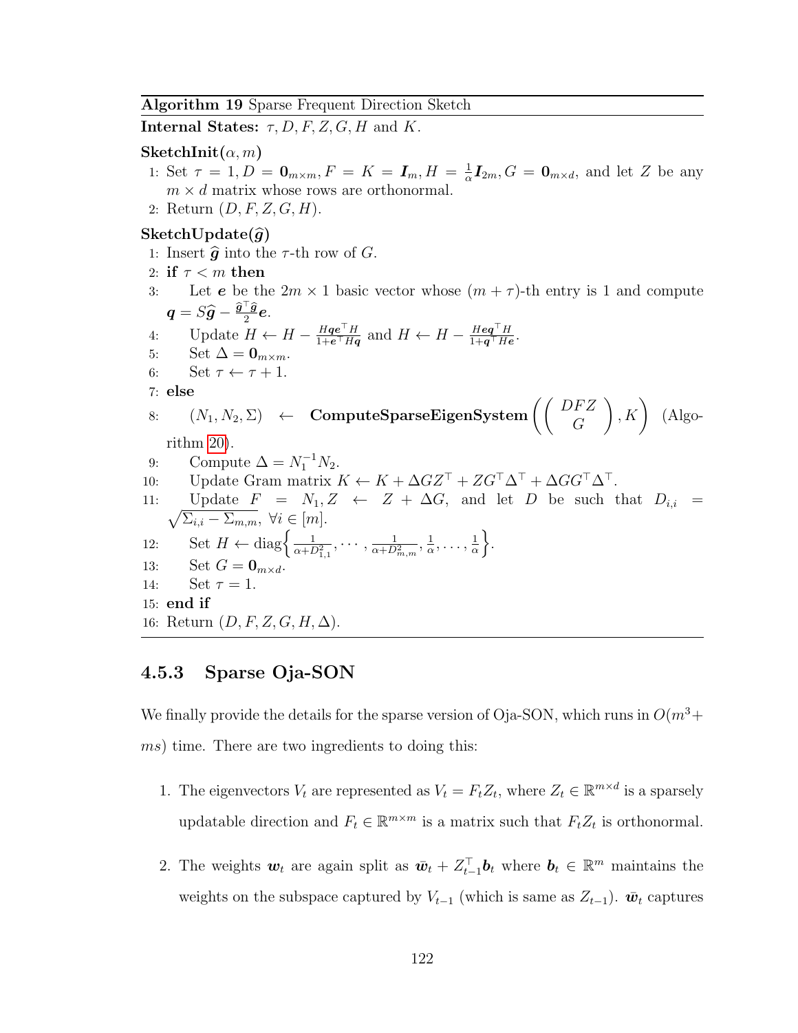**Algorithm 19** Sparse Frequent Direction Sketch

**Internal States:** $\tau, D, F, Z, G, H$ and $K$.

**SketchInit**$(\alpha, m)$

1: Set $\tau = 1, D = \mathbf{0}_{m\times m}, F = K = \boldsymbol{I}_m, H = \frac{1}{\alpha}\boldsymbol{I}_{2m}, G = \mathbf{0}_{m\times d}$, and let $Z$ be any $m \times d$ matrix whose rows are orthonormal.

2: Return $(D, F, Z, G, H)$.

**SketchUpdate**$(\widehat{\boldsymbol{g}})$

1: Insert $\widehat{\boldsymbol{g}}$ into the $\tau$-th row of $G$.

2: **if** $\tau < m$ **then**

3: Let $\boldsymbol{e}$ be the $2m \times 1$ basic vector whose $(m+\tau)$-th entry is 1 and compute $\boldsymbol{q} = S\widehat{\boldsymbol{g}} - \frac{\widehat{\boldsymbol{g}}^\top \widehat{\boldsymbol{g}}}{2}\boldsymbol{e}$.

4: Update $H \leftarrow H - \frac{H\boldsymbol{q}\boldsymbol{e}^\top H}{1+\boldsymbol{e}^\top H\boldsymbol{q}}$ and $H \leftarrow H - \frac{H\boldsymbol{e}\boldsymbol{q}^\top H}{1+\boldsymbol{q}^\top H\boldsymbol{e}}$.

5: Set $\Delta = \mathbf{0}_{m\times m}$.

6: Set $\tau \leftarrow \tau + 1$.

7: **else**

8: $(N_1, N_2, \Sigma) \leftarrow$ **ComputeSparseEigenSystem**$\left(\begin{pmatrix} DFZ \\ G \end{pmatrix}, K\right)$ (Algorithm 20).

9: Compute $\Delta = N_1^{-1}N_2$.

10: Update Gram matrix $K \leftarrow K + \Delta G Z^\top + Z G^\top \Delta^\top + \Delta G G^\top \Delta^\top$.

11: Update $F = N_1, Z \leftarrow Z + \Delta G$, and let $D$ be such that $D_{i,i} = \sqrt{\Sigma_{i,i} - \Sigma_{m,m}}$, $\forall i \in [m]$.

12: Set $H \leftarrow \text{diag}\left\{\frac{1}{\alpha + D_{1,1}^2}, \cdots, \frac{1}{\alpha + D_{m,m}^2}, \frac{1}{\alpha}, \ldots, \frac{1}{\alpha}\right\}$.

13: Set $G = \mathbf{0}_{m\times d}$.

14: Set $\tau = 1$.

15: **end if**

16: Return $(D, F, Z, G, H, \Delta)$.

### 4.5.3 Sparse Oja-SON

We finally provide the details for the sparse version of Oja-SON, which runs in $O(m^3 + ms)$ time. There are two ingredients to doing this:

1. The eigenvectors $V_t$ are represented as $V_t = F_t Z_t$, where $Z_t \in \mathbb{R}^{m\times d}$ is a sparsely updatable direction and $F_t \in \mathbb{R}^{m\times m}$ is a matrix such that $F_t Z_t$ is orthonormal.

2. The weights $\boldsymbol{w}_t$ are again split as $\bar{\boldsymbol{w}}_t + Z_{t-1}^\top \boldsymbol{b}_t$ where $\boldsymbol{b}_t \in \mathbb{R}^m$ maintains the weights on the subspace captured by $V_{t-1}$ (which is same as $Z_{t-1}$). $\bar{\boldsymbol{w}}_t$ captures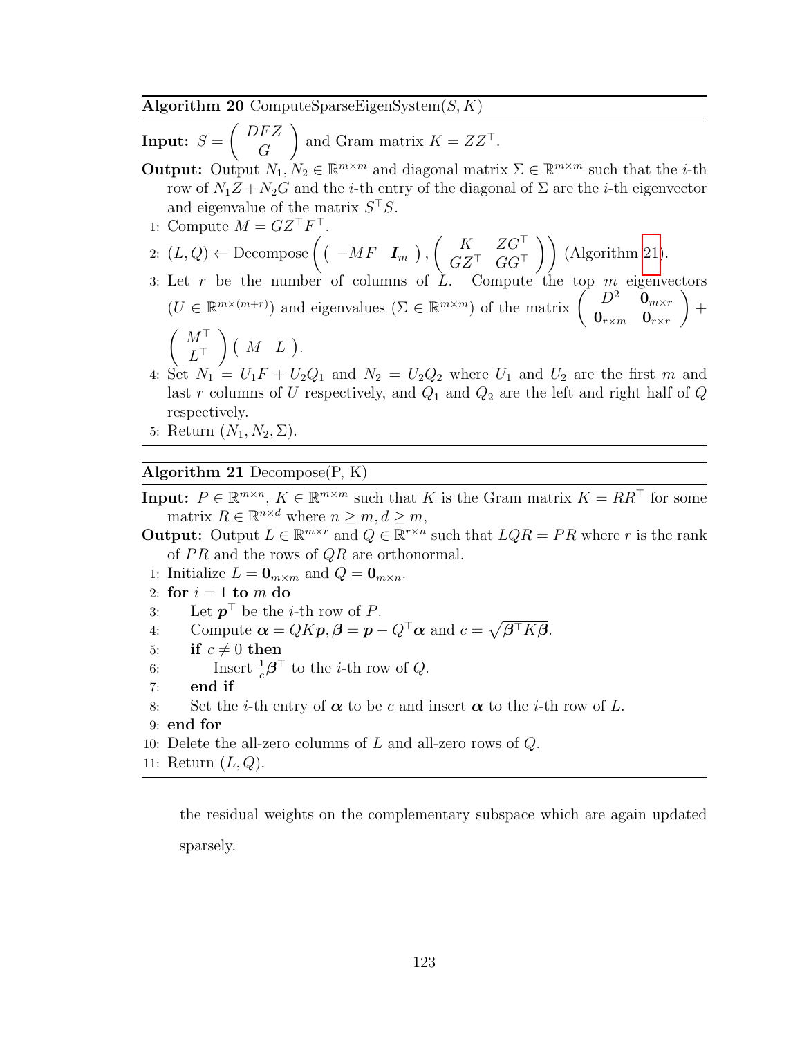**Algorithm 20** ComputeSparseEigenSystem($S, K$)

**Input:** $S = \begin{pmatrix} DFZ \\ G \end{pmatrix}$ and Gram matrix $K = ZZ^\top$.

**Output:** Output $N_1, N_2 \in \mathbb{R}^{m\times m}$ and diagonal matrix $\Sigma \in \mathbb{R}^{m\times m}$ such that the $i$-th row of $N_1 Z + N_2 G$ and the $i$-th entry of the diagonal of $\Sigma$ are the $i$-th eigenvector and eigenvalue of the matrix $S^\top S$.

1: Compute $M = GZ^\top F^\top$.

2: $(L, Q) \leftarrow$ Decompose$\left( \begin{pmatrix} -MF & \boldsymbol{I}_m \end{pmatrix}, \begin{pmatrix} K & ZG^\top \\ GZ^\top & GG^\top \end{pmatrix} \right)$ (Algorithm 21).

3: Let $r$ be the number of columns of $L$. Compute the top $m$ eigenvectors ($U \in \mathbb{R}^{m\times(m+r)}$) and eigenvalues ($\Sigma \in \mathbb{R}^{m\times m}$) of the matrix $\begin{pmatrix} D^2 & \mathbf{0}_{m\times r} \\ \mathbf{0}_{r\times m} & \mathbf{0}_{r\times r} \end{pmatrix} + \begin{pmatrix} M^\top \\ L^\top \end{pmatrix} \begin{pmatrix} M & L \end{pmatrix}$.

4: Set $N_1 = U_1 F + U_2 Q_1$ and $N_2 = U_2 Q_2$ where $U_1$ and $U_2$ are the first $m$ and last $r$ columns of $U$ respectively, and $Q_1$ and $Q_2$ are the left and right half of $Q$ respectively.

5: Return $(N_1, N_2, \Sigma)$.

---

**Algorithm 21** Decompose(P, K)

**Input:** $P \in \mathbb{R}^{m\times n}$, $K \in \mathbb{R}^{m\times m}$ such that $K$ is the Gram matrix $K = RR^\top$ for some matrix $R \in \mathbb{R}^{n\times d}$ where $n \geq m, d \geq m$,

**Output:** Output $L \in \mathbb{R}^{m\times r}$ and $Q \in \mathbb{R}^{r\times n}$ such that $LQR = PR$ where $r$ is the rank of $PR$ and the rows of $QR$ are orthonormal.

1: Initialize $L = \mathbf{0}_{m\times m}$ and $Q = \mathbf{0}_{m\times n}$.

2: **for** $i = 1$ **to** $m$ **do**

3: &nbsp;&nbsp;&nbsp;&nbsp;Let $\boldsymbol{p}^\top$ be the $i$-th row of $P$.

4: &nbsp;&nbsp;&nbsp;&nbsp;Compute $\boldsymbol{\alpha} = QK\boldsymbol{p}, \boldsymbol{\beta} = \boldsymbol{p} - Q^\top \boldsymbol{\alpha}$ and $c = \sqrt{\boldsymbol{\beta}^\top K \boldsymbol{\beta}}$.

5: &nbsp;&nbsp;&nbsp;&nbsp;**if** $c \neq 0$ **then**

6: &nbsp;&nbsp;&nbsp;&nbsp;&nbsp;&nbsp;&nbsp;&nbsp;Insert $\frac{1}{c}\boldsymbol{\beta}^\top$ to the $i$-th row of $Q$.

7: &nbsp;&nbsp;&nbsp;&nbsp;**end if**

8: &nbsp;&nbsp;&nbsp;&nbsp;Set the $i$-th entry of $\boldsymbol{\alpha}$ to be $c$ and insert $\boldsymbol{\alpha}$ to the $i$-th row of $L$.

9: **end for**

10: Delete the all-zero columns of $L$ and all-zero rows of $Q$.

11: Return $(L, Q)$.

---

the residual weights on the complementary subspace which are again updated sparsely.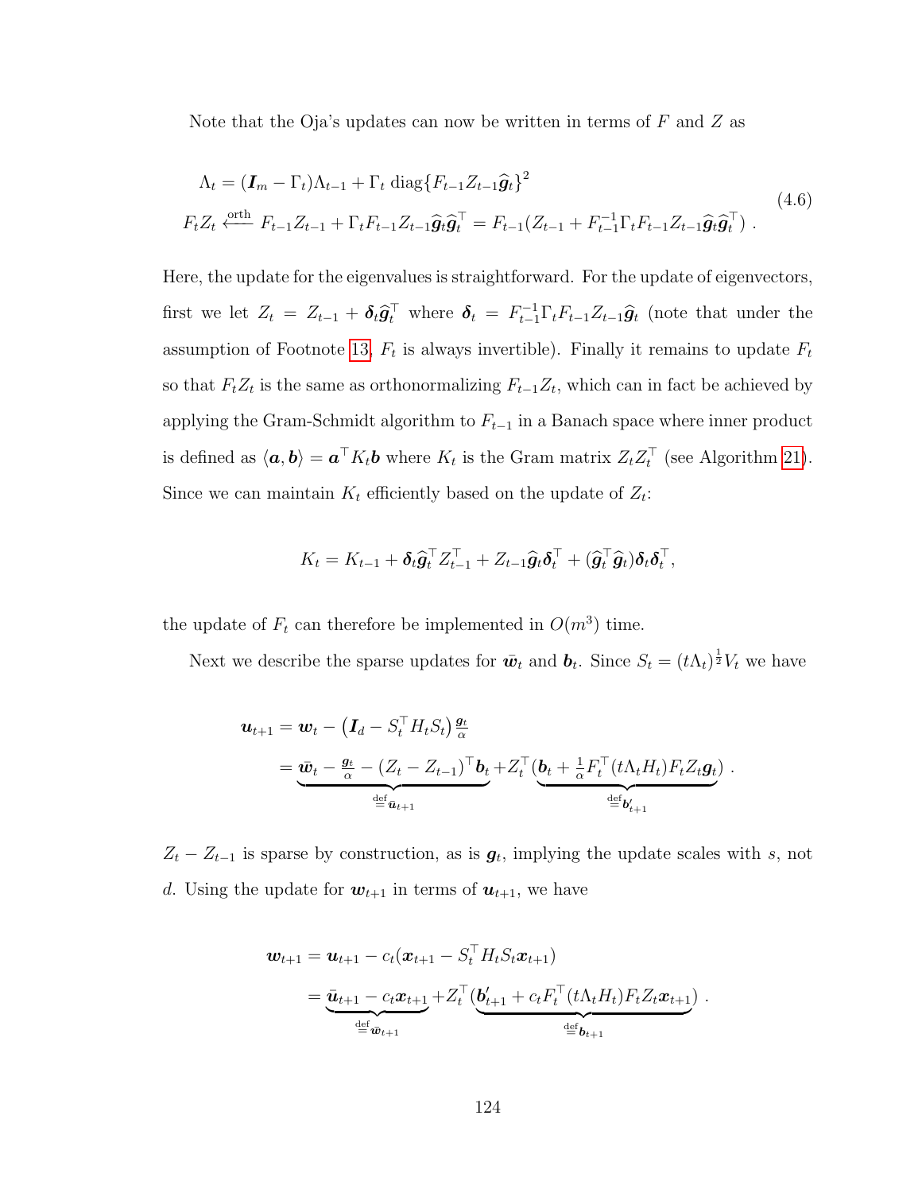Note that the Oja's updates can now be written in terms of $F$ and $Z$ as

$$\begin{aligned}
&\Lambda_t = (\boldsymbol{I}_m - \Gamma_t)\Lambda_{t-1} + \Gamma_t \operatorname{diag}\{F_{t-1}Z_{t-1}\widehat{\boldsymbol{g}}_t\}^2 \\
&F_t Z_t \xleftarrow{\text{orth}} F_{t-1}Z_{t-1} + \Gamma_t F_{t-1} Z_{t-1}\widehat{\boldsymbol{g}}_t\widehat{\boldsymbol{g}}_t^\top = F_{t-1}(Z_{t-1} + F_{t-1}^{-1}\Gamma_t F_{t-1} Z_{t-1}\widehat{\boldsymbol{g}}_t\widehat{\boldsymbol{g}}_t^\top)\ .
\end{aligned} \tag{4.6}$$

Here, the update for the eigenvalues is straightforward. For the update of eigenvectors, first we let $Z_t = Z_{t-1} + \boldsymbol{\delta}_t\widehat{\boldsymbol{g}}_t^\top$ where $\boldsymbol{\delta}_t = F_{t-1}^{-1}\Gamma_t F_{t-1}Z_{t-1}\widehat{\boldsymbol{g}}_t$ (note that under the assumption of Footnote 13, $F_t$ is always invertible). Finally it remains to update $F_t$ so that $F_t Z_t$ is the same as orthonormalizing $F_{t-1}Z_t$, which can in fact be achieved by applying the Gram-Schmidt algorithm to $F_{t-1}$ in a Banach space where inner product is defined as $\langle \boldsymbol{a}, \boldsymbol{b}\rangle = \boldsymbol{a}^\top K_t \boldsymbol{b}$ where $K_t$ is the Gram matrix $Z_t Z_t^\top$ (see Algorithm 21). Since we can maintain $K_t$ efficiently based on the update of $Z_t$:

$$K_t = K_{t-1} + \boldsymbol{\delta}_t\widehat{\boldsymbol{g}}_t^\top Z_{t-1}^\top + Z_{t-1}\widehat{\boldsymbol{g}}_t\boldsymbol{\delta}_t^\top + (\widehat{\boldsymbol{g}}_t^\top\widehat{\boldsymbol{g}}_t)\boldsymbol{\delta}_t\boldsymbol{\delta}_t^\top ,$$

the update of $F_t$ can therefore be implemented in $O(m^3)$ time.

Next we describe the sparse updates for $\bar{\boldsymbol{w}}_t$ and $\boldsymbol{b}_t$. Since $S_t = (t\Lambda_t)^{\frac{1}{2}}V_t$ we have

$$\begin{aligned}
\boldsymbol{u}_{t+1} &= \boldsymbol{w}_t - \left(\boldsymbol{I}_d - S_t^\top H_t S_t\right)\tfrac{\boldsymbol{g}_t}{\alpha} \\
&= \underbrace{\bar{\boldsymbol{w}}_t - \tfrac{\boldsymbol{g}_t}{\alpha} - (Z_t - Z_{t-1})^\top \boldsymbol{b}_t}_{\stackrel{\text{def}}{=} \bar{\boldsymbol{u}}_{t+1}} + Z_t^\top \underbrace{(\boldsymbol{b}_t + \tfrac{1}{\alpha}F_t^\top (t\Lambda_t H_t)F_t Z_t \boldsymbol{g}_t)}_{\stackrel{\text{def}}{=} \boldsymbol{b}'_{t+1}}\ .
\end{aligned}$$

$Z_t - Z_{t-1}$ is sparse by construction, as is $\boldsymbol{g}_t$, implying the update scales with $s$, not $d$. Using the update for $\boldsymbol{w}_{t+1}$ in terms of $\boldsymbol{u}_{t+1}$, we have

$$\begin{aligned}
\boldsymbol{w}_{t+1} &= \boldsymbol{u}_{t+1} - c_t(\boldsymbol{x}_{t+1} - S_t^\top H_t S_t \boldsymbol{x}_{t+1}) \\
&= \underbrace{\bar{\boldsymbol{u}}_{t+1} - c_t\boldsymbol{x}_{t+1}}_{\stackrel{\text{def}}{=} \bar{\boldsymbol{w}}_{t+1}} + Z_t^\top \underbrace{(\boldsymbol{b}'_{t+1} + c_t F_t^\top (t\Lambda_t H_t)F_t Z_t \boldsymbol{x}_{t+1})}_{\stackrel{\text{def}}{=} \boldsymbol{b}_{t+1}}\ .
\end{aligned}$$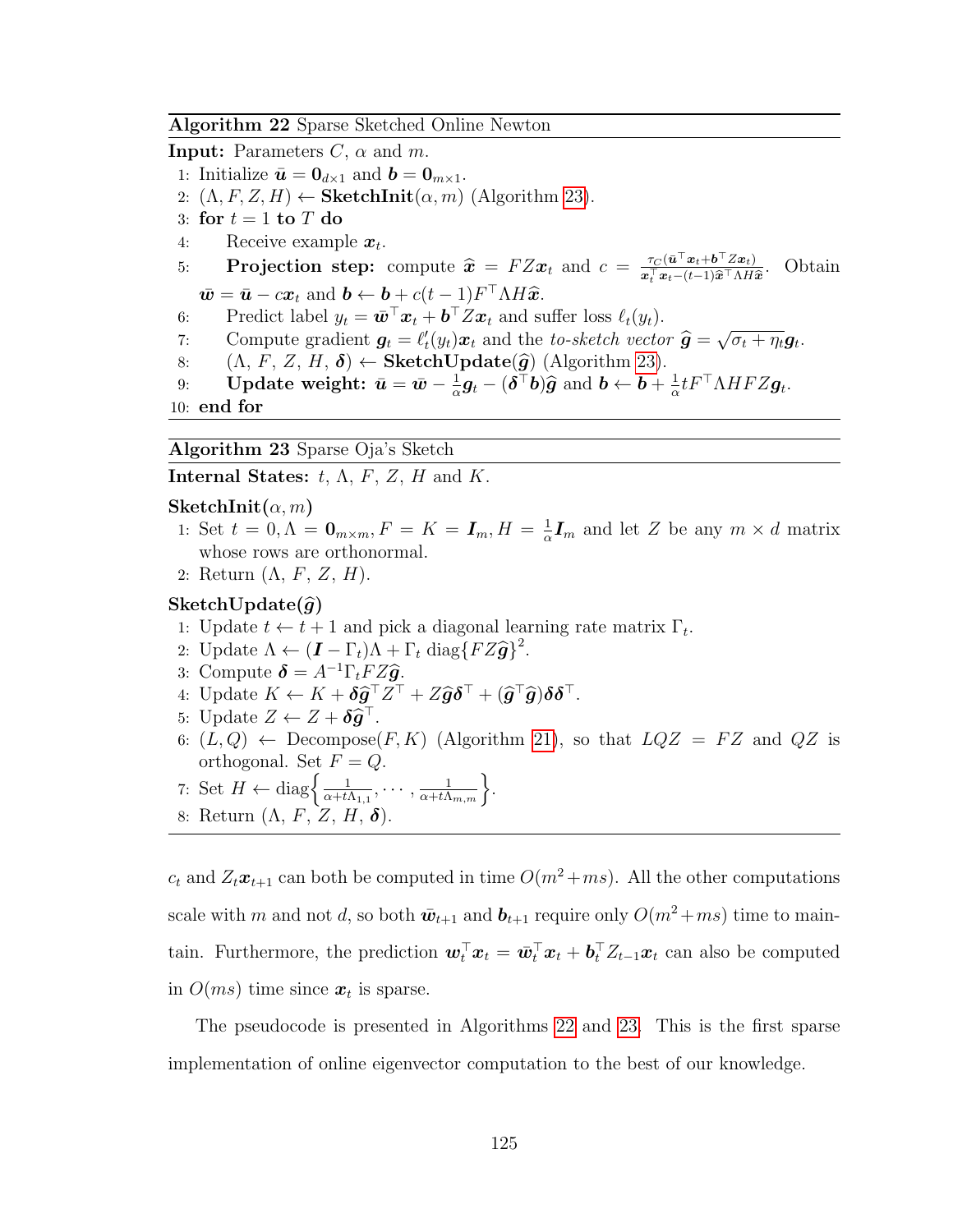**Algorithm 22** Sparse Sketched Online Newton

**Input:** Parameters $C$, $\alpha$ and $m$.

1: Initialize $\bar{\boldsymbol{u}} = \boldsymbol{0}_{d\times 1}$ and $\boldsymbol{b} = \boldsymbol{0}_{m\times 1}$.
2: $(\Lambda, F, Z, H) \leftarrow$ **SketchInit**$(\alpha, m)$ (Algorithm 23).
3: **for** $t = 1$ **to** $T$ **do**
4: Receive example $\boldsymbol{x}_t$.
5: **Projection step:** compute $\widehat{\boldsymbol{x}} = FZ\boldsymbol{x}_t$ and $c = \frac{\tau_C(\bar{\boldsymbol{u}}^\top \boldsymbol{x}_t + \boldsymbol{b}^\top Z\boldsymbol{x}_t)}{\boldsymbol{x}_t^\top \boldsymbol{x}_t - (t-1)\widehat{\boldsymbol{x}}^\top \Lambda H \widehat{\boldsymbol{x}}}$. Obtain $\bar{\boldsymbol{w}} = \bar{\boldsymbol{u}} - c\boldsymbol{x}_t$ and $\boldsymbol{b} \leftarrow \boldsymbol{b} + c(t-1)F^\top \Lambda H \widehat{\boldsymbol{x}}$.
6: Predict label $y_t = \bar{\boldsymbol{w}}^\top \boldsymbol{x}_t + \boldsymbol{b}^\top Z\boldsymbol{x}_t$ and suffer loss $\ell_t(y_t)$.
7: Compute gradient $\boldsymbol{g}_t = \ell_t'(y_t)\boldsymbol{x}_t$ and the *to-sketch vector* $\widehat{\boldsymbol{g}} = \sqrt{\sigma_t + \eta_t}\boldsymbol{g}_t$.
8: $(\Lambda, F, Z, H, \boldsymbol{\delta}) \leftarrow$ **SketchUpdate**$(\widehat{\boldsymbol{g}})$ (Algorithm 23).
9: **Update weight:** $\bar{\boldsymbol{u}} = \bar{\boldsymbol{w}} - \frac{1}{\alpha}\boldsymbol{g}_t - (\boldsymbol{\delta}^\top \boldsymbol{b})\widehat{\boldsymbol{g}}$ and $\boldsymbol{b} \leftarrow \boldsymbol{b} + \frac{1}{\alpha}tF^\top \Lambda H F Z \boldsymbol{g}_t$.
10: **end for**

**Algorithm 23** Sparse Oja's Sketch

**Internal States:** $t$, $\Lambda$, $F$, $Z$, $H$ and $K$.

**SketchInit**$(\alpha, m)$

1: Set $t = 0, \Lambda = \boldsymbol{0}_{m\times m}, F = K = \boldsymbol{I}_m, H = \frac{1}{\alpha}\boldsymbol{I}_m$ and let $Z$ be any $m \times d$ matrix whose rows are orthonormal.
2: Return $(\Lambda, F, Z, H)$.

**SketchUpdate**$(\widehat{\boldsymbol{g}})$

1: Update $t \leftarrow t + 1$ and pick a diagonal learning rate matrix $\Gamma_t$.
2: Update $\Lambda \leftarrow (\boldsymbol{I} - \Gamma_t)\Lambda + \Gamma_t \operatorname{diag}\{FZ\widehat{\boldsymbol{g}}\}^2$.
3: Compute $\boldsymbol{\delta} = A^{-1}\Gamma_t FZ\widehat{\boldsymbol{g}}$.
4: Update $K \leftarrow K + \boldsymbol{\delta}\widehat{\boldsymbol{g}}^\top Z^\top + Z\widehat{\boldsymbol{g}}\boldsymbol{\delta}^\top + (\widehat{\boldsymbol{g}}^\top \widehat{\boldsymbol{g}})\boldsymbol{\delta}\boldsymbol{\delta}^\top$.
5: Update $Z \leftarrow Z + \boldsymbol{\delta}\widehat{\boldsymbol{g}}^\top$.
6: $(L, Q) \leftarrow$ Decompose$(F, K)$ (Algorithm 21), so that $LQZ = FZ$ and $QZ$ is orthogonal. Set $F = Q$.
7: Set $H \leftarrow \operatorname{diag}\left\{\frac{1}{\alpha + t\Lambda_{1,1}}, \cdots, \frac{1}{\alpha + t\Lambda_{m,m}}\right\}$.
8: Return $(\Lambda, F, Z, H, \boldsymbol{\delta})$.

$c_t$ and $Z_t\boldsymbol{x}_{t+1}$ can both be computed in time $O(m^2 + ms)$. All the other computations scale with $m$ and not $d$, so both $\bar{\boldsymbol{w}}_{t+1}$ and $\boldsymbol{b}_{t+1}$ require only $O(m^2 + ms)$ time to maintain. Furthermore, the prediction $\boldsymbol{w}_t^\top \boldsymbol{x}_t = \bar{\boldsymbol{w}}_t^\top \boldsymbol{x}_t + \boldsymbol{b}_t^\top Z_{t-1}\boldsymbol{x}_t$ can also be computed in $O(ms)$ time since $\boldsymbol{x}_t$ is sparse.

The pseudocode is presented in Algorithms 22 and 23. This is the first sparse implementation of online eigenvector computation to the best of our knowledge.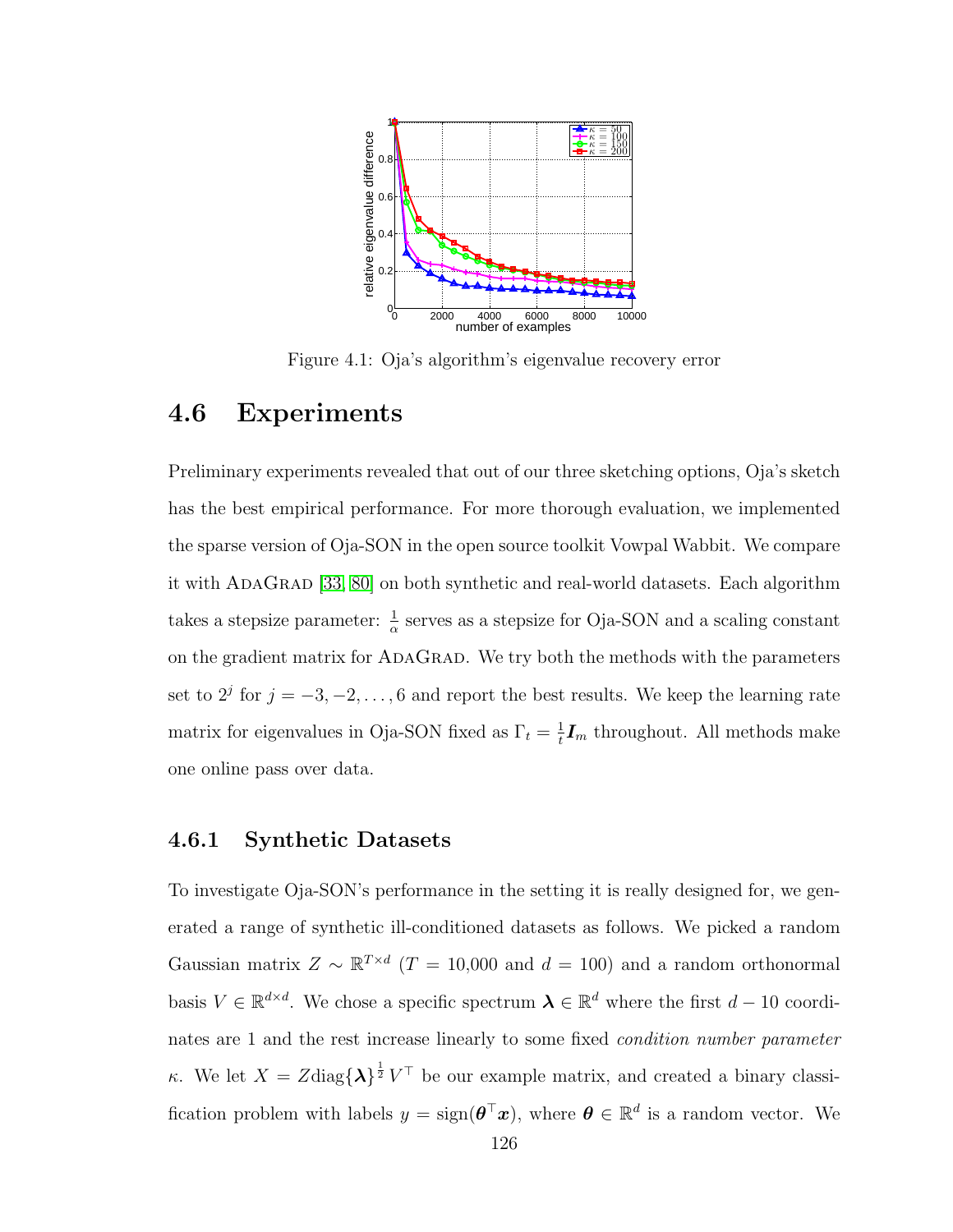Figure 4.1: Oja's algorithm's eigenvalue recovery error

## 4.6 Experiments

Preliminary experiments revealed that out of our three sketching options, Oja's sketch has the best empirical performance. For more thorough evaluation, we implemented the sparse version of Oja-SON in the open source toolkit Vowpal Wabbit. We compare it with AdaGrad [33, 80] on both synthetic and real-world datasets. Each algorithm takes a stepsize parameter: $\frac{1}{\alpha}$ serves as a stepsize for Oja-SON and a scaling constant on the gradient matrix for AdaGrad. We try both the methods with the parameters set to $2^j$ for $j = -3, -2, \ldots, 6$ and report the best results. We keep the learning rate matrix for eigenvalues in Oja-SON fixed as $\Gamma_t = \frac{1}{t}\boldsymbol{I}_m$ throughout. All methods make one online pass over data.

### 4.6.1 Synthetic Datasets

To investigate Oja-SON's performance in the setting it is really designed for, we generated a range of synthetic ill-conditioned datasets as follows. We picked a random Gaussian matrix $Z \sim \mathbb{R}^{T\times d}$ ($T$ = 10,000 and $d = 100$) and a random orthonormal basis $V \in \mathbb{R}^{d\times d}$. We chose a specific spectrum $\boldsymbol{\lambda} \in \mathbb{R}^d$ where the first $d - 10$ coordinates are 1 and the rest increase linearly to some fixed *condition number parameter* $\kappa$. We let $X = Z\text{diag}\{\boldsymbol{\lambda}\}^{\frac{1}{2}}V^\top$ be our example matrix, and created a binary classification problem with labels $y = \text{sign}(\boldsymbol{\theta}^\top \boldsymbol{x})$, where $\boldsymbol{\theta} \in \mathbb{R}^d$ is a random vector. We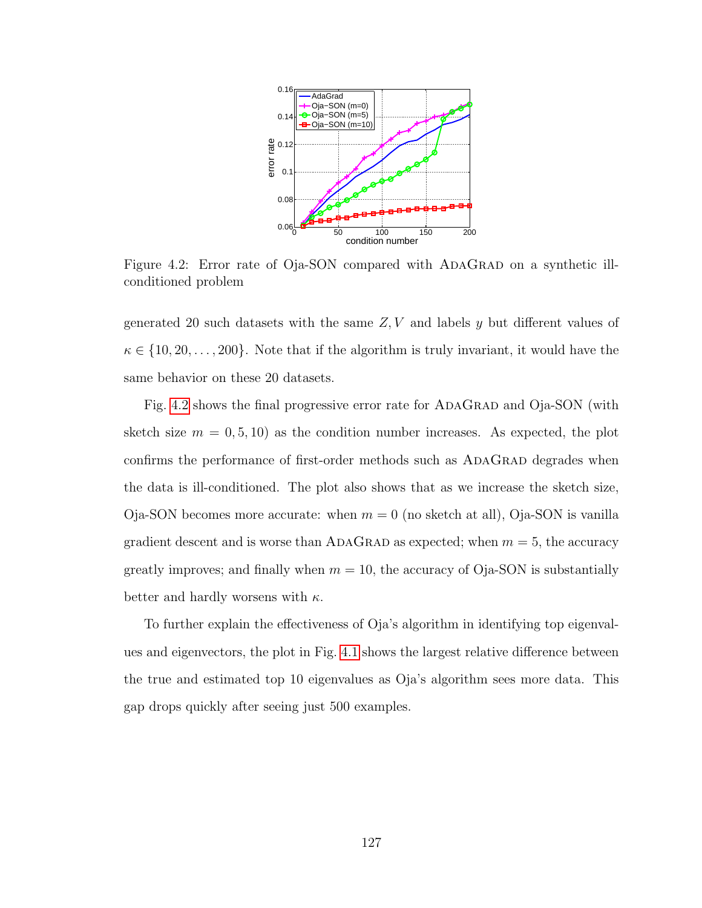Figure 4.2: Error rate of Oja-SON compared with AdaGrad on a synthetic ill-conditioned problem

generated 20 such datasets with the same $Z, V$ and labels $y$ but different values of $\kappa \in \{10, 20, \ldots, 200\}$. Note that if the algorithm is truly invariant, it would have the same behavior on these 20 datasets.

Fig. 4.2 shows the final progressive error rate for AdaGrad and Oja-SON (with sketch size $m = 0, 5, 10$) as the condition number increases. As expected, the plot confirms the performance of first-order methods such as AdaGrad degrades when the data is ill-conditioned. The plot also shows that as we increase the sketch size, Oja-SON becomes more accurate: when $m = 0$ (no sketch at all), Oja-SON is vanilla gradient descent and is worse than AdaGrad as expected; when $m = 5$, the accuracy greatly improves; and finally when $m = 10$, the accuracy of Oja-SON is substantially better and hardly worsens with $\kappa$.

To further explain the effectiveness of Oja's algorithm in identifying top eigenvalues and eigenvectors, the plot in Fig. 4.1 shows the largest relative difference between the true and estimated top 10 eigenvalues as Oja's algorithm sees more data. This gap drops quickly after seeing just 500 examples.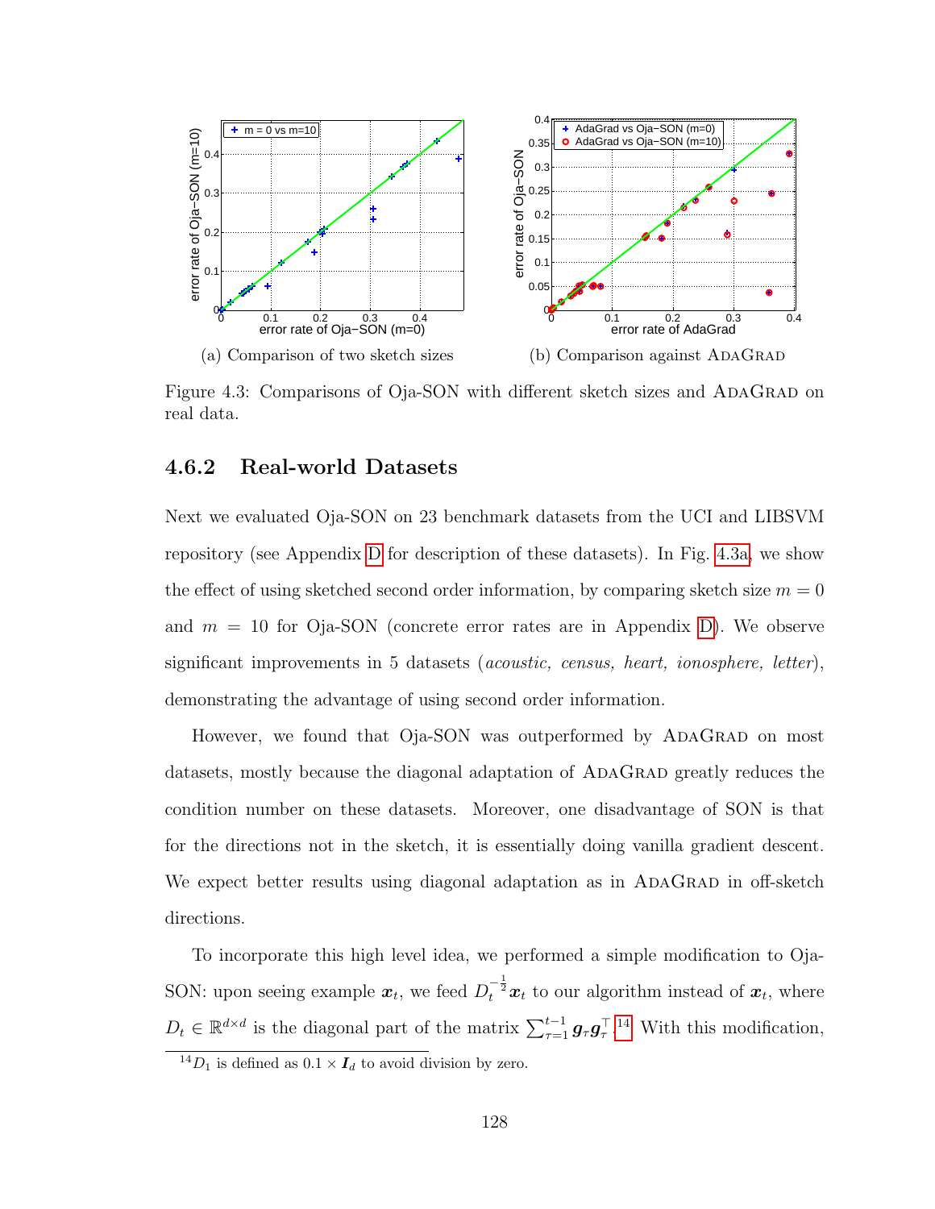(a) Comparison of two sketch sizes

(b) Comparison against AdaGrad

Figure 4.3: Comparisons of Oja-SON with different sketch sizes and AdaGrad on real data.

### 4.6.2 Real-world Datasets

Next we evaluated Oja-SON on 23 benchmark datasets from the UCI and LIBSVM repository (see Appendix D for description of these datasets). In Fig. 4.3a, we show the effect of using sketched second order information, by comparing sketch size $m = 0$ and $m = 10$ for Oja-SON (concrete error rates are in Appendix D). We observe significant improvements in 5 datasets (*acoustic, census, heart, ionosphere, letter*), demonstrating the advantage of using second order information.

However, we found that Oja-SON was outperformed by AdaGrad on most datasets, mostly because the diagonal adaptation of AdaGrad greatly reduces the condition number on these datasets. Moreover, one disadvantage of SON is that for the directions not in the sketch, it is essentially doing vanilla gradient descent. We expect better results using diagonal adaptation as in AdaGrad in off-sketch directions.

To incorporate this high level idea, we performed a simple modification to Oja-SON: upon seeing example $\boldsymbol{x}_t$, we feed $D_t^{-\frac{1}{2}}\boldsymbol{x}_t$ to our algorithm instead of $\boldsymbol{x}_t$, where $D_t \in \mathbb{R}^{d\times d}$ is the diagonal part of the matrix $\sum_{\tau=1}^{t-1} \boldsymbol{g}_\tau \boldsymbol{g}_\tau^\top$.[14] With this modification,

[14] $D_1$ is defined as $0.1 \times \boldsymbol{I}_d$ to avoid division by zero.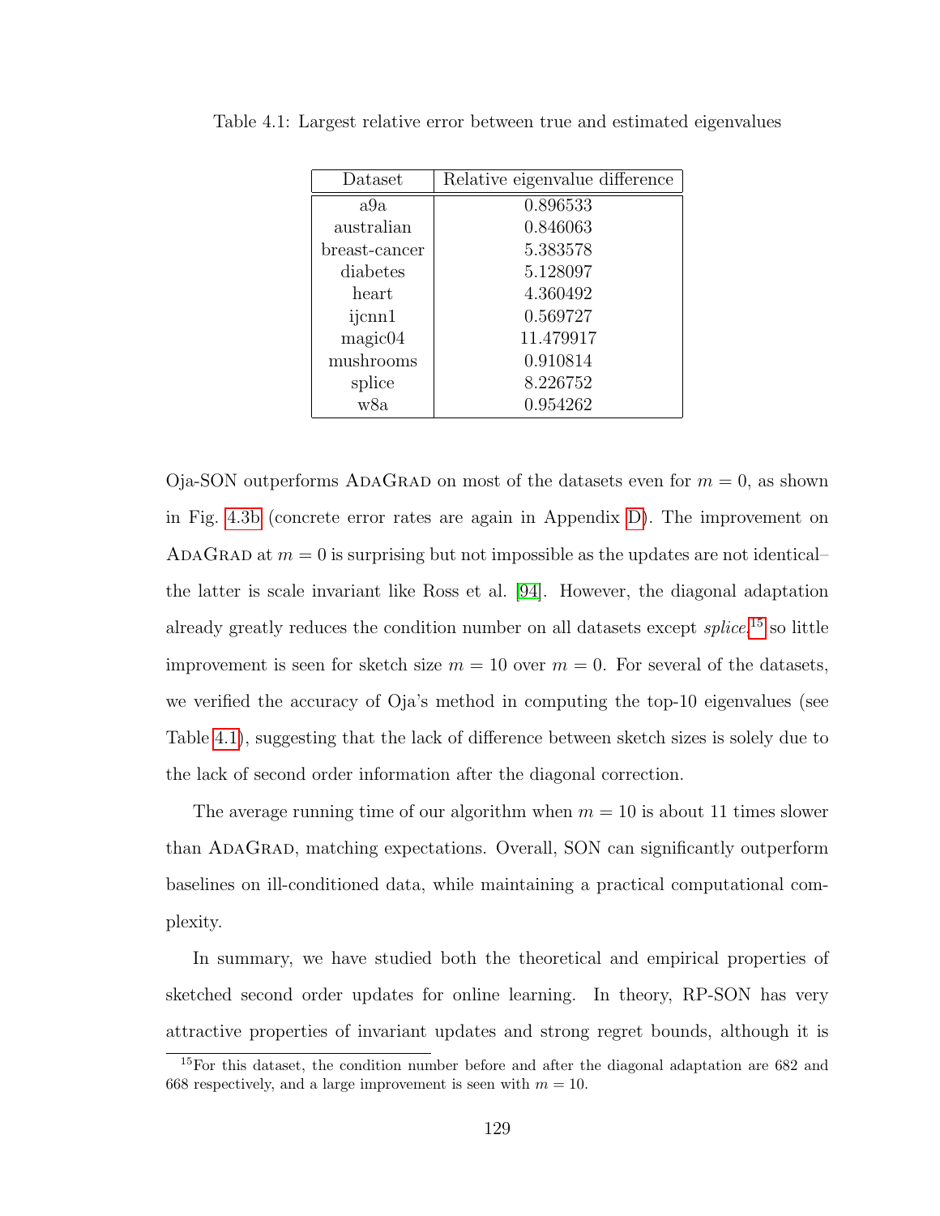Table 4.1: Largest relative error between true and estimated eigenvalues

| Dataset | Relative eigenvalue difference |
|---|---|
| a9a | 0.896533 |
| australian | 0.846063 |
| breast-cancer | 5.383578 |
| diabetes | 5.128097 |
| heart | 4.360492 |
| ijcnn1 | 0.569727 |
| magic04 | 11.479917 |
| mushrooms | 0.910814 |
| splice | 8.226752 |
| w8a | 0.954262 |

Oja-SON outperforms AdaGrad on most of the datasets even for $m = 0$, as shown in Fig. 4.3b (concrete error rates are again in Appendix D). The improvement on AdaGrad at $m = 0$ is surprising but not impossible as the updates are not identical– the latter is scale invariant like Ross et al. [94]. However, the diagonal adaptation already greatly reduces the condition number on all datasets except *splice*,[15] so little improvement is seen for sketch size $m = 10$ over $m = 0$. For several of the datasets, we verified the accuracy of Oja's method in computing the top-10 eigenvalues (see Table 4.1), suggesting that the lack of difference between sketch sizes is solely due to the lack of second order information after the diagonal correction.

The average running time of our algorithm when $m = 10$ is about 11 times slower than AdaGrad, matching expectations. Overall, SON can significantly outperform baselines on ill-conditioned data, while maintaining a practical computational complexity.

In summary, we have studied both the theoretical and empirical properties of sketched second order updates for online learning. In theory, RP-SON has very attractive properties of invariant updates and strong regret bounds, although it is

[15] For this dataset, the condition number before and after the diagonal adaptation are 682 and 668 respectively, and a large improvement is seen with $m = 10$.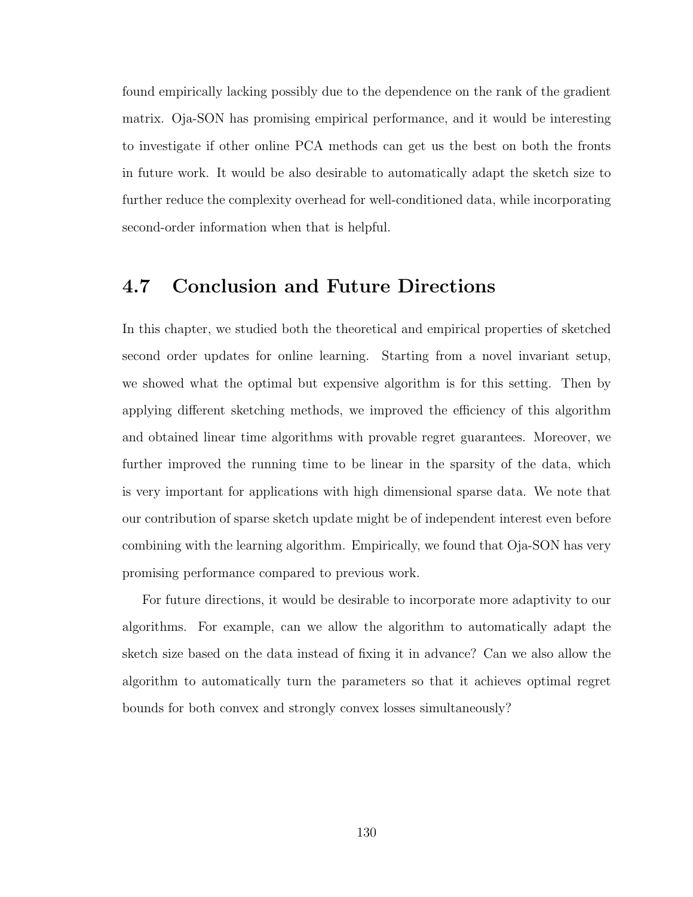found empirically lacking possibly due to the dependence on the rank of the gradient matrix. Oja-SON has promising empirical performance, and it would be interesting to investigate if other online PCA methods can get us the best on both the fronts in future work. It would be also desirable to automatically adapt the sketch size to further reduce the complexity overhead for well-conditioned data, while incorporating second-order information when that is helpful.

## 4.7 Conclusion and Future Directions

In this chapter, we studied both the theoretical and empirical properties of sketched second order updates for online learning. Starting from a novel invariant setup, we showed what the optimal but expensive algorithm is for this setting. Then by applying different sketching methods, we improved the efficiency of this algorithm and obtained linear time algorithms with provable regret guarantees. Moreover, we further improved the running time to be linear in the sparsity of the data, which is very important for applications with high dimensional sparse data. We note that our contribution of sparse sketch update might be of independent interest even before combining with the learning algorithm. Empirically, we found that Oja-SON has very promising performance compared to previous work.

For future directions, it would be desirable to incorporate more adaptivity to our algorithms. For example, can we allow the algorithm to automatically adapt the sketch size based on the data instead of fixing it in advance? Can we also allow the algorithm to automatically turn the parameters so that it achieves optimal regret bounds for both convex and strongly convex losses simultaneously?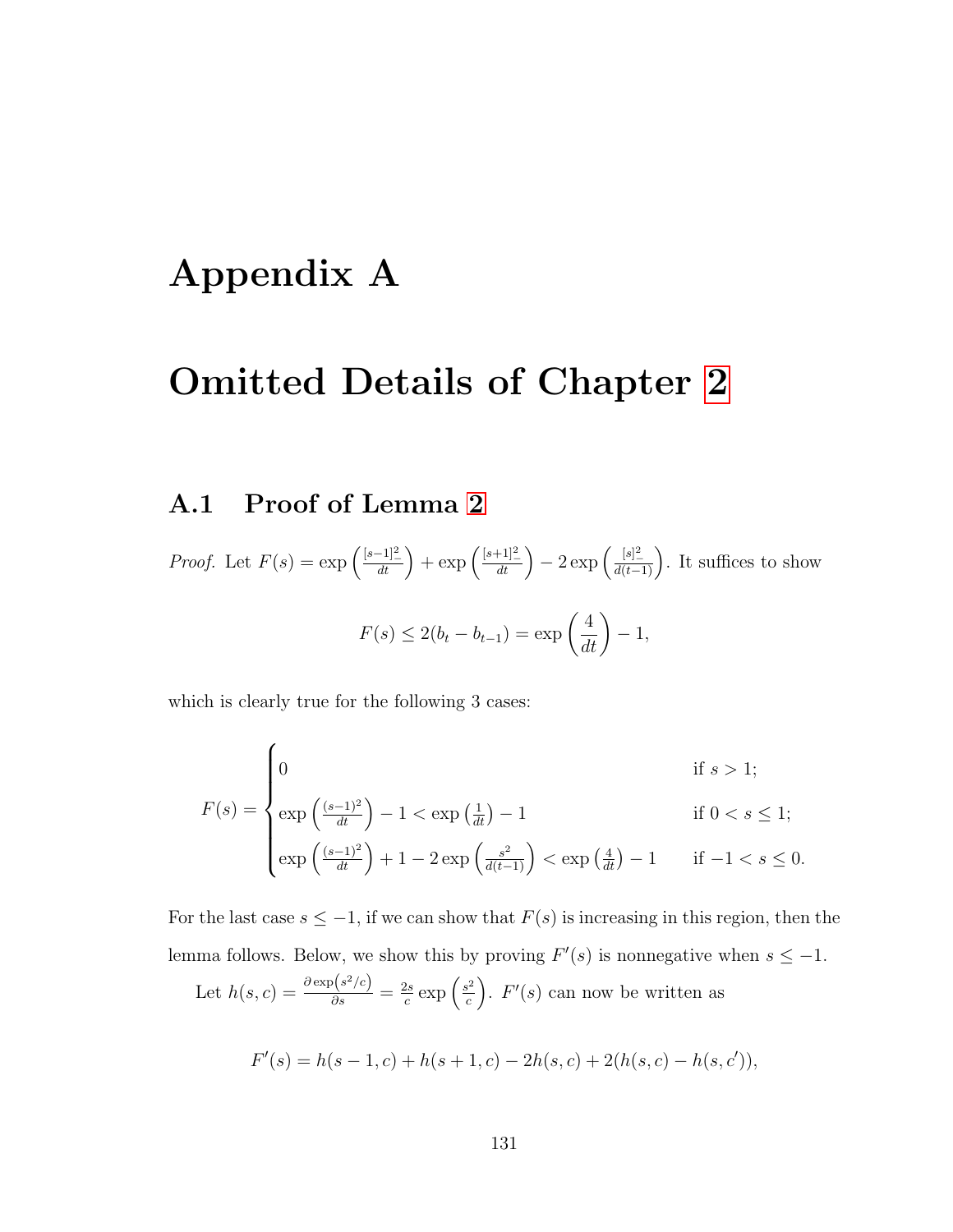# Appendix A

# Omitted Details of Chapter 2

## A.1 Proof of Lemma 2

*Proof.* Let $F(s) = \exp\left(\frac{[s-1]_-^2}{dt}\right) + \exp\left(\frac{[s+1]_-^2}{dt}\right) - 2\exp\left(\frac{[s]_-^2}{d(t-1)}\right)$. It suffices to show

$$F(s) \leq 2(b_t - b_{t-1}) = \exp\left(\frac{4}{dt}\right) - 1,$$

which is clearly true for the following 3 cases:

$$F(s) = \begin{cases} 0 & \text{if } s > 1; \\ \exp\left(\frac{(s-1)^2}{dt}\right) - 1 < \exp\left(\frac{1}{dt}\right) - 1 & \text{if } 0 < s \leq 1; \\ \exp\left(\frac{(s-1)^2}{dt}\right) + 1 - 2\exp\left(\frac{s^2}{d(t-1)}\right) < \exp\left(\frac{4}{dt}\right) - 1 & \text{if } -1 < s \leq 0. \end{cases}$$

For the last case $s \leq -1$, if we can show that $F(s)$ is increasing in this region, then the lemma follows. Below, we show this by proving $F'(s)$ is nonnegative when $s \leq -1$.

Let $h(s,c) = \frac{\partial \exp(s^2/c)}{\partial s} = \frac{2s}{c}\exp\left(\frac{s^2}{c}\right)$. $F'(s)$ can now be written as

$$F'(s) = h(s-1,c) + h(s+1,c) - 2h(s,c) + 2(h(s,c) - h(s,c')),$$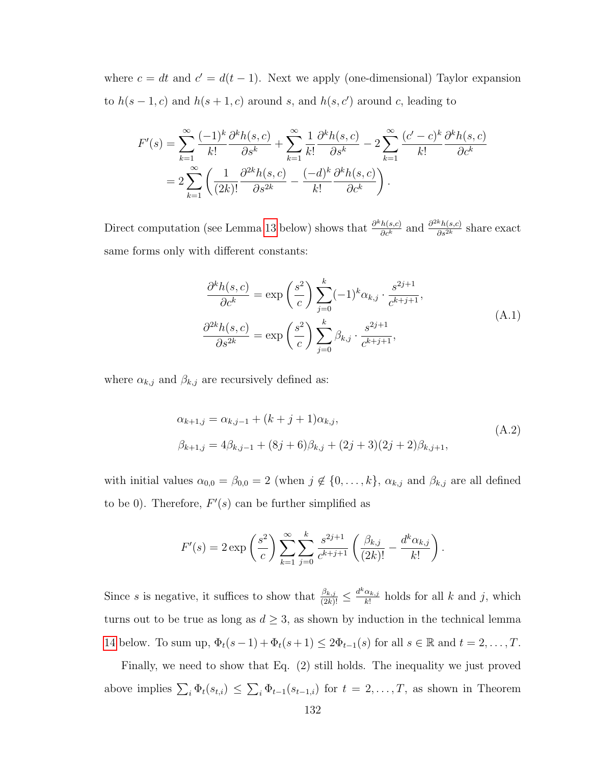where $c = dt$ and $c' = d(t-1)$. Next we apply (one-dimensional) Taylor expansion to $h(s-1, c)$ and $h(s+1, c)$ around $s$, and $h(s, c')$ around $c$, leading to

$$
\begin{aligned}
F'(s) &= \sum_{k=1}^{\infty} \frac{(-1)^k}{k!} \frac{\partial^k h(s,c)}{\partial s^k} + \sum_{k=1}^{\infty} \frac{1}{k!} \frac{\partial^k h(s,c)}{\partial s^k} - 2 \sum_{k=1}^{\infty} \frac{(c'-c)^k}{k!} \frac{\partial^k h(s,c)}{\partial c^k} \\
&= 2 \sum_{k=1}^{\infty} \left( \frac{1}{(2k)!} \frac{\partial^{2k} h(s,c)}{\partial s^{2k}} - \frac{(-d)^k}{k!} \frac{\partial^k h(s,c)}{\partial c^k} \right).
\end{aligned}
$$

Direct computation (see Lemma 13 below) shows that $\frac{\partial^k h(s,c)}{\partial c^k}$ and $\frac{\partial^{2k} h(s,c)}{\partial s^{2k}}$ share exact same forms only with different constants:

$$
\begin{aligned}
\frac{\partial^k h(s,c)}{\partial c^k} &= \exp\left(\frac{s^2}{c}\right) \sum_{j=0}^{k} (-1)^k \alpha_{k,j} \cdot \frac{s^{2j+1}}{c^{k+j+1}}, \\
\frac{\partial^{2k} h(s,c)}{\partial s^{2k}} &= \exp\left(\frac{s^2}{c}\right) \sum_{j=0}^{k} \beta_{k,j} \cdot \frac{s^{2j+1}}{c^{k+j+1}},
\end{aligned}
\tag{A.1}
$$

where $\alpha_{k,j}$ and $\beta_{k,j}$ are recursively defined as:

$$
\begin{aligned}
\alpha_{k+1,j} &= \alpha_{k,j-1} + (k+j+1)\alpha_{k,j}, \\
\beta_{k+1,j} &= 4\beta_{k,j-1} + (8j+6)\beta_{k,j} + (2j+3)(2j+2)\beta_{k,j+1},
\end{aligned}
\tag{A.2}
$$

with initial values $\alpha_{0,0} = \beta_{0,0} = 2$ (when $j \notin \{0, \ldots, k\}$, $\alpha_{k,j}$ and $\beta_{k,j}$ are all defined to be 0). Therefore, $F'(s)$ can be further simplified as

$$
F'(s) = 2 \exp\left(\frac{s^2}{c}\right) \sum_{k=1}^{\infty} \sum_{j=0}^{k} \frac{s^{2j+1}}{c^{k+j+1}} \left( \frac{\beta_{k,j}}{(2k)!} - \frac{d^k \alpha_{k,j}}{k!} \right).
$$

Since $s$ is negative, it suffices to show that $\frac{\beta_{k,j}}{(2k)!} \leq \frac{d^k \alpha_{k,j}}{k!}$ holds for all $k$ and $j$, which turns out to be true as long as $d \geq 3$, as shown by induction in the technical lemma 14 below. To sum up, $\Phi_t(s-1) + \Phi_t(s+1) \leq 2\Phi_{t-1}(s)$ for all $s \in \mathbb{R}$ and $t = 2, \ldots, T$.

Finally, we need to show that Eq. (2) still holds. The inequality we just proved above implies $\sum_i \Phi_t(s_{t,i}) \leq \sum_i \Phi_{t-1}(s_{t-1,i})$ for $t = 2, \ldots, T$, as shown in Theorem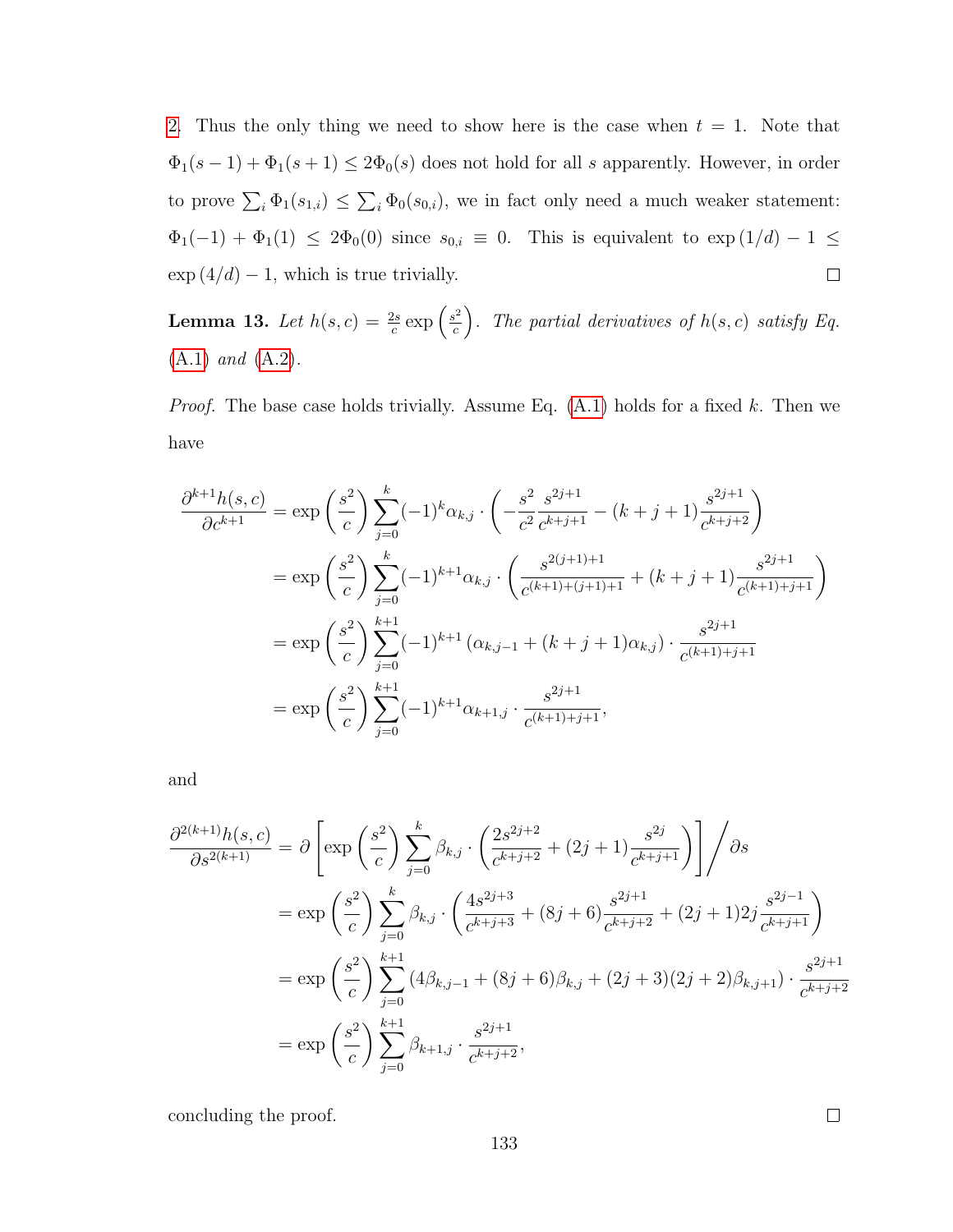2. Thus the only thing we need to show here is the case when $t = 1$. Note that $\Phi_1(s-1) + \Phi_1(s+1) \leq 2\Phi_0(s)$ does not hold for all $s$ apparently. However, in order to prove $\sum_i \Phi_1(s_{1,i}) \leq \sum_i \Phi_0(s_{0,i})$, we in fact only need a much weaker statement: $\Phi_1(-1) + \Phi_1(1) \leq 2\Phi_0(0)$ since $s_{0,i} \equiv 0$. This is equivalent to $\exp(1/d) - 1 \leq \exp(4/d) - 1$, which is true trivially. ∎

**Lemma 13.** *Let $h(s,c) = \frac{2s}{c}\exp\left(\frac{s^2}{c}\right)$. The partial derivatives of $h(s,c)$ satisfy Eq. (A.1) and (A.2).*

*Proof.* The base case holds trivially. Assume Eq. (A.1) holds for a fixed $k$. Then we have

$$
\begin{aligned}
\frac{\partial^{k+1} h(s,c)}{\partial c^{k+1}} &= \exp\left(\frac{s^2}{c}\right) \sum_{j=0}^{k} (-1)^k \alpha_{k,j} \cdot \left(-\frac{s^2}{c^2}\frac{s^{2j+1}}{c^{k+j+1}} - (k+j+1)\frac{s^{2j+1}}{c^{k+j+2}}\right) \\
&= \exp\left(\frac{s^2}{c}\right) \sum_{j=0}^{k} (-1)^{k+1} \alpha_{k,j} \cdot \left(\frac{s^{2(j+1)+1}}{c^{(k+1)+(j+1)+1}} + (k+j+1)\frac{s^{2j+1}}{c^{(k+1)+j+1}}\right) \\
&= \exp\left(\frac{s^2}{c}\right) \sum_{j=0}^{k+1} (-1)^{k+1} \left(\alpha_{k,j-1} + (k+j+1)\alpha_{k,j}\right) \cdot \frac{s^{2j+1}}{c^{(k+1)+j+1}} \\
&= \exp\left(\frac{s^2}{c}\right) \sum_{j=0}^{k+1} (-1)^{k+1} \alpha_{k+1,j} \cdot \frac{s^{2j+1}}{c^{(k+1)+j+1}},
\end{aligned}
$$

and

$$
\begin{aligned}
\frac{\partial^{2(k+1)} h(s,c)}{\partial s^{2(k+1)}} &= \partial \left[\exp\left(\frac{s^2}{c}\right) \sum_{j=0}^{k} \beta_{k,j} \cdot \left(\frac{2s^{2j+2}}{c^{k+j+2}} + (2j+1)\frac{s^{2j}}{c^{k+j+1}}\right)\right] \Big/ \partial s \\
&= \exp\left(\frac{s^2}{c}\right) \sum_{j=0}^{k} \beta_{k,j} \cdot \left(\frac{4s^{2j+3}}{c^{k+j+3}} + (8j+6)\frac{s^{2j+1}}{c^{k+j+2}} + (2j+1)2j\frac{s^{2j-1}}{c^{k+j+1}}\right) \\
&= \exp\left(\frac{s^2}{c}\right) \sum_{j=0}^{k+1} \left(4\beta_{k,j-1} + (8j+6)\beta_{k,j} + (2j+3)(2j+2)\beta_{k,j+1}\right) \cdot \frac{s^{2j+1}}{c^{k+j+2}} \\
&= \exp\left(\frac{s^2}{c}\right) \sum_{j=0}^{k+1} \beta_{k+1,j} \cdot \frac{s^{2j+1}}{c^{k+j+2}},
\end{aligned}
$$

concluding the proof. ∎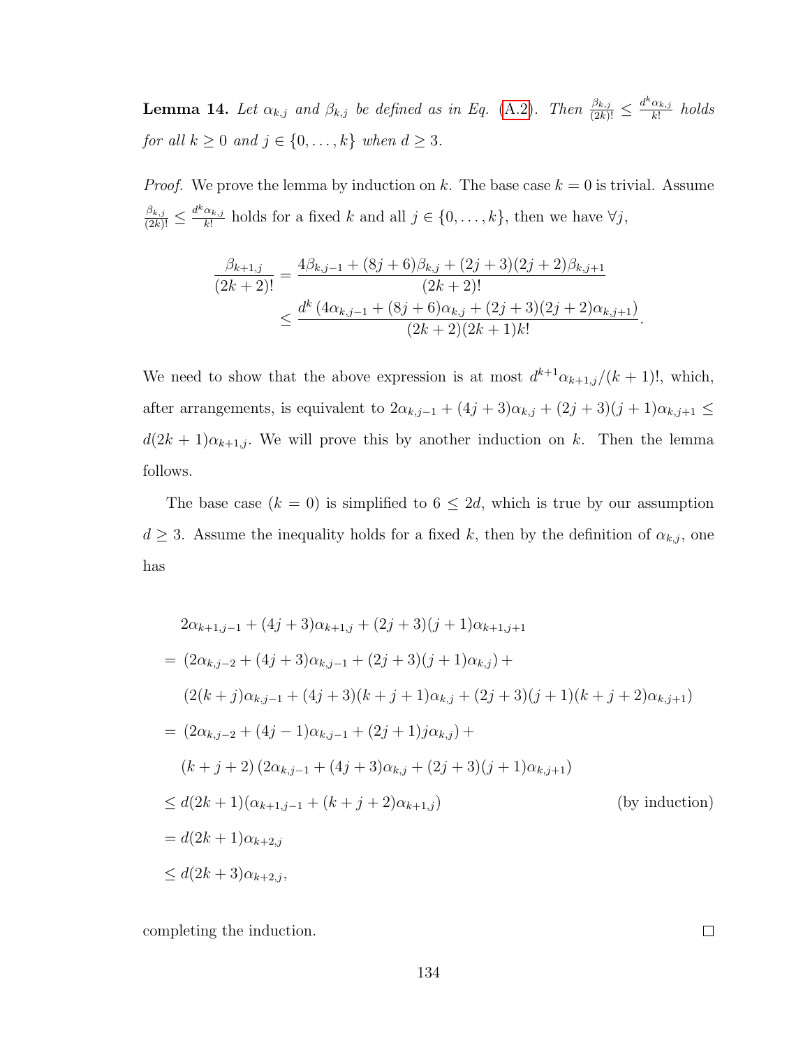**Lemma 14.** *Let $\alpha_{k,j}$ and $\beta_{k,j}$ be defined as in Eq. (A.2). Then $\frac{\beta_{k,j}}{(2k)!} \leq \frac{d^k \alpha_{k,j}}{k!}$ holds for all $k \geq 0$ and $j \in \{0, \ldots, k\}$ when $d \geq 3$.*

*Proof.* We prove the lemma by induction on $k$. The base case $k = 0$ is trivial. Assume $\frac{\beta_{k,j}}{(2k)!} \leq \frac{d^k \alpha_{k,j}}{k!}$ holds for a fixed $k$ and all $j \in \{0, \ldots, k\}$, then we have $\forall j$,

$$\begin{aligned}
\frac{\beta_{k+1,j}}{(2k+2)!} &= \frac{4\beta_{k,j-1} + (8j+6)\beta_{k,j} + (2j+3)(2j+2)\beta_{k,j+1}}{(2k+2)!} \\
&\leq \frac{d^k \left(4\alpha_{k,j-1} + (8j+6)\alpha_{k,j} + (2j+3)(2j+2)\alpha_{k,j+1}\right)}{(2k+2)(2k+1)k!}.
\end{aligned}$$

We need to show that the above expression is at most $d^{k+1}\alpha_{k+1,j}/(k+1)!$, which, after arrangements, is equivalent to $2\alpha_{k,j-1} + (4j+3)\alpha_{k,j} + (2j+3)(j+1)\alpha_{k,j+1} \leq d(2k+1)\alpha_{k+1,j}$. We will prove this by another induction on $k$. Then the lemma follows.

The base case ($k = 0$) is simplified to $6 \leq 2d$, which is true by our assumption $d \geq 3$. Assume the inequality holds for a fixed $k$, then by the definition of $\alpha_{k,j}$, one has

$$\begin{aligned}
&2\alpha_{k+1,j-1} + (4j+3)\alpha_{k+1,j} + (2j+3)(j+1)\alpha_{k+1,j+1} \\
&= (2\alpha_{k,j-2} + (4j+3)\alpha_{k,j-1} + (2j+3)(j+1)\alpha_{k,j}) + \\
&\quad (2(k+j)\alpha_{k,j-1} + (4j+3)(k+j+1)\alpha_{k,j} + (2j+3)(j+1)(k+j+2)\alpha_{k,j+1}) \\
&= (2\alpha_{k,j-2} + (4j-1)\alpha_{k,j-1} + (2j+1)j\alpha_{k,j}) + \\
&\quad (k+j+2)\left(2\alpha_{k,j-1} + (4j+3)\alpha_{k,j} + (2j+3)(j+1)\alpha_{k,j+1}\right) \\
&\leq d(2k+1)(\alpha_{k+1,j-1} + (k+j+2)\alpha_{k+1,j}) \qquad \text{(by induction)} \\
&= d(2k+1)\alpha_{k+2,j} \\
&\leq d(2k+3)\alpha_{k+2,j},
\end{aligned}$$

completing the induction. $\square$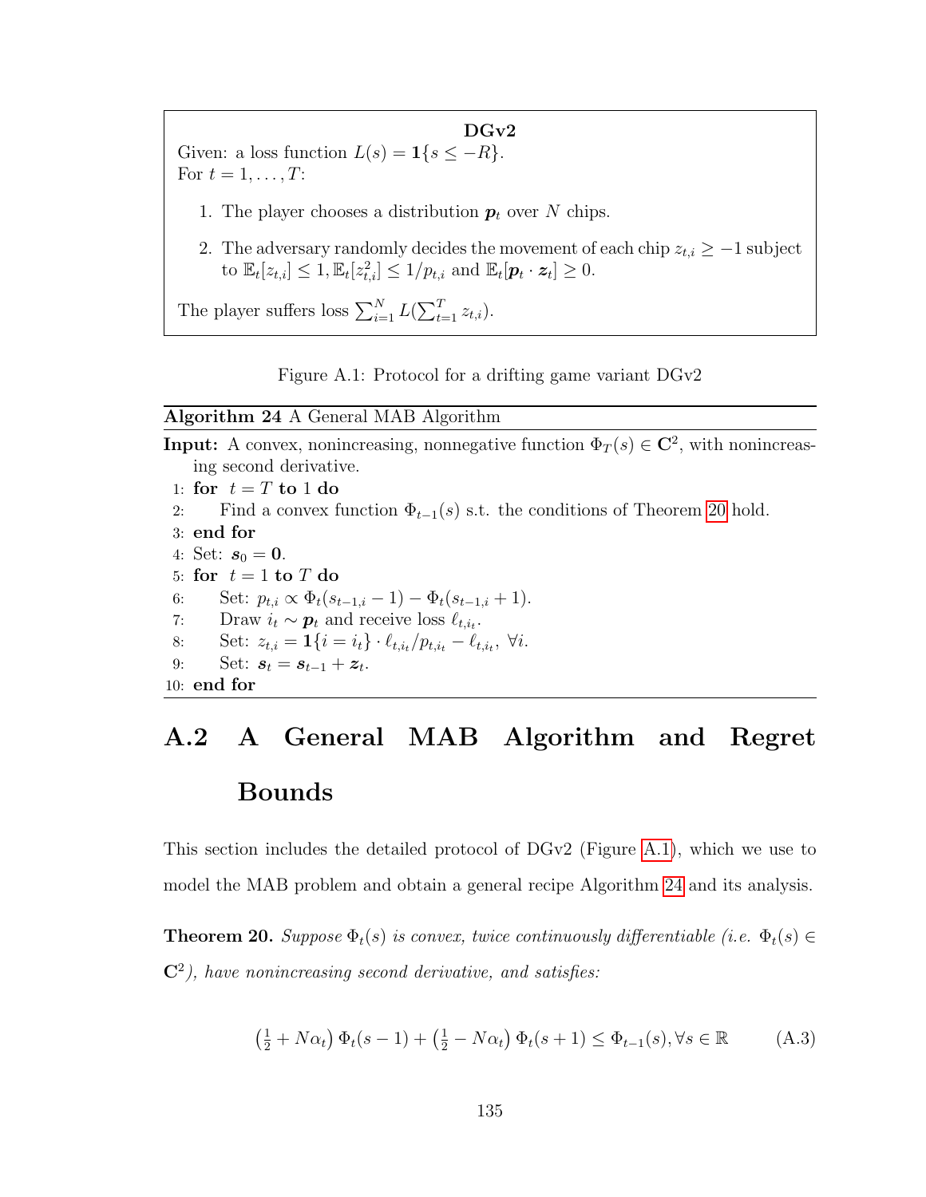**DGv2**

Given: a loss function $L(s) = \mathbf{1}\{s \le -R\}$.

For $t = 1, \ldots, T$:

1. The player chooses a distribution $\boldsymbol{p}_t$ over $N$ chips.
2. The adversary randomly decides the movement of each chip $z_{t,i} \ge -1$ subject to $\mathbb{E}_t[z_{t,i}] \le 1, \mathbb{E}_t[z_{t,i}^2] \le 1/p_{t,i}$ and $\mathbb{E}_t[\boldsymbol{p}_t \cdot \boldsymbol{z}_t] \ge 0$.

The player suffers loss $\sum_{i=1}^{N} L(\sum_{t=1}^{T} z_{t,i})$.

Figure A.1: Protocol for a drifting game variant DGv2

**Algorithm 24** A General MAB Algorithm

**Input:** A convex, nonincreasing, nonnegative function $\Phi_T(s) \in \mathbf{C}^2$, with nonincreasing second derivative.

```
1: for t = T to 1 do
2:     Find a convex function Φ_{t-1}(s) s.t. the conditions of Theorem 20 hold.
3: end for
4: Set: s_0 = 0.
5: for t = 1 to T do
6:     Set: p_{t,i} ∝ Φ_t(s_{t-1,i} − 1) − Φ_t(s_{t-1,i} + 1).
7:     Draw i_t ~ p_t and receive loss ℓ_{t,i_t}.
8:     Set: z_{t,i} = 1{i = i_t} · ℓ_{t,i_t}/p_{t,i_t} − ℓ_{t,i_t}, ∀i.
9:     Set: s_t = s_{t-1} + z_t.
10: end for
```

## A.2 A General MAB Algorithm and Regret Bounds

This section includes the detailed protocol of DGv2 (Figure A.1), which we use to model the MAB problem and obtain a general recipe Algorithm 24 and its analysis.

**Theorem 20.** *Suppose $\Phi_t(s)$ is convex, twice continuously differentiable (i.e. $\Phi_t(s) \in \mathbf{C}^2$), have nonincreasing second derivative, and satisfies:*

$$\left(\tfrac{1}{2} + N\alpha_t\right)\Phi_t(s-1) + \left(\tfrac{1}{2} - N\alpha_t\right)\Phi_t(s+1) \le \Phi_{t-1}(s), \forall s \in \mathbb{R} \tag{A.3}$$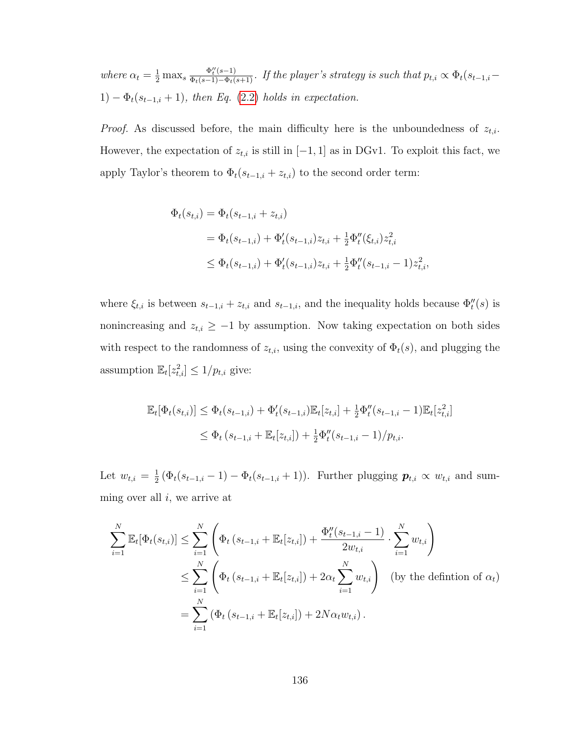*where* $\alpha_t = \frac{1}{2} \max_s \frac{\Phi_t''(s-1)}{\Phi_t(s-1)-\Phi_t(s+1)}$. *If the player's strategy is such that* $p_{t,i} \propto \Phi_t(s_{t-1,i} - 1) - \Phi_t(s_{t-1,i}+1)$*, then Eq.* (2.2) *holds in expectation.*

*Proof.* As discussed before, the main difficulty here is the unboundedness of $z_{t,i}$. However, the expectation of $z_{t,i}$ is still in $[-1, 1]$ as in DGv1. To exploit this fact, we apply Taylor's theorem to $\Phi_t(s_{t-1,i} + z_{t,i})$ to the second order term:

$$
\begin{aligned}
\Phi_t(s_{t,i}) &= \Phi_t(s_{t-1,i} + z_{t,i}) \\
&= \Phi_t(s_{t-1,i}) + \Phi_t'(s_{t-1,i}) z_{t,i} + \tfrac{1}{2}\Phi_t''(\xi_{t,i}) z_{t,i}^2 \\
&\le \Phi_t(s_{t-1,i}) + \Phi_t'(s_{t-1,i}) z_{t,i} + \tfrac{1}{2}\Phi_t''(s_{t-1,i} - 1) z_{t,i}^2,
\end{aligned}
$$

where $\xi_{t,i}$ is between $s_{t-1,i} + z_{t,i}$ and $s_{t-1,i}$, and the inequality holds because $\Phi_t''(s)$ is nonincreasing and $z_{t,i} \ge -1$ by assumption. Now taking expectation on both sides with respect to the randomness of $z_{t,i}$, using the convexity of $\Phi_t(s)$, and plugging the assumption $\mathbb{E}_t[z_{t,i}^2] \le 1/p_{t,i}$ give:

$$
\begin{aligned}
\mathbb{E}_t[\Phi_t(s_{t,i})] &\le \Phi_t(s_{t-1,i}) + \Phi_t'(s_{t-1,i})\mathbb{E}_t[z_{t,i}] + \tfrac{1}{2}\Phi_t''(s_{t-1,i} - 1)\mathbb{E}_t[z_{t,i}^2] \\
&\le \Phi_t\left(s_{t-1,i} + \mathbb{E}_t[z_{t,i}]\right) + \tfrac{1}{2}\Phi_t''(s_{t-1,i} - 1)/p_{t,i}.
\end{aligned}
$$

Let $w_{t,i} = \frac{1}{2}\left(\Phi_t(s_{t-1,i} - 1) - \Phi_t(s_{t-1,i} + 1)\right)$. Further plugging $\boldsymbol{p}_{t,i} \propto w_{t,i}$ and summing over all $i$, we arrive at

$$
\begin{aligned}
\sum_{i=1}^{N} \mathbb{E}_t[\Phi_t(s_{t,i})] &\le \sum_{i=1}^{N} \left( \Phi_t\left(s_{t-1,i} + \mathbb{E}_t[z_{t,i}]\right) + \frac{\Phi_t''(s_{t-1,i} - 1)}{2 w_{t,i}} \cdot \sum_{i=1}^{N} w_{t,i} \right) \\
&\le \sum_{i=1}^{N} \left( \Phi_t\left(s_{t-1,i} + \mathbb{E}_t[z_{t,i}]\right) + 2\alpha_t \sum_{i=1}^{N} w_{t,i} \right) \quad \text{(by the defintion of } \alpha_t\text{)} \\
&= \sum_{i=1}^{N} \left( \Phi_t\left(s_{t-1,i} + \mathbb{E}_t[z_{t,i}]\right) + 2N\alpha_t w_{t,i} \right).
\end{aligned}
$$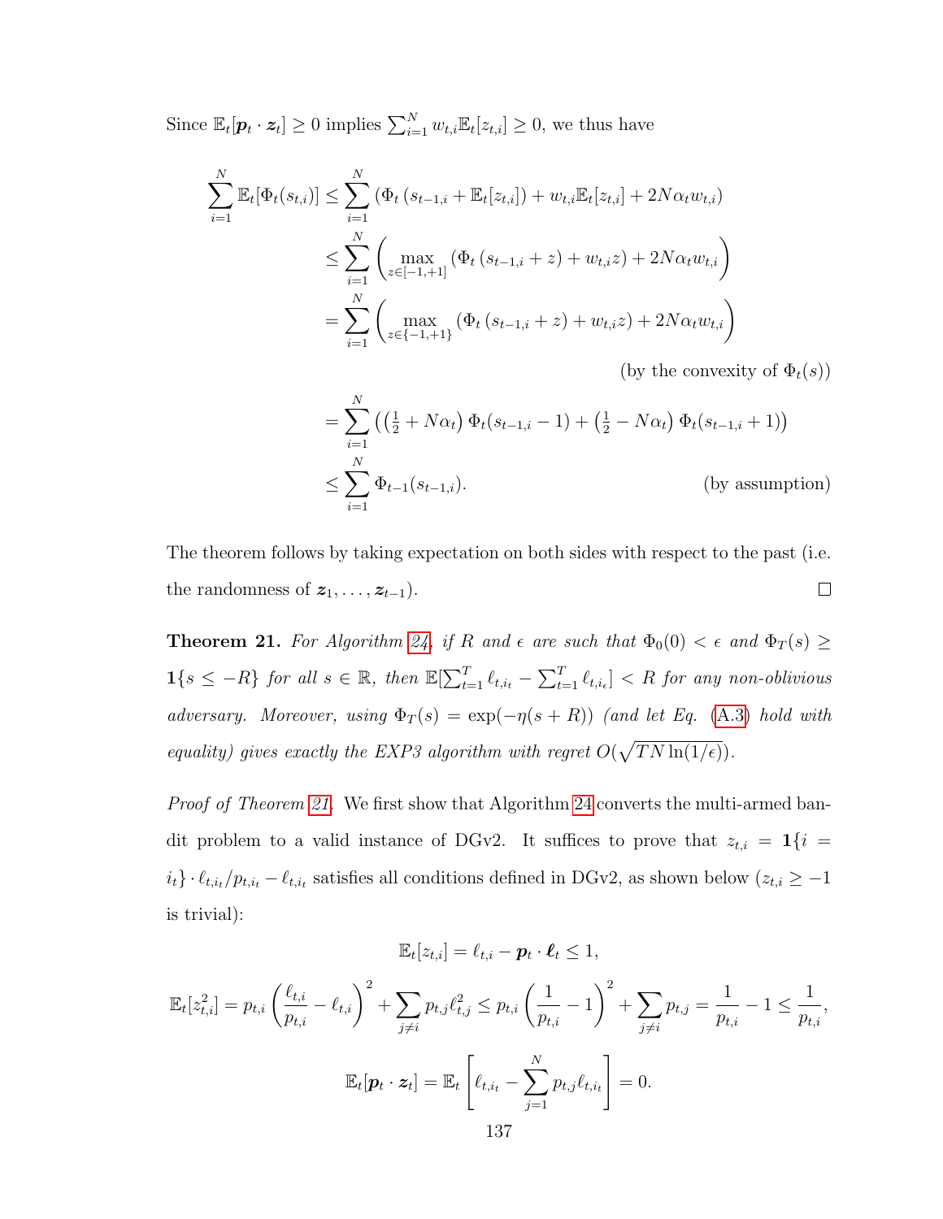Since $\mathbb{E}_t[\boldsymbol{p}_t \cdot \boldsymbol{z}_t] \geq 0$ implies $\sum_{i=1}^N w_{t,i}\mathbb{E}_t[z_{t,i}] \geq 0$, we thus have

$$
\begin{aligned}
\sum_{i=1}^N \mathbb{E}_t[\Phi_t(s_{t,i})] &\leq \sum_{i=1}^N \left(\Phi_t\left(s_{t-1,i} + \mathbb{E}_t[z_{t,i}]\right) + w_{t,i}\mathbb{E}_t[z_{t,i}] + 2N\alpha_t w_{t,i}\right) \\
&\leq \sum_{i=1}^N \left(\max_{z\in[-1,+1]} \left(\Phi_t\left(s_{t-1,i} + z\right) + w_{t,i}z\right) + 2N\alpha_t w_{t,i}\right) \\
&= \sum_{i=1}^N \left(\max_{z\in\{-1,+1\}} \left(\Phi_t\left(s_{t-1,i} + z\right) + w_{t,i}z\right) + 2N\alpha_t w_{t,i}\right) \\
&\qquad\qquad\qquad\qquad\qquad\qquad\qquad\qquad \text{(by the convexity of } \Phi_t(s)\text{)} \\
&= \sum_{i=1}^N \left(\left(\tfrac{1}{2} + N\alpha_t\right)\Phi_t(s_{t-1,i} - 1) + \left(\tfrac{1}{2} - N\alpha_t\right)\Phi_t(s_{t-1,i} + 1)\right) \\
&\leq \sum_{i=1}^N \Phi_{t-1}(s_{t-1,i}). \qquad\qquad\qquad\qquad \text{(by assumption)}
\end{aligned}
$$

The theorem follows by taking expectation on both sides with respect to the past (i.e. the randomness of $\boldsymbol{z}_1, \ldots, \boldsymbol{z}_{t-1}$). □

**Theorem 21.** *For Algorithm 24, if $R$ and $\epsilon$ are such that $\Phi_0(0) < \epsilon$ and $\Phi_T(s) \geq \mathbf{1}\{s \leq -R\}$ for all $s \in \mathbb{R}$, then $\mathbb{E}[\sum_{t=1}^T \ell_{t,i_t} - \sum_{t=1}^T \ell_{t,i_\epsilon}] < R$ for any non-oblivious adversary. Moreover, using $\Phi_T(s) = \exp(-\eta(s+R))$ (and let Eq. (A.3) hold with equality) gives exactly the EXP3 algorithm with regret $O(\sqrt{TN\ln(1/\epsilon)})$.*

*Proof of Theorem 21.* We first show that Algorithm 24 converts the multi-armed bandit problem to a valid instance of DGv2. It suffices to prove that $z_{t,i} = \mathbf{1}\{i = i_t\} \cdot \ell_{t,i_t}/p_{t,i_t} - \ell_{t,i_t}$ satisfies all conditions defined in DGv2, as shown below ($z_{t,i} \geq -1$ is trivial):

$$
\mathbb{E}_t[z_{t,i}] = \ell_{t,i} - \boldsymbol{p}_t \cdot \boldsymbol{\ell}_t \leq 1,
$$

$$
\mathbb{E}_t[z_{t,i}^2] = p_{t,i}\left(\frac{\ell_{t,i}}{p_{t,i}} - \ell_{t,i}\right)^2 + \sum_{j\neq i} p_{t,j}\ell_{t,j}^2 \leq p_{t,i}\left(\frac{1}{p_{t,i}} - 1\right)^2 + \sum_{j\neq i} p_{t,j} = \frac{1}{p_{t,i}} - 1 \leq \frac{1}{p_{t,i}},
$$

$$
\mathbb{E}_t[\boldsymbol{p}_t \cdot \boldsymbol{z}_t] = \mathbb{E}_t\left[\ell_{t,i_t} - \sum_{j=1}^N p_{t,j}\ell_{t,i_t}\right] = 0.
$$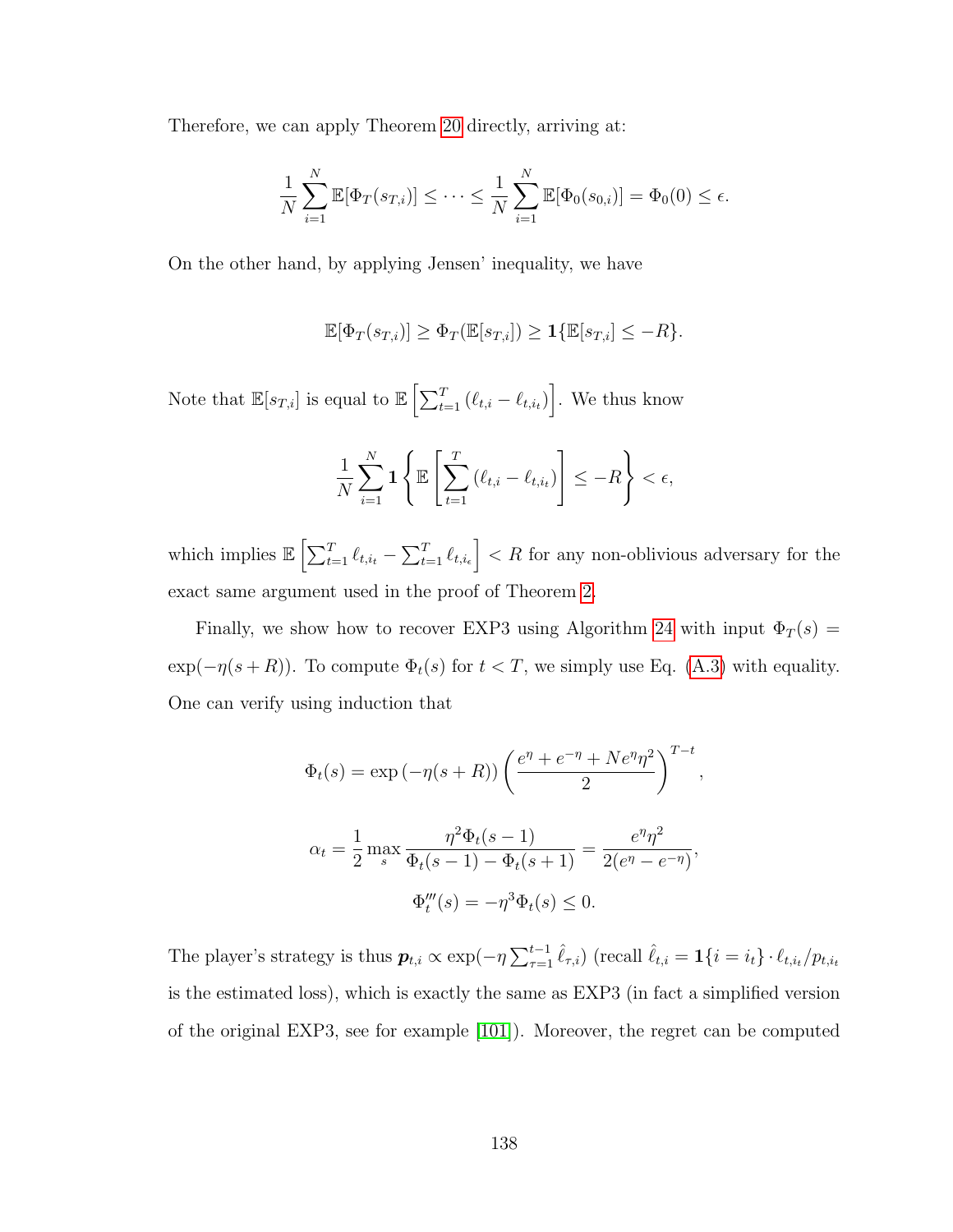Therefore, we can apply Theorem 20 directly, arriving at:

$$\frac{1}{N}\sum_{i=1}^{N}\mathbb{E}[\Phi_T(s_{T,i})] \leq \cdots \leq \frac{1}{N}\sum_{i=1}^{N}\mathbb{E}[\Phi_0(s_{0,i})] = \Phi_0(0) \leq \epsilon.$$

On the other hand, by applying Jensen' inequality, we have

$$\mathbb{E}[\Phi_T(s_{T,i})] \geq \Phi_T(\mathbb{E}[s_{T,i}]) \geq \mathbf{1}\{\mathbb{E}[s_{T,i}] \leq -R\}.$$

Note that $\mathbb{E}[s_{T,i}]$ is equal to $\mathbb{E}\left[\sum_{t=1}^{T}(\ell_{t,i} - \ell_{t,i_t})\right]$. We thus know

$$\frac{1}{N}\sum_{i=1}^{N}\mathbf{1}\left\{\mathbb{E}\left[\sum_{t=1}^{T}(\ell_{t,i} - \ell_{t,i_t})\right] \leq -R\right\} < \epsilon,$$

which implies $\mathbb{E}\left[\sum_{t=1}^{T}\ell_{t,i_t} - \sum_{t=1}^{T}\ell_{t,i_\epsilon}\right] < R$ for any non-oblivious adversary for the exact same argument used in the proof of Theorem 2.

Finally, we show how to recover EXP3 using Algorithm 24 with input $\Phi_T(s) = \exp(-\eta(s+R))$. To compute $\Phi_t(s)$ for $t < T$, we simply use Eq. (A.3) with equality. One can verify using induction that

$$\Phi_t(s) = \exp\left(-\eta(s+R)\right)\left(\frac{e^{\eta} + e^{-\eta} + Ne^{\eta}\eta^2}{2}\right)^{T-t},$$

$$\alpha_t = \frac{1}{2}\max_s \frac{\eta^2\Phi_t(s-1)}{\Phi_t(s-1) - \Phi_t(s+1)} = \frac{e^{\eta}\eta^2}{2(e^{\eta} - e^{-\eta})},$$

$$\Phi_t'''(s) = -\eta^3\Phi_t(s) \leq 0.$$

The player's strategy is thus $\boldsymbol{p}_{t,i} \propto \exp(-\eta\sum_{\tau=1}^{t-1}\hat{\ell}_{\tau,i})$ (recall $\hat{\ell}_{t,i} = \mathbf{1}\{i = i_t\} \cdot \ell_{t,i_t}/p_{t,i_t}$ is the estimated loss), which is exactly the same as EXP3 (in fact a simplified version of the original EXP3, see for example [101]). Moreover, the regret can be computed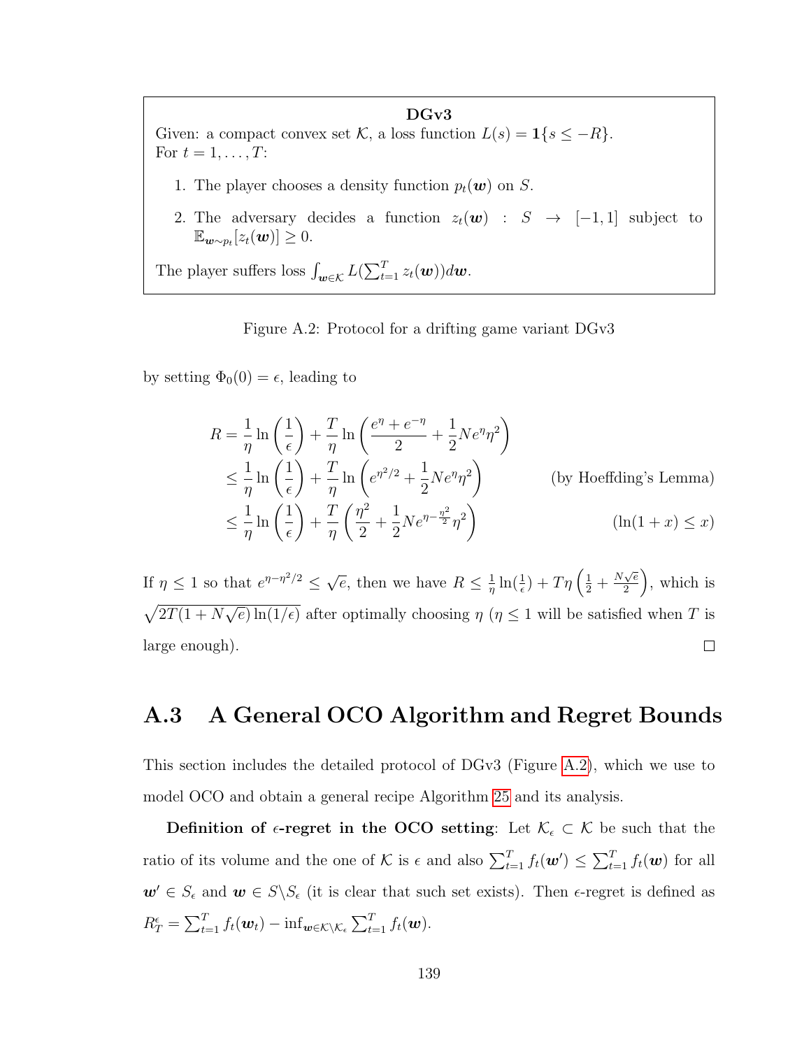**DGv3**

Given: a compact convex set $\mathcal{K}$, a loss function $L(s) = \mathbf{1}\{s \leq -R\}$.

For $t = 1, \ldots, T$:

1. The player chooses a density function $p_t(\boldsymbol{w})$ on $S$.
2. The adversary decides a function $z_t(\boldsymbol{w}) : S \to [-1, 1]$ subject to $\mathbb{E}_{\boldsymbol{w} \sim p_t}[z_t(\boldsymbol{w})] \geq 0$.

The player suffers loss $\int_{\boldsymbol{w} \in \mathcal{K}} L(\sum_{t=1}^T z_t(\boldsymbol{w})) d\boldsymbol{w}$.

Figure A.2: Protocol for a drifting game variant DGv3

by setting $\Phi_0(0) = \epsilon$, leading to

$$
\begin{aligned}
R &= \frac{1}{\eta} \ln\left(\frac{1}{\epsilon}\right) + \frac{T}{\eta} \ln\left(\frac{e^{\eta} + e^{-\eta}}{2} + \frac{1}{2} N e^{\eta} \eta^2\right) \\
&\leq \frac{1}{\eta} \ln\left(\frac{1}{\epsilon}\right) + \frac{T}{\eta} \ln\left(e^{\eta^2/2} + \frac{1}{2} N e^{\eta} \eta^2\right) && \text{(by Hoeffding's Lemma)} \\
&\leq \frac{1}{\eta} \ln\left(\frac{1}{\epsilon}\right) + \frac{T}{\eta} \left(\frac{\eta^2}{2} + \frac{1}{2} N e^{\eta - \frac{\eta^2}{2}} \eta^2\right) && (\ln(1+x) \leq x)
\end{aligned}
$$

If $\eta \leq 1$ so that $e^{\eta - \eta^2/2} \leq \sqrt{e}$, then we have $R \leq \frac{1}{\eta} \ln(\frac{1}{\epsilon}) + T\eta\left(\frac{1}{2} + \frac{N\sqrt{e}}{2}\right)$, which is $\sqrt{2T(1 + N\sqrt{e}) \ln(1/\epsilon)}$ after optimally choosing $\eta$ ($\eta \leq 1$ will be satisfied when $T$ is large enough). □

## A.3 A General OCO Algorithm and Regret Bounds

This section includes the detailed protocol of DGv3 (Figure A.2), which we use to model OCO and obtain a general recipe Algorithm 25 and its analysis.

**Definition of $\epsilon$-regret in the OCO setting**: Let $\mathcal{K}_\epsilon \subset \mathcal{K}$ be such that the ratio of its volume and the one of $\mathcal{K}$ is $\epsilon$ and also $\sum_{t=1}^T f_t(\boldsymbol{w}') \leq \sum_{t=1}^T f_t(\boldsymbol{w})$ for all $\boldsymbol{w}' \in S_\epsilon$ and $\boldsymbol{w} \in S \backslash S_\epsilon$ (it is clear that such set exists). Then $\epsilon$-regret is defined as $R_T^\epsilon = \sum_{t=1}^T f_t(\boldsymbol{w}_t) - \inf_{\boldsymbol{w} \in \mathcal{K} \backslash \mathcal{K}_\epsilon} \sum_{t=1}^T f_t(\boldsymbol{w})$.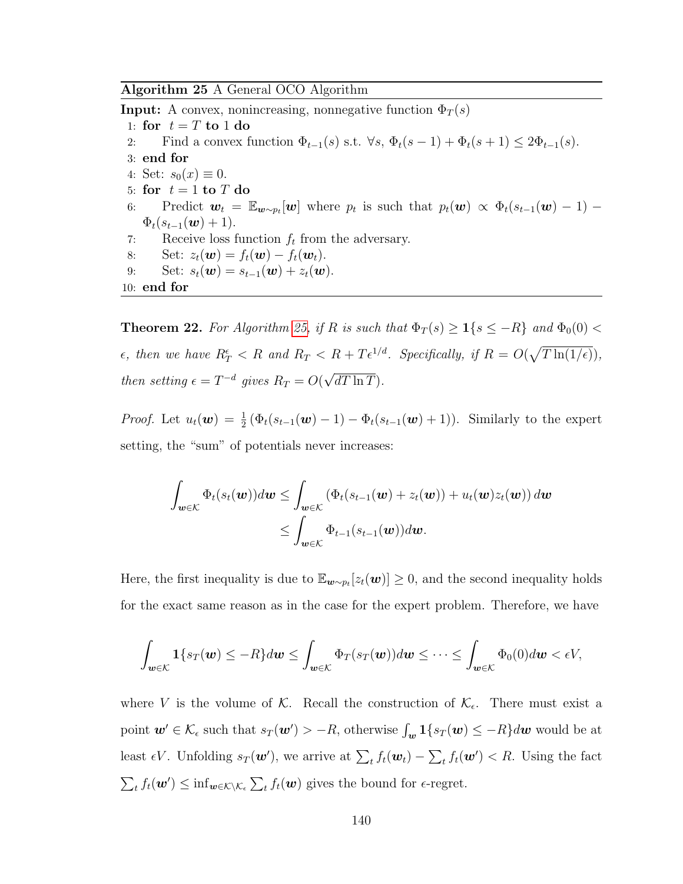**Algorithm 25** A General OCO Algorithm

---

**Input:** A convex, nonincreasing, nonnegative function $\Phi_T(s)$

1: **for** $t = T$ **to** 1 **do**
2: Find a convex function $\Phi_{t-1}(s)$ s.t. $\forall s$, $\Phi_t(s-1) + \Phi_t(s+1) \leq 2\Phi_{t-1}(s)$.
3: **end for**
4: Set: $s_0(x) \equiv 0$.
5: **for** $t = 1$ **to** $T$ **do**
6: Predict $\boldsymbol{w}_t = \mathbb{E}_{\boldsymbol{w} \sim p_t}[\boldsymbol{w}]$ where $p_t$ is such that $p_t(\boldsymbol{w}) \propto \Phi_t(s_{t-1}(\boldsymbol{w}) - 1) - \Phi_t(s_{t-1}(\boldsymbol{w}) + 1)$.
7: Receive loss function $f_t$ from the adversary.
8: Set: $z_t(\boldsymbol{w}) = f_t(\boldsymbol{w}) - f_t(\boldsymbol{w}_t)$.
9: Set: $s_t(\boldsymbol{w}) = s_{t-1}(\boldsymbol{w}) + z_t(\boldsymbol{w})$.
10: **end for**

---

**Theorem 22.** *For Algorithm 25, if $R$ is such that $\Phi_T(s) \geq \mathbf{1}\{s \leq -R\}$ and $\Phi_0(0) < \epsilon$, then we have $R_T^\epsilon < R$ and $R_T < R + T\epsilon^{1/d}$. Specifically, if $R = O(\sqrt{T \ln(1/\epsilon)})$, then setting $\epsilon = T^{-d}$ gives $R_T = O(\sqrt{dT \ln T})$.*

*Proof.* Let $u_t(\boldsymbol{w}) = \frac{1}{2}\left(\Phi_t(s_{t-1}(\boldsymbol{w}) - 1) - \Phi_t(s_{t-1}(\boldsymbol{w}) + 1)\right)$. Similarly to the expert setting, the "sum" of potentials never increases:

$$\begin{aligned}
\int_{\boldsymbol{w} \in \mathcal{K}} \Phi_t(s_t(\boldsymbol{w})) d\boldsymbol{w} &\leq \int_{\boldsymbol{w} \in \mathcal{K}} \left(\Phi_t(s_{t-1}(\boldsymbol{w}) + z_t(\boldsymbol{w})) + u_t(\boldsymbol{w}) z_t(\boldsymbol{w})\right) d\boldsymbol{w} \\
&\leq \int_{\boldsymbol{w} \in \mathcal{K}} \Phi_{t-1}(s_{t-1}(\boldsymbol{w})) d\boldsymbol{w}.
\end{aligned}$$

Here, the first inequality is due to $\mathbb{E}_{\boldsymbol{w} \sim p_t}[z_t(\boldsymbol{w})] \geq 0$, and the second inequality holds for the exact same reason as in the case for the expert problem. Therefore, we have

$$\int_{\boldsymbol{w} \in \mathcal{K}} \mathbf{1}\{s_T(\boldsymbol{w}) \leq -R\} d\boldsymbol{w} \leq \int_{\boldsymbol{w} \in \mathcal{K}} \Phi_T(s_T(\boldsymbol{w})) d\boldsymbol{w} \leq \cdots \leq \int_{\boldsymbol{w} \in \mathcal{K}} \Phi_0(0) d\boldsymbol{w} < \epsilon V,$$

where $V$ is the volume of $\mathcal{K}$. Recall the construction of $\mathcal{K}_\epsilon$. There must exist a point $\boldsymbol{w}' \in \mathcal{K}_\epsilon$ such that $s_T(\boldsymbol{w}') > -R$, otherwise $\int_{\boldsymbol{w}} \mathbf{1}\{s_T(\boldsymbol{w}) \leq -R\} d\boldsymbol{w}$ would be at least $\epsilon V$. Unfolding $s_T(\boldsymbol{w}')$, we arrive at $\sum_t f_t(\boldsymbol{w}_t) - \sum_t f_t(\boldsymbol{w}') < R$. Using the fact $\sum_t f_t(\boldsymbol{w}') \leq \inf_{\boldsymbol{w} \in \mathcal{K} \setminus \mathcal{K}_\epsilon} \sum_t f_t(\boldsymbol{w})$ gives the bound for $\epsilon$-regret.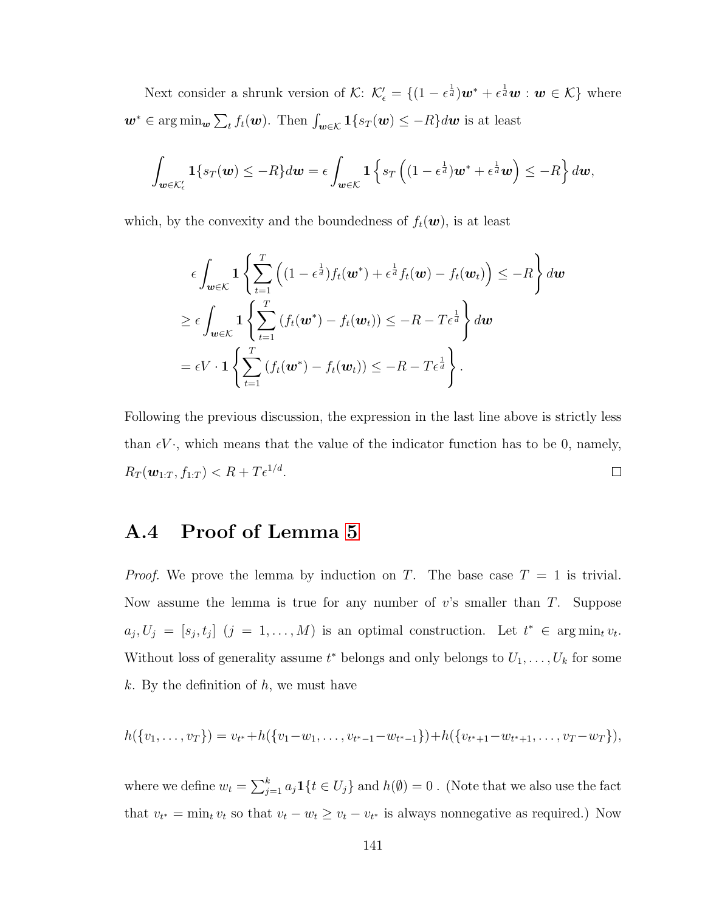Next consider a shrunk version of $\mathcal{K}$: $\mathcal{K}'_\epsilon = \{(1-\epsilon^{\frac{1}{d}})\boldsymbol{w}^* + \epsilon^{\frac{1}{d}}\boldsymbol{w} : \boldsymbol{w} \in \mathcal{K}\}$ where $\boldsymbol{w}^* \in \arg\min_{\boldsymbol{w}} \sum_t f_t(\boldsymbol{w})$. Then $\int_{\boldsymbol{w}\in\mathcal{K}} \mathbf{1}\{s_T(\boldsymbol{w}) \le -R\} d\boldsymbol{w}$ is at least

$$\int_{\boldsymbol{w}\in\mathcal{K}'_\epsilon} \mathbf{1}\{s_T(\boldsymbol{w}) \le -R\} d\boldsymbol{w} = \epsilon \int_{\boldsymbol{w}\in\mathcal{K}} \mathbf{1}\left\{ s_T\left((1-\epsilon^{\frac{1}{d}})\boldsymbol{w}^* + \epsilon^{\frac{1}{d}}\boldsymbol{w}\right) \le -R \right\} d\boldsymbol{w},$$

which, by the convexity and the boundedness of $f_t(\boldsymbol{w})$, is at least

$$\begin{aligned}
&\epsilon \int_{\boldsymbol{w}\in\mathcal{K}} \mathbf{1}\left\{ \sum_{t=1}^{T} \left( (1-\epsilon^{\frac{1}{d}}) f_t(\boldsymbol{w}^*) + \epsilon^{\frac{1}{d}} f_t(\boldsymbol{w}) - f_t(\boldsymbol{w}_t) \right) \le -R \right\} d\boldsymbol{w} \\
&\ge \epsilon \int_{\boldsymbol{w}\in\mathcal{K}} \mathbf{1}\left\{ \sum_{t=1}^{T} \left( f_t(\boldsymbol{w}^*) - f_t(\boldsymbol{w}_t) \right) \le -R - T\epsilon^{\frac{1}{d}} \right\} d\boldsymbol{w} \\
&= \epsilon V \cdot \mathbf{1}\left\{ \sum_{t=1}^{T} \left( f_t(\boldsymbol{w}^*) - f_t(\boldsymbol{w}_t) \right) \le -R - T\epsilon^{\frac{1}{d}} \right\}.
\end{aligned}$$

Following the previous discussion, the expression in the last line above is strictly less than $\epsilon V \cdot$, which means that the value of the indicator function has to be 0, namely, $R_T(\boldsymbol{w}_{1:T}, f_{1:T}) < R + T\epsilon^{1/d}$. □

## A.4 Proof of Lemma 5

*Proof.* We prove the lemma by induction on $T$. The base case $T = 1$ is trivial. Now assume the lemma is true for any number of $v$'s smaller than $T$. Suppose $a_j, U_j = [s_j, t_j]$ $(j = 1, \ldots, M)$ is an optimal construction. Let $t^* \in \arg\min_t v_t$. Without loss of generality assume $t^*$ belongs and only belongs to $U_1, \ldots, U_k$ for some $k$. By the definition of $h$, we must have

$$h(\{v_1, \ldots, v_T\}) = v_{t^*} + h(\{v_1 - w_1, \ldots, v_{t^*-1} - w_{t^*-1}\}) + h(\{v_{t^*+1} - w_{t^*+1}, \ldots, v_T - w_T\}),$$

where we define $w_t = \sum_{j=1}^{k} a_j \mathbf{1}\{t \in U_j\}$ and $h(\emptyset) = 0$ . (Note that we also use the fact that $v_{t^*} = \min_t v_t$ so that $v_t - w_t \ge v_t - v_{t^*}$ is always nonnegative as required.) Now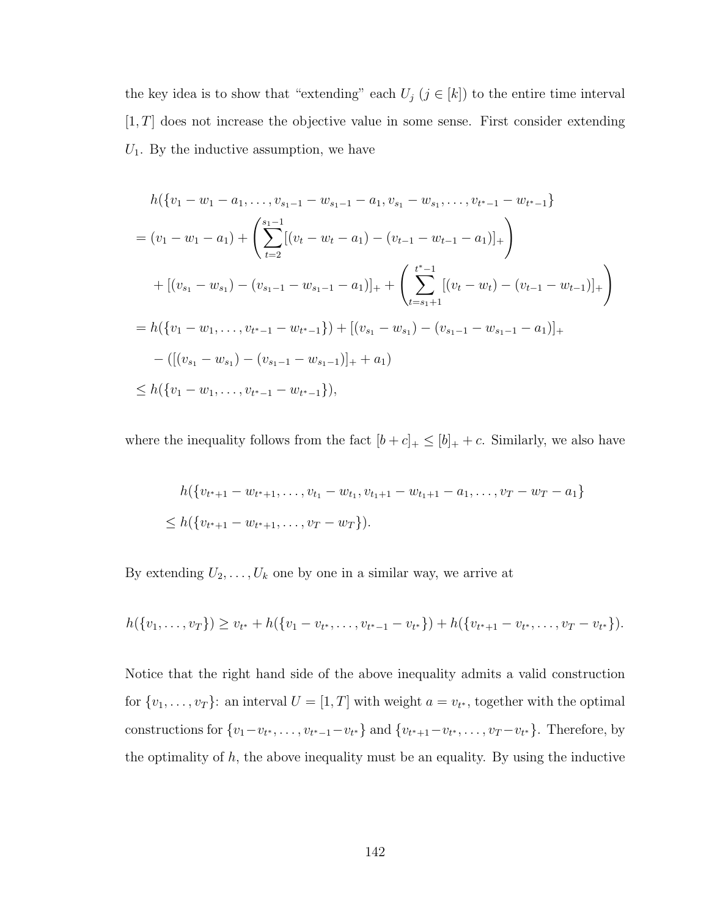the key idea is to show that "extending" each $U_j$ ($j \in [k]$) to the entire time interval $[1, T]$ does not increase the objective value in some sense. First consider extending $U_1$. By the inductive assumption, we have

$$
\begin{aligned}
&h(\{v_1 - w_1 - a_1, \ldots, v_{s_1-1} - w_{s_1-1} - a_1, v_{s_1} - w_{s_1}, \ldots, v_{t^*-1} - w_{t^*-1}\} \\
&= (v_1 - w_1 - a_1) + \left( \sum_{t=2}^{s_1-1} [(v_t - w_t - a_1) - (v_{t-1} - w_{t-1} - a_1)]_+ \right) \\
&\quad + [(v_{s_1} - w_{s_1}) - (v_{s_1-1} - w_{s_1-1} - a_1)]_+ + \left( \sum_{t=s_1+1}^{t^*-1} [(v_t - w_t) - (v_{t-1} - w_{t-1})]_+ \right) \\
&= h(\{v_1 - w_1, \ldots, v_{t^*-1} - w_{t^*-1}\}) + [(v_{s_1} - w_{s_1}) - (v_{s_1-1} - w_{s_1-1} - a_1)]_+ \\
&\quad - ([(v_{s_1} - w_{s_1}) - (v_{s_1-1} - w_{s_1-1})]_+ + a_1) \\
&\leq h(\{v_1 - w_1, \ldots, v_{t^*-1} - w_{t^*-1}\}),
\end{aligned}
$$

where the inequality follows from the fact $[b + c]_+ \leq [b]_+ + c$. Similarly, we also have

$$
\begin{aligned}
&h(\{v_{t^*+1} - w_{t^*+1}, \ldots, v_{t_1} - w_{t_1}, v_{t_1+1} - w_{t_1+1} - a_1, \ldots, v_T - w_T - a_1\} \\
&\leq h(\{v_{t^*+1} - w_{t^*+1}, \ldots, v_T - w_T\}).
\end{aligned}
$$

By extending $U_2, \ldots, U_k$ one by one in a similar way, we arrive at

$$
h(\{v_1, \ldots, v_T\}) \geq v_{t^*} + h(\{v_1 - v_{t^*}, \ldots, v_{t^*-1} - v_{t^*}\}) + h(\{v_{t^*+1} - v_{t^*}, \ldots, v_T - v_{t^*}\}).
$$

Notice that the right hand side of the above inequality admits a valid construction for $\{v_1, \ldots, v_T\}$: an interval $U = [1, T]$ with weight $a = v_{t^*}$, together with the optimal constructions for $\{v_1 - v_{t^*}, \ldots, v_{t^*-1} - v_{t^*}\}$ and $\{v_{t^*+1} - v_{t^*}, \ldots, v_T - v_{t^*}\}$. Therefore, by the optimality of $h$, the above inequality must be an equality. By using the inductive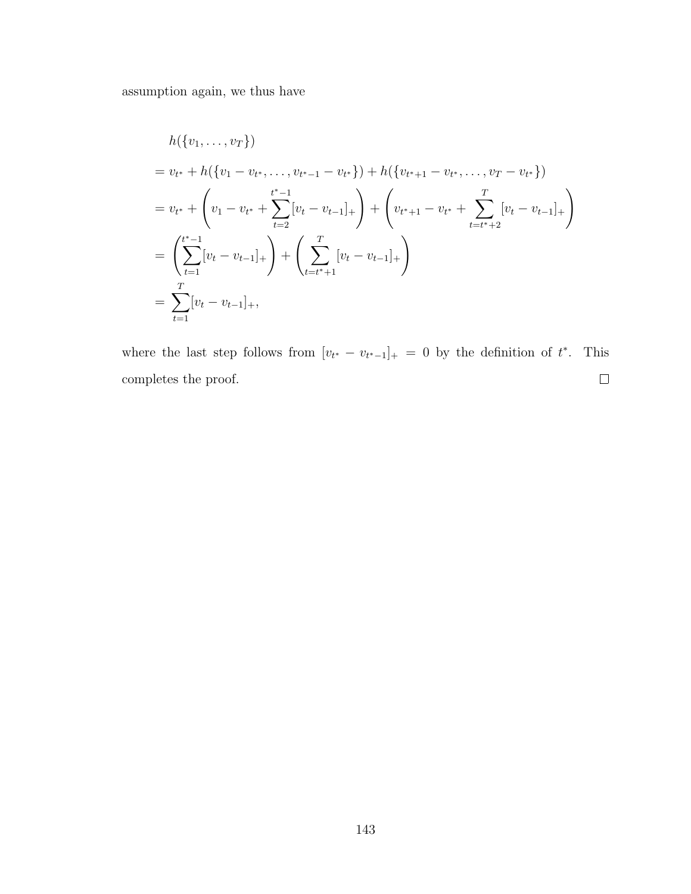assumption again, we thus have

$$
\begin{aligned}
&h(\{v_1, \ldots, v_T\}) \\
&= v_{t^*} + h(\{v_1 - v_{t^*}, \ldots, v_{t^*-1} - v_{t^*}\}) + h(\{v_{t^*+1} - v_{t^*}, \ldots, v_T - v_{t^*}\}) \\
&= v_{t^*} + \left( v_1 - v_{t^*} + \sum_{t=2}^{t^*-1} [v_t - v_{t-1}]_+ \right) + \left( v_{t^*+1} - v_{t^*} + \sum_{t=t^*+2}^{T} [v_t - v_{t-1}]_+ \right) \\
&= \left( \sum_{t=1}^{t^*-1} [v_t - v_{t-1}]_+ \right) + \left( \sum_{t=t^*+1}^{T} [v_t - v_{t-1}]_+ \right) \\
&= \sum_{t=1}^{T} [v_t - v_{t-1}]_+,
\end{aligned}
$$

where the last step follows from $[v_{t^*} - v_{t^*-1}]_+ = 0$ by the definition of $t^*$. This completes the proof. □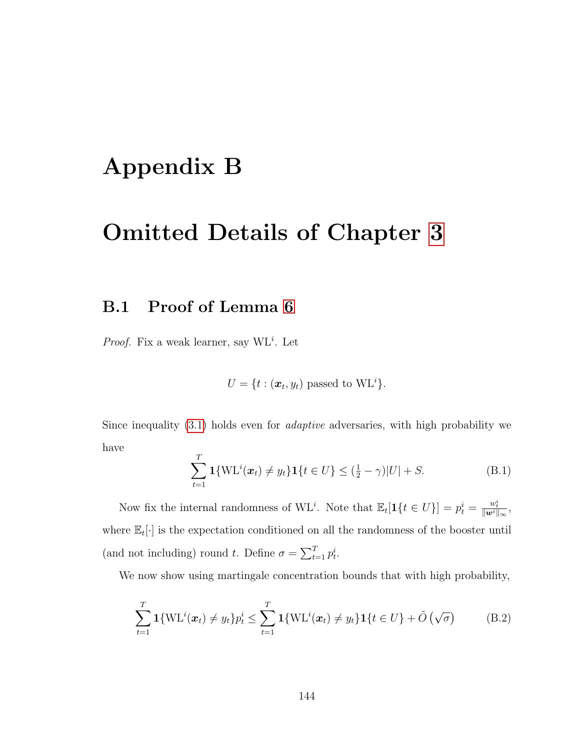# Appendix B

# Omitted Details of Chapter 3

## B.1 Proof of Lemma 6

*Proof.* Fix a weak learner, say $\mathrm{WL}^i$. Let

$$U = \{t : (\boldsymbol{x}_t, y_t) \text{ passed to } \mathrm{WL}^i\}.$$

Since inequality (3.1) holds even for *adaptive* adversaries, with high probability we have

$$\sum_{t=1}^{T} \mathbf{1}\{\mathrm{WL}^i(\boldsymbol{x}_t) \neq y_t\}\mathbf{1}\{t \in U\} \leq (\tfrac{1}{2} - \gamma)|U| + S. \tag{B.1}$$

Now fix the internal randomness of $\mathrm{WL}^i$. Note that $\mathbb{E}_t[\mathbf{1}\{t \in U\}] = p_t^i = \frac{w_t^i}{\|\boldsymbol{w}^i\|_\infty}$, where $\mathbb{E}_t[\cdot]$ is the expectation conditioned on all the randomness of the booster until (and not including) round $t$. Define $\sigma = \sum_{t=1}^{T} p_t^i$.

We now show using martingale concentration bounds that with high probability,

$$\sum_{t=1}^{T} \mathbf{1}\{\mathrm{WL}^i(\boldsymbol{x}_t) \neq y_t\}p_t^i \leq \sum_{t=1}^{T} \mathbf{1}\{\mathrm{WL}^i(\boldsymbol{x}_t) \neq y_t\}\mathbf{1}\{t \in U\} + \tilde{O}\left(\sqrt{\sigma}\right) \tag{B.2}$$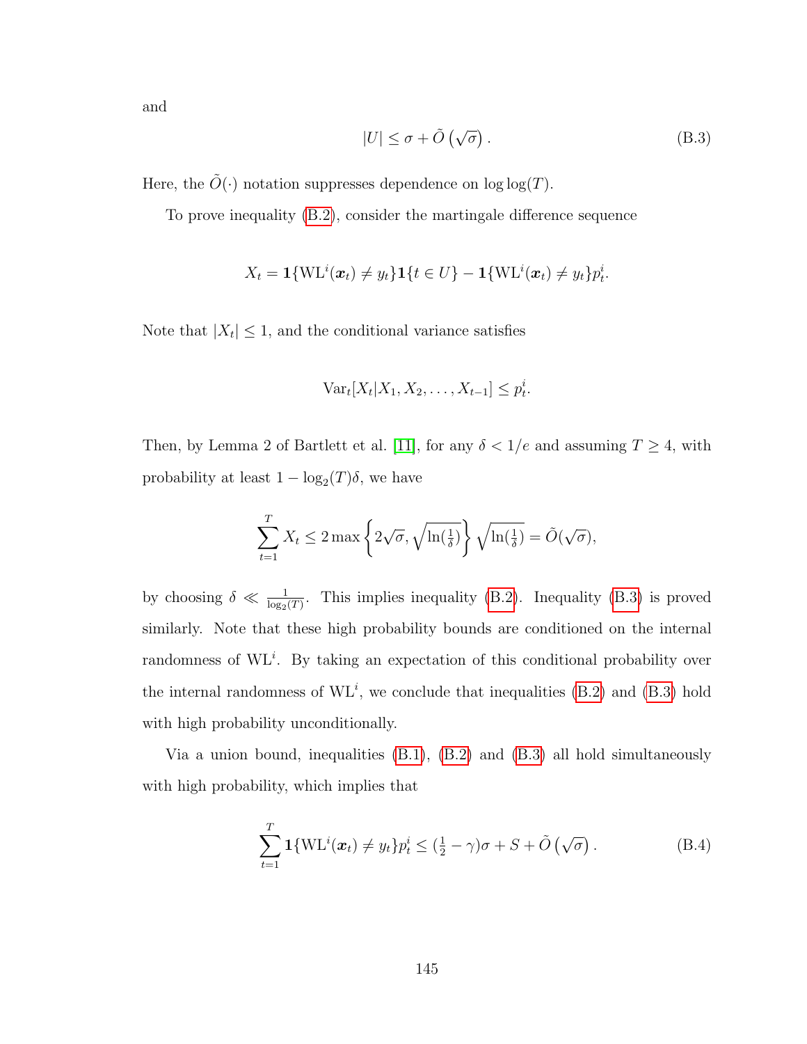and

$$|U| \leq \sigma + \tilde{O}\left(\sqrt{\sigma}\right). \tag{B.3}$$

Here, the $\tilde{O}(\cdot)$ notation suppresses dependence on $\log\log(T)$.

To prove inequality (B.2), consider the martingale difference sequence

$$X_t = \mathbf{1}\{\mathrm{WL}^i(\boldsymbol{x}_t) \neq y_t\}\mathbf{1}\{t \in U\} - \mathbf{1}\{\mathrm{WL}^i(\boldsymbol{x}_t) \neq y_t\}p_t^i.$$

Note that $|X_t| \leq 1$, and the conditional variance satisfies

$$\mathrm{Var}_t[X_t|X_1, X_2, \ldots, X_{t-1}] \leq p_t^i.$$

Then, by Lemma 2 of Bartlett et al. [11], for any $\delta < 1/e$ and assuming $T \geq 4$, with probability at least $1 - \log_2(T)\delta$, we have

$$\sum_{t=1}^{T} X_t \leq 2 \max\left\{2\sqrt{\sigma}, \sqrt{\ln(\tfrac{1}{\delta})}\right\}\sqrt{\ln(\tfrac{1}{\delta})} = \tilde{O}(\sqrt{\sigma}),$$

by choosing $\delta \ll \frac{1}{\log_2(T)}$. This implies inequality (B.2). Inequality (B.3) is proved similarly. Note that these high probability bounds are conditioned on the internal randomness of $\mathrm{WL}^i$. By taking an expectation of this conditional probability over the internal randomness of $\mathrm{WL}^i$, we conclude that inequalities (B.2) and (B.3) hold with high probability unconditionally.

Via a union bound, inequalities (B.1), (B.2) and (B.3) all hold simultaneously with high probability, which implies that

$$\sum_{t=1}^{T} \mathbf{1}\{\mathrm{WL}^i(\boldsymbol{x}_t) \neq y_t\}p_t^i \leq (\tfrac{1}{2} - \gamma)\sigma + S + \tilde{O}\left(\sqrt{\sigma}\right). \tag{B.4}$$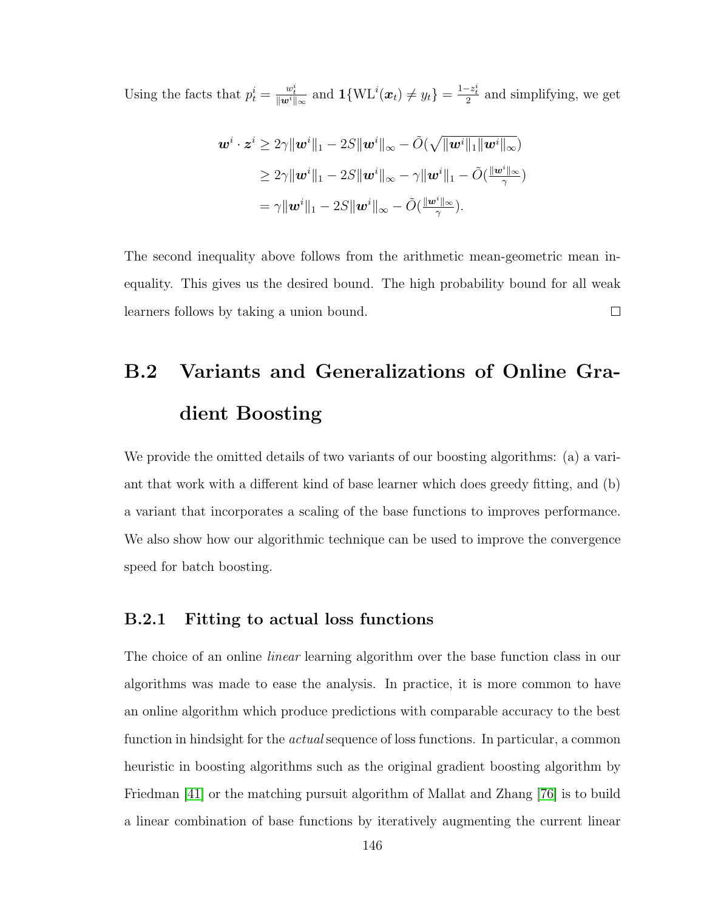Using the facts that $p_t^i = \frac{w_t^i}{\|\boldsymbol{w}^i\|_\infty}$ and $\mathbf{1}\{\mathrm{WL}^i(\boldsymbol{x}_t) \neq y_t\} = \frac{1-z_t^i}{2}$ and simplifying, we get

$$
\begin{aligned}
\boldsymbol{w}^i \cdot \boldsymbol{z}^i &\geq 2\gamma\|\boldsymbol{w}^i\|_1 - 2S\|\boldsymbol{w}^i\|_\infty - \tilde{O}(\sqrt{\|\boldsymbol{w}^i\|_1\|\boldsymbol{w}^i\|_\infty}) \\
&\geq 2\gamma\|\boldsymbol{w}^i\|_1 - 2S\|\boldsymbol{w}^i\|_\infty - \gamma\|\boldsymbol{w}^i\|_1 - \tilde{O}(\tfrac{\|\boldsymbol{w}^i\|_\infty}{\gamma}) \\
&= \gamma\|\boldsymbol{w}^i\|_1 - 2S\|\boldsymbol{w}^i\|_\infty - \tilde{O}(\tfrac{\|\boldsymbol{w}^i\|_\infty}{\gamma}).
\end{aligned}
$$

The second inequality above follows from the arithmetic mean-geometric mean inequality. This gives us the desired bound. The high probability bound for all weak learners follows by taking a union bound. □

## B.2 Variants and Generalizations of Online Gradient Boosting

We provide the omitted details of two variants of our boosting algorithms: (a) a variant that work with a different kind of base learner which does greedy fitting, and (b) a variant that incorporates a scaling of the base functions to improves performance. We also show how our algorithmic technique can be used to improve the convergence speed for batch boosting.

### B.2.1 Fitting to actual loss functions

The choice of an online *linear* learning algorithm over the base function class in our algorithms was made to ease the analysis. In practice, it is more common to have an online algorithm which produce predictions with comparable accuracy to the best function in hindsight for the *actual* sequence of loss functions. In particular, a common heuristic in boosting algorithms such as the original gradient boosting algorithm by Friedman [41] or the matching pursuit algorithm of Mallat and Zhang [76] is to build a linear combination of base functions by iteratively augmenting the current linear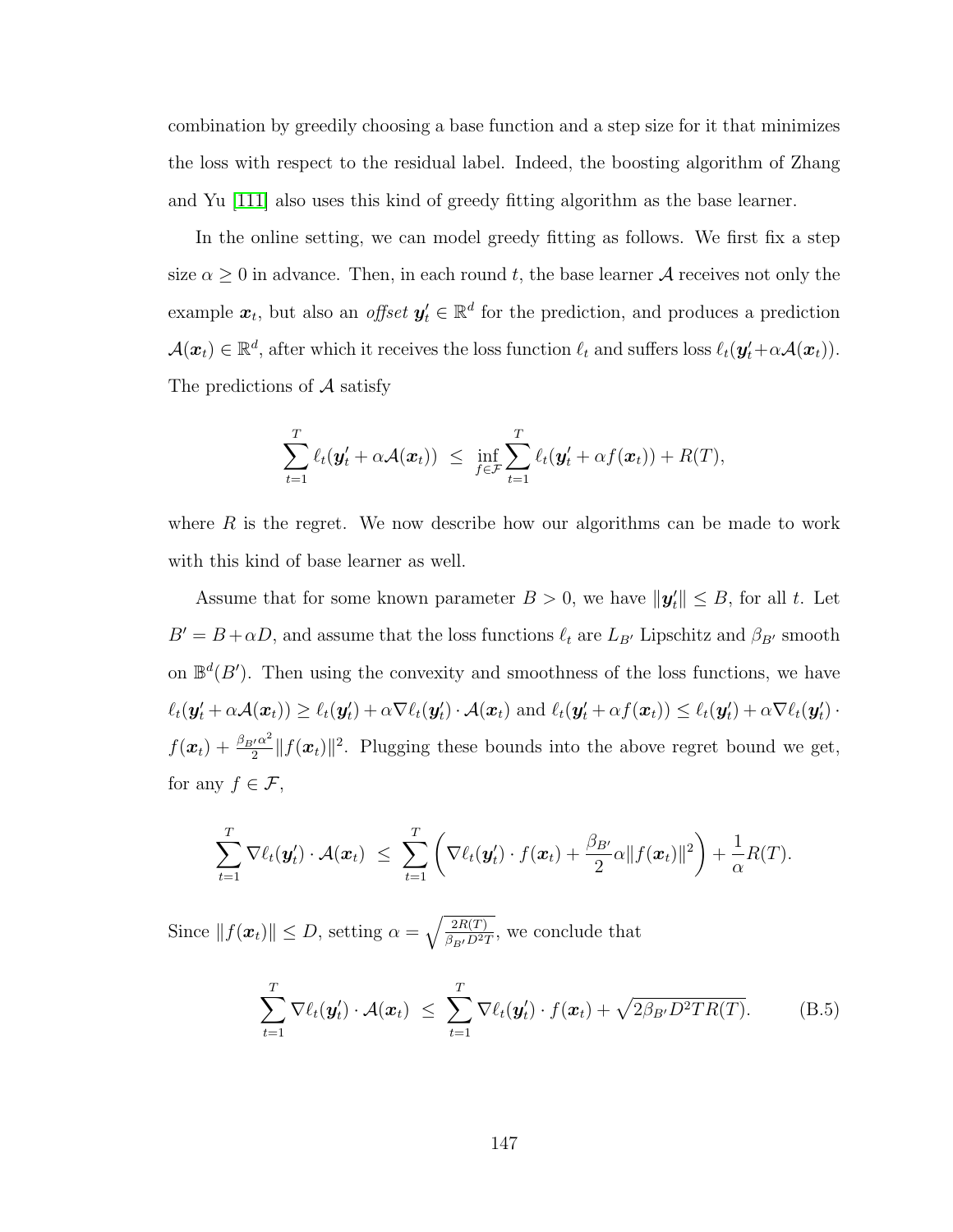combination by greedily choosing a base function and a step size for it that minimizes the loss with respect to the residual label. Indeed, the boosting algorithm of Zhang and Yu [111] also uses this kind of greedy fitting algorithm as the base learner.

In the online setting, we can model greedy fitting as follows. We first fix a step size $\alpha \geq 0$ in advance. Then, in each round $t$, the base learner $\mathcal{A}$ receives not only the example $\boldsymbol{x}_t$, but also an *offset* $\boldsymbol{y}'_t \in \mathbb{R}^d$ for the prediction, and produces a prediction $\mathcal{A}(\boldsymbol{x}_t) \in \mathbb{R}^d$, after which it receives the loss function $\ell_t$ and suffers loss $\ell_t(\boldsymbol{y}'_t + \alpha \mathcal{A}(\boldsymbol{x}_t))$. The predictions of $\mathcal{A}$ satisfy

$$\sum_{t=1}^{T} \ell_t(\boldsymbol{y}'_t + \alpha \mathcal{A}(\boldsymbol{x}_t)) \;\leq\; \inf_{f \in \mathcal{F}} \sum_{t=1}^{T} \ell_t(\boldsymbol{y}'_t + \alpha f(\boldsymbol{x}_t)) + R(T),$$

where $R$ is the regret. We now describe how our algorithms can be made to work with this kind of base learner as well.

Assume that for some known parameter $B > 0$, we have $\|\boldsymbol{y}'_t\| \leq B$, for all $t$. Let $B' = B + \alpha D$, and assume that the loss functions $\ell_t$ are $L_{B'}$ Lipschitz and $\beta_{B'}$ smooth on $\mathbb{B}^d(B')$. Then using the convexity and smoothness of the loss functions, we have $\ell_t(\boldsymbol{y}'_t + \alpha \mathcal{A}(\boldsymbol{x}_t)) \geq \ell_t(\boldsymbol{y}'_t) + \alpha \nabla \ell_t(\boldsymbol{y}'_t) \cdot \mathcal{A}(\boldsymbol{x}_t)$ and $\ell_t(\boldsymbol{y}'_t + \alpha f(\boldsymbol{x}_t)) \leq \ell_t(\boldsymbol{y}'_t) + \alpha \nabla \ell_t(\boldsymbol{y}'_t) \cdot f(\boldsymbol{x}_t) + \frac{\beta_{B'}\alpha^2}{2}\|f(\boldsymbol{x}_t)\|^2$. Plugging these bounds into the above regret bound we get, for any $f \in \mathcal{F}$,

$$\sum_{t=1}^{T} \nabla \ell_t(\boldsymbol{y}'_t) \cdot \mathcal{A}(\boldsymbol{x}_t) \;\leq\; \sum_{t=1}^{T} \left( \nabla \ell_t(\boldsymbol{y}'_t) \cdot f(\boldsymbol{x}_t) + \frac{\beta_{B'}}{2} \alpha \|f(\boldsymbol{x}_t)\|^2 \right) + \frac{1}{\alpha} R(T).$$

Since $\|f(\boldsymbol{x}_t)\| \leq D$, setting $\alpha = \sqrt{\frac{2R(T)}{\beta_{B'} D^2 T}}$, we conclude that

$$\sum_{t=1}^{T} \nabla \ell_t(\boldsymbol{y}'_t) \cdot \mathcal{A}(\boldsymbol{x}_t) \;\leq\; \sum_{t=1}^{T} \nabla \ell_t(\boldsymbol{y}'_t) \cdot f(\boldsymbol{x}_t) + \sqrt{2\beta_{B'} D^2 T R(T)}. \tag{B.5}$$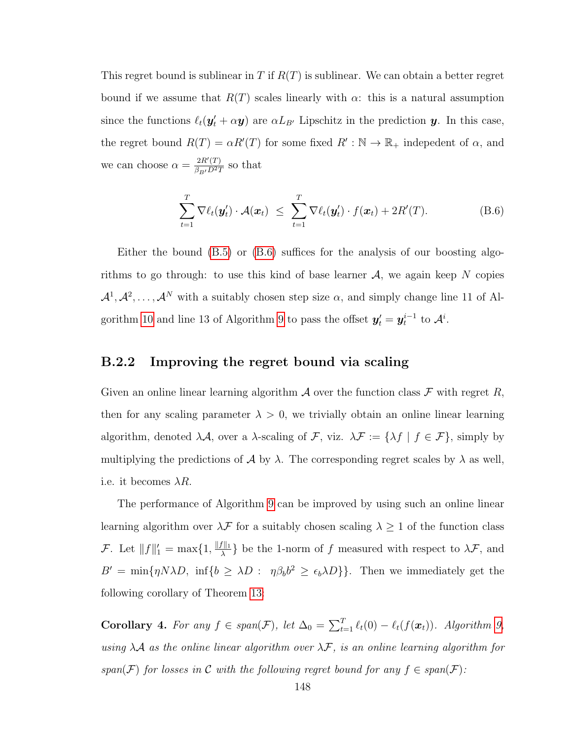This regret bound is sublinear in $T$ if $R(T)$ is sublinear. We can obtain a better regret bound if we assume that $R(T)$ scales linearly with $\alpha$: this is a natural assumption since the functions $\ell_t(\boldsymbol{y}'_t + \alpha \boldsymbol{y})$ are $\alpha L_{B'}$ Lipschitz in the prediction $\boldsymbol{y}$. In this case, the regret bound $R(T) = \alpha R'(T)$ for some fixed $R' : \mathbb{N} \to \mathbb{R}_+$ indepedent of $\alpha$, and we can choose $\alpha = \frac{2R'(T)}{\beta_{B'} D^2 T}$ so that

$$\sum_{t=1}^{T} \nabla \ell_t(\boldsymbol{y}'_t) \cdot \mathcal{A}(\boldsymbol{x}_t) \;\leq\; \sum_{t=1}^{T} \nabla \ell_t(\boldsymbol{y}'_t) \cdot f(\boldsymbol{x}_t) + 2R'(T). \tag{B.6}$$

Either the bound (B.5) or (B.6) suffices for the analysis of our boosting algorithms to go through: to use this kind of base learner $\mathcal{A}$, we again keep $N$ copies $\mathcal{A}^1, \mathcal{A}^2, \ldots, \mathcal{A}^N$ with a suitably chosen step size $\alpha$, and simply change line 11 of Algorithm 10 and line 13 of Algorithm 9 to pass the offset $\boldsymbol{y}'_t = \boldsymbol{y}^{i-1}_t$ to $\mathcal{A}^i$.

### B.2.2 Improving the regret bound via scaling

Given an online linear learning algorithm $\mathcal{A}$ over the function class $\mathcal{F}$ with regret $R$, then for any scaling parameter $\lambda > 0$, we trivially obtain an online linear learning algorithm, denoted $\lambda\mathcal{A}$, over a $\lambda$-scaling of $\mathcal{F}$, viz. $\lambda\mathcal{F} := \{\lambda f \mid f \in \mathcal{F}\}$, simply by multiplying the predictions of $\mathcal{A}$ by $\lambda$. The corresponding regret scales by $\lambda$ as well, i.e. it becomes $\lambda R$.

The performance of Algorithm 9 can be improved by using such an online linear learning algorithm over $\lambda\mathcal{F}$ for a suitably chosen scaling $\lambda \geq 1$ of the function class $\mathcal{F}$. Let $\|f\|'_1 = \max\{1, \frac{\|f\|_1}{\lambda}\}$ be the 1-norm of $f$ measured with respect to $\lambda\mathcal{F}$, and $B' = \min\{\eta N \lambda D,\ \inf\{b \geq \lambda D :\ \ \eta \beta_b b^2 \geq \epsilon_b \lambda D\}\}$. Then we immediately get the following corollary of Theorem 13:

**Corollary 4.** *For any $f \in span(\mathcal{F})$, let $\Delta_0 = \sum_{t=1}^{T} \ell_t(0) - \ell_t(f(\boldsymbol{x}_t))$. Algorithm 9, using $\lambda\mathcal{A}$ as the online linear algorithm over $\lambda\mathcal{F}$, is an online learning algorithm for $span(\mathcal{F})$ for losses in $\mathcal{C}$ with the following regret bound for any $f \in span(\mathcal{F})$:*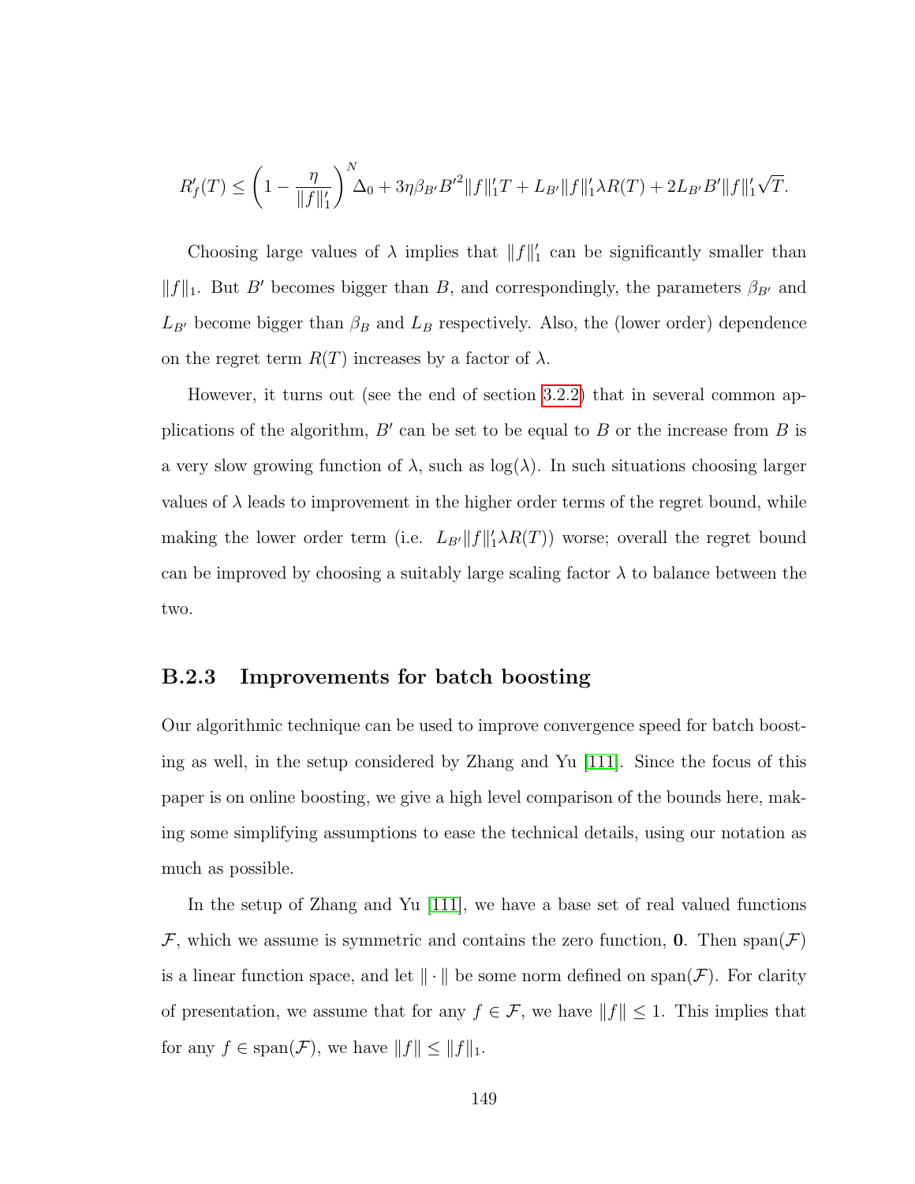$$R'_f(T) \leq \left(1 - \frac{\eta}{\|f\|'_1}\right)^N \Delta_0 + 3\eta\beta_{B'}{B'}^2\|f\|'_1 T + L_{B'}\|f\|'_1 \lambda R(T) + 2L_{B'}B'\|f\|'_1\sqrt{T}.$$

Choosing large values of $\lambda$ implies that $\|f\|'_1$ can be significantly smaller than $\|f\|_1$. But $B'$ becomes bigger than $B$, and correspondingly, the parameters $\beta_{B'}$ and $L_{B'}$ become bigger than $\beta_B$ and $L_B$ respectively. Also, the (lower order) dependence on the regret term $R(T)$ increases by a factor of $\lambda$.

However, it turns out (see the end of section 3.2.2) that in several common applications of the algorithm, $B'$ can be set to be equal to $B$ or the increase from $B$ is a very slow growing function of $\lambda$, such as $\log(\lambda)$. In such situations choosing larger values of $\lambda$ leads to improvement in the higher order terms of the regret bound, while making the lower order term (i.e. $L_{B'}\|f\|'_1\lambda R(T)$) worse; overall the regret bound can be improved by choosing a suitably large scaling factor $\lambda$ to balance between the two.

### B.2.3 Improvements for batch boosting

Our algorithmic technique can be used to improve convergence speed for batch boosting as well, in the setup considered by Zhang and Yu [111]. Since the focus of this paper is on online boosting, we give a high level comparison of the bounds here, making some simplifying assumptions to ease the technical details, using our notation as much as possible.

In the setup of Zhang and Yu [111], we have a base set of real valued functions $\mathcal{F}$, which we assume is symmetric and contains the zero function, $\mathbf{0}$. Then $\text{span}(\mathcal{F})$ is a linear function space, and let $\|\cdot\|$ be some norm defined on $\text{span}(\mathcal{F})$. For clarity of presentation, we assume that for any $f \in \mathcal{F}$, we have $\|f\| \leq 1$. This implies that for any $f \in \text{span}(\mathcal{F})$, we have $\|f\| \leq \|f\|_1$.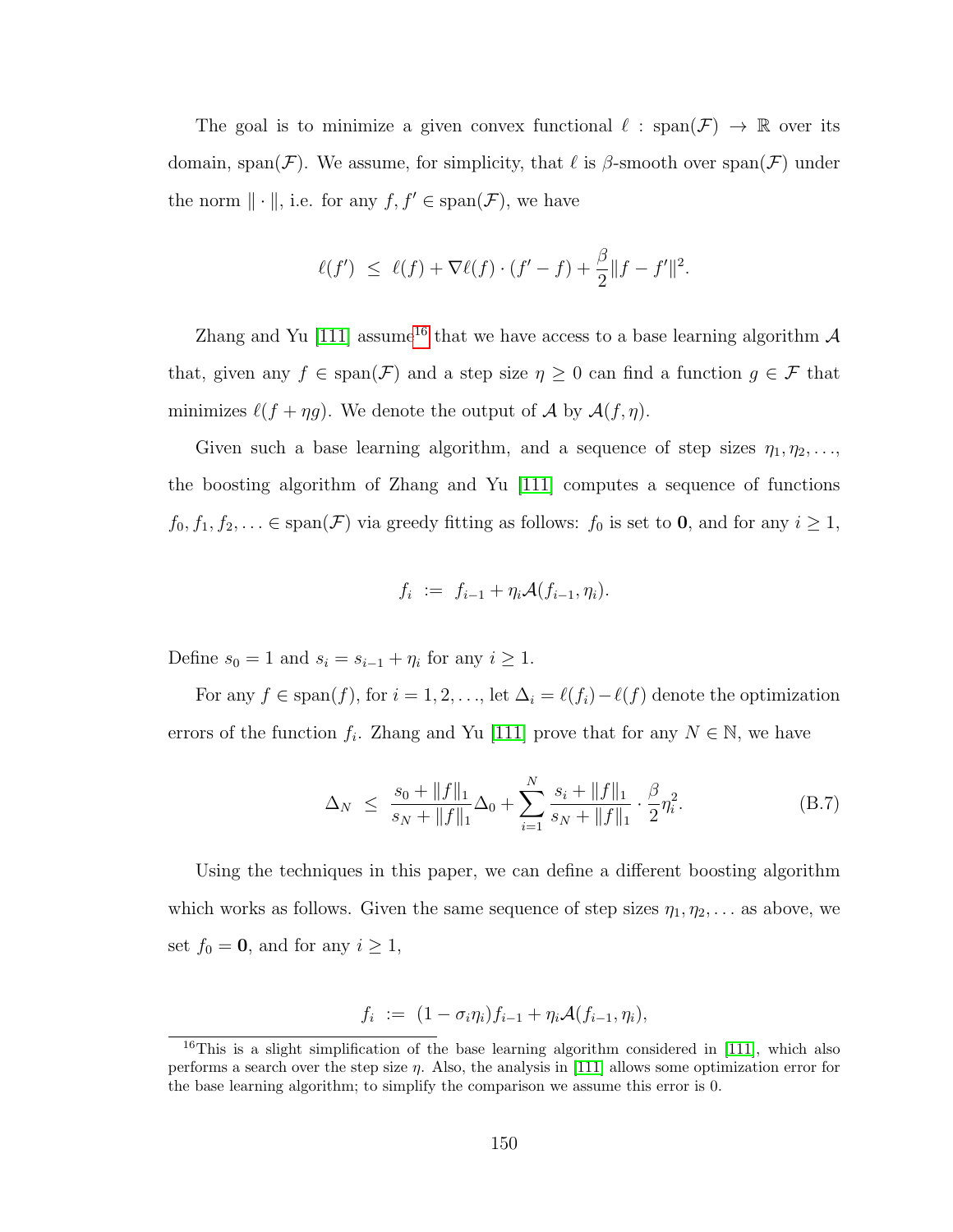The goal is to minimize a given convex functional $\ell : \text{span}(\mathcal{F}) \to \mathbb{R}$ over its domain, $\text{span}(\mathcal{F})$. We assume, for simplicity, that $\ell$ is $\beta$-smooth over $\text{span}(\mathcal{F})$ under the norm $\|\cdot\|$, i.e. for any $f, f' \in \text{span}(\mathcal{F})$, we have

$$\ell(f') \;\leq\; \ell(f) + \nabla\ell(f) \cdot (f' - f) + \frac{\beta}{2}\|f - f'\|^2.$$

Zhang and Yu [111] assume[16] that we have access to a base learning algorithm $\mathcal{A}$ that, given any $f \in \text{span}(\mathcal{F})$ and a step size $\eta \geq 0$ can find a function $g \in \mathcal{F}$ that minimizes $\ell(f + \eta g)$. We denote the output of $\mathcal{A}$ by $\mathcal{A}(f, \eta)$.

Given such a base learning algorithm, and a sequence of step sizes $\eta_1, \eta_2, \ldots$, the boosting algorithm of Zhang and Yu [111] computes a sequence of functions $f_0, f_1, f_2, \ldots \in \text{span}(\mathcal{F})$ via greedy fitting as follows: $f_0$ is set to $\mathbf{0}$, and for any $i \geq 1$,

$$f_i \;:=\; f_{i-1} + \eta_i \mathcal{A}(f_{i-1}, \eta_i).$$

Define $s_0 = 1$ and $s_i = s_{i-1} + \eta_i$ for any $i \geq 1$.

For any $f \in \text{span}(f)$, for $i = 1, 2, \ldots$, let $\Delta_i = \ell(f_i) - \ell(f)$ denote the optimization errors of the function $f_i$. Zhang and Yu [111] prove that for any $N \in \mathbb{N}$, we have

$$\Delta_N \;\leq\; \frac{s_0 + \|f\|_1}{s_N + \|f\|_1}\Delta_0 + \sum_{i=1}^{N} \frac{s_i + \|f\|_1}{s_N + \|f\|_1} \cdot \frac{\beta}{2}\eta_i^2. \tag{B.7}$$

Using the techniques in this paper, we can define a different boosting algorithm which works as follows. Given the same sequence of step sizes $\eta_1, \eta_2, \ldots$ as above, we set $f_0 = \mathbf{0}$, and for any $i \geq 1$,

$$f_i \;:=\; (1 - \sigma_i \eta_i) f_{i-1} + \eta_i \mathcal{A}(f_{i-1}, \eta_i),$$

[16] This is a slight simplification of the base learning algorithm considered in [111], which also performs a search over the step size $\eta$. Also, the analysis in [111] allows some optimization error for the base learning algorithm; to simplify the comparison we assume this error is 0.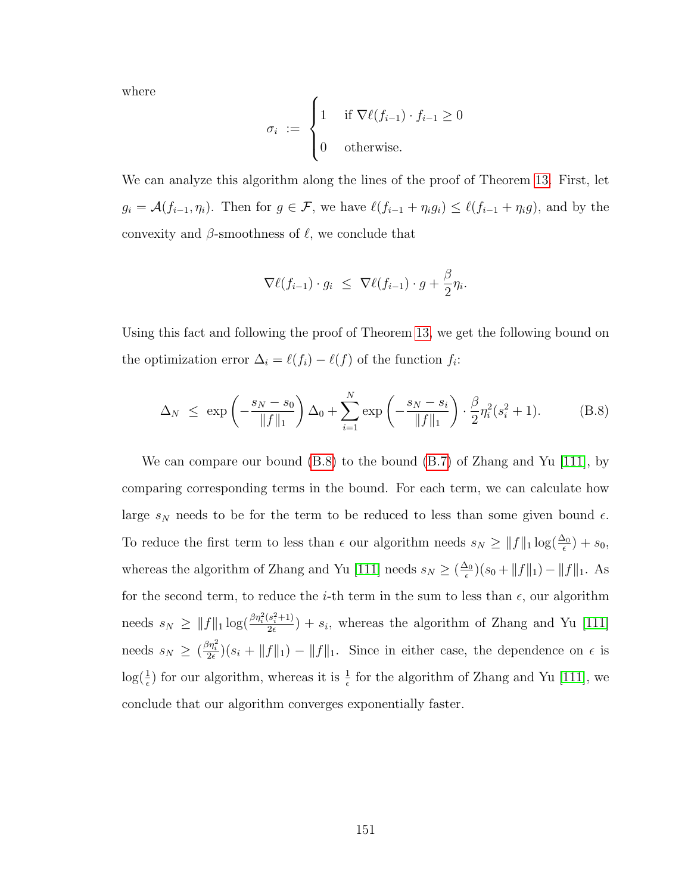where

$$\sigma_i := \begin{cases} 1 & \text{if } \nabla\ell(f_{i-1}) \cdot f_{i-1} \geq 0 \\ 0 & \text{otherwise.} \end{cases}$$

We can analyze this algorithm along the lines of the proof of Theorem 13. First, let $g_i = \mathcal{A}(f_{i-1}, \eta_i)$. Then for $g \in \mathcal{F}$, we have $\ell(f_{i-1} + \eta_i g_i) \leq \ell(f_{i-1} + \eta_i g)$, and by the convexity and $\beta$-smoothness of $\ell$, we conclude that

$$\nabla\ell(f_{i-1}) \cdot g_i \ \leq \ \nabla\ell(f_{i-1}) \cdot g + \frac{\beta}{2}\eta_i.$$

Using this fact and following the proof of Theorem 13, we get the following bound on the optimization error $\Delta_i = \ell(f_i) - \ell(f)$ of the function $f_i$:

$$\Delta_N \ \leq \ \exp\left(-\frac{s_N - s_0}{\|f\|_1}\right)\Delta_0 + \sum_{i=1}^{N} \exp\left(-\frac{s_N - s_i}{\|f\|_1}\right) \cdot \frac{\beta}{2}\eta_i^2(s_i^2 + 1). \tag{B.8}$$

We can compare our bound (B.8) to the bound (B.7) of Zhang and Yu [111], by comparing corresponding terms in the bound. For each term, we can calculate how large $s_N$ needs to be for the term to be reduced to less than some given bound $\epsilon$. To reduce the first term to less than $\epsilon$ our algorithm needs $s_N \geq \|f\|_1 \log(\frac{\Delta_0}{\epsilon}) + s_0$, whereas the algorithm of Zhang and Yu [111] needs $s_N \geq (\frac{\Delta_0}{\epsilon})(s_0 + \|f\|_1) - \|f\|_1$. As for the second term, to reduce the $i$-th term in the sum to less than $\epsilon$, our algorithm needs $s_N \geq \|f\|_1 \log(\frac{\beta\eta_i^2(s_i^2+1)}{2\epsilon}) + s_i$, whereas the algorithm of Zhang and Yu [111] needs $s_N \geq (\frac{\beta\eta_i^2}{2\epsilon})(s_i + \|f\|_1) - \|f\|_1$. Since in either case, the dependence on $\epsilon$ is $\log(\frac{1}{\epsilon})$ for our algorithm, whereas it is $\frac{1}{\epsilon}$ for the algorithm of Zhang and Yu [111], we conclude that our algorithm converges exponentially faster.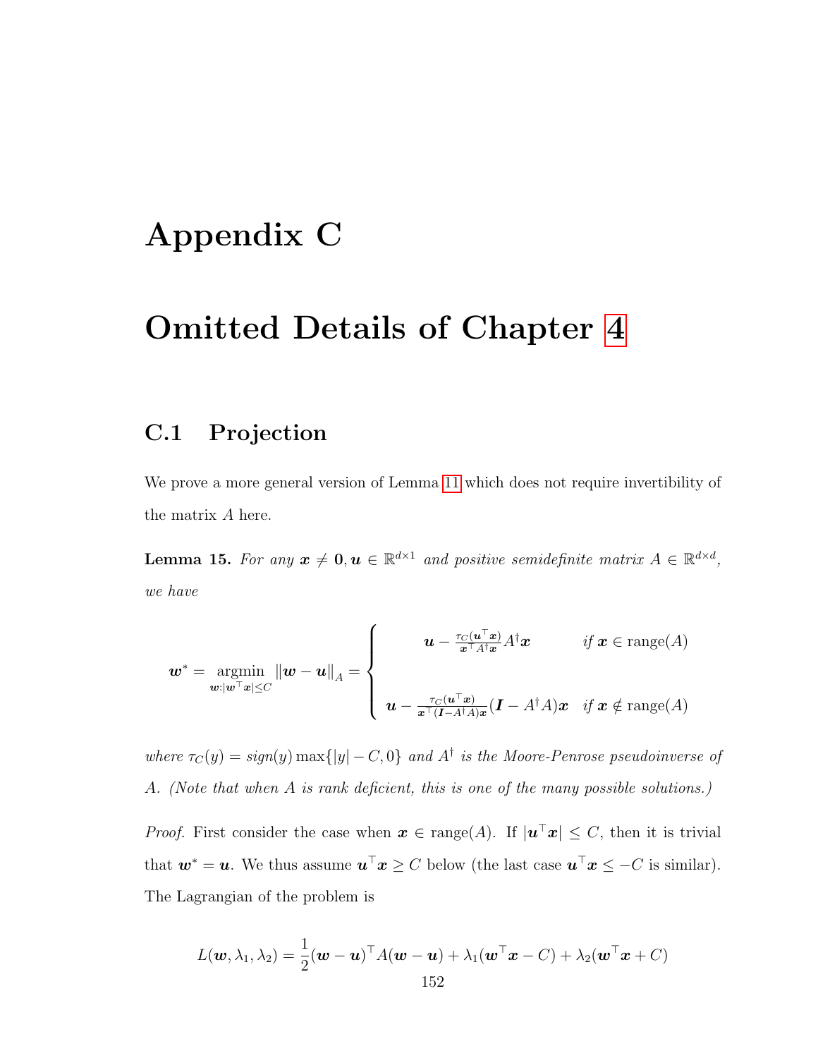# Appendix C

# Omitted Details of Chapter 4

## C.1 Projection

We prove a more general version of Lemma 11 which does not require invertibility of the matrix $A$ here.

**Lemma 15.** *For any $\boldsymbol{x} \neq \boldsymbol{0}, \boldsymbol{u} \in \mathbb{R}^{d\times 1}$ and positive semidefinite matrix $A \in \mathbb{R}^{d\times d}$, we have*

$$
\boldsymbol{w}^* = \operatorname*{argmin}_{\boldsymbol{w}:|\boldsymbol{w}^\top \boldsymbol{x}|\leq C} \|\boldsymbol{w} - \boldsymbol{u}\|_A = \begin{cases} \boldsymbol{u} - \frac{\tau_C(\boldsymbol{u}^\top \boldsymbol{x})}{\boldsymbol{x}^\top A^\dagger \boldsymbol{x}} A^\dagger \boldsymbol{x} & \text{if } \boldsymbol{x} \in \text{range}(A) \\ \\ \boldsymbol{u} - \frac{\tau_C(\boldsymbol{u}^\top \boldsymbol{x})}{\boldsymbol{x}^\top (\boldsymbol{I} - A^\dagger A)\boldsymbol{x}} (\boldsymbol{I} - A^\dagger A)\boldsymbol{x} & \text{if } \boldsymbol{x} \notin \text{range}(A) \end{cases}
$$

*where $\tau_C(y) = sign(y)\max\{|y| - C, 0\}$ and $A^\dagger$ is the Moore-Penrose pseudoinverse of $A$. (Note that when $A$ is rank deficient, this is one of the many possible solutions.)*

*Proof.* First consider the case when $\boldsymbol{x} \in \text{range}(A)$. If $|\boldsymbol{u}^\top \boldsymbol{x}| \leq C$, then it is trivial that $\boldsymbol{w}^* = \boldsymbol{u}$. We thus assume $\boldsymbol{u}^\top \boldsymbol{x} \geq C$ below (the last case $\boldsymbol{u}^\top \boldsymbol{x} \leq -C$ is similar). The Lagrangian of the problem is

$$
L(\boldsymbol{w}, \lambda_1, \lambda_2) = \frac{1}{2}(\boldsymbol{w} - \boldsymbol{u})^\top A(\boldsymbol{w} - \boldsymbol{u}) + \lambda_1(\boldsymbol{w}^\top \boldsymbol{x} - C) + \lambda_2(\boldsymbol{w}^\top \boldsymbol{x} + C)
$$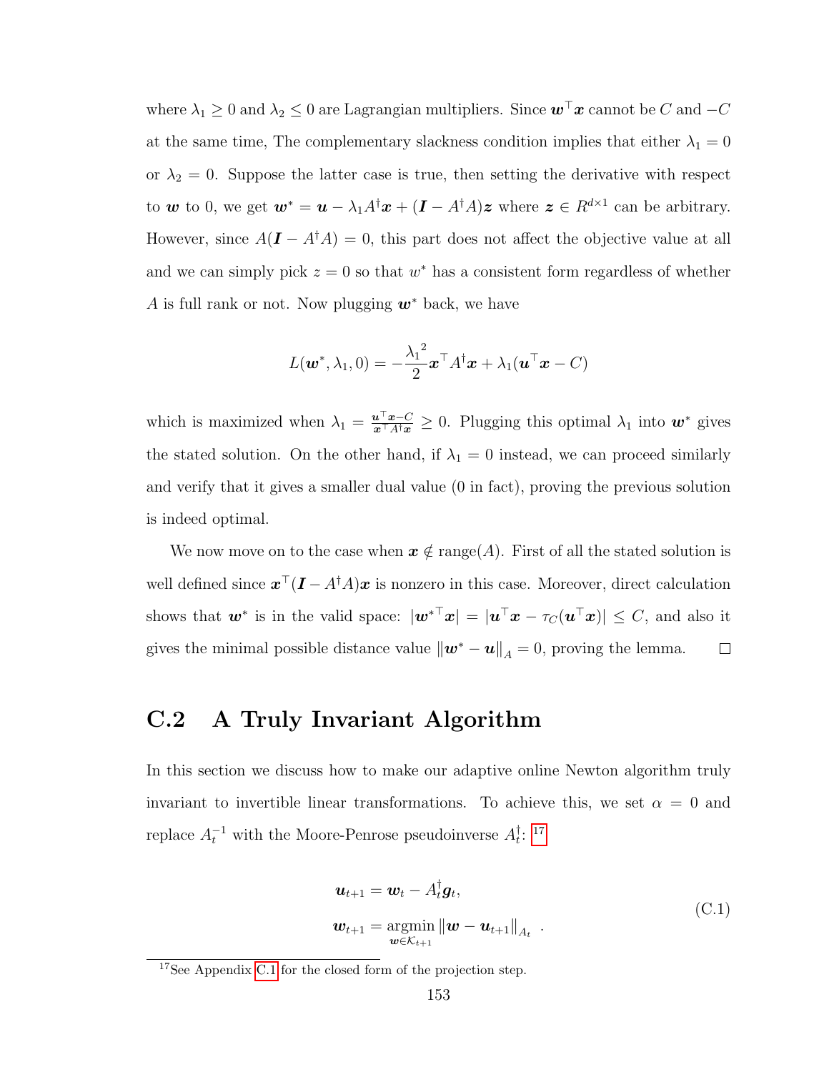where $\lambda_1 \geq 0$ and $\lambda_2 \leq 0$ are Lagrangian multipliers. Since $\boldsymbol{w}^\top \boldsymbol{x}$ cannot be $C$ and $-C$ at the same time, The complementary slackness condition implies that either $\lambda_1 = 0$ or $\lambda_2 = 0$. Suppose the latter case is true, then setting the derivative with respect to $\boldsymbol{w}$ to 0, we get $\boldsymbol{w}^* = \boldsymbol{u} - \lambda_1 A^\dagger \boldsymbol{x} + (\boldsymbol{I} - A^\dagger A)\boldsymbol{z}$ where $\boldsymbol{z} \in R^{d\times 1}$ can be arbitrary. However, since $A(\boldsymbol{I} - A^\dagger A) = 0$, this part does not affect the objective value at all and we can simply pick $z = 0$ so that $w^*$ has a consistent form regardless of whether $A$ is full rank or not. Now plugging $\boldsymbol{w}^*$ back, we have

$$L(\boldsymbol{w}^*, \lambda_1, 0) = -\frac{{\lambda_1}^2}{2}\boldsymbol{x}^\top A^\dagger \boldsymbol{x} + \lambda_1(\boldsymbol{u}^\top \boldsymbol{x} - C)$$

which is maximized when $\lambda_1 = \frac{\boldsymbol{u}^\top \boldsymbol{x} - C}{\boldsymbol{x}^\top A^\dagger \boldsymbol{x}} \geq 0$. Plugging this optimal $\lambda_1$ into $\boldsymbol{w}^*$ gives the stated solution. On the other hand, if $\lambda_1 = 0$ instead, we can proceed similarly and verify that it gives a smaller dual value (0 in fact), proving the previous solution is indeed optimal.

We now move on to the case when $\boldsymbol{x} \notin \text{range}(A)$. First of all the stated solution is well defined since $\boldsymbol{x}^\top(\boldsymbol{I} - A^\dagger A)\boldsymbol{x}$ is nonzero in this case. Moreover, direct calculation shows that $\boldsymbol{w}^*$ is in the valid space: $|{\boldsymbol{w}^*}^\top \boldsymbol{x}| = |\boldsymbol{u}^\top \boldsymbol{x} - \tau_C(\boldsymbol{u}^\top \boldsymbol{x})| \leq C$, and also it gives the minimal possible distance value $\|\boldsymbol{w}^* - \boldsymbol{u}\|_A = 0$, proving the lemma. □

## C.2 A Truly Invariant Algorithm

In this section we discuss how to make our adaptive online Newton algorithm truly invariant to invertible linear transformations. To achieve this, we set $\alpha = 0$ and replace $A_t^{-1}$ with the Moore-Penrose pseudoinverse $A_t^\dagger$: [17]

$$\begin{aligned}
\boldsymbol{u}_{t+1} &= \boldsymbol{w}_t - A_t^\dagger \boldsymbol{g}_t, \\
\boldsymbol{w}_{t+1} &= \operatorname*{argmin}_{\boldsymbol{w} \in \mathcal{K}_{t+1}} \|\boldsymbol{w} - \boldsymbol{u}_{t+1}\|_{A_t} .
\end{aligned} \tag{C.1}$$

[17] See Appendix C.1 for the closed form of the projection step.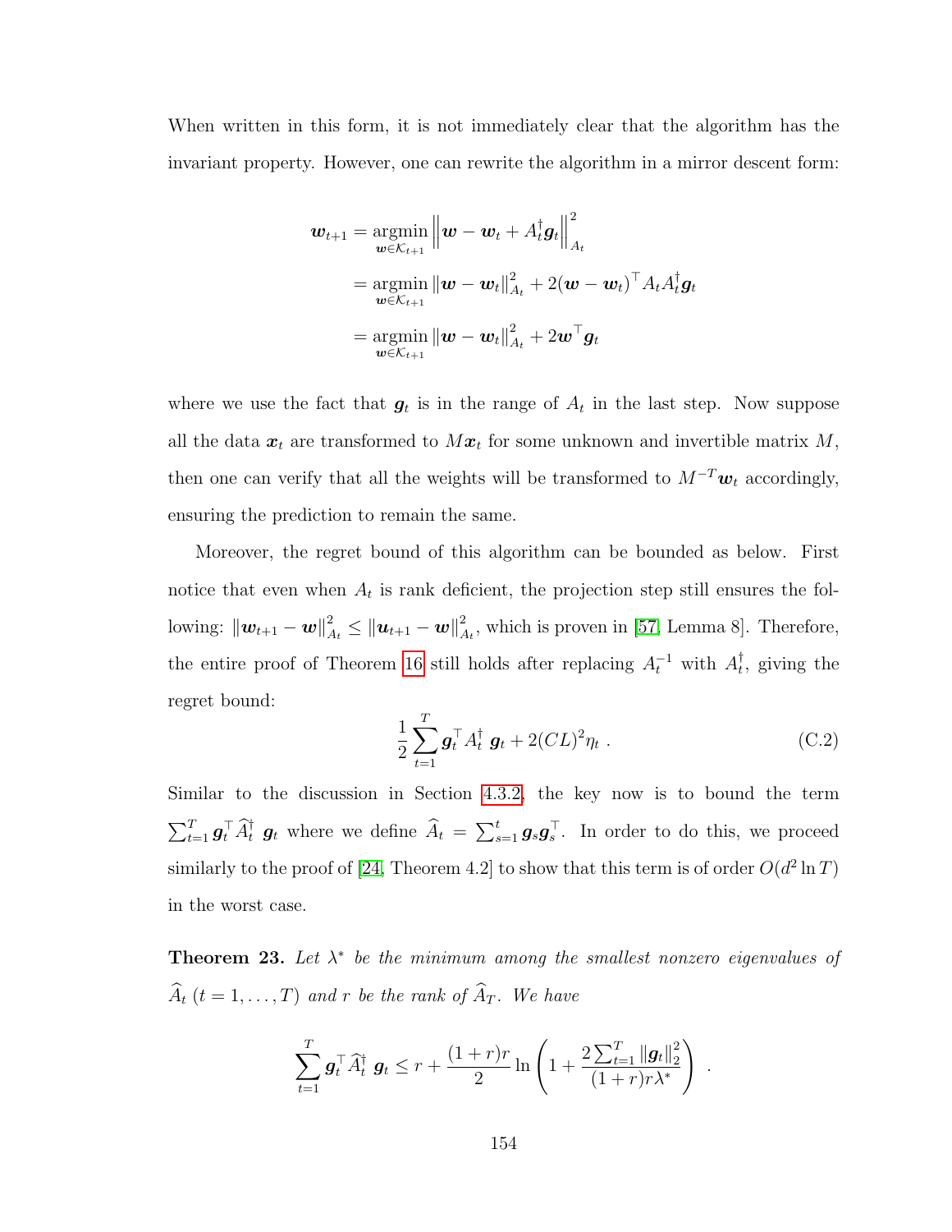When written in this form, it is not immediately clear that the algorithm has the invariant property. However, one can rewrite the algorithm in a mirror descent form:

$$
\begin{aligned}
\boldsymbol{w}_{t+1} &= \operatorname*{argmin}_{\boldsymbol{w}\in\mathcal{K}_{t+1}} \left\| \boldsymbol{w} - \boldsymbol{w}_t + A_t^{\dagger}\boldsymbol{g}_t \right\|_{A_t}^2 \\
&= \operatorname*{argmin}_{\boldsymbol{w}\in\mathcal{K}_{t+1}} \left\| \boldsymbol{w} - \boldsymbol{w}_t \right\|_{A_t}^2 + 2(\boldsymbol{w}-\boldsymbol{w}_t)^\top A_t A_t^{\dagger}\boldsymbol{g}_t \\
&= \operatorname*{argmin}_{\boldsymbol{w}\in\mathcal{K}_{t+1}} \left\| \boldsymbol{w} - \boldsymbol{w}_t \right\|_{A_t}^2 + 2\boldsymbol{w}^\top \boldsymbol{g}_t
\end{aligned}
$$

where we use the fact that $\boldsymbol{g}_t$ is in the range of $A_t$ in the last step. Now suppose all the data $\boldsymbol{x}_t$ are transformed to $M\boldsymbol{x}_t$ for some unknown and invertible matrix $M$, then one can verify that all the weights will be transformed to $M^{-T}\boldsymbol{w}_t$ accordingly, ensuring the prediction to remain the same.

Moreover, the regret bound of this algorithm can be bounded as below. First notice that even when $A_t$ is rank deficient, the projection step still ensures the following: $\|\boldsymbol{w}_{t+1} - \boldsymbol{w}\|_{A_t}^2 \le \|\boldsymbol{u}_{t+1} - \boldsymbol{w}\|_{A_t}^2$, which is proven in [57, Lemma 8]. Therefore, the entire proof of Theorem 16 still holds after replacing $A_t^{-1}$ with $A_t^{\dagger}$, giving the regret bound:

$$
\frac{1}{2}\sum_{t=1}^{T} \boldsymbol{g}_t^\top A_t^{\dagger}\, \boldsymbol{g}_t + 2(CL)^2\eta_t \; . \tag{C.2}
$$

Similar to the discussion in Section 4.3.2, the key now is to bound the term $\sum_{t=1}^T \boldsymbol{g}_t^\top \widehat{A}_t^{\dagger}\, \boldsymbol{g}_t$ where we define $\widehat{A}_t = \sum_{s=1}^t \boldsymbol{g}_s\boldsymbol{g}_s^\top$. In order to do this, we proceed similarly to the proof of [24, Theorem 4.2] to show that this term is of order $O(d^2 \ln T)$ in the worst case.

**Theorem 23.** *Let $\lambda^*$ be the minimum among the smallest nonzero eigenvalues of $\widehat{A}_t$ $(t = 1, \ldots, T)$ and $r$ be the rank of $\widehat{A}_T$. We have*

$$
\sum_{t=1}^{T} \boldsymbol{g}_t^\top \widehat{A}_t^{\dagger}\, \boldsymbol{g}_t \le r + \frac{(1+r)r}{2}\ln\left(1 + \frac{2\sum_{t=1}^T \|\boldsymbol{g}_t\|_2^2}{(1+r)r\lambda^*}\right) \; .
$$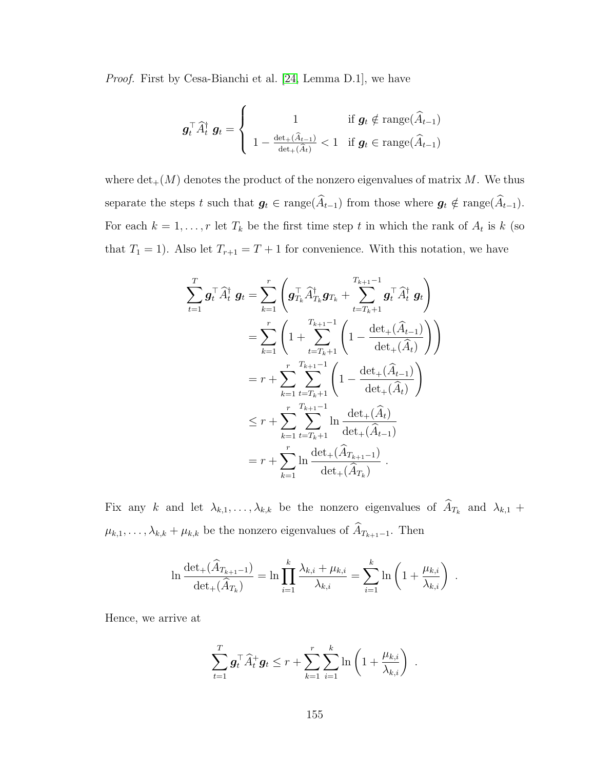*Proof.* First by Cesa-Bianchi et al. [24, Lemma D.1], we have

$$
\boldsymbol{g}_t^\top \widehat{A}_t^\dagger \, \boldsymbol{g}_t = \begin{cases} 1 & \text{if } \boldsymbol{g}_t \notin \operatorname{range}(\widehat{A}_{t-1}) \\ 1 - \frac{\det_+(\widehat{A}_{t-1})}{\det_+(\widehat{A}_t)} < 1 & \text{if } \boldsymbol{g}_t \in \operatorname{range}(\widehat{A}_{t-1}) \end{cases}
$$

where $\det_+(M)$ denotes the product of the nonzero eigenvalues of matrix $M$. We thus separate the steps $t$ such that $\boldsymbol{g}_t \in \operatorname{range}(\widehat{A}_{t-1})$ from those where $\boldsymbol{g}_t \notin \operatorname{range}(\widehat{A}_{t-1})$. For each $k = 1, \ldots, r$ let $T_k$ be the first time step $t$ in which the rank of $A_t$ is $k$ (so that $T_1 = 1$). Also let $T_{r+1} = T + 1$ for convenience. With this notation, we have

$$
\begin{aligned}
\sum_{t=1}^{T} \boldsymbol{g}_t^\top \widehat{A}_t^\dagger \, \boldsymbol{g}_t &= \sum_{k=1}^{r} \left( \boldsymbol{g}_{T_k}^\top \widehat{A}_{T_k}^\dagger \boldsymbol{g}_{T_k} + \sum_{t=T_k+1}^{T_{k+1}-1} \boldsymbol{g}_t^\top \widehat{A}_t^\dagger \, \boldsymbol{g}_t \right) \\
&= \sum_{k=1}^{r} \left( 1 + \sum_{t=T_k+1}^{T_{k+1}-1} \left( 1 - \frac{\det_+(\widehat{A}_{t-1})}{\det_+(\widehat{A}_t)} \right) \right) \\
&= r + \sum_{k=1}^{r} \sum_{t=T_k+1}^{T_{k+1}-1} \left( 1 - \frac{\det_+(\widehat{A}_{t-1})}{\det_+(\widehat{A}_t)} \right) \\
&\le r + \sum_{k=1}^{r} \sum_{t=T_k+1}^{T_{k+1}-1} \ln \frac{\det_+(\widehat{A}_t)}{\det_+(\widehat{A}_{t-1})} \\
&= r + \sum_{k=1}^{r} \ln \frac{\det_+(\widehat{A}_{T_{k+1}-1})}{\det_+(\widehat{A}_{T_k})} \, .
\end{aligned}
$$

Fix any $k$ and let $\lambda_{k,1}, \ldots, \lambda_{k,k}$ be the nonzero eigenvalues of $\widehat{A}_{T_k}$ and $\lambda_{k,1} + \mu_{k,1}, \ldots, \lambda_{k,k} + \mu_{k,k}$ be the nonzero eigenvalues of $\widehat{A}_{T_{k+1}-1}$. Then

$$
\ln \frac{\det_+(\widehat{A}_{T_{k+1}-1})}{\det_+(\widehat{A}_{T_k})} = \ln \prod_{i=1}^{k} \frac{\lambda_{k,i} + \mu_{k,i}}{\lambda_{k,i}} = \sum_{i=1}^{k} \ln \left( 1 + \frac{\mu_{k,i}}{\lambda_{k,i}} \right) \, .
$$

Hence, we arrive at

$$
\sum_{t=1}^{T} \boldsymbol{g}_t^\top \widehat{A}_t^+ \boldsymbol{g}_t \le r + \sum_{k=1}^{r} \sum_{i=1}^{k} \ln \left( 1 + \frac{\mu_{k,i}}{\lambda_{k,i}} \right) \, .
$$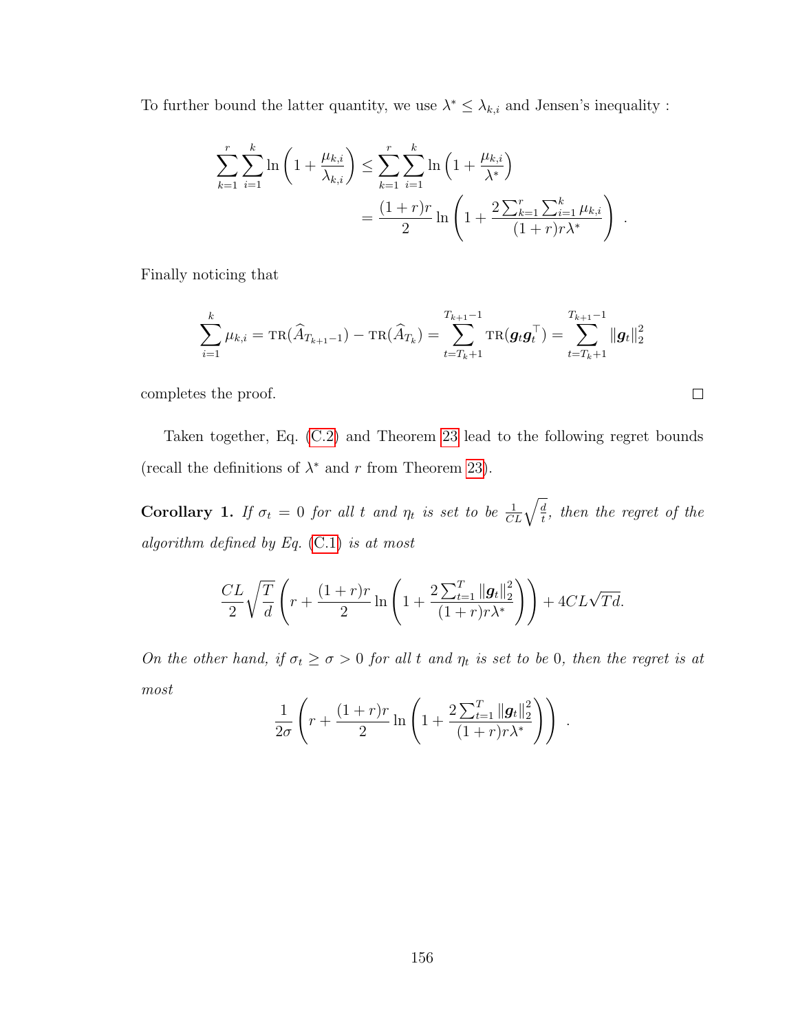To further bound the latter quantity, we use $\lambda^* \leq \lambda_{k,i}$ and Jensen's inequality :

$$\sum_{k=1}^{r} \sum_{i=1}^{k} \ln\left(1 + \frac{\mu_{k,i}}{\lambda_{k,i}}\right) \leq \sum_{k=1}^{r} \sum_{i=1}^{k} \ln\left(1 + \frac{\mu_{k,i}}{\lambda^*}\right)$$
$$= \frac{(1+r)r}{2} \ln\left(1 + \frac{2\sum_{k=1}^{r}\sum_{i=1}^{k} \mu_{k,i}}{(1+r)r\lambda^*}\right) .$$

Finally noticing that

$$\sum_{i=1}^{k} \mu_{k,i} = \operatorname{TR}(\widehat{A}_{T_{k+1}-1}) - \operatorname{TR}(\widehat{A}_{T_k}) = \sum_{t=T_k+1}^{T_{k+1}-1} \operatorname{TR}(\boldsymbol{g}_t \boldsymbol{g}_t^\top) = \sum_{t=T_k+1}^{T_{k+1}-1} \|\boldsymbol{g}_t\|_2^2$$

completes the proof. □

Taken together, Eq. (C.2) and Theorem 23 lead to the following regret bounds (recall the definitions of $\lambda^*$ and $r$ from Theorem 23).

**Corollary 1.** *If $\sigma_t = 0$ for all $t$ and $\eta_t$ is set to be $\frac{1}{CL}\sqrt{\frac{d}{t}}$, then the regret of the algorithm defined by Eq. (C.1) is at most*

$$\frac{CL}{2}\sqrt{\frac{T}{d}}\left(r + \frac{(1+r)r}{2}\ln\left(1 + \frac{2\sum_{t=1}^{T}\|\boldsymbol{g}_t\|_2^2}{(1+r)r\lambda^*}\right)\right) + 4CL\sqrt{Td}.$$

*On the other hand, if $\sigma_t \geq \sigma > 0$ for all $t$ and $\eta_t$ is set to be 0, then the regret is at most*

$$\frac{1}{2\sigma}\left(r + \frac{(1+r)r}{2}\ln\left(1 + \frac{2\sum_{t=1}^{T}\|\boldsymbol{g}_t\|_2^2}{(1+r)r\lambda^*}\right)\right) .$$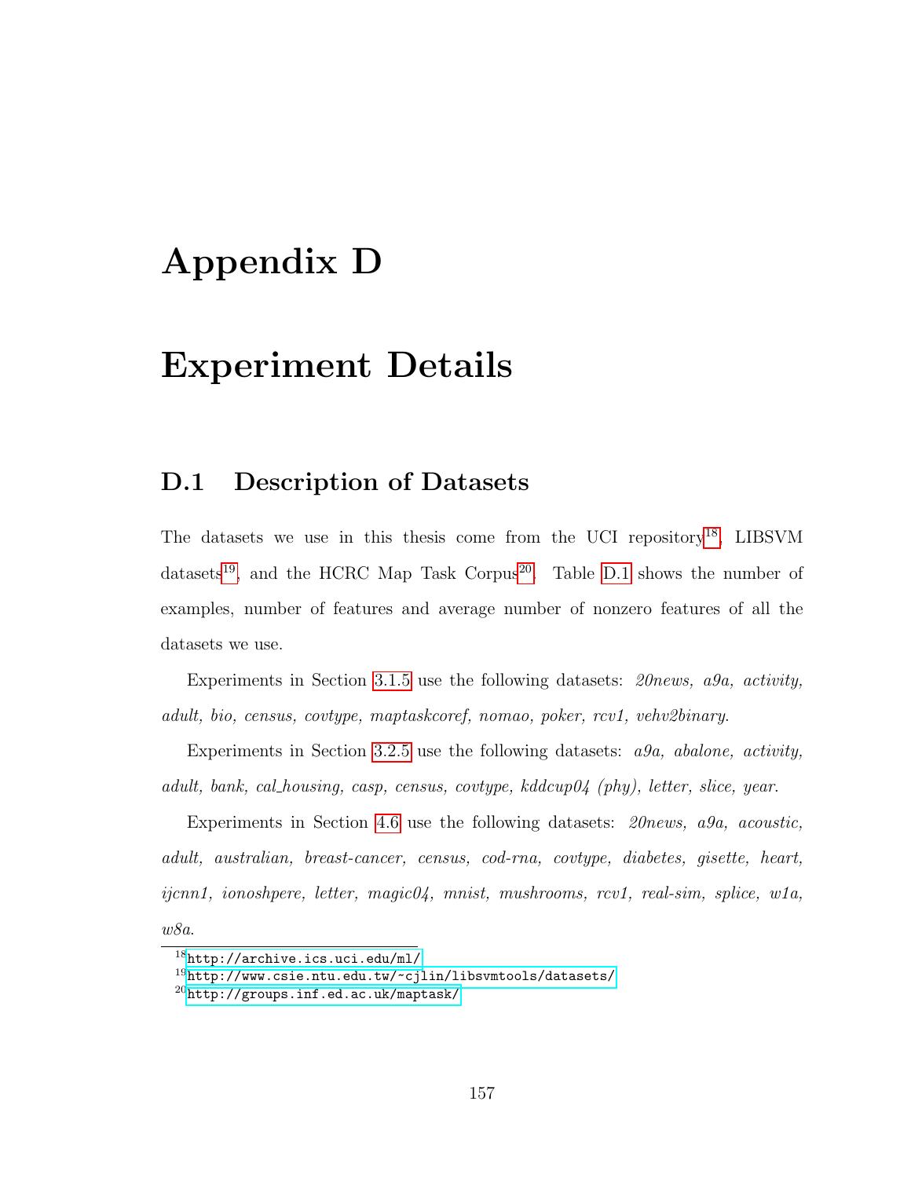# Appendix D

# Experiment Details

## D.1 Description of Datasets

The datasets we use in this thesis come from the UCI repository[18], LIBSVM datasets[19], and the HCRC Map Task Corpus[20]. Table D.1 shows the number of examples, number of features and average number of nonzero features of all the datasets we use.

Experiments in Section 3.1.5 use the following datasets: *20news, a9a, activity, adult, bio, census, covtype, maptaskcoref, nomao, poker, rcv1, vehv2binary.*

Experiments in Section 3.2.5 use the following datasets: *a9a, abalone, activity, adult, bank, cal_housing, casp, census, covtype, kddcup04 (phy), letter, slice, year.*

Experiments in Section 4.6 use the following datasets: *20news, a9a, acoustic, adult, australian, breast-cancer, census, cod-rna, covtype, diabetes, gisette, heart, ijcnn1, ionoshpere, letter, magic04, mnist, mushrooms, rcv1, real-sim, splice, w1a, w8a.*

[18] http://archive.ics.uci.edu/ml/

[19] http://www.csie.ntu.edu.tw/~cjlin/libsvmtools/datasets/

[20] http://groups.inf.ed.ac.uk/maptask/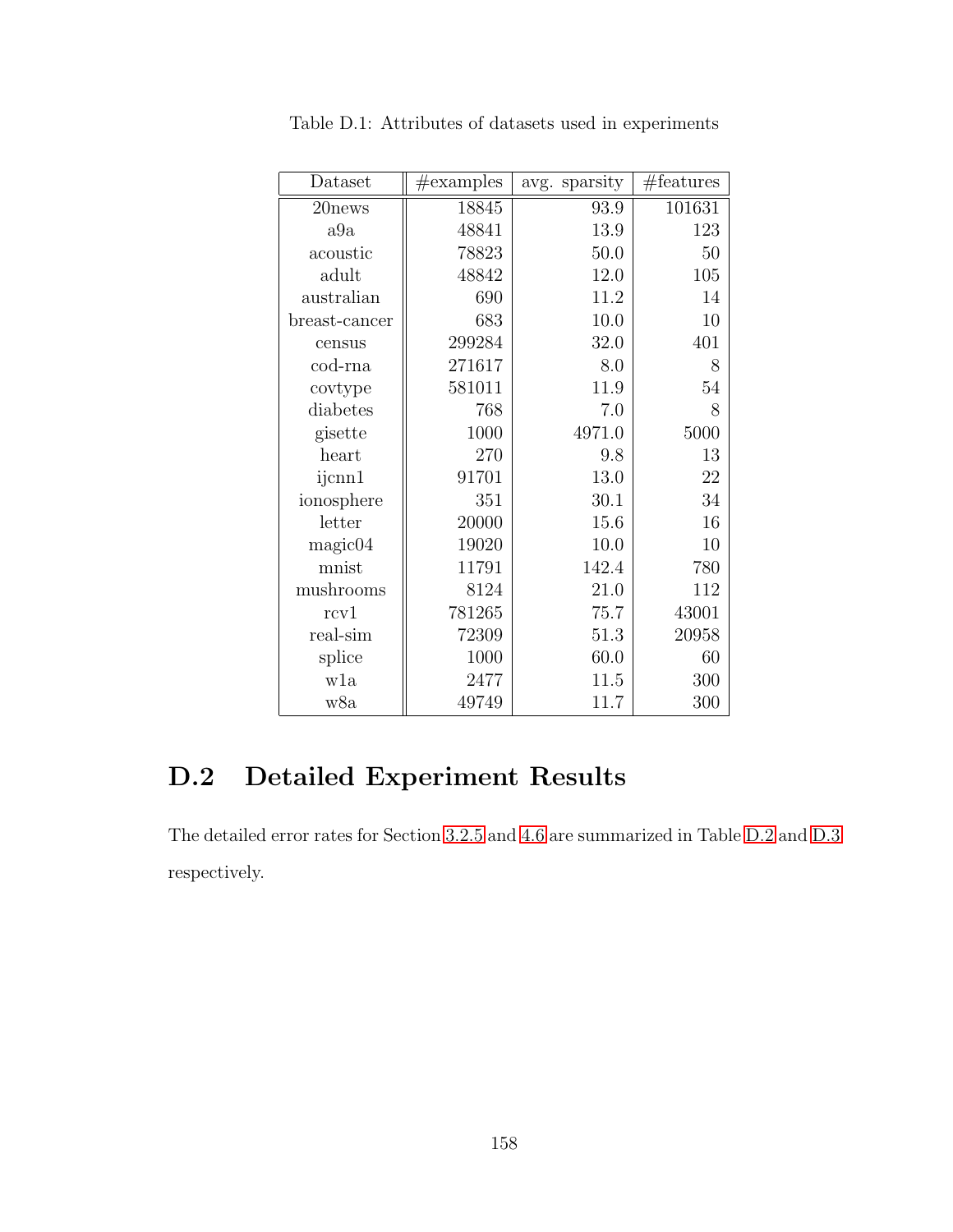Table D.1: Attributes of datasets used in experiments

| Dataset | #examples | avg. sparsity | #features |
|---|---|---|---|
| 20news | 18845 | 93.9 | 101631 |
| a9a | 48841 | 13.9 | 123 |
| acoustic | 78823 | 50.0 | 50 |
| adult | 48842 | 12.0 | 105 |
| australian | 690 | 11.2 | 14 |
| breast-cancer | 683 | 10.0 | 10 |
| census | 299284 | 32.0 | 401 |
| cod-rna | 271617 | 8.0 | 8 |
| covtype | 581011 | 11.9 | 54 |
| diabetes | 768 | 7.0 | 8 |
| gisette | 1000 | 4971.0 | 5000 |
| heart | 270 | 9.8 | 13 |
| ijcnn1 | 91701 | 13.0 | 22 |
| ionosphere | 351 | 30.1 | 34 |
| letter | 20000 | 15.6 | 16 |
| magic04 | 19020 | 10.0 | 10 |
| mnist | 11791 | 142.4 | 780 |
| mushrooms | 8124 | 21.0 | 112 |
| rcv1 | 781265 | 75.7 | 43001 |
| real-sim | 72309 | 51.3 | 20958 |
| splice | 1000 | 60.0 | 60 |
| w1a | 2477 | 11.5 | 300 |
| w8a | 49749 | 11.7 | 300 |

## D.2 Detailed Experiment Results

The detailed error rates for Section 3.2.5 and 4.6 are summarized in Table D.2 and D.3 respectively.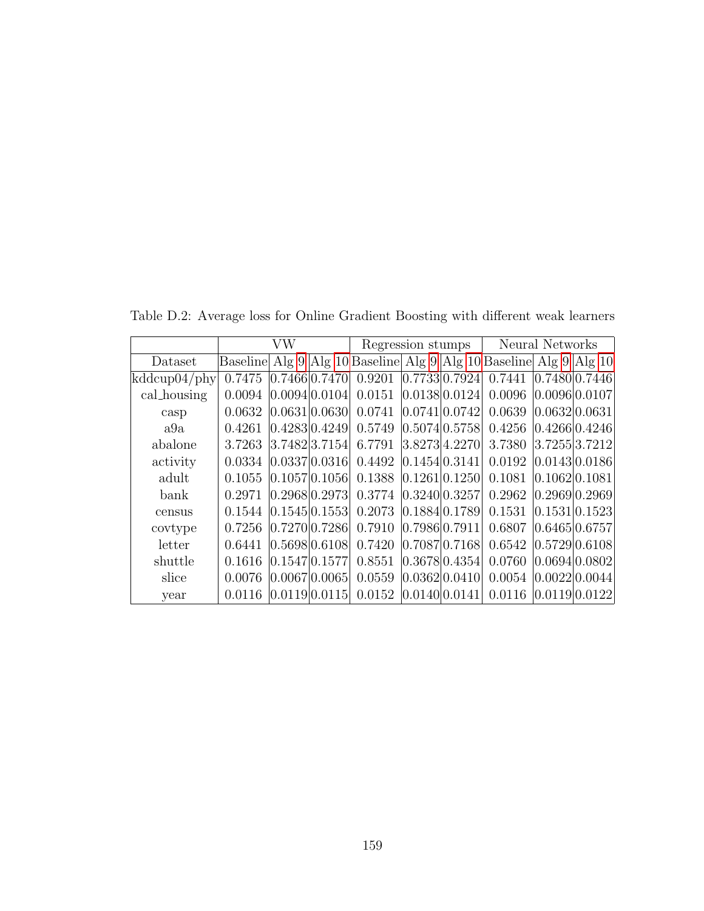Table D.2: Average loss for Online Gradient Boosting with different weak learners

| | VW | | | Regression stumps | | | Neural Networks | | |
|---|---|---|---|---|---|---|---|---|---|
| Dataset | Baseline | Alg 9 | Alg 10 | Baseline | Alg 9 | Alg 10 | Baseline | Alg 9 | Alg 10 |
| kddcup04/phy | 0.7475 | 0.7466 | 0.7470 | 0.9201 | 0.7733 | 0.7924 | 0.7441 | 0.7480 | 0.7446 |
| cal_housing | 0.0094 | 0.0094 | 0.0104 | 0.0151 | 0.0138 | 0.0124 | 0.0096 | 0.0096 | 0.0107 |
| casp | 0.0632 | 0.0631 | 0.0630 | 0.0741 | 0.0741 | 0.0742 | 0.0639 | 0.0632 | 0.0631 |
| a9a | 0.4261 | 0.4283 | 0.4249 | 0.5749 | 0.5074 | 0.5758 | 0.4256 | 0.4266 | 0.4246 |
| abalone | 3.7263 | 3.7482 | 3.7154 | 6.7791 | 3.8273 | 4.2270 | 3.7380 | 3.7255 | 3.7212 |
| activity | 0.0334 | 0.0337 | 0.0316 | 0.4492 | 0.1454 | 0.3141 | 0.0192 | 0.0143 | 0.0186 |
| adult | 0.1055 | 0.1057 | 0.1056 | 0.1388 | 0.1261 | 0.1250 | 0.1081 | 0.1062 | 0.1081 |
| bank | 0.2971 | 0.2968 | 0.2973 | 0.3774 | 0.3240 | 0.3257 | 0.2962 | 0.2969 | 0.2969 |
| census | 0.1544 | 0.1545 | 0.1553 | 0.2073 | 0.1884 | 0.1789 | 0.1531 | 0.1531 | 0.1523 |
| covtype | 0.7256 | 0.7270 | 0.7286 | 0.7910 | 0.7986 | 0.7911 | 0.6807 | 0.6465 | 0.6757 |
| letter | 0.6441 | 0.5698 | 0.6108 | 0.7420 | 0.7087 | 0.7168 | 0.6542 | 0.5729 | 0.6108 |
| shuttle | 0.1616 | 0.1547 | 0.1577 | 0.8551 | 0.3678 | 0.4354 | 0.0760 | 0.0694 | 0.0802 |
| slice | 0.0076 | 0.0067 | 0.0065 | 0.0559 | 0.0362 | 0.0410 | 0.0054 | 0.0022 | 0.0044 |
| year | 0.0116 | 0.0119 | 0.0115 | 0.0152 | 0.0140 | 0.0141 | 0.0116 | 0.0119 | 0.0122 |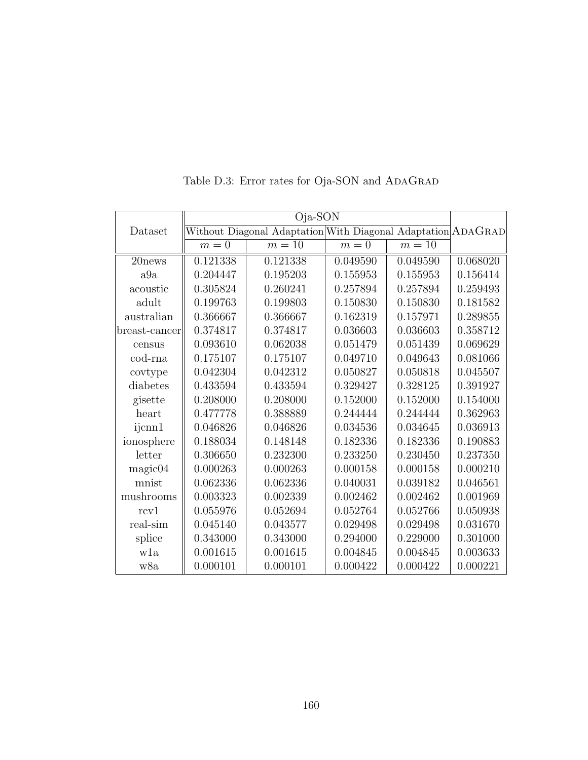Table D.3: Error rates for Oja-SON and AdaGrad

| Dataset | Oja-SON | | | | AdaGrad |
|---|---|---|---|---|---|
| | Without Diagonal Adaptation | | With Diagonal Adaptation | | |
| | $m = 0$ | $m = 10$ | $m = 0$ | $m = 10$ | |
| 20news | 0.121338 | 0.121338 | 0.049590 | 0.049590 | 0.068020 |
| a9a | 0.204447 | 0.195203 | 0.155953 | 0.155953 | 0.156414 |
| acoustic | 0.305824 | 0.260241 | 0.257894 | 0.257894 | 0.259493 |
| adult | 0.199763 | 0.199803 | 0.150830 | 0.150830 | 0.181582 |
| australian | 0.366667 | 0.366667 | 0.162319 | 0.157971 | 0.289855 |
| breast-cancer | 0.374817 | 0.374817 | 0.036603 | 0.036603 | 0.358712 |
| census | 0.093610 | 0.062038 | 0.051479 | 0.051439 | 0.069629 |
| cod-rna | 0.175107 | 0.175107 | 0.049710 | 0.049643 | 0.081066 |
| covtype | 0.042304 | 0.042312 | 0.050827 | 0.050818 | 0.045507 |
| diabetes | 0.433594 | 0.433594 | 0.329427 | 0.328125 | 0.391927 |
| gisette | 0.208000 | 0.208000 | 0.152000 | 0.152000 | 0.154000 |
| heart | 0.477778 | 0.388889 | 0.244444 | 0.244444 | 0.362963 |
| ijcnn1 | 0.046826 | 0.046826 | 0.034536 | 0.034645 | 0.036913 |
| ionosphere | 0.188034 | 0.148148 | 0.182336 | 0.182336 | 0.190883 |
| letter | 0.306650 | 0.232300 | 0.233250 | 0.230450 | 0.237350 |
| magic04 | 0.000263 | 0.000263 | 0.000158 | 0.000158 | 0.000210 |
| mnist | 0.062336 | 0.062336 | 0.040031 | 0.039182 | 0.046561 |
| mushrooms | 0.003323 | 0.002339 | 0.002462 | 0.002462 | 0.001969 |
| rcv1 | 0.055976 | 0.052694 | 0.052764 | 0.052766 | 0.050938 |
| real-sim | 0.045140 | 0.043577 | 0.029498 | 0.029498 | 0.031670 |
| splice | 0.343000 | 0.343000 | 0.294000 | 0.229000 | 0.301000 |
| w1a | 0.001615 | 0.001615 | 0.004845 | 0.004845 | 0.003633 |
| w8a | 0.000101 | 0.000101 | 0.000422 | 0.000422 | 0.000221 |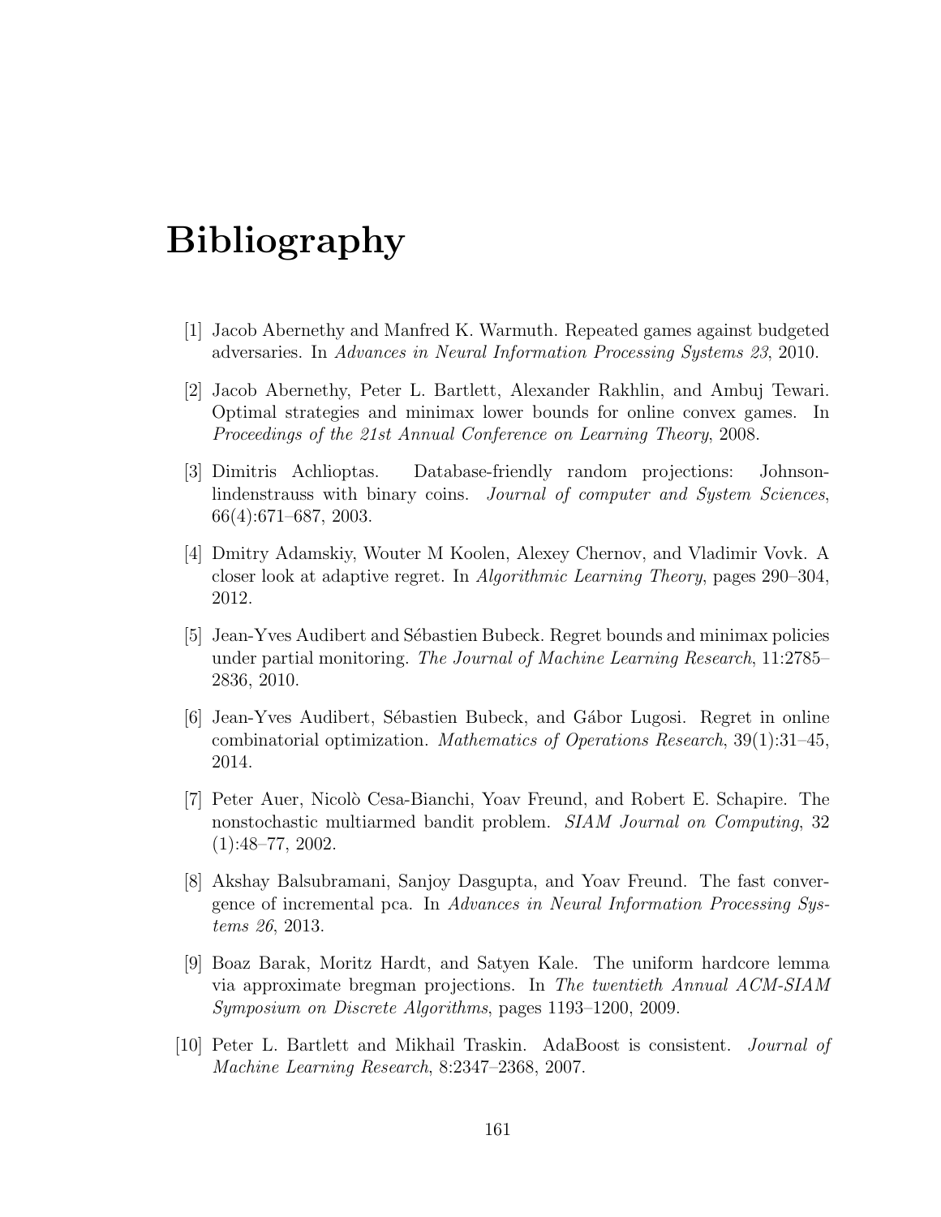# Bibliography

[1] Jacob Abernethy and Manfred K. Warmuth. Repeated games against budgeted adversaries. In *Advances in Neural Information Processing Systems 23*, 2010.

[2] Jacob Abernethy, Peter L. Bartlett, Alexander Rakhlin, and Ambuj Tewari. Optimal strategies and minimax lower bounds for online convex games. In *Proceedings of the 21st Annual Conference on Learning Theory*, 2008.

[3] Dimitris Achlioptas. Database-friendly random projections: Johnson-lindenstrauss with binary coins. *Journal of computer and System Sciences*, 66(4):671–687, 2003.

[4] Dmitry Adamskiy, Wouter M Koolen, Alexey Chernov, and Vladimir Vovk. A closer look at adaptive regret. In *Algorithmic Learning Theory*, pages 290–304, 2012.

[5] Jean-Yves Audibert and Sébastien Bubeck. Regret bounds and minimax policies under partial monitoring. *The Journal of Machine Learning Research*, 11:2785–2836, 2010.

[6] Jean-Yves Audibert, Sébastien Bubeck, and Gábor Lugosi. Regret in online combinatorial optimization. *Mathematics of Operations Research*, 39(1):31–45, 2014.

[7] Peter Auer, Nicolò Cesa-Bianchi, Yoav Freund, and Robert E. Schapire. The nonstochastic multiarmed bandit problem. *SIAM Journal on Computing*, 32 (1):48–77, 2002.

[8] Akshay Balsubramani, Sanjoy Dasgupta, and Yoav Freund. The fast convergence of incremental pca. In *Advances in Neural Information Processing Systems 26*, 2013.

[9] Boaz Barak, Moritz Hardt, and Satyen Kale. The uniform hardcore lemma via approximate bregman projections. In *The twentieth Annual ACM-SIAM Symposium on Discrete Algorithms*, pages 1193–1200, 2009.

[10] Peter L. Bartlett and Mikhail Traskin. AdaBoost is consistent. *Journal of Machine Learning Research*, 8:2347–2368, 2007.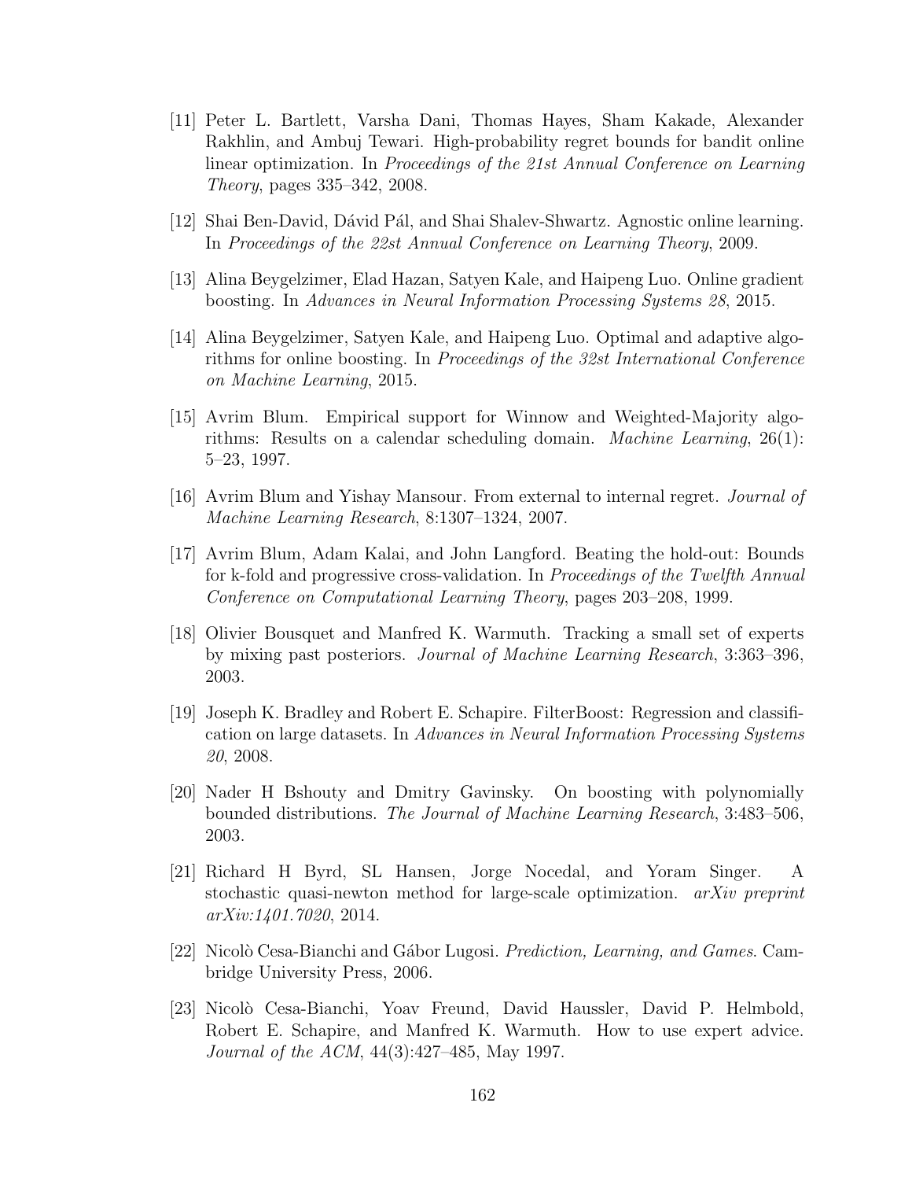[11] Peter L. Bartlett, Varsha Dani, Thomas Hayes, Sham Kakade, Alexander Rakhlin, and Ambuj Tewari. High-probability regret bounds for bandit online linear optimization. In *Proceedings of the 21st Annual Conference on Learning Theory*, pages 335–342, 2008.

[12] Shai Ben-David, Dávid Pál, and Shai Shalev-Shwartz. Agnostic online learning. In *Proceedings of the 22st Annual Conference on Learning Theory*, 2009.

[13] Alina Beygelzimer, Elad Hazan, Satyen Kale, and Haipeng Luo. Online gradient boosting. In *Advances in Neural Information Processing Systems 28*, 2015.

[14] Alina Beygelzimer, Satyen Kale, and Haipeng Luo. Optimal and adaptive algorithms for online boosting. In *Proceedings of the 32st International Conference on Machine Learning*, 2015.

[15] Avrim Blum. Empirical support for Winnow and Weighted-Majority algorithms: Results on a calendar scheduling domain. *Machine Learning*, 26(1): 5–23, 1997.

[16] Avrim Blum and Yishay Mansour. From external to internal regret. *Journal of Machine Learning Research*, 8:1307–1324, 2007.

[17] Avrim Blum, Adam Kalai, and John Langford. Beating the hold-out: Bounds for k-fold and progressive cross-validation. In *Proceedings of the Twelfth Annual Conference on Computational Learning Theory*, pages 203–208, 1999.

[18] Olivier Bousquet and Manfred K. Warmuth. Tracking a small set of experts by mixing past posteriors. *Journal of Machine Learning Research*, 3:363–396, 2003.

[19] Joseph K. Bradley and Robert E. Schapire. FilterBoost: Regression and classification on large datasets. In *Advances in Neural Information Processing Systems 20*, 2008.

[20] Nader H Bshouty and Dmitry Gavinsky. On boosting with polynomially bounded distributions. *The Journal of Machine Learning Research*, 3:483–506, 2003.

[21] Richard H Byrd, SL Hansen, Jorge Nocedal, and Yoram Singer. A stochastic quasi-newton method for large-scale optimization. *arXiv preprint arXiv:1401.7020*, 2014.

[22] Nicolò Cesa-Bianchi and Gábor Lugosi. *Prediction, Learning, and Games*. Cambridge University Press, 2006.

[23] Nicolò Cesa-Bianchi, Yoav Freund, David Haussler, David P. Helmbold, Robert E. Schapire, and Manfred K. Warmuth. How to use expert advice. *Journal of the ACM*, 44(3):427–485, May 1997.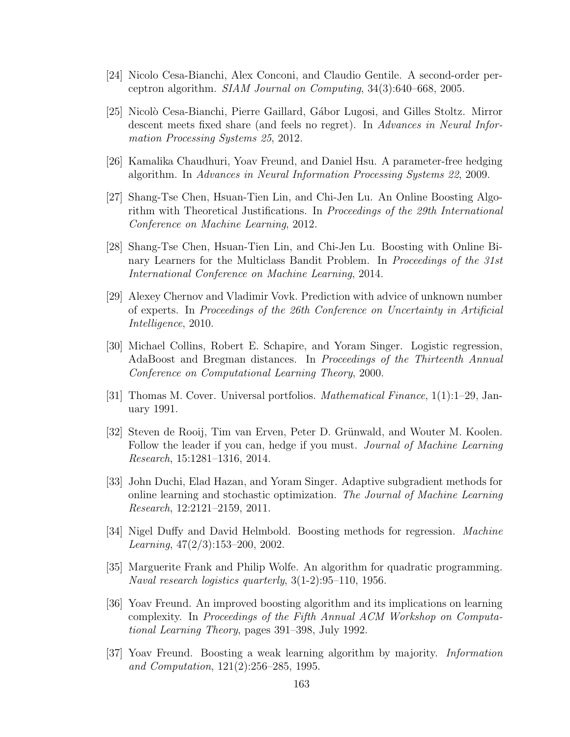[24] Nicolo Cesa-Bianchi, Alex Conconi, and Claudio Gentile. A second-order perceptron algorithm. *SIAM Journal on Computing*, 34(3):640–668, 2005.

[25] Nicolò Cesa-Bianchi, Pierre Gaillard, Gábor Lugosi, and Gilles Stoltz. Mirror descent meets fixed share (and feels no regret). In *Advances in Neural Information Processing Systems 25*, 2012.

[26] Kamalika Chaudhuri, Yoav Freund, and Daniel Hsu. A parameter-free hedging algorithm. In *Advances in Neural Information Processing Systems 22*, 2009.

[27] Shang-Tse Chen, Hsuan-Tien Lin, and Chi-Jen Lu. An Online Boosting Algorithm with Theoretical Justifications. In *Proceedings of the 29th International Conference on Machine Learning*, 2012.

[28] Shang-Tse Chen, Hsuan-Tien Lin, and Chi-Jen Lu. Boosting with Online Binary Learners for the Multiclass Bandit Problem. In *Proceedings of the 31st International Conference on Machine Learning*, 2014.

[29] Alexey Chernov and Vladimir Vovk. Prediction with advice of unknown number of experts. In *Proceedings of the 26th Conference on Uncertainty in Artificial Intelligence*, 2010.

[30] Michael Collins, Robert E. Schapire, and Yoram Singer. Logistic regression, AdaBoost and Bregman distances. In *Proceedings of the Thirteenth Annual Conference on Computational Learning Theory*, 2000.

[31] Thomas M. Cover. Universal portfolios. *Mathematical Finance*, 1(1):1–29, January 1991.

[32] Steven de Rooij, Tim van Erven, Peter D. Grünwald, and Wouter M. Koolen. Follow the leader if you can, hedge if you must. *Journal of Machine Learning Research*, 15:1281–1316, 2014.

[33] John Duchi, Elad Hazan, and Yoram Singer. Adaptive subgradient methods for online learning and stochastic optimization. *The Journal of Machine Learning Research*, 12:2121–2159, 2011.

[34] Nigel Duffy and David Helmbold. Boosting methods for regression. *Machine Learning*, 47(2/3):153–200, 2002.

[35] Marguerite Frank and Philip Wolfe. An algorithm for quadratic programming. *Naval research logistics quarterly*, 3(1-2):95–110, 1956.

[36] Yoav Freund. An improved boosting algorithm and its implications on learning complexity. In *Proceedings of the Fifth Annual ACM Workshop on Computational Learning Theory*, pages 391–398, July 1992.

[37] Yoav Freund. Boosting a weak learning algorithm by majority. *Information and Computation*, 121(2):256–285, 1995.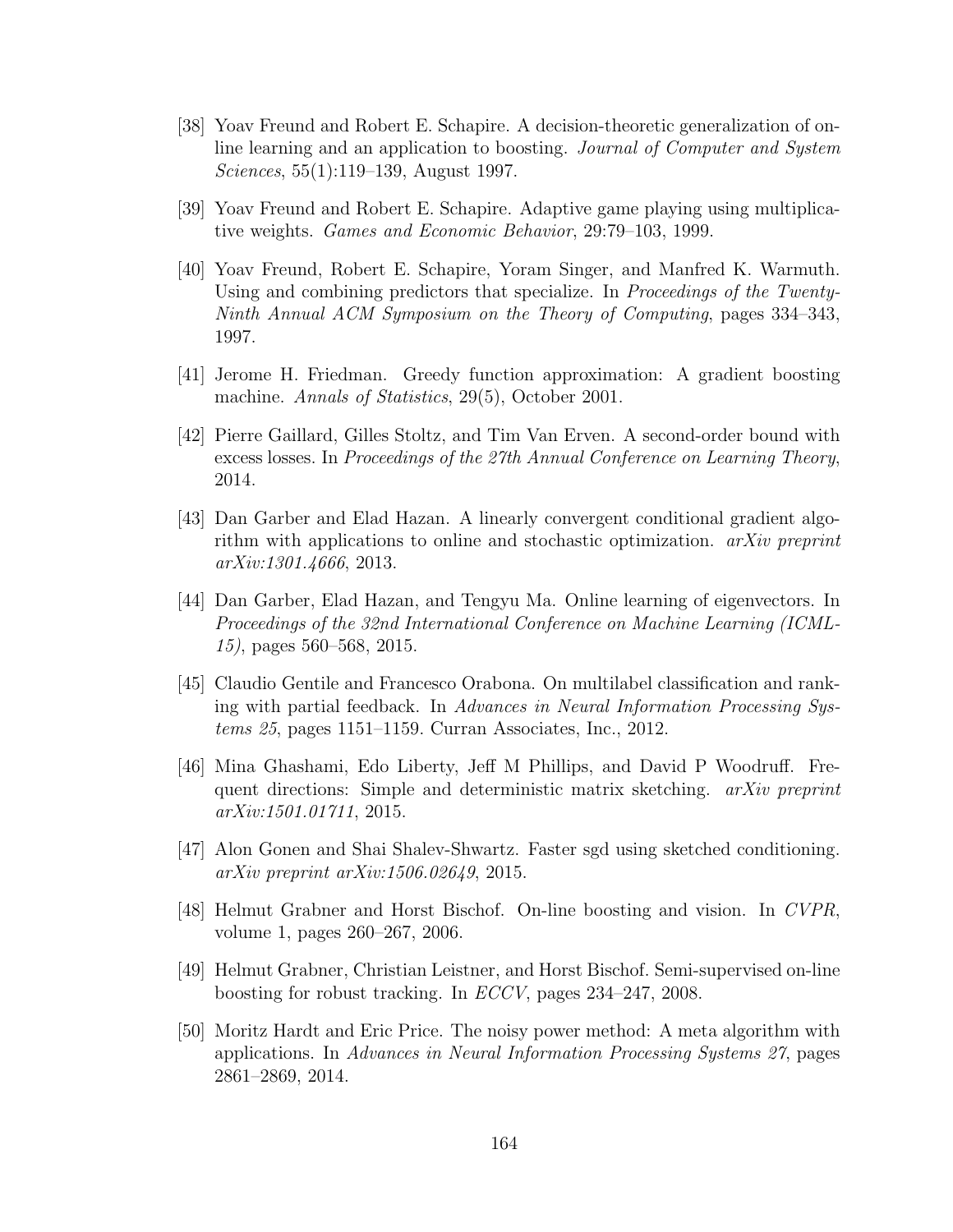[38] Yoav Freund and Robert E. Schapire. A decision-theoretic generalization of on-line learning and an application to boosting. *Journal of Computer and System Sciences*, 55(1):119–139, August 1997.

[39] Yoav Freund and Robert E. Schapire. Adaptive game playing using multiplicative weights. *Games and Economic Behavior*, 29:79–103, 1999.

[40] Yoav Freund, Robert E. Schapire, Yoram Singer, and Manfred K. Warmuth. Using and combining predictors that specialize. In *Proceedings of the Twenty-Ninth Annual ACM Symposium on the Theory of Computing*, pages 334–343, 1997.

[41] Jerome H. Friedman. Greedy function approximation: A gradient boosting machine. *Annals of Statistics*, 29(5), October 2001.

[42] Pierre Gaillard, Gilles Stoltz, and Tim Van Erven. A second-order bound with excess losses. In *Proceedings of the 27th Annual Conference on Learning Theory*, 2014.

[43] Dan Garber and Elad Hazan. A linearly convergent conditional gradient algorithm with applications to online and stochastic optimization. *arXiv preprint arXiv:1301.4666*, 2013.

[44] Dan Garber, Elad Hazan, and Tengyu Ma. Online learning of eigenvectors. In *Proceedings of the 32nd International Conference on Machine Learning (ICML-15)*, pages 560–568, 2015.

[45] Claudio Gentile and Francesco Orabona. On multilabel classification and ranking with partial feedback. In *Advances in Neural Information Processing Systems 25*, pages 1151–1159. Curran Associates, Inc., 2012.

[46] Mina Ghashami, Edo Liberty, Jeff M Phillips, and David P Woodruff. Frequent directions: Simple and deterministic matrix sketching. *arXiv preprint arXiv:1501.01711*, 2015.

[47] Alon Gonen and Shai Shalev-Shwartz. Faster sgd using sketched conditioning. *arXiv preprint arXiv:1506.02649*, 2015.

[48] Helmut Grabner and Horst Bischof. On-line boosting and vision. In *CVPR*, volume 1, pages 260–267, 2006.

[49] Helmut Grabner, Christian Leistner, and Horst Bischof. Semi-supervised on-line boosting for robust tracking. In *ECCV*, pages 234–247, 2008.

[50] Moritz Hardt and Eric Price. The noisy power method: A meta algorithm with applications. In *Advances in Neural Information Processing Systems 27*, pages 2861–2869, 2014.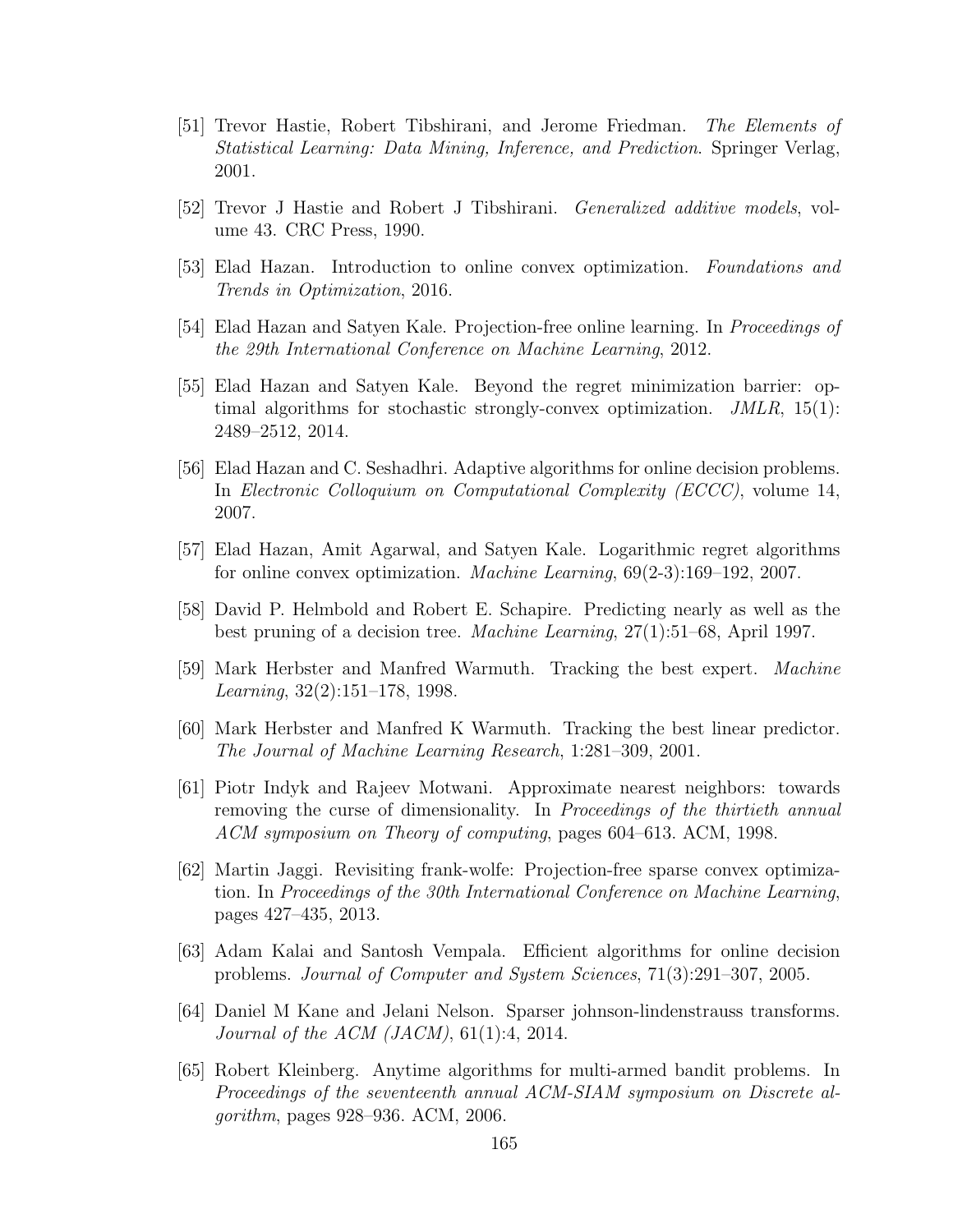[51] Trevor Hastie, Robert Tibshirani, and Jerome Friedman. *The Elements of Statistical Learning: Data Mining, Inference, and Prediction*. Springer Verlag, 2001.

[52] Trevor J Hastie and Robert J Tibshirani. *Generalized additive models*, volume 43. CRC Press, 1990.

[53] Elad Hazan. Introduction to online convex optimization. *Foundations and Trends in Optimization*, 2016.

[54] Elad Hazan and Satyen Kale. Projection-free online learning. In *Proceedings of the 29th International Conference on Machine Learning*, 2012.

[55] Elad Hazan and Satyen Kale. Beyond the regret minimization barrier: optimal algorithms for stochastic strongly-convex optimization. *JMLR*, 15(1): 2489–2512, 2014.

[56] Elad Hazan and C. Seshadhri. Adaptive algorithms for online decision problems. In *Electronic Colloquium on Computational Complexity (ECCC)*, volume 14, 2007.

[57] Elad Hazan, Amit Agarwal, and Satyen Kale. Logarithmic regret algorithms for online convex optimization. *Machine Learning*, 69(2-3):169–192, 2007.

[58] David P. Helmbold and Robert E. Schapire. Predicting nearly as well as the best pruning of a decision tree. *Machine Learning*, 27(1):51–68, April 1997.

[59] Mark Herbster and Manfred Warmuth. Tracking the best expert. *Machine Learning*, 32(2):151–178, 1998.

[60] Mark Herbster and Manfred K Warmuth. Tracking the best linear predictor. *The Journal of Machine Learning Research*, 1:281–309, 2001.

[61] Piotr Indyk and Rajeev Motwani. Approximate nearest neighbors: towards removing the curse of dimensionality. In *Proceedings of the thirtieth annual ACM symposium on Theory of computing*, pages 604–613. ACM, 1998.

[62] Martin Jaggi. Revisiting frank-wolfe: Projection-free sparse convex optimization. In *Proceedings of the 30th International Conference on Machine Learning*, pages 427–435, 2013.

[63] Adam Kalai and Santosh Vempala. Efficient algorithms for online decision problems. *Journal of Computer and System Sciences*, 71(3):291–307, 2005.

[64] Daniel M Kane and Jelani Nelson. Sparser johnson-lindenstrauss transforms. *Journal of the ACM (JACM)*, 61(1):4, 2014.

[65] Robert Kleinberg. Anytime algorithms for multi-armed bandit problems. In *Proceedings of the seventeenth annual ACM-SIAM symposium on Discrete algorithm*, pages 928–936. ACM, 2006.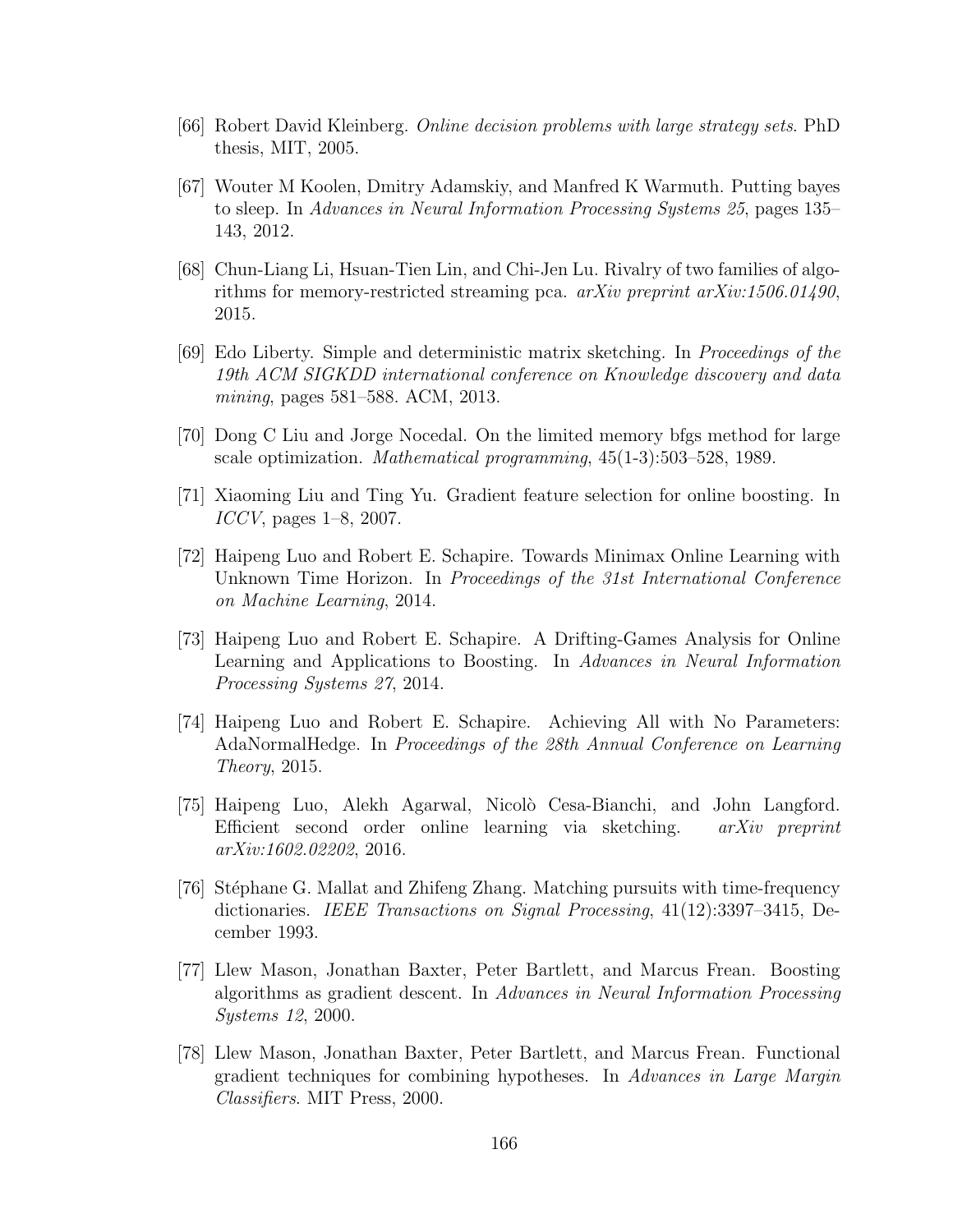[66] Robert David Kleinberg. *Online decision problems with large strategy sets*. PhD thesis, MIT, 2005.

[67] Wouter M Koolen, Dmitry Adamskiy, and Manfred K Warmuth. Putting bayes to sleep. In *Advances in Neural Information Processing Systems 25*, pages 135–143, 2012.

[68] Chun-Liang Li, Hsuan-Tien Lin, and Chi-Jen Lu. Rivalry of two families of algorithms for memory-restricted streaming pca. *arXiv preprint arXiv:1506.01490*, 2015.

[69] Edo Liberty. Simple and deterministic matrix sketching. In *Proceedings of the 19th ACM SIGKDD international conference on Knowledge discovery and data mining*, pages 581–588. ACM, 2013.

[70] Dong C Liu and Jorge Nocedal. On the limited memory bfgs method for large scale optimization. *Mathematical programming*, 45(1-3):503–528, 1989.

[71] Xiaoming Liu and Ting Yu. Gradient feature selection for online boosting. In *ICCV*, pages 1–8, 2007.

[72] Haipeng Luo and Robert E. Schapire. Towards Minimax Online Learning with Unknown Time Horizon. In *Proceedings of the 31st International Conference on Machine Learning*, 2014.

[73] Haipeng Luo and Robert E. Schapire. A Drifting-Games Analysis for Online Learning and Applications to Boosting. In *Advances in Neural Information Processing Systems 27*, 2014.

[74] Haipeng Luo and Robert E. Schapire. Achieving All with No Parameters: AdaNormalHedge. In *Proceedings of the 28th Annual Conference on Learning Theory*, 2015.

[75] Haipeng Luo, Alekh Agarwal, Nicolò Cesa-Bianchi, and John Langford. Efficient second order online learning via sketching. *arXiv preprint arXiv:1602.02202*, 2016.

[76] Stéphane G. Mallat and Zhifeng Zhang. Matching pursuits with time-frequency dictionaries. *IEEE Transactions on Signal Processing*, 41(12):3397–3415, December 1993.

[77] Llew Mason, Jonathan Baxter, Peter Bartlett, and Marcus Frean. Boosting algorithms as gradient descent. In *Advances in Neural Information Processing Systems 12*, 2000.

[78] Llew Mason, Jonathan Baxter, Peter Bartlett, and Marcus Frean. Functional gradient techniques for combining hypotheses. In *Advances in Large Margin Classifiers*. MIT Press, 2000.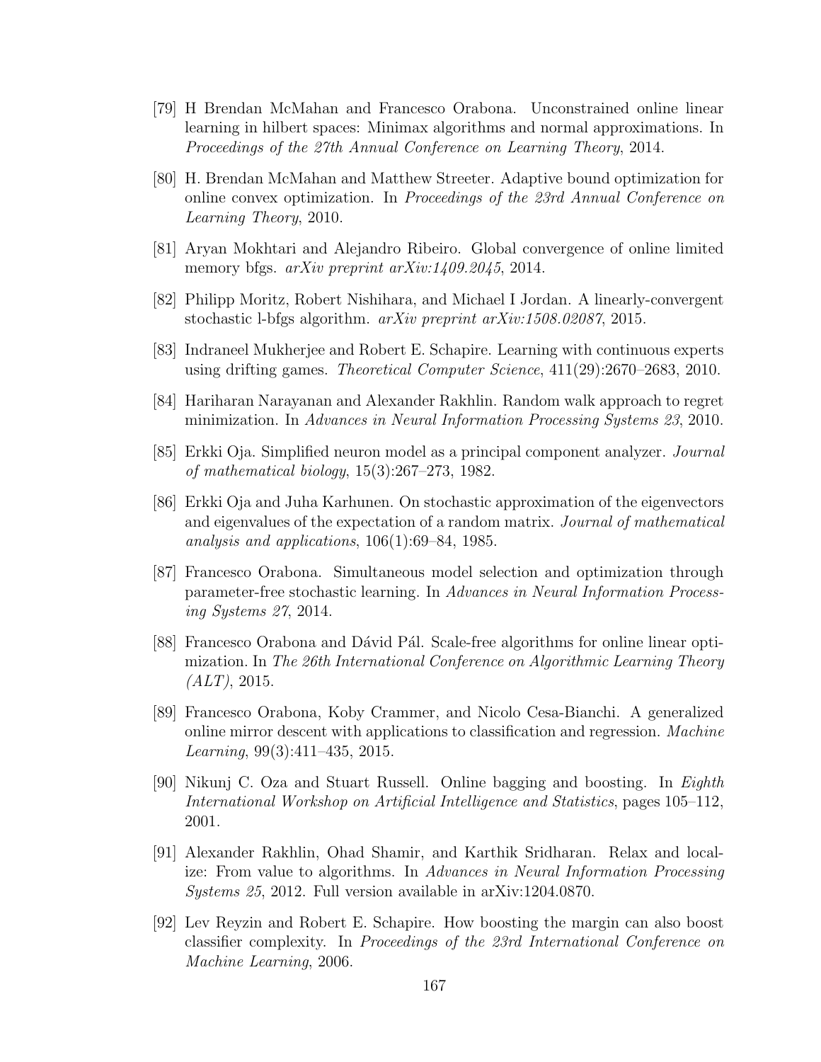[79] H Brendan McMahan and Francesco Orabona. Unconstrained online linear learning in hilbert spaces: Minimax algorithms and normal approximations. In *Proceedings of the 27th Annual Conference on Learning Theory*, 2014.

[80] H. Brendan McMahan and Matthew Streeter. Adaptive bound optimization for online convex optimization. In *Proceedings of the 23rd Annual Conference on Learning Theory*, 2010.

[81] Aryan Mokhtari and Alejandro Ribeiro. Global convergence of online limited memory bfgs. *arXiv preprint arXiv:1409.2045*, 2014.

[82] Philipp Moritz, Robert Nishihara, and Michael I Jordan. A linearly-convergent stochastic l-bfgs algorithm. *arXiv preprint arXiv:1508.02087*, 2015.

[83] Indraneel Mukherjee and Robert E. Schapire. Learning with continuous experts using drifting games. *Theoretical Computer Science*, 411(29):2670–2683, 2010.

[84] Hariharan Narayanan and Alexander Rakhlin. Random walk approach to regret minimization. In *Advances in Neural Information Processing Systems 23*, 2010.

[85] Erkki Oja. Simplified neuron model as a principal component analyzer. *Journal of mathematical biology*, 15(3):267–273, 1982.

[86] Erkki Oja and Juha Karhunen. On stochastic approximation of the eigenvectors and eigenvalues of the expectation of a random matrix. *Journal of mathematical analysis and applications*, 106(1):69–84, 1985.

[87] Francesco Orabona. Simultaneous model selection and optimization through parameter-free stochastic learning. In *Advances in Neural Information Processing Systems 27*, 2014.

[88] Francesco Orabona and Dávid Pál. Scale-free algorithms for online linear optimization. In *The 26th International Conference on Algorithmic Learning Theory (ALT)*, 2015.

[89] Francesco Orabona, Koby Crammer, and Nicolo Cesa-Bianchi. A generalized online mirror descent with applications to classification and regression. *Machine Learning*, 99(3):411–435, 2015.

[90] Nikunj C. Oza and Stuart Russell. Online bagging and boosting. In *Eighth International Workshop on Artificial Intelligence and Statistics*, pages 105–112, 2001.

[91] Alexander Rakhlin, Ohad Shamir, and Karthik Sridharan. Relax and localize: From value to algorithms. In *Advances in Neural Information Processing Systems 25*, 2012. Full version available in arXiv:1204.0870.

[92] Lev Reyzin and Robert E. Schapire. How boosting the margin can also boost classifier complexity. In *Proceedings of the 23rd International Conference on Machine Learning*, 2006.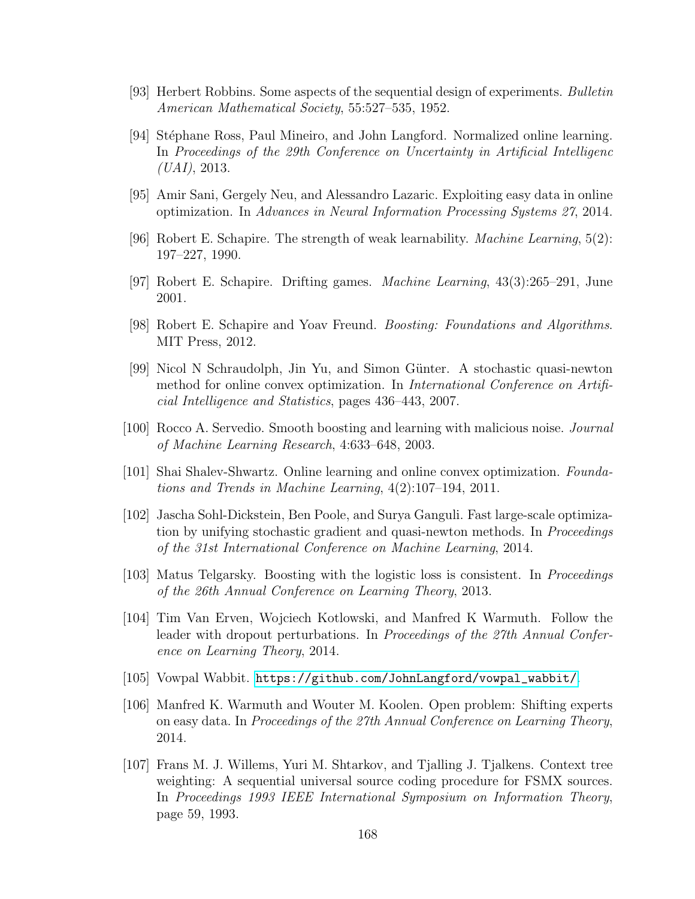[93] Herbert Robbins. Some aspects of the sequential design of experiments. *Bulletin American Mathematical Society*, 55:527–535, 1952.

[94] Stéphane Ross, Paul Mineiro, and John Langford. Normalized online learning. In *Proceedings of the 29th Conference on Uncertainty in Artificial Intelligenc (UAI)*, 2013.

[95] Amir Sani, Gergely Neu, and Alessandro Lazaric. Exploiting easy data in online optimization. In *Advances in Neural Information Processing Systems 27*, 2014.

[96] Robert E. Schapire. The strength of weak learnability. *Machine Learning*, 5(2): 197–227, 1990.

[97] Robert E. Schapire. Drifting games. *Machine Learning*, 43(3):265–291, June 2001.

[98] Robert E. Schapire and Yoav Freund. *Boosting: Foundations and Algorithms*. MIT Press, 2012.

[99] Nicol N Schraudolph, Jin Yu, and Simon Günter. A stochastic quasi-newton method for online convex optimization. In *International Conference on Artificial Intelligence and Statistics*, pages 436–443, 2007.

[100] Rocco A. Servedio. Smooth boosting and learning with malicious noise. *Journal of Machine Learning Research*, 4:633–648, 2003.

[101] Shai Shalev-Shwartz. Online learning and online convex optimization. *Foundations and Trends in Machine Learning*, 4(2):107–194, 2011.

[102] Jascha Sohl-Dickstein, Ben Poole, and Surya Ganguli. Fast large-scale optimization by unifying stochastic gradient and quasi-newton methods. In *Proceedings of the 31st International Conference on Machine Learning*, 2014.

[103] Matus Telgarsky. Boosting with the logistic loss is consistent. In *Proceedings of the 26th Annual Conference on Learning Theory*, 2013.

[104] Tim Van Erven, Wojciech Kotlowski, and Manfred K Warmuth. Follow the leader with dropout perturbations. In *Proceedings of the 27th Annual Conference on Learning Theory*, 2014.

[105] Vowpal Wabbit. https://github.com/JohnLangford/vowpal_wabbit/.

[106] Manfred K. Warmuth and Wouter M. Koolen. Open problem: Shifting experts on easy data. In *Proceedings of the 27th Annual Conference on Learning Theory*, 2014.

[107] Frans M. J. Willems, Yuri M. Shtarkov, and Tjalling J. Tjalkens. Context tree weighting: A sequential universal source coding procedure for FSMX sources. In *Proceedings 1993 IEEE International Symposium on Information Theory*, page 59, 1993.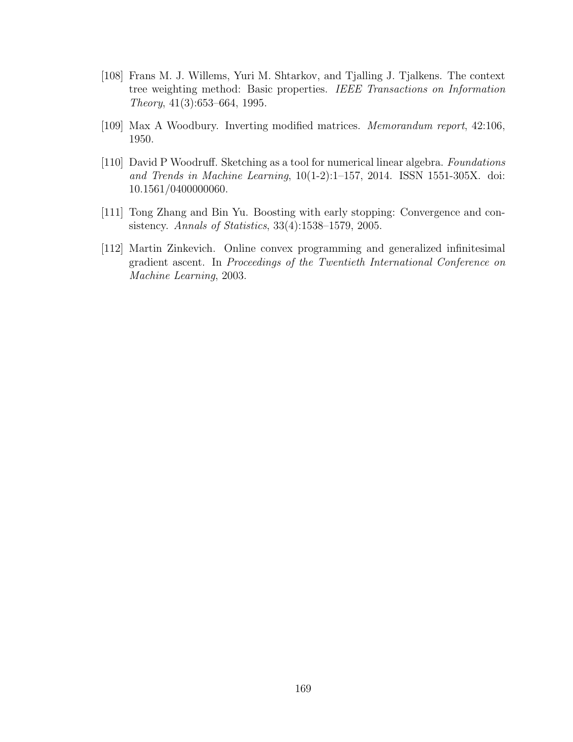[108] Frans M. J. Willems, Yuri M. Shtarkov, and Tjalling J. Tjalkens. The context tree weighting method: Basic properties. *IEEE Transactions on Information Theory*, 41(3):653–664, 1995.

[109] Max A Woodbury. Inverting modified matrices. *Memorandum report*, 42:106, 1950.

[110] David P Woodruff. Sketching as a tool for numerical linear algebra. *Foundations and Trends in Machine Learning*, 10(1-2):1–157, 2014. ISSN 1551-305X. doi: 10.1561/0400000060.

[111] Tong Zhang and Bin Yu. Boosting with early stopping: Convergence and consistency. *Annals of Statistics*, 33(4):1538–1579, 2005.

[112] Martin Zinkevich. Online convex programming and generalized infinitesimal gradient ascent. In *Proceedings of the Twentieth International Conference on Machine Learning*, 2003.